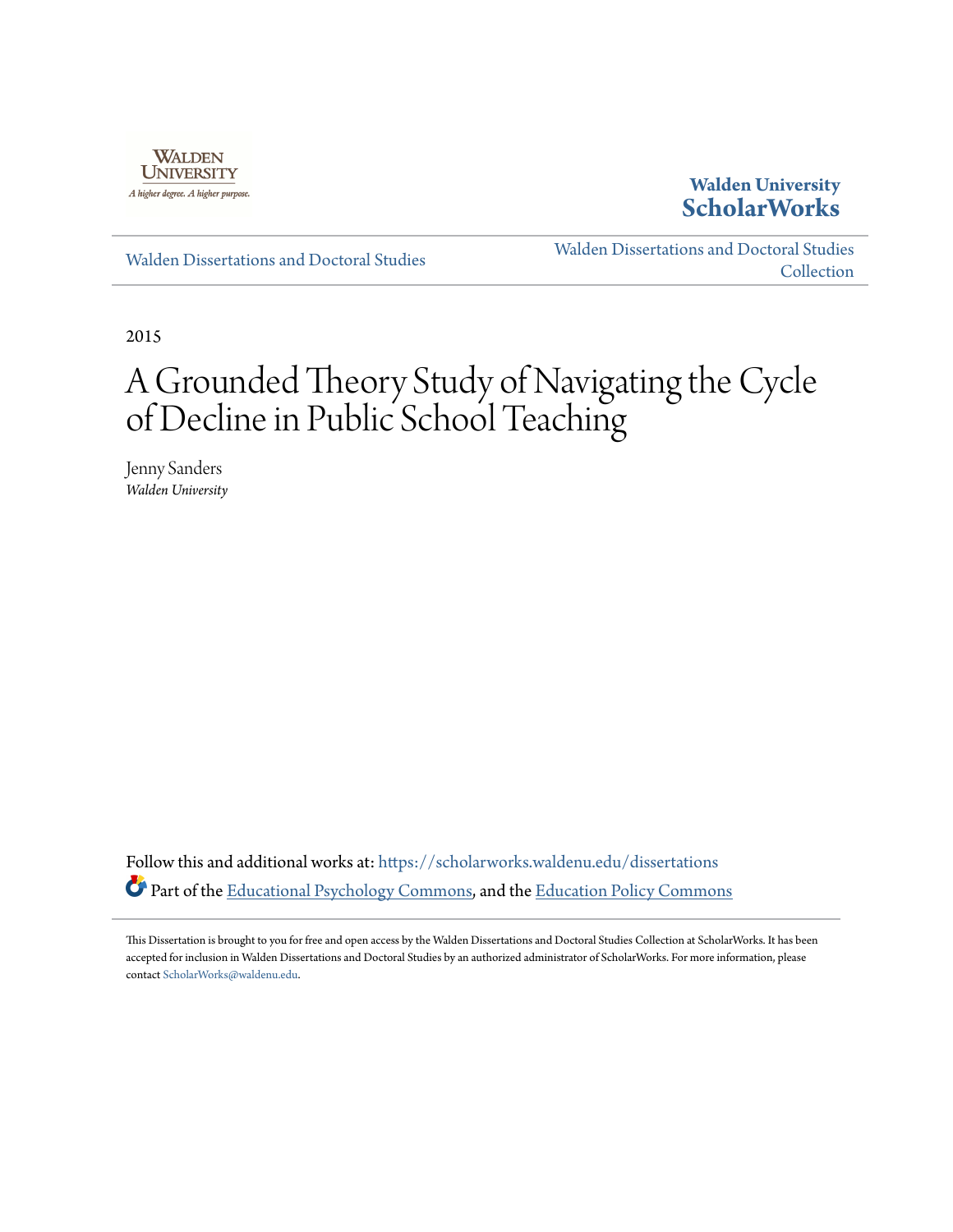Walden University ScholarWorks

Walden Dissertations and Doctoral Studies

Walden Dissertations and Doctoral Studies Collection

2015

# A Grounded Theory Study of Navigating the Cycle of Decline in Public School Teaching

Jenny Sanders
*Walden University*

Follow this and additional works at: https://scholarworks.waldenu.edu/dissertations

Part of the Educational Psychology Commons, and the Education Policy Commons

This Dissertation is brought to you for free and open access by the Walden Dissertations and Doctoral Studies Collection at ScholarWorks. It has been accepted for inclusion in Walden Dissertations and Doctoral Studies by an authorized administrator of ScholarWorks. For more information, please contact ScholarWorks@waldenu.edu.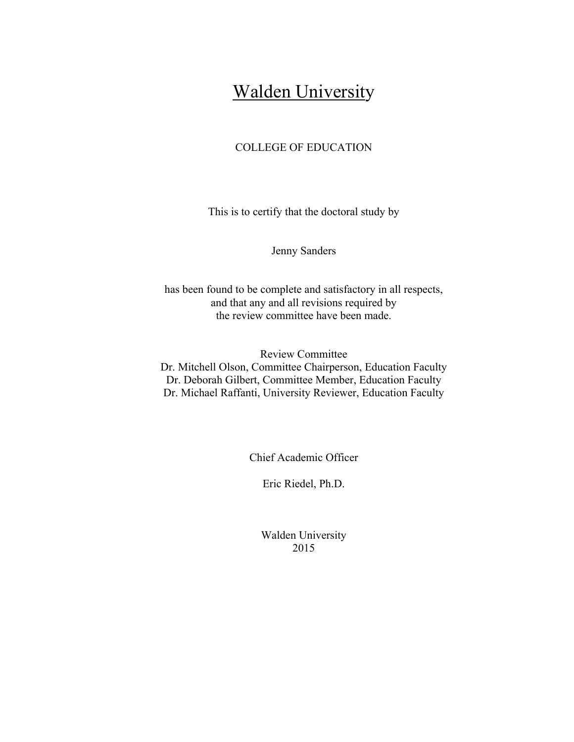# Walden University

COLLEGE OF EDUCATION

This is to certify that the doctoral study by

Jenny Sanders

has been found to be complete and satisfactory in all respects,
and that any and all revisions required by
the review committee have been made.

Review Committee
Dr. Mitchell Olson, Committee Chairperson, Education Faculty
Dr. Deborah Gilbert, Committee Member, Education Faculty
Dr. Michael Raffanti, University Reviewer, Education Faculty

Chief Academic Officer

Eric Riedel, Ph.D.

Walden University
2015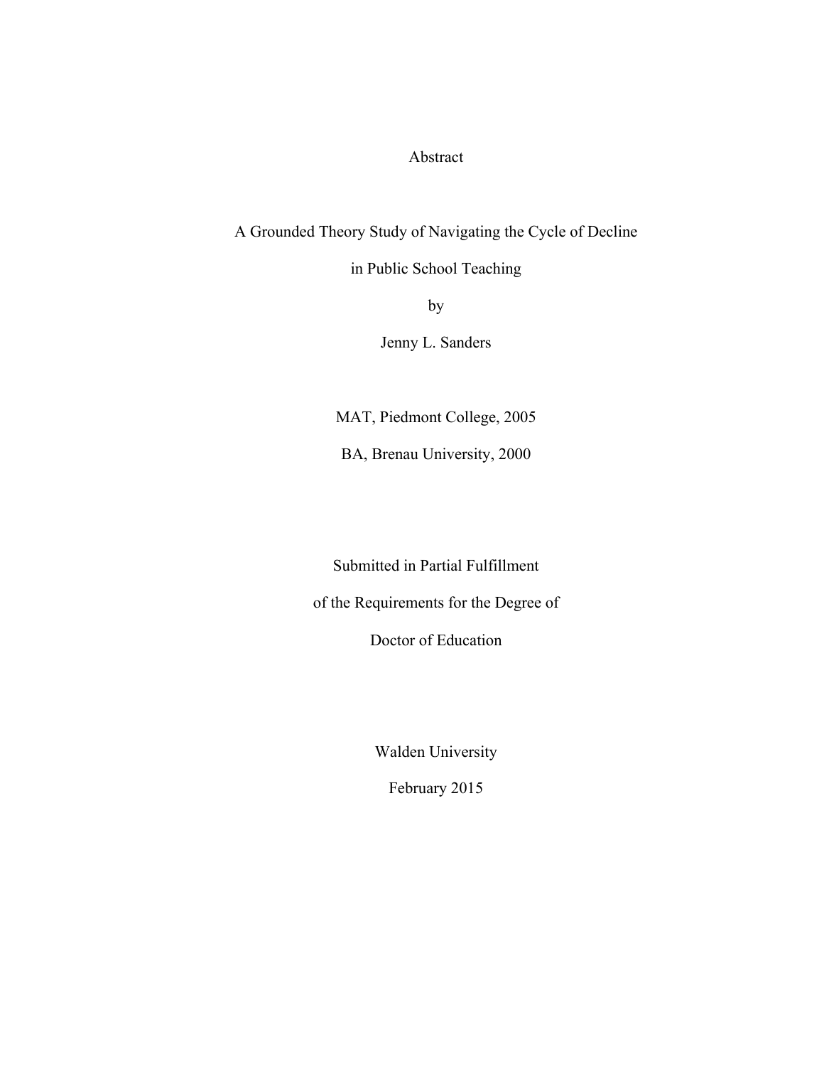# Abstract

## A Grounded Theory Study of Navigating the Cycle of Decline in Public School Teaching

by

Jenny L. Sanders

MAT, Piedmont College, 2005

BA, Brenau University, 2000

Submitted in Partial Fulfillment

of the Requirements for the Degree of

Doctor of Education

Walden University

February 2015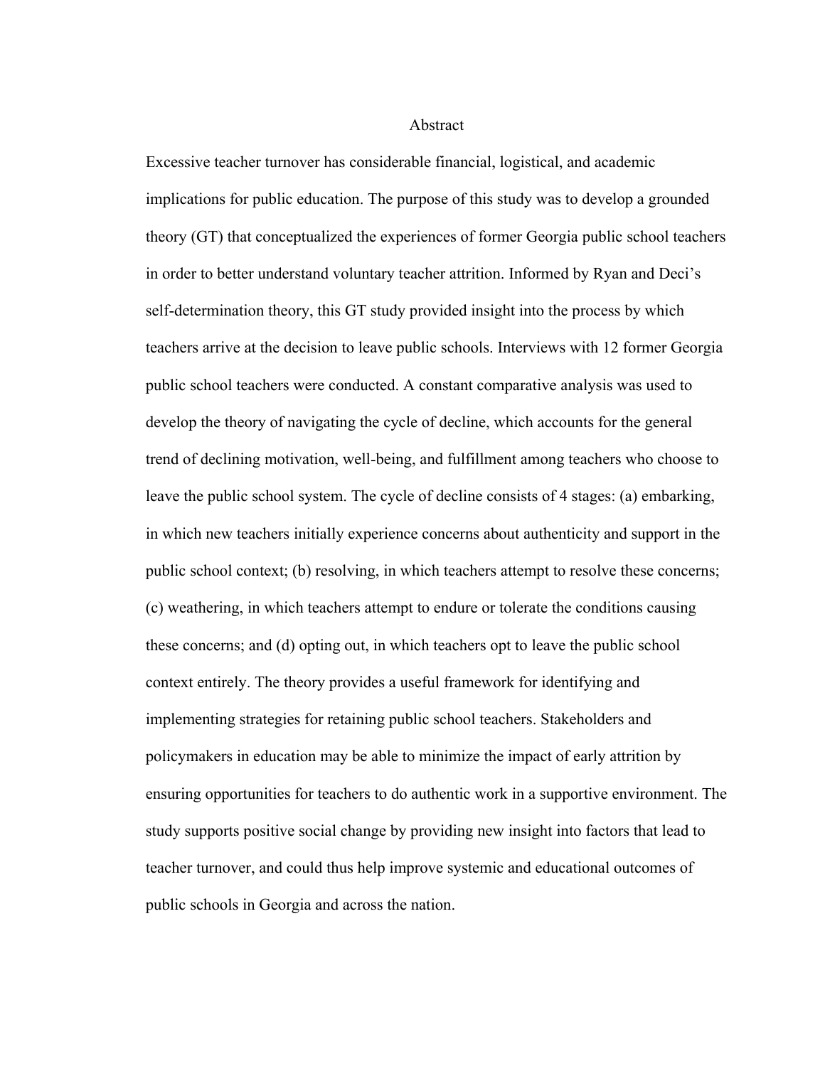# Abstract

Excessive teacher turnover has considerable financial, logistical, and academic implications for public education. The purpose of this study was to develop a grounded theory (GT) that conceptualized the experiences of former Georgia public school teachers in order to better understand voluntary teacher attrition. Informed by Ryan and Deci's self-determination theory, this GT study provided insight into the process by which teachers arrive at the decision to leave public schools. Interviews with 12 former Georgia public school teachers were conducted. A constant comparative analysis was used to develop the theory of navigating the cycle of decline, which accounts for the general trend of declining motivation, well-being, and fulfillment among teachers who choose to leave the public school system. The cycle of decline consists of 4 stages: (a) embarking, in which new teachers initially experience concerns about authenticity and support in the public school context; (b) resolving, in which teachers attempt to resolve these concerns; (c) weathering, in which teachers attempt to endure or tolerate the conditions causing these concerns; and (d) opting out, in which teachers opt to leave the public school context entirely. The theory provides a useful framework for identifying and implementing strategies for retaining public school teachers. Stakeholders and policymakers in education may be able to minimize the impact of early attrition by ensuring opportunities for teachers to do authentic work in a supportive environment. The study supports positive social change by providing new insight into factors that lead to teacher turnover, and could thus help improve systemic and educational outcomes of public schools in Georgia and across the nation.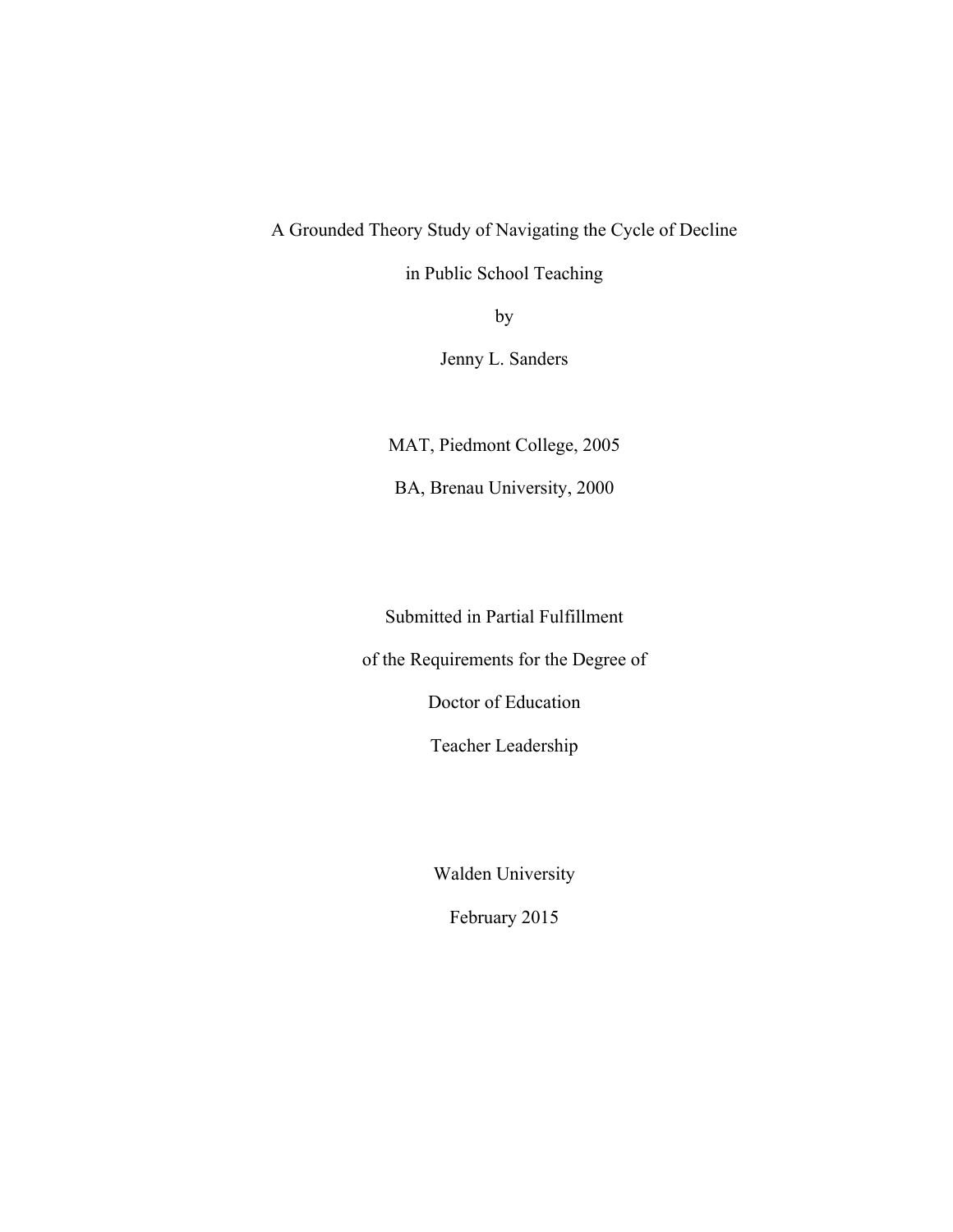A Grounded Theory Study of Navigating the Cycle of Decline

in Public School Teaching

by

Jenny L. Sanders

MAT, Piedmont College, 2005

BA, Brenau University, 2000

Submitted in Partial Fulfillment

of the Requirements for the Degree of

Doctor of Education

Teacher Leadership

Walden University

February 2015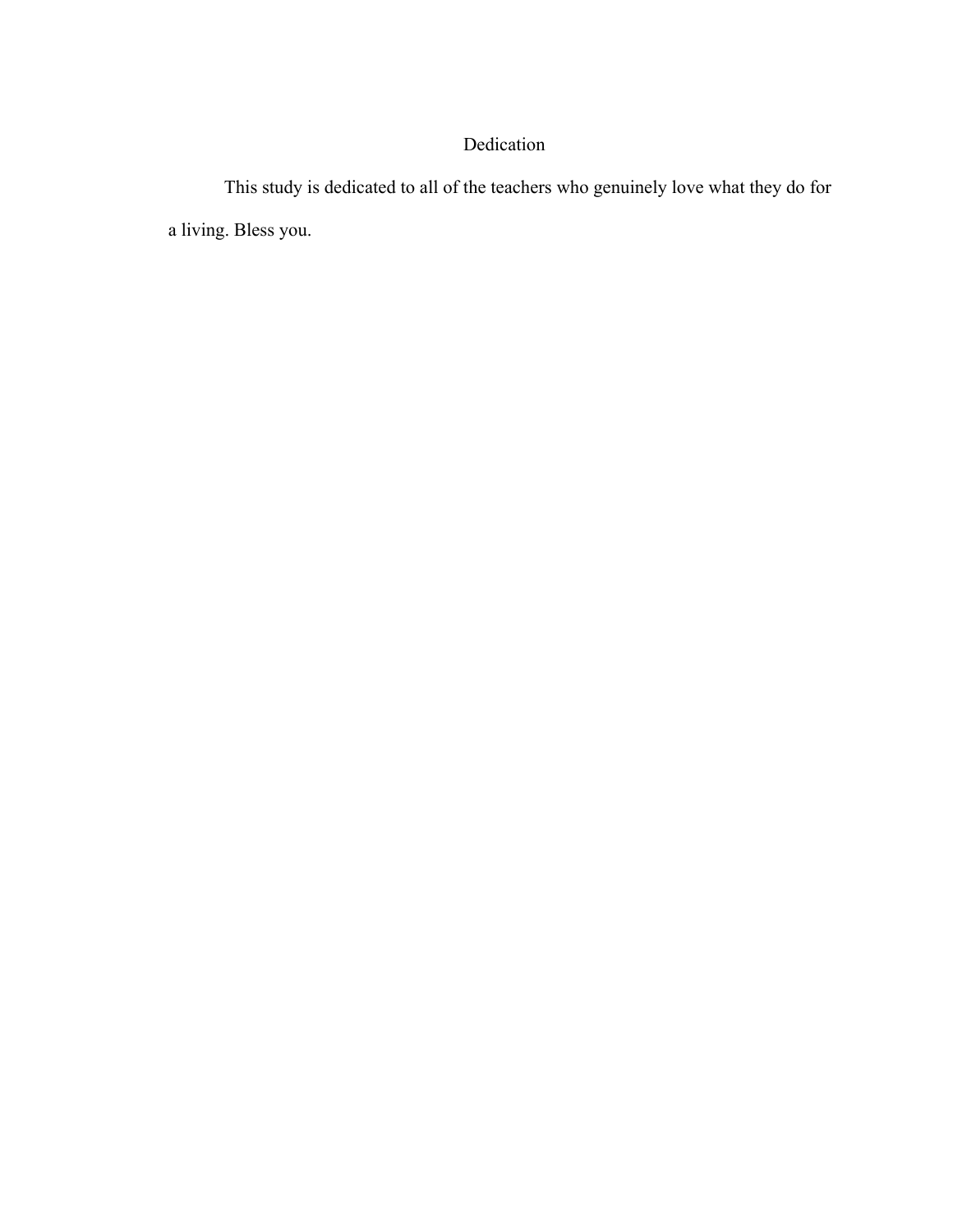# Dedication

This study is dedicated to all of the teachers who genuinely love what they do for a living. Bless you.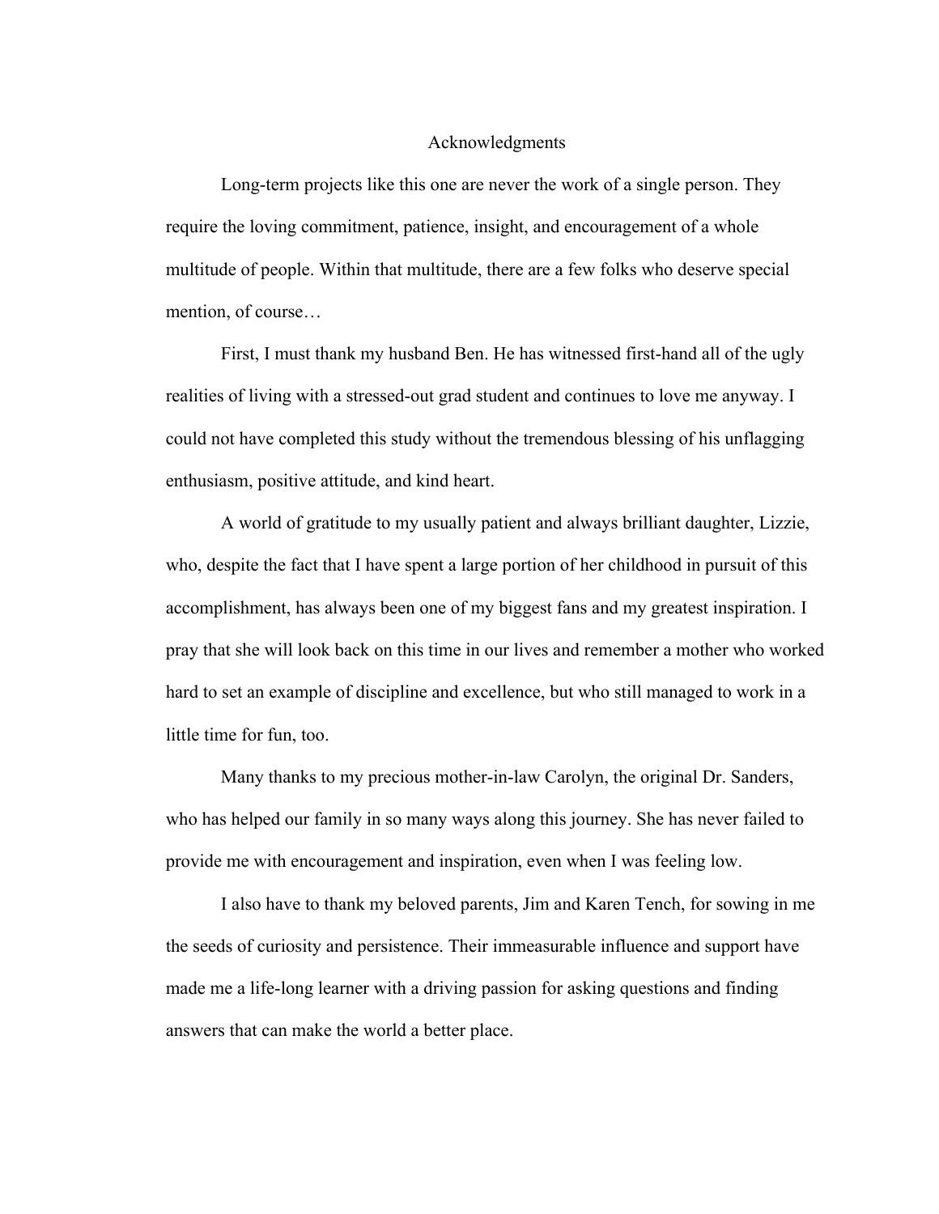# Acknowledgments

Long-term projects like this one are never the work of a single person. They require the loving commitment, patience, insight, and encouragement of a whole multitude of people. Within that multitude, there are a few folks who deserve special mention, of course…

First, I must thank my husband Ben. He has witnessed first-hand all of the ugly realities of living with a stressed-out grad student and continues to love me anyway. I could not have completed this study without the tremendous blessing of his unflagging enthusiasm, positive attitude, and kind heart.

A world of gratitude to my usually patient and always brilliant daughter, Lizzie, who, despite the fact that I have spent a large portion of her childhood in pursuit of this accomplishment, has always been one of my biggest fans and my greatest inspiration. I pray that she will look back on this time in our lives and remember a mother who worked hard to set an example of discipline and excellence, but who still managed to work in a little time for fun, too.

Many thanks to my precious mother-in-law Carolyn, the original Dr. Sanders, who has helped our family in so many ways along this journey. She has never failed to provide me with encouragement and inspiration, even when I was feeling low.

I also have to thank my beloved parents, Jim and Karen Tench, for sowing in me the seeds of curiosity and persistence. Their immeasurable influence and support have made me a life-long learner with a driving passion for asking questions and finding answers that can make the world a better place.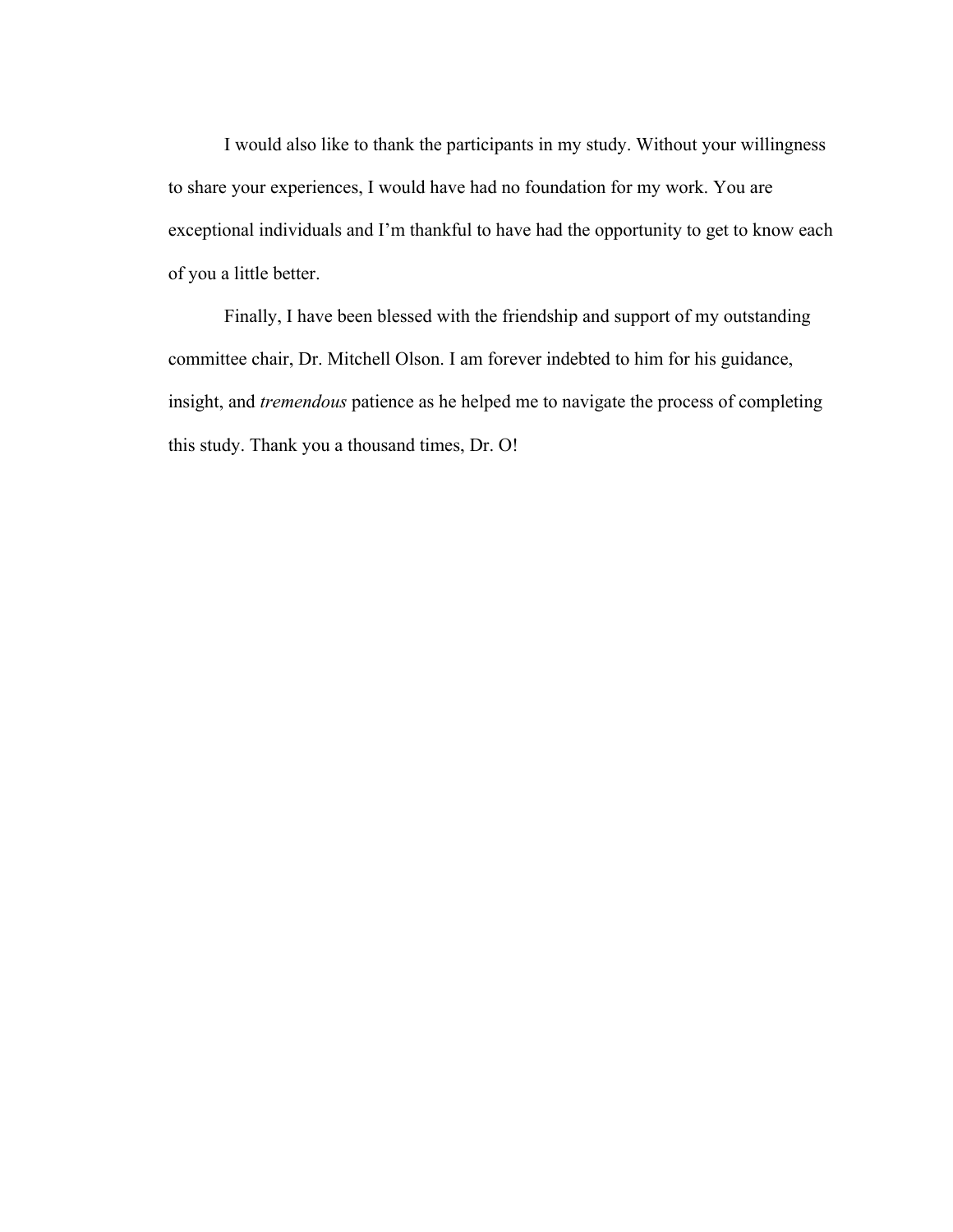I would also like to thank the participants in my study. Without your willingness to share your experiences, I would have had no foundation for my work. You are exceptional individuals and I'm thankful to have had the opportunity to get to know each of you a little better.

Finally, I have been blessed with the friendship and support of my outstanding committee chair, Dr. Mitchell Olson. I am forever indebted to him for his guidance, insight, and *tremendous* patience as he helped me to navigate the process of completing this study. Thank you a thousand times, Dr. O!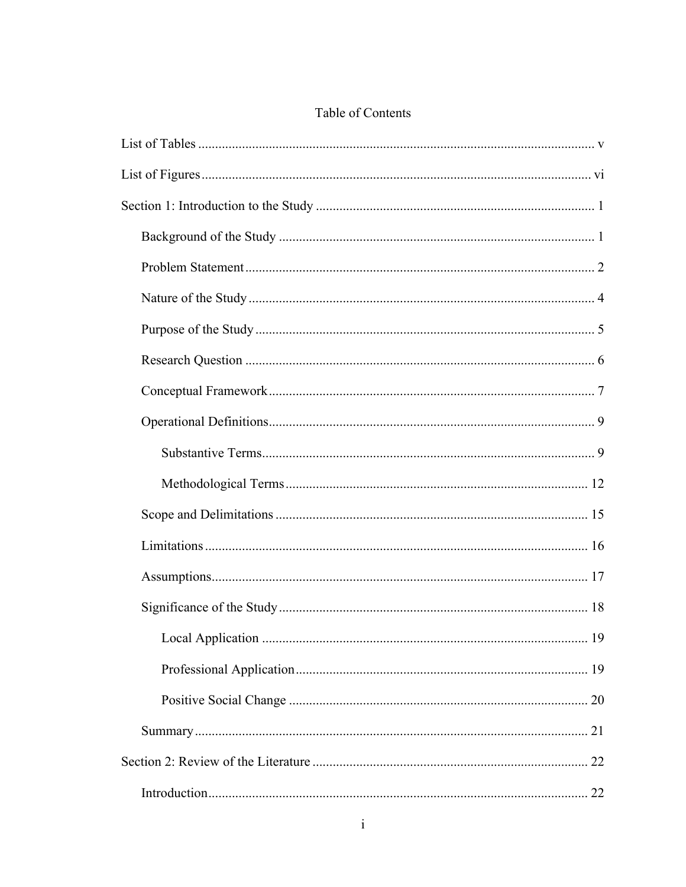# Table of Contents

List of Tables ..................................................................................................................... v

List of Figures ................................................................................................................... vi

Section 1: Introduction to the Study .................................................................................. 1

- Background of the Study ............................................................................................. 1
- Problem Statement ....................................................................................................... 2
- Nature of the Study ...................................................................................................... 4
- Purpose of the Study .................................................................................................... 5
- Research Question ....................................................................................................... 6
- Conceptual Framework ................................................................................................ 7
- Operational Definitions ................................................................................................ 9
  - Substantive Terms .................................................................................................. 9
  - Methodological Terms .......................................................................................... 12
- Scope and Delimitations ............................................................................................ 15
- Limitations ................................................................................................................. 16
- Assumptions ............................................................................................................... 17
- Significance of the Study ........................................................................................... 18
  - Local Application ................................................................................................. 19
  - Professional Application ....................................................................................... 19
  - Positive Social Change ......................................................................................... 20
- Summary .................................................................................................................... 21

Section 2: Review of the Literature ................................................................................. 22

- Introduction ................................................................................................................ 22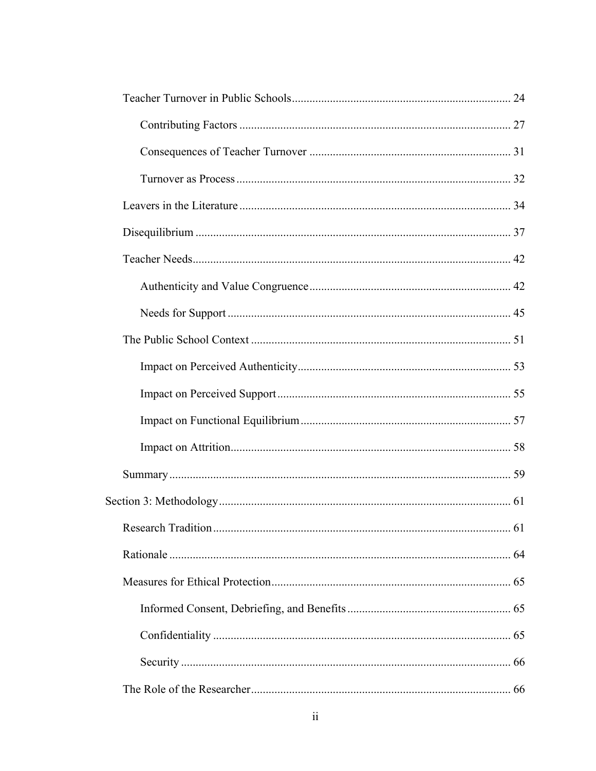Teacher Turnover in Public Schools .......... 24

Contributing Factors .......... 27

Consequences of Teacher Turnover .......... 31

Turnover as Process .......... 32

Leavers in the Literature .......... 34

Disequilibrium .......... 37

Teacher Needs .......... 42

Authenticity and Value Congruence .......... 42

Needs for Support .......... 45

The Public School Context .......... 51

Impact on Perceived Authenticity .......... 53

Impact on Perceived Support .......... 55

Impact on Functional Equilibrium .......... 57

Impact on Attrition .......... 58

Summary .......... 59

Section 3: Methodology .......... 61

Research Tradition .......... 61

Rationale .......... 64

Measures for Ethical Protection .......... 65

Informed Consent, Debriefing, and Benefits .......... 65

Confidentiality .......... 65

Security .......... 66

The Role of the Researcher .......... 66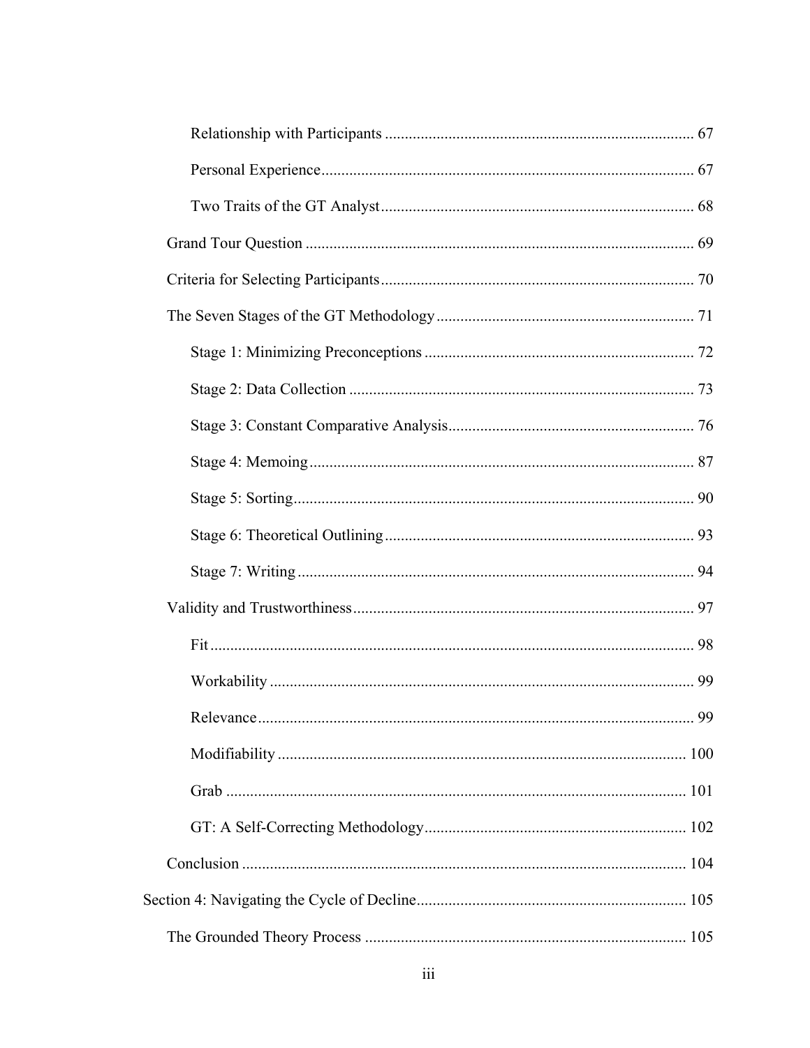Relationship with Participants ........................................................................... 67

Personal Experience........................................................................................ 67

Two Traits of the GT Analyst............................................................................ 68

Grand Tour Question ............................................................................................ 69

Criteria for Selecting Participants........................................................................ 70

The Seven Stages of the GT Methodology ........................................................... 71

Stage 1: Minimizing Preconceptions ................................................................ 72

Stage 2: Data Collection .................................................................................. 73

Stage 3: Constant Comparative Analysis.......................................................... 76

Stage 4: Memoing ............................................................................................ 87

Stage 5: Sorting................................................................................................ 90

Stage 6: Theoretical Outlining.......................................................................... 93

Stage 7: Writing ............................................................................................... 94

Validity and Trustworthiness................................................................................. 97

Fit ..................................................................................................................... 98

Workability ...................................................................................................... 99

Relevance......................................................................................................... 99

Modifiability .................................................................................................. 100

Grab ............................................................................................................... 101

GT: A Self-Correcting Methodology.............................................................. 102

Conclusion .......................................................................................................... 104

Section 4: Navigating the Cycle of Decline............................................................. 105

The Grounded Theory Process ........................................................................... 105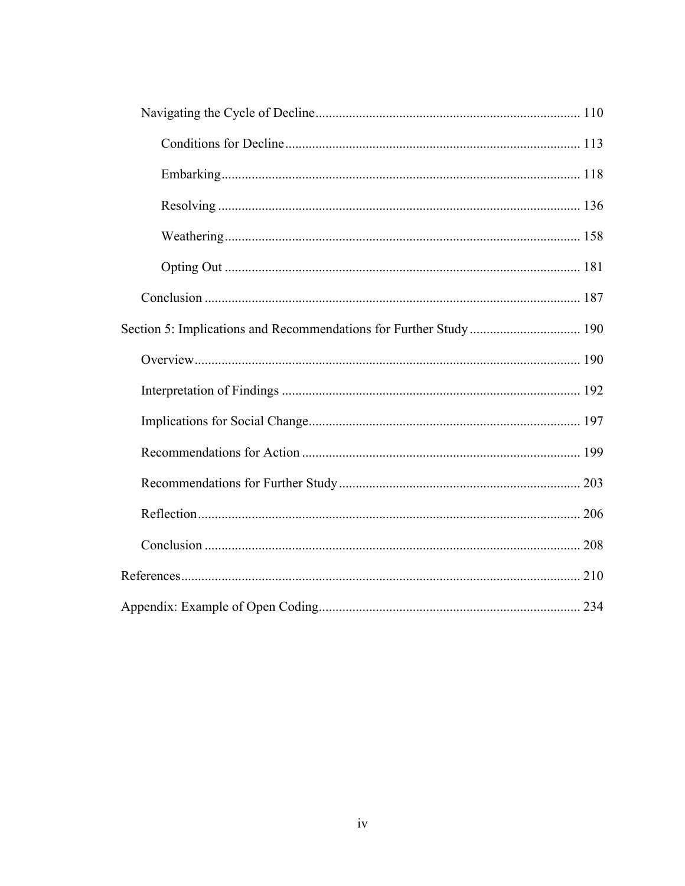Navigating the Cycle of Decline .......... 110

Conditions for Decline .......... 113

Embarking .......... 118

Resolving .......... 136

Weathering .......... 158

Opting Out .......... 181

Conclusion .......... 187

Section 5: Implications and Recommendations for Further Study .......... 190

Overview .......... 190

Interpretation of Findings .......... 192

Implications for Social Change .......... 197

Recommendations for Action .......... 199

Recommendations for Further Study .......... 203

Reflection .......... 206

Conclusion .......... 208

References .......... 210

Appendix: Example of Open Coding .......... 234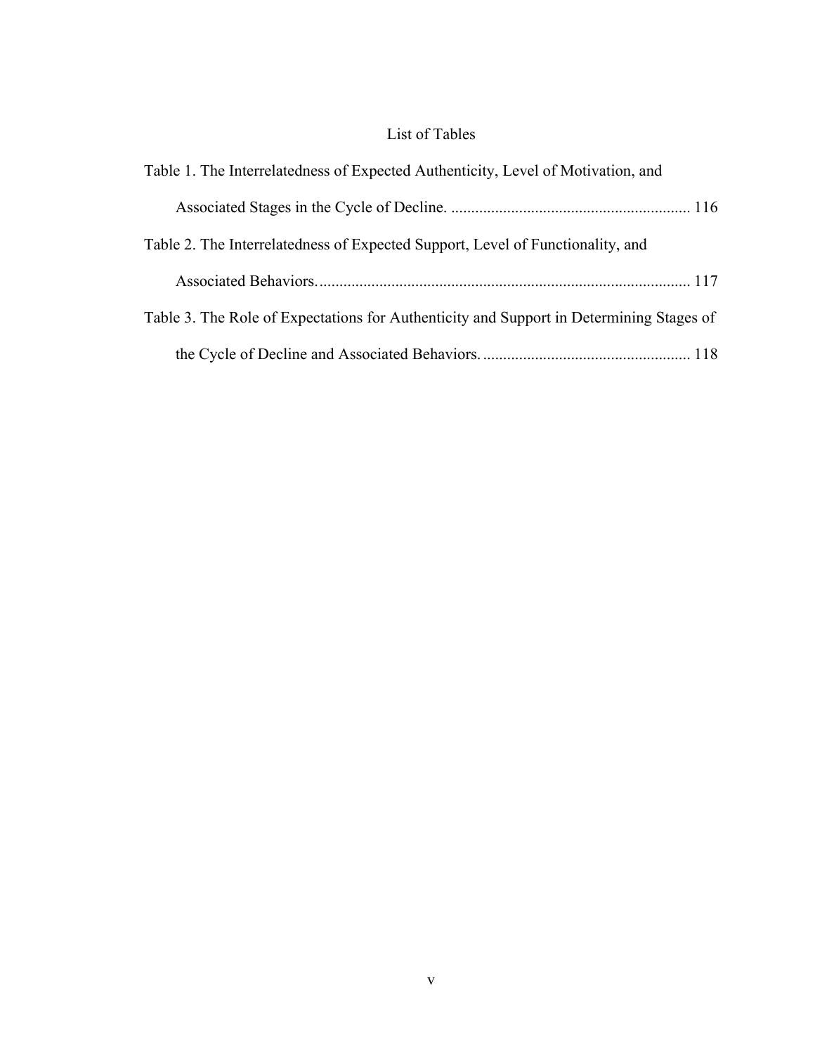# List of Tables

Table 1. The Interrelatedness of Expected Authenticity, Level of Motivation, and Associated Stages in the Cycle of Decline. ........................................................... 116

Table 2. The Interrelatedness of Expected Support, Level of Functionality, and Associated Behaviors. ............................................................................................ 117

Table 3. The Role of Expectations for Authenticity and Support in Determining Stages of the Cycle of Decline and Associated Behaviors. .................................................... 118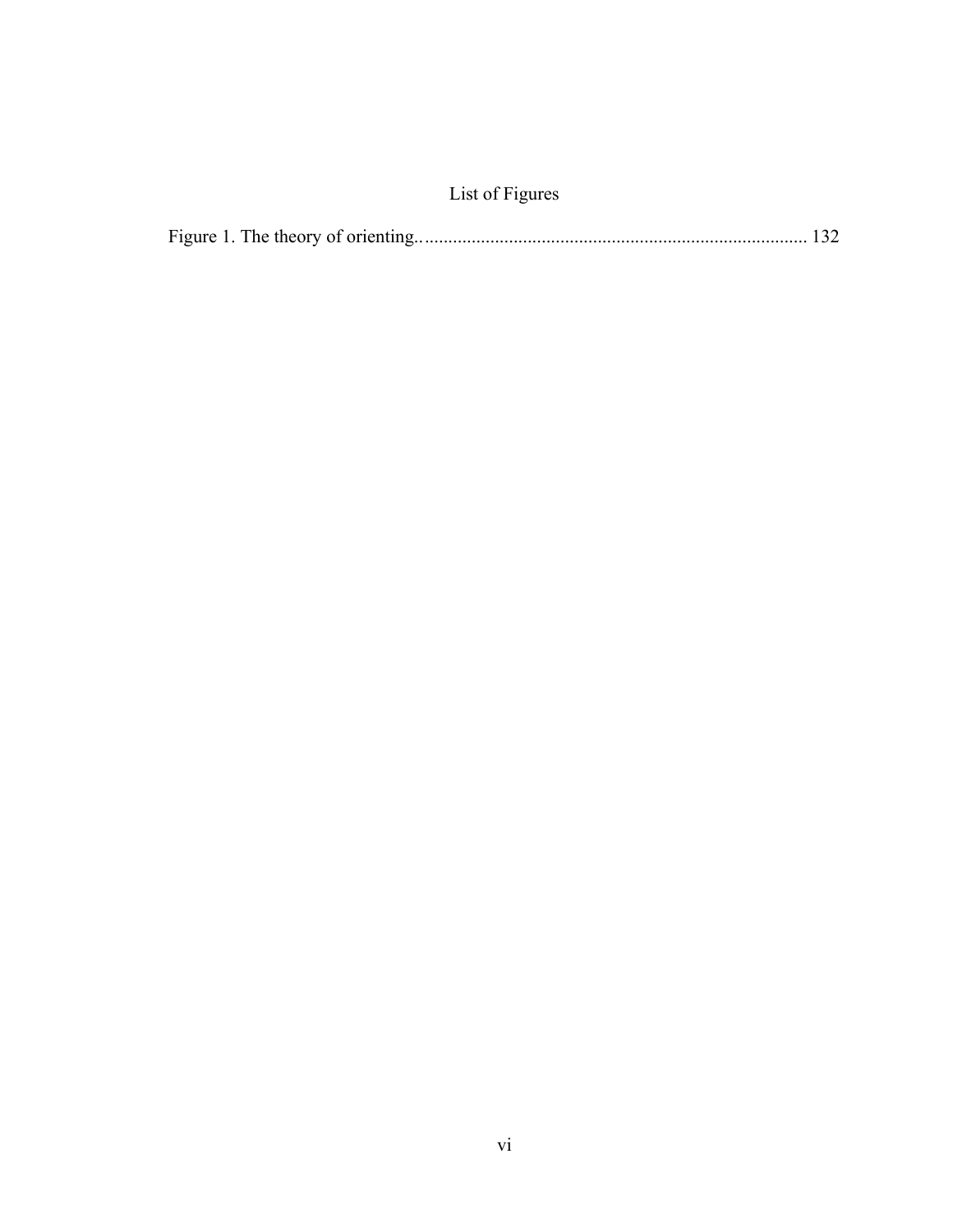# List of Figures

Figure 1. The theory of orienting. .................................................................................... 132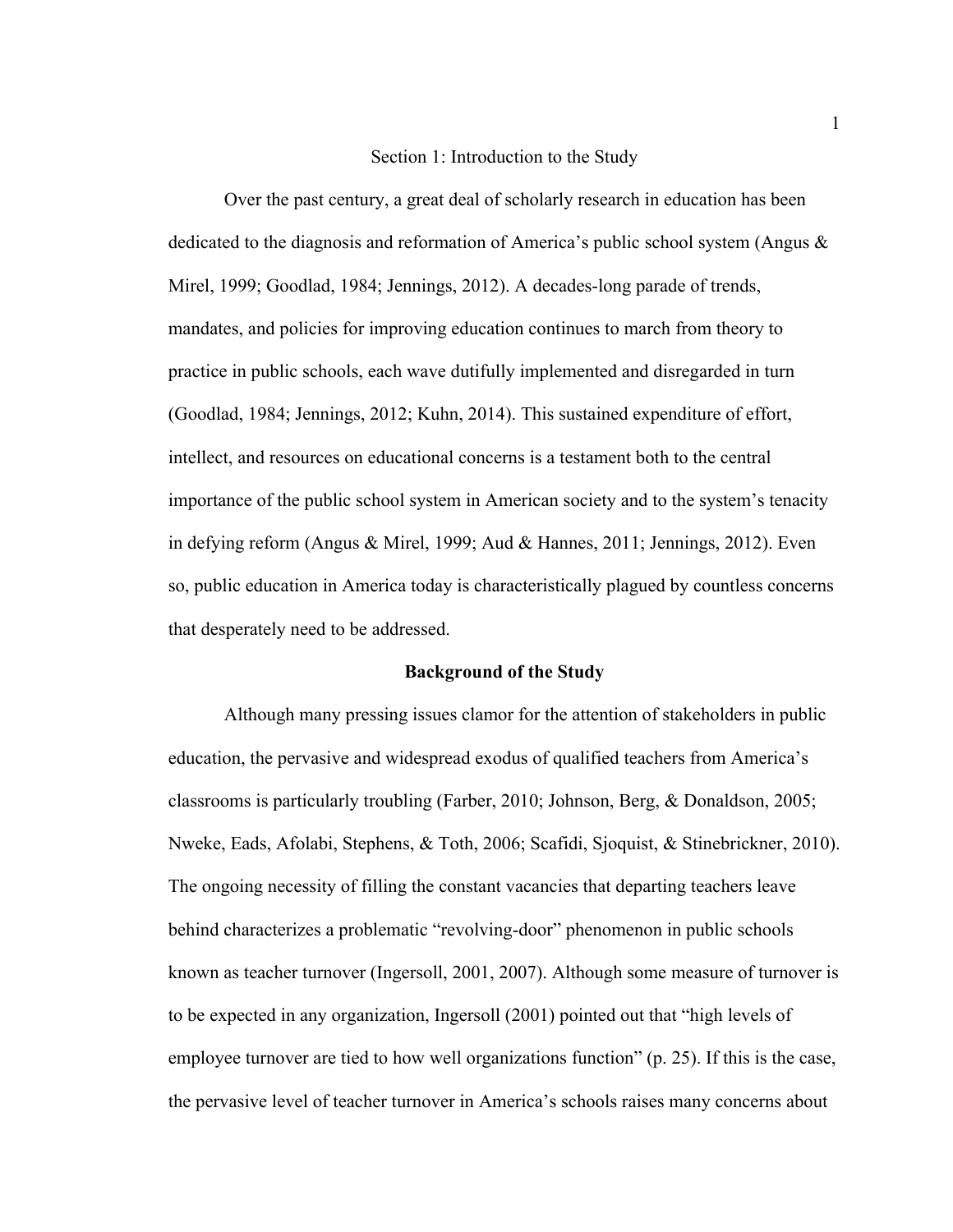# Section 1: Introduction to the Study

Over the past century, a great deal of scholarly research in education has been dedicated to the diagnosis and reformation of America's public school system (Angus & Mirel, 1999; Goodlad, 1984; Jennings, 2012). A decades-long parade of trends, mandates, and policies for improving education continues to march from theory to practice in public schools, each wave dutifully implemented and disregarded in turn (Goodlad, 1984; Jennings, 2012; Kuhn, 2014). This sustained expenditure of effort, intellect, and resources on educational concerns is a testament both to the central importance of the public school system in American society and to the system's tenacity in defying reform (Angus & Mirel, 1999; Aud & Hannes, 2011; Jennings, 2012). Even so, public education in America today is characteristically plagued by countless concerns that desperately need to be addressed.

## Background of the Study

Although many pressing issues clamor for the attention of stakeholders in public education, the pervasive and widespread exodus of qualified teachers from America's classrooms is particularly troubling (Farber, 2010; Johnson, Berg, & Donaldson, 2005; Nweke, Eads, Afolabi, Stephens, & Toth, 2006; Scafidi, Sjoquist, & Stinebrickner, 2010). The ongoing necessity of filling the constant vacancies that departing teachers leave behind characterizes a problematic "revolving-door" phenomenon in public schools known as teacher turnover (Ingersoll, 2001, 2007). Although some measure of turnover is to be expected in any organization, Ingersoll (2001) pointed out that "high levels of employee turnover are tied to how well organizations function" (p. 25). If this is the case, the pervasive level of teacher turnover in America's schools raises many concerns about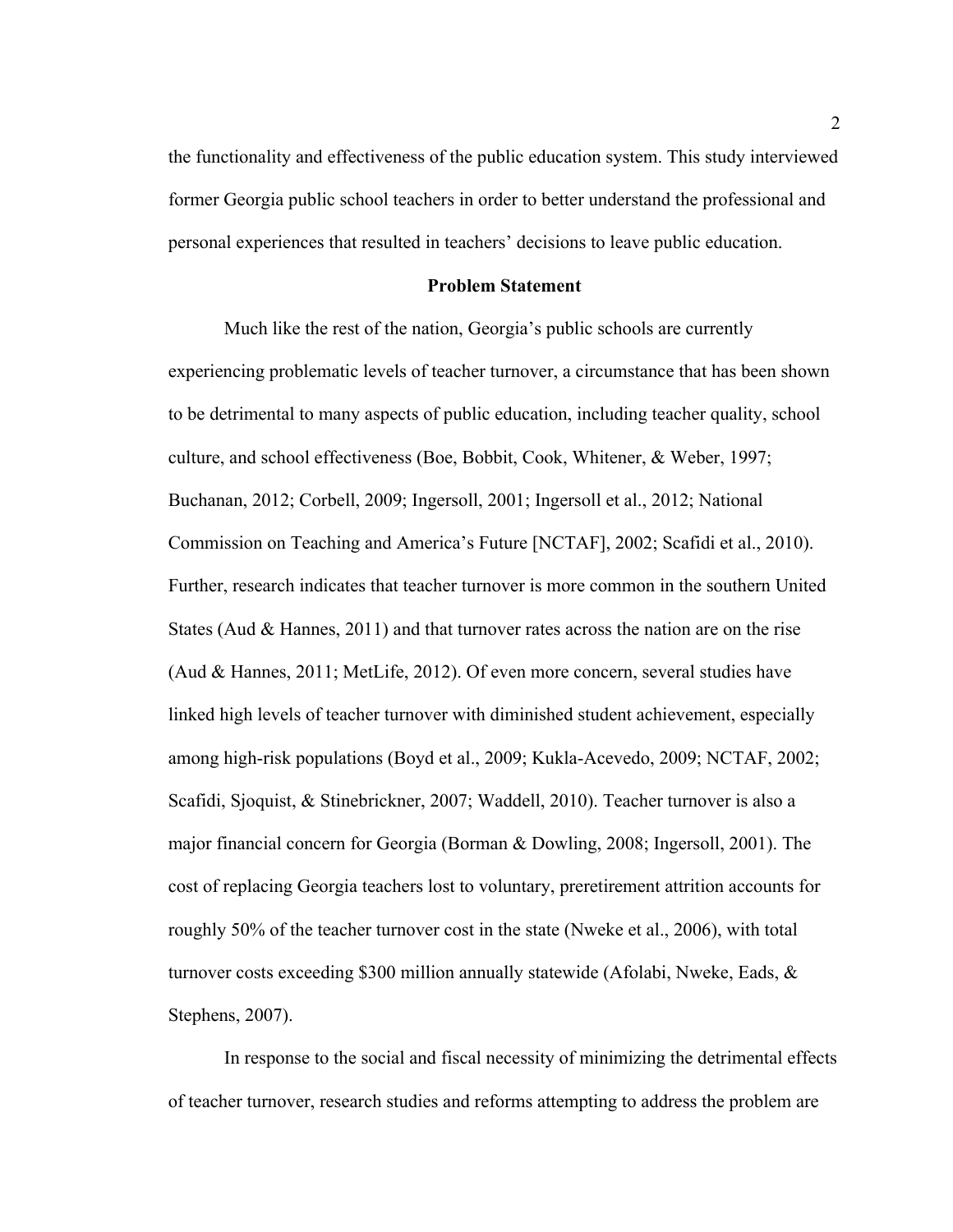the functionality and effectiveness of the public education system. This study interviewed former Georgia public school teachers in order to better understand the professional and personal experiences that resulted in teachers' decisions to leave public education.

## Problem Statement

Much like the rest of the nation, Georgia's public schools are currently experiencing problematic levels of teacher turnover, a circumstance that has been shown to be detrimental to many aspects of public education, including teacher quality, school culture, and school effectiveness (Boe, Bobbit, Cook, Whitener, & Weber, 1997; Buchanan, 2012; Corbell, 2009; Ingersoll, 2001; Ingersoll et al., 2012; National Commission on Teaching and America's Future [NCTAF], 2002; Scafidi et al., 2010). Further, research indicates that teacher turnover is more common in the southern United States (Aud & Hannes, 2011) and that turnover rates across the nation are on the rise (Aud & Hannes, 2011; MetLife, 2012). Of even more concern, several studies have linked high levels of teacher turnover with diminished student achievement, especially among high-risk populations (Boyd et al., 2009; Kukla-Acevedo, 2009; NCTAF, 2002; Scafidi, Sjoquist, & Stinebrickner, 2007; Waddell, 2010). Teacher turnover is also a major financial concern for Georgia (Borman & Dowling, 2008; Ingersoll, 2001). The cost of replacing Georgia teachers lost to voluntary, preretirement attrition accounts for roughly 50% of the teacher turnover cost in the state (Nweke et al., 2006), with total turnover costs exceeding $300 million annually statewide (Afolabi, Nweke, Eads, & Stephens, 2007).

In response to the social and fiscal necessity of minimizing the detrimental effects of teacher turnover, research studies and reforms attempting to address the problem are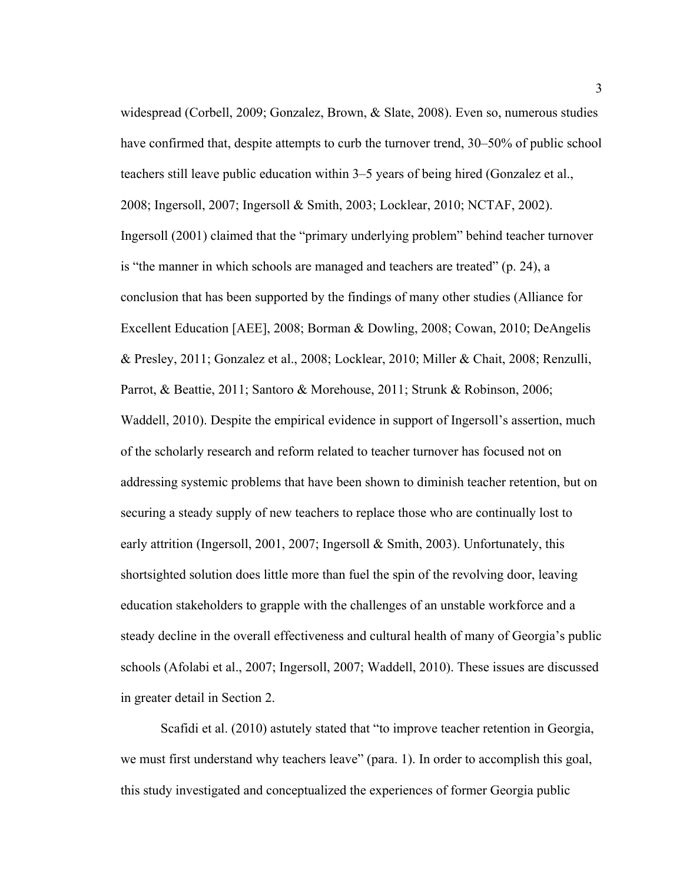widespread (Corbell, 2009; Gonzalez, Brown, & Slate, 2008). Even so, numerous studies have confirmed that, despite attempts to curb the turnover trend, 30–50% of public school teachers still leave public education within 3–5 years of being hired (Gonzalez et al., 2008; Ingersoll, 2007; Ingersoll & Smith, 2003; Locklear, 2010; NCTAF, 2002). Ingersoll (2001) claimed that the "primary underlying problem" behind teacher turnover is "the manner in which schools are managed and teachers are treated" (p. 24), a conclusion that has been supported by the findings of many other studies (Alliance for Excellent Education [AEE], 2008; Borman & Dowling, 2008; Cowan, 2010; DeAngelis & Presley, 2011; Gonzalez et al., 2008; Locklear, 2010; Miller & Chait, 2008; Renzulli, Parrot, & Beattie, 2011; Santoro & Morehouse, 2011; Strunk & Robinson, 2006; Waddell, 2010). Despite the empirical evidence in support of Ingersoll's assertion, much of the scholarly research and reform related to teacher turnover has focused not on addressing systemic problems that have been shown to diminish teacher retention, but on securing a steady supply of new teachers to replace those who are continually lost to early attrition (Ingersoll, 2001, 2007; Ingersoll & Smith, 2003). Unfortunately, this shortsighted solution does little more than fuel the spin of the revolving door, leaving education stakeholders to grapple with the challenges of an unstable workforce and a steady decline in the overall effectiveness and cultural health of many of Georgia's public schools (Afolabi et al., 2007; Ingersoll, 2007; Waddell, 2010). These issues are discussed in greater detail in Section 2.

Scafidi et al. (2010) astutely stated that "to improve teacher retention in Georgia, we must first understand why teachers leave" (para. 1). In order to accomplish this goal, this study investigated and conceptualized the experiences of former Georgia public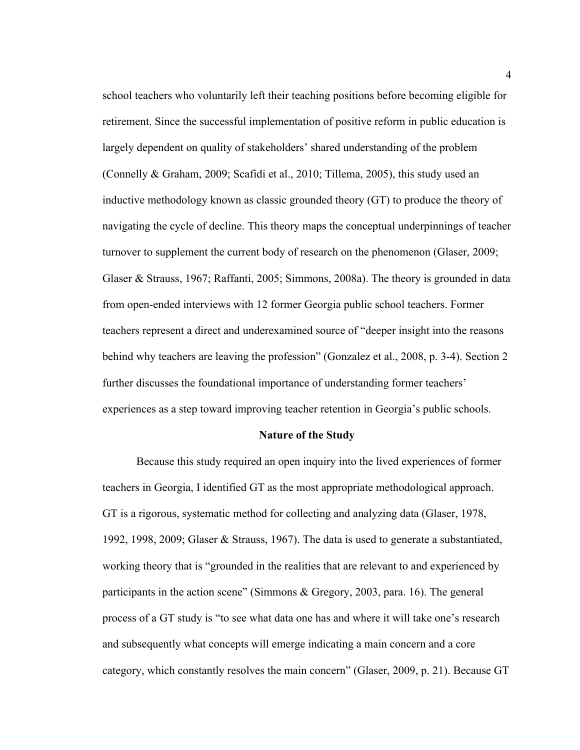school teachers who voluntarily left their teaching positions before becoming eligible for retirement. Since the successful implementation of positive reform in public education is largely dependent on quality of stakeholders' shared understanding of the problem (Connelly & Graham, 2009; Scafidi et al., 2010; Tillema, 2005), this study used an inductive methodology known as classic grounded theory (GT) to produce the theory of navigating the cycle of decline. This theory maps the conceptual underpinnings of teacher turnover to supplement the current body of research on the phenomenon (Glaser, 2009; Glaser & Strauss, 1967; Raffanti, 2005; Simmons, 2008a). The theory is grounded in data from open-ended interviews with 12 former Georgia public school teachers. Former teachers represent a direct and underexamined source of "deeper insight into the reasons behind why teachers are leaving the profession" (Gonzalez et al., 2008, p. 3-4). Section 2 further discusses the foundational importance of understanding former teachers' experiences as a step toward improving teacher retention in Georgia's public schools.

## Nature of the Study

Because this study required an open inquiry into the lived experiences of former teachers in Georgia, I identified GT as the most appropriate methodological approach. GT is a rigorous, systematic method for collecting and analyzing data (Glaser, 1978, 1992, 1998, 2009; Glaser & Strauss, 1967). The data is used to generate a substantiated, working theory that is "grounded in the realities that are relevant to and experienced by participants in the action scene" (Simmons & Gregory, 2003, para. 16). The general process of a GT study is "to see what data one has and where it will take one's research and subsequently what concepts will emerge indicating a main concern and a core category, which constantly resolves the main concern" (Glaser, 2009, p. 21). Because GT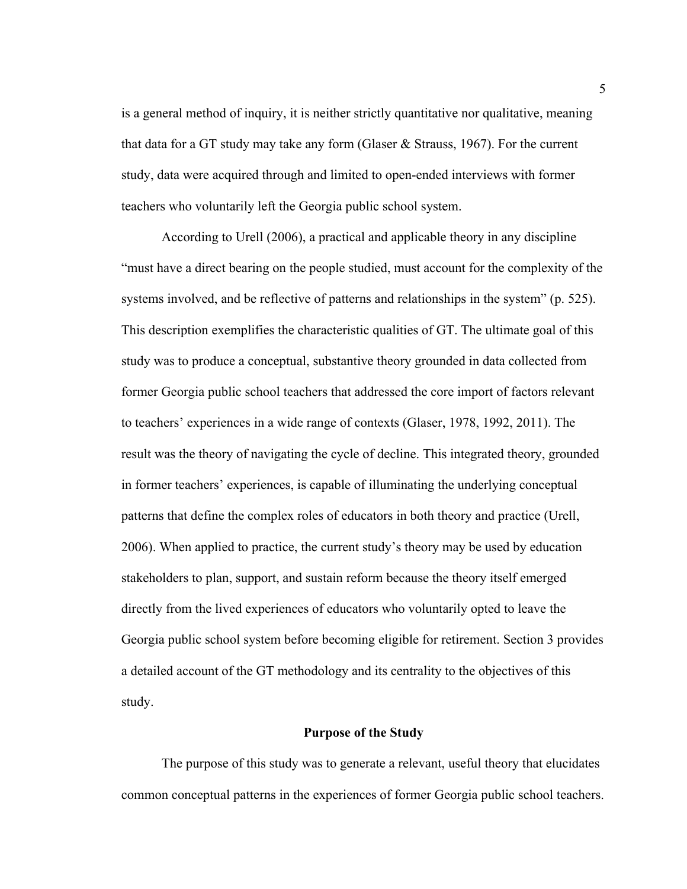is a general method of inquiry, it is neither strictly quantitative nor qualitative, meaning that data for a GT study may take any form (Glaser & Strauss, 1967). For the current study, data were acquired through and limited to open-ended interviews with former teachers who voluntarily left the Georgia public school system.

According to Urell (2006), a practical and applicable theory in any discipline "must have a direct bearing on the people studied, must account for the complexity of the systems involved, and be reflective of patterns and relationships in the system" (p. 525). This description exemplifies the characteristic qualities of GT. The ultimate goal of this study was to produce a conceptual, substantive theory grounded in data collected from former Georgia public school teachers that addressed the core import of factors relevant to teachers' experiences in a wide range of contexts (Glaser, 1978, 1992, 2011). The result was the theory of navigating the cycle of decline. This integrated theory, grounded in former teachers' experiences, is capable of illuminating the underlying conceptual patterns that define the complex roles of educators in both theory and practice (Urell, 2006). When applied to practice, the current study's theory may be used by education stakeholders to plan, support, and sustain reform because the theory itself emerged directly from the lived experiences of educators who voluntarily opted to leave the Georgia public school system before becoming eligible for retirement. Section 3 provides a detailed account of the GT methodology and its centrality to the objectives of this study.

## Purpose of the Study

The purpose of this study was to generate a relevant, useful theory that elucidates common conceptual patterns in the experiences of former Georgia public school teachers.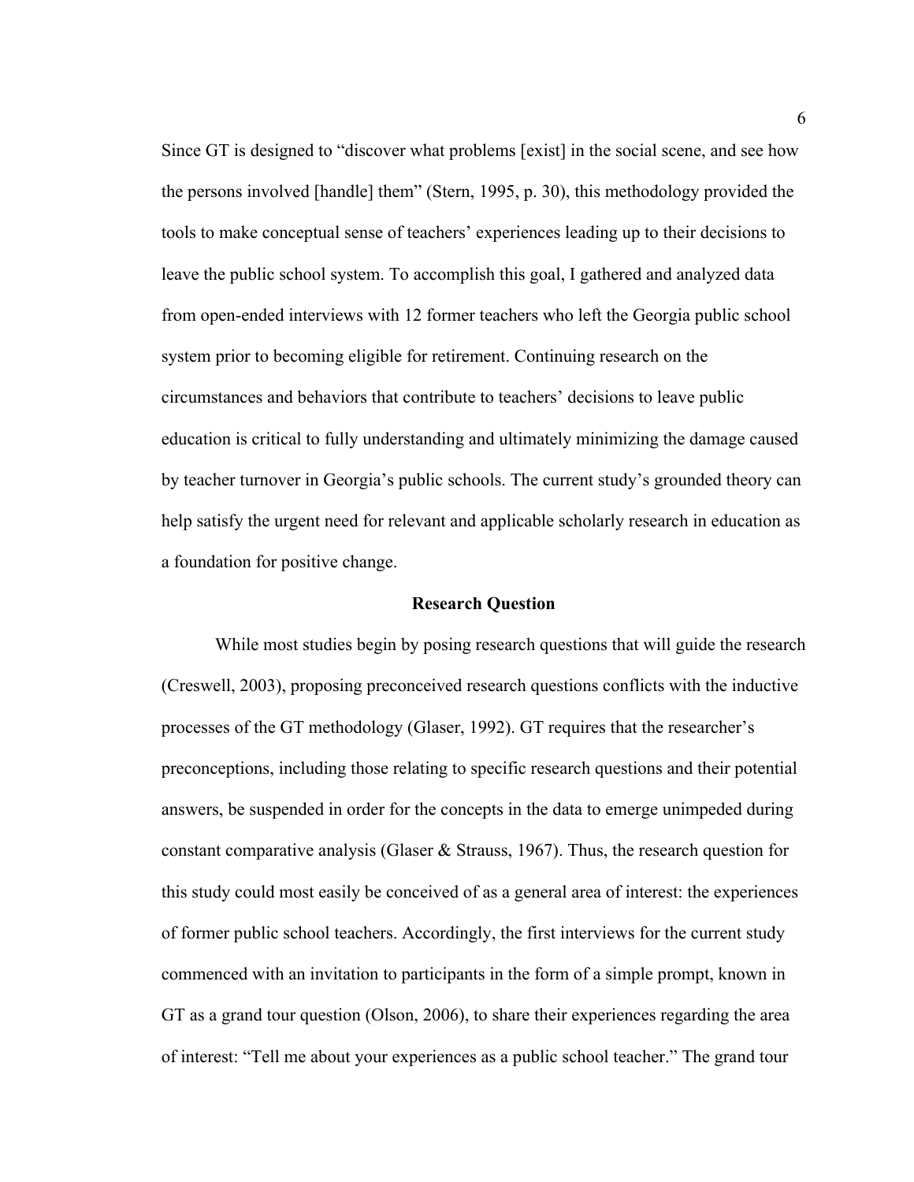Since GT is designed to "discover what problems [exist] in the social scene, and see how the persons involved [handle] them" (Stern, 1995, p. 30), this methodology provided the tools to make conceptual sense of teachers' experiences leading up to their decisions to leave the public school system. To accomplish this goal, I gathered and analyzed data from open-ended interviews with 12 former teachers who left the Georgia public school system prior to becoming eligible for retirement. Continuing research on the circumstances and behaviors that contribute to teachers' decisions to leave public education is critical to fully understanding and ultimately minimizing the damage caused by teacher turnover in Georgia's public schools. The current study's grounded theory can help satisfy the urgent need for relevant and applicable scholarly research in education as a foundation for positive change.

## Research Question

While most studies begin by posing research questions that will guide the research (Creswell, 2003), proposing preconceived research questions conflicts with the inductive processes of the GT methodology (Glaser, 1992). GT requires that the researcher's preconceptions, including those relating to specific research questions and their potential answers, be suspended in order for the concepts in the data to emerge unimpeded during constant comparative analysis (Glaser & Strauss, 1967). Thus, the research question for this study could most easily be conceived of as a general area of interest: the experiences of former public school teachers. Accordingly, the first interviews for the current study commenced with an invitation to participants in the form of a simple prompt, known in GT as a grand tour question (Olson, 2006), to share their experiences regarding the area of interest: "Tell me about your experiences as a public school teacher." The grand tour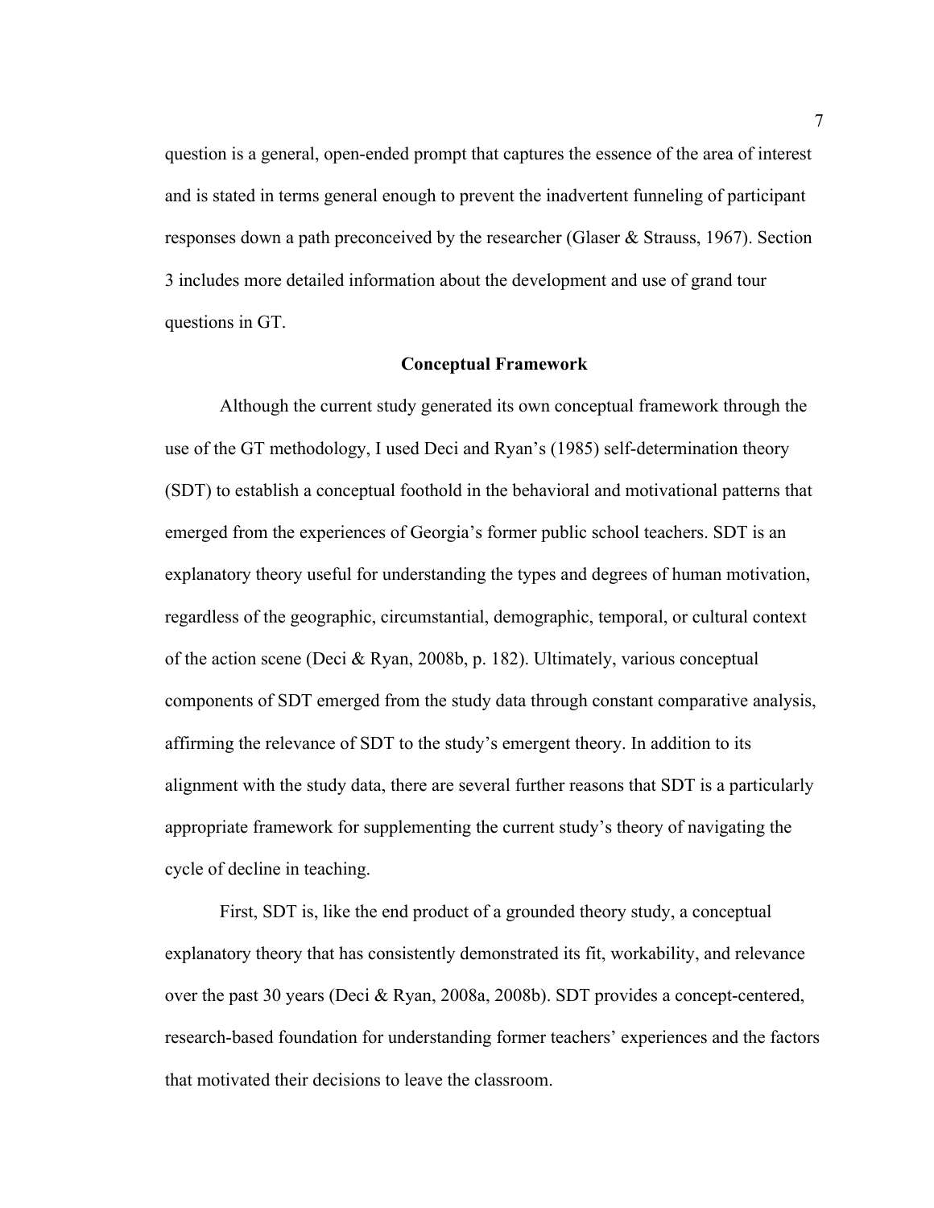question is a general, open-ended prompt that captures the essence of the area of interest and is stated in terms general enough to prevent the inadvertent funneling of participant responses down a path preconceived by the researcher (Glaser & Strauss, 1967). Section 3 includes more detailed information about the development and use of grand tour questions in GT.

## Conceptual Framework

Although the current study generated its own conceptual framework through the use of the GT methodology, I used Deci and Ryan's (1985) self-determination theory (SDT) to establish a conceptual foothold in the behavioral and motivational patterns that emerged from the experiences of Georgia's former public school teachers. SDT is an explanatory theory useful for understanding the types and degrees of human motivation, regardless of the geographic, circumstantial, demographic, temporal, or cultural context of the action scene (Deci & Ryan, 2008b, p. 182). Ultimately, various conceptual components of SDT emerged from the study data through constant comparative analysis, affirming the relevance of SDT to the study's emergent theory. In addition to its alignment with the study data, there are several further reasons that SDT is a particularly appropriate framework for supplementing the current study's theory of navigating the cycle of decline in teaching.

First, SDT is, like the end product of a grounded theory study, a conceptual explanatory theory that has consistently demonstrated its fit, workability, and relevance over the past 30 years (Deci & Ryan, 2008a, 2008b). SDT provides a concept-centered, research-based foundation for understanding former teachers' experiences and the factors that motivated their decisions to leave the classroom.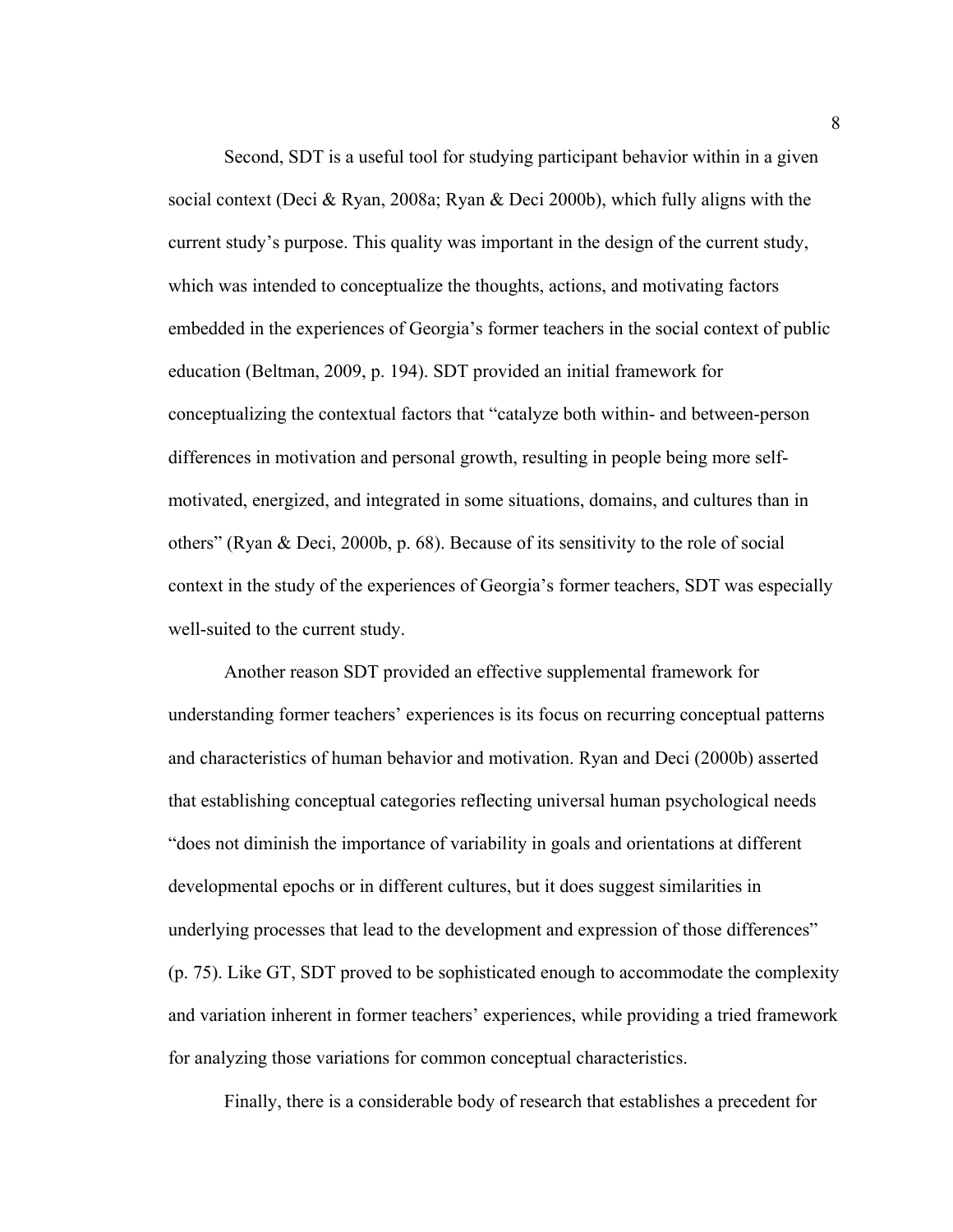Second, SDT is a useful tool for studying participant behavior within in a given social context (Deci & Ryan, 2008a; Ryan & Deci 2000b), which fully aligns with the current study's purpose. This quality was important in the design of the current study, which was intended to conceptualize the thoughts, actions, and motivating factors embedded in the experiences of Georgia's former teachers in the social context of public education (Beltman, 2009, p. 194). SDT provided an initial framework for conceptualizing the contextual factors that "catalyze both within- and between-person differences in motivation and personal growth, resulting in people being more self-motivated, energized, and integrated in some situations, domains, and cultures than in others" (Ryan & Deci, 2000b, p. 68). Because of its sensitivity to the role of social context in the study of the experiences of Georgia's former teachers, SDT was especially well-suited to the current study.

Another reason SDT provided an effective supplemental framework for understanding former teachers' experiences is its focus on recurring conceptual patterns and characteristics of human behavior and motivation. Ryan and Deci (2000b) asserted that establishing conceptual categories reflecting universal human psychological needs "does not diminish the importance of variability in goals and orientations at different developmental epochs or in different cultures, but it does suggest similarities in underlying processes that lead to the development and expression of those differences" (p. 75). Like GT, SDT proved to be sophisticated enough to accommodate the complexity and variation inherent in former teachers' experiences, while providing a tried framework for analyzing those variations for common conceptual characteristics.

Finally, there is a considerable body of research that establishes a precedent for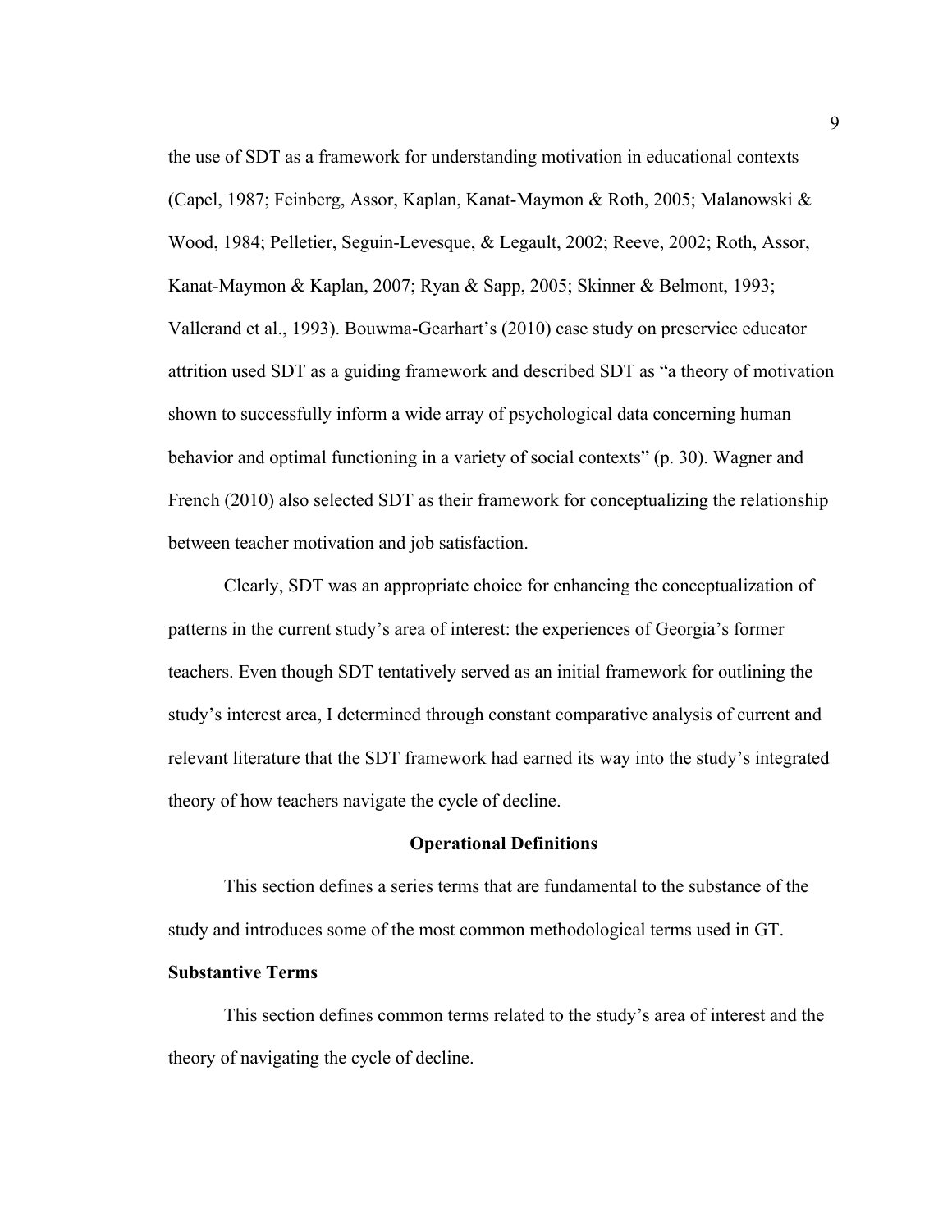the use of SDT as a framework for understanding motivation in educational contexts (Capel, 1987; Feinberg, Assor, Kaplan, Kanat-Maymon & Roth, 2005; Malanowski & Wood, 1984; Pelletier, Seguin-Levesque, & Legault, 2002; Reeve, 2002; Roth, Assor, Kanat-Maymon & Kaplan, 2007; Ryan & Sapp, 2005; Skinner & Belmont, 1993; Vallerand et al., 1993). Bouwma-Gearhart's (2010) case study on preservice educator attrition used SDT as a guiding framework and described SDT as "a theory of motivation shown to successfully inform a wide array of psychological data concerning human behavior and optimal functioning in a variety of social contexts" (p. 30). Wagner and French (2010) also selected SDT as their framework for conceptualizing the relationship between teacher motivation and job satisfaction.

Clearly, SDT was an appropriate choice for enhancing the conceptualization of patterns in the current study's area of interest: the experiences of Georgia's former teachers. Even though SDT tentatively served as an initial framework for outlining the study's interest area, I determined through constant comparative analysis of current and relevant literature that the SDT framework had earned its way into the study's integrated theory of how teachers navigate the cycle of decline.

## Operational Definitions

This section defines a series terms that are fundamental to the substance of the study and introduces some of the most common methodological terms used in GT.

### Substantive Terms

This section defines common terms related to the study's area of interest and the theory of navigating the cycle of decline.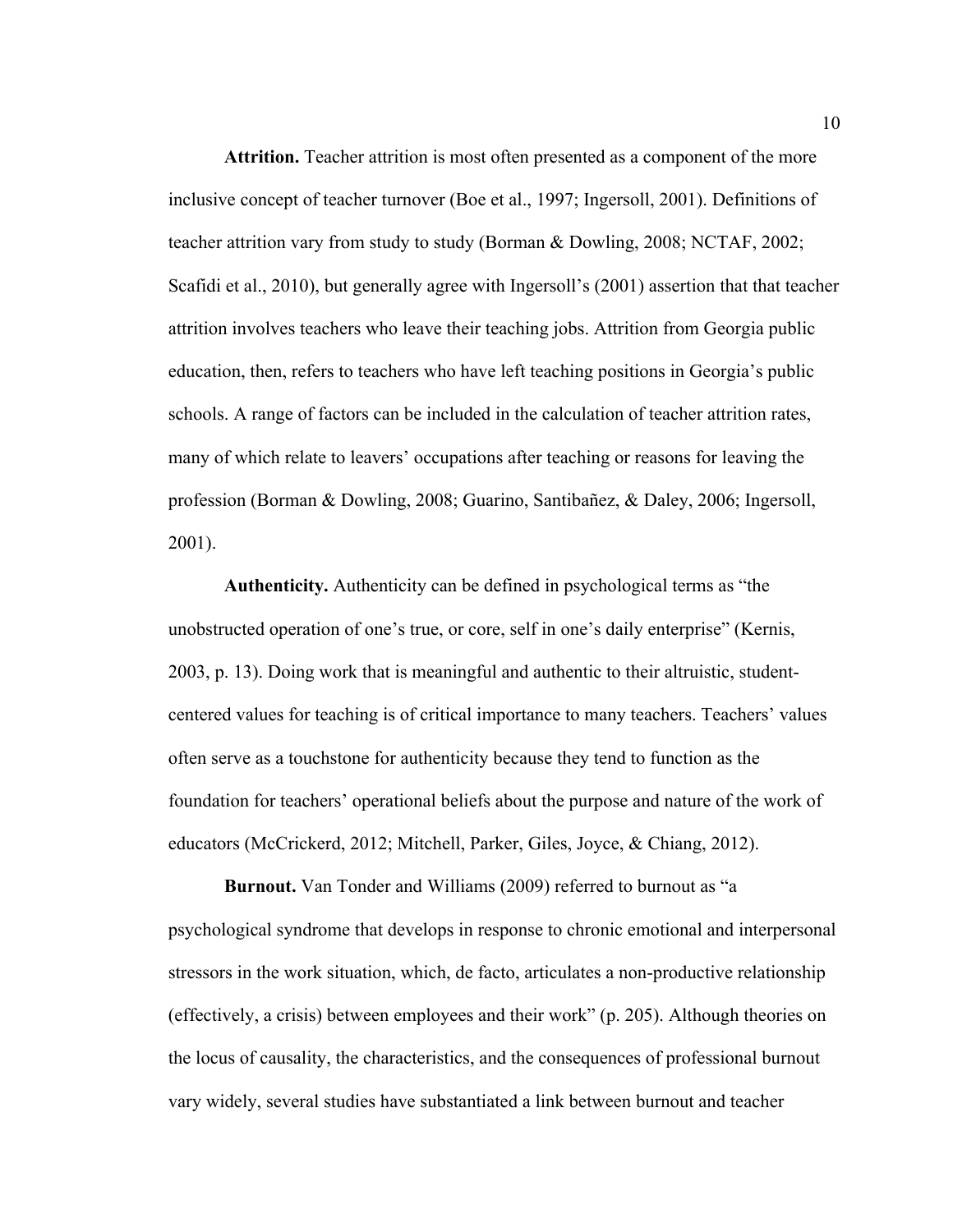**Attrition.** Teacher attrition is most often presented as a component of the more inclusive concept of teacher turnover (Boe et al., 1997; Ingersoll, 2001). Definitions of teacher attrition vary from study to study (Borman & Dowling, 2008; NCTAF, 2002; Scafidi et al., 2010), but generally agree with Ingersoll's (2001) assertion that that teacher attrition involves teachers who leave their teaching jobs. Attrition from Georgia public education, then, refers to teachers who have left teaching positions in Georgia's public schools. A range of factors can be included in the calculation of teacher attrition rates, many of which relate to leavers' occupations after teaching or reasons for leaving the profession (Borman & Dowling, 2008; Guarino, Santibañez, & Daley, 2006; Ingersoll, 2001).

**Authenticity.** Authenticity can be defined in psychological terms as "the unobstructed operation of one's true, or core, self in one's daily enterprise" (Kernis, 2003, p. 13). Doing work that is meaningful and authentic to their altruistic, student-centered values for teaching is of critical importance to many teachers. Teachers' values often serve as a touchstone for authenticity because they tend to function as the foundation for teachers' operational beliefs about the purpose and nature of the work of educators (McCrickerd, 2012; Mitchell, Parker, Giles, Joyce, & Chiang, 2012).

**Burnout.** Van Tonder and Williams (2009) referred to burnout as "a psychological syndrome that develops in response to chronic emotional and interpersonal stressors in the work situation, which, de facto, articulates a non-productive relationship (effectively, a crisis) between employees and their work" (p. 205). Although theories on the locus of causality, the characteristics, and the consequences of professional burnout vary widely, several studies have substantiated a link between burnout and teacher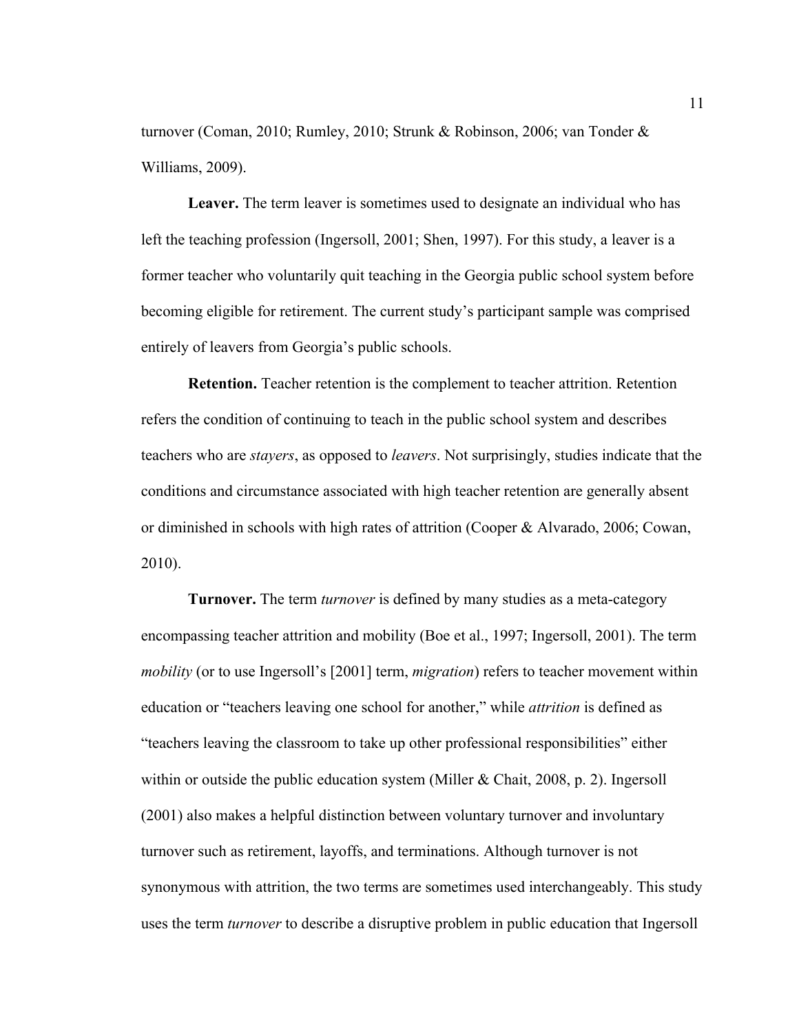turnover (Coman, 2010; Rumley, 2010; Strunk & Robinson, 2006; van Tonder & Williams, 2009).

**Leaver.** The term leaver is sometimes used to designate an individual who has left the teaching profession (Ingersoll, 2001; Shen, 1997). For this study, a leaver is a former teacher who voluntarily quit teaching in the Georgia public school system before becoming eligible for retirement. The current study's participant sample was comprised entirely of leavers from Georgia's public schools.

**Retention.** Teacher retention is the complement to teacher attrition. Retention refers the condition of continuing to teach in the public school system and describes teachers who are *stayers*, as opposed to *leavers*. Not surprisingly, studies indicate that the conditions and circumstance associated with high teacher retention are generally absent or diminished in schools with high rates of attrition (Cooper & Alvarado, 2006; Cowan, 2010).

**Turnover.** The term *turnover* is defined by many studies as a meta-category encompassing teacher attrition and mobility (Boe et al., 1997; Ingersoll, 2001). The term *mobility* (or to use Ingersoll's [2001] term, *migration*) refers to teacher movement within education or "teachers leaving one school for another," while *attrition* is defined as "teachers leaving the classroom to take up other professional responsibilities" either within or outside the public education system (Miller & Chait, 2008, p. 2). Ingersoll (2001) also makes a helpful distinction between voluntary turnover and involuntary turnover such as retirement, layoffs, and terminations. Although turnover is not synonymous with attrition, the two terms are sometimes used interchangeably. This study uses the term *turnover* to describe a disruptive problem in public education that Ingersoll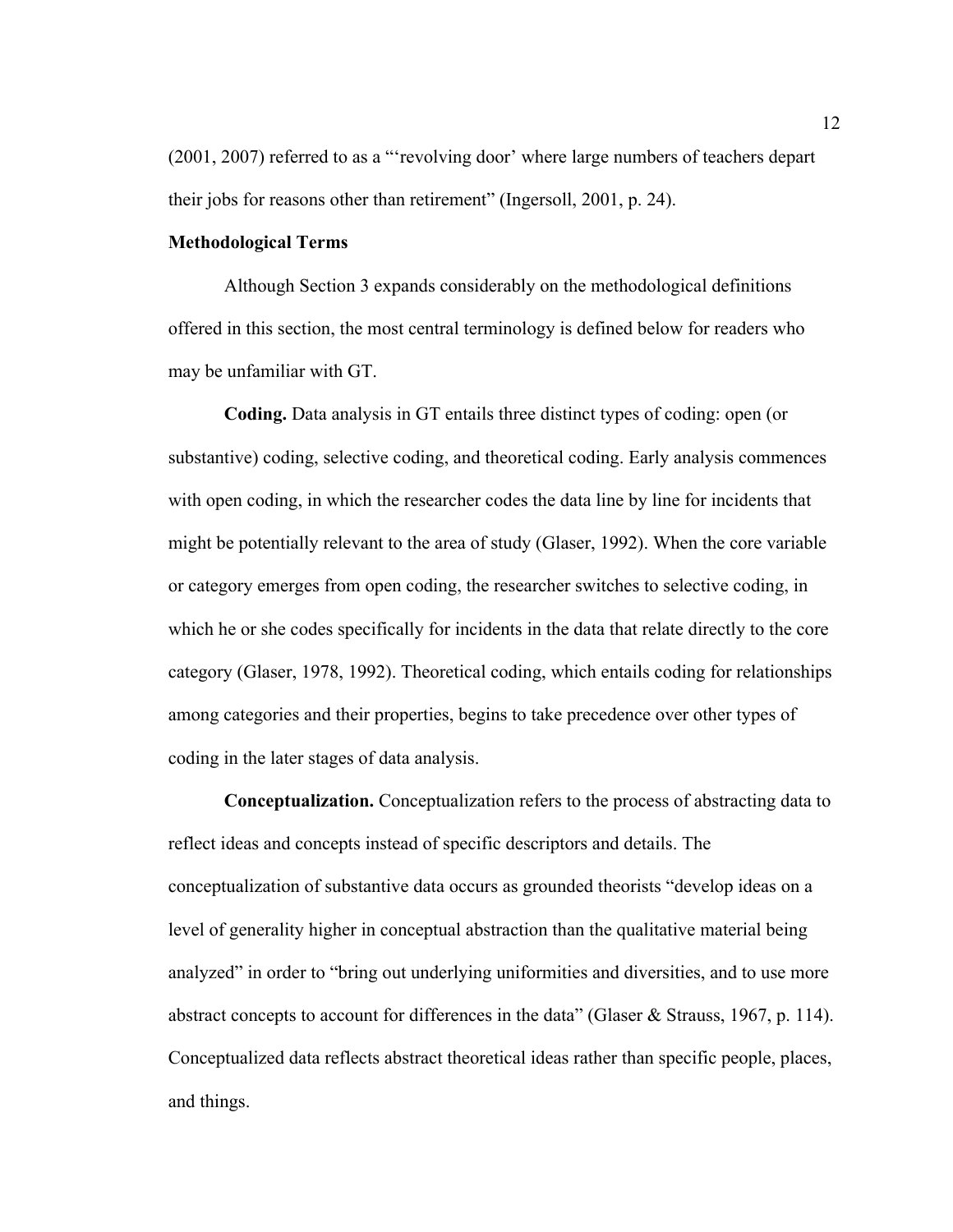(2001, 2007) referred to as a "'revolving door' where large numbers of teachers depart their jobs for reasons other than retirement" (Ingersoll, 2001, p. 24).

### Methodological Terms

Although Section 3 expands considerably on the methodological definitions offered in this section, the most central terminology is defined below for readers who may be unfamiliar with GT.

**Coding.** Data analysis in GT entails three distinct types of coding: open (or substantive) coding, selective coding, and theoretical coding. Early analysis commences with open coding, in which the researcher codes the data line by line for incidents that might be potentially relevant to the area of study (Glaser, 1992). When the core variable or category emerges from open coding, the researcher switches to selective coding, in which he or she codes specifically for incidents in the data that relate directly to the core category (Glaser, 1978, 1992). Theoretical coding, which entails coding for relationships among categories and their properties, begins to take precedence over other types of coding in the later stages of data analysis.

**Conceptualization.** Conceptualization refers to the process of abstracting data to reflect ideas and concepts instead of specific descriptors and details. The conceptualization of substantive data occurs as grounded theorists "develop ideas on a level of generality higher in conceptual abstraction than the qualitative material being analyzed" in order to "bring out underlying uniformities and diversities, and to use more abstract concepts to account for differences in the data" (Glaser & Strauss, 1967, p. 114). Conceptualized data reflects abstract theoretical ideas rather than specific people, places, and things.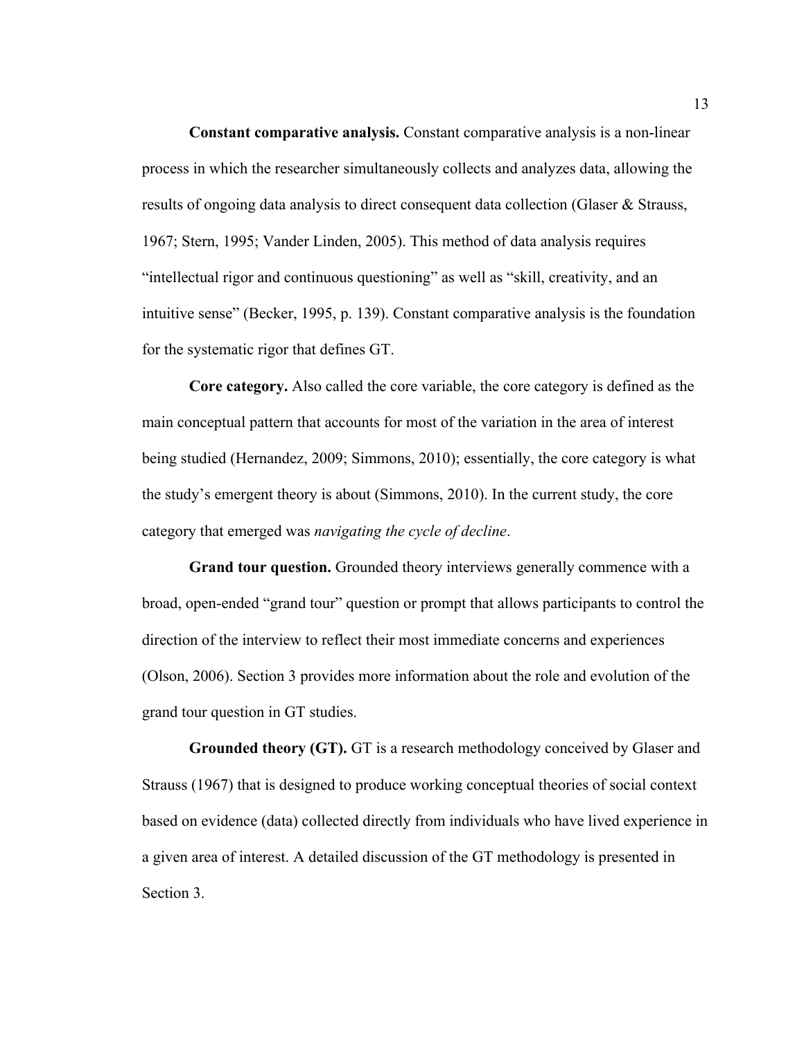**Constant comparative analysis.** Constant comparative analysis is a non-linear process in which the researcher simultaneously collects and analyzes data, allowing the results of ongoing data analysis to direct consequent data collection (Glaser & Strauss, 1967; Stern, 1995; Vander Linden, 2005). This method of data analysis requires "intellectual rigor and continuous questioning" as well as "skill, creativity, and an intuitive sense" (Becker, 1995, p. 139). Constant comparative analysis is the foundation for the systematic rigor that defines GT.

**Core category.** Also called the core variable, the core category is defined as the main conceptual pattern that accounts for most of the variation in the area of interest being studied (Hernandez, 2009; Simmons, 2010); essentially, the core category is what the study's emergent theory is about (Simmons, 2010). In the current study, the core category that emerged was *navigating the cycle of decline*.

**Grand tour question.** Grounded theory interviews generally commence with a broad, open-ended "grand tour" question or prompt that allows participants to control the direction of the interview to reflect their most immediate concerns and experiences (Olson, 2006). Section 3 provides more information about the role and evolution of the grand tour question in GT studies.

**Grounded theory (GT).** GT is a research methodology conceived by Glaser and Strauss (1967) that is designed to produce working conceptual theories of social context based on evidence (data) collected directly from individuals who have lived experience in a given area of interest. A detailed discussion of the GT methodology is presented in Section 3.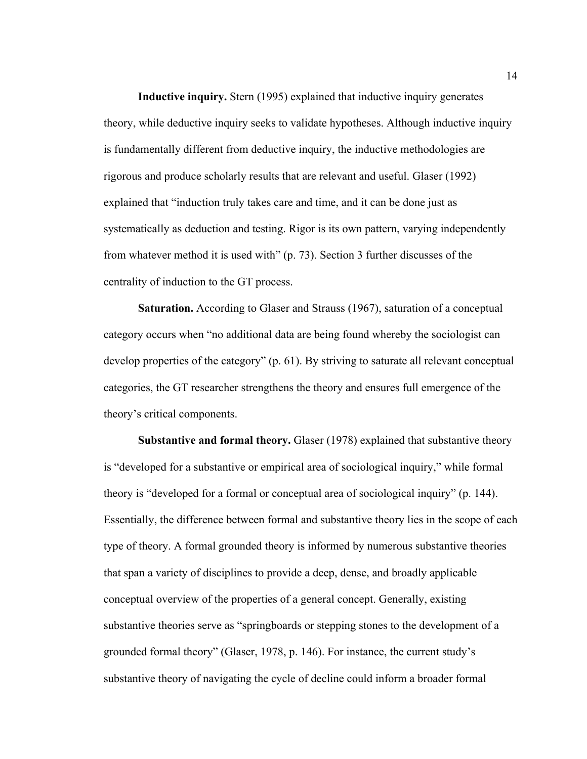**Inductive inquiry.** Stern (1995) explained that inductive inquiry generates theory, while deductive inquiry seeks to validate hypotheses. Although inductive inquiry is fundamentally different from deductive inquiry, the inductive methodologies are rigorous and produce scholarly results that are relevant and useful. Glaser (1992) explained that "induction truly takes care and time, and it can be done just as systematically as deduction and testing. Rigor is its own pattern, varying independently from whatever method it is used with" (p. 73). Section 3 further discusses of the centrality of induction to the GT process.

**Saturation.** According to Glaser and Strauss (1967), saturation of a conceptual category occurs when "no additional data are being found whereby the sociologist can develop properties of the category" (p. 61). By striving to saturate all relevant conceptual categories, the GT researcher strengthens the theory and ensures full emergence of the theory's critical components.

**Substantive and formal theory.** Glaser (1978) explained that substantive theory is "developed for a substantive or empirical area of sociological inquiry," while formal theory is "developed for a formal or conceptual area of sociological inquiry" (p. 144). Essentially, the difference between formal and substantive theory lies in the scope of each type of theory. A formal grounded theory is informed by numerous substantive theories that span a variety of disciplines to provide a deep, dense, and broadly applicable conceptual overview of the properties of a general concept. Generally, existing substantive theories serve as "springboards or stepping stones to the development of a grounded formal theory" (Glaser, 1978, p. 146). For instance, the current study's substantive theory of navigating the cycle of decline could inform a broader formal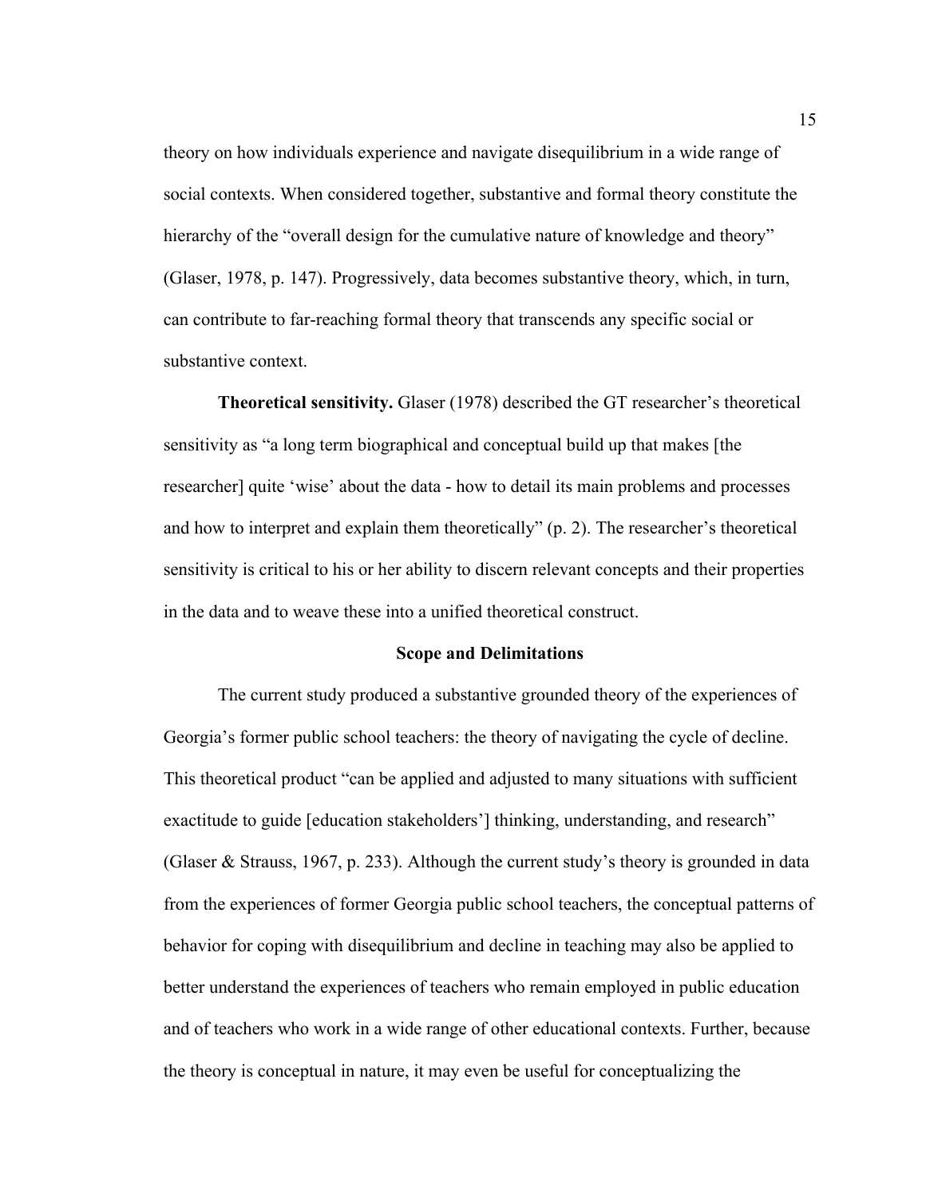theory on how individuals experience and navigate disequilibrium in a wide range of social contexts. When considered together, substantive and formal theory constitute the hierarchy of the "overall design for the cumulative nature of knowledge and theory" (Glaser, 1978, p. 147). Progressively, data becomes substantive theory, which, in turn, can contribute to far-reaching formal theory that transcends any specific social or substantive context.

**Theoretical sensitivity.** Glaser (1978) described the GT researcher's theoretical sensitivity as "a long term biographical and conceptual build up that makes [the researcher] quite 'wise' about the data - how to detail its main problems and processes and how to interpret and explain them theoretically" (p. 2). The researcher's theoretical sensitivity is critical to his or her ability to discern relevant concepts and their properties in the data and to weave these into a unified theoretical construct.

## Scope and Delimitations

The current study produced a substantive grounded theory of the experiences of Georgia's former public school teachers: the theory of navigating the cycle of decline. This theoretical product "can be applied and adjusted to many situations with sufficient exactitude to guide [education stakeholders'] thinking, understanding, and research" (Glaser & Strauss, 1967, p. 233). Although the current study's theory is grounded in data from the experiences of former Georgia public school teachers, the conceptual patterns of behavior for coping with disequilibrium and decline in teaching may also be applied to better understand the experiences of teachers who remain employed in public education and of teachers who work in a wide range of other educational contexts. Further, because the theory is conceptual in nature, it may even be useful for conceptualizing the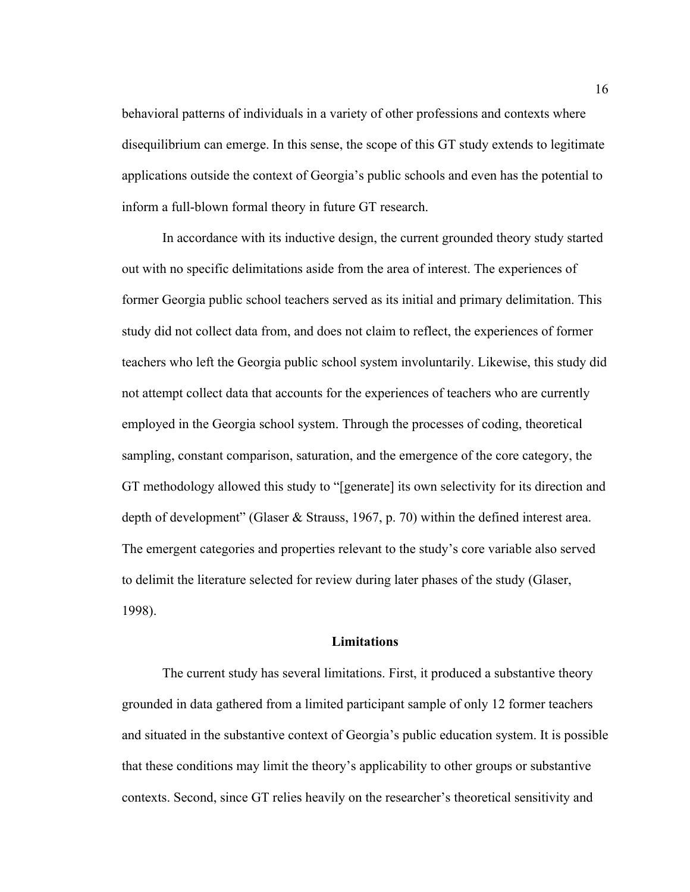behavioral patterns of individuals in a variety of other professions and contexts where disequilibrium can emerge. In this sense, the scope of this GT study extends to legitimate applications outside the context of Georgia's public schools and even has the potential to inform a full-blown formal theory in future GT research.

In accordance with its inductive design, the current grounded theory study started out with no specific delimitations aside from the area of interest. The experiences of former Georgia public school teachers served as its initial and primary delimitation. This study did not collect data from, and does not claim to reflect, the experiences of former teachers who left the Georgia public school system involuntarily. Likewise, this study did not attempt collect data that accounts for the experiences of teachers who are currently employed in the Georgia school system. Through the processes of coding, theoretical sampling, constant comparison, saturation, and the emergence of the core category, the GT methodology allowed this study to "[generate] its own selectivity for its direction and depth of development" (Glaser & Strauss, 1967, p. 70) within the defined interest area. The emergent categories and properties relevant to the study's core variable also served to delimit the literature selected for review during later phases of the study (Glaser, 1998).

## Limitations

The current study has several limitations. First, it produced a substantive theory grounded in data gathered from a limited participant sample of only 12 former teachers and situated in the substantive context of Georgia's public education system. It is possible that these conditions may limit the theory's applicability to other groups or substantive contexts. Second, since GT relies heavily on the researcher's theoretical sensitivity and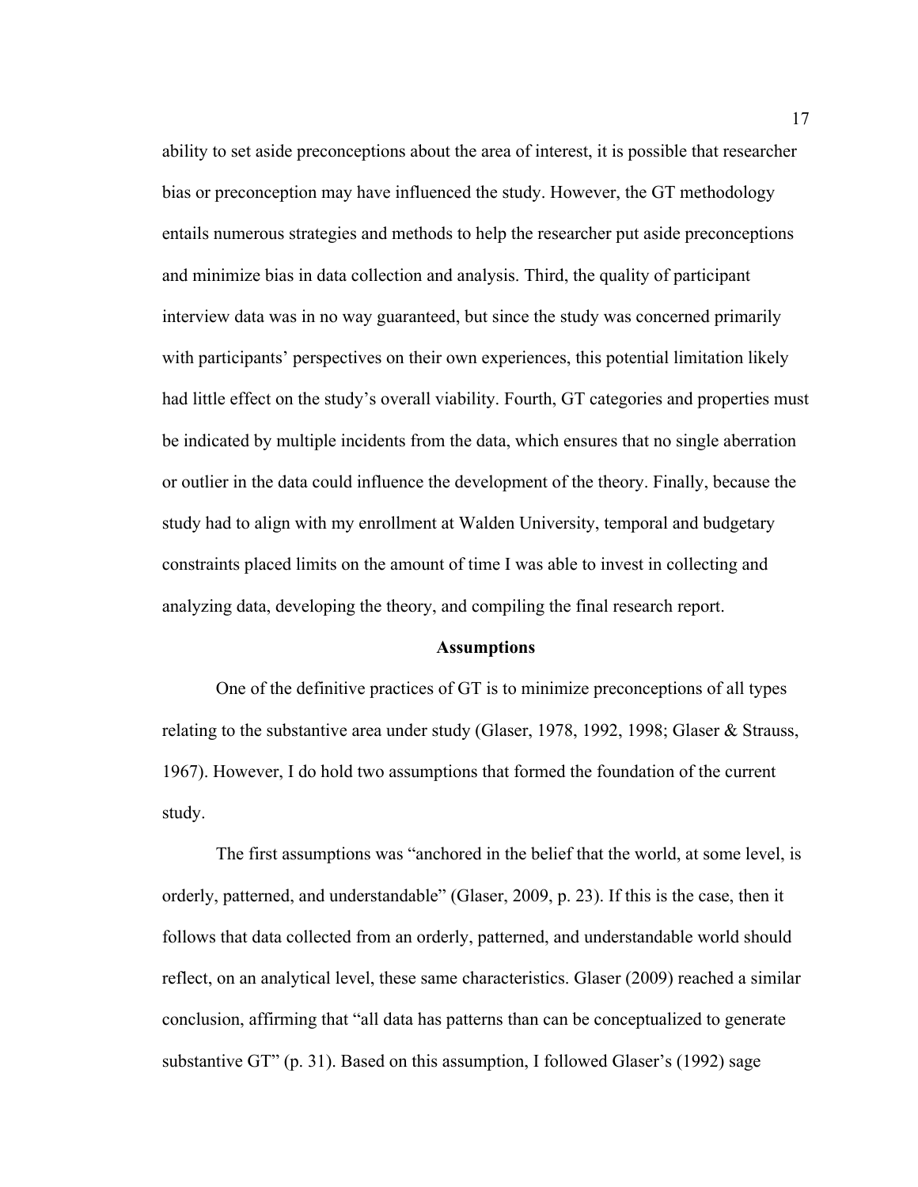ability to set aside preconceptions about the area of interest, it is possible that researcher bias or preconception may have influenced the study. However, the GT methodology entails numerous strategies and methods to help the researcher put aside preconceptions and minimize bias in data collection and analysis. Third, the quality of participant interview data was in no way guaranteed, but since the study was concerned primarily with participants' perspectives on their own experiences, this potential limitation likely had little effect on the study's overall viability. Fourth, GT categories and properties must be indicated by multiple incidents from the data, which ensures that no single aberration or outlier in the data could influence the development of the theory. Finally, because the study had to align with my enrollment at Walden University, temporal and budgetary constraints placed limits on the amount of time I was able to invest in collecting and analyzing data, developing the theory, and compiling the final research report.

## Assumptions

One of the definitive practices of GT is to minimize preconceptions of all types relating to the substantive area under study (Glaser, 1978, 1992, 1998; Glaser & Strauss, 1967). However, I do hold two assumptions that formed the foundation of the current study.

The first assumptions was "anchored in the belief that the world, at some level, is orderly, patterned, and understandable" (Glaser, 2009, p. 23). If this is the case, then it follows that data collected from an orderly, patterned, and understandable world should reflect, on an analytical level, these same characteristics. Glaser (2009) reached a similar conclusion, affirming that "all data has patterns than can be conceptualized to generate substantive GT" (p. 31). Based on this assumption, I followed Glaser's (1992) sage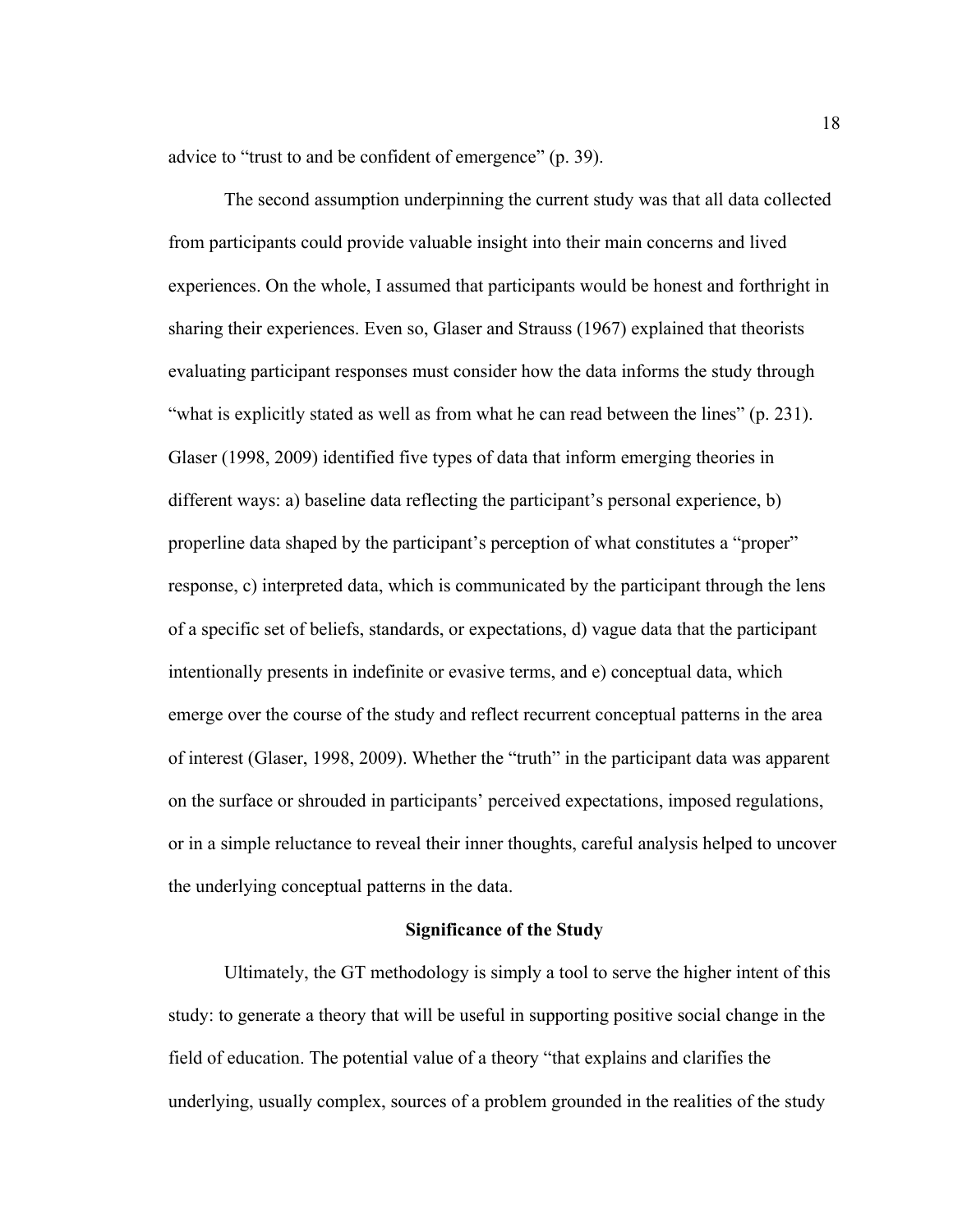advice to "trust to and be confident of emergence" (p. 39).

The second assumption underpinning the current study was that all data collected from participants could provide valuable insight into their main concerns and lived experiences. On the whole, I assumed that participants would be honest and forthright in sharing their experiences. Even so, Glaser and Strauss (1967) explained that theorists evaluating participant responses must consider how the data informs the study through "what is explicitly stated as well as from what he can read between the lines" (p. 231). Glaser (1998, 2009) identified five types of data that inform emerging theories in different ways: a) baseline data reflecting the participant's personal experience, b) properline data shaped by the participant's perception of what constitutes a "proper" response, c) interpreted data, which is communicated by the participant through the lens of a specific set of beliefs, standards, or expectations, d) vague data that the participant intentionally presents in indefinite or evasive terms, and e) conceptual data, which emerge over the course of the study and reflect recurrent conceptual patterns in the area of interest (Glaser, 1998, 2009). Whether the "truth" in the participant data was apparent on the surface or shrouded in participants' perceived expectations, imposed regulations, or in a simple reluctance to reveal their inner thoughts, careful analysis helped to uncover the underlying conceptual patterns in the data.

## Significance of the Study

Ultimately, the GT methodology is simply a tool to serve the higher intent of this study: to generate a theory that will be useful in supporting positive social change in the field of education. The potential value of a theory "that explains and clarifies the underlying, usually complex, sources of a problem grounded in the realities of the study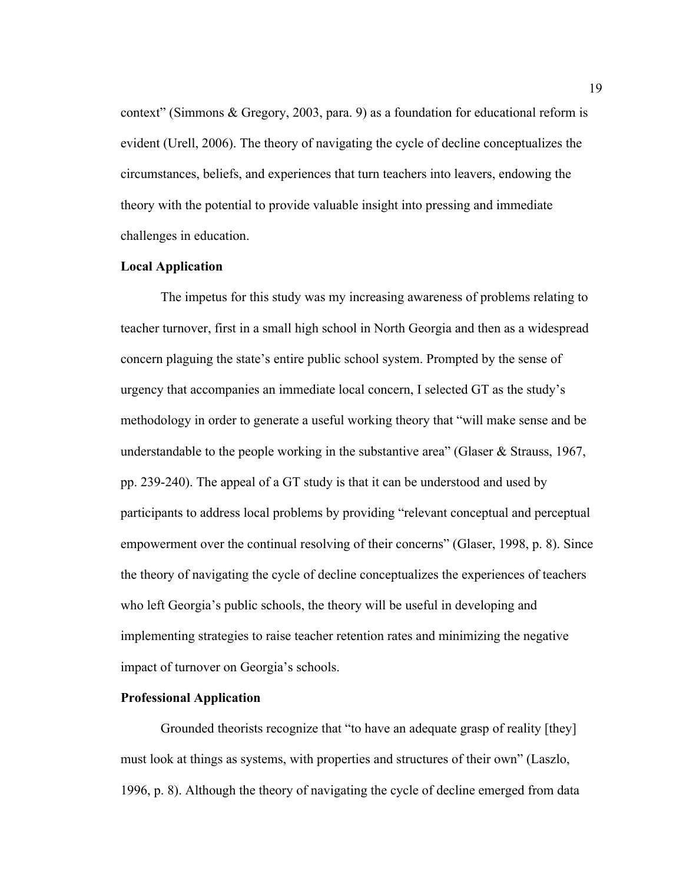context" (Simmons & Gregory, 2003, para. 9) as a foundation for educational reform is evident (Urell, 2006). The theory of navigating the cycle of decline conceptualizes the circumstances, beliefs, and experiences that turn teachers into leavers, endowing the theory with the potential to provide valuable insight into pressing and immediate challenges in education.

**Local Application**

The impetus for this study was my increasing awareness of problems relating to teacher turnover, first in a small high school in North Georgia and then as a widespread concern plaguing the state's entire public school system. Prompted by the sense of urgency that accompanies an immediate local concern, I selected GT as the study's methodology in order to generate a useful working theory that "will make sense and be understandable to the people working in the substantive area" (Glaser & Strauss, 1967, pp. 239-240). The appeal of a GT study is that it can be understood and used by participants to address local problems by providing "relevant conceptual and perceptual empowerment over the continual resolving of their concerns" (Glaser, 1998, p. 8). Since the theory of navigating the cycle of decline conceptualizes the experiences of teachers who left Georgia's public schools, the theory will be useful in developing and implementing strategies to raise teacher retention rates and minimizing the negative impact of turnover on Georgia's schools.

**Professional Application**

Grounded theorists recognize that "to have an adequate grasp of reality [they] must look at things as systems, with properties and structures of their own" (Laszlo, 1996, p. 8). Although the theory of navigating the cycle of decline emerged from data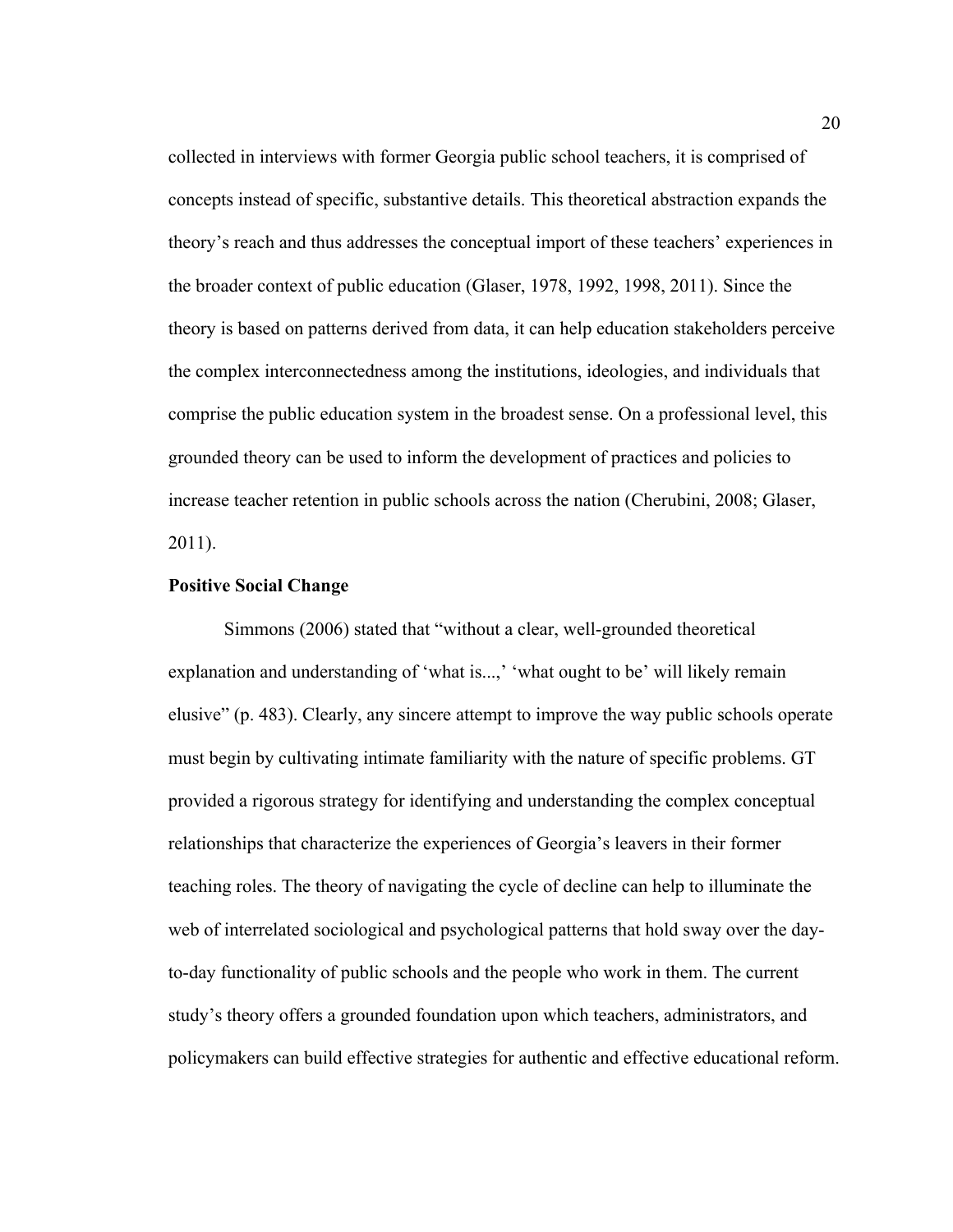collected in interviews with former Georgia public school teachers, it is comprised of concepts instead of specific, substantive details. This theoretical abstraction expands the theory's reach and thus addresses the conceptual import of these teachers' experiences in the broader context of public education (Glaser, 1978, 1992, 1998, 2011). Since the theory is based on patterns derived from data, it can help education stakeholders perceive the complex interconnectedness among the institutions, ideologies, and individuals that comprise the public education system in the broadest sense. On a professional level, this grounded theory can be used to inform the development of practices and policies to increase teacher retention in public schools across the nation (Cherubini, 2008; Glaser, 2011).

**Positive Social Change**

Simmons (2006) stated that "without a clear, well-grounded theoretical explanation and understanding of 'what is...,' 'what ought to be' will likely remain elusive" (p. 483). Clearly, any sincere attempt to improve the way public schools operate must begin by cultivating intimate familiarity with the nature of specific problems. GT provided a rigorous strategy for identifying and understanding the complex conceptual relationships that characterize the experiences of Georgia's leavers in their former teaching roles. The theory of navigating the cycle of decline can help to illuminate the web of interrelated sociological and psychological patterns that hold sway over the day-to-day functionality of public schools and the people who work in them. The current study's theory offers a grounded foundation upon which teachers, administrators, and policymakers can build effective strategies for authentic and effective educational reform.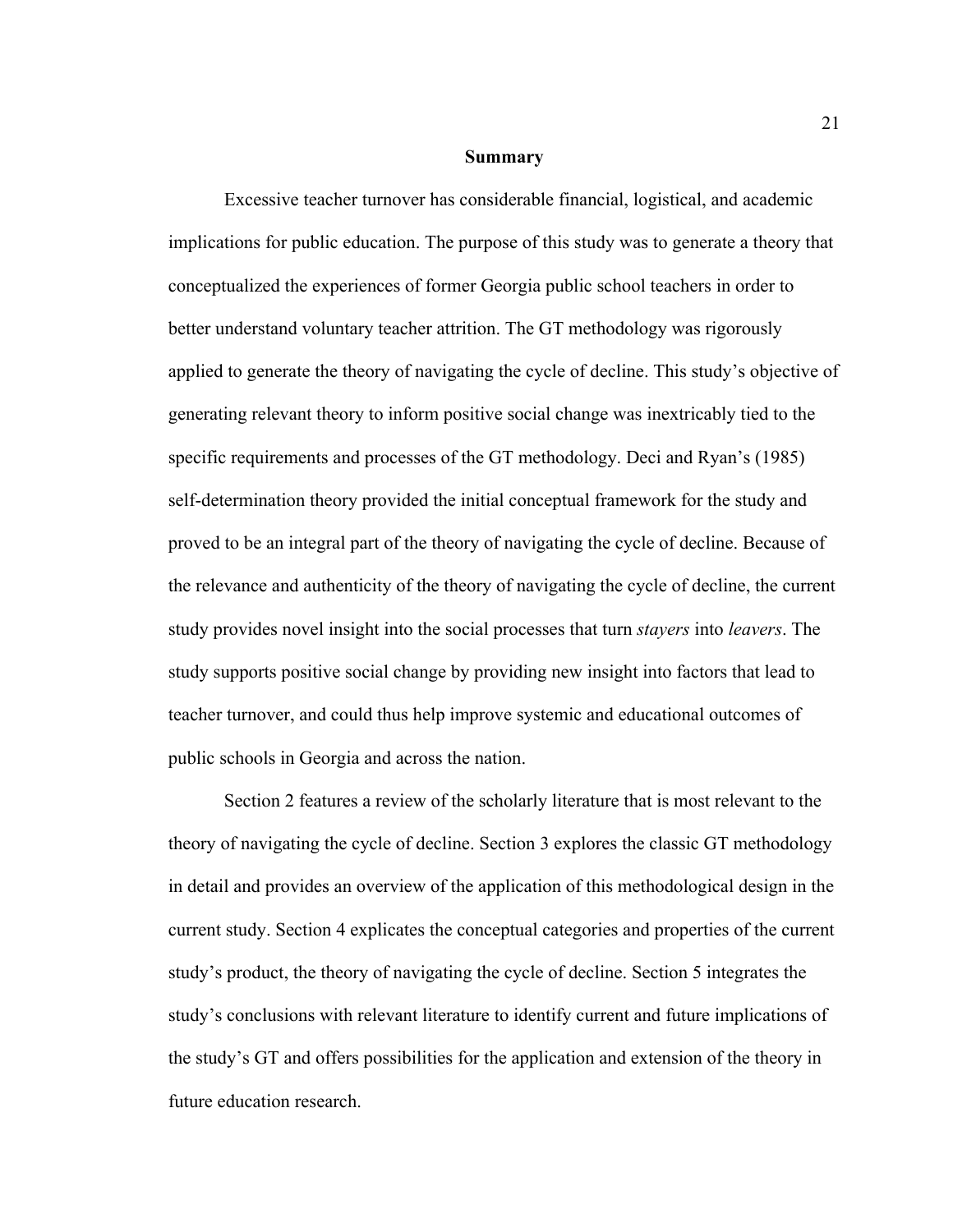## Summary

Excessive teacher turnover has considerable financial, logistical, and academic implications for public education. The purpose of this study was to generate a theory that conceptualized the experiences of former Georgia public school teachers in order to better understand voluntary teacher attrition. The GT methodology was rigorously applied to generate the theory of navigating the cycle of decline. This study's objective of generating relevant theory to inform positive social change was inextricably tied to the specific requirements and processes of the GT methodology. Deci and Ryan's (1985) self-determination theory provided the initial conceptual framework for the study and proved to be an integral part of the theory of navigating the cycle of decline. Because of the relevance and authenticity of the theory of navigating the cycle of decline, the current study provides novel insight into the social processes that turn *stayers* into *leavers*. The study supports positive social change by providing new insight into factors that lead to teacher turnover, and could thus help improve systemic and educational outcomes of public schools in Georgia and across the nation.

Section 2 features a review of the scholarly literature that is most relevant to the theory of navigating the cycle of decline. Section 3 explores the classic GT methodology in detail and provides an overview of the application of this methodological design in the current study. Section 4 explicates the conceptual categories and properties of the current study's product, the theory of navigating the cycle of decline. Section 5 integrates the study's conclusions with relevant literature to identify current and future implications of the study's GT and offers possibilities for the application and extension of the theory in future education research.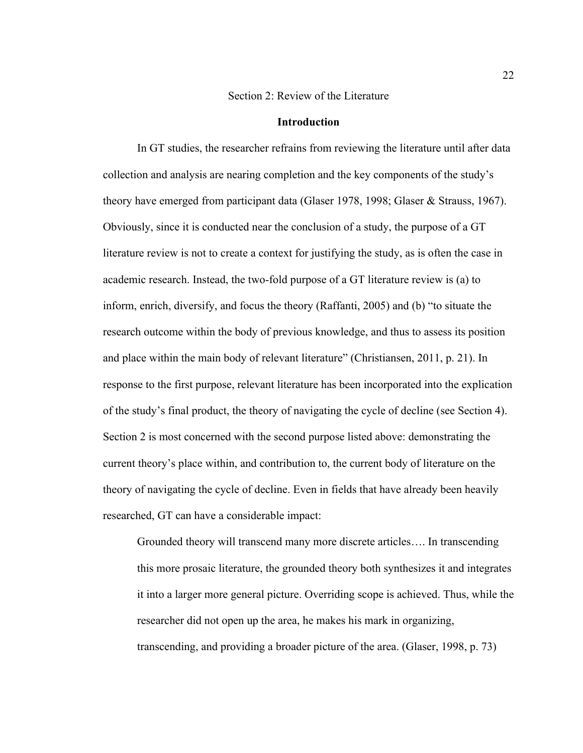## Section 2: Review of the Literature

### Introduction

In GT studies, the researcher refrains from reviewing the literature until after data collection and analysis are nearing completion and the key components of the study's theory have emerged from participant data (Glaser 1978, 1998; Glaser & Strauss, 1967). Obviously, since it is conducted near the conclusion of a study, the purpose of a GT literature review is not to create a context for justifying the study, as is often the case in academic research. Instead, the two-fold purpose of a GT literature review is (a) to inform, enrich, diversify, and focus the theory (Raffanti, 2005) and (b) "to situate the research outcome within the body of previous knowledge, and thus to assess its position and place within the main body of relevant literature" (Christiansen, 2011, p. 21). In response to the first purpose, relevant literature has been incorporated into the explication of the study's final product, the theory of navigating the cycle of decline (see Section 4). Section 2 is most concerned with the second purpose listed above: demonstrating the current theory's place within, and contribution to, the current body of literature on the theory of navigating the cycle of decline. Even in fields that have already been heavily researched, GT can have a considerable impact:

> Grounded theory will transcend many more discrete articles…. In transcending this more prosaic literature, the grounded theory both synthesizes it and integrates it into a larger more general picture. Overriding scope is achieved. Thus, while the researcher did not open up the area, he makes his mark in organizing, transcending, and providing a broader picture of the area. (Glaser, 1998, p. 73)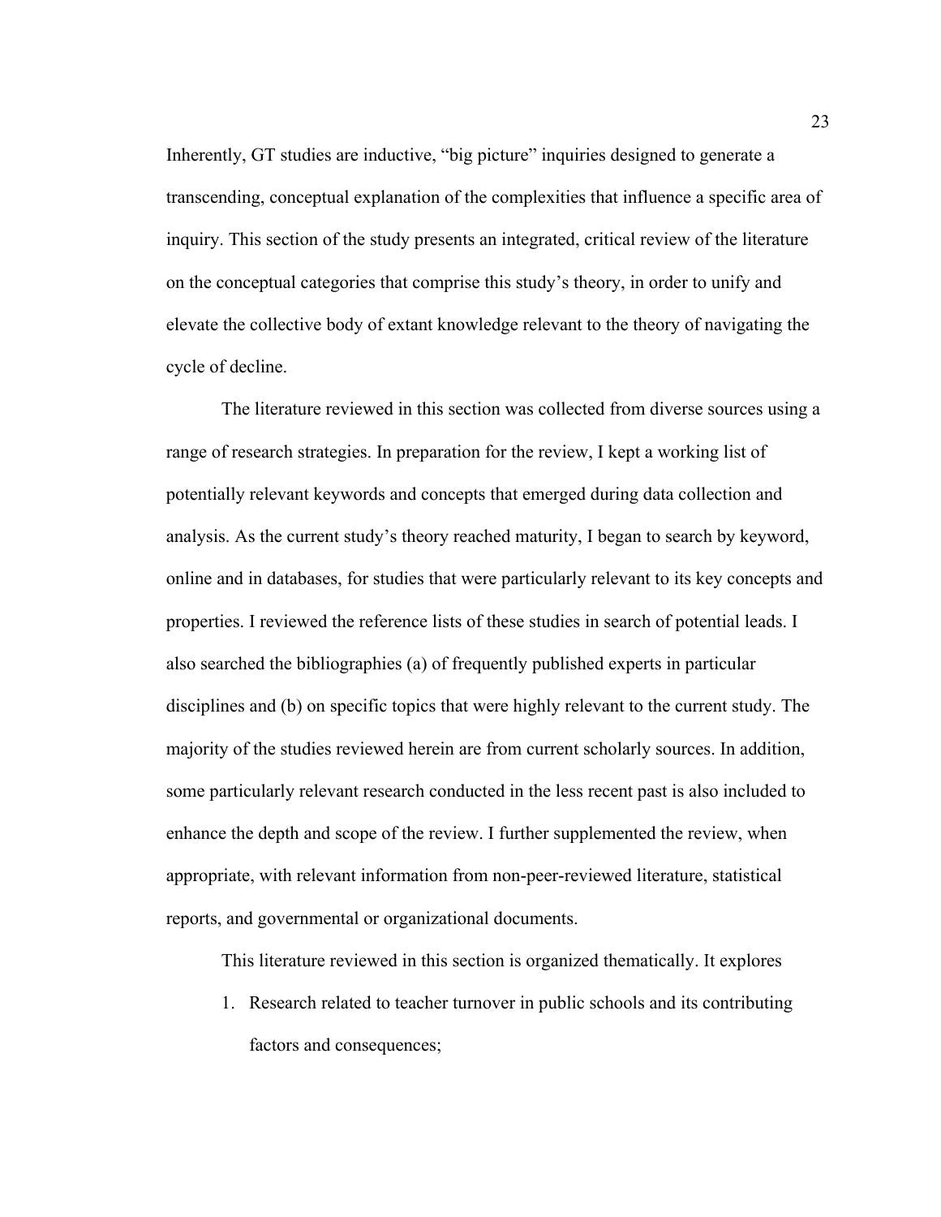Inherently, GT studies are inductive, "big picture" inquiries designed to generate a transcending, conceptual explanation of the complexities that influence a specific area of inquiry. This section of the study presents an integrated, critical review of the literature on the conceptual categories that comprise this study's theory, in order to unify and elevate the collective body of extant knowledge relevant to the theory of navigating the cycle of decline.

The literature reviewed in this section was collected from diverse sources using a range of research strategies. In preparation for the review, I kept a working list of potentially relevant keywords and concepts that emerged during data collection and analysis. As the current study's theory reached maturity, I began to search by keyword, online and in databases, for studies that were particularly relevant to its key concepts and properties. I reviewed the reference lists of these studies in search of potential leads. I also searched the bibliographies (a) of frequently published experts in particular disciplines and (b) on specific topics that were highly relevant to the current study. The majority of the studies reviewed herein are from current scholarly sources. In addition, some particularly relevant research conducted in the less recent past is also included to enhance the depth and scope of the review. I further supplemented the review, when appropriate, with relevant information from non-peer-reviewed literature, statistical reports, and governmental or organizational documents.

This literature reviewed in this section is organized thematically. It explores

1. Research related to teacher turnover in public schools and its contributing factors and consequences;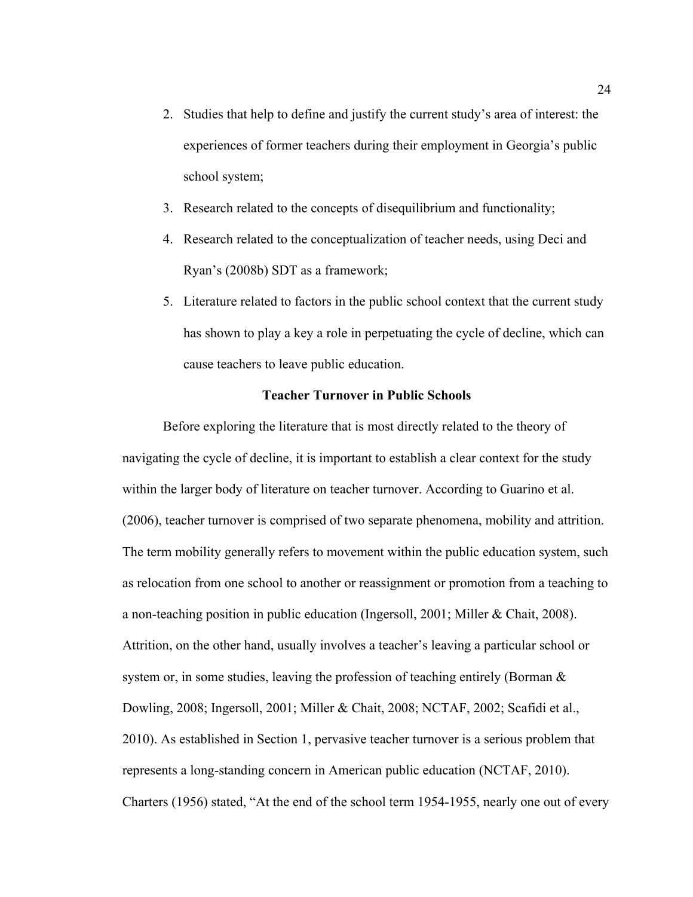2. Studies that help to define and justify the current study's area of interest: the experiences of former teachers during their employment in Georgia's public school system;
3. Research related to the concepts of disequilibrium and functionality;
4. Research related to the conceptualization of teacher needs, using Deci and Ryan's (2008b) SDT as a framework;
5. Literature related to factors in the public school context that the current study has shown to play a key a role in perpetuating the cycle of decline, which can cause teachers to leave public education.

## Teacher Turnover in Public Schools

Before exploring the literature that is most directly related to the theory of navigating the cycle of decline, it is important to establish a clear context for the study within the larger body of literature on teacher turnover. According to Guarino et al. (2006), teacher turnover is comprised of two separate phenomena, mobility and attrition. The term mobility generally refers to movement within the public education system, such as relocation from one school to another or reassignment or promotion from a teaching to a non-teaching position in public education (Ingersoll, 2001; Miller & Chait, 2008). Attrition, on the other hand, usually involves a teacher's leaving a particular school or system or, in some studies, leaving the profession of teaching entirely (Borman & Dowling, 2008; Ingersoll, 2001; Miller & Chait, 2008; NCTAF, 2002; Scafidi et al., 2010). As established in Section 1, pervasive teacher turnover is a serious problem that represents a long-standing concern in American public education (NCTAF, 2010). Charters (1956) stated, "At the end of the school term 1954-1955, nearly one out of every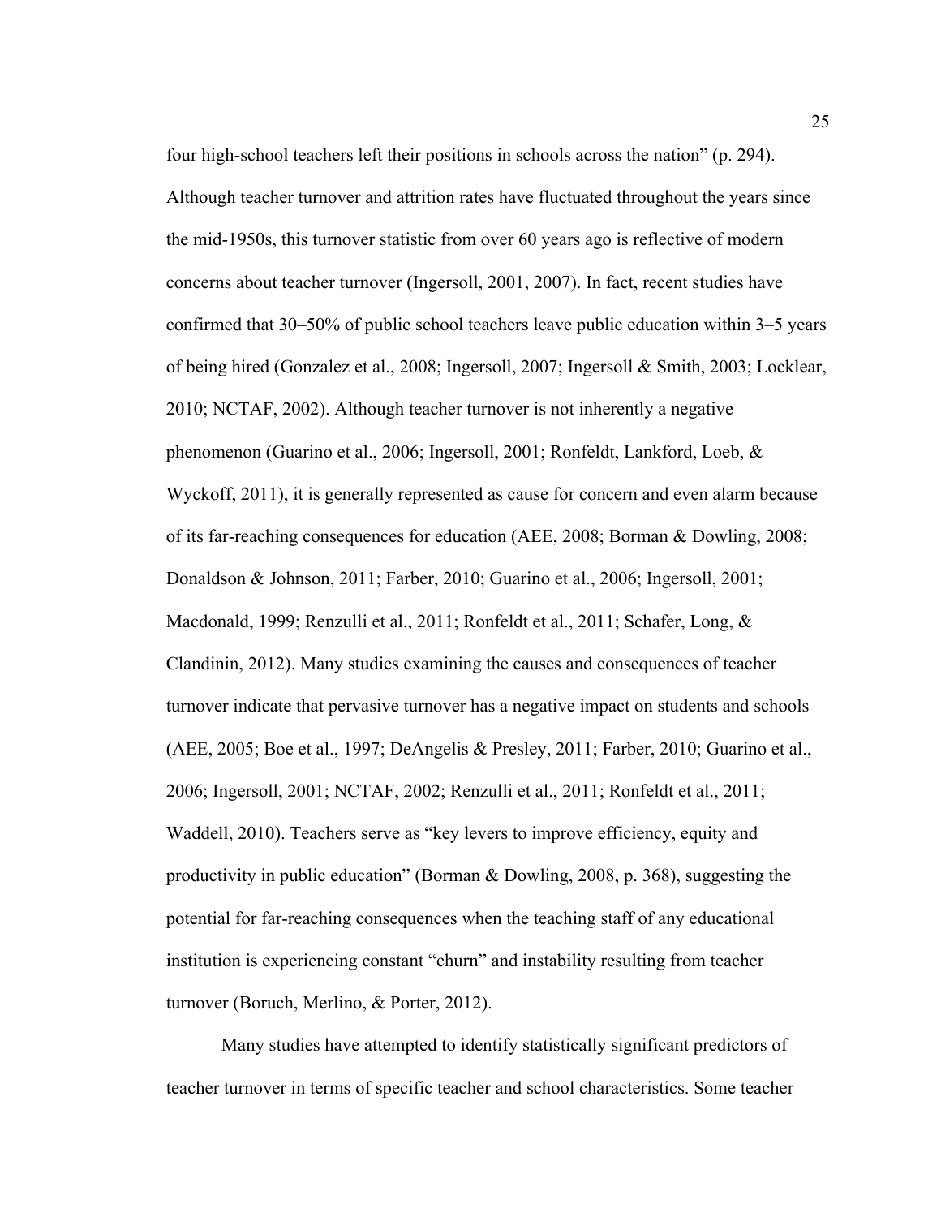four high-school teachers left their positions in schools across the nation" (p. 294). Although teacher turnover and attrition rates have fluctuated throughout the years since the mid-1950s, this turnover statistic from over 60 years ago is reflective of modern concerns about teacher turnover (Ingersoll, 2001, 2007). In fact, recent studies have confirmed that 30–50% of public school teachers leave public education within 3–5 years of being hired (Gonzalez et al., 2008; Ingersoll, 2007; Ingersoll & Smith, 2003; Locklear, 2010; NCTAF, 2002). Although teacher turnover is not inherently a negative phenomenon (Guarino et al., 2006; Ingersoll, 2001; Ronfeldt, Lankford, Loeb, & Wyckoff, 2011), it is generally represented as cause for concern and even alarm because of its far-reaching consequences for education (AEE, 2008; Borman & Dowling, 2008; Donaldson & Johnson, 2011; Farber, 2010; Guarino et al., 2006; Ingersoll, 2001; Macdonald, 1999; Renzulli et al., 2011; Ronfeldt et al., 2011; Schafer, Long, & Clandinin, 2012). Many studies examining the causes and consequences of teacher turnover indicate that pervasive turnover has a negative impact on students and schools (AEE, 2005; Boe et al., 1997; DeAngelis & Presley, 2011; Farber, 2010; Guarino et al., 2006; Ingersoll, 2001; NCTAF, 2002; Renzulli et al., 2011; Ronfeldt et al., 2011; Waddell, 2010). Teachers serve as "key levers to improve efficiency, equity and productivity in public education" (Borman & Dowling, 2008, p. 368), suggesting the potential for far-reaching consequences when the teaching staff of any educational institution is experiencing constant "churn" and instability resulting from teacher turnover (Boruch, Merlino, & Porter, 2012).

Many studies have attempted to identify statistically significant predictors of teacher turnover in terms of specific teacher and school characteristics. Some teacher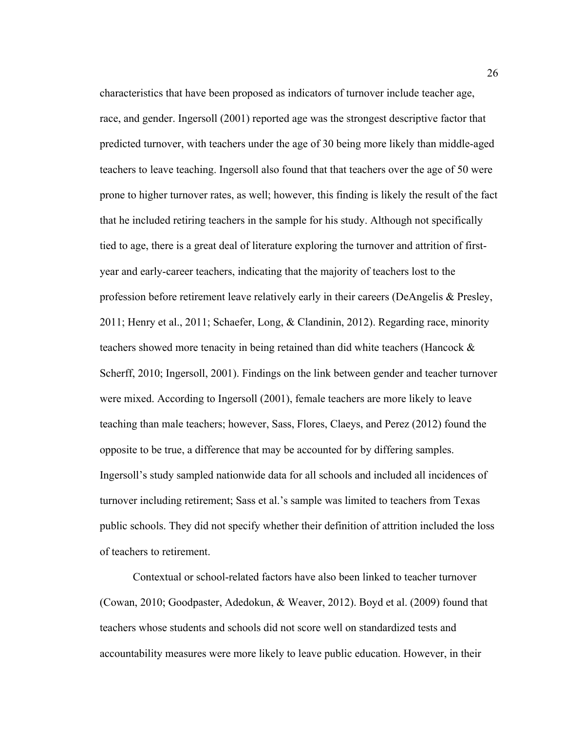characteristics that have been proposed as indicators of turnover include teacher age, race, and gender. Ingersoll (2001) reported age was the strongest descriptive factor that predicted turnover, with teachers under the age of 30 being more likely than middle-aged teachers to leave teaching. Ingersoll also found that that teachers over the age of 50 were prone to higher turnover rates, as well; however, this finding is likely the result of the fact that he included retiring teachers in the sample for his study. Although not specifically tied to age, there is a great deal of literature exploring the turnover and attrition of first-year and early-career teachers, indicating that the majority of teachers lost to the profession before retirement leave relatively early in their careers (DeAngelis & Presley, 2011; Henry et al., 2011; Schaefer, Long, & Clandinin, 2012). Regarding race, minority teachers showed more tenacity in being retained than did white teachers (Hancock & Scherff, 2010; Ingersoll, 2001). Findings on the link between gender and teacher turnover were mixed. According to Ingersoll (2001), female teachers are more likely to leave teaching than male teachers; however, Sass, Flores, Claeys, and Perez (2012) found the opposite to be true, a difference that may be accounted for by differing samples. Ingersoll's study sampled nationwide data for all schools and included all incidences of turnover including retirement; Sass et al.'s sample was limited to teachers from Texas public schools. They did not specify whether their definition of attrition included the loss of teachers to retirement.

Contextual or school-related factors have also been linked to teacher turnover (Cowan, 2010; Goodpaster, Adedokun, & Weaver, 2012). Boyd et al. (2009) found that teachers whose students and schools did not score well on standardized tests and accountability measures were more likely to leave public education. However, in their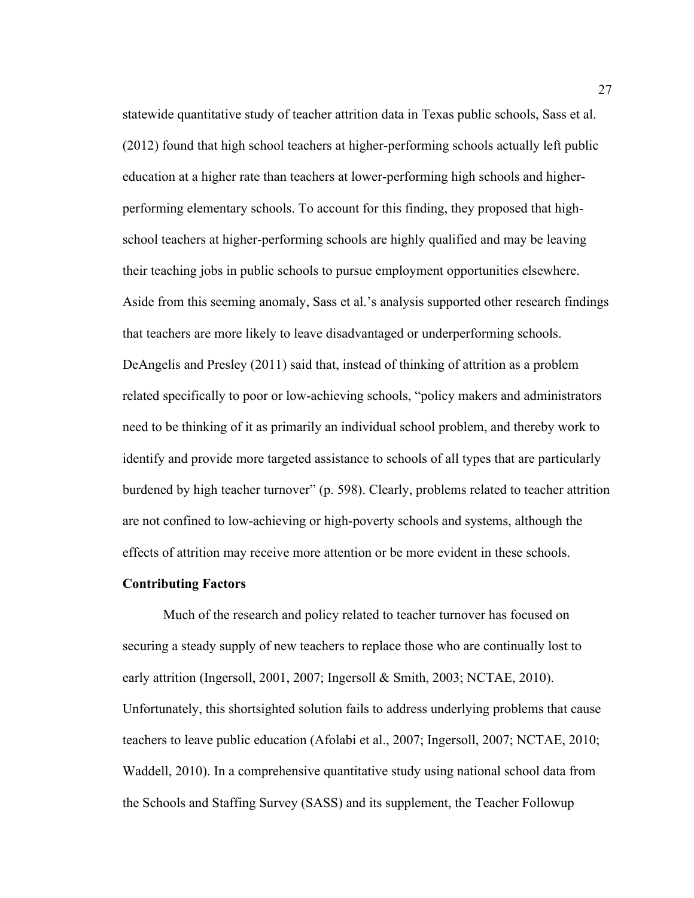statewide quantitative study of teacher attrition data in Texas public schools, Sass et al. (2012) found that high school teachers at higher-performing schools actually left public education at a higher rate than teachers at lower-performing high schools and higher-performing elementary schools. To account for this finding, they proposed that high-school teachers at higher-performing schools are highly qualified and may be leaving their teaching jobs in public schools to pursue employment opportunities elsewhere. Aside from this seeming anomaly, Sass et al.'s analysis supported other research findings that teachers are more likely to leave disadvantaged or underperforming schools. DeAngelis and Presley (2011) said that, instead of thinking of attrition as a problem related specifically to poor or low-achieving schools, "policy makers and administrators need to be thinking of it as primarily an individual school problem, and thereby work to identify and provide more targeted assistance to schools of all types that are particularly burdened by high teacher turnover" (p. 598). Clearly, problems related to teacher attrition are not confined to low-achieving or high-poverty schools and systems, although the effects of attrition may receive more attention or be more evident in these schools.

**Contributing Factors**

Much of the research and policy related to teacher turnover has focused on securing a steady supply of new teachers to replace those who are continually lost to early attrition (Ingersoll, 2001, 2007; Ingersoll & Smith, 2003; NCTAE, 2010). Unfortunately, this shortsighted solution fails to address underlying problems that cause teachers to leave public education (Afolabi et al., 2007; Ingersoll, 2007; NCTAE, 2010; Waddell, 2010). In a comprehensive quantitative study using national school data from the Schools and Staffing Survey (SASS) and its supplement, the Teacher Followup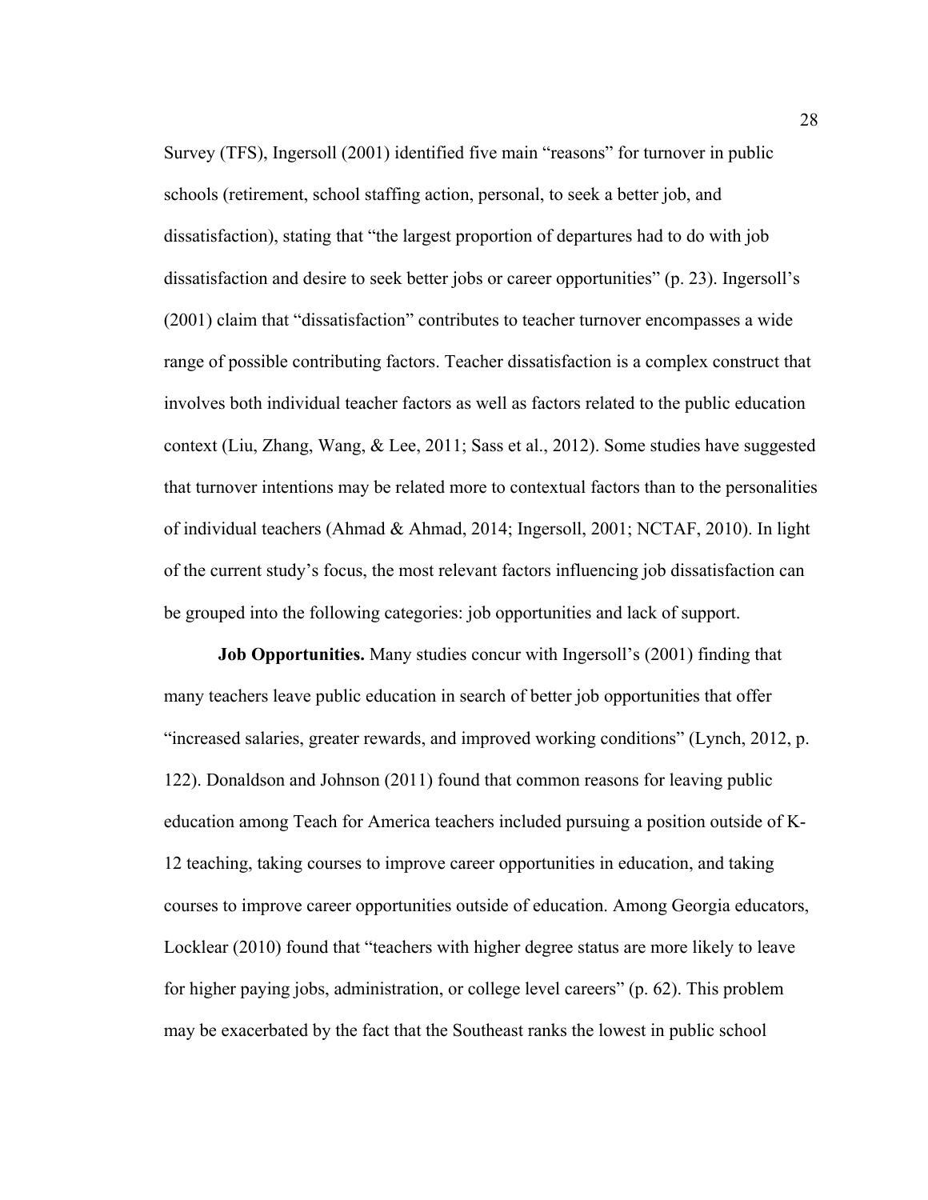Survey (TFS), Ingersoll (2001) identified five main "reasons" for turnover in public schools (retirement, school staffing action, personal, to seek a better job, and dissatisfaction), stating that "the largest proportion of departures had to do with job dissatisfaction and desire to seek better jobs or career opportunities" (p. 23). Ingersoll's (2001) claim that "dissatisfaction" contributes to teacher turnover encompasses a wide range of possible contributing factors. Teacher dissatisfaction is a complex construct that involves both individual teacher factors as well as factors related to the public education context (Liu, Zhang, Wang, & Lee, 2011; Sass et al., 2012). Some studies have suggested that turnover intentions may be related more to contextual factors than to the personalities of individual teachers (Ahmad & Ahmad, 2014; Ingersoll, 2001; NCTAF, 2010). In light of the current study's focus, the most relevant factors influencing job dissatisfaction can be grouped into the following categories: job opportunities and lack of support.

**Job Opportunities.** Many studies concur with Ingersoll's (2001) finding that many teachers leave public education in search of better job opportunities that offer "increased salaries, greater rewards, and improved working conditions" (Lynch, 2012, p. 122). Donaldson and Johnson (2011) found that common reasons for leaving public education among Teach for America teachers included pursuing a position outside of K-12 teaching, taking courses to improve career opportunities in education, and taking courses to improve career opportunities outside of education. Among Georgia educators, Locklear (2010) found that "teachers with higher degree status are more likely to leave for higher paying jobs, administration, or college level careers" (p. 62). This problem may be exacerbated by the fact that the Southeast ranks the lowest in public school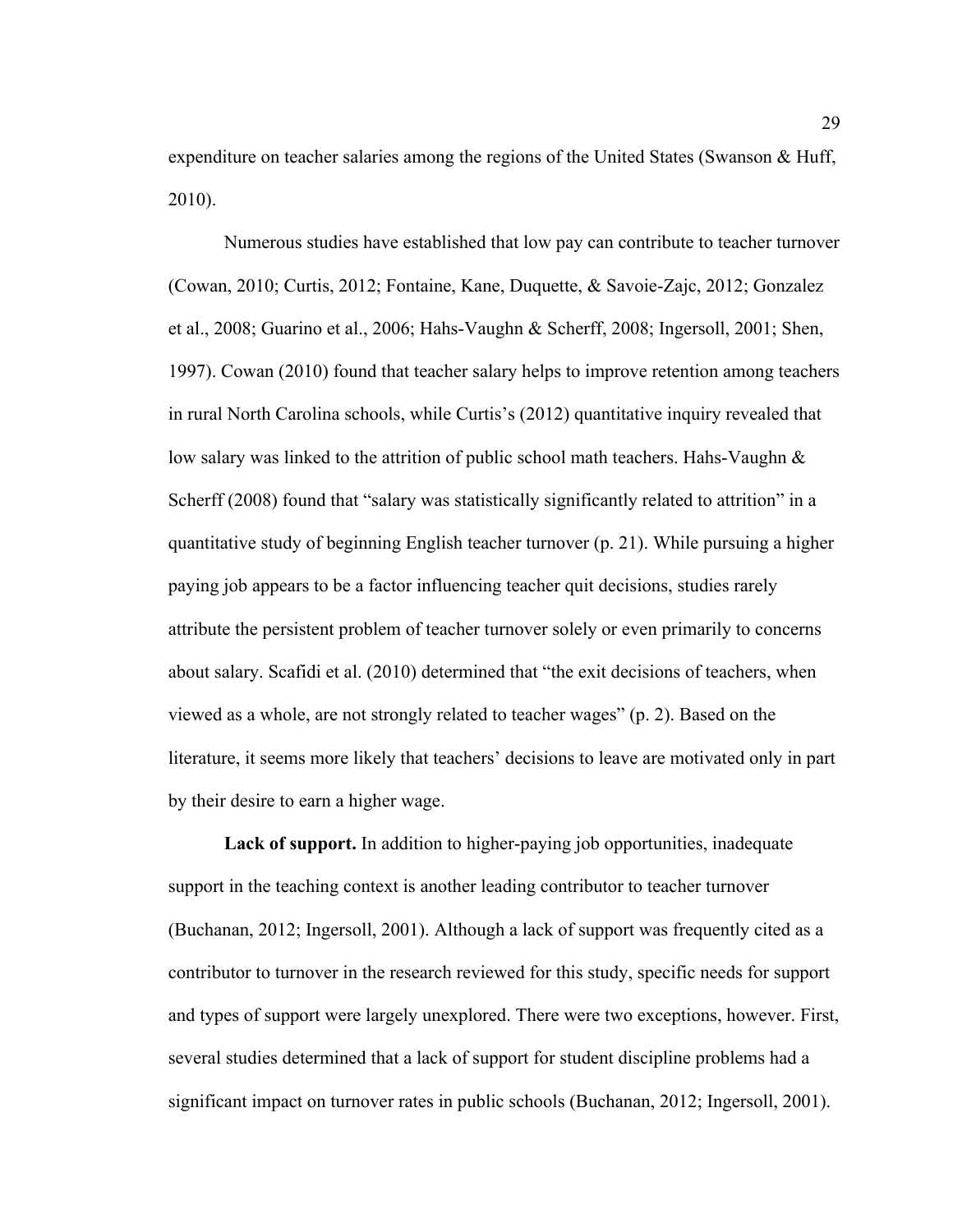expenditure on teacher salaries among the regions of the United States (Swanson & Huff, 2010).

Numerous studies have established that low pay can contribute to teacher turnover (Cowan, 2010; Curtis, 2012; Fontaine, Kane, Duquette, & Savoie-Zajc, 2012; Gonzalez et al., 2008; Guarino et al., 2006; Hahs-Vaughn & Scherff, 2008; Ingersoll, 2001; Shen, 1997). Cowan (2010) found that teacher salary helps to improve retention among teachers in rural North Carolina schools, while Curtis's (2012) quantitative inquiry revealed that low salary was linked to the attrition of public school math teachers. Hahs-Vaughn & Scherff (2008) found that "salary was statistically significantly related to attrition" in a quantitative study of beginning English teacher turnover (p. 21). While pursuing a higher paying job appears to be a factor influencing teacher quit decisions, studies rarely attribute the persistent problem of teacher turnover solely or even primarily to concerns about salary. Scafidi et al. (2010) determined that "the exit decisions of teachers, when viewed as a whole, are not strongly related to teacher wages" (p. 2). Based on the literature, it seems more likely that teachers' decisions to leave are motivated only in part by their desire to earn a higher wage.

**Lack of support.** In addition to higher-paying job opportunities, inadequate support in the teaching context is another leading contributor to teacher turnover (Buchanan, 2012; Ingersoll, 2001). Although a lack of support was frequently cited as a contributor to turnover in the research reviewed for this study, specific needs for support and types of support were largely unexplored. There were two exceptions, however. First, several studies determined that a lack of support for student discipline problems had a significant impact on turnover rates in public schools (Buchanan, 2012; Ingersoll, 2001).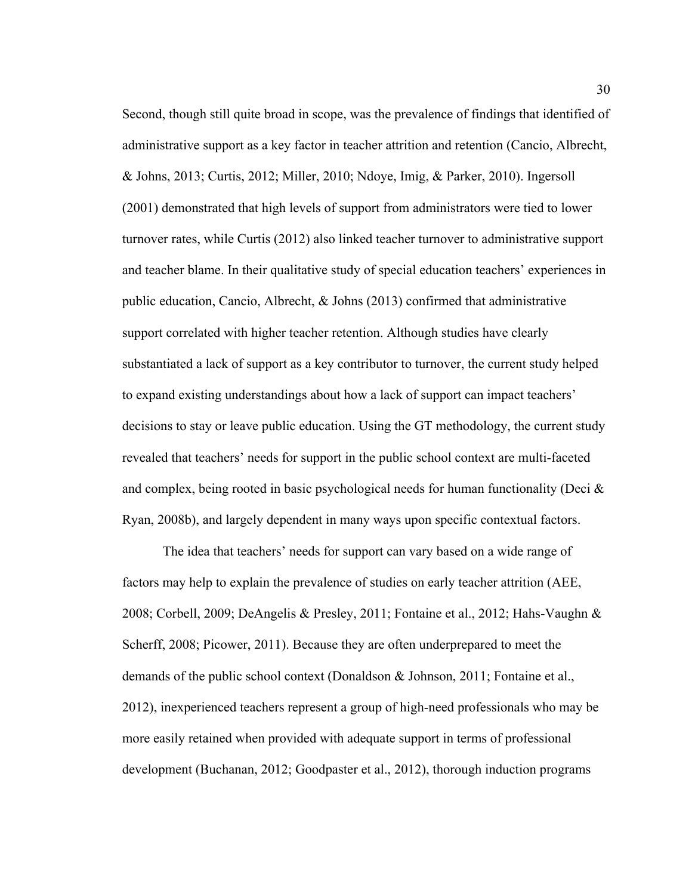Second, though still quite broad in scope, was the prevalence of findings that identified of administrative support as a key factor in teacher attrition and retention (Cancio, Albrecht, & Johns, 2013; Curtis, 2012; Miller, 2010; Ndoye, Imig, & Parker, 2010). Ingersoll (2001) demonstrated that high levels of support from administrators were tied to lower turnover rates, while Curtis (2012) also linked teacher turnover to administrative support and teacher blame. In their qualitative study of special education teachers' experiences in public education, Cancio, Albrecht, & Johns (2013) confirmed that administrative support correlated with higher teacher retention. Although studies have clearly substantiated a lack of support as a key contributor to turnover, the current study helped to expand existing understandings about how a lack of support can impact teachers' decisions to stay or leave public education. Using the GT methodology, the current study revealed that teachers' needs for support in the public school context are multi-faceted and complex, being rooted in basic psychological needs for human functionality (Deci & Ryan, 2008b), and largely dependent in many ways upon specific contextual factors.

The idea that teachers' needs for support can vary based on a wide range of factors may help to explain the prevalence of studies on early teacher attrition (AEE, 2008; Corbell, 2009; DeAngelis & Presley, 2011; Fontaine et al., 2012; Hahs-Vaughn & Scherff, 2008; Picower, 2011). Because they are often underprepared to meet the demands of the public school context (Donaldson & Johnson, 2011; Fontaine et al., 2012), inexperienced teachers represent a group of high-need professionals who may be more easily retained when provided with adequate support in terms of professional development (Buchanan, 2012; Goodpaster et al., 2012), thorough induction programs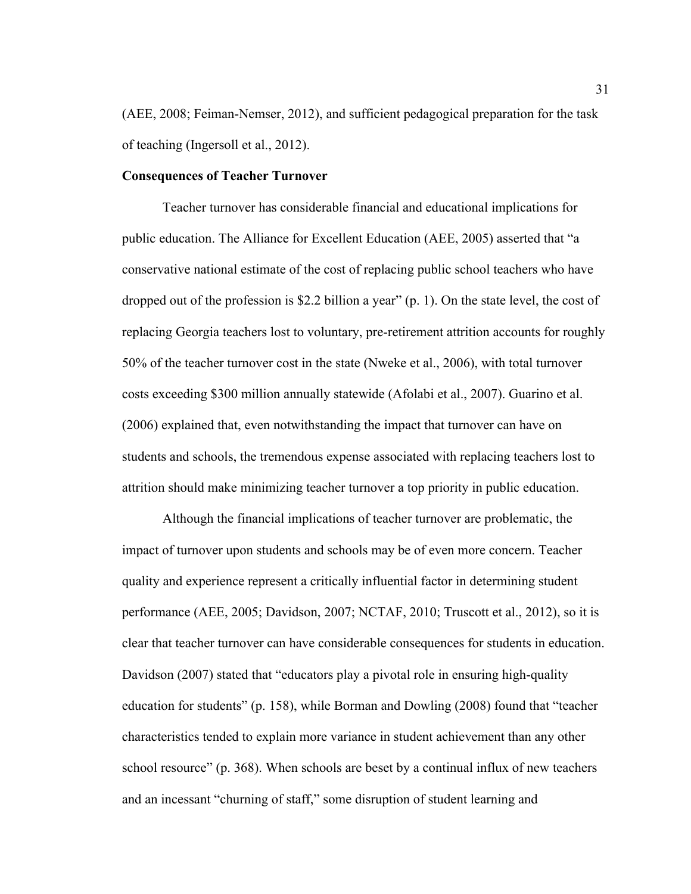(AEE, 2008; Feiman-Nemser, 2012), and sufficient pedagogical preparation for the task of teaching (Ingersoll et al., 2012).

**Consequences of Teacher Turnover**

Teacher turnover has considerable financial and educational implications for public education. The Alliance for Excellent Education (AEE, 2005) asserted that "a conservative national estimate of the cost of replacing public school teachers who have dropped out of the profession is $2.2 billion a year" (p. 1). On the state level, the cost of replacing Georgia teachers lost to voluntary, pre-retirement attrition accounts for roughly 50% of the teacher turnover cost in the state (Nweke et al., 2006), with total turnover costs exceeding $300 million annually statewide (Afolabi et al., 2007). Guarino et al. (2006) explained that, even notwithstanding the impact that turnover can have on students and schools, the tremendous expense associated with replacing teachers lost to attrition should make minimizing teacher turnover a top priority in public education.

Although the financial implications of teacher turnover are problematic, the impact of turnover upon students and schools may be of even more concern. Teacher quality and experience represent a critically influential factor in determining student performance (AEE, 2005; Davidson, 2007; NCTAF, 2010; Truscott et al., 2012), so it is clear that teacher turnover can have considerable consequences for students in education. Davidson (2007) stated that "educators play a pivotal role in ensuring high-quality education for students" (p. 158), while Borman and Dowling (2008) found that "teacher characteristics tended to explain more variance in student achievement than any other school resource" (p. 368). When schools are beset by a continual influx of new teachers and an incessant "churning of staff," some disruption of student learning and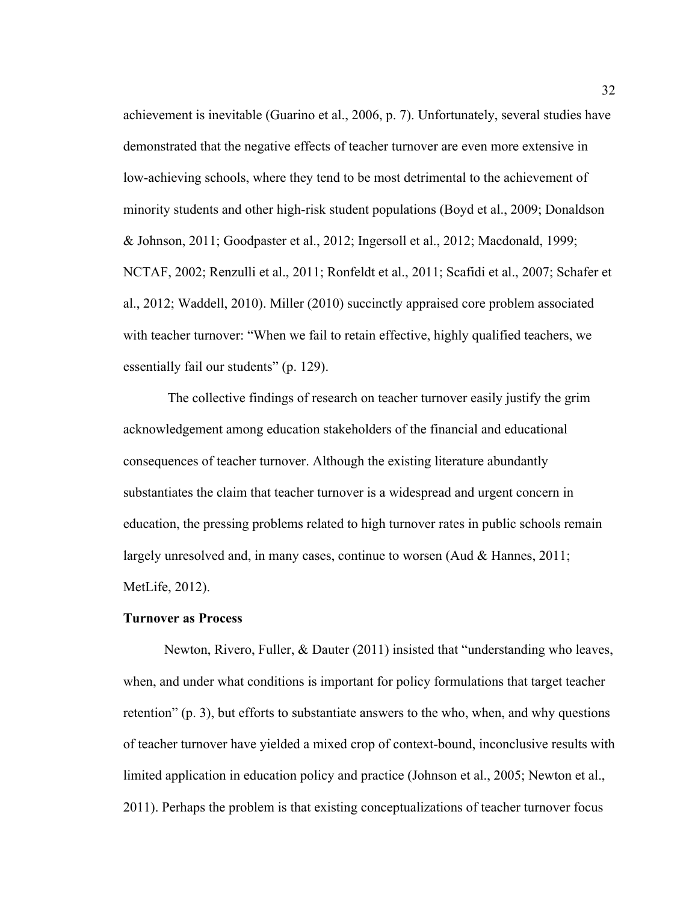achievement is inevitable (Guarino et al., 2006, p. 7). Unfortunately, several studies have demonstrated that the negative effects of teacher turnover are even more extensive in low-achieving schools, where they tend to be most detrimental to the achievement of minority students and other high-risk student populations (Boyd et al., 2009; Donaldson & Johnson, 2011; Goodpaster et al., 2012; Ingersoll et al., 2012; Macdonald, 1999; NCTAF, 2002; Renzulli et al., 2011; Ronfeldt et al., 2011; Scafidi et al., 2007; Schafer et al., 2012; Waddell, 2010). Miller (2010) succinctly appraised core problem associated with teacher turnover: "When we fail to retain effective, highly qualified teachers, we essentially fail our students" (p. 129).

The collective findings of research on teacher turnover easily justify the grim acknowledgement among education stakeholders of the financial and educational consequences of teacher turnover. Although the existing literature abundantly substantiates the claim that teacher turnover is a widespread and urgent concern in education, the pressing problems related to high turnover rates in public schools remain largely unresolved and, in many cases, continue to worsen (Aud & Hannes, 2011; MetLife, 2012).

**Turnover as Process**

Newton, Rivero, Fuller, & Dauter (2011) insisted that "understanding who leaves, when, and under what conditions is important for policy formulations that target teacher retention" (p. 3), but efforts to substantiate answers to the who, when, and why questions of teacher turnover have yielded a mixed crop of context-bound, inconclusive results with limited application in education policy and practice (Johnson et al., 2005; Newton et al., 2011). Perhaps the problem is that existing conceptualizations of teacher turnover focus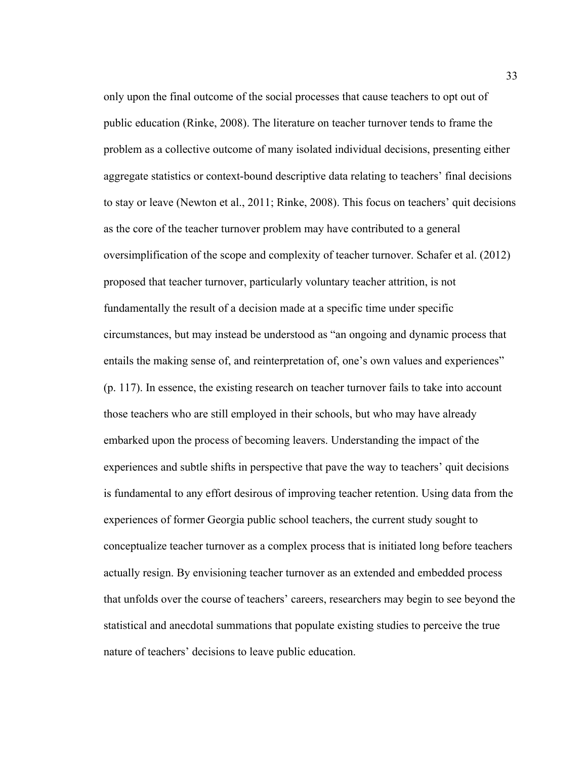only upon the final outcome of the social processes that cause teachers to opt out of public education (Rinke, 2008). The literature on teacher turnover tends to frame the problem as a collective outcome of many isolated individual decisions, presenting either aggregate statistics or context-bound descriptive data relating to teachers' final decisions to stay or leave (Newton et al., 2011; Rinke, 2008). This focus on teachers' quit decisions as the core of the teacher turnover problem may have contributed to a general oversimplification of the scope and complexity of teacher turnover. Schafer et al. (2012) proposed that teacher turnover, particularly voluntary teacher attrition, is not fundamentally the result of a decision made at a specific time under specific circumstances, but may instead be understood as "an ongoing and dynamic process that entails the making sense of, and reinterpretation of, one's own values and experiences" (p. 117). In essence, the existing research on teacher turnover fails to take into account those teachers who are still employed in their schools, but who may have already embarked upon the process of becoming leavers. Understanding the impact of the experiences and subtle shifts in perspective that pave the way to teachers' quit decisions is fundamental to any effort desirous of improving teacher retention. Using data from the experiences of former Georgia public school teachers, the current study sought to conceptualize teacher turnover as a complex process that is initiated long before teachers actually resign. By envisioning teacher turnover as an extended and embedded process that unfolds over the course of teachers' careers, researchers may begin to see beyond the statistical and anecdotal summations that populate existing studies to perceive the true nature of teachers' decisions to leave public education.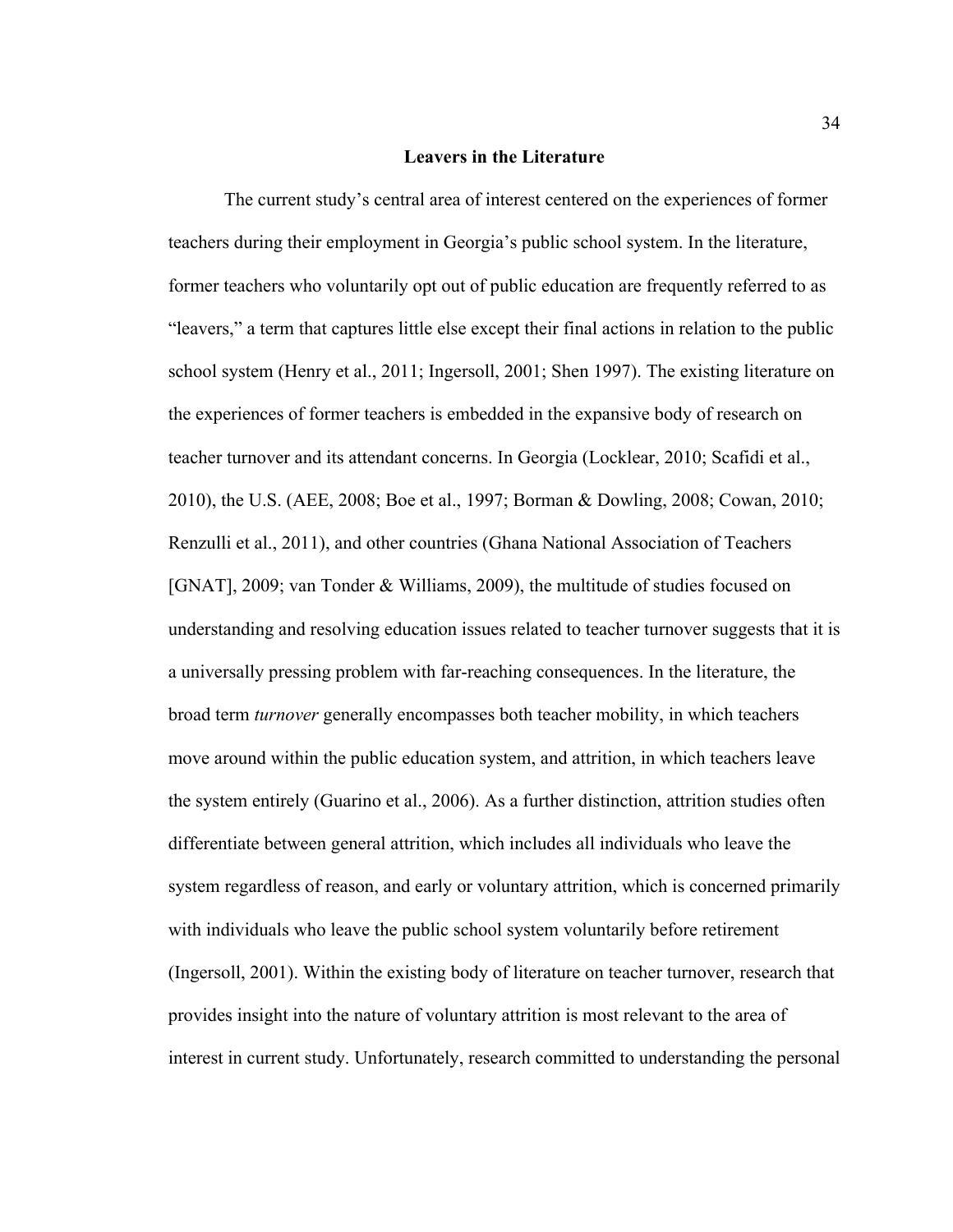**Leavers in the Literature**

The current study's central area of interest centered on the experiences of former teachers during their employment in Georgia's public school system. In the literature, former teachers who voluntarily opt out of public education are frequently referred to as "leavers," a term that captures little else except their final actions in relation to the public school system (Henry et al., 2011; Ingersoll, 2001; Shen 1997). The existing literature on the experiences of former teachers is embedded in the expansive body of research on teacher turnover and its attendant concerns. In Georgia (Locklear, 2010; Scafidi et al., 2010), the U.S. (AEE, 2008; Boe et al., 1997; Borman & Dowling, 2008; Cowan, 2010; Renzulli et al., 2011), and other countries (Ghana National Association of Teachers [GNAT], 2009; van Tonder & Williams, 2009), the multitude of studies focused on understanding and resolving education issues related to teacher turnover suggests that it is a universally pressing problem with far-reaching consequences. In the literature, the broad term *turnover* generally encompasses both teacher mobility, in which teachers move around within the public education system, and attrition, in which teachers leave the system entirely (Guarino et al., 2006). As a further distinction, attrition studies often differentiate between general attrition, which includes all individuals who leave the system regardless of reason, and early or voluntary attrition, which is concerned primarily with individuals who leave the public school system voluntarily before retirement (Ingersoll, 2001). Within the existing body of literature on teacher turnover, research that provides insight into the nature of voluntary attrition is most relevant to the area of interest in current study. Unfortunately, research committed to understanding the personal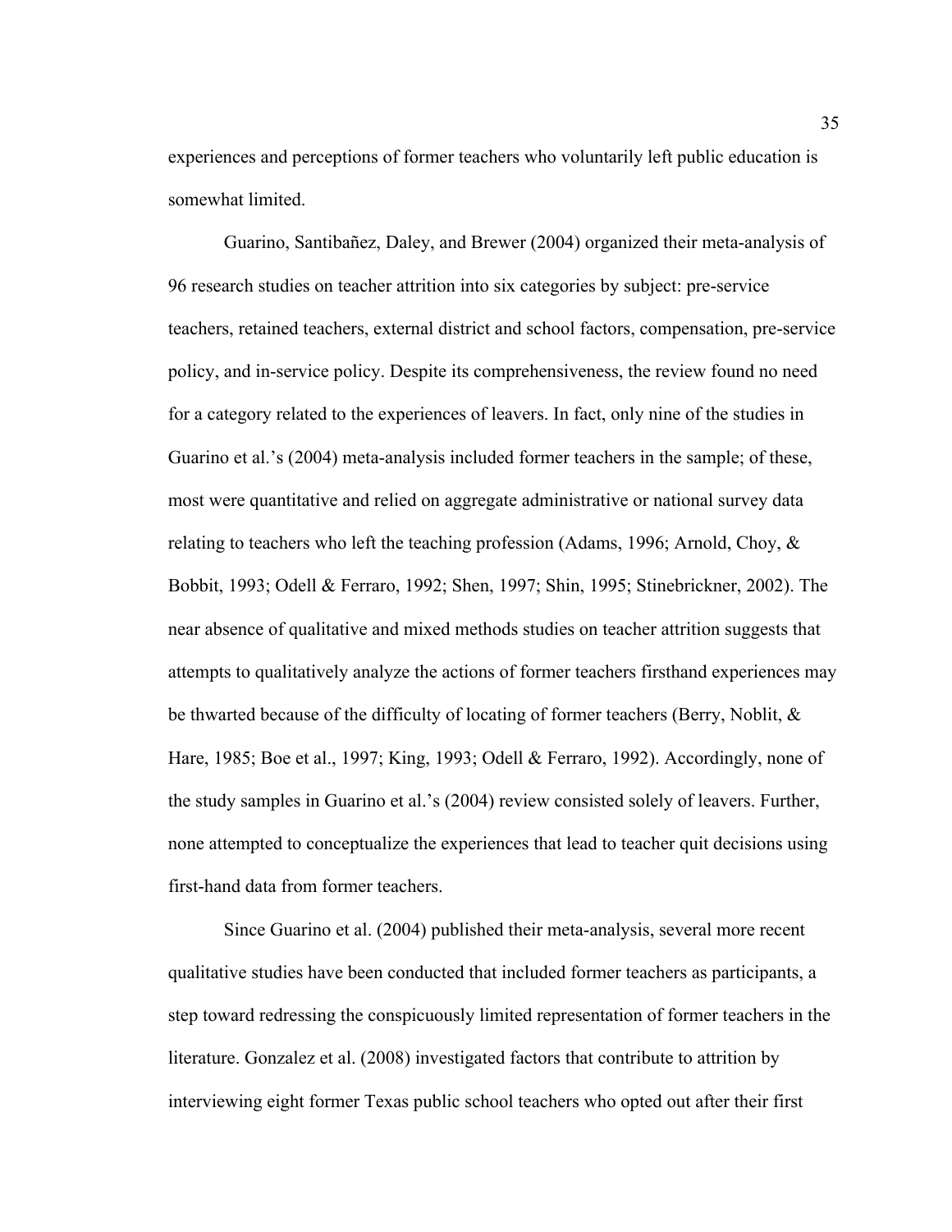experiences and perceptions of former teachers who voluntarily left public education is somewhat limited.

Guarino, Santibañez, Daley, and Brewer (2004) organized their meta-analysis of 96 research studies on teacher attrition into six categories by subject: pre-service teachers, retained teachers, external district and school factors, compensation, pre-service policy, and in-service policy. Despite its comprehensiveness, the review found no need for a category related to the experiences of leavers. In fact, only nine of the studies in Guarino et al.'s (2004) meta-analysis included former teachers in the sample; of these, most were quantitative and relied on aggregate administrative or national survey data relating to teachers who left the teaching profession (Adams, 1996; Arnold, Choy, & Bobbit, 1993; Odell & Ferraro, 1992; Shen, 1997; Shin, 1995; Stinebrickner, 2002). The near absence of qualitative and mixed methods studies on teacher attrition suggests that attempts to qualitatively analyze the actions of former teachers firsthand experiences may be thwarted because of the difficulty of locating of former teachers (Berry, Noblit, & Hare, 1985; Boe et al., 1997; King, 1993; Odell & Ferraro, 1992). Accordingly, none of the study samples in Guarino et al.'s (2004) review consisted solely of leavers. Further, none attempted to conceptualize the experiences that lead to teacher quit decisions using first-hand data from former teachers.

Since Guarino et al. (2004) published their meta-analysis, several more recent qualitative studies have been conducted that included former teachers as participants, a step toward redressing the conspicuously limited representation of former teachers in the literature. Gonzalez et al. (2008) investigated factors that contribute to attrition by interviewing eight former Texas public school teachers who opted out after their first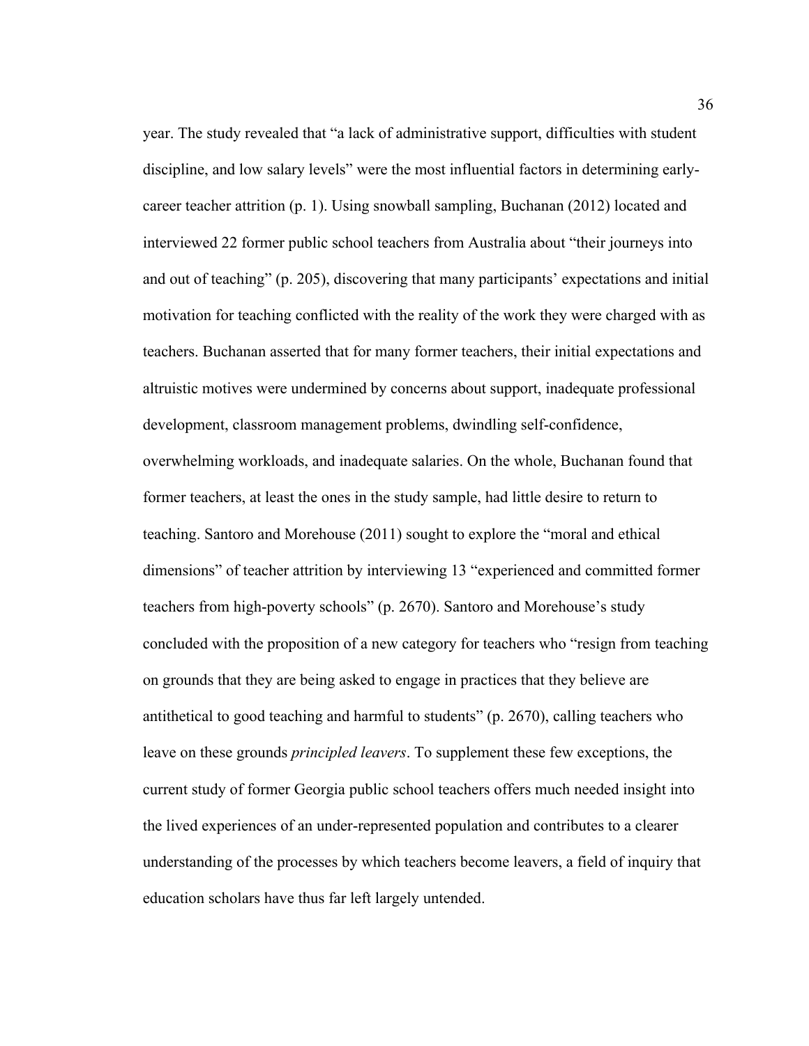year. The study revealed that “a lack of administrative support, difficulties with student discipline, and low salary levels” were the most influential factors in determining early-career teacher attrition (p. 1). Using snowball sampling, Buchanan (2012) located and interviewed 22 former public school teachers from Australia about “their journeys into and out of teaching” (p. 205), discovering that many participants’ expectations and initial motivation for teaching conflicted with the reality of the work they were charged with as teachers. Buchanan asserted that for many former teachers, their initial expectations and altruistic motives were undermined by concerns about support, inadequate professional development, classroom management problems, dwindling self-confidence, overwhelming workloads, and inadequate salaries. On the whole, Buchanan found that former teachers, at least the ones in the study sample, had little desire to return to teaching. Santoro and Morehouse (2011) sought to explore the “moral and ethical dimensions” of teacher attrition by interviewing 13 “experienced and committed former teachers from high-poverty schools” (p. 2670). Santoro and Morehouse’s study concluded with the proposition of a new category for teachers who “resign from teaching on grounds that they are being asked to engage in practices that they believe are antithetical to good teaching and harmful to students” (p. 2670), calling teachers who leave on these grounds *principled leavers*. To supplement these few exceptions, the current study of former Georgia public school teachers offers much needed insight into the lived experiences of an under-represented population and contributes to a clearer understanding of the processes by which teachers become leavers, a field of inquiry that education scholars have thus far left largely untended.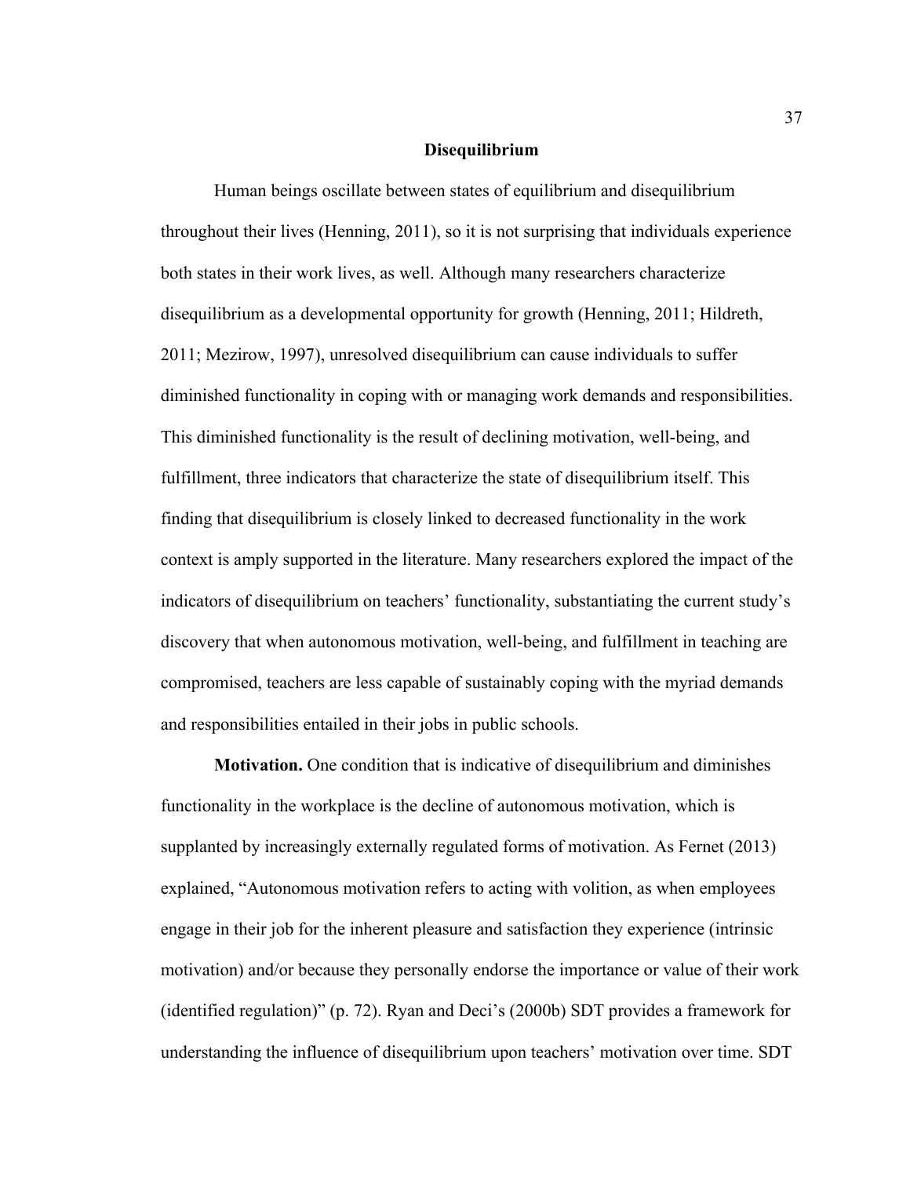## Disequilibrium

Human beings oscillate between states of equilibrium and disequilibrium throughout their lives (Henning, 2011), so it is not surprising that individuals experience both states in their work lives, as well. Although many researchers characterize disequilibrium as a developmental opportunity for growth (Henning, 2011; Hildreth, 2011; Mezirow, 1997), unresolved disequilibrium can cause individuals to suffer diminished functionality in coping with or managing work demands and responsibilities. This diminished functionality is the result of declining motivation, well-being, and fulfillment, three indicators that characterize the state of disequilibrium itself. This finding that disequilibrium is closely linked to decreased functionality in the work context is amply supported in the literature. Many researchers explored the impact of the indicators of disequilibrium on teachers' functionality, substantiating the current study's discovery that when autonomous motivation, well-being, and fulfillment in teaching are compromised, teachers are less capable of sustainably coping with the myriad demands and responsibilities entailed in their jobs in public schools.

**Motivation.** One condition that is indicative of disequilibrium and diminishes functionality in the workplace is the decline of autonomous motivation, which is supplanted by increasingly externally regulated forms of motivation. As Fernet (2013) explained, "Autonomous motivation refers to acting with volition, as when employees engage in their job for the inherent pleasure and satisfaction they experience (intrinsic motivation) and/or because they personally endorse the importance or value of their work (identified regulation)" (p. 72). Ryan and Deci's (2000b) SDT provides a framework for understanding the influence of disequilibrium upon teachers' motivation over time. SDT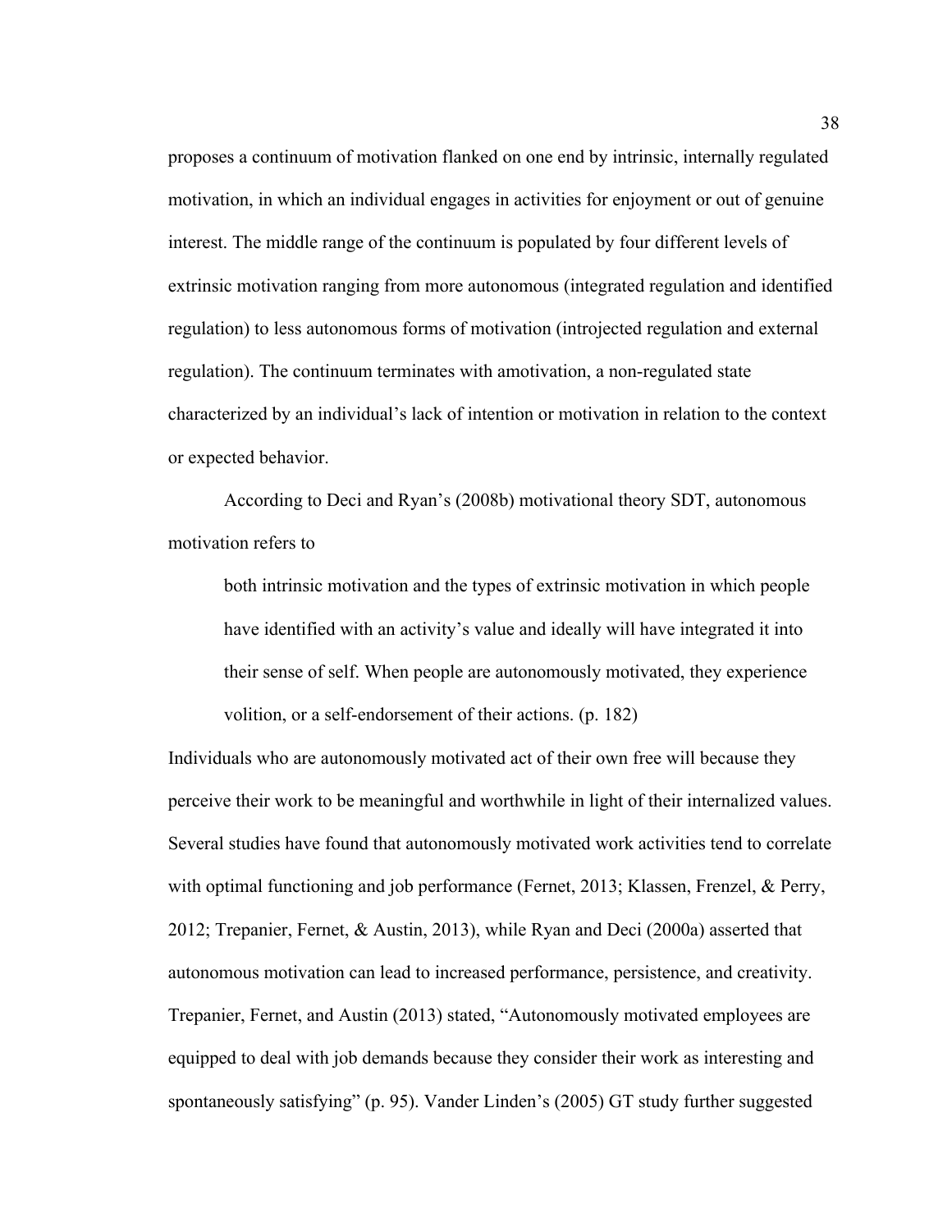proposes a continuum of motivation flanked on one end by intrinsic, internally regulated motivation, in which an individual engages in activities for enjoyment or out of genuine interest. The middle range of the continuum is populated by four different levels of extrinsic motivation ranging from more autonomous (integrated regulation and identified regulation) to less autonomous forms of motivation (introjected regulation and external regulation). The continuum terminates with amotivation, a non-regulated state characterized by an individual's lack of intention or motivation in relation to the context or expected behavior.

According to Deci and Ryan's (2008b) motivational theory SDT, autonomous motivation refers to

> both intrinsic motivation and the types of extrinsic motivation in which people have identified with an activity's value and ideally will have integrated it into their sense of self. When people are autonomously motivated, they experience volition, or a self-endorsement of their actions. (p. 182)

Individuals who are autonomously motivated act of their own free will because they perceive their work to be meaningful and worthwhile in light of their internalized values. Several studies have found that autonomously motivated work activities tend to correlate with optimal functioning and job performance (Fernet, 2013; Klassen, Frenzel, & Perry, 2012; Trepanier, Fernet, & Austin, 2013), while Ryan and Deci (2000a) asserted that autonomous motivation can lead to increased performance, persistence, and creativity. Trepanier, Fernet, and Austin (2013) stated, "Autonomously motivated employees are equipped to deal with job demands because they consider their work as interesting and spontaneously satisfying" (p. 95). Vander Linden's (2005) GT study further suggested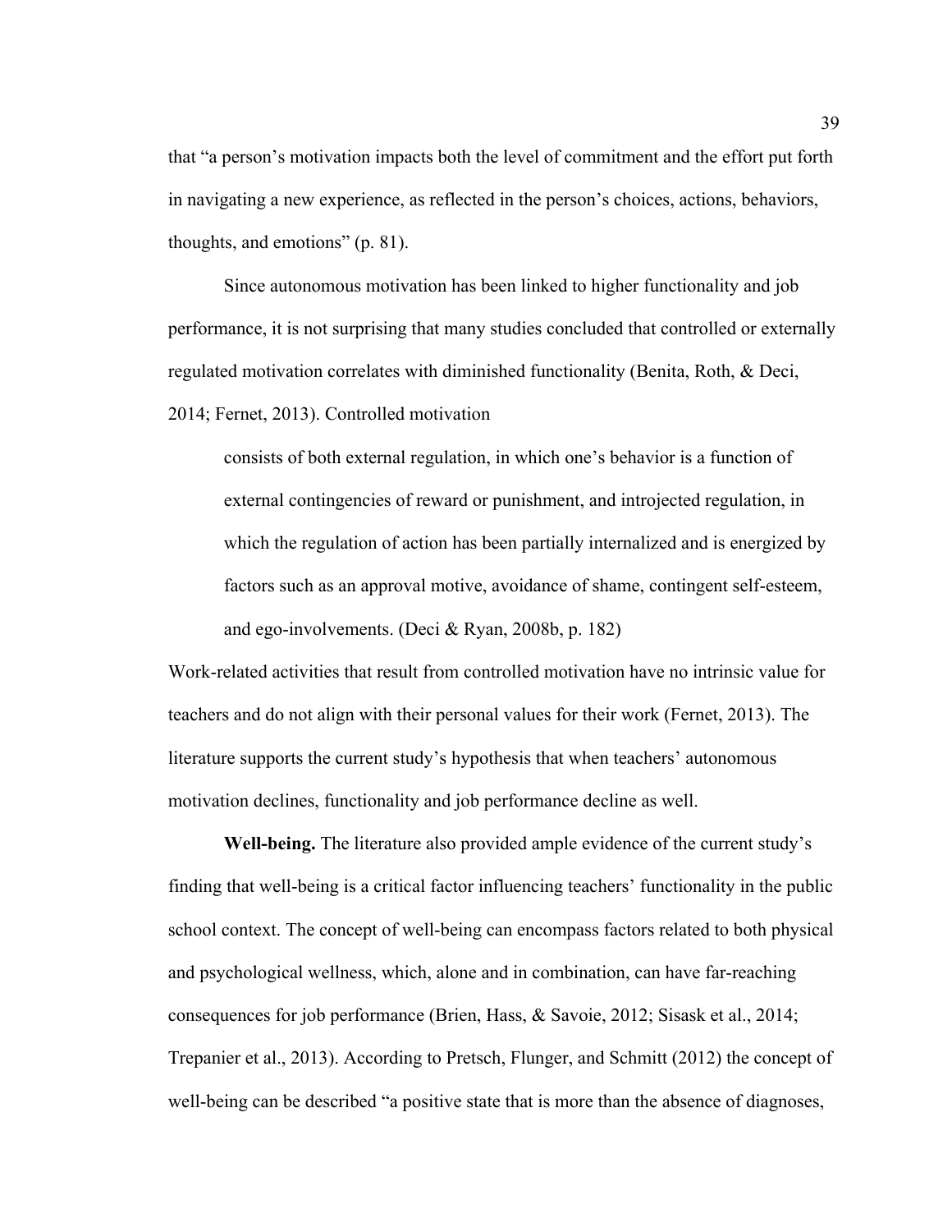that "a person's motivation impacts both the level of commitment and the effort put forth in navigating a new experience, as reflected in the person's choices, actions, behaviors, thoughts, and emotions" (p. 81).

Since autonomous motivation has been linked to higher functionality and job performance, it is not surprising that many studies concluded that controlled or externally regulated motivation correlates with diminished functionality (Benita, Roth, & Deci, 2014; Fernet, 2013). Controlled motivation

> consists of both external regulation, in which one's behavior is a function of external contingencies of reward or punishment, and introjected regulation, in which the regulation of action has been partially internalized and is energized by factors such as an approval motive, avoidance of shame, contingent self-esteem, and ego-involvements. (Deci & Ryan, 2008b, p. 182)

Work-related activities that result from controlled motivation have no intrinsic value for teachers and do not align with their personal values for their work (Fernet, 2013). The literature supports the current study's hypothesis that when teachers' autonomous motivation declines, functionality and job performance decline as well.

**Well-being.** The literature also provided ample evidence of the current study's finding that well-being is a critical factor influencing teachers' functionality in the public school context. The concept of well-being can encompass factors related to both physical and psychological wellness, which, alone and in combination, can have far-reaching consequences for job performance (Brien, Hass, & Savoie, 2012; Sisask et al., 2014; Trepanier et al., 2013). According to Pretsch, Flunger, and Schmitt (2012) the concept of well-being can be described "a positive state that is more than the absence of diagnoses,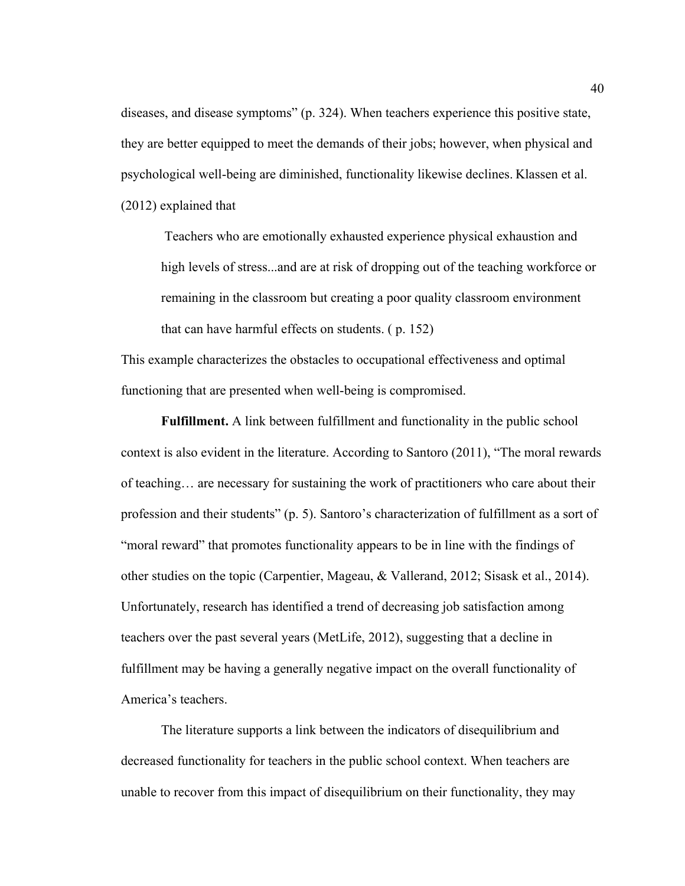diseases, and disease symptoms" (p. 324). When teachers experience this positive state, they are better equipped to meet the demands of their jobs; however, when physical and psychological well-being are diminished, functionality likewise declines. Klassen et al. (2012) explained that

> Teachers who are emotionally exhausted experience physical exhaustion and high levels of stress...and are at risk of dropping out of the teaching workforce or remaining in the classroom but creating a poor quality classroom environment that can have harmful effects on students. ( p. 152)

This example characterizes the obstacles to occupational effectiveness and optimal functioning that are presented when well-being is compromised.

**Fulfillment.** A link between fulfillment and functionality in the public school context is also evident in the literature. According to Santoro (2011), "The moral rewards of teaching… are necessary for sustaining the work of practitioners who care about their profession and their students" (p. 5). Santoro's characterization of fulfillment as a sort of "moral reward" that promotes functionality appears to be in line with the findings of other studies on the topic (Carpentier, Mageau, & Vallerand, 2012; Sisask et al., 2014). Unfortunately, research has identified a trend of decreasing job satisfaction among teachers over the past several years (MetLife, 2012), suggesting that a decline in fulfillment may be having a generally negative impact on the overall functionality of America's teachers.

The literature supports a link between the indicators of disequilibrium and decreased functionality for teachers in the public school context. When teachers are unable to recover from this impact of disequilibrium on their functionality, they may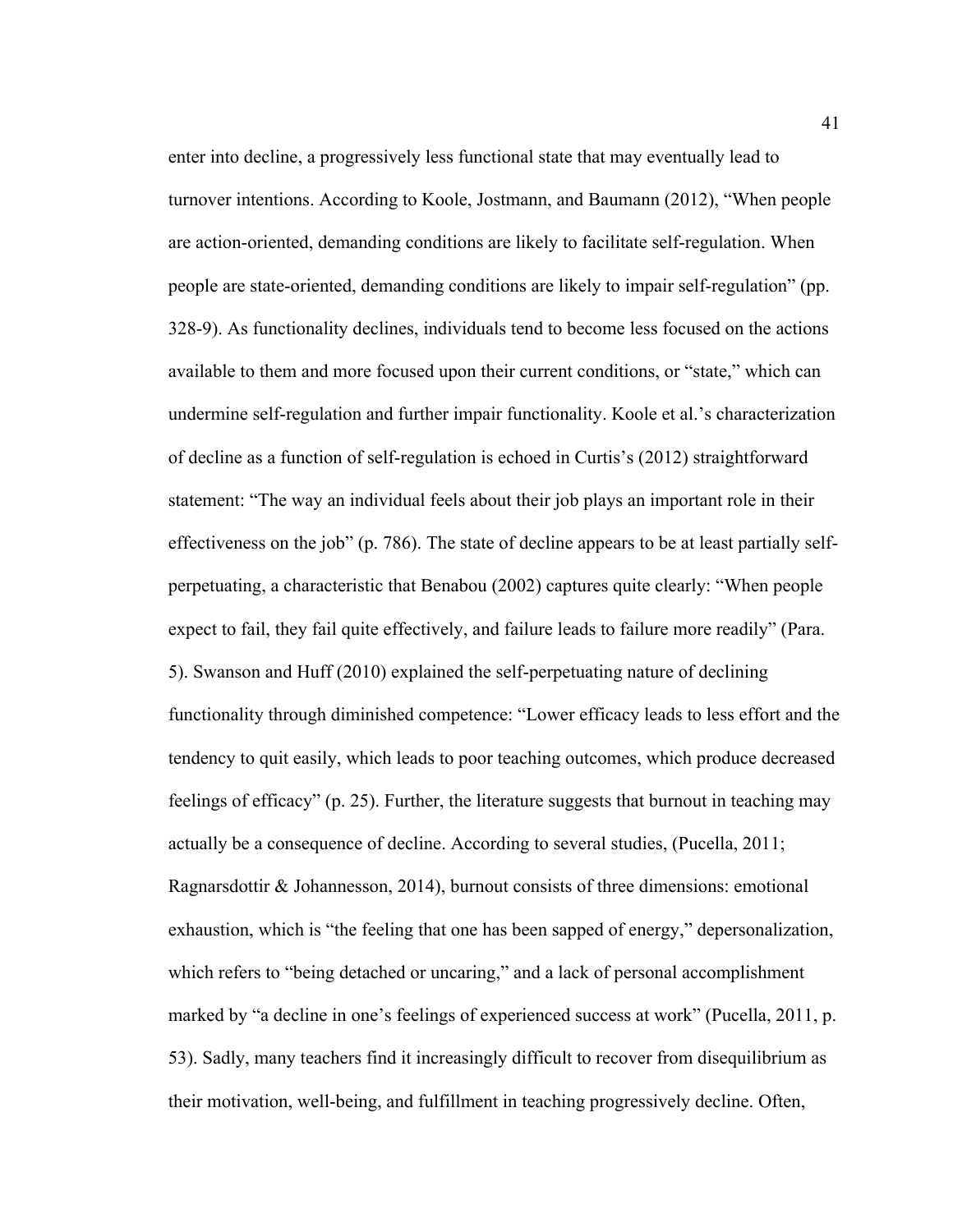enter into decline, a progressively less functional state that may eventually lead to turnover intentions. According to Koole, Jostmann, and Baumann (2012), "When people are action-oriented, demanding conditions are likely to facilitate self-regulation. When people are state-oriented, demanding conditions are likely to impair self-regulation" (pp. 328-9). As functionality declines, individuals tend to become less focused on the actions available to them and more focused upon their current conditions, or "state," which can undermine self-regulation and further impair functionality. Koole et al.'s characterization of decline as a function of self-regulation is echoed in Curtis's (2012) straightforward statement: "The way an individual feels about their job plays an important role in their effectiveness on the job" (p. 786). The state of decline appears to be at least partially self-perpetuating, a characteristic that Benabou (2002) captures quite clearly: "When people expect to fail, they fail quite effectively, and failure leads to failure more readily" (Para. 5). Swanson and Huff (2010) explained the self-perpetuating nature of declining functionality through diminished competence: "Lower efficacy leads to less effort and the tendency to quit easily, which leads to poor teaching outcomes, which produce decreased feelings of efficacy" (p. 25). Further, the literature suggests that burnout in teaching may actually be a consequence of decline. According to several studies, (Pucella, 2011; Ragnarsdottir & Johannesson, 2014), burnout consists of three dimensions: emotional exhaustion, which is "the feeling that one has been sapped of energy," depersonalization, which refers to "being detached or uncaring," and a lack of personal accomplishment marked by "a decline in one's feelings of experienced success at work" (Pucella, 2011, p. 53). Sadly, many teachers find it increasingly difficult to recover from disequilibrium as their motivation, well-being, and fulfillment in teaching progressively decline. Often,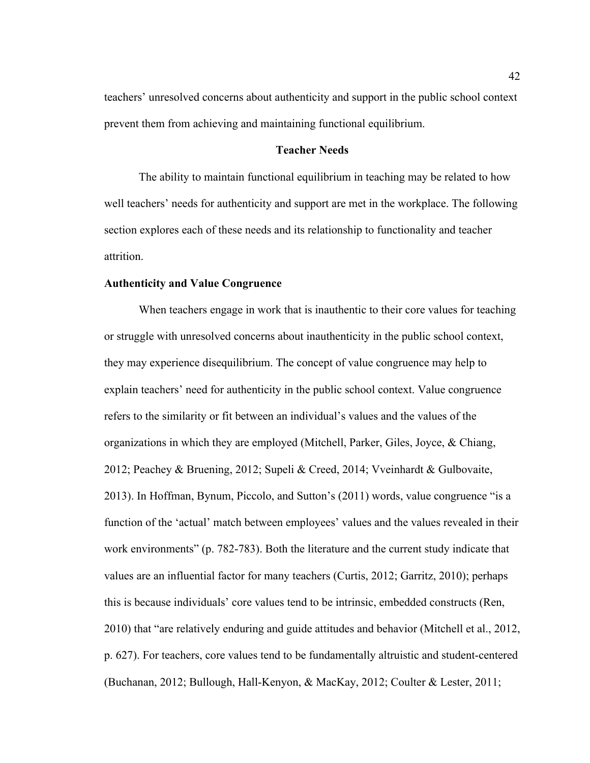teachers' unresolved concerns about authenticity and support in the public school context prevent them from achieving and maintaining functional equilibrium.

## Teacher Needs

The ability to maintain functional equilibrium in teaching may be related to how well teachers' needs for authenticity and support are met in the workplace. The following section explores each of these needs and its relationship to functionality and teacher attrition.

### Authenticity and Value Congruence

When teachers engage in work that is inauthentic to their core values for teaching or struggle with unresolved concerns about inauthenticity in the public school context, they may experience disequilibrium. The concept of value congruence may help to explain teachers' need for authenticity in the public school context. Value congruence refers to the similarity or fit between an individual's values and the values of the organizations in which they are employed (Mitchell, Parker, Giles, Joyce, & Chiang, 2012; Peachey & Bruening, 2012; Supeli & Creed, 2014; Vveinhardt & Gulbovaite, 2013). In Hoffman, Bynum, Piccolo, and Sutton's (2011) words, value congruence "is a function of the 'actual' match between employees' values and the values revealed in their work environments" (p. 782-783). Both the literature and the current study indicate that values are an influential factor for many teachers (Curtis, 2012; Garritz, 2010); perhaps this is because individuals' core values tend to be intrinsic, embedded constructs (Ren, 2010) that "are relatively enduring and guide attitudes and behavior (Mitchell et al., 2012, p. 627). For teachers, core values tend to be fundamentally altruistic and student-centered (Buchanan, 2012; Bullough, Hall-Kenyon, & MacKay, 2012; Coulter & Lester, 2011;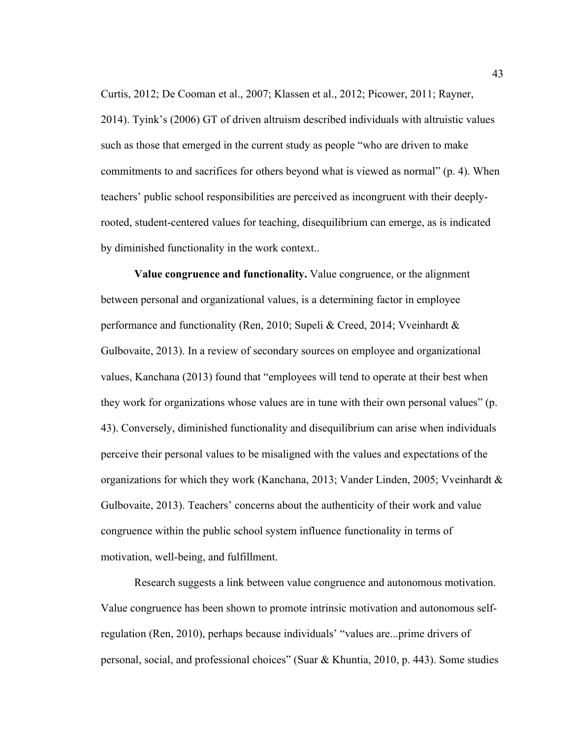Curtis, 2012; De Cooman et al., 2007; Klassen et al., 2012; Picower, 2011; Rayner, 2014). Tyink's (2006) GT of driven altruism described individuals with altruistic values such as those that emerged in the current study as people "who are driven to make commitments to and sacrifices for others beyond what is viewed as normal" (p. 4). When teachers' public school responsibilities are perceived as incongruent with their deeply-rooted, student-centered values for teaching, disequilibrium can emerge, as is indicated by diminished functionality in the work context..

**Value congruence and functionality.** Value congruence, or the alignment between personal and organizational values, is a determining factor in employee performance and functionality (Ren, 2010; Supeli & Creed, 2014; Vveinhardt & Gulbovaite, 2013). In a review of secondary sources on employee and organizational values, Kanchana (2013) found that "employees will tend to operate at their best when they work for organizations whose values are in tune with their own personal values" (p. 43). Conversely, diminished functionality and disequilibrium can arise when individuals perceive their personal values to be misaligned with the values and expectations of the organizations for which they work (Kanchana, 2013; Vander Linden, 2005; Vveinhardt & Gulbovaite, 2013). Teachers' concerns about the authenticity of their work and value congruence within the public school system influence functionality in terms of motivation, well-being, and fulfillment.

Research suggests a link between value congruence and autonomous motivation. Value congruence has been shown to promote intrinsic motivation and autonomous self-regulation (Ren, 2010), perhaps because individuals' "values are...prime drivers of personal, social, and professional choices" (Suar & Khuntia, 2010, p. 443). Some studies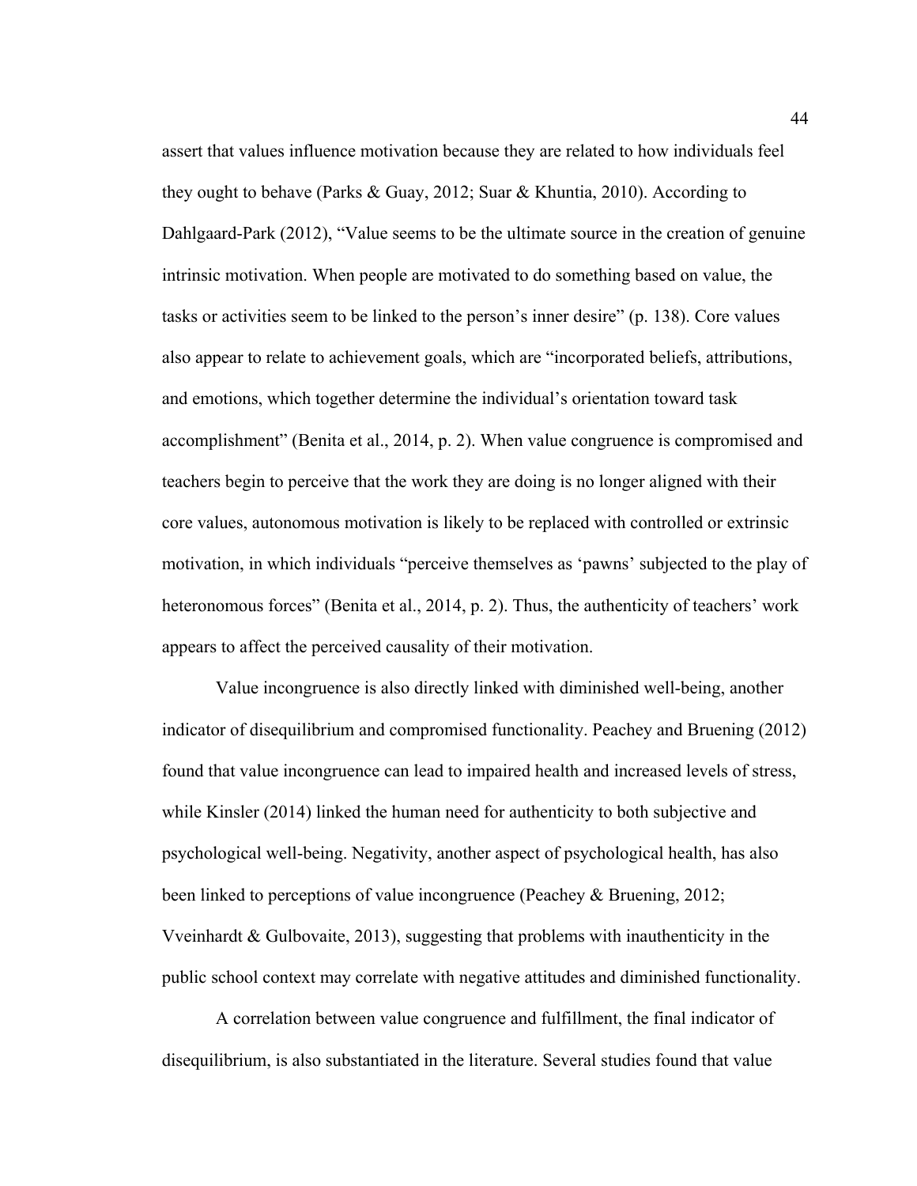assert that values influence motivation because they are related to how individuals feel they ought to behave (Parks & Guay, 2012; Suar & Khuntia, 2010). According to Dahlgaard-Park (2012), "Value seems to be the ultimate source in the creation of genuine intrinsic motivation. When people are motivated to do something based on value, the tasks or activities seem to be linked to the person's inner desire" (p. 138). Core values also appear to relate to achievement goals, which are "incorporated beliefs, attributions, and emotions, which together determine the individual's orientation toward task accomplishment" (Benita et al., 2014, p. 2). When value congruence is compromised and teachers begin to perceive that the work they are doing is no longer aligned with their core values, autonomous motivation is likely to be replaced with controlled or extrinsic motivation, in which individuals "perceive themselves as 'pawns' subjected to the play of heteronomous forces" (Benita et al., 2014, p. 2). Thus, the authenticity of teachers' work appears to affect the perceived causality of their motivation.

Value incongruence is also directly linked with diminished well-being, another indicator of disequilibrium and compromised functionality. Peachey and Bruening (2012) found that value incongruence can lead to impaired health and increased levels of stress, while Kinsler (2014) linked the human need for authenticity to both subjective and psychological well-being. Negativity, another aspect of psychological health, has also been linked to perceptions of value incongruence (Peachey & Bruening, 2012; Vveinhardt & Gulbovaite, 2013), suggesting that problems with inauthenticity in the public school context may correlate with negative attitudes and diminished functionality.

A correlation between value congruence and fulfillment, the final indicator of disequilibrium, is also substantiated in the literature. Several studies found that value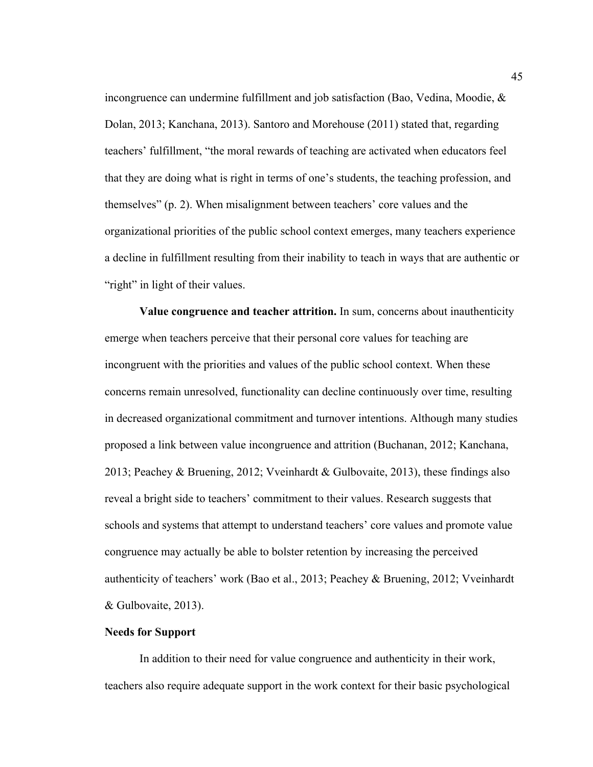incongruence can undermine fulfillment and job satisfaction (Bao, Vedina, Moodie, & Dolan, 2013; Kanchana, 2013). Santoro and Morehouse (2011) stated that, regarding teachers' fulfillment, "the moral rewards of teaching are activated when educators feel that they are doing what is right in terms of one's students, the teaching profession, and themselves" (p. 2). When misalignment between teachers' core values and the organizational priorities of the public school context emerges, many teachers experience a decline in fulfillment resulting from their inability to teach in ways that are authentic or "right" in light of their values.

**Value congruence and teacher attrition.** In sum, concerns about inauthenticity emerge when teachers perceive that their personal core values for teaching are incongruent with the priorities and values of the public school context. When these concerns remain unresolved, functionality can decline continuously over time, resulting in decreased organizational commitment and turnover intentions. Although many studies proposed a link between value incongruence and attrition (Buchanan, 2012; Kanchana, 2013; Peachey & Bruening, 2012; Vveinhardt & Gulbovaite, 2013), these findings also reveal a bright side to teachers' commitment to their values. Research suggests that schools and systems that attempt to understand teachers' core values and promote value congruence may actually be able to bolster retention by increasing the perceived authenticity of teachers' work (Bao et al., 2013; Peachey & Bruening, 2012; Vveinhardt & Gulbovaite, 2013).

### Needs for Support

In addition to their need for value congruence and authenticity in their work, teachers also require adequate support in the work context for their basic psychological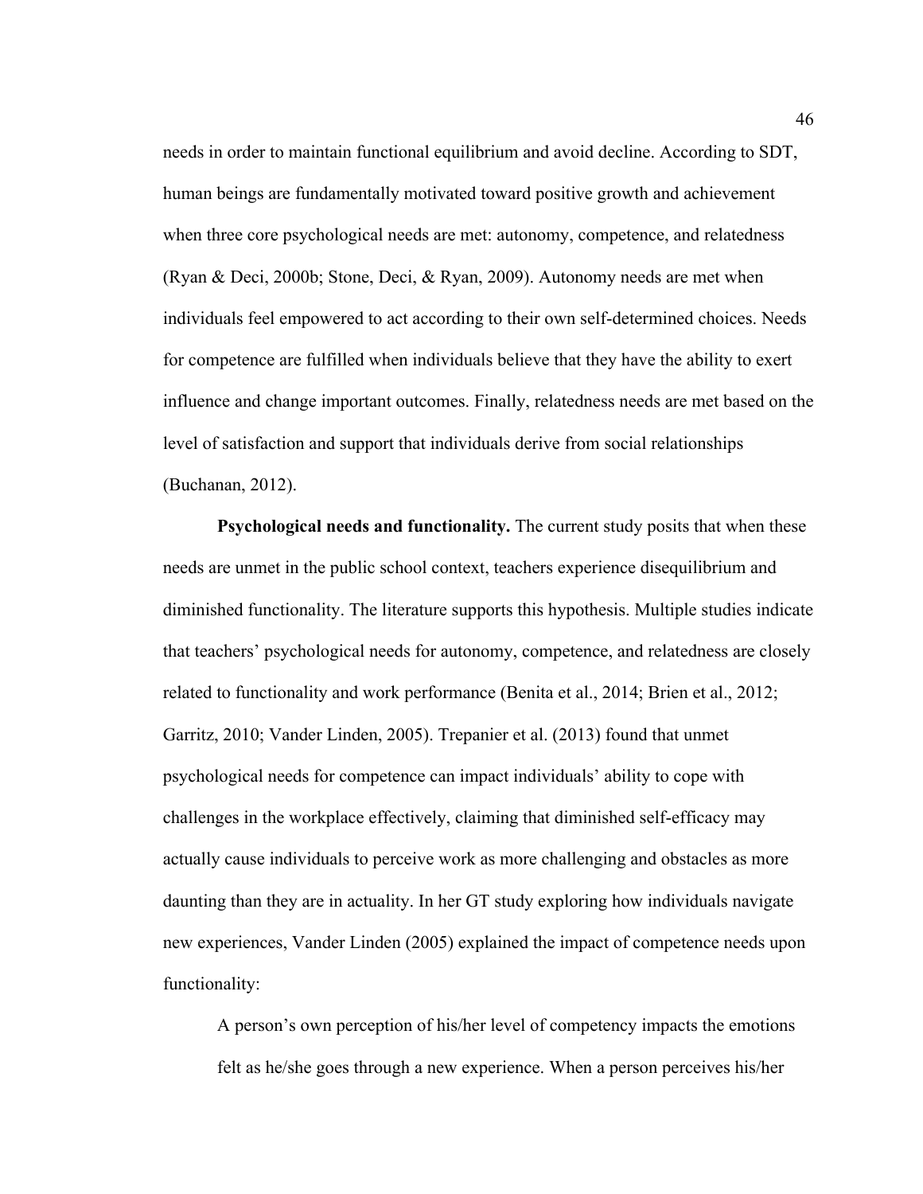needs in order to maintain functional equilibrium and avoid decline. According to SDT, human beings are fundamentally motivated toward positive growth and achievement when three core psychological needs are met: autonomy, competence, and relatedness (Ryan & Deci, 2000b; Stone, Deci, & Ryan, 2009). Autonomy needs are met when individuals feel empowered to act according to their own self-determined choices. Needs for competence are fulfilled when individuals believe that they have the ability to exert influence and change important outcomes. Finally, relatedness needs are met based on the level of satisfaction and support that individuals derive from social relationships (Buchanan, 2012).

**Psychological needs and functionality.** The current study posits that when these needs are unmet in the public school context, teachers experience disequilibrium and diminished functionality. The literature supports this hypothesis. Multiple studies indicate that teachers' psychological needs for autonomy, competence, and relatedness are closely related to functionality and work performance (Benita et al., 2014; Brien et al., 2012; Garritz, 2010; Vander Linden, 2005). Trepanier et al. (2013) found that unmet psychological needs for competence can impact individuals' ability to cope with challenges in the workplace effectively, claiming that diminished self-efficacy may actually cause individuals to perceive work as more challenging and obstacles as more daunting than they are in actuality. In her GT study exploring how individuals navigate new experiences, Vander Linden (2005) explained the impact of competence needs upon functionality:

> A person's own perception of his/her level of competency impacts the emotions felt as he/she goes through a new experience. When a person perceives his/her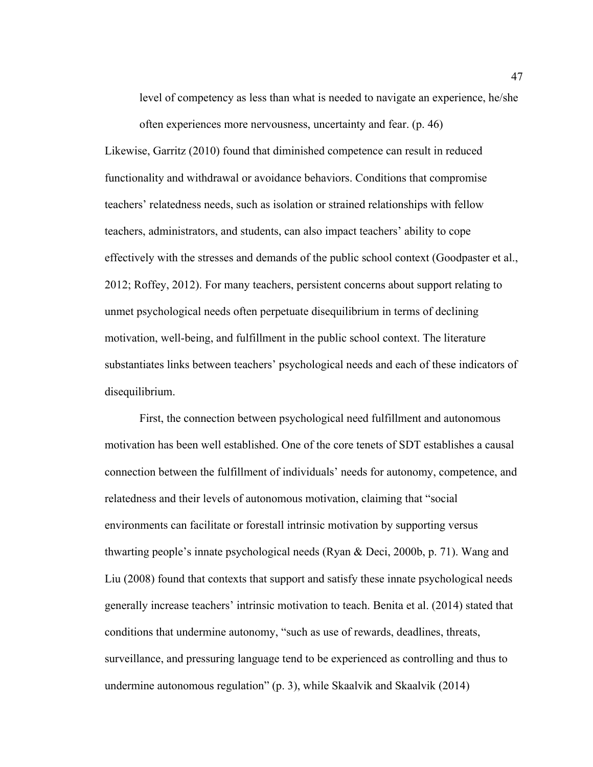> level of competency as less than what is needed to navigate an experience, he/she often experiences more nervousness, uncertainty and fear. (p. 46)

Likewise, Garritz (2010) found that diminished competence can result in reduced functionality and withdrawal or avoidance behaviors. Conditions that compromise teachers' relatedness needs, such as isolation or strained relationships with fellow teachers, administrators, and students, can also impact teachers' ability to cope effectively with the stresses and demands of the public school context (Goodpaster et al., 2012; Roffey, 2012). For many teachers, persistent concerns about support relating to unmet psychological needs often perpetuate disequilibrium in terms of declining motivation, well-being, and fulfillment in the public school context. The literature substantiates links between teachers' psychological needs and each of these indicators of disequilibrium.

First, the connection between psychological need fulfillment and autonomous motivation has been well established. One of the core tenets of SDT establishes a causal connection between the fulfillment of individuals' needs for autonomy, competence, and relatedness and their levels of autonomous motivation, claiming that "social environments can facilitate or forestall intrinsic motivation by supporting versus thwarting people's innate psychological needs (Ryan & Deci, 2000b, p. 71). Wang and Liu (2008) found that contexts that support and satisfy these innate psychological needs generally increase teachers' intrinsic motivation to teach. Benita et al. (2014) stated that conditions that undermine autonomy, "such as use of rewards, deadlines, threats, surveillance, and pressuring language tend to be experienced as controlling and thus to undermine autonomous regulation" (p. 3), while Skaalvik and Skaalvik (2014)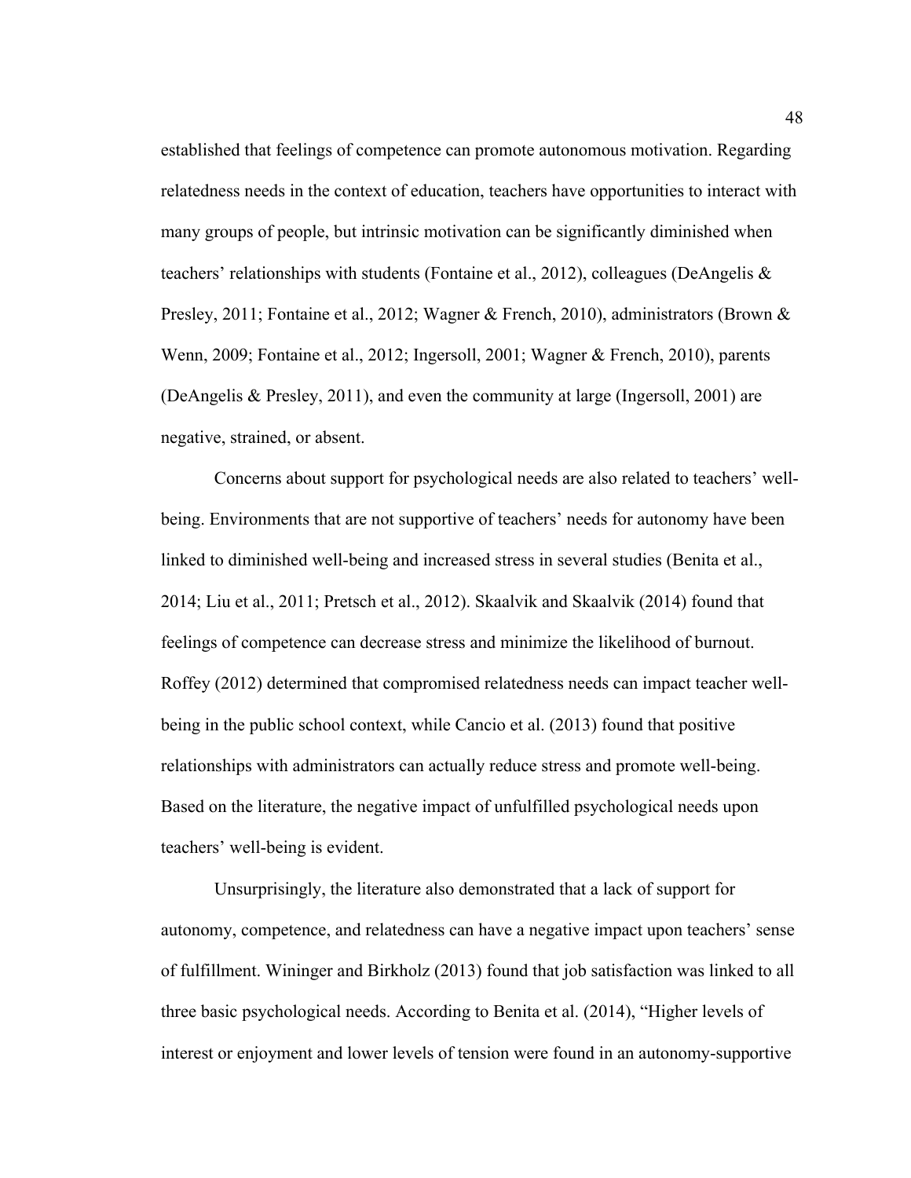established that feelings of competence can promote autonomous motivation. Regarding relatedness needs in the context of education, teachers have opportunities to interact with many groups of people, but intrinsic motivation can be significantly diminished when teachers' relationships with students (Fontaine et al., 2012), colleagues (DeAngelis & Presley, 2011; Fontaine et al., 2012; Wagner & French, 2010), administrators (Brown & Wenn, 2009; Fontaine et al., 2012; Ingersoll, 2001; Wagner & French, 2010), parents (DeAngelis & Presley, 2011), and even the community at large (Ingersoll, 2001) are negative, strained, or absent.

Concerns about support for psychological needs are also related to teachers' well-being. Environments that are not supportive of teachers' needs for autonomy have been linked to diminished well-being and increased stress in several studies (Benita et al., 2014; Liu et al., 2011; Pretsch et al., 2012). Skaalvik and Skaalvik (2014) found that feelings of competence can decrease stress and minimize the likelihood of burnout. Roffey (2012) determined that compromised relatedness needs can impact teacher well-being in the public school context, while Cancio et al. (2013) found that positive relationships with administrators can actually reduce stress and promote well-being. Based on the literature, the negative impact of unfulfilled psychological needs upon teachers' well-being is evident.

Unsurprisingly, the literature also demonstrated that a lack of support for autonomy, competence, and relatedness can have a negative impact upon teachers' sense of fulfillment. Wininger and Birkholz (2013) found that job satisfaction was linked to all three basic psychological needs. According to Benita et al. (2014), "Higher levels of interest or enjoyment and lower levels of tension were found in an autonomy-supportive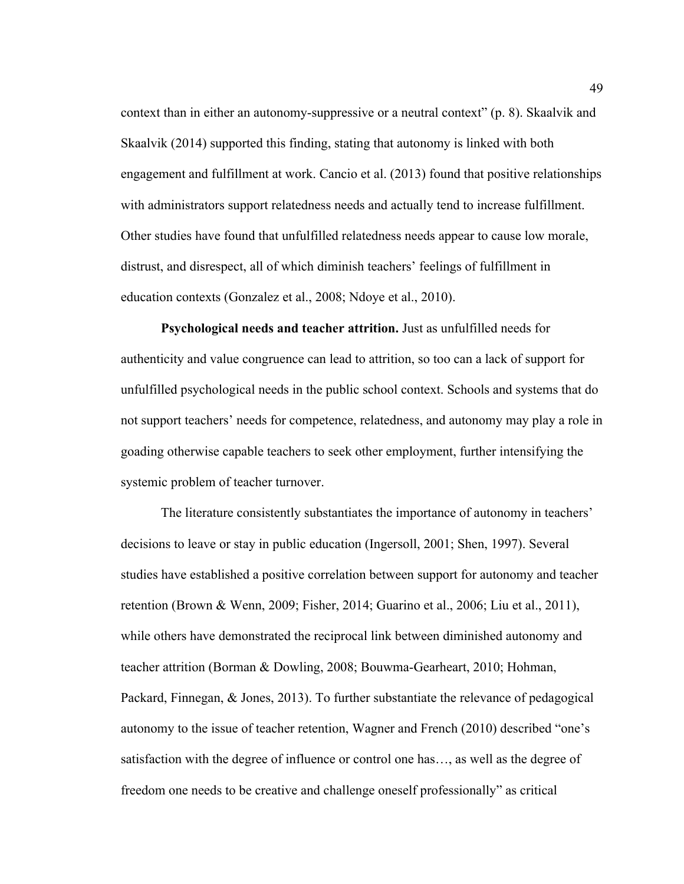context than in either an autonomy-suppressive or a neutral context" (p. 8). Skaalvik and Skaalvik (2014) supported this finding, stating that autonomy is linked with both engagement and fulfillment at work. Cancio et al. (2013) found that positive relationships with administrators support relatedness needs and actually tend to increase fulfillment. Other studies have found that unfulfilled relatedness needs appear to cause low morale, distrust, and disrespect, all of which diminish teachers' feelings of fulfillment in education contexts (Gonzalez et al., 2008; Ndoye et al., 2010).

**Psychological needs and teacher attrition.** Just as unfulfilled needs for authenticity and value congruence can lead to attrition, so too can a lack of support for unfulfilled psychological needs in the public school context. Schools and systems that do not support teachers' needs for competence, relatedness, and autonomy may play a role in goading otherwise capable teachers to seek other employment, further intensifying the systemic problem of teacher turnover.

The literature consistently substantiates the importance of autonomy in teachers' decisions to leave or stay in public education (Ingersoll, 2001; Shen, 1997). Several studies have established a positive correlation between support for autonomy and teacher retention (Brown & Wenn, 2009; Fisher, 2014; Guarino et al., 2006; Liu et al., 2011), while others have demonstrated the reciprocal link between diminished autonomy and teacher attrition (Borman & Dowling, 2008; Bouwma-Gearheart, 2010; Hohman, Packard, Finnegan, & Jones, 2013). To further substantiate the relevance of pedagogical autonomy to the issue of teacher retention, Wagner and French (2010) described "one's satisfaction with the degree of influence or control one has…, as well as the degree of freedom one needs to be creative and challenge oneself professionally" as critical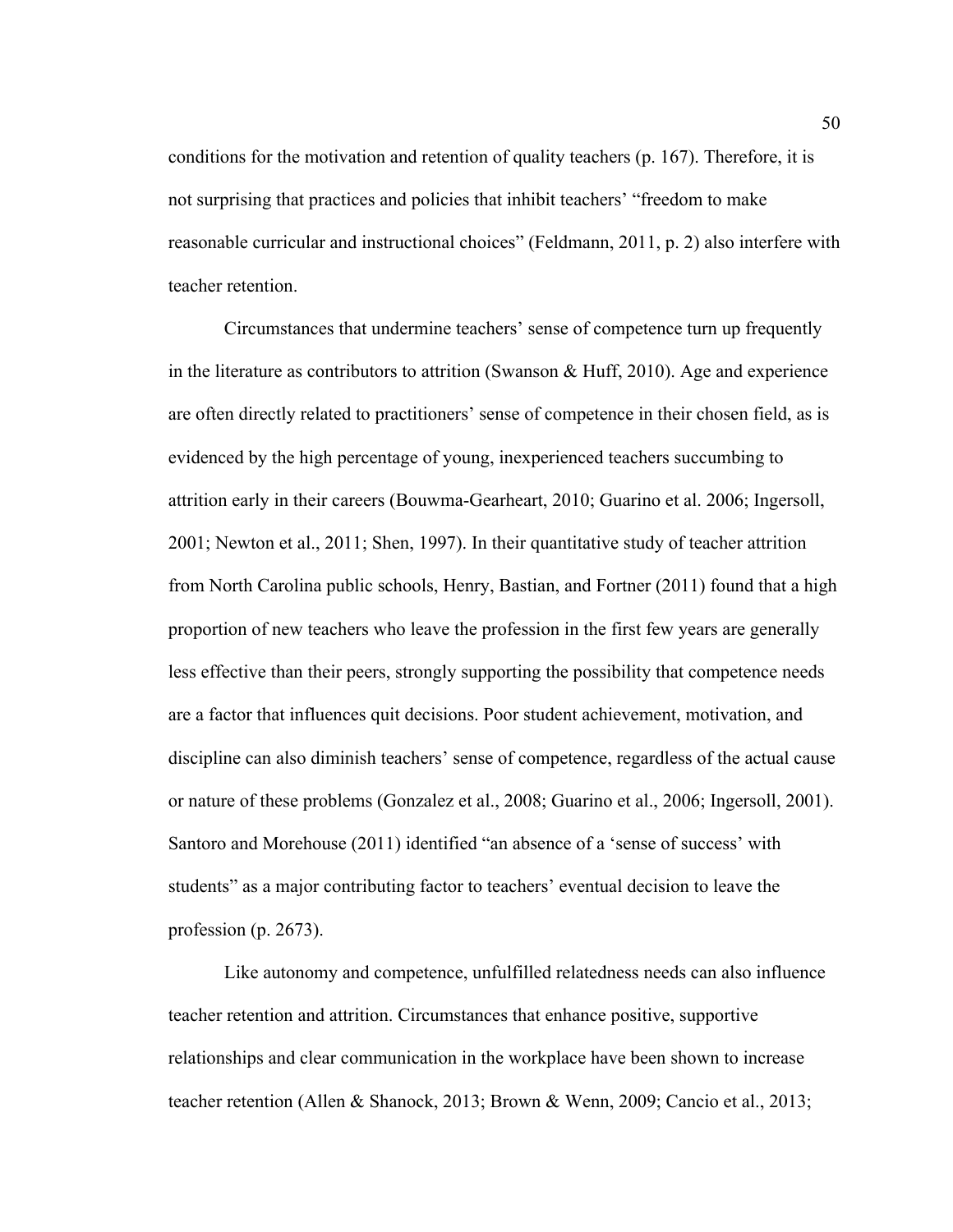conditions for the motivation and retention of quality teachers (p. 167). Therefore, it is not surprising that practices and policies that inhibit teachers' "freedom to make reasonable curricular and instructional choices" (Feldmann, 2011, p. 2) also interfere with teacher retention.

Circumstances that undermine teachers' sense of competence turn up frequently in the literature as contributors to attrition (Swanson & Huff, 2010). Age and experience are often directly related to practitioners' sense of competence in their chosen field, as is evidenced by the high percentage of young, inexperienced teachers succumbing to attrition early in their careers (Bouwma-Gearheart, 2010; Guarino et al. 2006; Ingersoll, 2001; Newton et al., 2011; Shen, 1997). In their quantitative study of teacher attrition from North Carolina public schools, Henry, Bastian, and Fortner (2011) found that a high proportion of new teachers who leave the profession in the first few years are generally less effective than their peers, strongly supporting the possibility that competence needs are a factor that influences quit decisions. Poor student achievement, motivation, and discipline can also diminish teachers' sense of competence, regardless of the actual cause or nature of these problems (Gonzalez et al., 2008; Guarino et al., 2006; Ingersoll, 2001). Santoro and Morehouse (2011) identified "an absence of a 'sense of success' with students" as a major contributing factor to teachers' eventual decision to leave the profession (p. 2673).

Like autonomy and competence, unfulfilled relatedness needs can also influence teacher retention and attrition. Circumstances that enhance positive, supportive relationships and clear communication in the workplace have been shown to increase teacher retention (Allen & Shanock, 2013; Brown & Wenn, 2009; Cancio et al., 2013;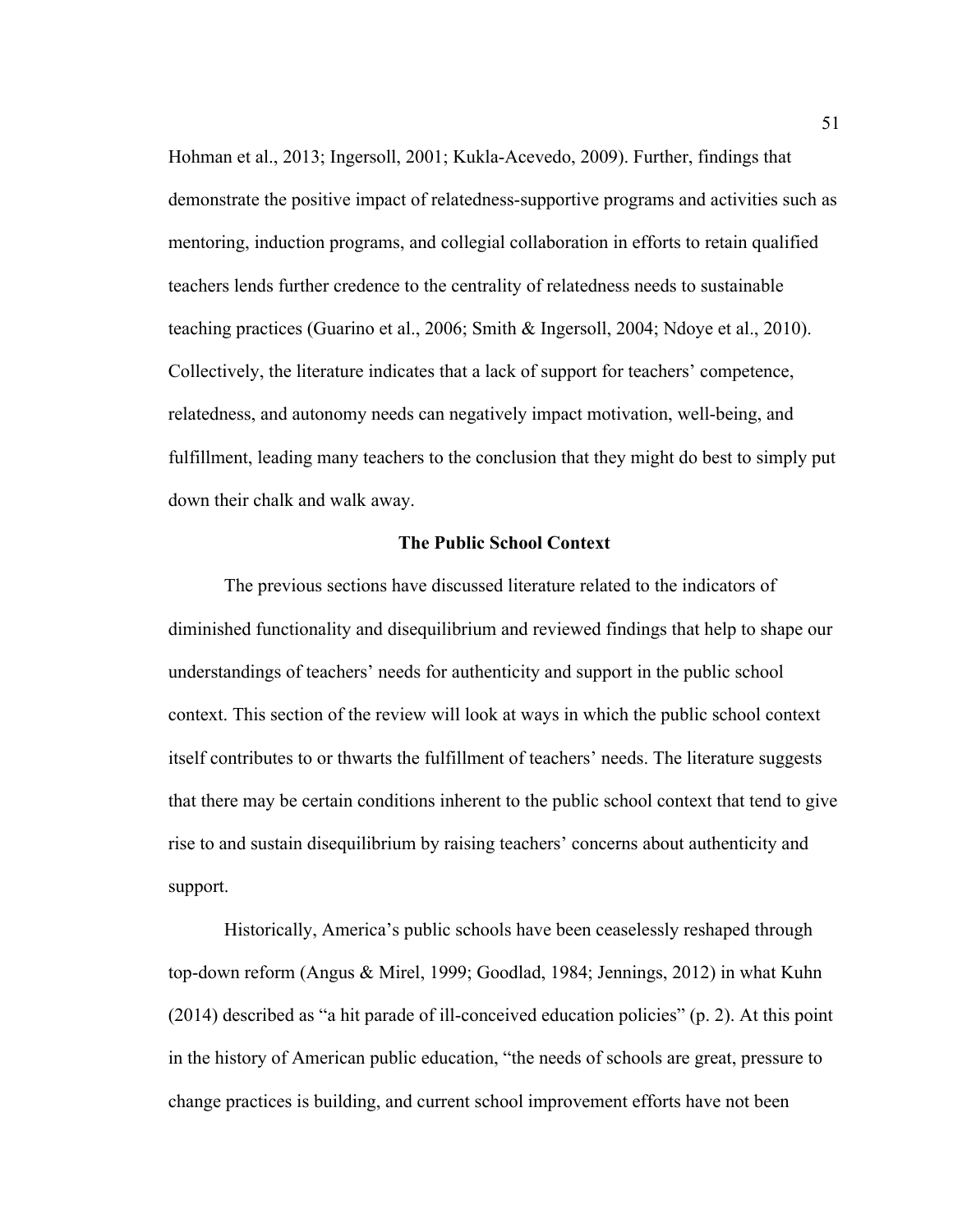Hohman et al., 2013; Ingersoll, 2001; Kukla-Acevedo, 2009). Further, findings that demonstrate the positive impact of relatedness-supportive programs and activities such as mentoring, induction programs, and collegial collaboration in efforts to retain qualified teachers lends further credence to the centrality of relatedness needs to sustainable teaching practices (Guarino et al., 2006; Smith & Ingersoll, 2004; Ndoye et al., 2010). Collectively, the literature indicates that a lack of support for teachers' competence, relatedness, and autonomy needs can negatively impact motivation, well-being, and fulfillment, leading many teachers to the conclusion that they might do best to simply put down their chalk and walk away.

## The Public School Context

The previous sections have discussed literature related to the indicators of diminished functionality and disequilibrium and reviewed findings that help to shape our understandings of teachers' needs for authenticity and support in the public school context. This section of the review will look at ways in which the public school context itself contributes to or thwarts the fulfillment of teachers' needs. The literature suggests that there may be certain conditions inherent to the public school context that tend to give rise to and sustain disequilibrium by raising teachers' concerns about authenticity and support.

Historically, America's public schools have been ceaselessly reshaped through top-down reform (Angus & Mirel, 1999; Goodlad, 1984; Jennings, 2012) in what Kuhn (2014) described as "a hit parade of ill-conceived education policies" (p. 2). At this point in the history of American public education, "the needs of schools are great, pressure to change practices is building, and current school improvement efforts have not been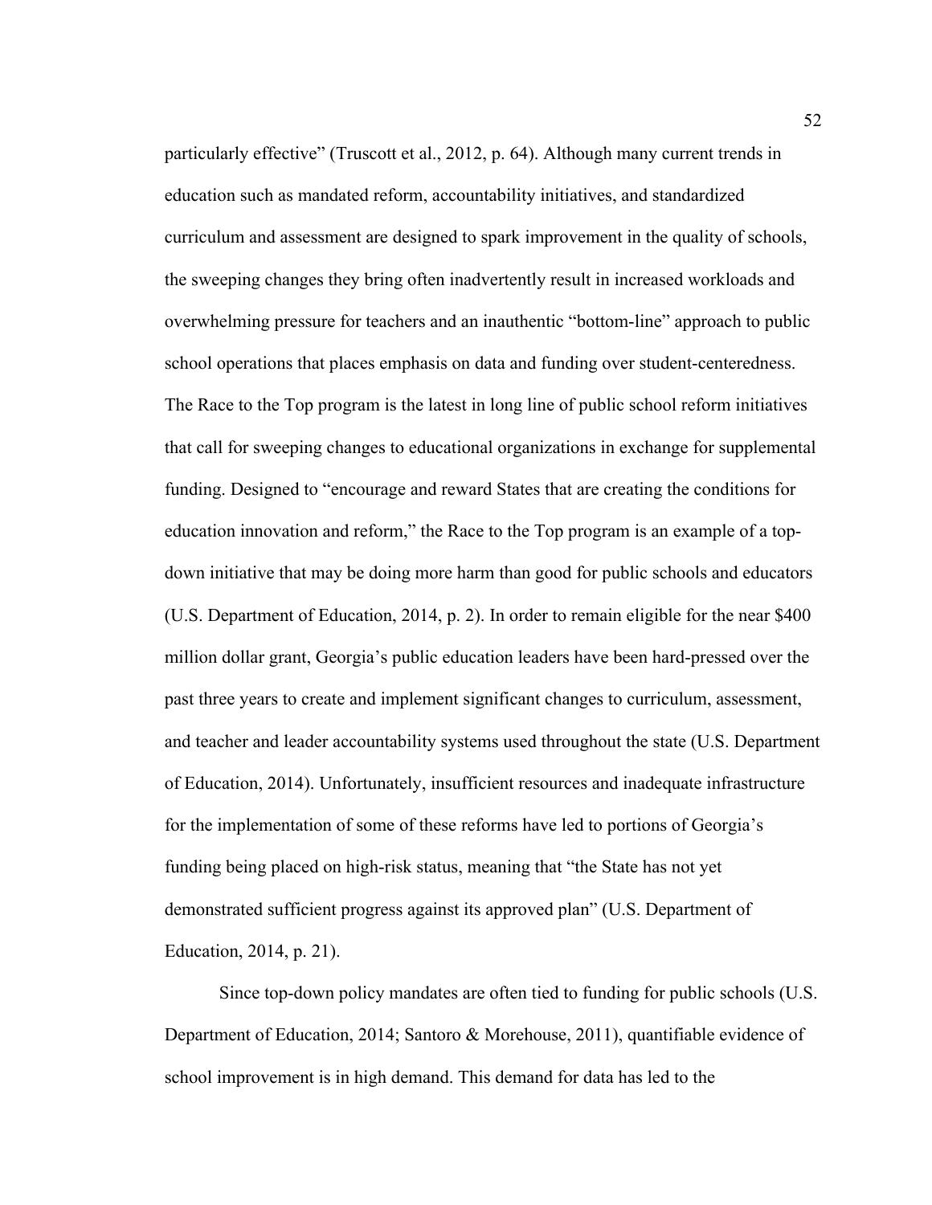particularly effective" (Truscott et al., 2012, p. 64). Although many current trends in education such as mandated reform, accountability initiatives, and standardized curriculum and assessment are designed to spark improvement in the quality of schools, the sweeping changes they bring often inadvertently result in increased workloads and overwhelming pressure for teachers and an inauthentic "bottom-line" approach to public school operations that places emphasis on data and funding over student-centeredness. The Race to the Top program is the latest in long line of public school reform initiatives that call for sweeping changes to educational organizations in exchange for supplemental funding. Designed to "encourage and reward States that are creating the conditions for education innovation and reform," the Race to the Top program is an example of a top-down initiative that may be doing more harm than good for public schools and educators (U.S. Department of Education, 2014, p. 2). In order to remain eligible for the near $400 million dollar grant, Georgia's public education leaders have been hard-pressed over the past three years to create and implement significant changes to curriculum, assessment, and teacher and leader accountability systems used throughout the state (U.S. Department of Education, 2014). Unfortunately, insufficient resources and inadequate infrastructure for the implementation of some of these reforms have led to portions of Georgia's funding being placed on high-risk status, meaning that "the State has not yet demonstrated sufficient progress against its approved plan" (U.S. Department of Education, 2014, p. 21).

Since top-down policy mandates are often tied to funding for public schools (U.S. Department of Education, 2014; Santoro & Morehouse, 2011), quantifiable evidence of school improvement is in high demand. This demand for data has led to the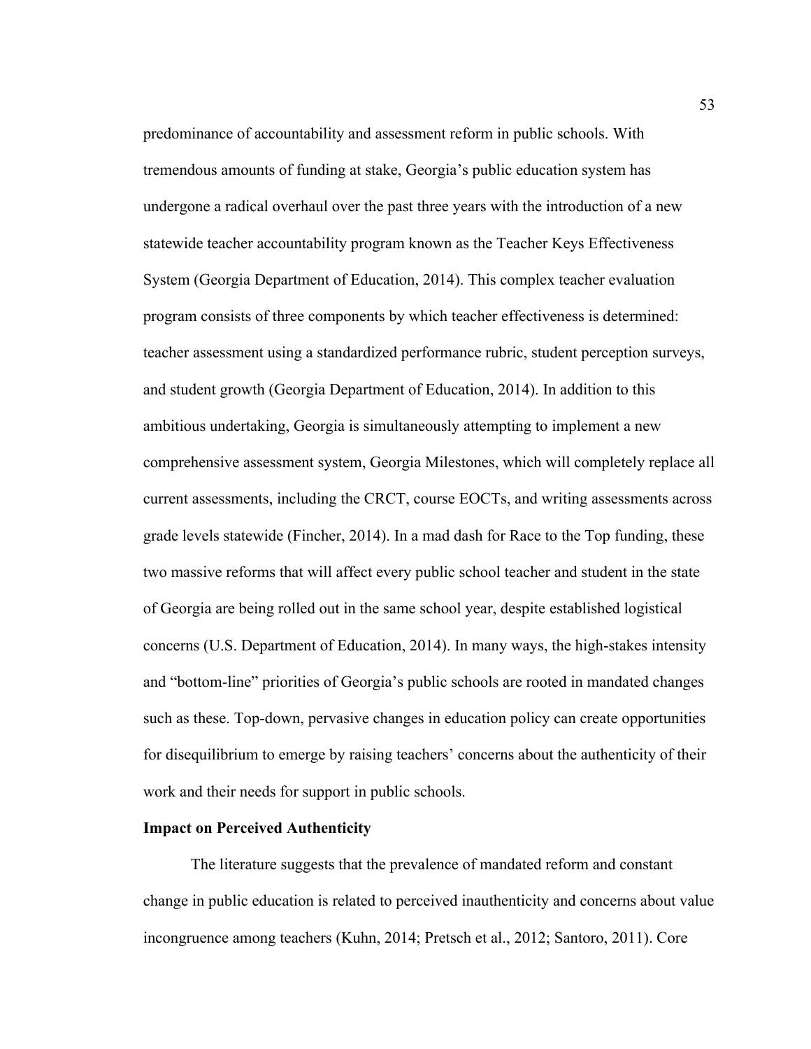predominance of accountability and assessment reform in public schools. With tremendous amounts of funding at stake, Georgia's public education system has undergone a radical overhaul over the past three years with the introduction of a new statewide teacher accountability program known as the Teacher Keys Effectiveness System (Georgia Department of Education, 2014). This complex teacher evaluation program consists of three components by which teacher effectiveness is determined: teacher assessment using a standardized performance rubric, student perception surveys, and student growth (Georgia Department of Education, 2014). In addition to this ambitious undertaking, Georgia is simultaneously attempting to implement a new comprehensive assessment system, Georgia Milestones, which will completely replace all current assessments, including the CRCT, course EOCTs, and writing assessments across grade levels statewide (Fincher, 2014). In a mad dash for Race to the Top funding, these two massive reforms that will affect every public school teacher and student in the state of Georgia are being rolled out in the same school year, despite established logistical concerns (U.S. Department of Education, 2014). In many ways, the high-stakes intensity and "bottom-line" priorities of Georgia's public schools are rooted in mandated changes such as these. Top-down, pervasive changes in education policy can create opportunities for disequilibrium to emerge by raising teachers' concerns about the authenticity of their work and their needs for support in public schools.

**Impact on Perceived Authenticity**

The literature suggests that the prevalence of mandated reform and constant change in public education is related to perceived inauthenticity and concerns about value incongruence among teachers (Kuhn, 2014; Pretsch et al., 2012; Santoro, 2011). Core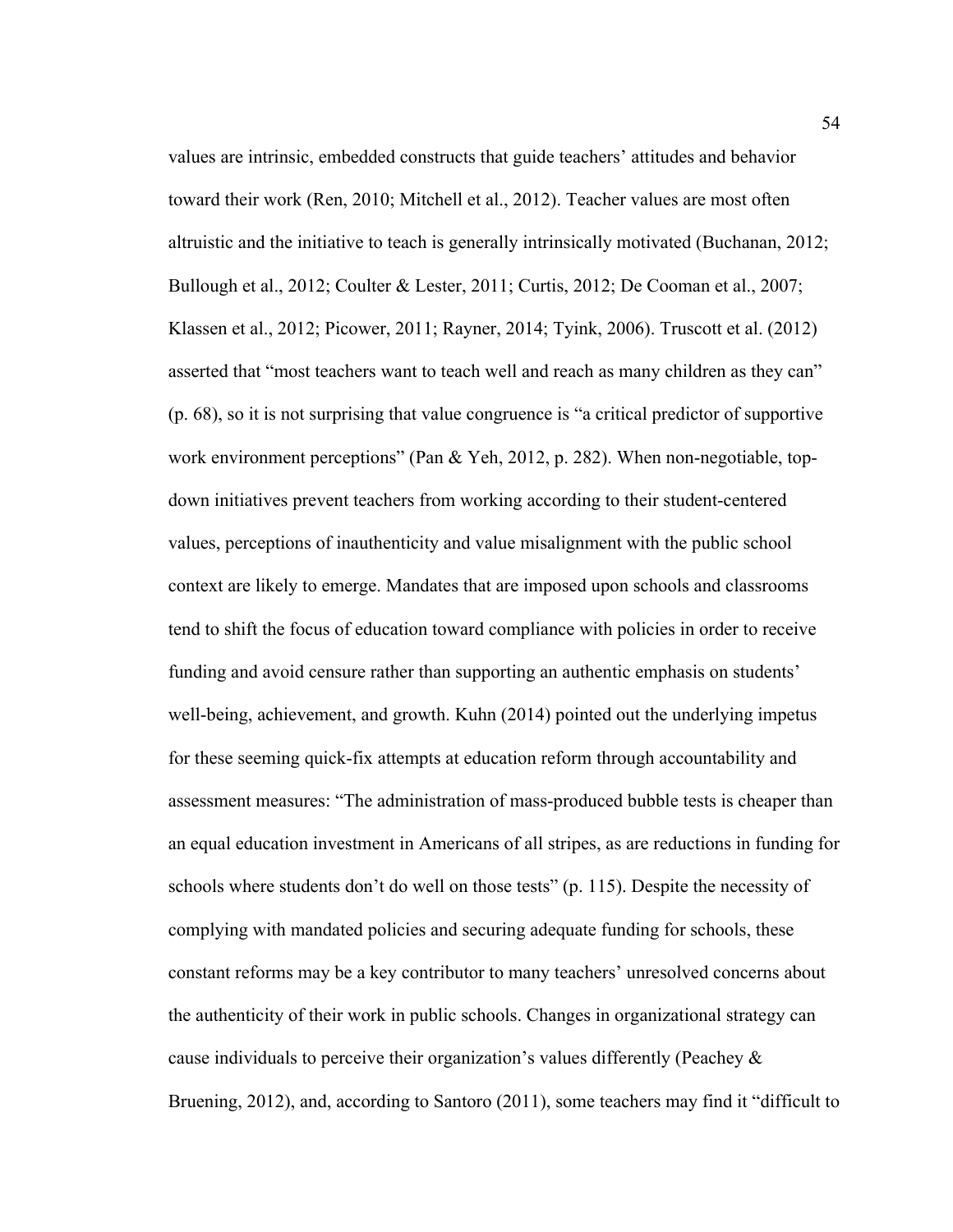values are intrinsic, embedded constructs that guide teachers' attitudes and behavior toward their work (Ren, 2010; Mitchell et al., 2012). Teacher values are most often altruistic and the initiative to teach is generally intrinsically motivated (Buchanan, 2012; Bullough et al., 2012; Coulter & Lester, 2011; Curtis, 2012; De Cooman et al., 2007; Klassen et al., 2012; Picower, 2011; Rayner, 2014; Tyink, 2006). Truscott et al. (2012) asserted that "most teachers want to teach well and reach as many children as they can" (p. 68), so it is not surprising that value congruence is "a critical predictor of supportive work environment perceptions" (Pan & Yeh, 2012, p. 282). When non-negotiable, top-down initiatives prevent teachers from working according to their student-centered values, perceptions of inauthenticity and value misalignment with the public school context are likely to emerge. Mandates that are imposed upon schools and classrooms tend to shift the focus of education toward compliance with policies in order to receive funding and avoid censure rather than supporting an authentic emphasis on students' well-being, achievement, and growth. Kuhn (2014) pointed out the underlying impetus for these seeming quick-fix attempts at education reform through accountability and assessment measures: "The administration of mass-produced bubble tests is cheaper than an equal education investment in Americans of all stripes, as are reductions in funding for schools where students don't do well on those tests" (p. 115). Despite the necessity of complying with mandated policies and securing adequate funding for schools, these constant reforms may be a key contributor to many teachers' unresolved concerns about the authenticity of their work in public schools. Changes in organizational strategy can cause individuals to perceive their organization's values differently (Peachey & Bruening, 2012), and, according to Santoro (2011), some teachers may find it "difficult to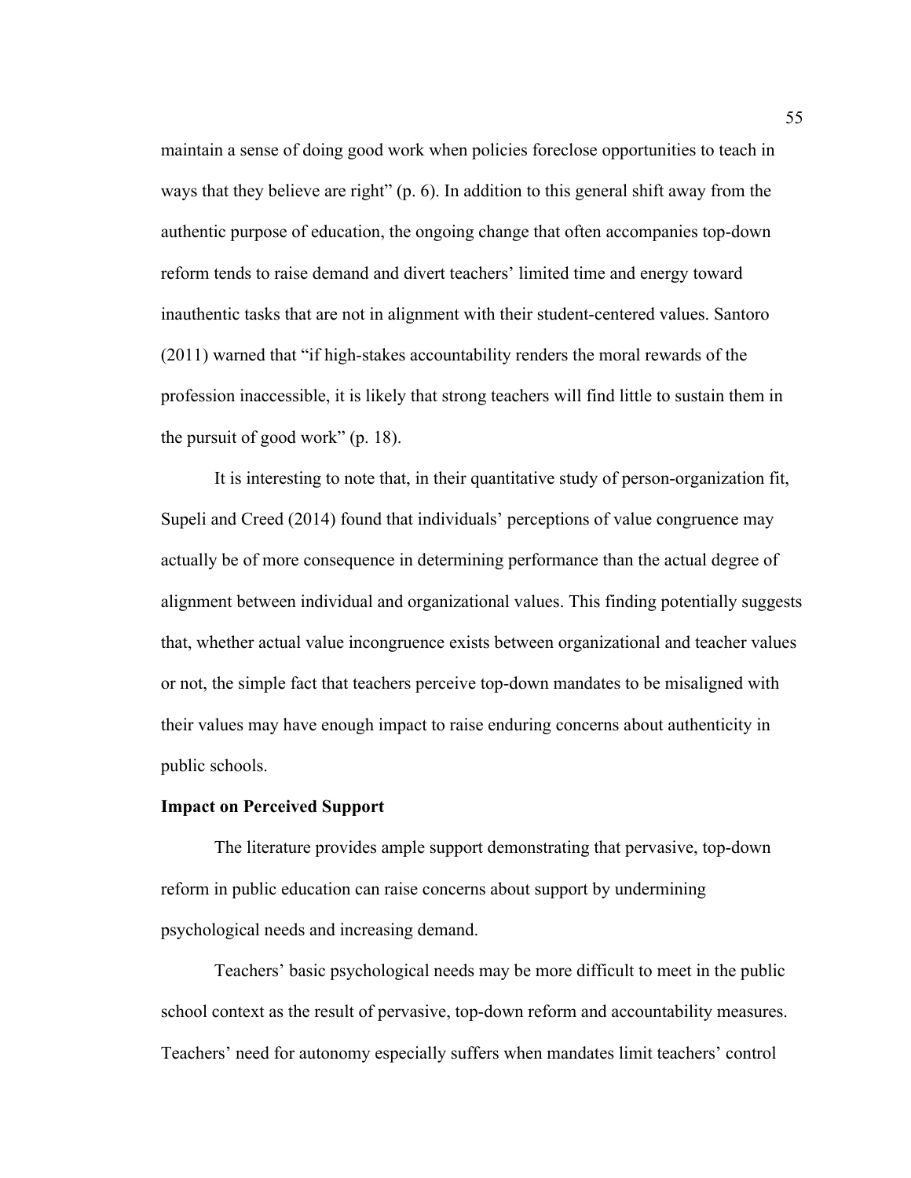maintain a sense of doing good work when policies foreclose opportunities to teach in ways that they believe are right" (p. 6). In addition to this general shift away from the authentic purpose of education, the ongoing change that often accompanies top-down reform tends to raise demand and divert teachers' limited time and energy toward inauthentic tasks that are not in alignment with their student-centered values. Santoro (2011) warned that "if high-stakes accountability renders the moral rewards of the profession inaccessible, it is likely that strong teachers will find little to sustain them in the pursuit of good work" (p. 18).

It is interesting to note that, in their quantitative study of person-organization fit, Supeli and Creed (2014) found that individuals' perceptions of value congruence may actually be of more consequence in determining performance than the actual degree of alignment between individual and organizational values. This finding potentially suggests that, whether actual value incongruence exists between organizational and teacher values or not, the simple fact that teachers perceive top-down mandates to be misaligned with their values may have enough impact to raise enduring concerns about authenticity in public schools.

**Impact on Perceived Support**

The literature provides ample support demonstrating that pervasive, top-down reform in public education can raise concerns about support by undermining psychological needs and increasing demand.

Teachers' basic psychological needs may be more difficult to meet in the public school context as the result of pervasive, top-down reform and accountability measures. Teachers' need for autonomy especially suffers when mandates limit teachers' control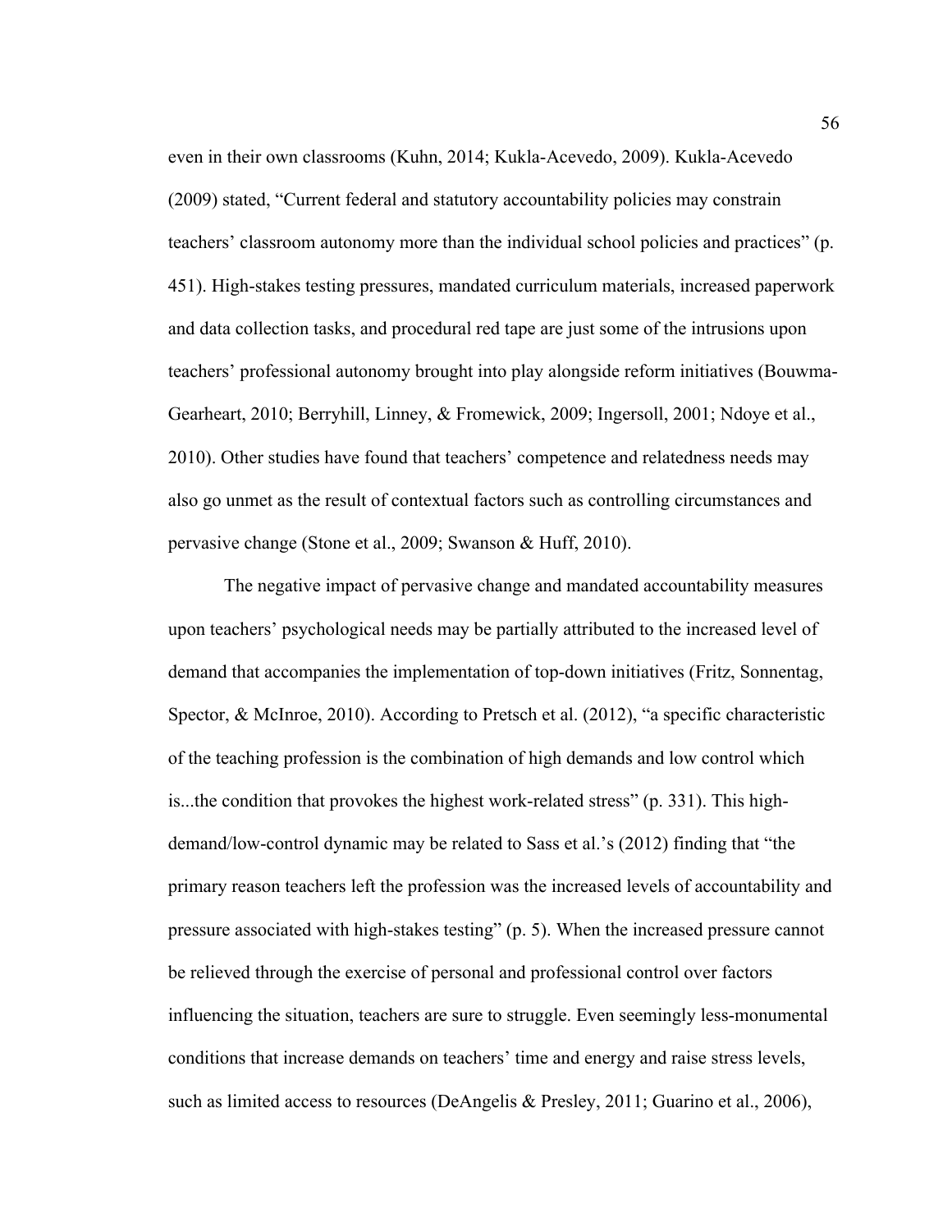even in their own classrooms (Kuhn, 2014; Kukla-Acevedo, 2009). Kukla-Acevedo (2009) stated, "Current federal and statutory accountability policies may constrain teachers' classroom autonomy more than the individual school policies and practices" (p. 451). High-stakes testing pressures, mandated curriculum materials, increased paperwork and data collection tasks, and procedural red tape are just some of the intrusions upon teachers' professional autonomy brought into play alongside reform initiatives (Bouwma-Gearheart, 2010; Berryhill, Linney, & Fromewick, 2009; Ingersoll, 2001; Ndoye et al., 2010). Other studies have found that teachers' competence and relatedness needs may also go unmet as the result of contextual factors such as controlling circumstances and pervasive change (Stone et al., 2009; Swanson & Huff, 2010).

The negative impact of pervasive change and mandated accountability measures upon teachers' psychological needs may be partially attributed to the increased level of demand that accompanies the implementation of top-down initiatives (Fritz, Sonnentag, Spector, & McInroe, 2010). According to Pretsch et al. (2012), "a specific characteristic of the teaching profession is the combination of high demands and low control which is...the condition that provokes the highest work-related stress" (p. 331). This high-demand/low-control dynamic may be related to Sass et al.'s (2012) finding that "the primary reason teachers left the profession was the increased levels of accountability and pressure associated with high-stakes testing" (p. 5). When the increased pressure cannot be relieved through the exercise of personal and professional control over factors influencing the situation, teachers are sure to struggle. Even seemingly less-monumental conditions that increase demands on teachers' time and energy and raise stress levels, such as limited access to resources (DeAngelis & Presley, 2011; Guarino et al., 2006),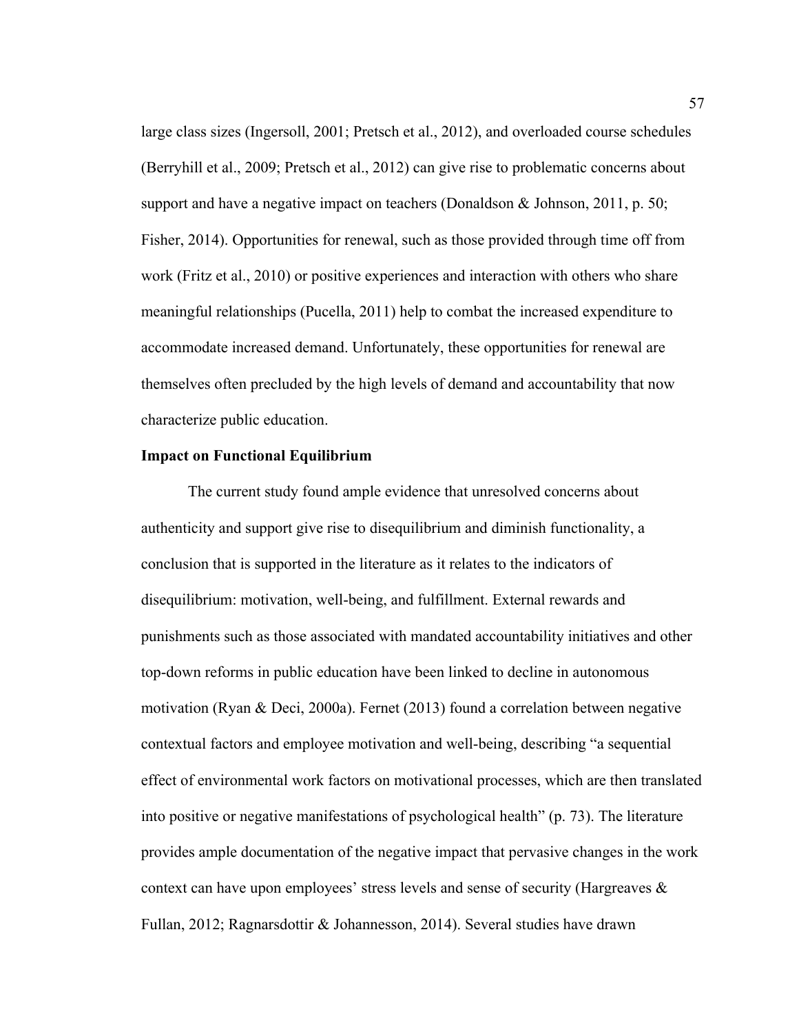large class sizes (Ingersoll, 2001; Pretsch et al., 2012), and overloaded course schedules (Berryhill et al., 2009; Pretsch et al., 2012) can give rise to problematic concerns about support and have a negative impact on teachers (Donaldson & Johnson, 2011, p. 50; Fisher, 2014). Opportunities for renewal, such as those provided through time off from work (Fritz et al., 2010) or positive experiences and interaction with others who share meaningful relationships (Pucella, 2011) help to combat the increased expenditure to accommodate increased demand. Unfortunately, these opportunities for renewal are themselves often precluded by the high levels of demand and accountability that now characterize public education.

**Impact on Functional Equilibrium**

The current study found ample evidence that unresolved concerns about authenticity and support give rise to disequilibrium and diminish functionality, a conclusion that is supported in the literature as it relates to the indicators of disequilibrium: motivation, well-being, and fulfillment. External rewards and punishments such as those associated with mandated accountability initiatives and other top-down reforms in public education have been linked to decline in autonomous motivation (Ryan & Deci, 2000a). Fernet (2013) found a correlation between negative contextual factors and employee motivation and well-being, describing "a sequential effect of environmental work factors on motivational processes, which are then translated into positive or negative manifestations of psychological health" (p. 73). The literature provides ample documentation of the negative impact that pervasive changes in the work context can have upon employees' stress levels and sense of security (Hargreaves & Fullan, 2012; Ragnarsdottir & Johannesson, 2014). Several studies have drawn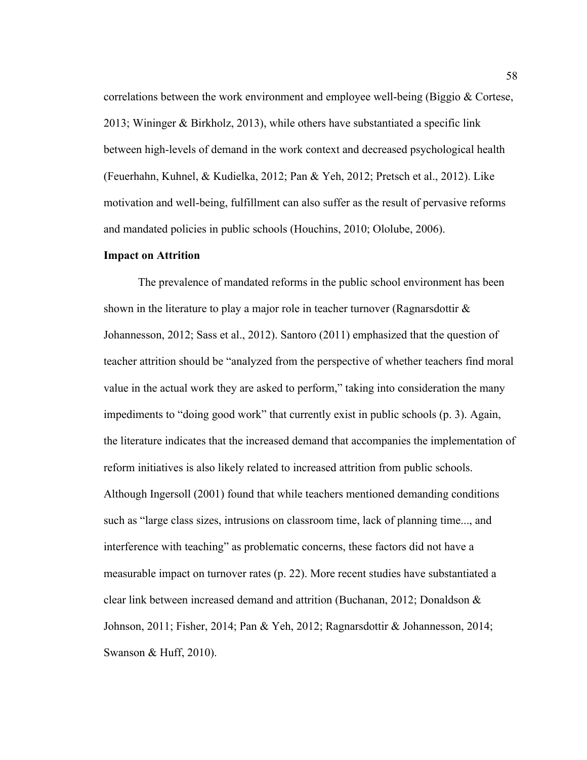correlations between the work environment and employee well-being (Biggio & Cortese, 2013; Wininger & Birkholz, 2013), while others have substantiated a specific link between high-levels of demand in the work context and decreased psychological health (Feuerhahn, Kuhnel, & Kudielka, 2012; Pan & Yeh, 2012; Pretsch et al., 2012). Like motivation and well-being, fulfillment can also suffer as the result of pervasive reforms and mandated policies in public schools (Houchins, 2010; Ololube, 2006).

**Impact on Attrition**

The prevalence of mandated reforms in the public school environment has been shown in the literature to play a major role in teacher turnover (Ragnarsdottir & Johannesson, 2012; Sass et al., 2012). Santoro (2011) emphasized that the question of teacher attrition should be "analyzed from the perspective of whether teachers find moral value in the actual work they are asked to perform," taking into consideration the many impediments to "doing good work" that currently exist in public schools (p. 3). Again, the literature indicates that the increased demand that accompanies the implementation of reform initiatives is also likely related to increased attrition from public schools. Although Ingersoll (2001) found that while teachers mentioned demanding conditions such as "large class sizes, intrusions on classroom time, lack of planning time..., and interference with teaching" as problematic concerns, these factors did not have a measurable impact on turnover rates (p. 22). More recent studies have substantiated a clear link between increased demand and attrition (Buchanan, 2012; Donaldson & Johnson, 2011; Fisher, 2014; Pan & Yeh, 2012; Ragnarsdottir & Johannesson, 2014; Swanson & Huff, 2010).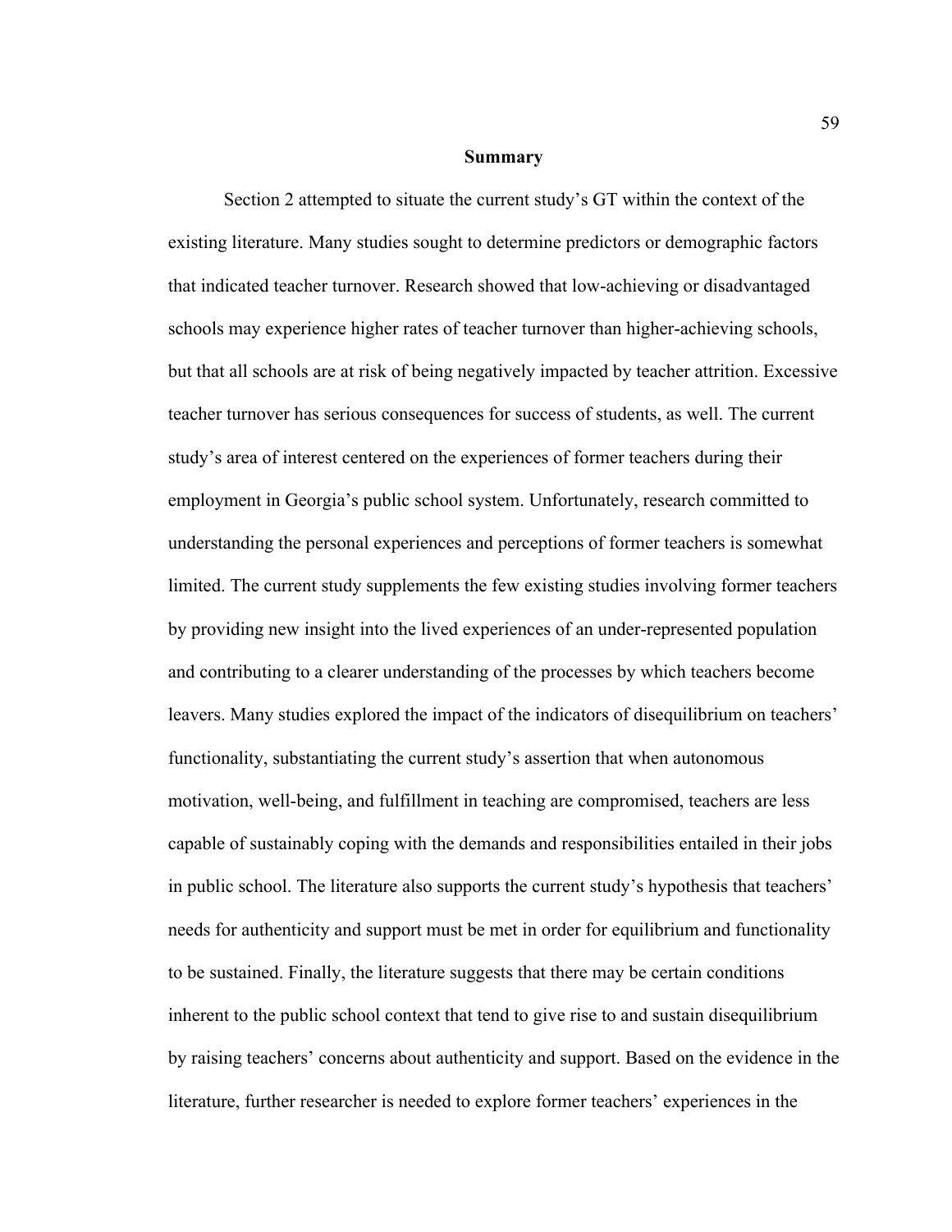## Summary

Section 2 attempted to situate the current study's GT within the context of the existing literature. Many studies sought to determine predictors or demographic factors that indicated teacher turnover. Research showed that low-achieving or disadvantaged schools may experience higher rates of teacher turnover than higher-achieving schools, but that all schools are at risk of being negatively impacted by teacher attrition. Excessive teacher turnover has serious consequences for success of students, as well. The current study's area of interest centered on the experiences of former teachers during their employment in Georgia's public school system. Unfortunately, research committed to understanding the personal experiences and perceptions of former teachers is somewhat limited. The current study supplements the few existing studies involving former teachers by providing new insight into the lived experiences of an under-represented population and contributing to a clearer understanding of the processes by which teachers become leavers. Many studies explored the impact of the indicators of disequilibrium on teachers' functionality, substantiating the current study's assertion that when autonomous motivation, well-being, and fulfillment in teaching are compromised, teachers are less capable of sustainably coping with the demands and responsibilities entailed in their jobs in public school. The literature also supports the current study's hypothesis that teachers' needs for authenticity and support must be met in order for equilibrium and functionality to be sustained. Finally, the literature suggests that there may be certain conditions inherent to the public school context that tend to give rise to and sustain disequilibrium by raising teachers' concerns about authenticity and support. Based on the evidence in the literature, further researcher is needed to explore former teachers' experiences in the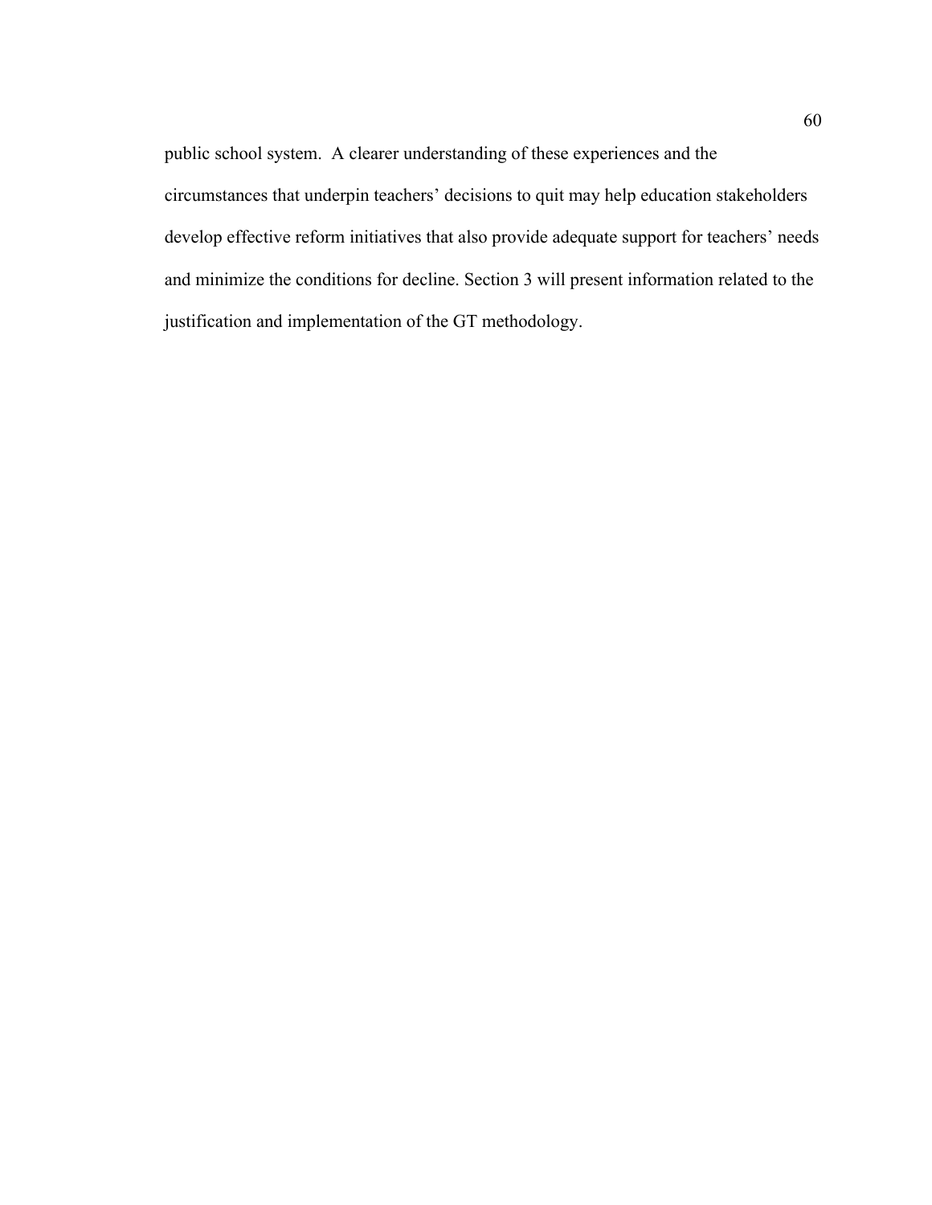public school system. A clearer understanding of these experiences and the circumstances that underpin teachers' decisions to quit may help education stakeholders develop effective reform initiatives that also provide adequate support for teachers' needs and minimize the conditions for decline. Section 3 will present information related to the justification and implementation of the GT methodology.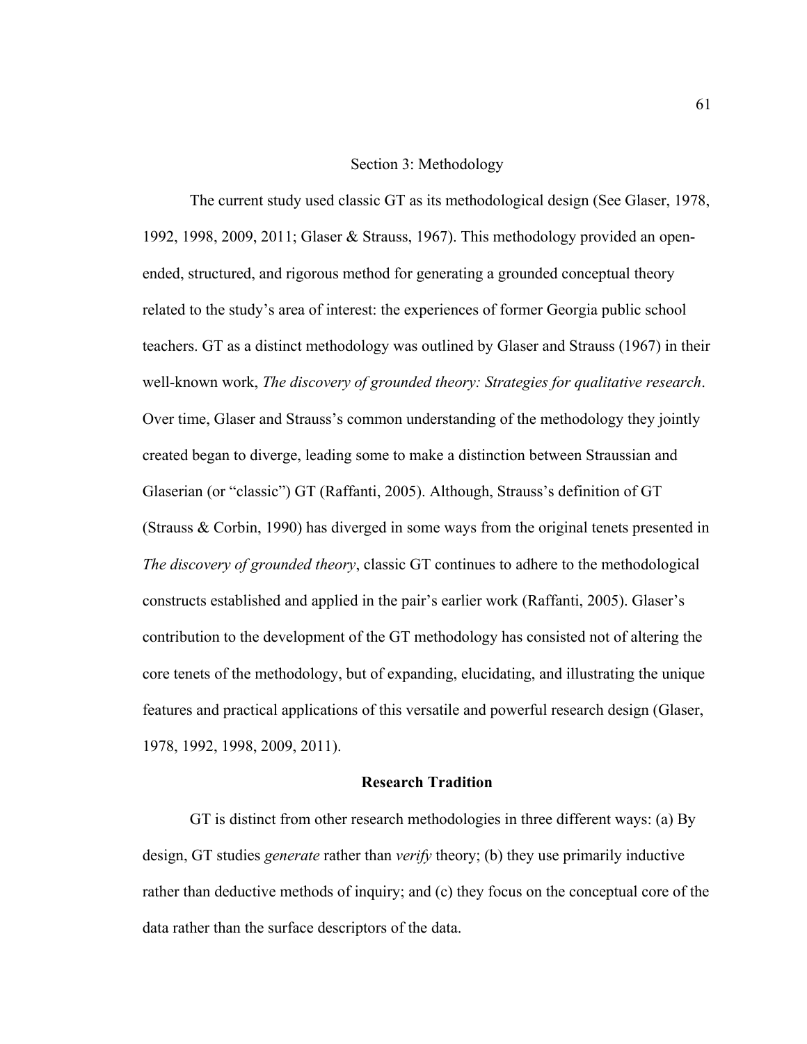# Section 3: Methodology

The current study used classic GT as its methodological design (See Glaser, 1978, 1992, 1998, 2009, 2011; Glaser & Strauss, 1967). This methodology provided an open-ended, structured, and rigorous method for generating a grounded conceptual theory related to the study's area of interest: the experiences of former Georgia public school teachers. GT as a distinct methodology was outlined by Glaser and Strauss (1967) in their well-known work, *The discovery of grounded theory: Strategies for qualitative research*. Over time, Glaser and Strauss's common understanding of the methodology they jointly created began to diverge, leading some to make a distinction between Straussian and Glaserian (or "classic") GT (Raffanti, 2005). Although, Strauss's definition of GT (Strauss & Corbin, 1990) has diverged in some ways from the original tenets presented in *The discovery of grounded theory*, classic GT continues to adhere to the methodological constructs established and applied in the pair's earlier work (Raffanti, 2005). Glaser's contribution to the development of the GT methodology has consisted not of altering the core tenets of the methodology, but of expanding, elucidating, and illustrating the unique features and practical applications of this versatile and powerful research design (Glaser, 1978, 1992, 1998, 2009, 2011).

## Research Tradition

GT is distinct from other research methodologies in three different ways: (a) By design, GT studies *generate* rather than *verify* theory; (b) they use primarily inductive rather than deductive methods of inquiry; and (c) they focus on the conceptual core of the data rather than the surface descriptors of the data.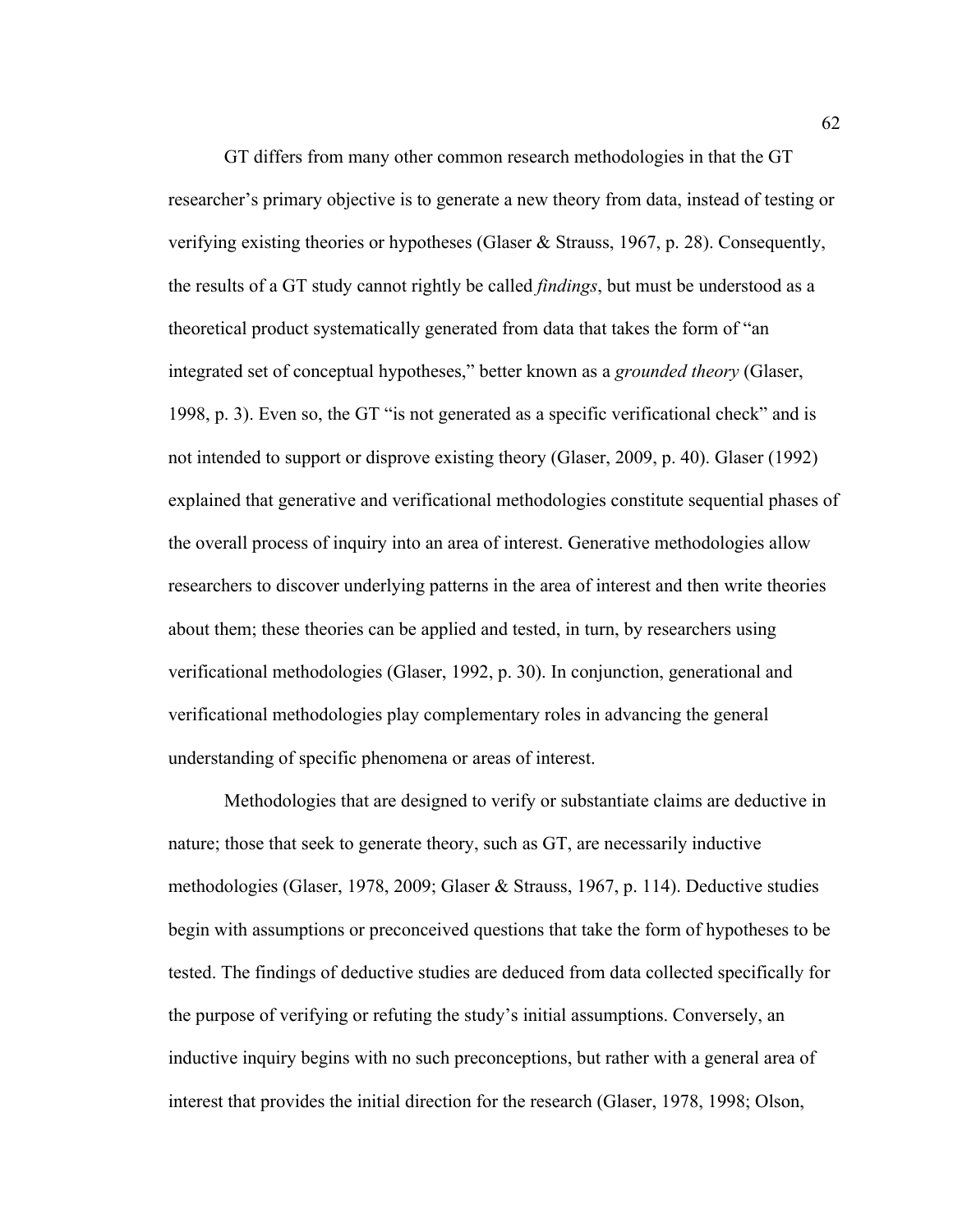GT differs from many other common research methodologies in that the GT researcher's primary objective is to generate a new theory from data, instead of testing or verifying existing theories or hypotheses (Glaser & Strauss, 1967, p. 28). Consequently, the results of a GT study cannot rightly be called *findings*, but must be understood as a theoretical product systematically generated from data that takes the form of "an integrated set of conceptual hypotheses," better known as a *grounded theory* (Glaser, 1998, p. 3). Even so, the GT "is not generated as a specific verificational check" and is not intended to support or disprove existing theory (Glaser, 2009, p. 40). Glaser (1992) explained that generative and verificational methodologies constitute sequential phases of the overall process of inquiry into an area of interest. Generative methodologies allow researchers to discover underlying patterns in the area of interest and then write theories about them; these theories can be applied and tested, in turn, by researchers using verificational methodologies (Glaser, 1992, p. 30). In conjunction, generational and verificational methodologies play complementary roles in advancing the general understanding of specific phenomena or areas of interest.

Methodologies that are designed to verify or substantiate claims are deductive in nature; those that seek to generate theory, such as GT, are necessarily inductive methodologies (Glaser, 1978, 2009; Glaser & Strauss, 1967, p. 114). Deductive studies begin with assumptions or preconceived questions that take the form of hypotheses to be tested. The findings of deductive studies are deduced from data collected specifically for the purpose of verifying or refuting the study's initial assumptions. Conversely, an inductive inquiry begins with no such preconceptions, but rather with a general area of interest that provides the initial direction for the research (Glaser, 1978, 1998; Olson,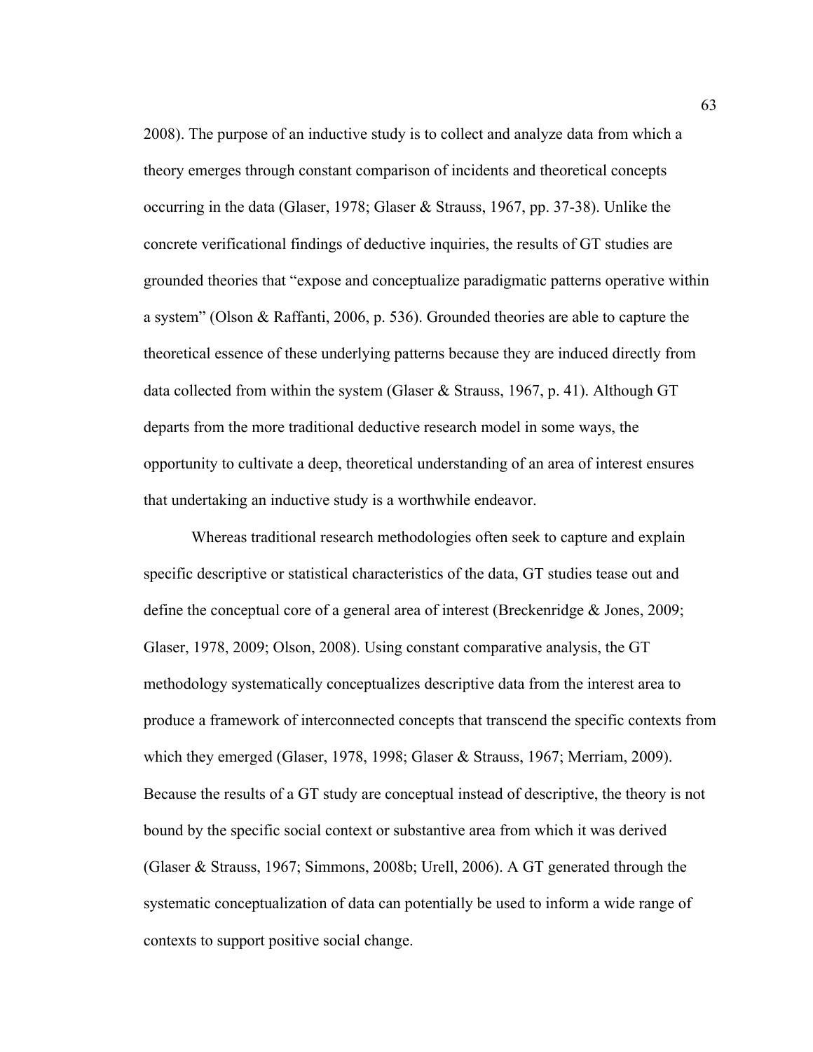2008). The purpose of an inductive study is to collect and analyze data from which a theory emerges through constant comparison of incidents and theoretical concepts occurring in the data (Glaser, 1978; Glaser & Strauss, 1967, pp. 37-38). Unlike the concrete verificational findings of deductive inquiries, the results of GT studies are grounded theories that "expose and conceptualize paradigmatic patterns operative within a system" (Olson & Raffanti, 2006, p. 536). Grounded theories are able to capture the theoretical essence of these underlying patterns because they are induced directly from data collected from within the system (Glaser & Strauss, 1967, p. 41). Although GT departs from the more traditional deductive research model in some ways, the opportunity to cultivate a deep, theoretical understanding of an area of interest ensures that undertaking an inductive study is a worthwhile endeavor.

Whereas traditional research methodologies often seek to capture and explain specific descriptive or statistical characteristics of the data, GT studies tease out and define the conceptual core of a general area of interest (Breckenridge & Jones, 2009; Glaser, 1978, 2009; Olson, 2008). Using constant comparative analysis, the GT methodology systematically conceptualizes descriptive data from the interest area to produce a framework of interconnected concepts that transcend the specific contexts from which they emerged (Glaser, 1978, 1998; Glaser & Strauss, 1967; Merriam, 2009). Because the results of a GT study are conceptual instead of descriptive, the theory is not bound by the specific social context or substantive area from which it was derived (Glaser & Strauss, 1967; Simmons, 2008b; Urell, 2006). A GT generated through the systematic conceptualization of data can potentially be used to inform a wide range of contexts to support positive social change.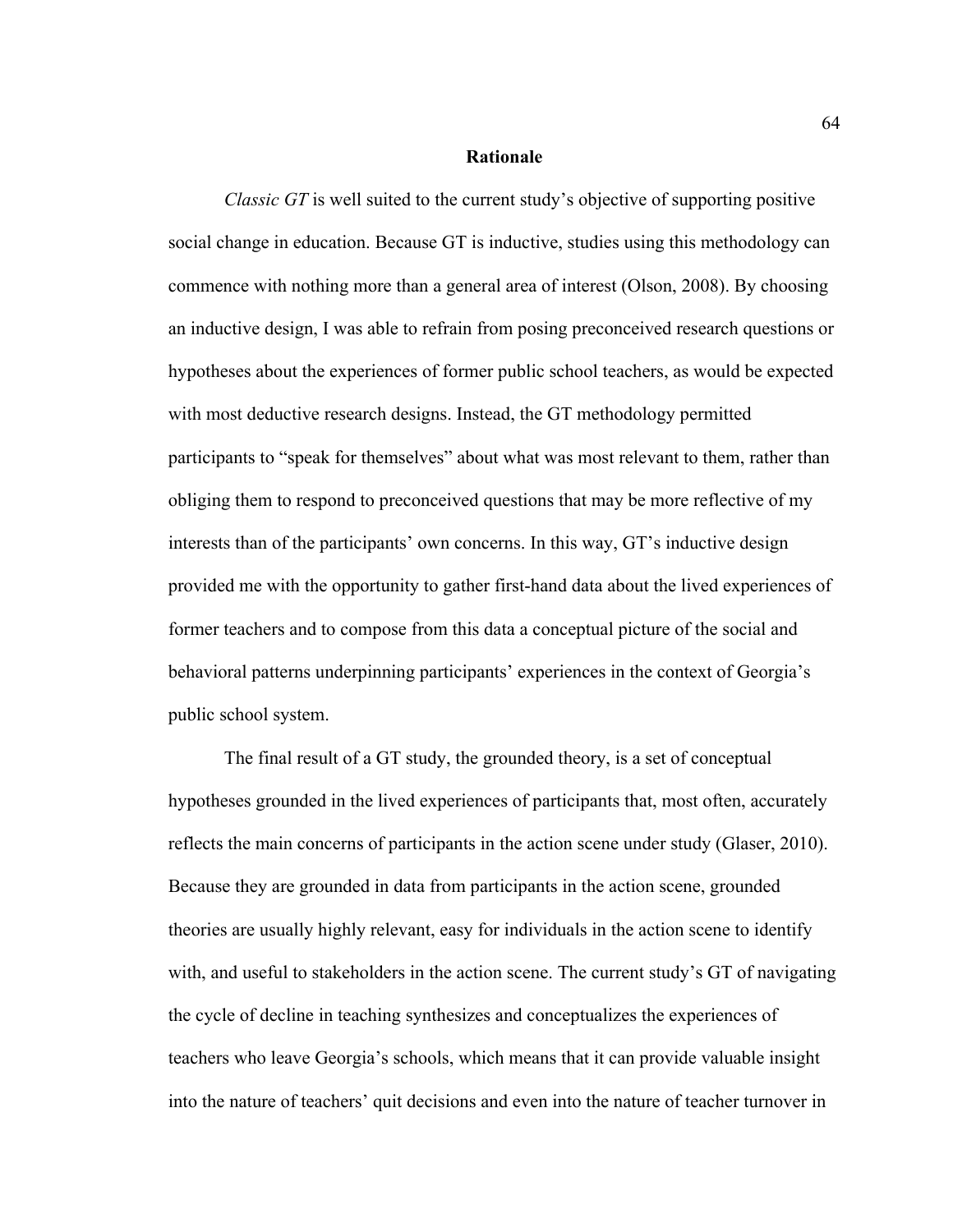## Rationale

*Classic GT* is well suited to the current study's objective of supporting positive social change in education. Because GT is inductive, studies using this methodology can commence with nothing more than a general area of interest (Olson, 2008). By choosing an inductive design, I was able to refrain from posing preconceived research questions or hypotheses about the experiences of former public school teachers, as would be expected with most deductive research designs. Instead, the GT methodology permitted participants to "speak for themselves" about what was most relevant to them, rather than obliging them to respond to preconceived questions that may be more reflective of my interests than of the participants' own concerns. In this way, GT's inductive design provided me with the opportunity to gather first-hand data about the lived experiences of former teachers and to compose from this data a conceptual picture of the social and behavioral patterns underpinning participants' experiences in the context of Georgia's public school system.

The final result of a GT study, the grounded theory, is a set of conceptual hypotheses grounded in the lived experiences of participants that, most often, accurately reflects the main concerns of participants in the action scene under study (Glaser, 2010). Because they are grounded in data from participants in the action scene, grounded theories are usually highly relevant, easy for individuals in the action scene to identify with, and useful to stakeholders in the action scene. The current study's GT of navigating the cycle of decline in teaching synthesizes and conceptualizes the experiences of teachers who leave Georgia's schools, which means that it can provide valuable insight into the nature of teachers' quit decisions and even into the nature of teacher turnover in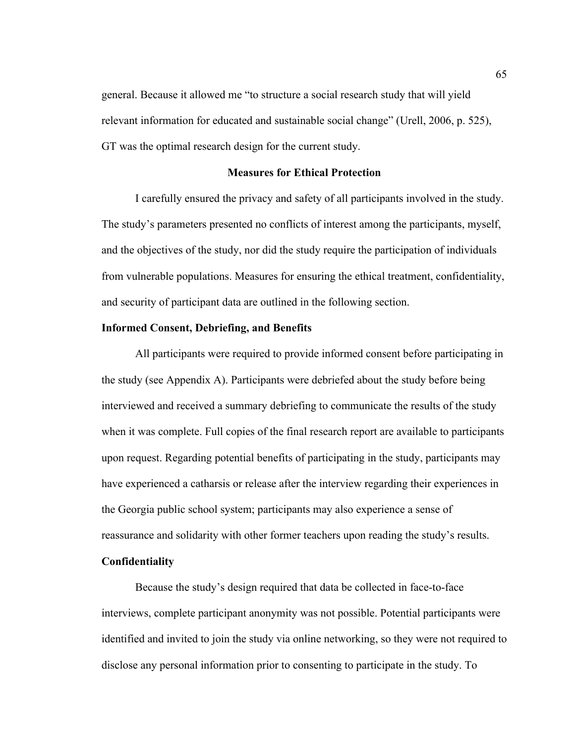general. Because it allowed me "to structure a social research study that will yield relevant information for educated and sustainable social change" (Urell, 2006, p. 525), GT was the optimal research design for the current study.

## Measures for Ethical Protection

I carefully ensured the privacy and safety of all participants involved in the study. The study's parameters presented no conflicts of interest among the participants, myself, and the objectives of the study, nor did the study require the participation of individuals from vulnerable populations. Measures for ensuring the ethical treatment, confidentiality, and security of participant data are outlined in the following section.

### Informed Consent, Debriefing, and Benefits

All participants were required to provide informed consent before participating in the study (see Appendix A). Participants were debriefed about the study before being interviewed and received a summary debriefing to communicate the results of the study when it was complete. Full copies of the final research report are available to participants upon request. Regarding potential benefits of participating in the study, participants may have experienced a catharsis or release after the interview regarding their experiences in the Georgia public school system; participants may also experience a sense of reassurance and solidarity with other former teachers upon reading the study's results.

### Confidentiality

Because the study's design required that data be collected in face-to-face interviews, complete participant anonymity was not possible. Potential participants were identified and invited to join the study via online networking, so they were not required to disclose any personal information prior to consenting to participate in the study. To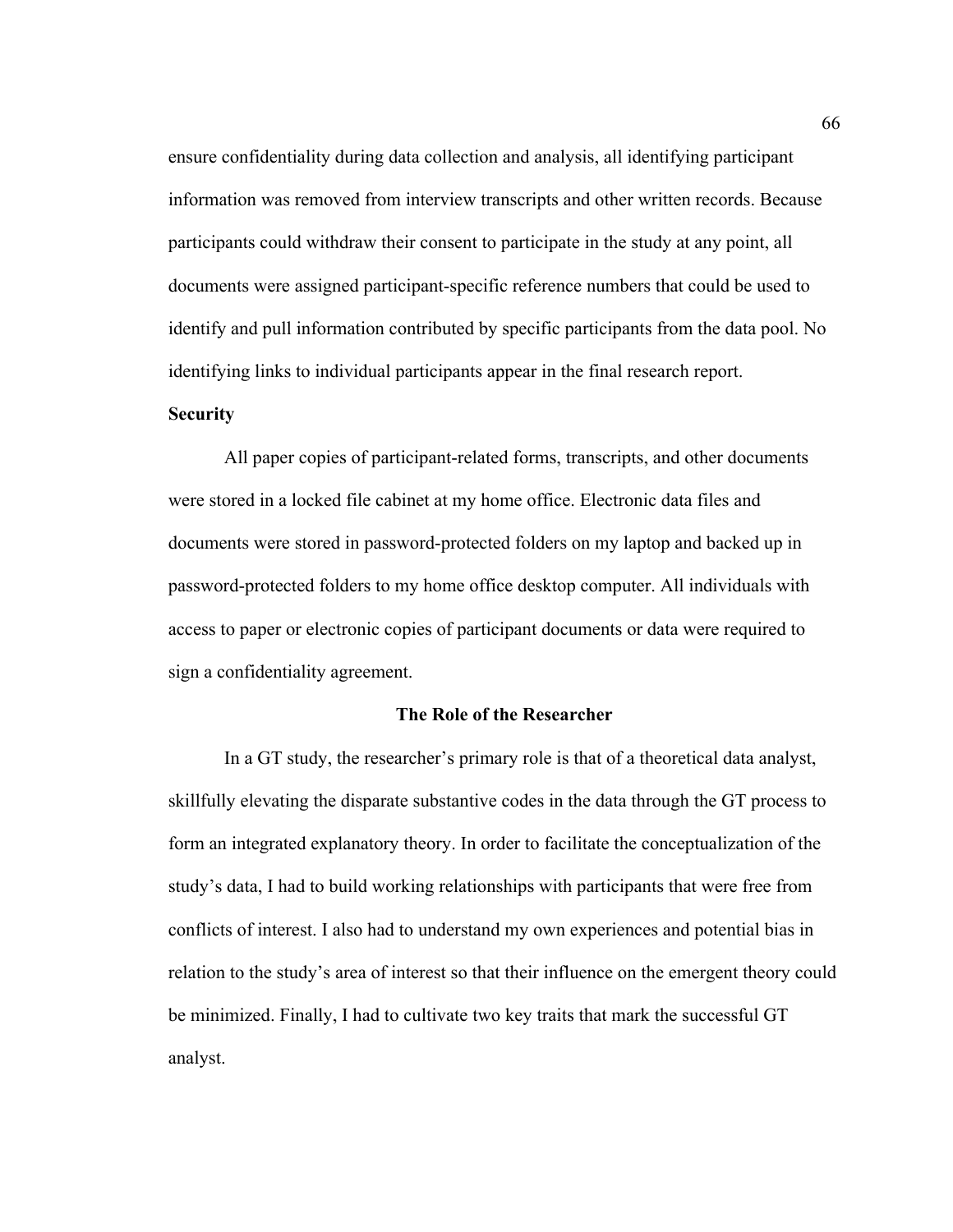ensure confidentiality during data collection and analysis, all identifying participant information was removed from interview transcripts and other written records. Because participants could withdraw their consent to participate in the study at any point, all documents were assigned participant-specific reference numbers that could be used to identify and pull information contributed by specific participants from the data pool. No identifying links to individual participants appear in the final research report.

### Security

All paper copies of participant-related forms, transcripts, and other documents were stored in a locked file cabinet at my home office. Electronic data files and documents were stored in password-protected folders on my laptop and backed up in password-protected folders to my home office desktop computer. All individuals with access to paper or electronic copies of participant documents or data were required to sign a confidentiality agreement.

## The Role of the Researcher

In a GT study, the researcher's primary role is that of a theoretical data analyst, skillfully elevating the disparate substantive codes in the data through the GT process to form an integrated explanatory theory. In order to facilitate the conceptualization of the study's data, I had to build working relationships with participants that were free from conflicts of interest. I also had to understand my own experiences and potential bias in relation to the study's area of interest so that their influence on the emergent theory could be minimized. Finally, I had to cultivate two key traits that mark the successful GT analyst.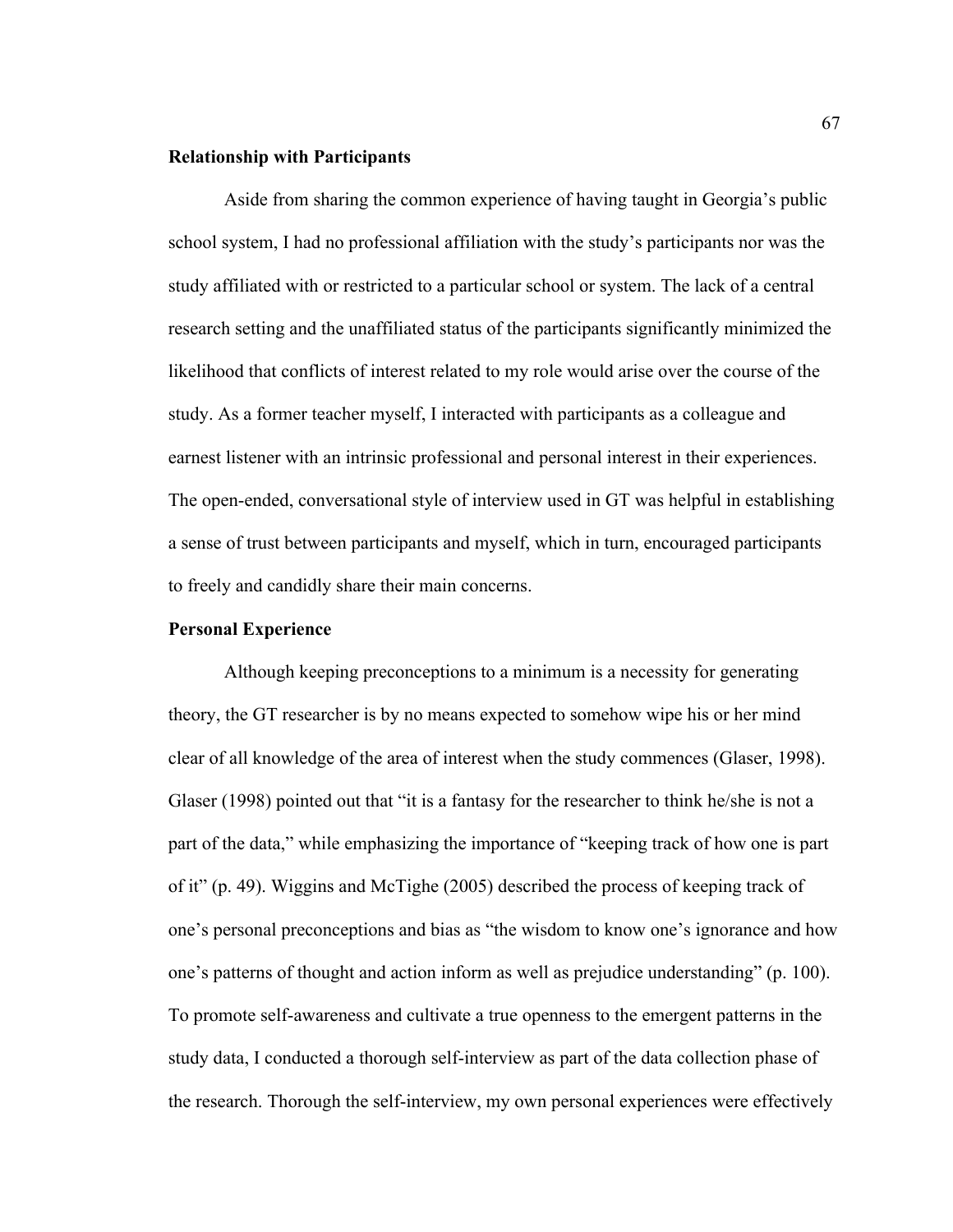### Relationship with Participants

Aside from sharing the common experience of having taught in Georgia's public school system, I had no professional affiliation with the study's participants nor was the study affiliated with or restricted to a particular school or system. The lack of a central research setting and the unaffiliated status of the participants significantly minimized the likelihood that conflicts of interest related to my role would arise over the course of the study. As a former teacher myself, I interacted with participants as a colleague and earnest listener with an intrinsic professional and personal interest in their experiences. The open-ended, conversational style of interview used in GT was helpful in establishing a sense of trust between participants and myself, which in turn, encouraged participants to freely and candidly share their main concerns.

### Personal Experience

Although keeping preconceptions to a minimum is a necessity for generating theory, the GT researcher is by no means expected to somehow wipe his or her mind clear of all knowledge of the area of interest when the study commences (Glaser, 1998). Glaser (1998) pointed out that "it is a fantasy for the researcher to think he/she is not a part of the data," while emphasizing the importance of "keeping track of how one is part of it" (p. 49). Wiggins and McTighe (2005) described the process of keeping track of one's personal preconceptions and bias as "the wisdom to know one's ignorance and how one's patterns of thought and action inform as well as prejudice understanding" (p. 100). To promote self-awareness and cultivate a true openness to the emergent patterns in the study data, I conducted a thorough self-interview as part of the data collection phase of the research. Thorough the self-interview, my own personal experiences were effectively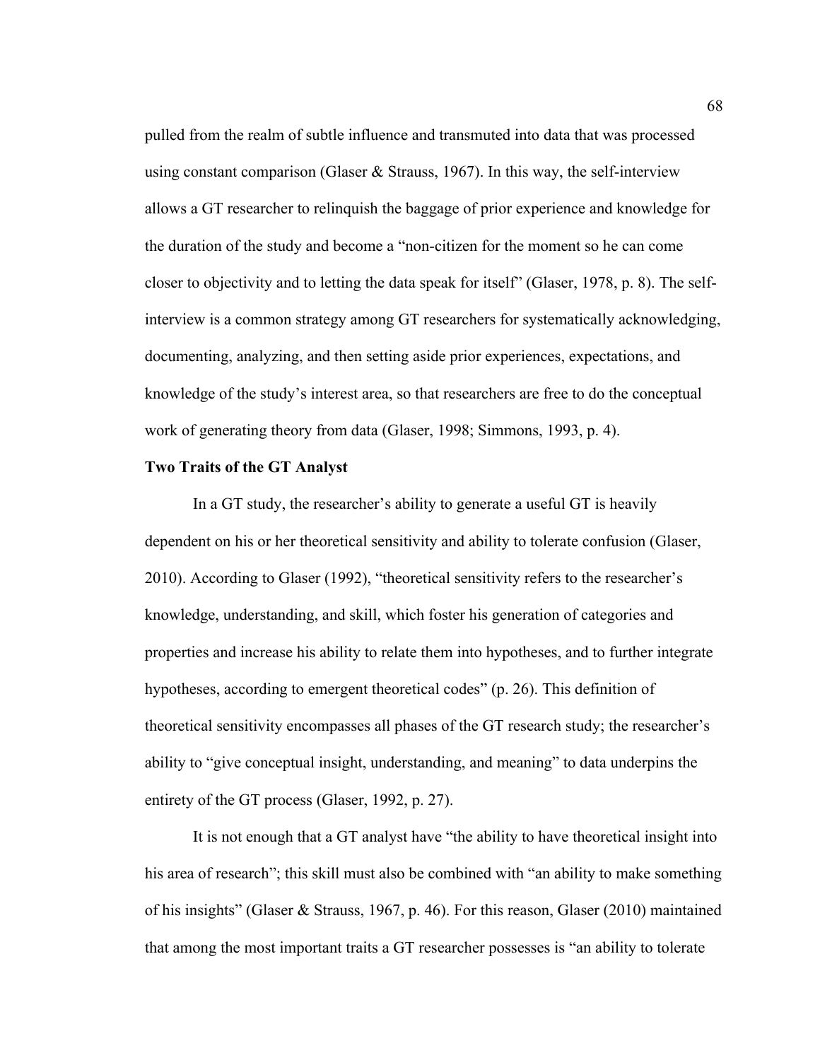pulled from the realm of subtle influence and transmuted into data that was processed using constant comparison (Glaser & Strauss, 1967). In this way, the self-interview allows a GT researcher to relinquish the baggage of prior experience and knowledge for the duration of the study and become a "non-citizen for the moment so he can come closer to objectivity and to letting the data speak for itself" (Glaser, 1978, p. 8). The self-interview is a common strategy among GT researchers for systematically acknowledging, documenting, analyzing, and then setting aside prior experiences, expectations, and knowledge of the study's interest area, so that researchers are free to do the conceptual work of generating theory from data (Glaser, 1998; Simmons, 1993, p. 4).

**Two Traits of the GT Analyst**

In a GT study, the researcher's ability to generate a useful GT is heavily dependent on his or her theoretical sensitivity and ability to tolerate confusion (Glaser, 2010). According to Glaser (1992), "theoretical sensitivity refers to the researcher's knowledge, understanding, and skill, which foster his generation of categories and properties and increase his ability to relate them into hypotheses, and to further integrate hypotheses, according to emergent theoretical codes" (p. 26). This definition of theoretical sensitivity encompasses all phases of the GT research study; the researcher's ability to "give conceptual insight, understanding, and meaning" to data underpins the entirety of the GT process (Glaser, 1992, p. 27).

It is not enough that a GT analyst have "the ability to have theoretical insight into his area of research"; this skill must also be combined with "an ability to make something of his insights" (Glaser & Strauss, 1967, p. 46). For this reason, Glaser (2010) maintained that among the most important traits a GT researcher possesses is "an ability to tolerate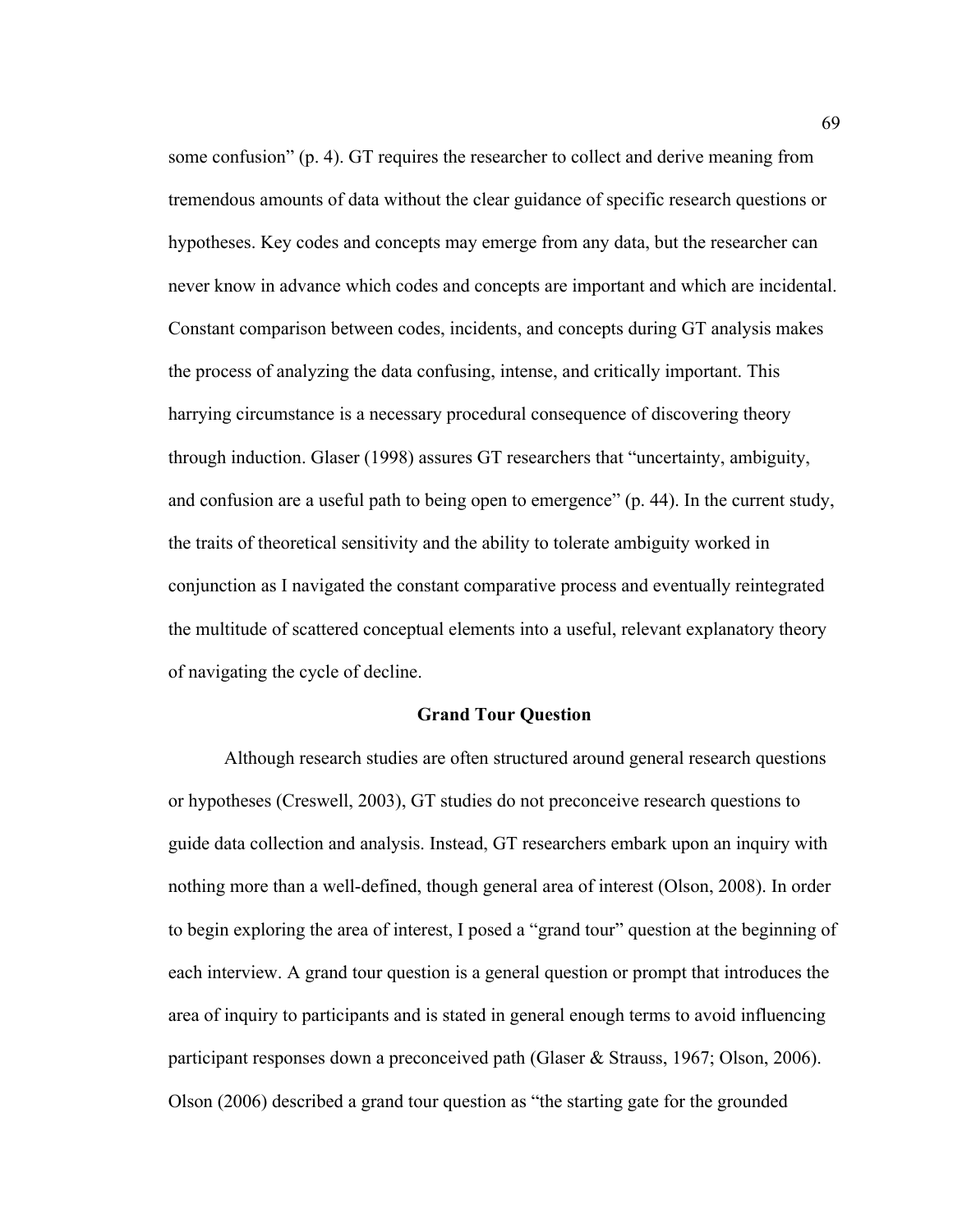some confusion" (p. 4). GT requires the researcher to collect and derive meaning from tremendous amounts of data without the clear guidance of specific research questions or hypotheses. Key codes and concepts may emerge from any data, but the researcher can never know in advance which codes and concepts are important and which are incidental. Constant comparison between codes, incidents, and concepts during GT analysis makes the process of analyzing the data confusing, intense, and critically important. This harrying circumstance is a necessary procedural consequence of discovering theory through induction. Glaser (1998) assures GT researchers that "uncertainty, ambiguity, and confusion are a useful path to being open to emergence" (p. 44). In the current study, the traits of theoretical sensitivity and the ability to tolerate ambiguity worked in conjunction as I navigated the constant comparative process and eventually reintegrated the multitude of scattered conceptual elements into a useful, relevant explanatory theory of navigating the cycle of decline.

## Grand Tour Question

Although research studies are often structured around general research questions or hypotheses (Creswell, 2003), GT studies do not preconceive research questions to guide data collection and analysis. Instead, GT researchers embark upon an inquiry with nothing more than a well-defined, though general area of interest (Olson, 2008). In order to begin exploring the area of interest, I posed a "grand tour" question at the beginning of each interview. A grand tour question is a general question or prompt that introduces the area of inquiry to participants and is stated in general enough terms to avoid influencing participant responses down a preconceived path (Glaser & Strauss, 1967; Olson, 2006). Olson (2006) described a grand tour question as "the starting gate for the grounded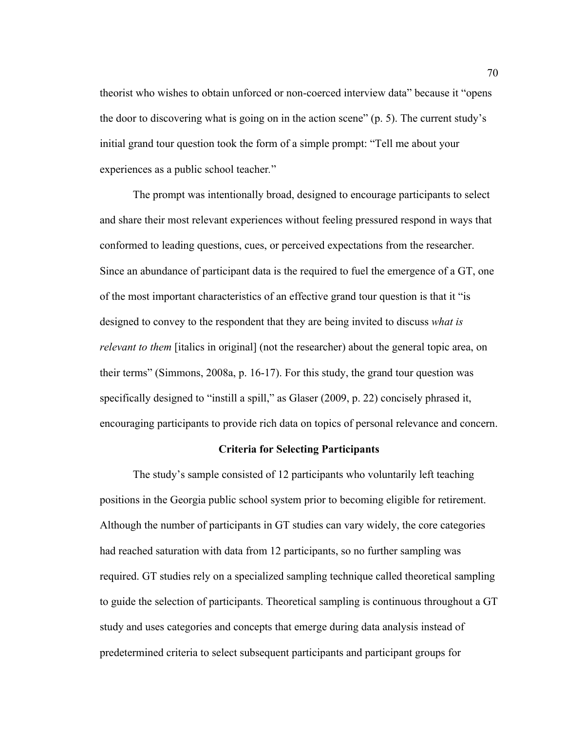theorist who wishes to obtain unforced or non-coerced interview data" because it "opens the door to discovering what is going on in the action scene" (p. 5). The current study's initial grand tour question took the form of a simple prompt: "Tell me about your experiences as a public school teacher."

The prompt was intentionally broad, designed to encourage participants to select and share their most relevant experiences without feeling pressured respond in ways that conformed to leading questions, cues, or perceived expectations from the researcher. Since an abundance of participant data is the required to fuel the emergence of a GT, one of the most important characteristics of an effective grand tour question is that it "is designed to convey to the respondent that they are being invited to discuss *what is relevant to them* [italics in original] (not the researcher) about the general topic area, on their terms" (Simmons, 2008a, p. 16-17). For this study, the grand tour question was specifically designed to "instill a spill," as Glaser (2009, p. 22) concisely phrased it, encouraging participants to provide rich data on topics of personal relevance and concern.

## Criteria for Selecting Participants

The study's sample consisted of 12 participants who voluntarily left teaching positions in the Georgia public school system prior to becoming eligible for retirement. Although the number of participants in GT studies can vary widely, the core categories had reached saturation with data from 12 participants, so no further sampling was required. GT studies rely on a specialized sampling technique called theoretical sampling to guide the selection of participants. Theoretical sampling is continuous throughout a GT study and uses categories and concepts that emerge during data analysis instead of predetermined criteria to select subsequent participants and participant groups for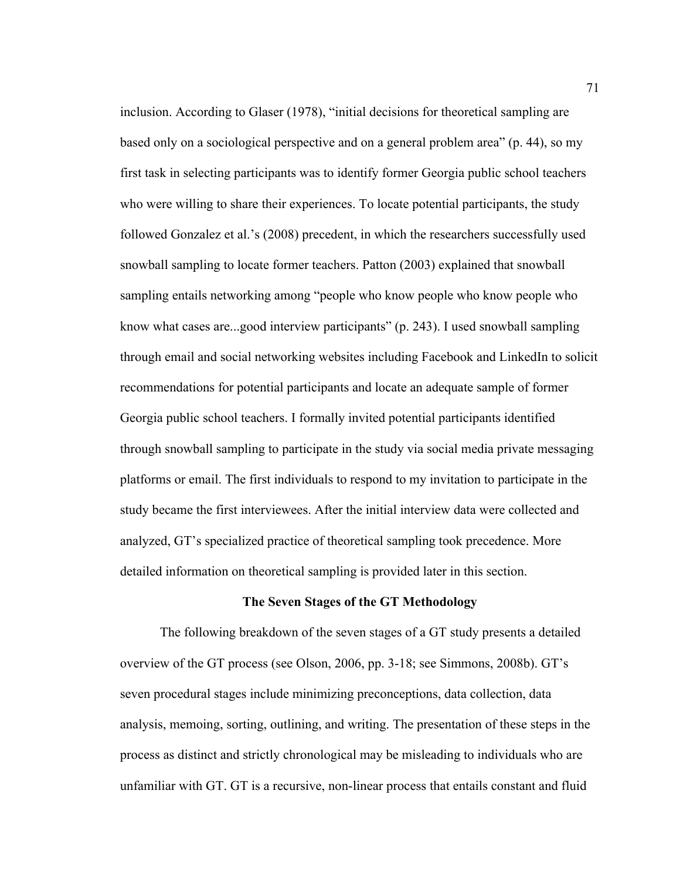inclusion. According to Glaser (1978), “initial decisions for theoretical sampling are based only on a sociological perspective and on a general problem area” (p. 44), so my first task in selecting participants was to identify former Georgia public school teachers who were willing to share their experiences. To locate potential participants, the study followed Gonzalez et al.’s (2008) precedent, in which the researchers successfully used snowball sampling to locate former teachers. Patton (2003) explained that snowball sampling entails networking among “people who know people who know people who know what cases are...good interview participants” (p. 243). I used snowball sampling through email and social networking websites including Facebook and LinkedIn to solicit recommendations for potential participants and locate an adequate sample of former Georgia public school teachers. I formally invited potential participants identified through snowball sampling to participate in the study via social media private messaging platforms or email. The first individuals to respond to my invitation to participate in the study became the first interviewees. After the initial interview data were collected and analyzed, GT’s specialized practice of theoretical sampling took precedence. More detailed information on theoretical sampling is provided later in this section.

## The Seven Stages of the GT Methodology

The following breakdown of the seven stages of a GT study presents a detailed overview of the GT process (see Olson, 2006, pp. 3-18; see Simmons, 2008b). GT’s seven procedural stages include minimizing preconceptions, data collection, data analysis, memoing, sorting, outlining, and writing. The presentation of these steps in the process as distinct and strictly chronological may be misleading to individuals who are unfamiliar with GT. GT is a recursive, non-linear process that entails constant and fluid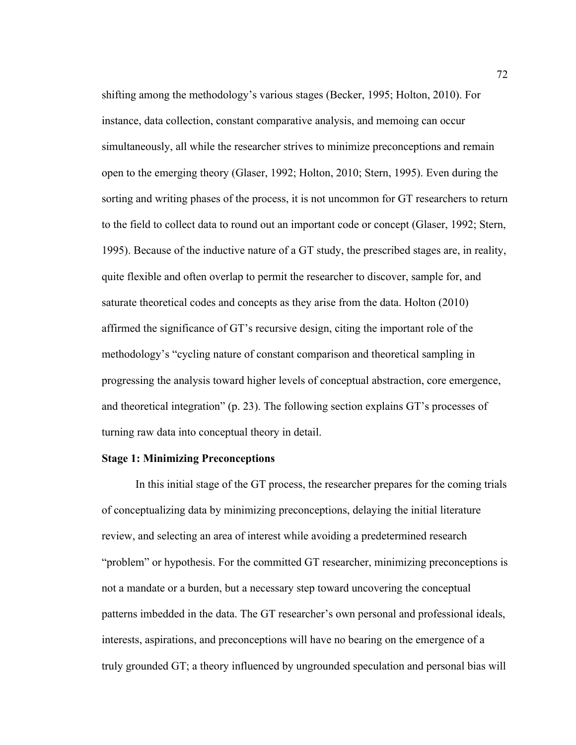shifting among the methodology's various stages (Becker, 1995; Holton, 2010). For instance, data collection, constant comparative analysis, and memoing can occur simultaneously, all while the researcher strives to minimize preconceptions and remain open to the emerging theory (Glaser, 1992; Holton, 2010; Stern, 1995). Even during the sorting and writing phases of the process, it is not uncommon for GT researchers to return to the field to collect data to round out an important code or concept (Glaser, 1992; Stern, 1995). Because of the inductive nature of a GT study, the prescribed stages are, in reality, quite flexible and often overlap to permit the researcher to discover, sample for, and saturate theoretical codes and concepts as they arise from the data. Holton (2010) affirmed the significance of GT's recursive design, citing the important role of the methodology's "cycling nature of constant comparison and theoretical sampling in progressing the analysis toward higher levels of conceptual abstraction, core emergence, and theoretical integration" (p. 23). The following section explains GT's processes of turning raw data into conceptual theory in detail.

### Stage 1: Minimizing Preconceptions

In this initial stage of the GT process, the researcher prepares for the coming trials of conceptualizing data by minimizing preconceptions, delaying the initial literature review, and selecting an area of interest while avoiding a predetermined research "problem" or hypothesis. For the committed GT researcher, minimizing preconceptions is not a mandate or a burden, but a necessary step toward uncovering the conceptual patterns imbedded in the data. The GT researcher's own personal and professional ideals, interests, aspirations, and preconceptions will have no bearing on the emergence of a truly grounded GT; a theory influenced by ungrounded speculation and personal bias will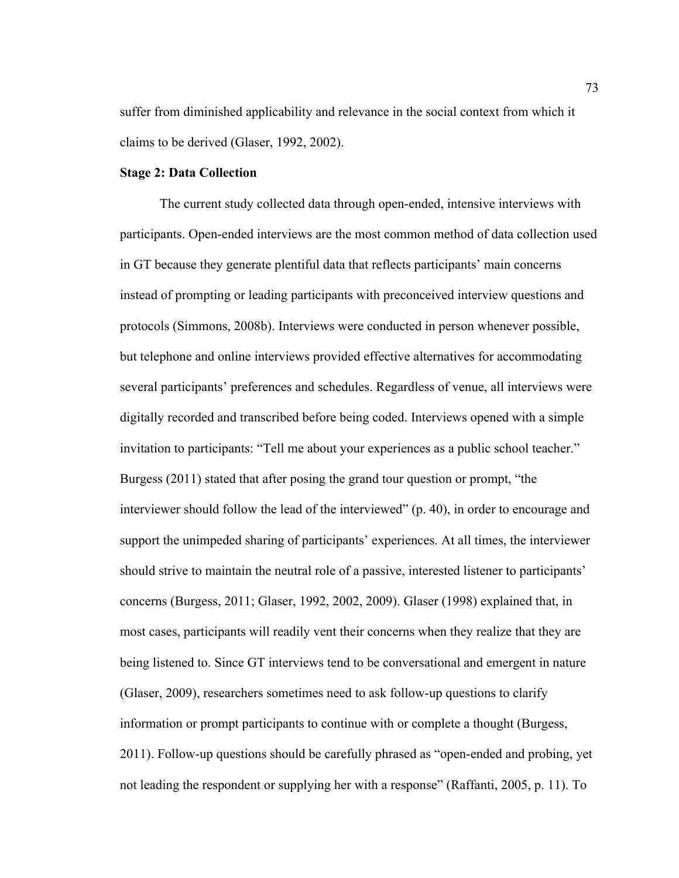suffer from diminished applicability and relevance in the social context from which it claims to be derived (Glaser, 1992, 2002).

**Stage 2: Data Collection**

The current study collected data through open-ended, intensive interviews with participants. Open-ended interviews are the most common method of data collection used in GT because they generate plentiful data that reflects participants' main concerns instead of prompting or leading participants with preconceived interview questions and protocols (Simmons, 2008b). Interviews were conducted in person whenever possible, but telephone and online interviews provided effective alternatives for accommodating several participants' preferences and schedules. Regardless of venue, all interviews were digitally recorded and transcribed before being coded. Interviews opened with a simple invitation to participants: "Tell me about your experiences as a public school teacher." Burgess (2011) stated that after posing the grand tour question or prompt, "the interviewer should follow the lead of the interviewed" (p. 40), in order to encourage and support the unimpeded sharing of participants' experiences. At all times, the interviewer should strive to maintain the neutral role of a passive, interested listener to participants' concerns (Burgess, 2011; Glaser, 1992, 2002, 2009). Glaser (1998) explained that, in most cases, participants will readily vent their concerns when they realize that they are being listened to. Since GT interviews tend to be conversational and emergent in nature (Glaser, 2009), researchers sometimes need to ask follow-up questions to clarify information or prompt participants to continue with or complete a thought (Burgess, 2011). Follow-up questions should be carefully phrased as "open-ended and probing, yet not leading the respondent or supplying her with a response" (Raffanti, 2005, p. 11). To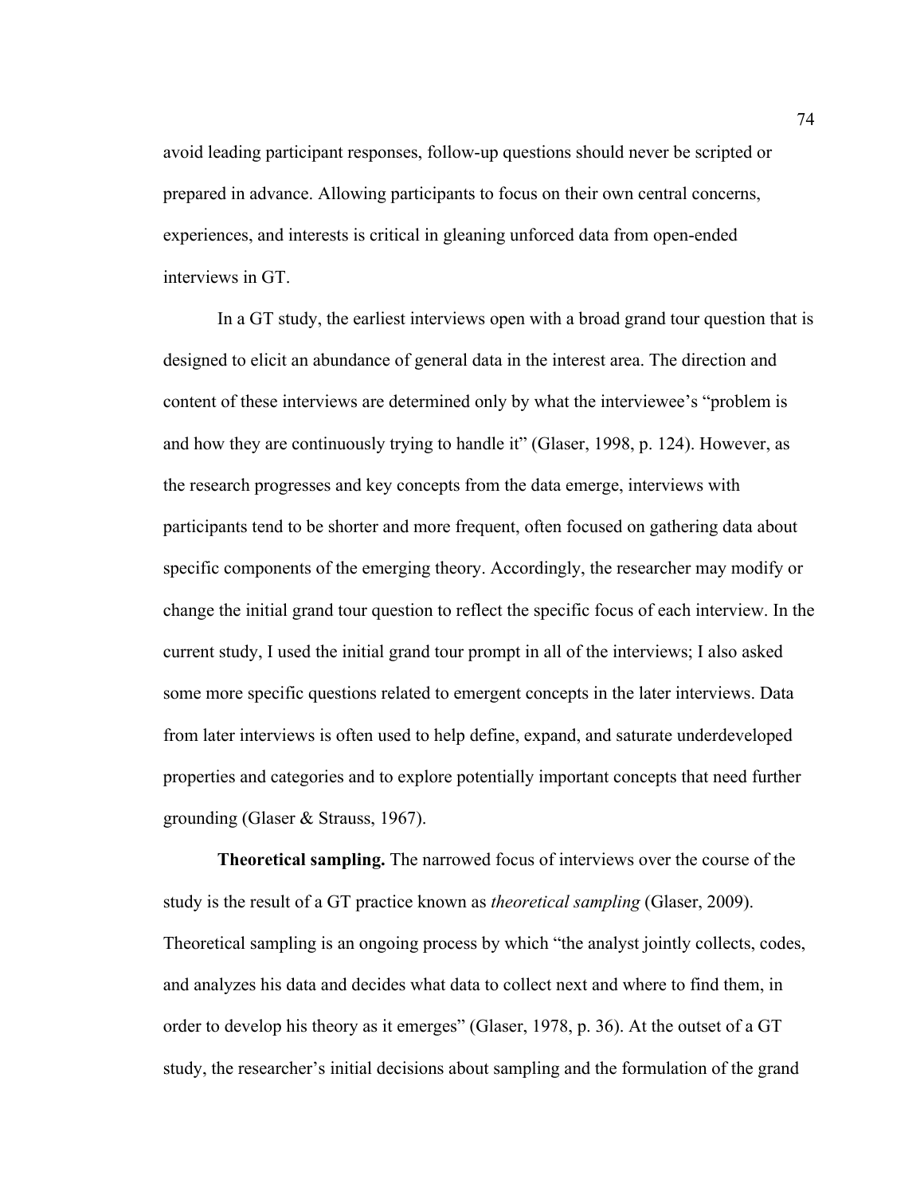avoid leading participant responses, follow-up questions should never be scripted or prepared in advance. Allowing participants to focus on their own central concerns, experiences, and interests is critical in gleaning unforced data from open-ended interviews in GT.

In a GT study, the earliest interviews open with a broad grand tour question that is designed to elicit an abundance of general data in the interest area. The direction and content of these interviews are determined only by what the interviewee's "problem is and how they are continuously trying to handle it" (Glaser, 1998, p. 124). However, as the research progresses and key concepts from the data emerge, interviews with participants tend to be shorter and more frequent, often focused on gathering data about specific components of the emerging theory. Accordingly, the researcher may modify or change the initial grand tour question to reflect the specific focus of each interview. In the current study, I used the initial grand tour prompt in all of the interviews; I also asked some more specific questions related to emergent concepts in the later interviews. Data from later interviews is often used to help define, expand, and saturate underdeveloped properties and categories and to explore potentially important concepts that need further grounding (Glaser & Strauss, 1967).

**Theoretical sampling.** The narrowed focus of interviews over the course of the study is the result of a GT practice known as *theoretical sampling* (Glaser, 2009). Theoretical sampling is an ongoing process by which "the analyst jointly collects, codes, and analyzes his data and decides what data to collect next and where to find them, in order to develop his theory as it emerges" (Glaser, 1978, p. 36). At the outset of a GT study, the researcher's initial decisions about sampling and the formulation of the grand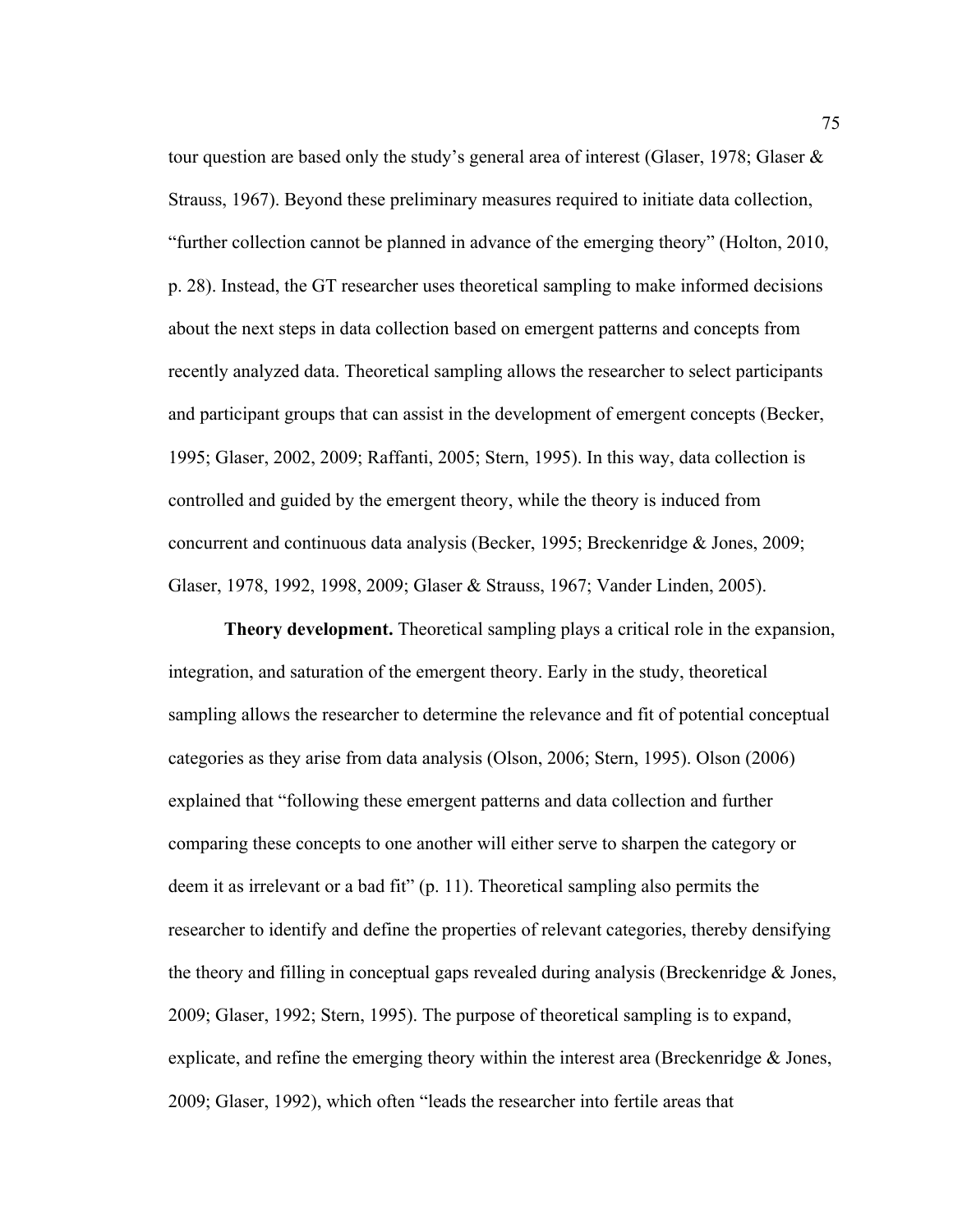tour question are based only the study's general area of interest (Glaser, 1978; Glaser & Strauss, 1967). Beyond these preliminary measures required to initiate data collection, "further collection cannot be planned in advance of the emerging theory" (Holton, 2010, p. 28). Instead, the GT researcher uses theoretical sampling to make informed decisions about the next steps in data collection based on emergent patterns and concepts from recently analyzed data. Theoretical sampling allows the researcher to select participants and participant groups that can assist in the development of emergent concepts (Becker, 1995; Glaser, 2002, 2009; Raffanti, 2005; Stern, 1995). In this way, data collection is controlled and guided by the emergent theory, while the theory is induced from concurrent and continuous data analysis (Becker, 1995; Breckenridge & Jones, 2009; Glaser, 1978, 1992, 1998, 2009; Glaser & Strauss, 1967; Vander Linden, 2005).

**Theory development.** Theoretical sampling plays a critical role in the expansion, integration, and saturation of the emergent theory. Early in the study, theoretical sampling allows the researcher to determine the relevance and fit of potential conceptual categories as they arise from data analysis (Olson, 2006; Stern, 1995). Olson (2006) explained that "following these emergent patterns and data collection and further comparing these concepts to one another will either serve to sharpen the category or deem it as irrelevant or a bad fit" (p. 11). Theoretical sampling also permits the researcher to identify and define the properties of relevant categories, thereby densifying the theory and filling in conceptual gaps revealed during analysis (Breckenridge & Jones, 2009; Glaser, 1992; Stern, 1995). The purpose of theoretical sampling is to expand, explicate, and refine the emerging theory within the interest area (Breckenridge & Jones, 2009; Glaser, 1992), which often "leads the researcher into fertile areas that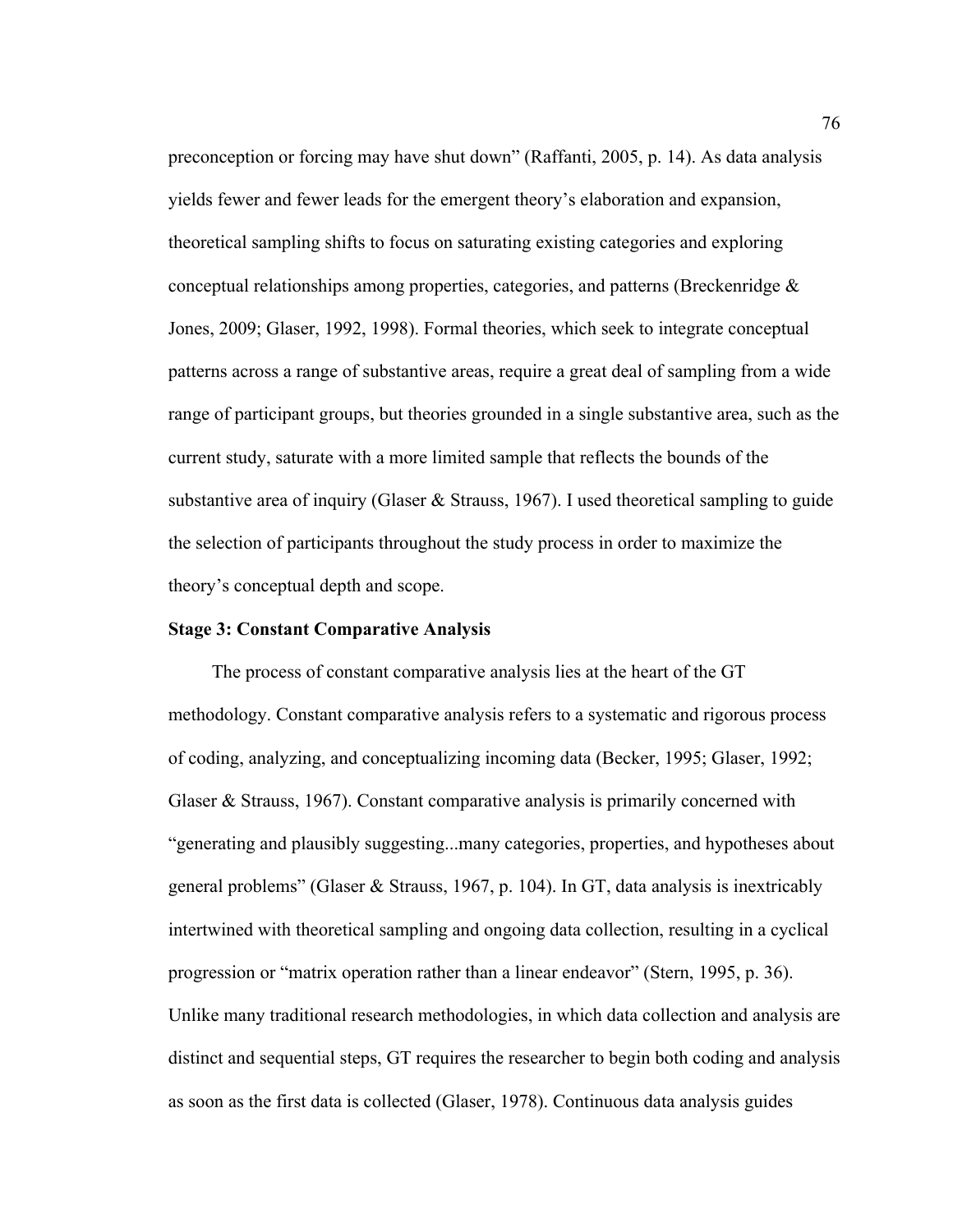preconception or forcing may have shut down" (Raffanti, 2005, p. 14). As data analysis yields fewer and fewer leads for the emergent theory's elaboration and expansion, theoretical sampling shifts to focus on saturating existing categories and exploring conceptual relationships among properties, categories, and patterns (Breckenridge & Jones, 2009; Glaser, 1992, 1998). Formal theories, which seek to integrate conceptual patterns across a range of substantive areas, require a great deal of sampling from a wide range of participant groups, but theories grounded in a single substantive area, such as the current study, saturate with a more limited sample that reflects the bounds of the substantive area of inquiry (Glaser & Strauss, 1967). I used theoretical sampling to guide the selection of participants throughout the study process in order to maximize the theory's conceptual depth and scope.

**Stage 3: Constant Comparative Analysis**

The process of constant comparative analysis lies at the heart of the GT methodology. Constant comparative analysis refers to a systematic and rigorous process of coding, analyzing, and conceptualizing incoming data (Becker, 1995; Glaser, 1992; Glaser & Strauss, 1967). Constant comparative analysis is primarily concerned with "generating and plausibly suggesting...many categories, properties, and hypotheses about general problems" (Glaser & Strauss, 1967, p. 104). In GT, data analysis is inextricably intertwined with theoretical sampling and ongoing data collection, resulting in a cyclical progression or "matrix operation rather than a linear endeavor" (Stern, 1995, p. 36). Unlike many traditional research methodologies, in which data collection and analysis are distinct and sequential steps, GT requires the researcher to begin both coding and analysis as soon as the first data is collected (Glaser, 1978). Continuous data analysis guides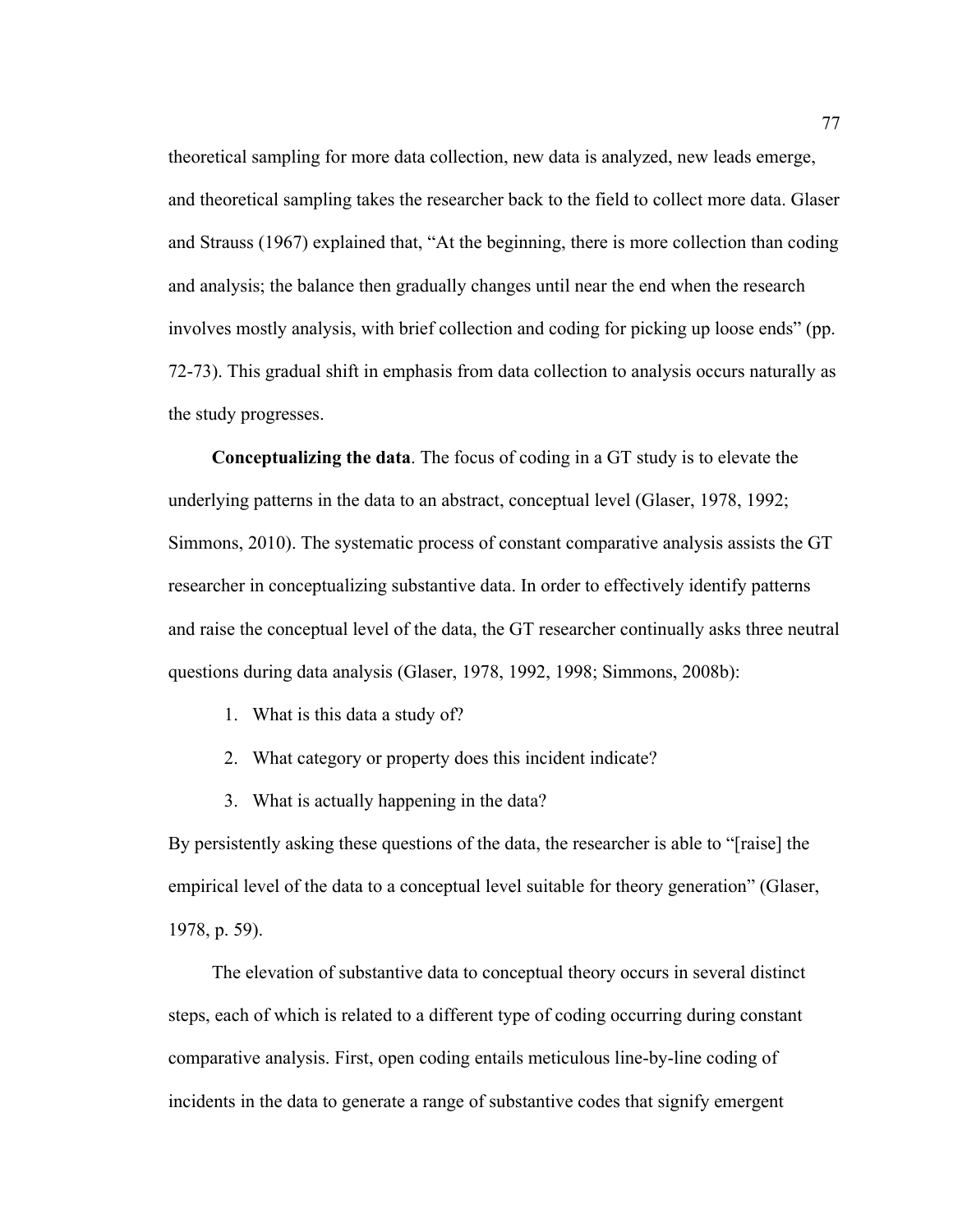theoretical sampling for more data collection, new data is analyzed, new leads emerge, and theoretical sampling takes the researcher back to the field to collect more data. Glaser and Strauss (1967) explained that, "At the beginning, there is more collection than coding and analysis; the balance then gradually changes until near the end when the research involves mostly analysis, with brief collection and coding for picking up loose ends" (pp. 72-73). This gradual shift in emphasis from data collection to analysis occurs naturally as the study progresses.

**Conceptualizing the data**. The focus of coding in a GT study is to elevate the underlying patterns in the data to an abstract, conceptual level (Glaser, 1978, 1992; Simmons, 2010). The systematic process of constant comparative analysis assists the GT researcher in conceptualizing substantive data. In order to effectively identify patterns and raise the conceptual level of the data, the GT researcher continually asks three neutral questions during data analysis (Glaser, 1978, 1992, 1998; Simmons, 2008b):

1. What is this data a study of?
2. What category or property does this incident indicate?
3. What is actually happening in the data?

By persistently asking these questions of the data, the researcher is able to "[raise] the empirical level of the data to a conceptual level suitable for theory generation" (Glaser, 1978, p. 59).

The elevation of substantive data to conceptual theory occurs in several distinct steps, each of which is related to a different type of coding occurring during constant comparative analysis. First, open coding entails meticulous line-by-line coding of incidents in the data to generate a range of substantive codes that signify emergent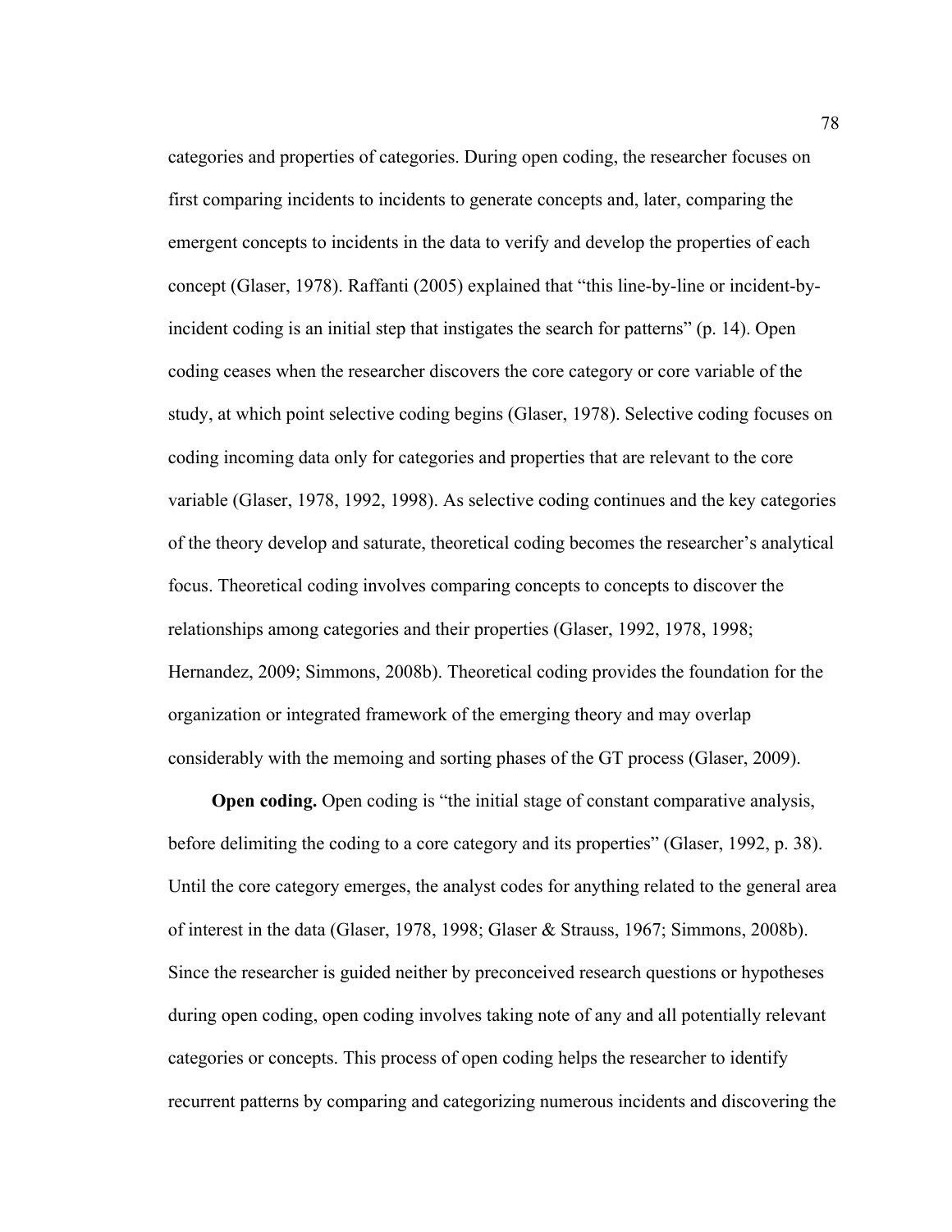categories and properties of categories. During open coding, the researcher focuses on first comparing incidents to incidents to generate concepts and, later, comparing the emergent concepts to incidents in the data to verify and develop the properties of each concept (Glaser, 1978). Raffanti (2005) explained that "this line-by-line or incident-by-incident coding is an initial step that instigates the search for patterns" (p. 14). Open coding ceases when the researcher discovers the core category or core variable of the study, at which point selective coding begins (Glaser, 1978). Selective coding focuses on coding incoming data only for categories and properties that are relevant to the core variable (Glaser, 1978, 1992, 1998). As selective coding continues and the key categories of the theory develop and saturate, theoretical coding becomes the researcher's analytical focus. Theoretical coding involves comparing concepts to concepts to discover the relationships among categories and their properties (Glaser, 1992, 1978, 1998; Hernandez, 2009; Simmons, 2008b). Theoretical coding provides the foundation for the organization or integrated framework of the emerging theory and may overlap considerably with the memoing and sorting phases of the GT process (Glaser, 2009).

**Open coding.** Open coding is "the initial stage of constant comparative analysis, before delimiting the coding to a core category and its properties" (Glaser, 1992, p. 38). Until the core category emerges, the analyst codes for anything related to the general area of interest in the data (Glaser, 1978, 1998; Glaser & Strauss, 1967; Simmons, 2008b). Since the researcher is guided neither by preconceived research questions or hypotheses during open coding, open coding involves taking note of any and all potentially relevant categories or concepts. This process of open coding helps the researcher to identify recurrent patterns by comparing and categorizing numerous incidents and discovering the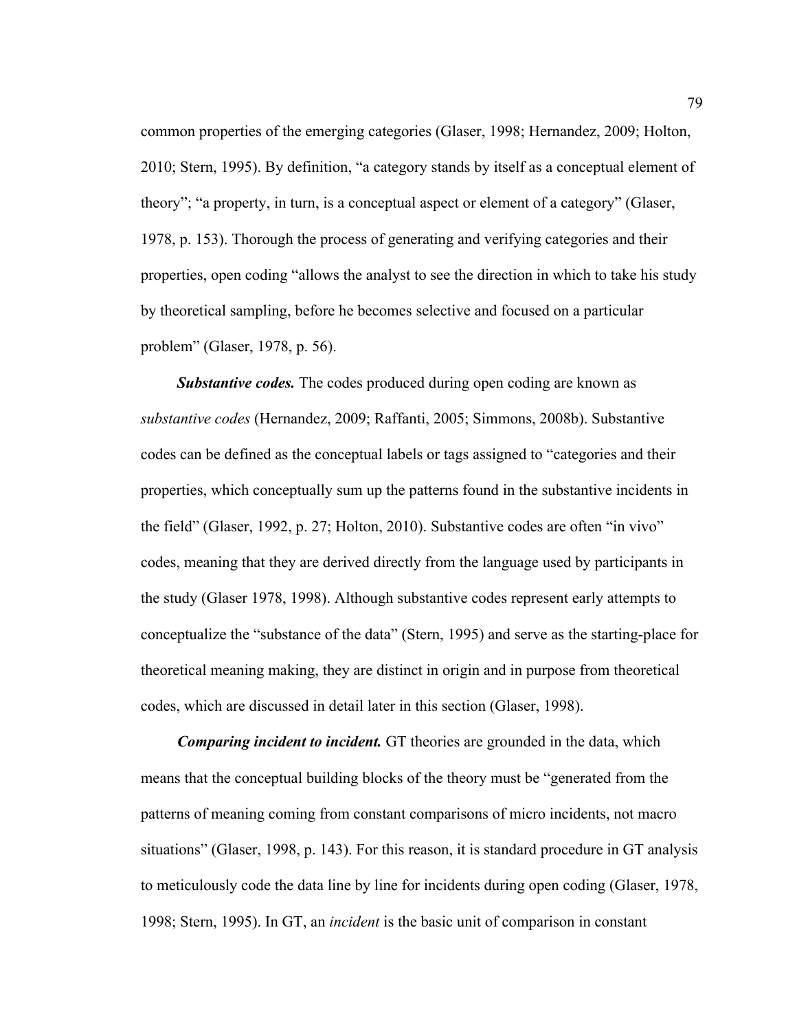common properties of the emerging categories (Glaser, 1998; Hernandez, 2009; Holton, 2010; Stern, 1995). By definition, "a category stands by itself as a conceptual element of theory"; "a property, in turn, is a conceptual aspect or element of a category" (Glaser, 1978, p. 153). Thorough the process of generating and verifying categories and their properties, open coding "allows the analyst to see the direction in which to take his study by theoretical sampling, before he becomes selective and focused on a particular problem" (Glaser, 1978, p. 56).

***Substantive codes.*** The codes produced during open coding are known as *substantive codes* (Hernandez, 2009; Raffanti, 2005; Simmons, 2008b). Substantive codes can be defined as the conceptual labels or tags assigned to "categories and their properties, which conceptually sum up the patterns found in the substantive incidents in the field" (Glaser, 1992, p. 27; Holton, 2010). Substantive codes are often "in vivo" codes, meaning that they are derived directly from the language used by participants in the study (Glaser 1978, 1998). Although substantive codes represent early attempts to conceptualize the "substance of the data" (Stern, 1995) and serve as the starting-place for theoretical meaning making, they are distinct in origin and in purpose from theoretical codes, which are discussed in detail later in this section (Glaser, 1998).

***Comparing incident to incident.*** GT theories are grounded in the data, which means that the conceptual building blocks of the theory must be "generated from the patterns of meaning coming from constant comparisons of micro incidents, not macro situations" (Glaser, 1998, p. 143). For this reason, it is standard procedure in GT analysis to meticulously code the data line by line for incidents during open coding (Glaser, 1978, 1998; Stern, 1995). In GT, an *incident* is the basic unit of comparison in constant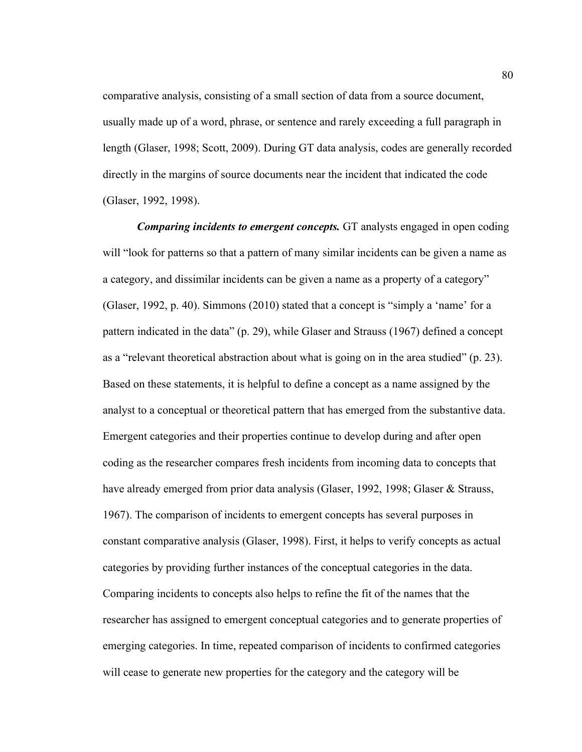comparative analysis, consisting of a small section of data from a source document, usually made up of a word, phrase, or sentence and rarely exceeding a full paragraph in length (Glaser, 1998; Scott, 2009). During GT data analysis, codes are generally recorded directly in the margins of source documents near the incident that indicated the code (Glaser, 1992, 1998).

***Comparing incidents to emergent concepts.*** GT analysts engaged in open coding will "look for patterns so that a pattern of many similar incidents can be given a name as a category, and dissimilar incidents can be given a name as a property of a category" (Glaser, 1992, p. 40). Simmons (2010) stated that a concept is "simply a 'name' for a pattern indicated in the data" (p. 29), while Glaser and Strauss (1967) defined a concept as a "relevant theoretical abstraction about what is going on in the area studied" (p. 23). Based on these statements, it is helpful to define a concept as a name assigned by the analyst to a conceptual or theoretical pattern that has emerged from the substantive data. Emergent categories and their properties continue to develop during and after open coding as the researcher compares fresh incidents from incoming data to concepts that have already emerged from prior data analysis (Glaser, 1992, 1998; Glaser & Strauss, 1967). The comparison of incidents to emergent concepts has several purposes in constant comparative analysis (Glaser, 1998). First, it helps to verify concepts as actual categories by providing further instances of the conceptual categories in the data. Comparing incidents to concepts also helps to refine the fit of the names that the researcher has assigned to emergent conceptual categories and to generate properties of emerging categories. In time, repeated comparison of incidents to confirmed categories will cease to generate new properties for the category and the category will be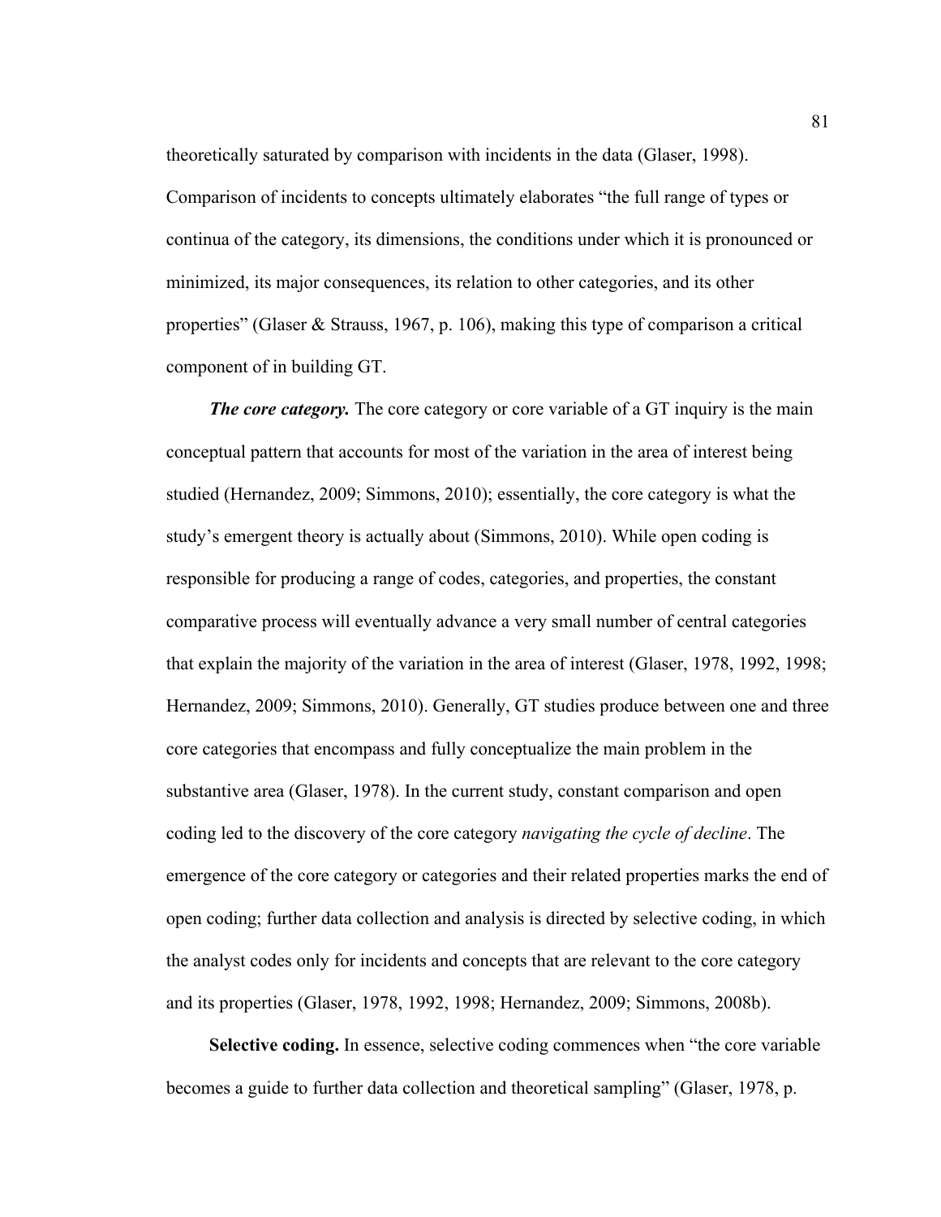theoretically saturated by comparison with incidents in the data (Glaser, 1998). Comparison of incidents to concepts ultimately elaborates “the full range of types or continua of the category, its dimensions, the conditions under which it is pronounced or minimized, its major consequences, its relation to other categories, and its other properties” (Glaser & Strauss, 1967, p. 106), making this type of comparison a critical component of in building GT.

***The core category.*** The core category or core variable of a GT inquiry is the main conceptual pattern that accounts for most of the variation in the area of interest being studied (Hernandez, 2009; Simmons, 2010); essentially, the core category is what the study’s emergent theory is actually about (Simmons, 2010). While open coding is responsible for producing a range of codes, categories, and properties, the constant comparative process will eventually advance a very small number of central categories that explain the majority of the variation in the area of interest (Glaser, 1978, 1992, 1998; Hernandez, 2009; Simmons, 2010). Generally, GT studies produce between one and three core categories that encompass and fully conceptualize the main problem in the substantive area (Glaser, 1978). In the current study, constant comparison and open coding led to the discovery of the core category *navigating the cycle of decline*. The emergence of the core category or categories and their related properties marks the end of open coding; further data collection and analysis is directed by selective coding, in which the analyst codes only for incidents and concepts that are relevant to the core category and its properties (Glaser, 1978, 1992, 1998; Hernandez, 2009; Simmons, 2008b).

**Selective coding.** In essence, selective coding commences when “the core variable becomes a guide to further data collection and theoretical sampling” (Glaser, 1978, p.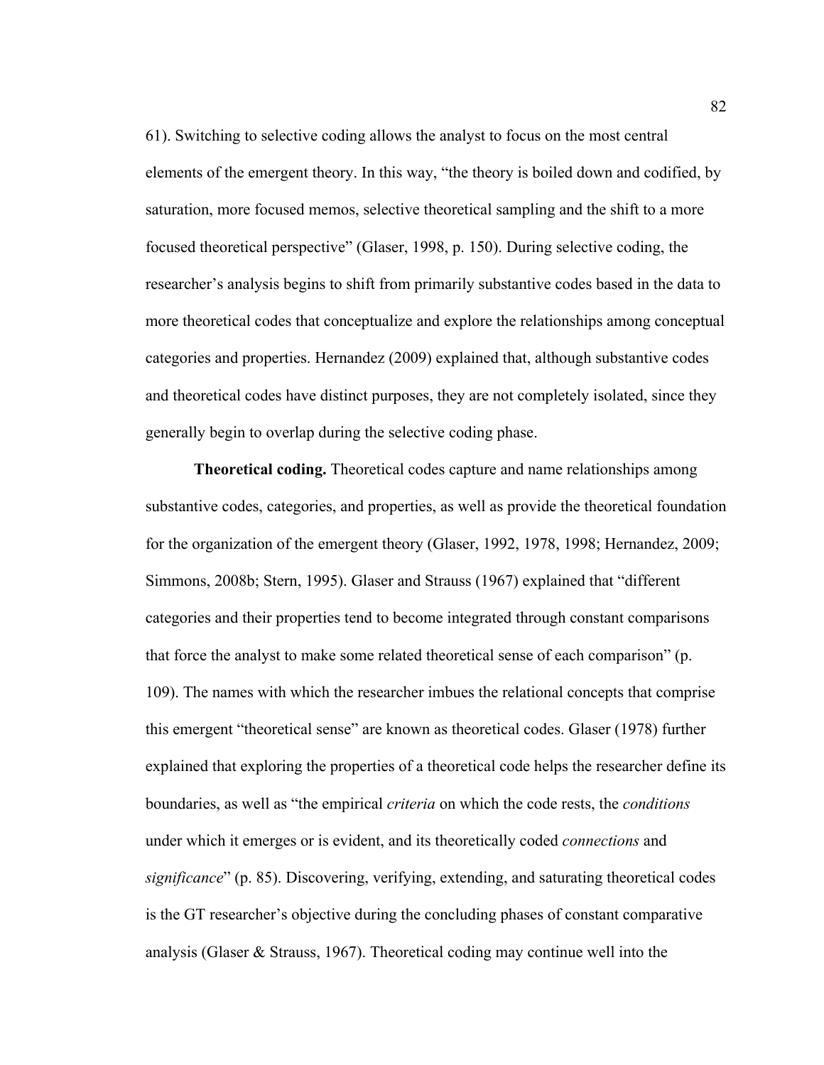61). Switching to selective coding allows the analyst to focus on the most central elements of the emergent theory. In this way, "the theory is boiled down and codified, by saturation, more focused memos, selective theoretical sampling and the shift to a more focused theoretical perspective" (Glaser, 1998, p. 150). During selective coding, the researcher's analysis begins to shift from primarily substantive codes based in the data to more theoretical codes that conceptualize and explore the relationships among conceptual categories and properties. Hernandez (2009) explained that, although substantive codes and theoretical codes have distinct purposes, they are not completely isolated, since they generally begin to overlap during the selective coding phase.

**Theoretical coding.** Theoretical codes capture and name relationships among substantive codes, categories, and properties, as well as provide the theoretical foundation for the organization of the emergent theory (Glaser, 1992, 1978, 1998; Hernandez, 2009; Simmons, 2008b; Stern, 1995). Glaser and Strauss (1967) explained that "different categories and their properties tend to become integrated through constant comparisons that force the analyst to make some related theoretical sense of each comparison" (p. 109). The names with which the researcher imbues the relational concepts that comprise this emergent "theoretical sense" are known as theoretical codes. Glaser (1978) further explained that exploring the properties of a theoretical code helps the researcher define its boundaries, as well as "the empirical *criteria* on which the code rests, the *conditions* under which it emerges or is evident, and its theoretically coded *connections* and *significance*" (p. 85). Discovering, verifying, extending, and saturating theoretical codes is the GT researcher's objective during the concluding phases of constant comparative analysis (Glaser & Strauss, 1967). Theoretical coding may continue well into the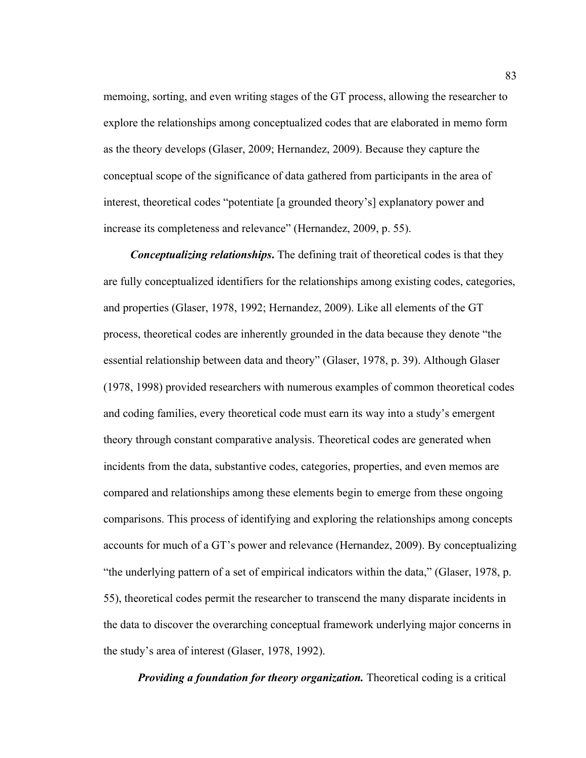memoing, sorting, and even writing stages of the GT process, allowing the researcher to explore the relationships among conceptualized codes that are elaborated in memo form as the theory develops (Glaser, 2009; Hernandez, 2009). Because they capture the conceptual scope of the significance of data gathered from participants in the area of interest, theoretical codes "potentiate [a grounded theory's] explanatory power and increase its completeness and relevance" (Hernandez, 2009, p. 55).

***Conceptualizing relationships.*** The defining trait of theoretical codes is that they are fully conceptualized identifiers for the relationships among existing codes, categories, and properties (Glaser, 1978, 1992; Hernandez, 2009). Like all elements of the GT process, theoretical codes are inherently grounded in the data because they denote "the essential relationship between data and theory" (Glaser, 1978, p. 39). Although Glaser (1978, 1998) provided researchers with numerous examples of common theoretical codes and coding families, every theoretical code must earn its way into a study's emergent theory through constant comparative analysis. Theoretical codes are generated when incidents from the data, substantive codes, categories, properties, and even memos are compared and relationships among these elements begin to emerge from these ongoing comparisons. This process of identifying and exploring the relationships among concepts accounts for much of a GT's power and relevance (Hernandez, 2009). By conceptualizing "the underlying pattern of a set of empirical indicators within the data," (Glaser, 1978, p. 55), theoretical codes permit the researcher to transcend the many disparate incidents in the data to discover the overarching conceptual framework underlying major concerns in the study's area of interest (Glaser, 1978, 1992).

***Providing a foundation for theory organization.*** Theoretical coding is a critical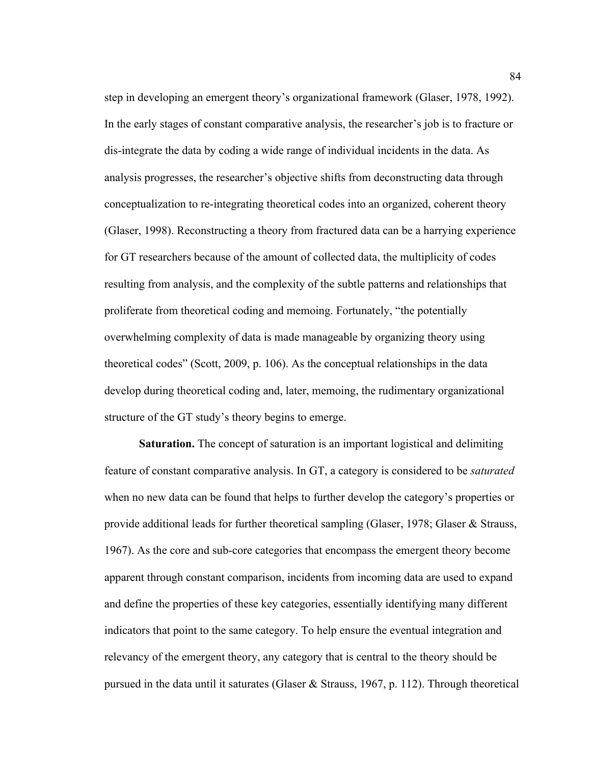step in developing an emergent theory's organizational framework (Glaser, 1978, 1992). In the early stages of constant comparative analysis, the researcher's job is to fracture or dis-integrate the data by coding a wide range of individual incidents in the data. As analysis progresses, the researcher's objective shifts from deconstructing data through conceptualization to re-integrating theoretical codes into an organized, coherent theory (Glaser, 1998). Reconstructing a theory from fractured data can be a harrying experience for GT researchers because of the amount of collected data, the multiplicity of codes resulting from analysis, and the complexity of the subtle patterns and relationships that proliferate from theoretical coding and memoing. Fortunately, "the potentially overwhelming complexity of data is made manageable by organizing theory using theoretical codes" (Scott, 2009, p. 106). As the conceptual relationships in the data develop during theoretical coding and, later, memoing, the rudimentary organizational structure of the GT study's theory begins to emerge.

**Saturation.** The concept of saturation is an important logistical and delimiting feature of constant comparative analysis. In GT, a category is considered to be *saturated* when no new data can be found that helps to further develop the category's properties or provide additional leads for further theoretical sampling (Glaser, 1978; Glaser & Strauss, 1967). As the core and sub-core categories that encompass the emergent theory become apparent through constant comparison, incidents from incoming data are used to expand and define the properties of these key categories, essentially identifying many different indicators that point to the same category. To help ensure the eventual integration and relevancy of the emergent theory, any category that is central to the theory should be pursued in the data until it saturates (Glaser & Strauss, 1967, p. 112). Through theoretical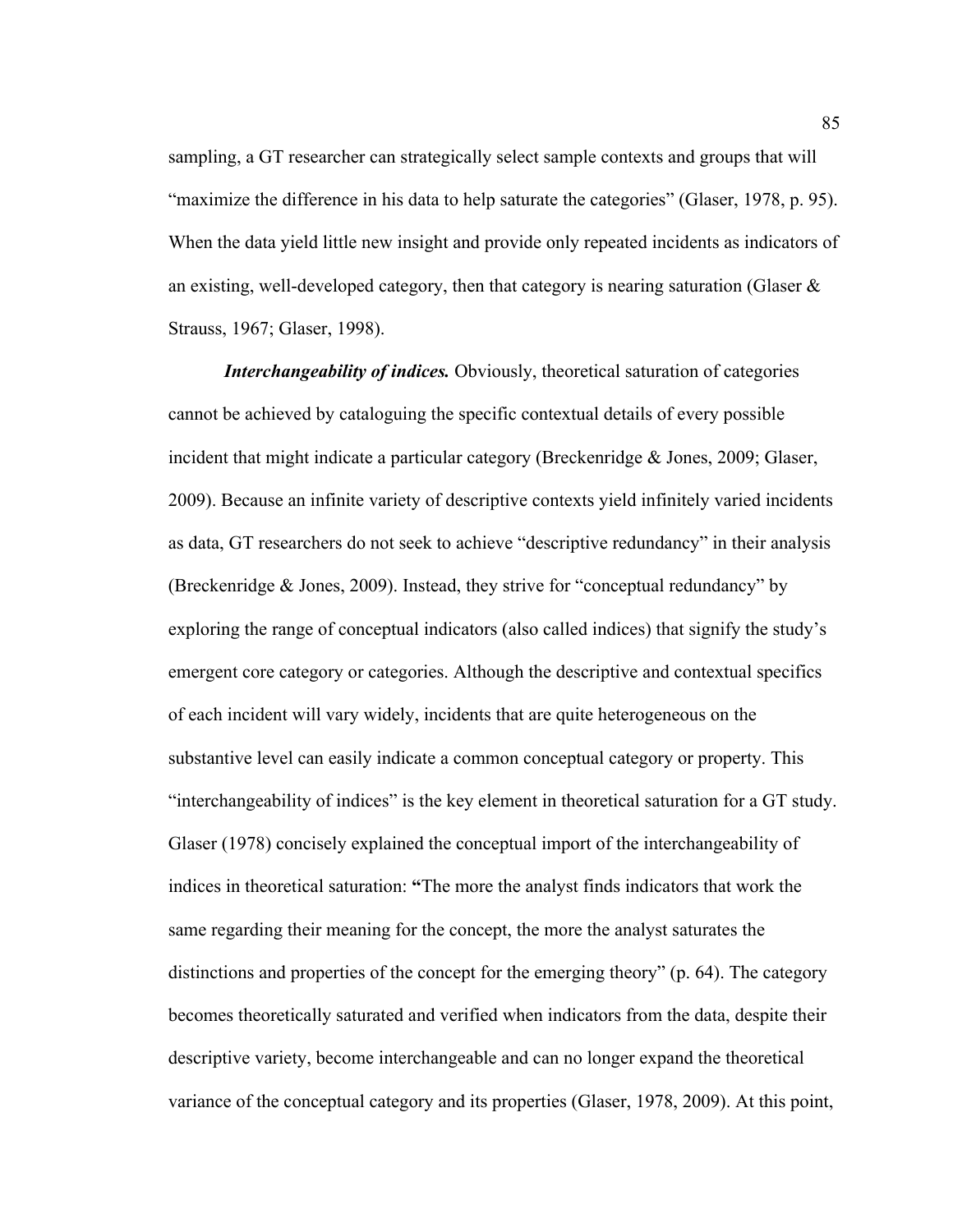sampling, a GT researcher can strategically select sample contexts and groups that will "maximize the difference in his data to help saturate the categories" (Glaser, 1978, p. 95). When the data yield little new insight and provide only repeated incidents as indicators of an existing, well-developed category, then that category is nearing saturation (Glaser & Strauss, 1967; Glaser, 1998).

***Interchangeability of indices.*** Obviously, theoretical saturation of categories cannot be achieved by cataloguing the specific contextual details of every possible incident that might indicate a particular category (Breckenridge & Jones, 2009; Glaser, 2009). Because an infinite variety of descriptive contexts yield infinitely varied incidents as data, GT researchers do not seek to achieve "descriptive redundancy" in their analysis (Breckenridge & Jones, 2009). Instead, they strive for "conceptual redundancy" by exploring the range of conceptual indicators (also called indices) that signify the study's emergent core category or categories. Although the descriptive and contextual specifics of each incident will vary widely, incidents that are quite heterogeneous on the substantive level can easily indicate a common conceptual category or property. This "interchangeability of indices" is the key element in theoretical saturation for a GT study. Glaser (1978) concisely explained the conceptual import of the interchangeability of indices in theoretical saturation: "The more the analyst finds indicators that work the same regarding their meaning for the concept, the more the analyst saturates the distinctions and properties of the concept for the emerging theory" (p. 64). The category becomes theoretically saturated and verified when indicators from the data, despite their descriptive variety, become interchangeable and can no longer expand the theoretical variance of the conceptual category and its properties (Glaser, 1978, 2009). At this point,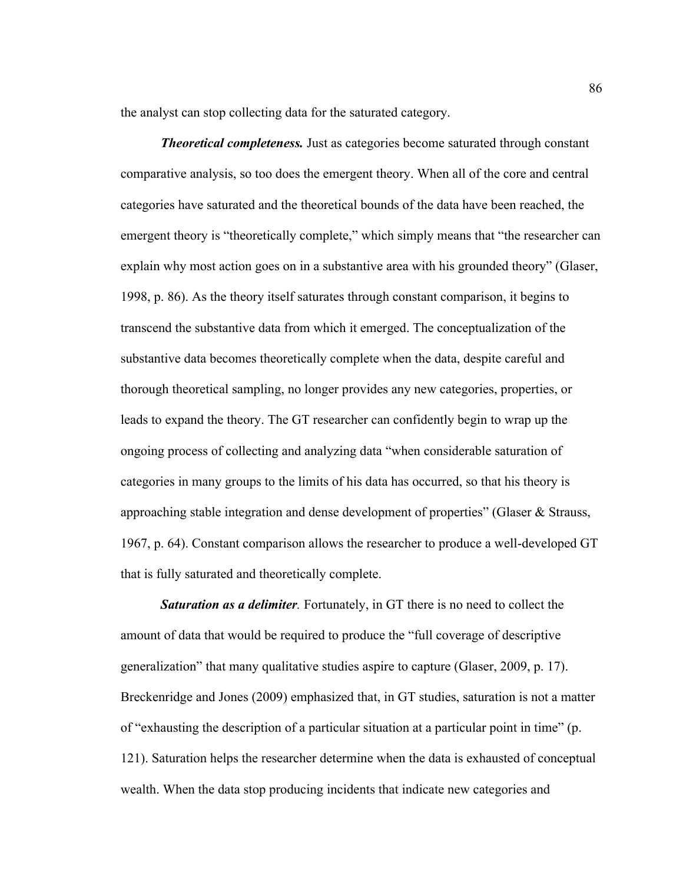the analyst can stop collecting data for the saturated category.

***Theoretical completeness.*** Just as categories become saturated through constant comparative analysis, so too does the emergent theory. When all of the core and central categories have saturated and the theoretical bounds of the data have been reached, the emergent theory is "theoretically complete," which simply means that "the researcher can explain why most action goes on in a substantive area with his grounded theory" (Glaser, 1998, p. 86). As the theory itself saturates through constant comparison, it begins to transcend the substantive data from which it emerged. The conceptualization of the substantive data becomes theoretically complete when the data, despite careful and thorough theoretical sampling, no longer provides any new categories, properties, or leads to expand the theory. The GT researcher can confidently begin to wrap up the ongoing process of collecting and analyzing data "when considerable saturation of categories in many groups to the limits of his data has occurred, so that his theory is approaching stable integration and dense development of properties" (Glaser & Strauss, 1967, p. 64). Constant comparison allows the researcher to produce a well-developed GT that is fully saturated and theoretically complete.

***Saturation as a delimiter.*** Fortunately, in GT there is no need to collect the amount of data that would be required to produce the "full coverage of descriptive generalization" that many qualitative studies aspire to capture (Glaser, 2009, p. 17). Breckenridge and Jones (2009) emphasized that, in GT studies, saturation is not a matter of "exhausting the description of a particular situation at a particular point in time" (p. 121). Saturation helps the researcher determine when the data is exhausted of conceptual wealth. When the data stop producing incidents that indicate new categories and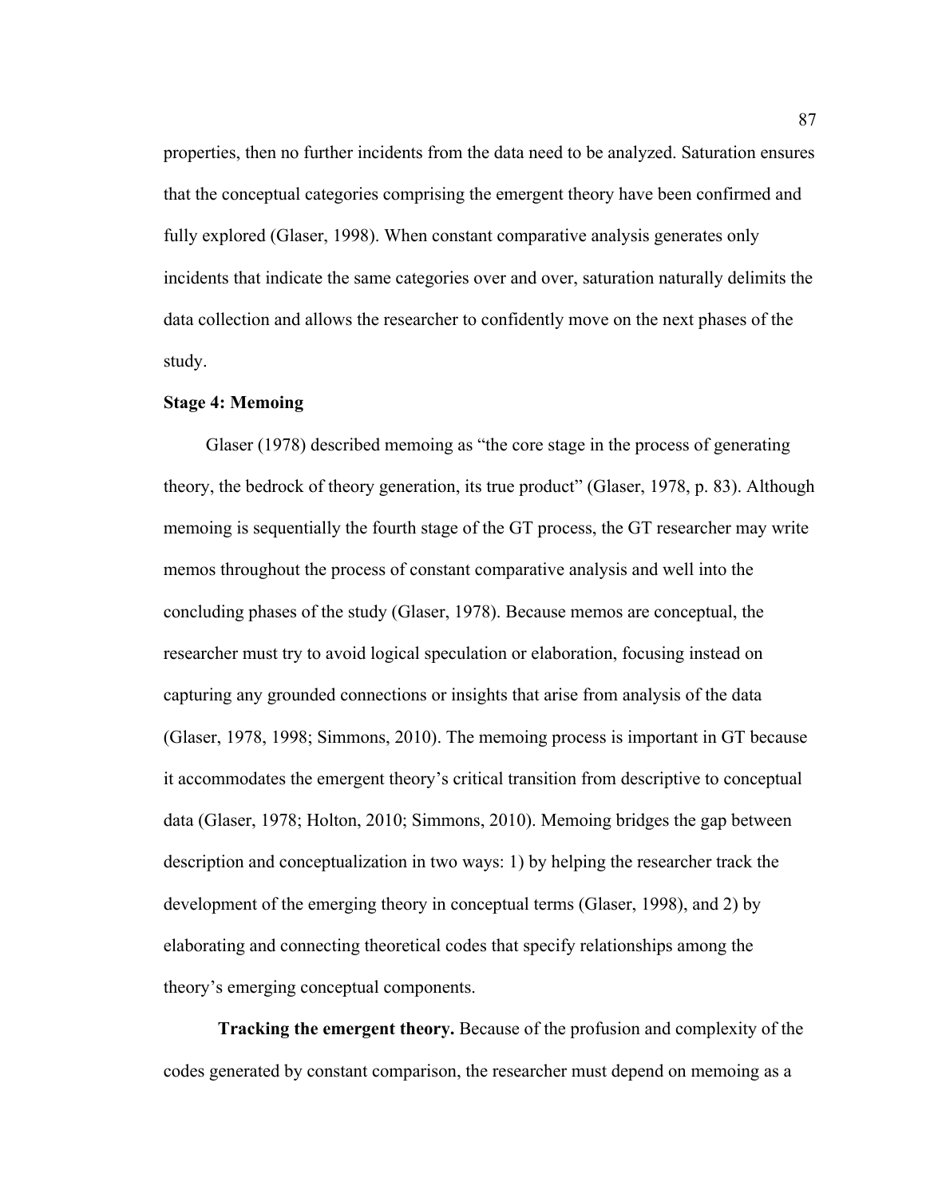properties, then no further incidents from the data need to be analyzed. Saturation ensures that the conceptual categories comprising the emergent theory have been confirmed and fully explored (Glaser, 1998). When constant comparative analysis generates only incidents that indicate the same categories over and over, saturation naturally delimits the data collection and allows the researcher to confidently move on the next phases of the study.

**Stage 4: Memoing**

Glaser (1978) described memoing as "the core stage in the process of generating theory, the bedrock of theory generation, its true product" (Glaser, 1978, p. 83). Although memoing is sequentially the fourth stage of the GT process, the GT researcher may write memos throughout the process of constant comparative analysis and well into the concluding phases of the study (Glaser, 1978). Because memos are conceptual, the researcher must try to avoid logical speculation or elaboration, focusing instead on capturing any grounded connections or insights that arise from analysis of the data (Glaser, 1978, 1998; Simmons, 2010). The memoing process is important in GT because it accommodates the emergent theory's critical transition from descriptive to conceptual data (Glaser, 1978; Holton, 2010; Simmons, 2010). Memoing bridges the gap between description and conceptualization in two ways: 1) by helping the researcher track the development of the emerging theory in conceptual terms (Glaser, 1998), and 2) by elaborating and connecting theoretical codes that specify relationships among the theory's emerging conceptual components.

**Tracking the emergent theory.** Because of the profusion and complexity of the codes generated by constant comparison, the researcher must depend on memoing as a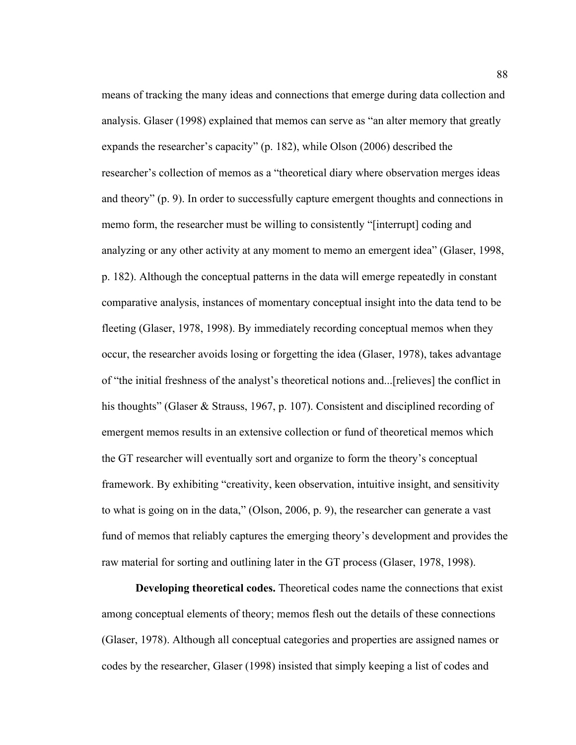means of tracking the many ideas and connections that emerge during data collection and analysis. Glaser (1998) explained that memos can serve as "an alter memory that greatly expands the researcher's capacity" (p. 182), while Olson (2006) described the researcher's collection of memos as a "theoretical diary where observation merges ideas and theory" (p. 9). In order to successfully capture emergent thoughts and connections in memo form, the researcher must be willing to consistently "[interrupt] coding and analyzing or any other activity at any moment to memo an emergent idea" (Glaser, 1998, p. 182). Although the conceptual patterns in the data will emerge repeatedly in constant comparative analysis, instances of momentary conceptual insight into the data tend to be fleeting (Glaser, 1978, 1998). By immediately recording conceptual memos when they occur, the researcher avoids losing or forgetting the idea (Glaser, 1978), takes advantage of "the initial freshness of the analyst's theoretical notions and...[relieves] the conflict in his thoughts" (Glaser & Strauss, 1967, p. 107). Consistent and disciplined recording of emergent memos results in an extensive collection or fund of theoretical memos which the GT researcher will eventually sort and organize to form the theory's conceptual framework. By exhibiting "creativity, keen observation, intuitive insight, and sensitivity to what is going on in the data," (Olson, 2006, p. 9), the researcher can generate a vast fund of memos that reliably captures the emerging theory's development and provides the raw material for sorting and outlining later in the GT process (Glaser, 1978, 1998).

**Developing theoretical codes.** Theoretical codes name the connections that exist among conceptual elements of theory; memos flesh out the details of these connections (Glaser, 1978). Although all conceptual categories and properties are assigned names or codes by the researcher, Glaser (1998) insisted that simply keeping a list of codes and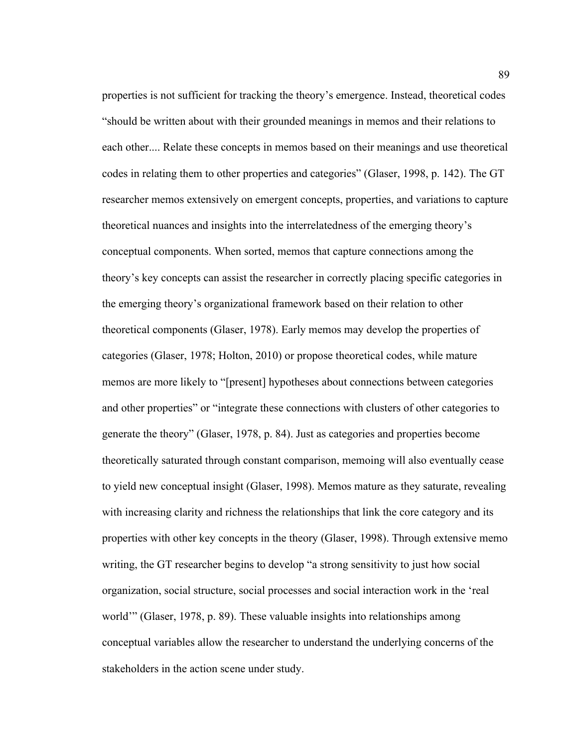properties is not sufficient for tracking the theory's emergence. Instead, theoretical codes "should be written about with their grounded meanings in memos and their relations to each other.... Relate these concepts in memos based on their meanings and use theoretical codes in relating them to other properties and categories" (Glaser, 1998, p. 142). The GT researcher memos extensively on emergent concepts, properties, and variations to capture theoretical nuances and insights into the interrelatedness of the emerging theory's conceptual components. When sorted, memos that capture connections among the theory's key concepts can assist the researcher in correctly placing specific categories in the emerging theory's organizational framework based on their relation to other theoretical components (Glaser, 1978). Early memos may develop the properties of categories (Glaser, 1978; Holton, 2010) or propose theoretical codes, while mature memos are more likely to "[present] hypotheses about connections between categories and other properties" or "integrate these connections with clusters of other categories to generate the theory" (Glaser, 1978, p. 84). Just as categories and properties become theoretically saturated through constant comparison, memoing will also eventually cease to yield new conceptual insight (Glaser, 1998). Memos mature as they saturate, revealing with increasing clarity and richness the relationships that link the core category and its properties with other key concepts in the theory (Glaser, 1998). Through extensive memo writing, the GT researcher begins to develop "a strong sensitivity to just how social organization, social structure, social processes and social interaction work in the 'real world'" (Glaser, 1978, p. 89). These valuable insights into relationships among conceptual variables allow the researcher to understand the underlying concerns of the stakeholders in the action scene under study.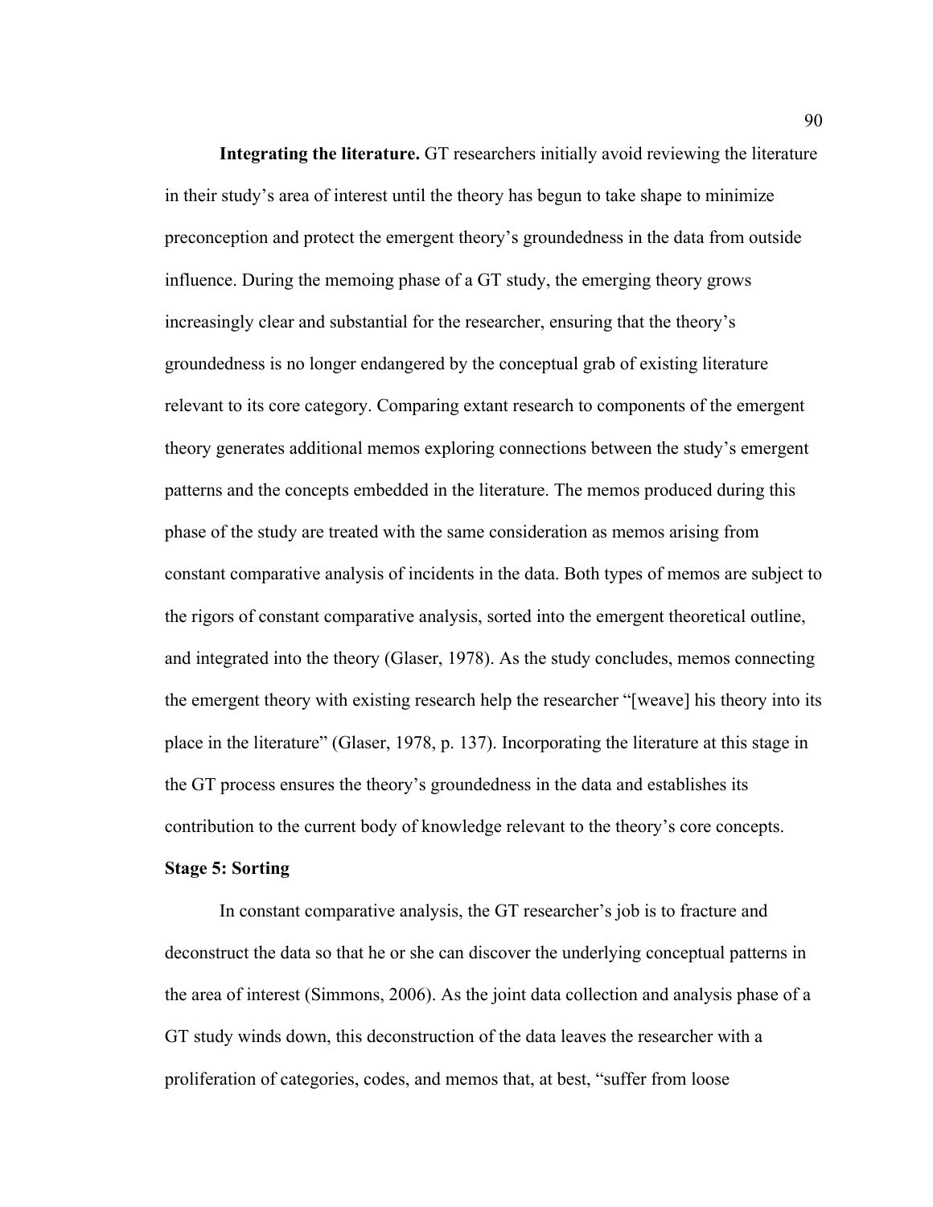**Integrating the literature.** GT researchers initially avoid reviewing the literature in their study's area of interest until the theory has begun to take shape to minimize preconception and protect the emergent theory's groundedness in the data from outside influence. During the memoing phase of a GT study, the emerging theory grows increasingly clear and substantial for the researcher, ensuring that the theory's groundedness is no longer endangered by the conceptual grab of existing literature relevant to its core category. Comparing extant research to components of the emergent theory generates additional memos exploring connections between the study's emergent patterns and the concepts embedded in the literature. The memos produced during this phase of the study are treated with the same consideration as memos arising from constant comparative analysis of incidents in the data. Both types of memos are subject to the rigors of constant comparative analysis, sorted into the emergent theoretical outline, and integrated into the theory (Glaser, 1978). As the study concludes, memos connecting the emergent theory with existing research help the researcher "[weave] his theory into its place in the literature" (Glaser, 1978, p. 137). Incorporating the literature at this stage in the GT process ensures the theory's groundedness in the data and establishes its contribution to the current body of knowledge relevant to the theory's core concepts.

### Stage 5: Sorting

In constant comparative analysis, the GT researcher's job is to fracture and deconstruct the data so that he or she can discover the underlying conceptual patterns in the area of interest (Simmons, 2006). As the joint data collection and analysis phase of a GT study winds down, this deconstruction of the data leaves the researcher with a proliferation of categories, codes, and memos that, at best, "suffer from loose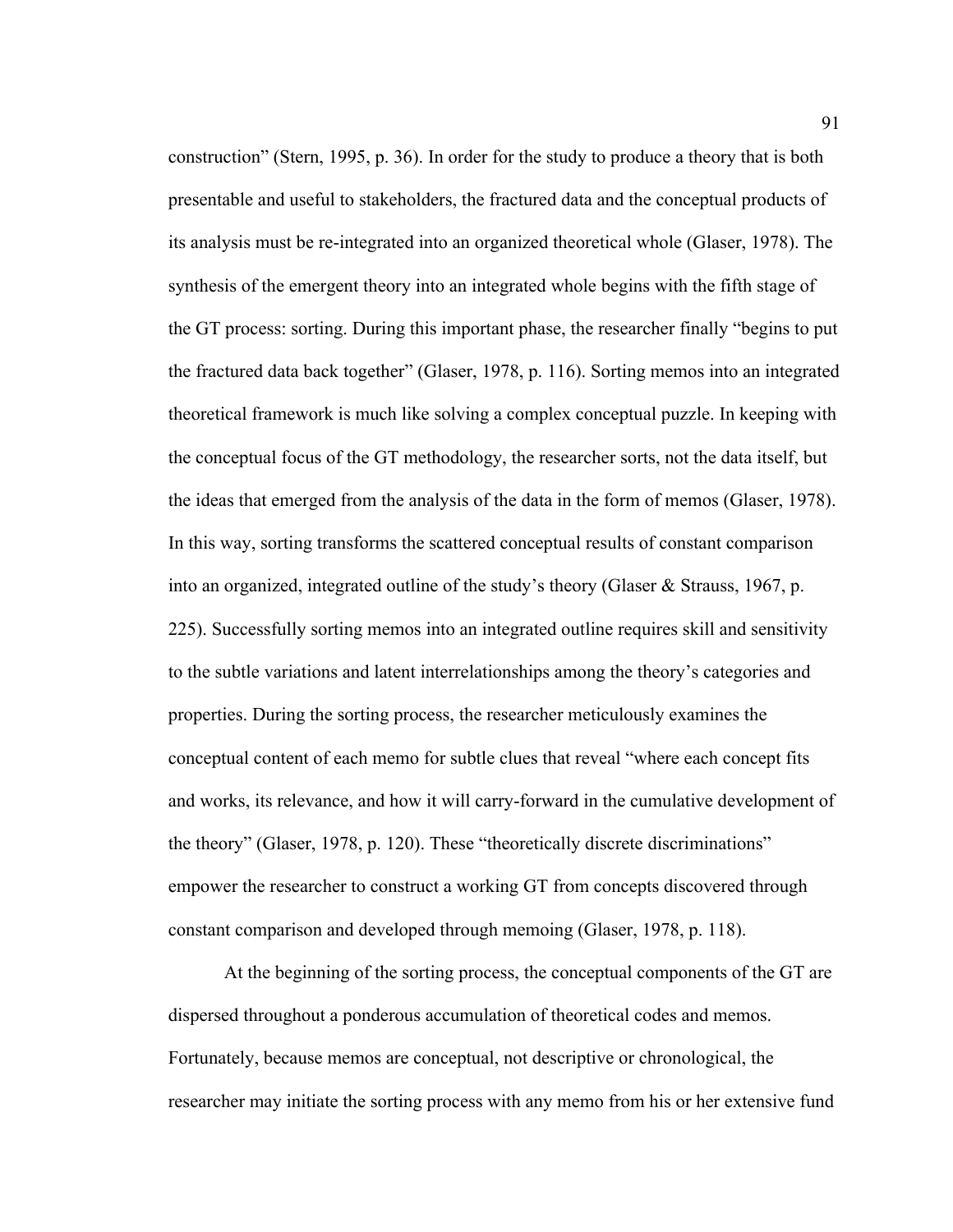construction" (Stern, 1995, p. 36). In order for the study to produce a theory that is both presentable and useful to stakeholders, the fractured data and the conceptual products of its analysis must be re-integrated into an organized theoretical whole (Glaser, 1978). The synthesis of the emergent theory into an integrated whole begins with the fifth stage of the GT process: sorting. During this important phase, the researcher finally "begins to put the fractured data back together" (Glaser, 1978, p. 116). Sorting memos into an integrated theoretical framework is much like solving a complex conceptual puzzle. In keeping with the conceptual focus of the GT methodology, the researcher sorts, not the data itself, but the ideas that emerged from the analysis of the data in the form of memos (Glaser, 1978). In this way, sorting transforms the scattered conceptual results of constant comparison into an organized, integrated outline of the study's theory (Glaser & Strauss, 1967, p. 225). Successfully sorting memos into an integrated outline requires skill and sensitivity to the subtle variations and latent interrelationships among the theory's categories and properties. During the sorting process, the researcher meticulously examines the conceptual content of each memo for subtle clues that reveal "where each concept fits and works, its relevance, and how it will carry-forward in the cumulative development of the theory" (Glaser, 1978, p. 120). These "theoretically discrete discriminations" empower the researcher to construct a working GT from concepts discovered through constant comparison and developed through memoing (Glaser, 1978, p. 118).

At the beginning of the sorting process, the conceptual components of the GT are dispersed throughout a ponderous accumulation of theoretical codes and memos. Fortunately, because memos are conceptual, not descriptive or chronological, the researcher may initiate the sorting process with any memo from his or her extensive fund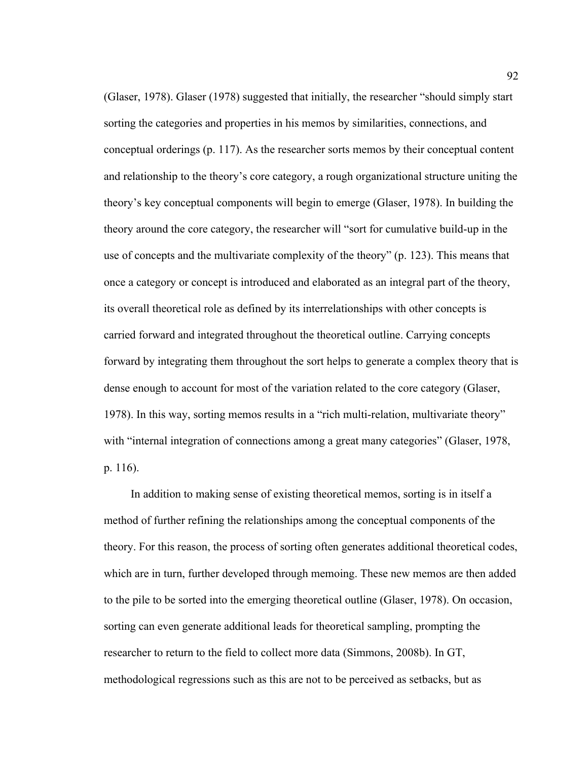(Glaser, 1978). Glaser (1978) suggested that initially, the researcher "should simply start sorting the categories and properties in his memos by similarities, connections, and conceptual orderings (p. 117). As the researcher sorts memos by their conceptual content and relationship to the theory's core category, a rough organizational structure uniting the theory's key conceptual components will begin to emerge (Glaser, 1978). In building the theory around the core category, the researcher will "sort for cumulative build-up in the use of concepts and the multivariate complexity of the theory" (p. 123). This means that once a category or concept is introduced and elaborated as an integral part of the theory, its overall theoretical role as defined by its interrelationships with other concepts is carried forward and integrated throughout the theoretical outline. Carrying concepts forward by integrating them throughout the sort helps to generate a complex theory that is dense enough to account for most of the variation related to the core category (Glaser, 1978). In this way, sorting memos results in a "rich multi-relation, multivariate theory" with "internal integration of connections among a great many categories" (Glaser, 1978, p. 116).

In addition to making sense of existing theoretical memos, sorting is in itself a method of further refining the relationships among the conceptual components of the theory. For this reason, the process of sorting often generates additional theoretical codes, which are in turn, further developed through memoing. These new memos are then added to the pile to be sorted into the emerging theoretical outline (Glaser, 1978). On occasion, sorting can even generate additional leads for theoretical sampling, prompting the researcher to return to the field to collect more data (Simmons, 2008b). In GT, methodological regressions such as this are not to be perceived as setbacks, but as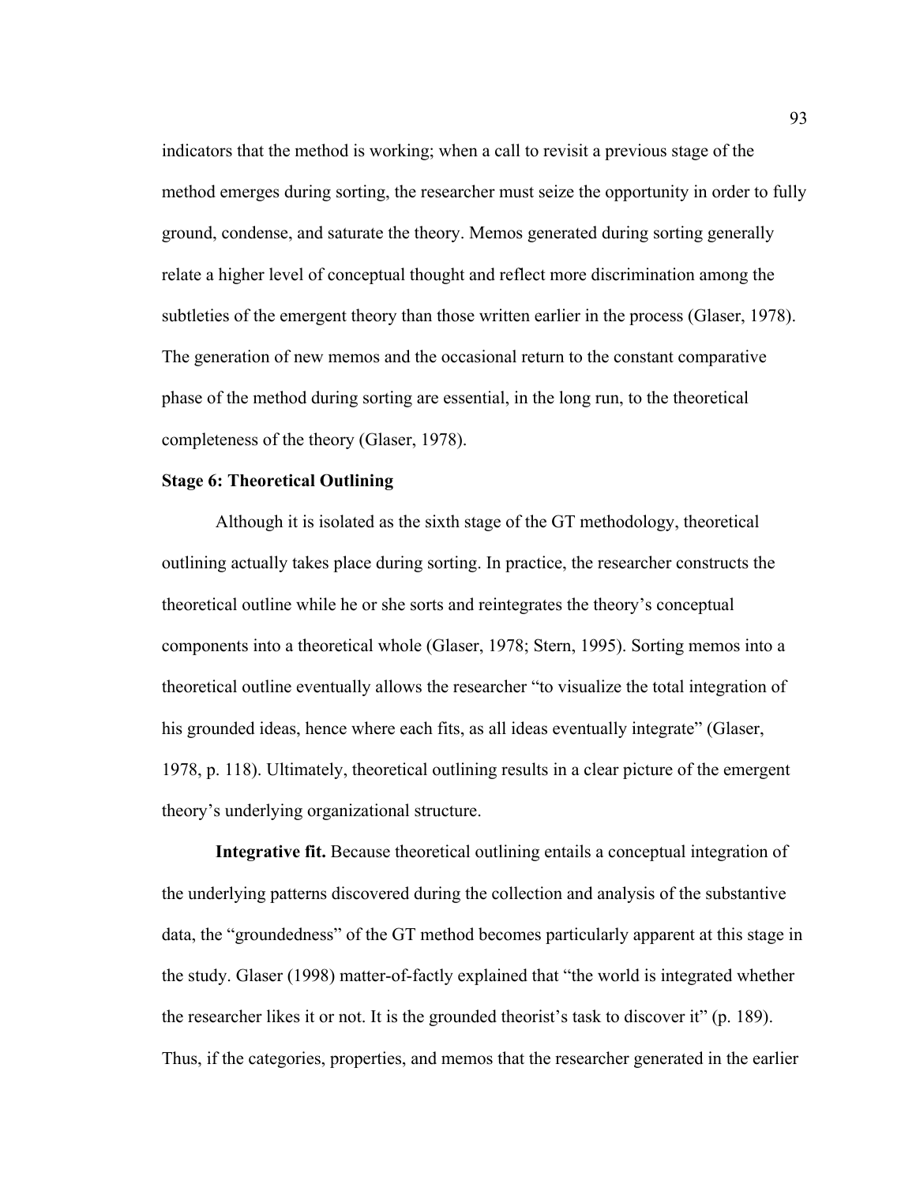indicators that the method is working; when a call to revisit a previous stage of the method emerges during sorting, the researcher must seize the opportunity in order to fully ground, condense, and saturate the theory. Memos generated during sorting generally relate a higher level of conceptual thought and reflect more discrimination among the subtleties of the emergent theory than those written earlier in the process (Glaser, 1978). The generation of new memos and the occasional return to the constant comparative phase of the method during sorting are essential, in the long run, to the theoretical completeness of the theory (Glaser, 1978).

### Stage 6: Theoretical Outlining

Although it is isolated as the sixth stage of the GT methodology, theoretical outlining actually takes place during sorting. In practice, the researcher constructs the theoretical outline while he or she sorts and reintegrates the theory's conceptual components into a theoretical whole (Glaser, 1978; Stern, 1995). Sorting memos into a theoretical outline eventually allows the researcher "to visualize the total integration of his grounded ideas, hence where each fits, as all ideas eventually integrate" (Glaser, 1978, p. 118). Ultimately, theoretical outlining results in a clear picture of the emergent theory's underlying organizational structure.

**Integrative fit.** Because theoretical outlining entails a conceptual integration of the underlying patterns discovered during the collection and analysis of the substantive data, the "groundedness" of the GT method becomes particularly apparent at this stage in the study. Glaser (1998) matter-of-factly explained that "the world is integrated whether the researcher likes it or not. It is the grounded theorist's task to discover it" (p. 189). Thus, if the categories, properties, and memos that the researcher generated in the earlier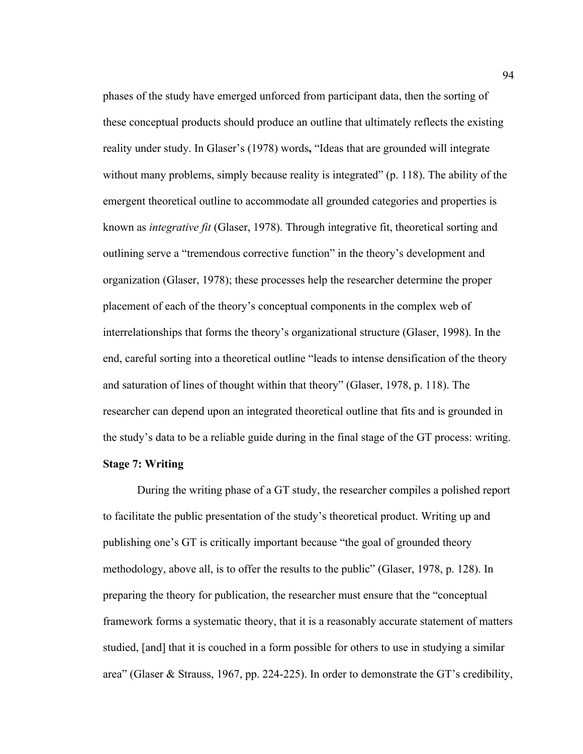phases of the study have emerged unforced from participant data, then the sorting of these conceptual products should produce an outline that ultimately reflects the existing reality under study. In Glaser's (1978) words**,** "Ideas that are grounded will integrate without many problems, simply because reality is integrated" (p. 118). The ability of the emergent theoretical outline to accommodate all grounded categories and properties is known as *integrative fit* (Glaser, 1978). Through integrative fit, theoretical sorting and outlining serve a "tremendous corrective function" in the theory's development and organization (Glaser, 1978); these processes help the researcher determine the proper placement of each of the theory's conceptual components in the complex web of interrelationships that forms the theory's organizational structure (Glaser, 1998). In the end, careful sorting into a theoretical outline "leads to intense densification of the theory and saturation of lines of thought within that theory" (Glaser, 1978, p. 118). The researcher can depend upon an integrated theoretical outline that fits and is grounded in the study's data to be a reliable guide during in the final stage of the GT process: writing.

**Stage 7: Writing**

During the writing phase of a GT study, the researcher compiles a polished report to facilitate the public presentation of the study's theoretical product. Writing up and publishing one's GT is critically important because "the goal of grounded theory methodology, above all, is to offer the results to the public" (Glaser, 1978, p. 128). In preparing the theory for publication, the researcher must ensure that the "conceptual framework forms a systematic theory, that it is a reasonably accurate statement of matters studied, [and] that it is couched in a form possible for others to use in studying a similar area" (Glaser & Strauss, 1967, pp. 224-225). In order to demonstrate the GT's credibility,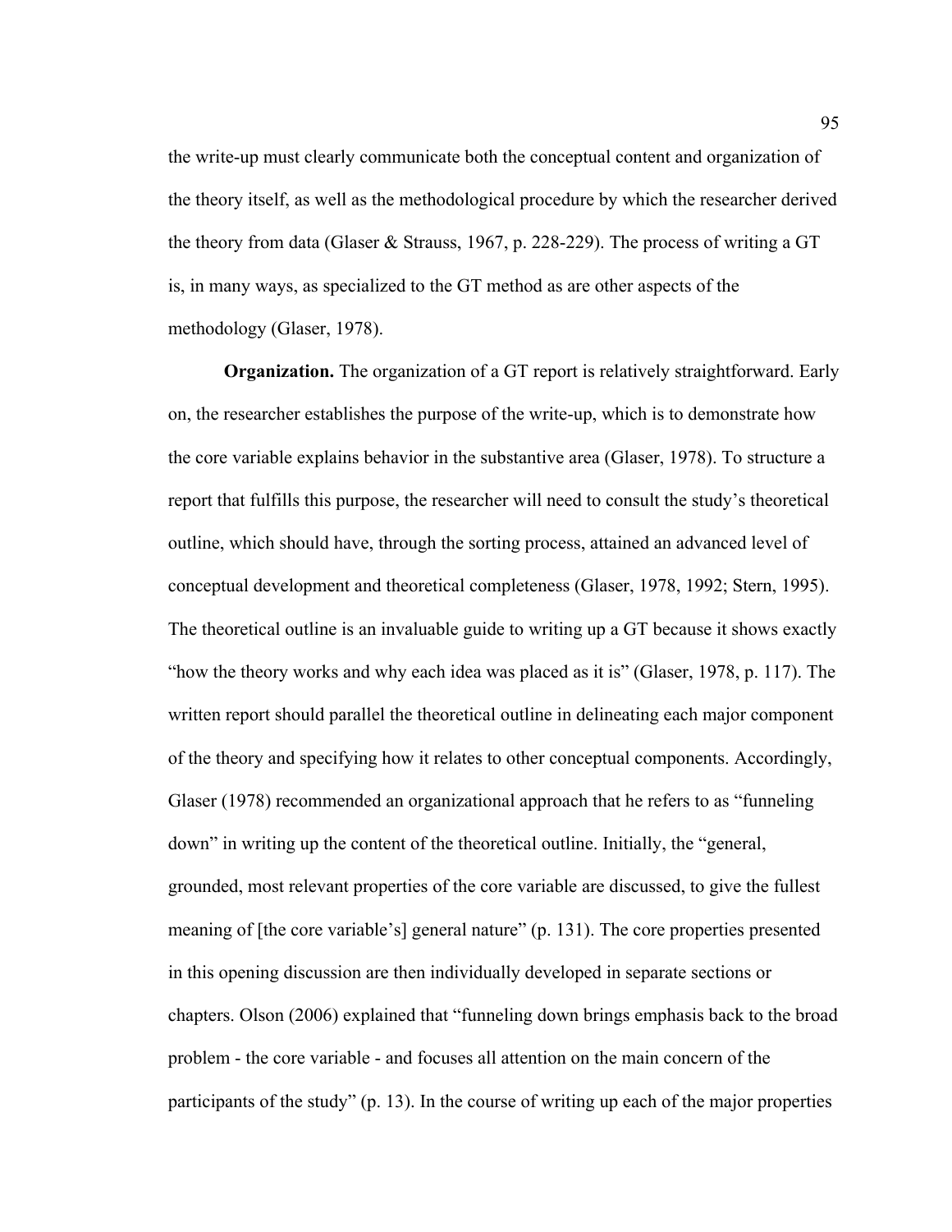the write-up must clearly communicate both the conceptual content and organization of the theory itself, as well as the methodological procedure by which the researcher derived the theory from data (Glaser & Strauss, 1967, p. 228-229). The process of writing a GT is, in many ways, as specialized to the GT method as are other aspects of the methodology (Glaser, 1978).

**Organization.** The organization of a GT report is relatively straightforward. Early on, the researcher establishes the purpose of the write-up, which is to demonstrate how the core variable explains behavior in the substantive area (Glaser, 1978). To structure a report that fulfills this purpose, the researcher will need to consult the study's theoretical outline, which should have, through the sorting process, attained an advanced level of conceptual development and theoretical completeness (Glaser, 1978, 1992; Stern, 1995). The theoretical outline is an invaluable guide to writing up a GT because it shows exactly "how the theory works and why each idea was placed as it is" (Glaser, 1978, p. 117). The written report should parallel the theoretical outline in delineating each major component of the theory and specifying how it relates to other conceptual components. Accordingly, Glaser (1978) recommended an organizational approach that he refers to as "funneling down" in writing up the content of the theoretical outline. Initially, the "general, grounded, most relevant properties of the core variable are discussed, to give the fullest meaning of [the core variable's] general nature" (p. 131). The core properties presented in this opening discussion are then individually developed in separate sections or chapters. Olson (2006) explained that "funneling down brings emphasis back to the broad problem - the core variable - and focuses all attention on the main concern of the participants of the study" (p. 13). In the course of writing up each of the major properties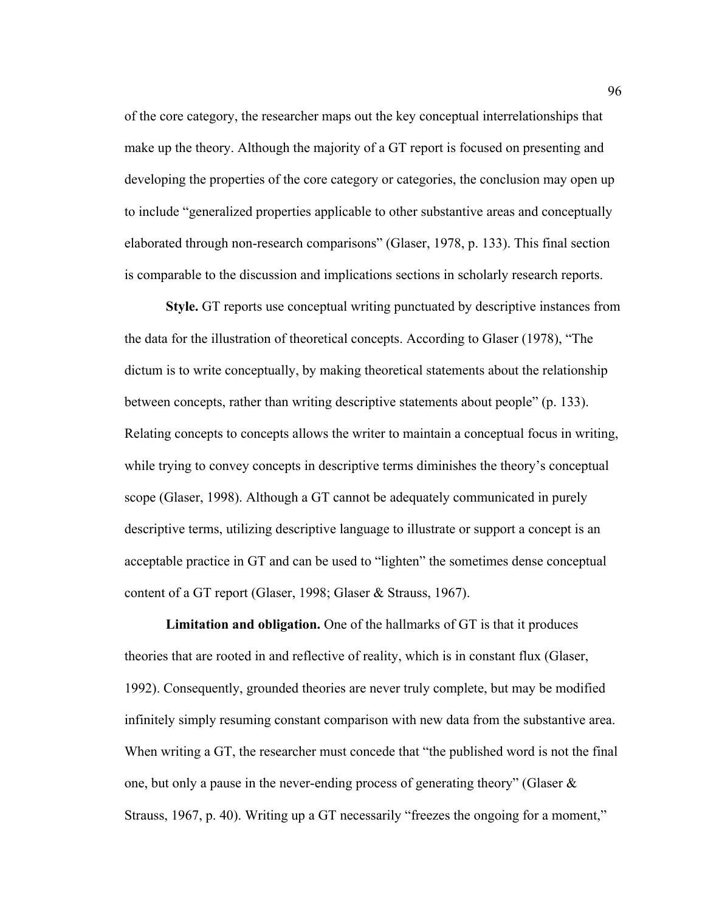of the core category, the researcher maps out the key conceptual interrelationships that make up the theory. Although the majority of a GT report is focused on presenting and developing the properties of the core category or categories, the conclusion may open up to include "generalized properties applicable to other substantive areas and conceptually elaborated through non-research comparisons" (Glaser, 1978, p. 133). This final section is comparable to the discussion and implications sections in scholarly research reports.

**Style.** GT reports use conceptual writing punctuated by descriptive instances from the data for the illustration of theoretical concepts. According to Glaser (1978), "The dictum is to write conceptually, by making theoretical statements about the relationship between concepts, rather than writing descriptive statements about people" (p. 133). Relating concepts to concepts allows the writer to maintain a conceptual focus in writing, while trying to convey concepts in descriptive terms diminishes the theory's conceptual scope (Glaser, 1998). Although a GT cannot be adequately communicated in purely descriptive terms, utilizing descriptive language to illustrate or support a concept is an acceptable practice in GT and can be used to "lighten" the sometimes dense conceptual content of a GT report (Glaser, 1998; Glaser & Strauss, 1967).

**Limitation and obligation.** One of the hallmarks of GT is that it produces theories that are rooted in and reflective of reality, which is in constant flux (Glaser, 1992). Consequently, grounded theories are never truly complete, but may be modified infinitely simply resuming constant comparison with new data from the substantive area. When writing a GT, the researcher must concede that "the published word is not the final one, but only a pause in the never-ending process of generating theory" (Glaser & Strauss, 1967, p. 40). Writing up a GT necessarily "freezes the ongoing for a moment,"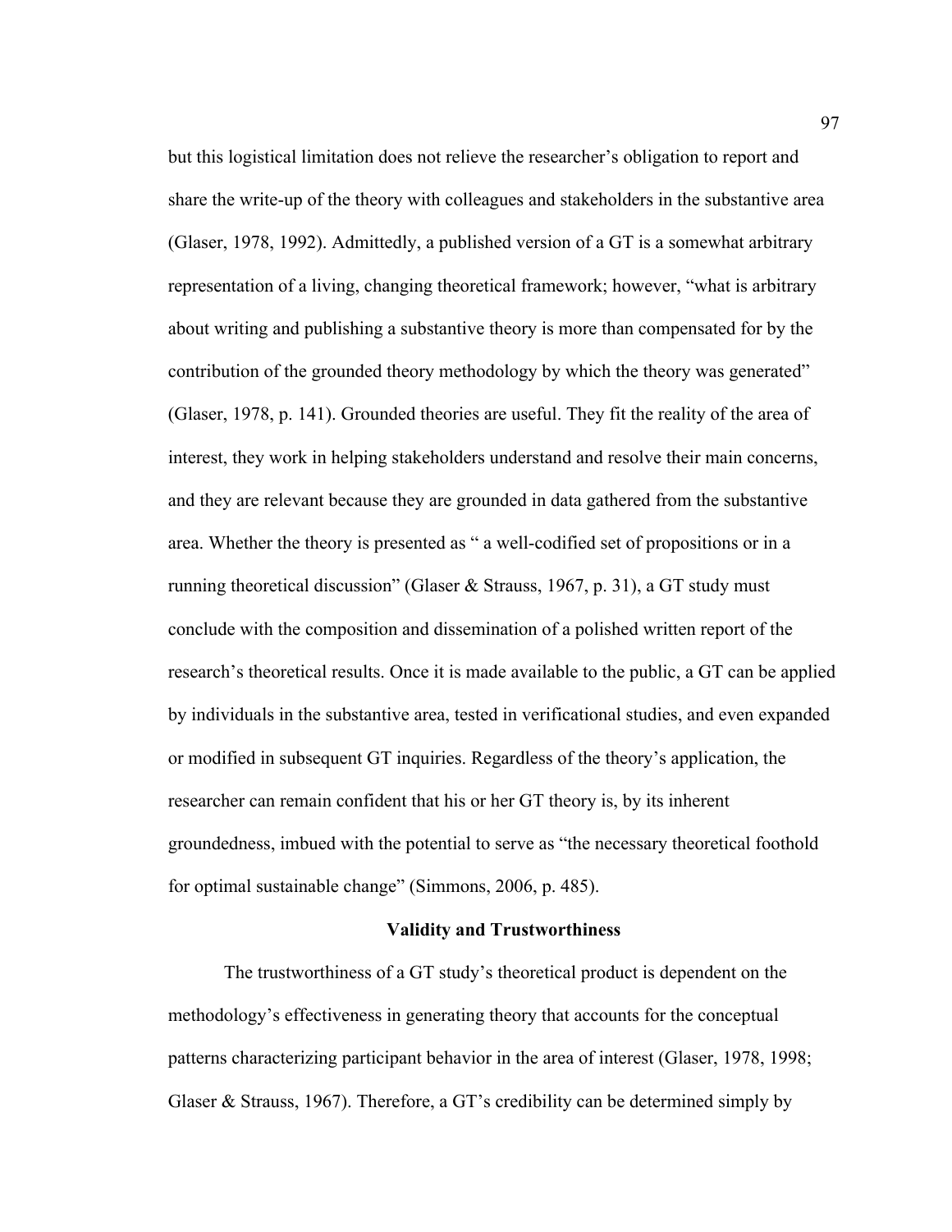but this logistical limitation does not relieve the researcher's obligation to report and share the write-up of the theory with colleagues and stakeholders in the substantive area (Glaser, 1978, 1992). Admittedly, a published version of a GT is a somewhat arbitrary representation of a living, changing theoretical framework; however, "what is arbitrary about writing and publishing a substantive theory is more than compensated for by the contribution of the grounded theory methodology by which the theory was generated" (Glaser, 1978, p. 141). Grounded theories are useful. They fit the reality of the area of interest, they work in helping stakeholders understand and resolve their main concerns, and they are relevant because they are grounded in data gathered from the substantive area. Whether the theory is presented as " a well-codified set of propositions or in a running theoretical discussion" (Glaser & Strauss, 1967, p. 31), a GT study must conclude with the composition and dissemination of a polished written report of the research's theoretical results. Once it is made available to the public, a GT can be applied by individuals in the substantive area, tested in verificational studies, and even expanded or modified in subsequent GT inquiries. Regardless of the theory's application, the researcher can remain confident that his or her GT theory is, by its inherent groundedness, imbued with the potential to serve as "the necessary theoretical foothold for optimal sustainable change" (Simmons, 2006, p. 485).

## Validity and Trustworthiness

The trustworthiness of a GT study's theoretical product is dependent on the methodology's effectiveness in generating theory that accounts for the conceptual patterns characterizing participant behavior in the area of interest (Glaser, 1978, 1998; Glaser & Strauss, 1967). Therefore, a GT's credibility can be determined simply by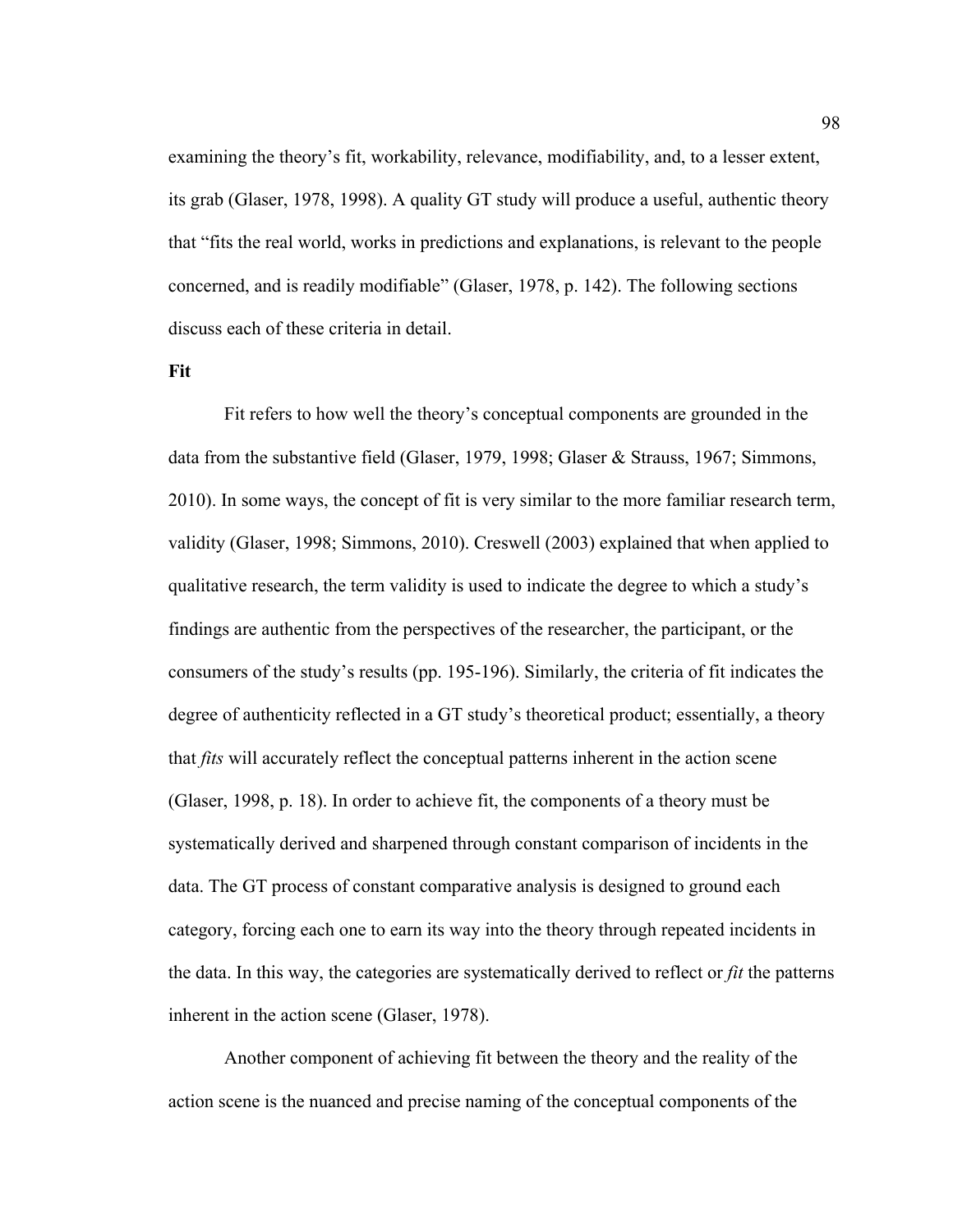examining the theory's fit, workability, relevance, modifiability, and, to a lesser extent, its grab (Glaser, 1978, 1998). A quality GT study will produce a useful, authentic theory that "fits the real world, works in predictions and explanations, is relevant to the people concerned, and is readily modifiable" (Glaser, 1978, p. 142). The following sections discuss each of these criteria in detail.

**Fit**

Fit refers to how well the theory's conceptual components are grounded in the data from the substantive field (Glaser, 1979, 1998; Glaser & Strauss, 1967; Simmons, 2010). In some ways, the concept of fit is very similar to the more familiar research term, validity (Glaser, 1998; Simmons, 2010). Creswell (2003) explained that when applied to qualitative research, the term validity is used to indicate the degree to which a study's findings are authentic from the perspectives of the researcher, the participant, or the consumers of the study's results (pp. 195-196). Similarly, the criteria of fit indicates the degree of authenticity reflected in a GT study's theoretical product; essentially, a theory that *fits* will accurately reflect the conceptual patterns inherent in the action scene (Glaser, 1998, p. 18). In order to achieve fit, the components of a theory must be systematically derived and sharpened through constant comparison of incidents in the data. The GT process of constant comparative analysis is designed to ground each category, forcing each one to earn its way into the theory through repeated incidents in the data. In this way, the categories are systematically derived to reflect or *fit* the patterns inherent in the action scene (Glaser, 1978).

Another component of achieving fit between the theory and the reality of the action scene is the nuanced and precise naming of the conceptual components of the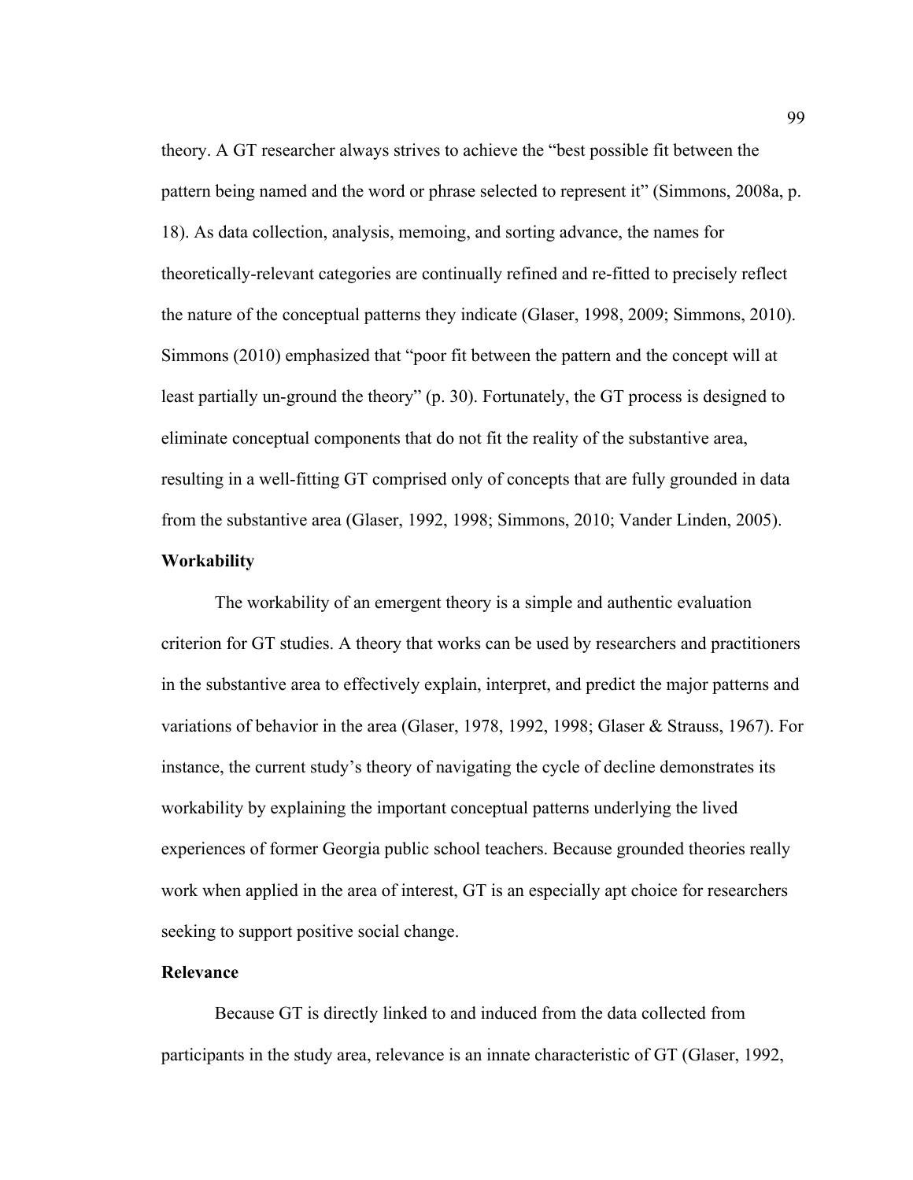theory. A GT researcher always strives to achieve the "best possible fit between the pattern being named and the word or phrase selected to represent it" (Simmons, 2008a, p. 18). As data collection, analysis, memoing, and sorting advance, the names for theoretically-relevant categories are continually refined and re-fitted to precisely reflect the nature of the conceptual patterns they indicate (Glaser, 1998, 2009; Simmons, 2010). Simmons (2010) emphasized that "poor fit between the pattern and the concept will at least partially un-ground the theory" (p. 30). Fortunately, the GT process is designed to eliminate conceptual components that do not fit the reality of the substantive area, resulting in a well-fitting GT comprised only of concepts that are fully grounded in data from the substantive area (Glaser, 1992, 1998; Simmons, 2010; Vander Linden, 2005).

### Workability

The workability of an emergent theory is a simple and authentic evaluation criterion for GT studies. A theory that works can be used by researchers and practitioners in the substantive area to effectively explain, interpret, and predict the major patterns and variations of behavior in the area (Glaser, 1978, 1992, 1998; Glaser & Strauss, 1967). For instance, the current study's theory of navigating the cycle of decline demonstrates its workability by explaining the important conceptual patterns underlying the lived experiences of former Georgia public school teachers. Because grounded theories really work when applied in the area of interest, GT is an especially apt choice for researchers seeking to support positive social change.

### Relevance

Because GT is directly linked to and induced from the data collected from participants in the study area, relevance is an innate characteristic of GT (Glaser, 1992,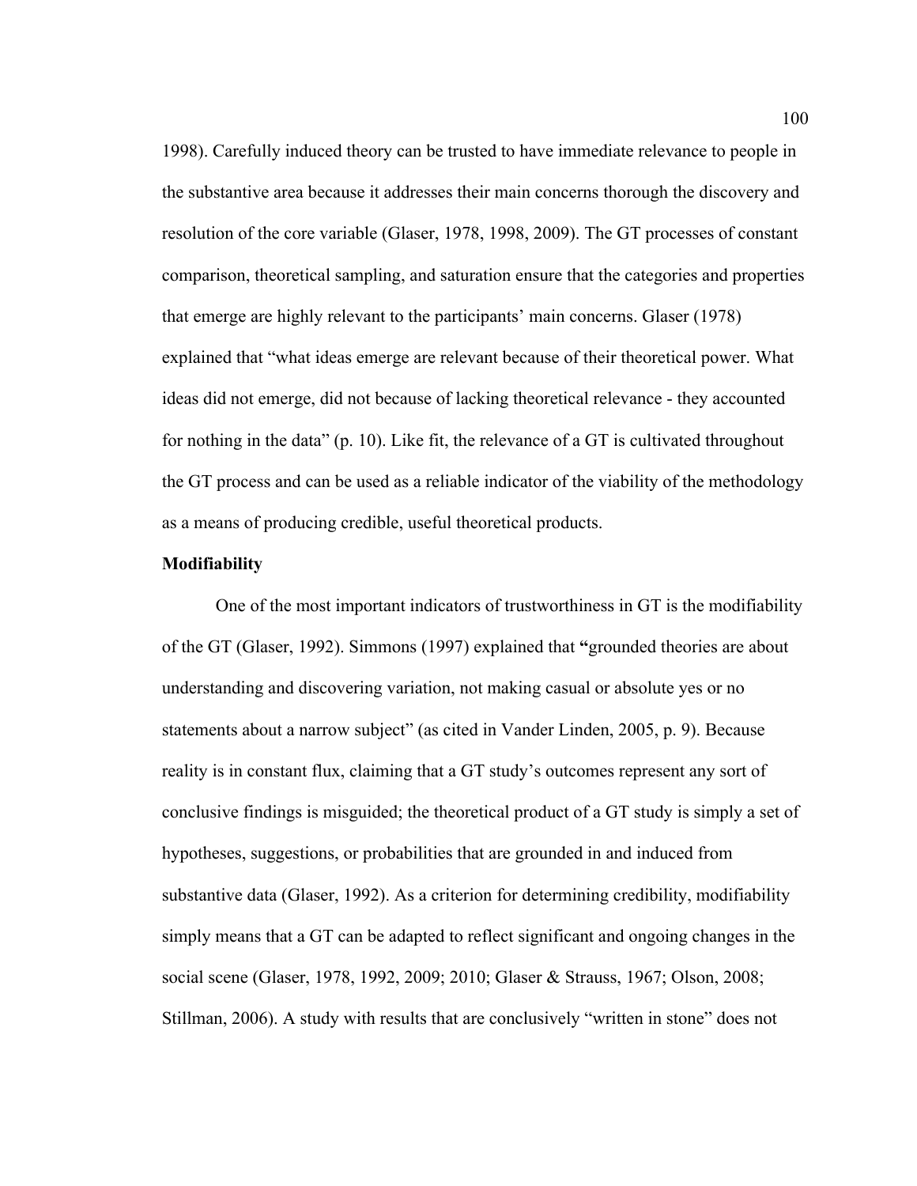1998). Carefully induced theory can be trusted to have immediate relevance to people in the substantive area because it addresses their main concerns thorough the discovery and resolution of the core variable (Glaser, 1978, 1998, 2009). The GT processes of constant comparison, theoretical sampling, and saturation ensure that the categories and properties that emerge are highly relevant to the participants' main concerns. Glaser (1978) explained that "what ideas emerge are relevant because of their theoretical power. What ideas did not emerge, did not because of lacking theoretical relevance - they accounted for nothing in the data" (p. 10). Like fit, the relevance of a GT is cultivated throughout the GT process and can be used as a reliable indicator of the viability of the methodology as a means of producing credible, useful theoretical products.

**Modifiability**

One of the most important indicators of trustworthiness in GT is the modifiability of the GT (Glaser, 1992). Simmons (1997) explained that **"**grounded theories are about understanding and discovering variation, not making casual or absolute yes or no statements about a narrow subject" (as cited in Vander Linden, 2005, p. 9). Because reality is in constant flux, claiming that a GT study's outcomes represent any sort of conclusive findings is misguided; the theoretical product of a GT study is simply a set of hypotheses, suggestions, or probabilities that are grounded in and induced from substantive data (Glaser, 1992). As a criterion for determining credibility, modifiability simply means that a GT can be adapted to reflect significant and ongoing changes in the social scene (Glaser, 1978, 1992, 2009; 2010; Glaser & Strauss, 1967; Olson, 2008; Stillman, 2006). A study with results that are conclusively "written in stone" does not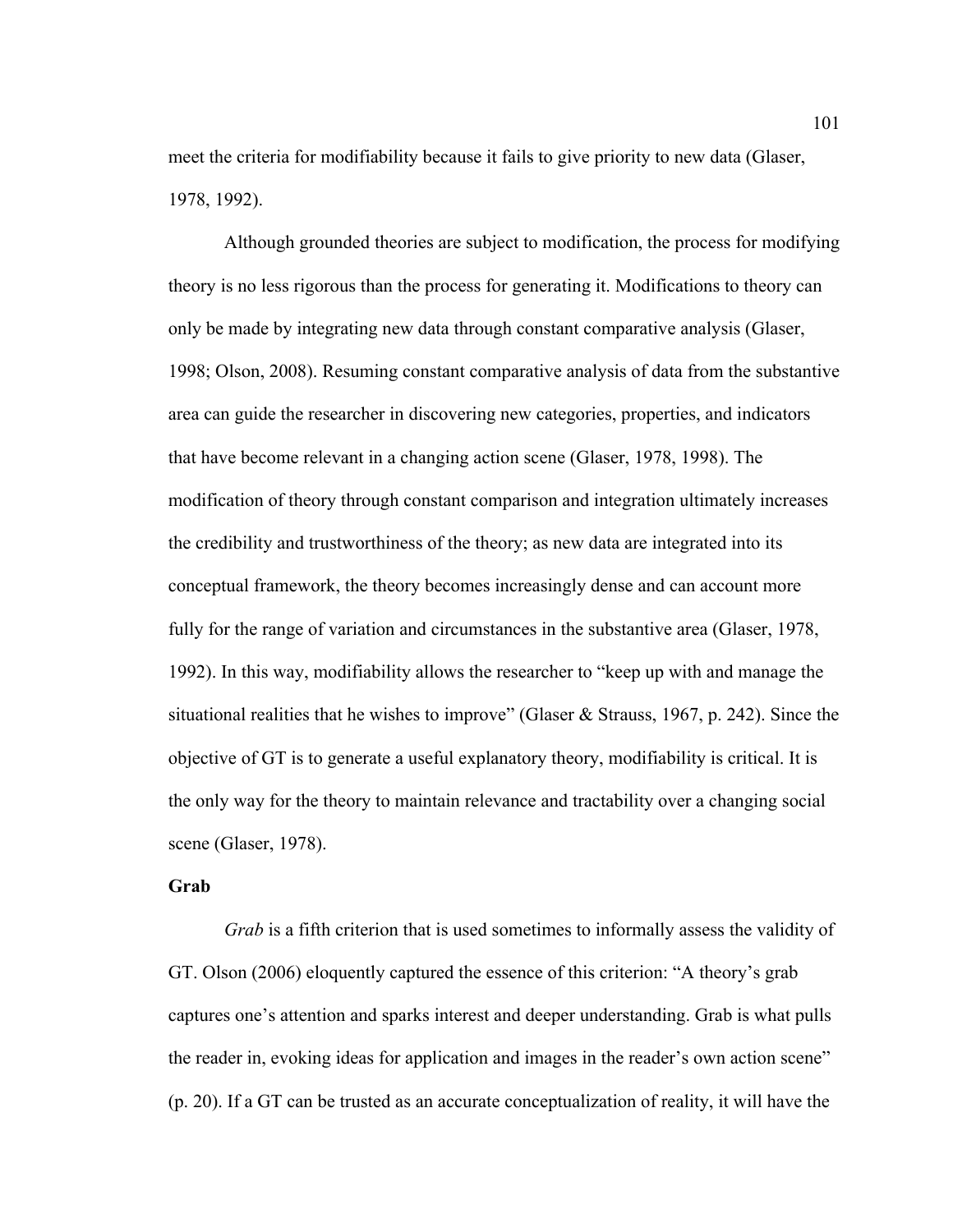meet the criteria for modifiability because it fails to give priority to new data (Glaser, 1978, 1992).

Although grounded theories are subject to modification, the process for modifying theory is no less rigorous than the process for generating it. Modifications to theory can only be made by integrating new data through constant comparative analysis (Glaser, 1998; Olson, 2008). Resuming constant comparative analysis of data from the substantive area can guide the researcher in discovering new categories, properties, and indicators that have become relevant in a changing action scene (Glaser, 1978, 1998). The modification of theory through constant comparison and integration ultimately increases the credibility and trustworthiness of the theory; as new data are integrated into its conceptual framework, the theory becomes increasingly dense and can account more fully for the range of variation and circumstances in the substantive area (Glaser, 1978, 1992). In this way, modifiability allows the researcher to "keep up with and manage the situational realities that he wishes to improve" (Glaser & Strauss, 1967, p. 242). Since the objective of GT is to generate a useful explanatory theory, modifiability is critical. It is the only way for the theory to maintain relevance and tractability over a changing social scene (Glaser, 1978).

**Grab**

*Grab* is a fifth criterion that is used sometimes to informally assess the validity of GT. Olson (2006) eloquently captured the essence of this criterion: "A theory's grab captures one's attention and sparks interest and deeper understanding. Grab is what pulls the reader in, evoking ideas for application and images in the reader's own action scene" (p. 20). If a GT can be trusted as an accurate conceptualization of reality, it will have the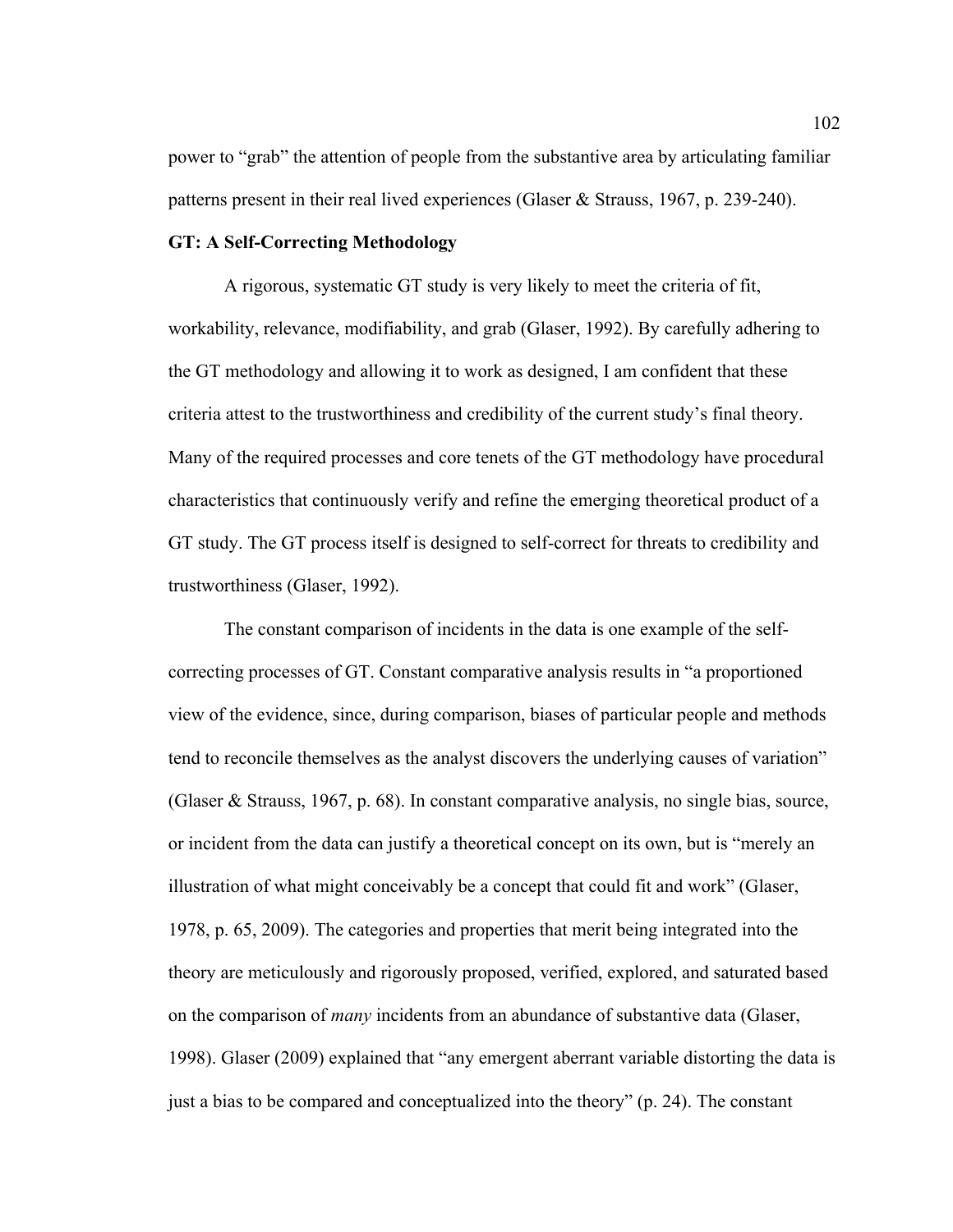power to "grab" the attention of people from the substantive area by articulating familiar patterns present in their real lived experiences (Glaser & Strauss, 1967, p. 239-240).

**GT: A Self-Correcting Methodology**

A rigorous, systematic GT study is very likely to meet the criteria of fit, workability, relevance, modifiability, and grab (Glaser, 1992). By carefully adhering to the GT methodology and allowing it to work as designed, I am confident that these criteria attest to the trustworthiness and credibility of the current study's final theory. Many of the required processes and core tenets of the GT methodology have procedural characteristics that continuously verify and refine the emerging theoretical product of a GT study. The GT process itself is designed to self-correct for threats to credibility and trustworthiness (Glaser, 1992).

The constant comparison of incidents in the data is one example of the self-correcting processes of GT. Constant comparative analysis results in "a proportioned view of the evidence, since, during comparison, biases of particular people and methods tend to reconcile themselves as the analyst discovers the underlying causes of variation" (Glaser & Strauss, 1967, p. 68). In constant comparative analysis, no single bias, source, or incident from the data can justify a theoretical concept on its own, but is "merely an illustration of what might conceivably be a concept that could fit and work" (Glaser, 1978, p. 65, 2009). The categories and properties that merit being integrated into the theory are meticulously and rigorously proposed, verified, explored, and saturated based on the comparison of *many* incidents from an abundance of substantive data (Glaser, 1998). Glaser (2009) explained that "any emergent aberrant variable distorting the data is just a bias to be compared and conceptualized into the theory" (p. 24). The constant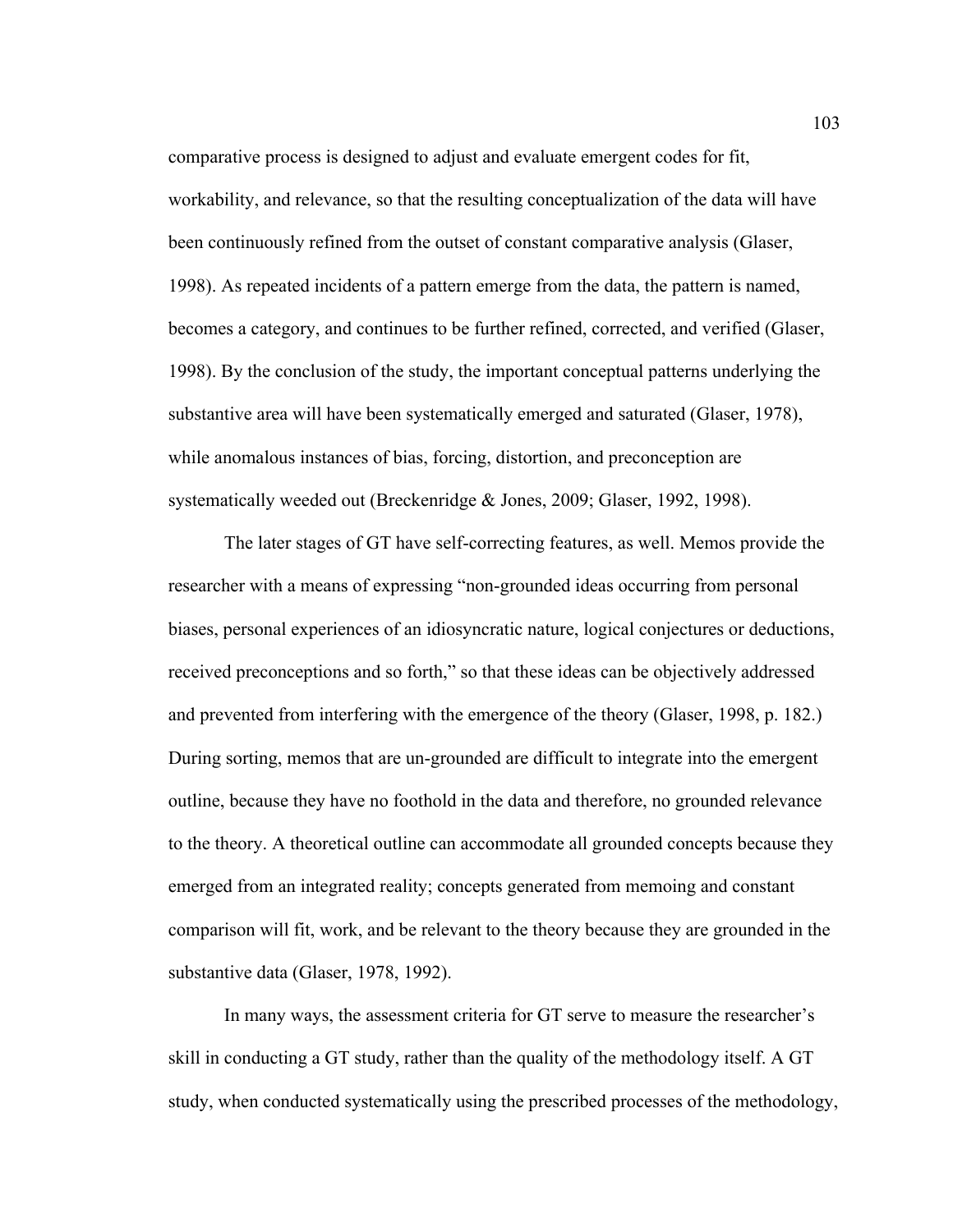comparative process is designed to adjust and evaluate emergent codes for fit, workability, and relevance, so that the resulting conceptualization of the data will have been continuously refined from the outset of constant comparative analysis (Glaser, 1998). As repeated incidents of a pattern emerge from the data, the pattern is named, becomes a category, and continues to be further refined, corrected, and verified (Glaser, 1998). By the conclusion of the study, the important conceptual patterns underlying the substantive area will have been systematically emerged and saturated (Glaser, 1978), while anomalous instances of bias, forcing, distortion, and preconception are systematically weeded out (Breckenridge & Jones, 2009; Glaser, 1992, 1998).

The later stages of GT have self-correcting features, as well. Memos provide the researcher with a means of expressing "non-grounded ideas occurring from personal biases, personal experiences of an idiosyncratic nature, logical conjectures or deductions, received preconceptions and so forth," so that these ideas can be objectively addressed and prevented from interfering with the emergence of the theory (Glaser, 1998, p. 182.) During sorting, memos that are un-grounded are difficult to integrate into the emergent outline, because they have no foothold in the data and therefore, no grounded relevance to the theory. A theoretical outline can accommodate all grounded concepts because they emerged from an integrated reality; concepts generated from memoing and constant comparison will fit, work, and be relevant to the theory because they are grounded in the substantive data (Glaser, 1978, 1992).

In many ways, the assessment criteria for GT serve to measure the researcher's skill in conducting a GT study, rather than the quality of the methodology itself. A GT study, when conducted systematically using the prescribed processes of the methodology,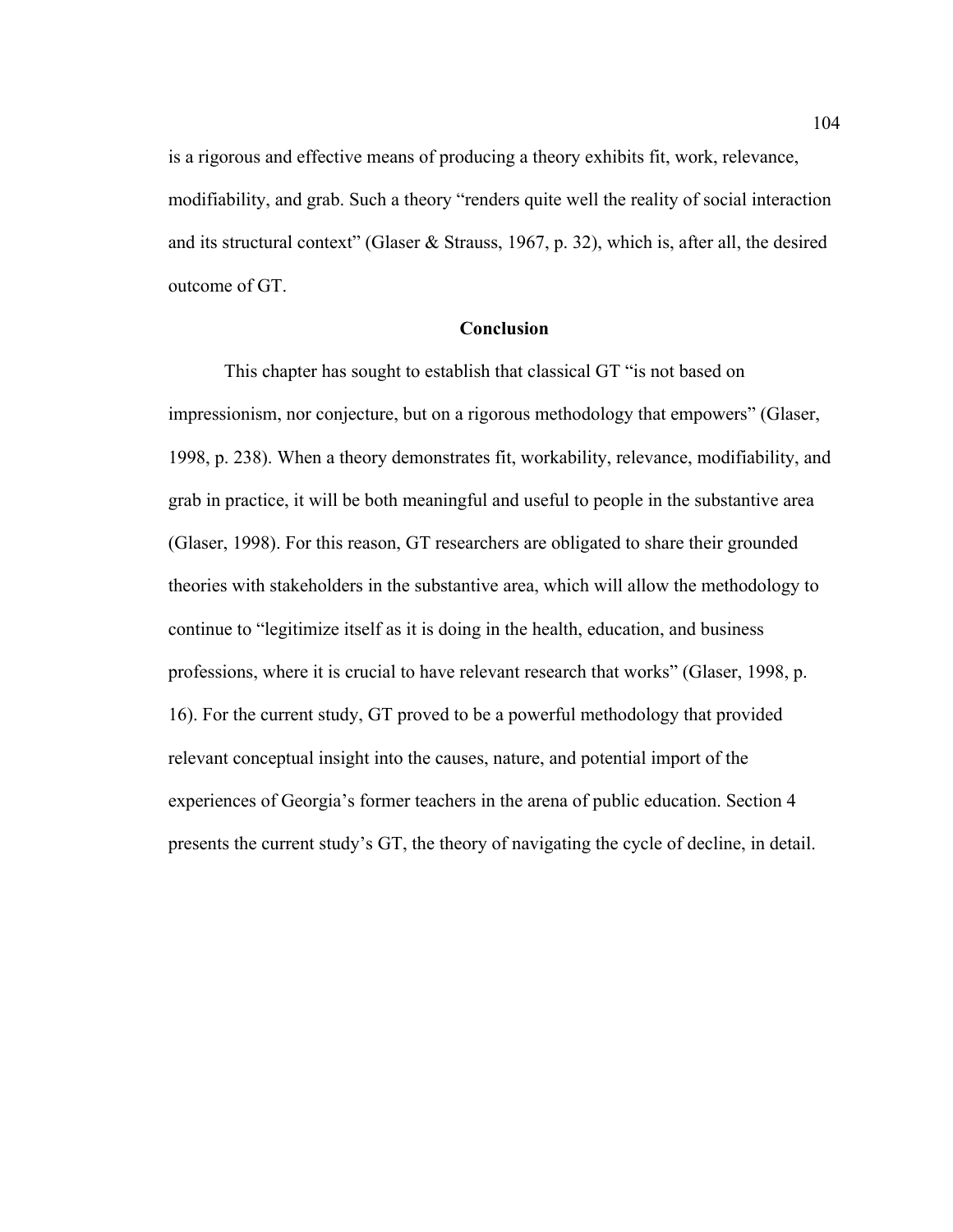is a rigorous and effective means of producing a theory exhibits fit, work, relevance, modifiability, and grab. Such a theory "renders quite well the reality of social interaction and its structural context" (Glaser & Strauss, 1967, p. 32), which is, after all, the desired outcome of GT.

## Conclusion

This chapter has sought to establish that classical GT "is not based on impressionism, nor conjecture, but on a rigorous methodology that empowers" (Glaser, 1998, p. 238). When a theory demonstrates fit, workability, relevance, modifiability, and grab in practice, it will be both meaningful and useful to people in the substantive area (Glaser, 1998). For this reason, GT researchers are obligated to share their grounded theories with stakeholders in the substantive area, which will allow the methodology to continue to "legitimize itself as it is doing in the health, education, and business professions, where it is crucial to have relevant research that works" (Glaser, 1998, p. 16). For the current study, GT proved to be a powerful methodology that provided relevant conceptual insight into the causes, nature, and potential import of the experiences of Georgia's former teachers in the arena of public education. Section 4 presents the current study's GT, the theory of navigating the cycle of decline, in detail.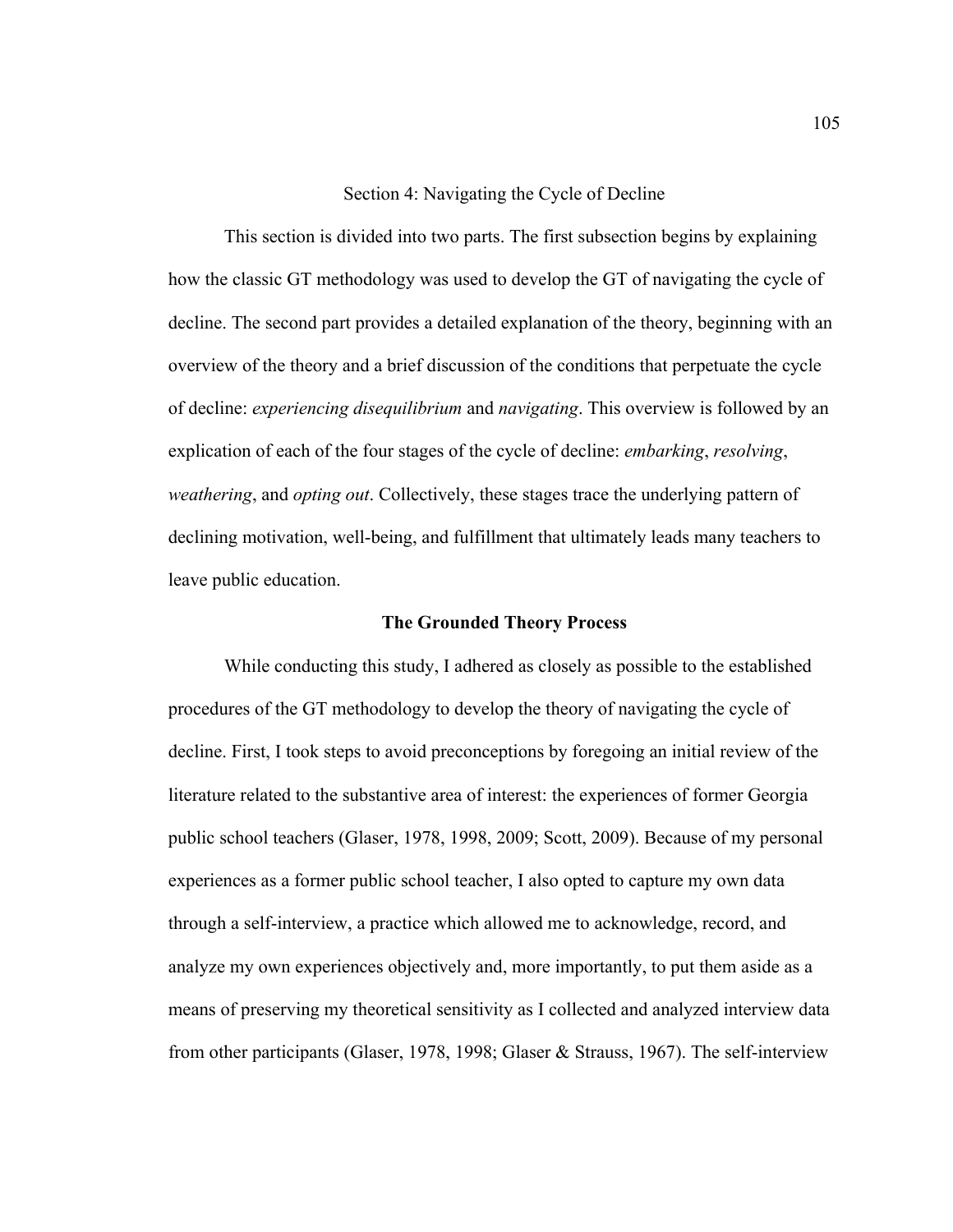## Section 4: Navigating the Cycle of Decline

This section is divided into two parts. The first subsection begins by explaining how the classic GT methodology was used to develop the GT of navigating the cycle of decline. The second part provides a detailed explanation of the theory, beginning with an overview of the theory and a brief discussion of the conditions that perpetuate the cycle of decline: *experiencing disequilibrium* and *navigating*. This overview is followed by an explication of each of the four stages of the cycle of decline: *embarking*, *resolving*, *weathering*, and *opting out*. Collectively, these stages trace the underlying pattern of declining motivation, well-being, and fulfillment that ultimately leads many teachers to leave public education.

### The Grounded Theory Process

While conducting this study, I adhered as closely as possible to the established procedures of the GT methodology to develop the theory of navigating the cycle of decline. First, I took steps to avoid preconceptions by foregoing an initial review of the literature related to the substantive area of interest: the experiences of former Georgia public school teachers (Glaser, 1978, 1998, 2009; Scott, 2009). Because of my personal experiences as a former public school teacher, I also opted to capture my own data through a self-interview, a practice which allowed me to acknowledge, record, and analyze my own experiences objectively and, more importantly, to put them aside as a means of preserving my theoretical sensitivity as I collected and analyzed interview data from other participants (Glaser, 1978, 1998; Glaser & Strauss, 1967). The self-interview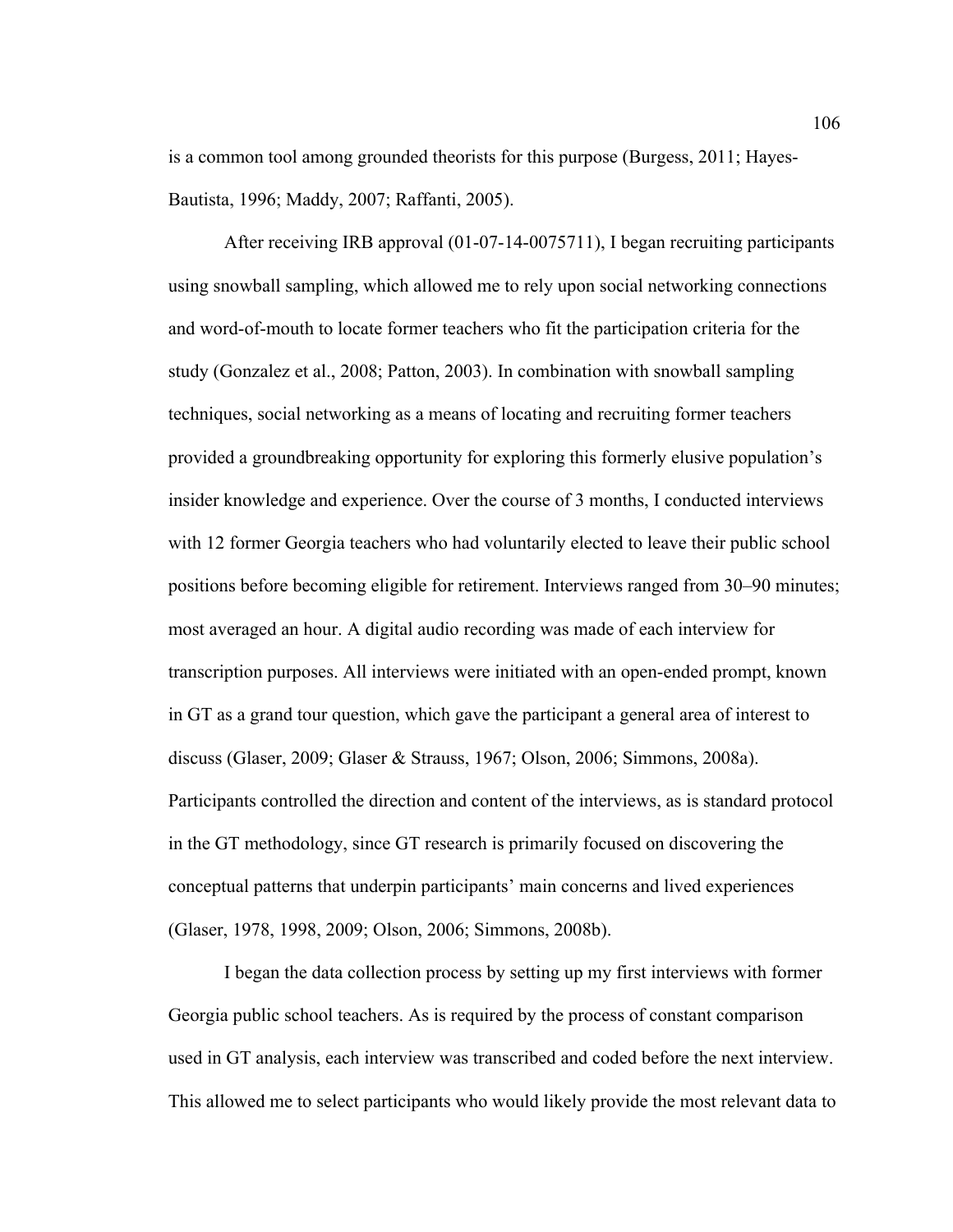is a common tool among grounded theorists for this purpose (Burgess, 2011; Hayes-Bautista, 1996; Maddy, 2007; Raffanti, 2005).

After receiving IRB approval (01-07-14-0075711), I began recruiting participants using snowball sampling, which allowed me to rely upon social networking connections and word-of-mouth to locate former teachers who fit the participation criteria for the study (Gonzalez et al., 2008; Patton, 2003). In combination with snowball sampling techniques, social networking as a means of locating and recruiting former teachers provided a groundbreaking opportunity for exploring this formerly elusive population's insider knowledge and experience. Over the course of 3 months, I conducted interviews with 12 former Georgia teachers who had voluntarily elected to leave their public school positions before becoming eligible for retirement. Interviews ranged from 30–90 minutes; most averaged an hour. A digital audio recording was made of each interview for transcription purposes. All interviews were initiated with an open-ended prompt, known in GT as a grand tour question, which gave the participant a general area of interest to discuss (Glaser, 2009; Glaser & Strauss, 1967; Olson, 2006; Simmons, 2008a). Participants controlled the direction and content of the interviews, as is standard protocol in the GT methodology, since GT research is primarily focused on discovering the conceptual patterns that underpin participants' main concerns and lived experiences (Glaser, 1978, 1998, 2009; Olson, 2006; Simmons, 2008b).

I began the data collection process by setting up my first interviews with former Georgia public school teachers. As is required by the process of constant comparison used in GT analysis, each interview was transcribed and coded before the next interview. This allowed me to select participants who would likely provide the most relevant data to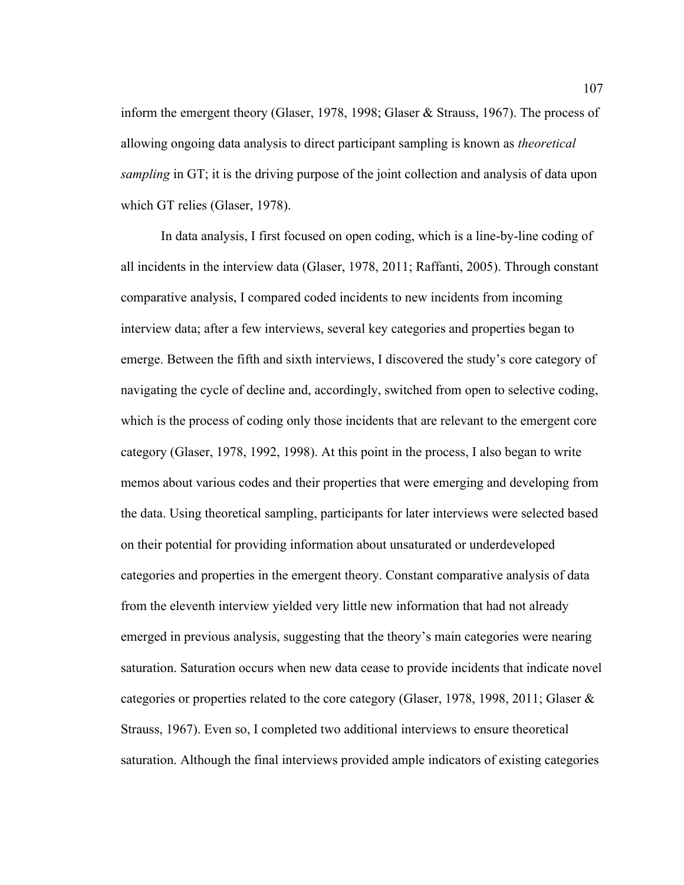inform the emergent theory (Glaser, 1978, 1998; Glaser & Strauss, 1967). The process of allowing ongoing data analysis to direct participant sampling is known as *theoretical sampling* in GT; it is the driving purpose of the joint collection and analysis of data upon which GT relies (Glaser, 1978).

In data analysis, I first focused on open coding, which is a line-by-line coding of all incidents in the interview data (Glaser, 1978, 2011; Raffanti, 2005). Through constant comparative analysis, I compared coded incidents to new incidents from incoming interview data; after a few interviews, several key categories and properties began to emerge. Between the fifth and sixth interviews, I discovered the study's core category of navigating the cycle of decline and, accordingly, switched from open to selective coding, which is the process of coding only those incidents that are relevant to the emergent core category (Glaser, 1978, 1992, 1998). At this point in the process, I also began to write memos about various codes and their properties that were emerging and developing from the data. Using theoretical sampling, participants for later interviews were selected based on their potential for providing information about unsaturated or underdeveloped categories and properties in the emergent theory. Constant comparative analysis of data from the eleventh interview yielded very little new information that had not already emerged in previous analysis, suggesting that the theory's main categories were nearing saturation. Saturation occurs when new data cease to provide incidents that indicate novel categories or properties related to the core category (Glaser, 1978, 1998, 2011; Glaser & Strauss, 1967). Even so, I completed two additional interviews to ensure theoretical saturation. Although the final interviews provided ample indicators of existing categories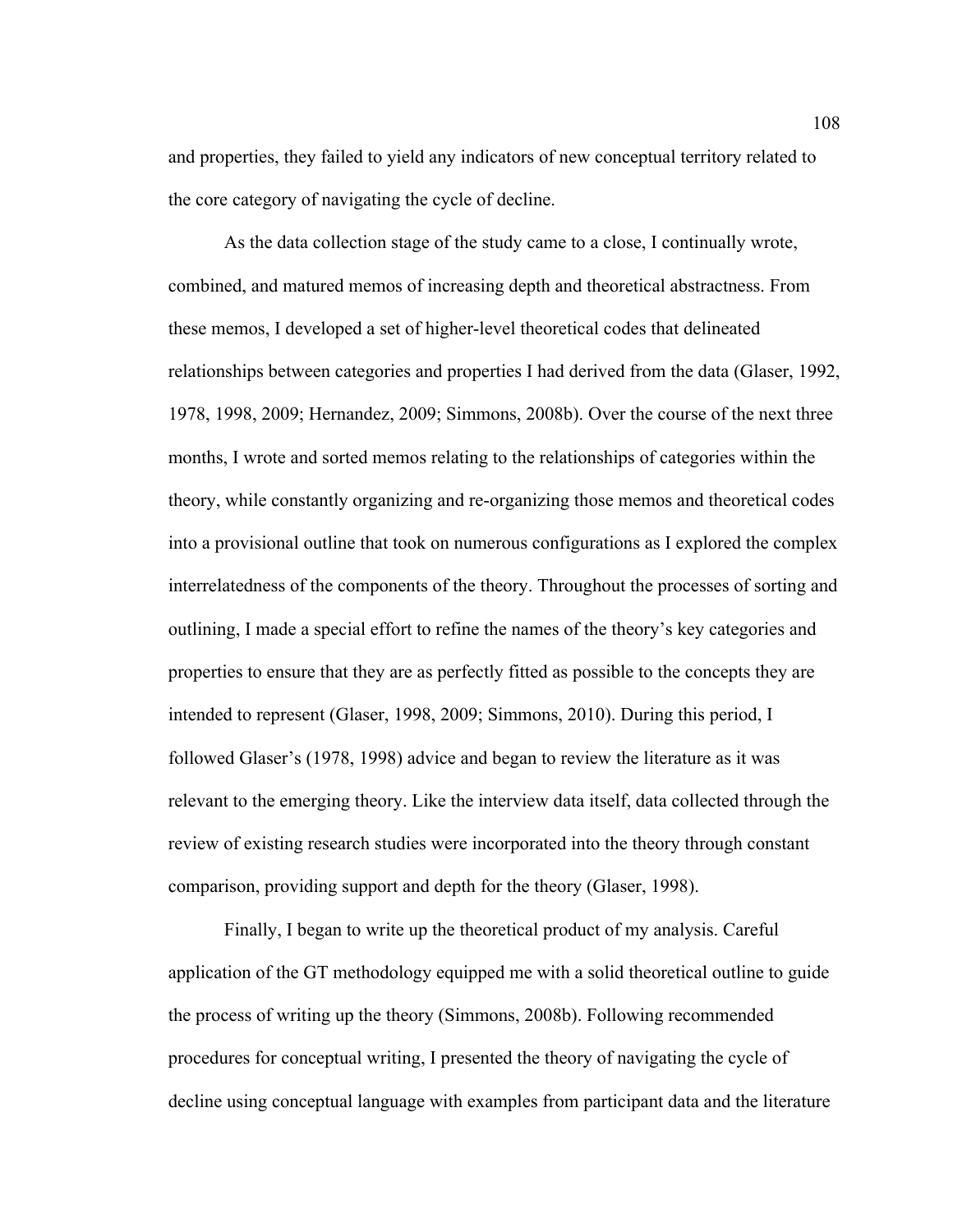and properties, they failed to yield any indicators of new conceptual territory related to the core category of navigating the cycle of decline.

As the data collection stage of the study came to a close, I continually wrote, combined, and matured memos of increasing depth and theoretical abstractness. From these memos, I developed a set of higher-level theoretical codes that delineated relationships between categories and properties I had derived from the data (Glaser, 1992, 1978, 1998, 2009; Hernandez, 2009; Simmons, 2008b). Over the course of the next three months, I wrote and sorted memos relating to the relationships of categories within the theory, while constantly organizing and re-organizing those memos and theoretical codes into a provisional outline that took on numerous configurations as I explored the complex interrelatedness of the components of the theory. Throughout the processes of sorting and outlining, I made a special effort to refine the names of the theory's key categories and properties to ensure that they are as perfectly fitted as possible to the concepts they are intended to represent (Glaser, 1998, 2009; Simmons, 2010). During this period, I followed Glaser's (1978, 1998) advice and began to review the literature as it was relevant to the emerging theory. Like the interview data itself, data collected through the review of existing research studies were incorporated into the theory through constant comparison, providing support and depth for the theory (Glaser, 1998).

Finally, I began to write up the theoretical product of my analysis. Careful application of the GT methodology equipped me with a solid theoretical outline to guide the process of writing up the theory (Simmons, 2008b). Following recommended procedures for conceptual writing, I presented the theory of navigating the cycle of decline using conceptual language with examples from participant data and the literature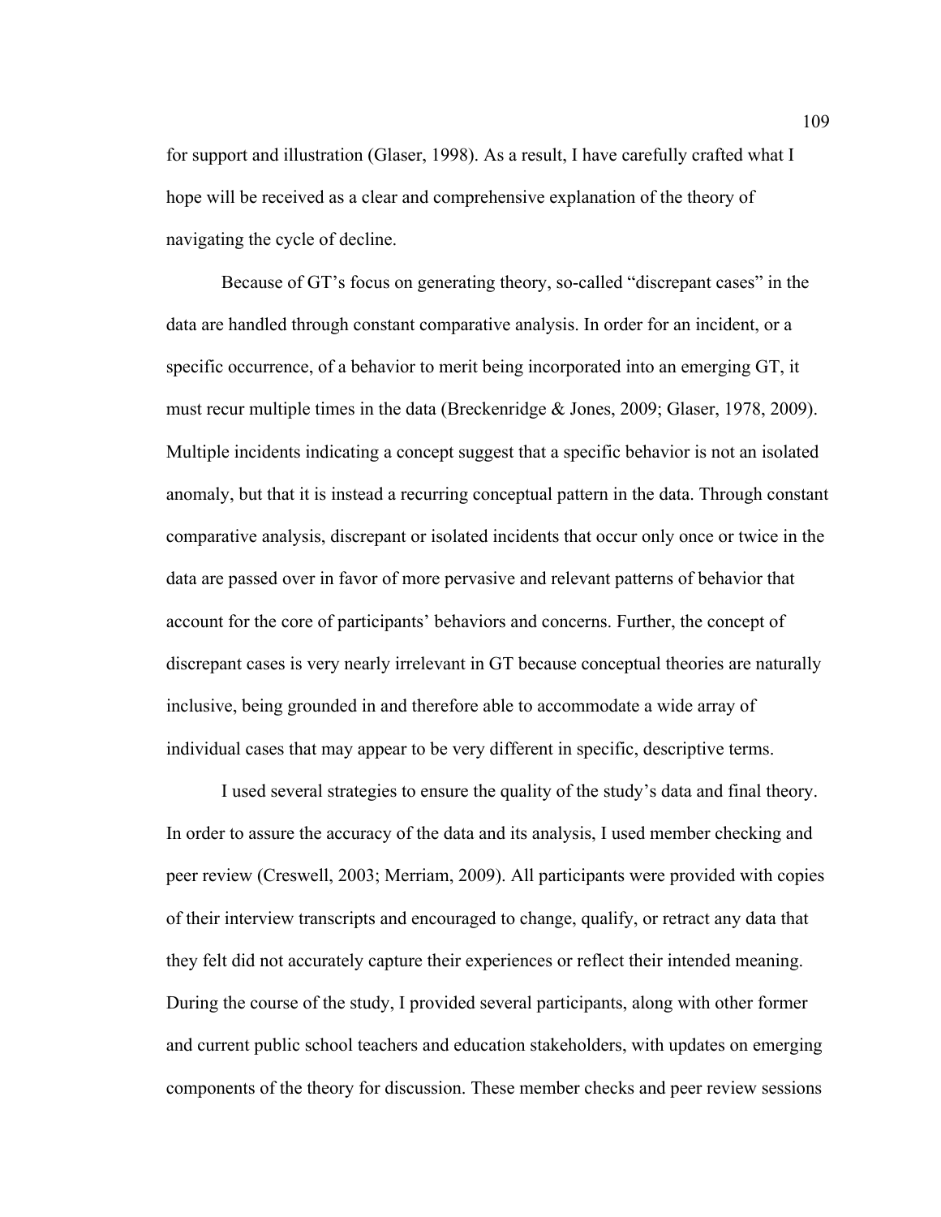for support and illustration (Glaser, 1998). As a result, I have carefully crafted what I hope will be received as a clear and comprehensive explanation of the theory of navigating the cycle of decline.

Because of GT's focus on generating theory, so-called "discrepant cases" in the data are handled through constant comparative analysis. In order for an incident, or a specific occurrence, of a behavior to merit being incorporated into an emerging GT, it must recur multiple times in the data (Breckenridge & Jones, 2009; Glaser, 1978, 2009). Multiple incidents indicating a concept suggest that a specific behavior is not an isolated anomaly, but that it is instead a recurring conceptual pattern in the data. Through constant comparative analysis, discrepant or isolated incidents that occur only once or twice in the data are passed over in favor of more pervasive and relevant patterns of behavior that account for the core of participants' behaviors and concerns. Further, the concept of discrepant cases is very nearly irrelevant in GT because conceptual theories are naturally inclusive, being grounded in and therefore able to accommodate a wide array of individual cases that may appear to be very different in specific, descriptive terms.

I used several strategies to ensure the quality of the study's data and final theory. In order to assure the accuracy of the data and its analysis, I used member checking and peer review (Creswell, 2003; Merriam, 2009). All participants were provided with copies of their interview transcripts and encouraged to change, qualify, or retract any data that they felt did not accurately capture their experiences or reflect their intended meaning. During the course of the study, I provided several participants, along with other former and current public school teachers and education stakeholders, with updates on emerging components of the theory for discussion. These member checks and peer review sessions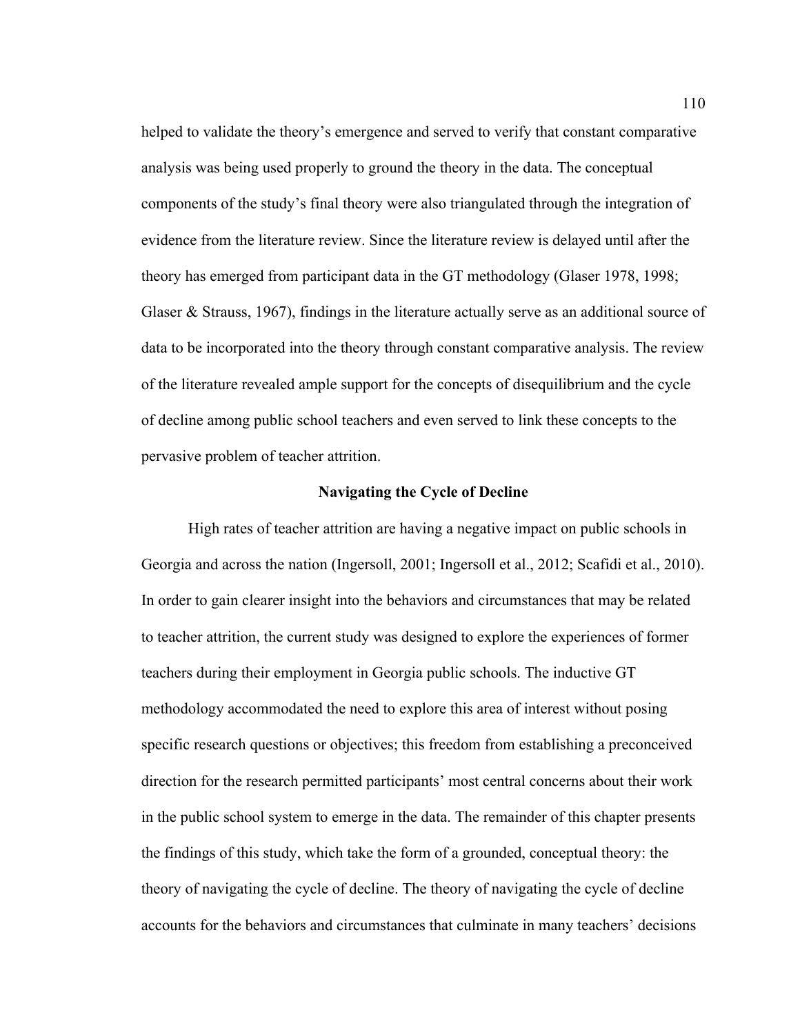helped to validate the theory's emergence and served to verify that constant comparative analysis was being used properly to ground the theory in the data. The conceptual components of the study's final theory were also triangulated through the integration of evidence from the literature review. Since the literature review is delayed until after the theory has emerged from participant data in the GT methodology (Glaser 1978, 1998; Glaser & Strauss, 1967), findings in the literature actually serve as an additional source of data to be incorporated into the theory through constant comparative analysis. The review of the literature revealed ample support for the concepts of disequilibrium and the cycle of decline among public school teachers and even served to link these concepts to the pervasive problem of teacher attrition.

## Navigating the Cycle of Decline

High rates of teacher attrition are having a negative impact on public schools in Georgia and across the nation (Ingersoll, 2001; Ingersoll et al., 2012; Scafidi et al., 2010). In order to gain clearer insight into the behaviors and circumstances that may be related to teacher attrition, the current study was designed to explore the experiences of former teachers during their employment in Georgia public schools. The inductive GT methodology accommodated the need to explore this area of interest without posing specific research questions or objectives; this freedom from establishing a preconceived direction for the research permitted participants' most central concerns about their work in the public school system to emerge in the data. The remainder of this chapter presents the findings of this study, which take the form of a grounded, conceptual theory: the theory of navigating the cycle of decline. The theory of navigating the cycle of decline accounts for the behaviors and circumstances that culminate in many teachers' decisions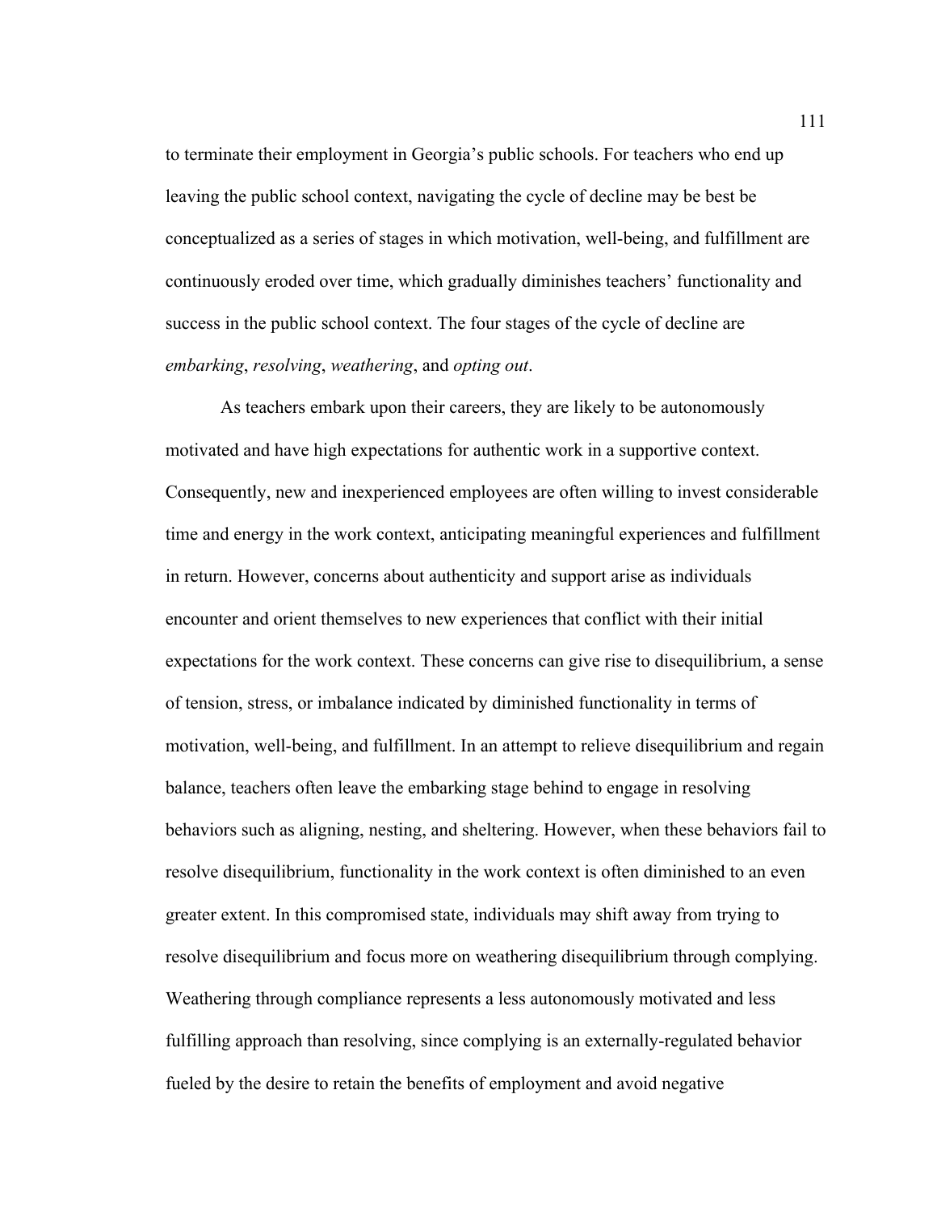to terminate their employment in Georgia's public schools. For teachers who end up leaving the public school context, navigating the cycle of decline may be best be conceptualized as a series of stages in which motivation, well-being, and fulfillment are continuously eroded over time, which gradually diminishes teachers' functionality and success in the public school context. The four stages of the cycle of decline are *embarking*, *resolving*, *weathering*, and *opting out*.

As teachers embark upon their careers, they are likely to be autonomously motivated and have high expectations for authentic work in a supportive context. Consequently, new and inexperienced employees are often willing to invest considerable time and energy in the work context, anticipating meaningful experiences and fulfillment in return. However, concerns about authenticity and support arise as individuals encounter and orient themselves to new experiences that conflict with their initial expectations for the work context. These concerns can give rise to disequilibrium, a sense of tension, stress, or imbalance indicated by diminished functionality in terms of motivation, well-being, and fulfillment. In an attempt to relieve disequilibrium and regain balance, teachers often leave the embarking stage behind to engage in resolving behaviors such as aligning, nesting, and sheltering. However, when these behaviors fail to resolve disequilibrium, functionality in the work context is often diminished to an even greater extent. In this compromised state, individuals may shift away from trying to resolve disequilibrium and focus more on weathering disequilibrium through complying. Weathering through compliance represents a less autonomously motivated and less fulfilling approach than resolving, since complying is an externally-regulated behavior fueled by the desire to retain the benefits of employment and avoid negative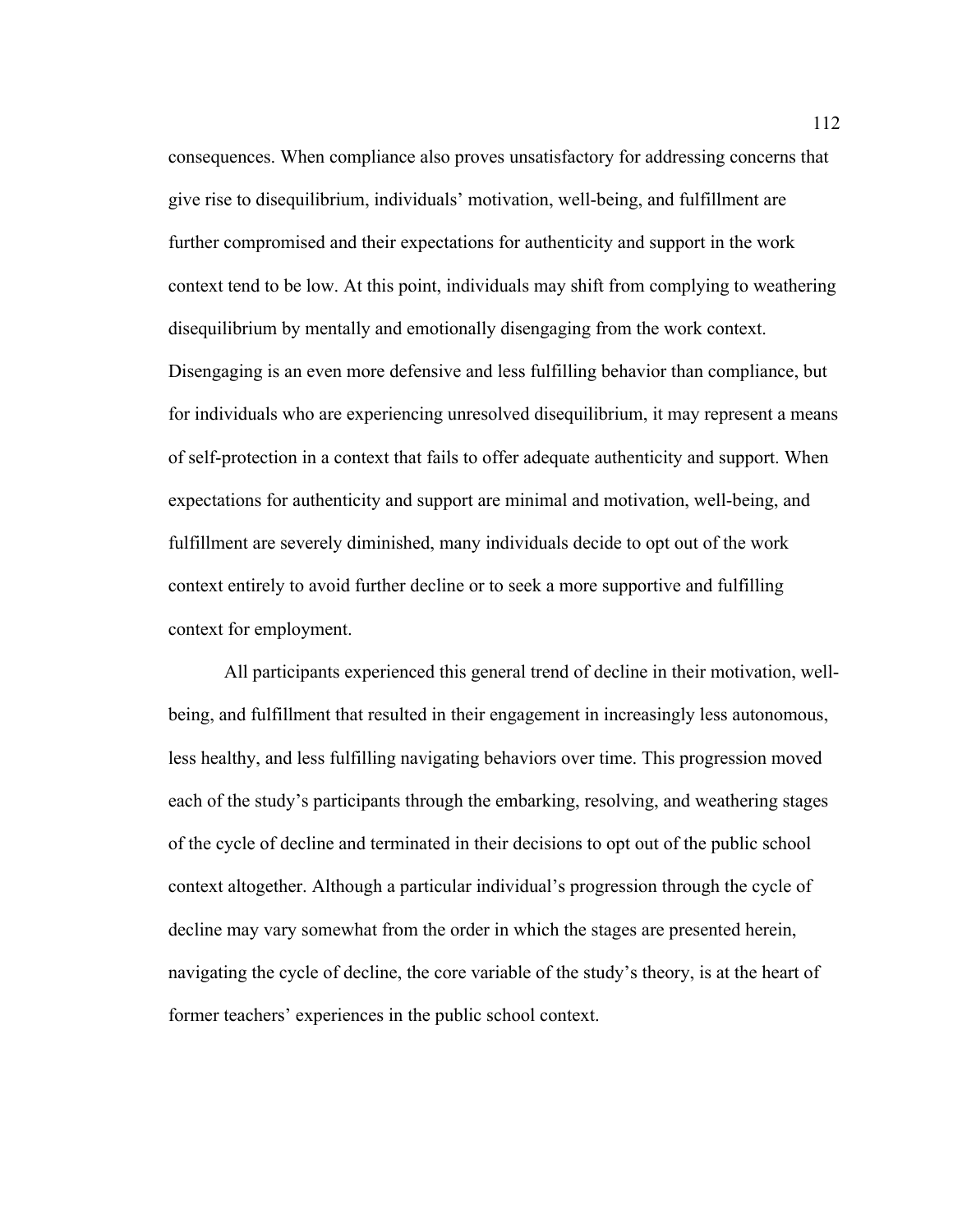consequences. When compliance also proves unsatisfactory for addressing concerns that give rise to disequilibrium, individuals' motivation, well-being, and fulfillment are further compromised and their expectations for authenticity and support in the work context tend to be low. At this point, individuals may shift from complying to weathering disequilibrium by mentally and emotionally disengaging from the work context. Disengaging is an even more defensive and less fulfilling behavior than compliance, but for individuals who are experiencing unresolved disequilibrium, it may represent a means of self-protection in a context that fails to offer adequate authenticity and support. When expectations for authenticity and support are minimal and motivation, well-being, and fulfillment are severely diminished, many individuals decide to opt out of the work context entirely to avoid further decline or to seek a more supportive and fulfilling context for employment.

All participants experienced this general trend of decline in their motivation, well-being, and fulfillment that resulted in their engagement in increasingly less autonomous, less healthy, and less fulfilling navigating behaviors over time. This progression moved each of the study's participants through the embarking, resolving, and weathering stages of the cycle of decline and terminated in their decisions to opt out of the public school context altogether. Although a particular individual's progression through the cycle of decline may vary somewhat from the order in which the stages are presented herein, navigating the cycle of decline, the core variable of the study's theory, is at the heart of former teachers' experiences in the public school context.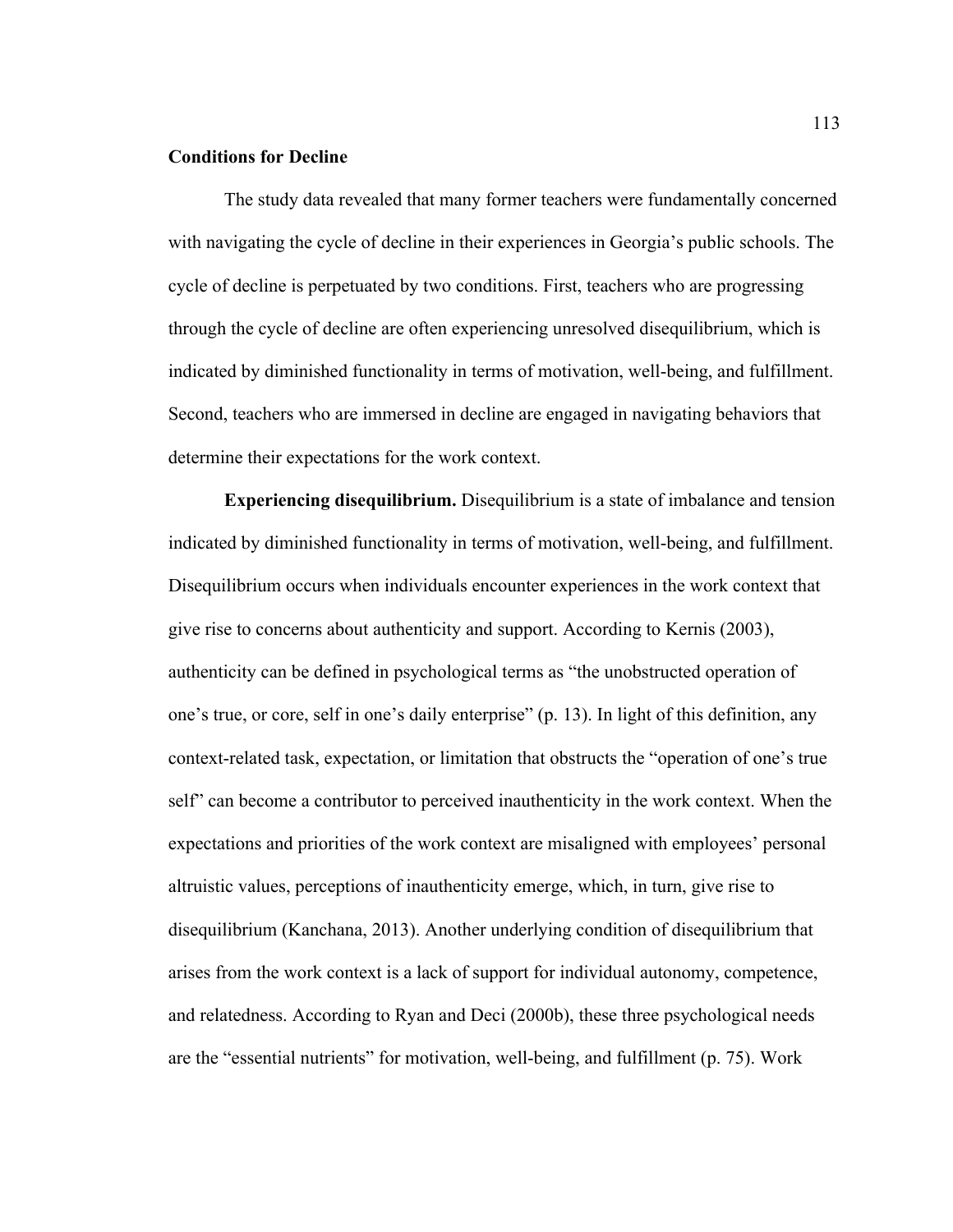## Conditions for Decline

The study data revealed that many former teachers were fundamentally concerned with navigating the cycle of decline in their experiences in Georgia's public schools. The cycle of decline is perpetuated by two conditions. First, teachers who are progressing through the cycle of decline are often experiencing unresolved disequilibrium, which is indicated by diminished functionality in terms of motivation, well-being, and fulfillment. Second, teachers who are immersed in decline are engaged in navigating behaviors that determine their expectations for the work context.

**Experiencing disequilibrium.** Disequilibrium is a state of imbalance and tension indicated by diminished functionality in terms of motivation, well-being, and fulfillment. Disequilibrium occurs when individuals encounter experiences in the work context that give rise to concerns about authenticity and support. According to Kernis (2003), authenticity can be defined in psychological terms as "the unobstructed operation of one's true, or core, self in one's daily enterprise" (p. 13). In light of this definition, any context-related task, expectation, or limitation that obstructs the "operation of one's true self" can become a contributor to perceived inauthenticity in the work context. When the expectations and priorities of the work context are misaligned with employees' personal altruistic values, perceptions of inauthenticity emerge, which, in turn, give rise to disequilibrium (Kanchana, 2013). Another underlying condition of disequilibrium that arises from the work context is a lack of support for individual autonomy, competence, and relatedness. According to Ryan and Deci (2000b), these three psychological needs are the "essential nutrients" for motivation, well-being, and fulfillment (p. 75). Work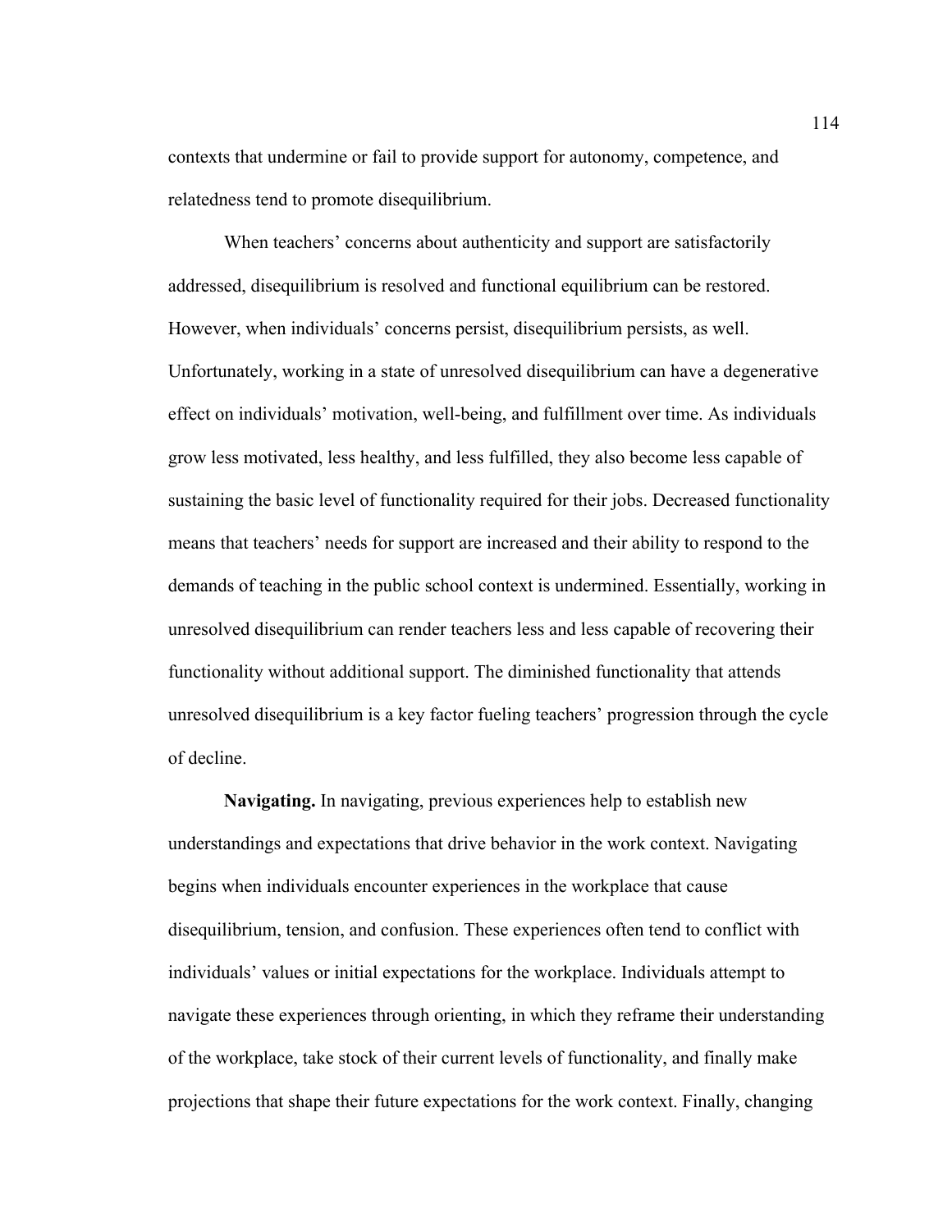contexts that undermine or fail to provide support for autonomy, competence, and relatedness tend to promote disequilibrium.

When teachers' concerns about authenticity and support are satisfactorily addressed, disequilibrium is resolved and functional equilibrium can be restored. However, when individuals' concerns persist, disequilibrium persists, as well. Unfortunately, working in a state of unresolved disequilibrium can have a degenerative effect on individuals' motivation, well-being, and fulfillment over time. As individuals grow less motivated, less healthy, and less fulfilled, they also become less capable of sustaining the basic level of functionality required for their jobs. Decreased functionality means that teachers' needs for support are increased and their ability to respond to the demands of teaching in the public school context is undermined. Essentially, working in unresolved disequilibrium can render teachers less and less capable of recovering their functionality without additional support. The diminished functionality that attends unresolved disequilibrium is a key factor fueling teachers' progression through the cycle of decline.

**Navigating.** In navigating, previous experiences help to establish new understandings and expectations that drive behavior in the work context. Navigating begins when individuals encounter experiences in the workplace that cause disequilibrium, tension, and confusion. These experiences often tend to conflict with individuals' values or initial expectations for the workplace. Individuals attempt to navigate these experiences through orienting, in which they reframe their understanding of the workplace, take stock of their current levels of functionality, and finally make projections that shape their future expectations for the work context. Finally, changing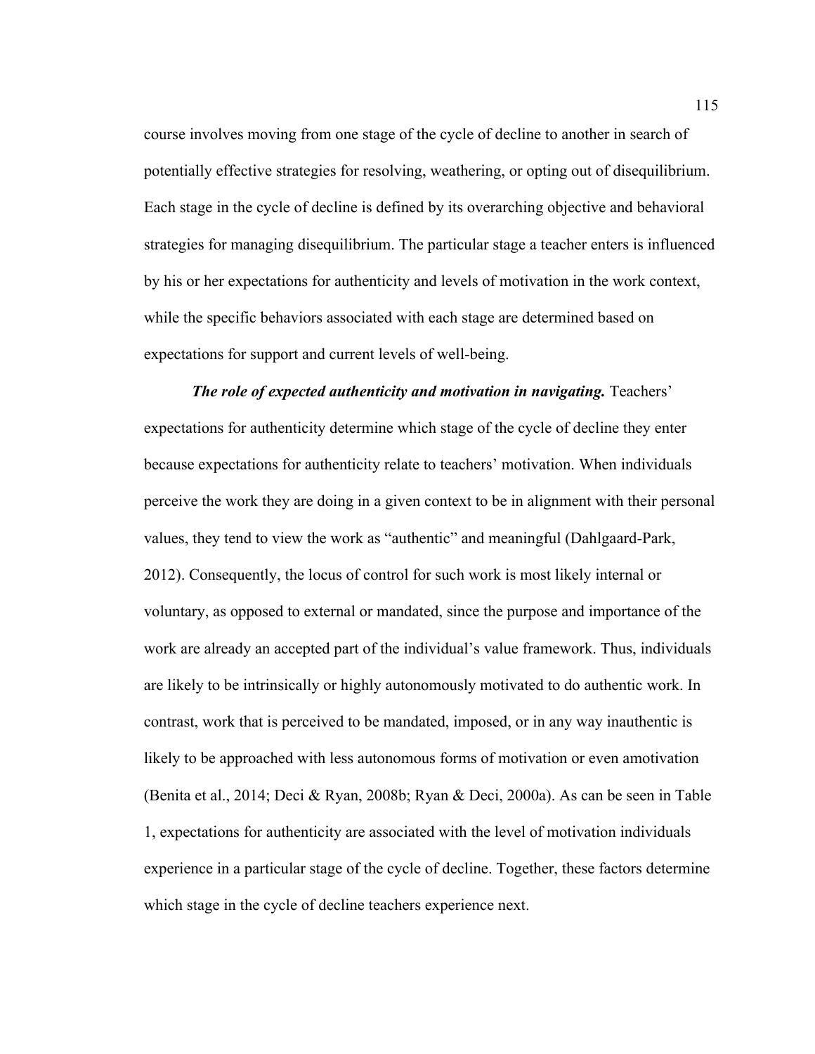course involves moving from one stage of the cycle of decline to another in search of potentially effective strategies for resolving, weathering, or opting out of disequilibrium. Each stage in the cycle of decline is defined by its overarching objective and behavioral strategies for managing disequilibrium. The particular stage a teacher enters is influenced by his or her expectations for authenticity and levels of motivation in the work context, while the specific behaviors associated with each stage are determined based on expectations for support and current levels of well-being.

***The role of expected authenticity and motivation in navigating.*** Teachers' expectations for authenticity determine which stage of the cycle of decline they enter because expectations for authenticity relate to teachers' motivation. When individuals perceive the work they are doing in a given context to be in alignment with their personal values, they tend to view the work as "authentic" and meaningful (Dahlgaard-Park, 2012). Consequently, the locus of control for such work is most likely internal or voluntary, as opposed to external or mandated, since the purpose and importance of the work are already an accepted part of the individual's value framework. Thus, individuals are likely to be intrinsically or highly autonomously motivated to do authentic work. In contrast, work that is perceived to be mandated, imposed, or in any way inauthentic is likely to be approached with less autonomous forms of motivation or even amotivation (Benita et al., 2014; Deci & Ryan, 2008b; Ryan & Deci, 2000a). As can be seen in Table 1, expectations for authenticity are associated with the level of motivation individuals experience in a particular stage of the cycle of decline. Together, these factors determine which stage in the cycle of decline teachers experience next.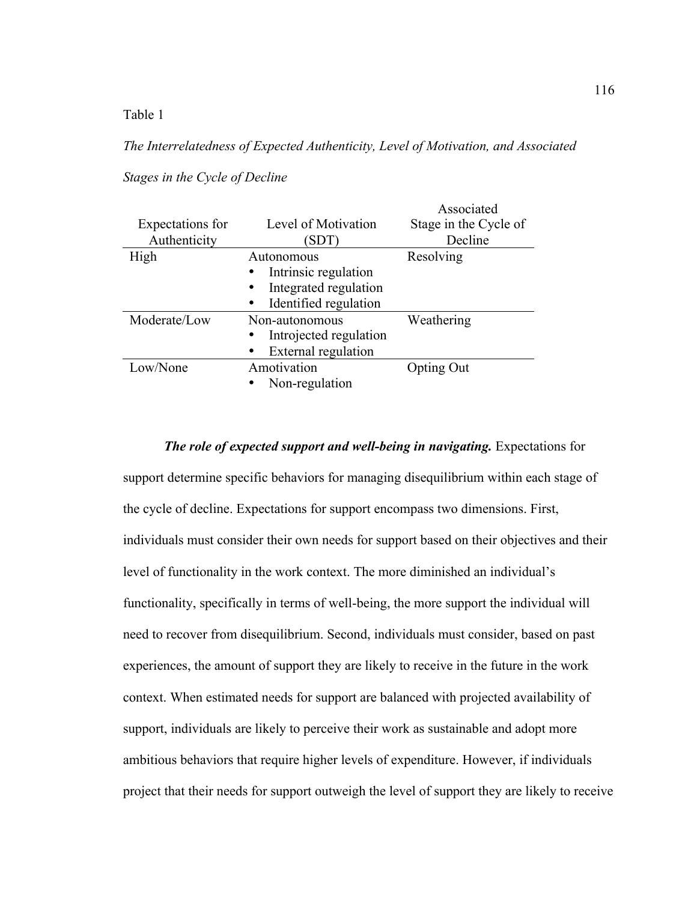Table 1

*The Interrelatedness of Expected Authenticity, Level of Motivation, and Associated Stages in the Cycle of Decline*

| Expectations for Authenticity | Level of Motivation (SDT) | Associated Stage in the Cycle of Decline |
|---|---|---|
| High | Autonomous<br>• Intrinsic regulation<br>• Integrated regulation<br>• Identified regulation | Resolving |
| Moderate/Low | Non-autonomous<br>• Introjected regulation<br>• External regulation | Weathering |
| Low/None | Amotivation<br>• Non-regulation | Opting Out |

***The role of expected support and well-being in navigating.*** Expectations for support determine specific behaviors for managing disequilibrium within each stage of the cycle of decline. Expectations for support encompass two dimensions. First, individuals must consider their own needs for support based on their objectives and their level of functionality in the work context. The more diminished an individual's functionality, specifically in terms of well-being, the more support the individual will need to recover from disequilibrium. Second, individuals must consider, based on past experiences, the amount of support they are likely to receive in the future in the work context. When estimated needs for support are balanced with projected availability of support, individuals are likely to perceive their work as sustainable and adopt more ambitious behaviors that require higher levels of expenditure. However, if individuals project that their needs for support outweigh the level of support they are likely to receive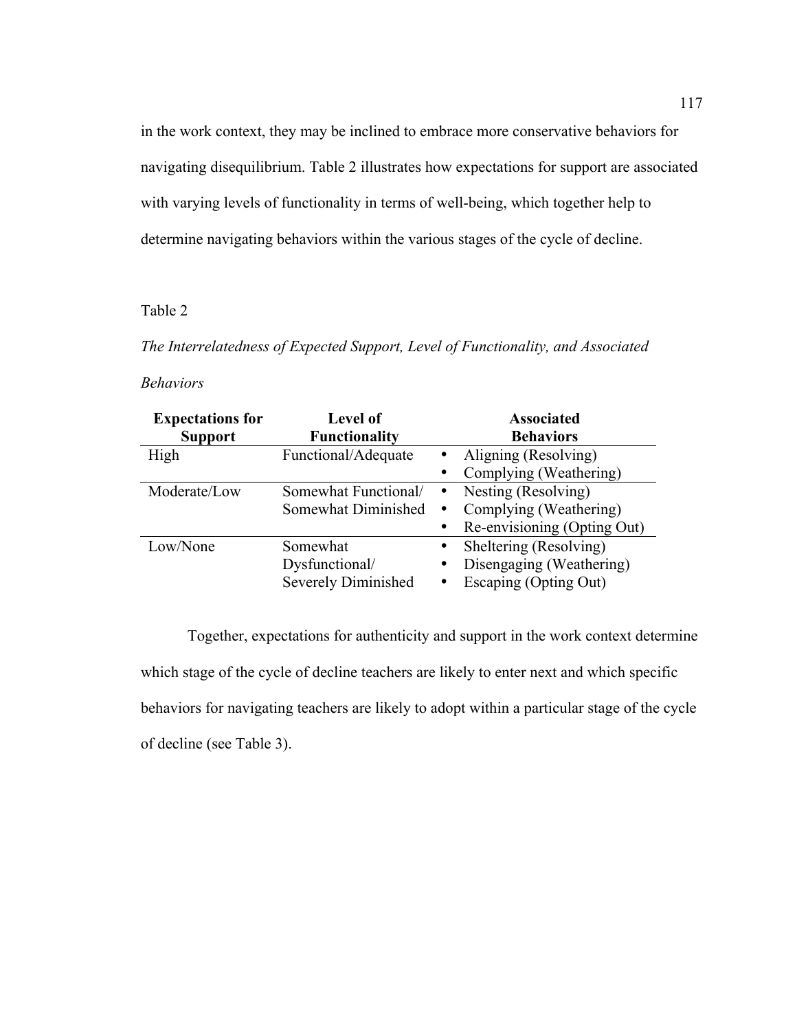in the work context, they may be inclined to embrace more conservative behaviors for navigating disequilibrium. Table 2 illustrates how expectations for support are associated with varying levels of functionality in terms of well-being, which together help to determine navigating behaviors within the various stages of the cycle of decline.

Table 2

*The Interrelatedness of Expected Support, Level of Functionality, and Associated Behaviors*

| Expectations for Support | Level of Functionality | Associated Behaviors |
|---|---|---|
| High | Functional/Adequate | • Aligning (Resolving)<br>• Complying (Weathering) |
| Moderate/Low | Somewhat Functional/ Somewhat Diminished | • Nesting (Resolving)<br>• Complying (Weathering)<br>• Re-envisioning (Opting Out) |
| Low/None | Somewhat Dysfunctional/ Severely Diminished | • Sheltering (Resolving)<br>• Disengaging (Weathering)<br>• Escaping (Opting Out) |

Together, expectations for authenticity and support in the work context determine which stage of the cycle of decline teachers are likely to enter next and which specific behaviors for navigating teachers are likely to adopt within a particular stage of the cycle of decline (see Table 3).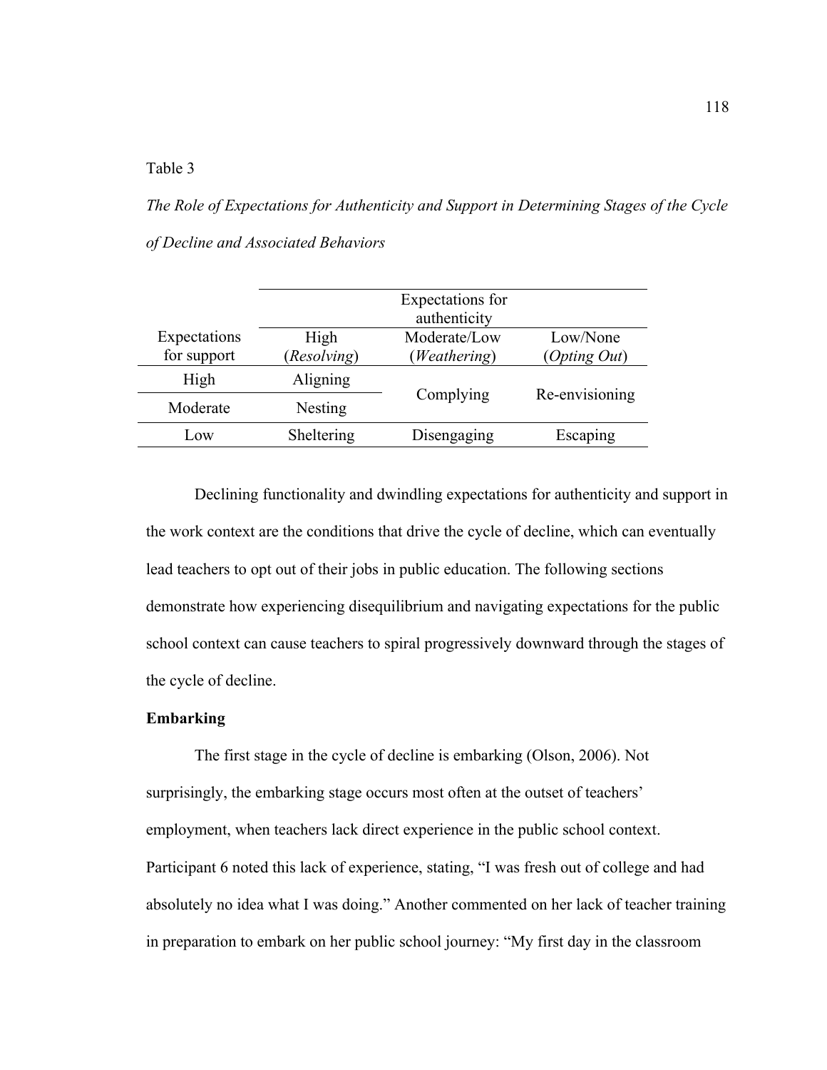Table 3

*The Role of Expectations for Authenticity and Support in Determining Stages of the Cycle of Decline and Associated Behaviors*

| | Expectations for authenticity | | |
|---|---|---|---|
| Expectations for support | High (*Resolving*) | Moderate/Low (*Weathering*) | Low/None (*Opting Out*) |
| High | Aligning | Complying | Re-envisioning |
| Moderate | Nesting | Complying | Re-envisioning |
| Low | Sheltering | Disengaging | Escaping |

Declining functionality and dwindling expectations for authenticity and support in the work context are the conditions that drive the cycle of decline, which can eventually lead teachers to opt out of their jobs in public education. The following sections demonstrate how experiencing disequilibrium and navigating expectations for the public school context can cause teachers to spiral progressively downward through the stages of the cycle of decline.

**Embarking**

The first stage in the cycle of decline is embarking (Olson, 2006). Not surprisingly, the embarking stage occurs most often at the outset of teachers' employment, when teachers lack direct experience in the public school context. Participant 6 noted this lack of experience, stating, "I was fresh out of college and had absolutely no idea what I was doing." Another commented on her lack of teacher training in preparation to embark on her public school journey: "My first day in the classroom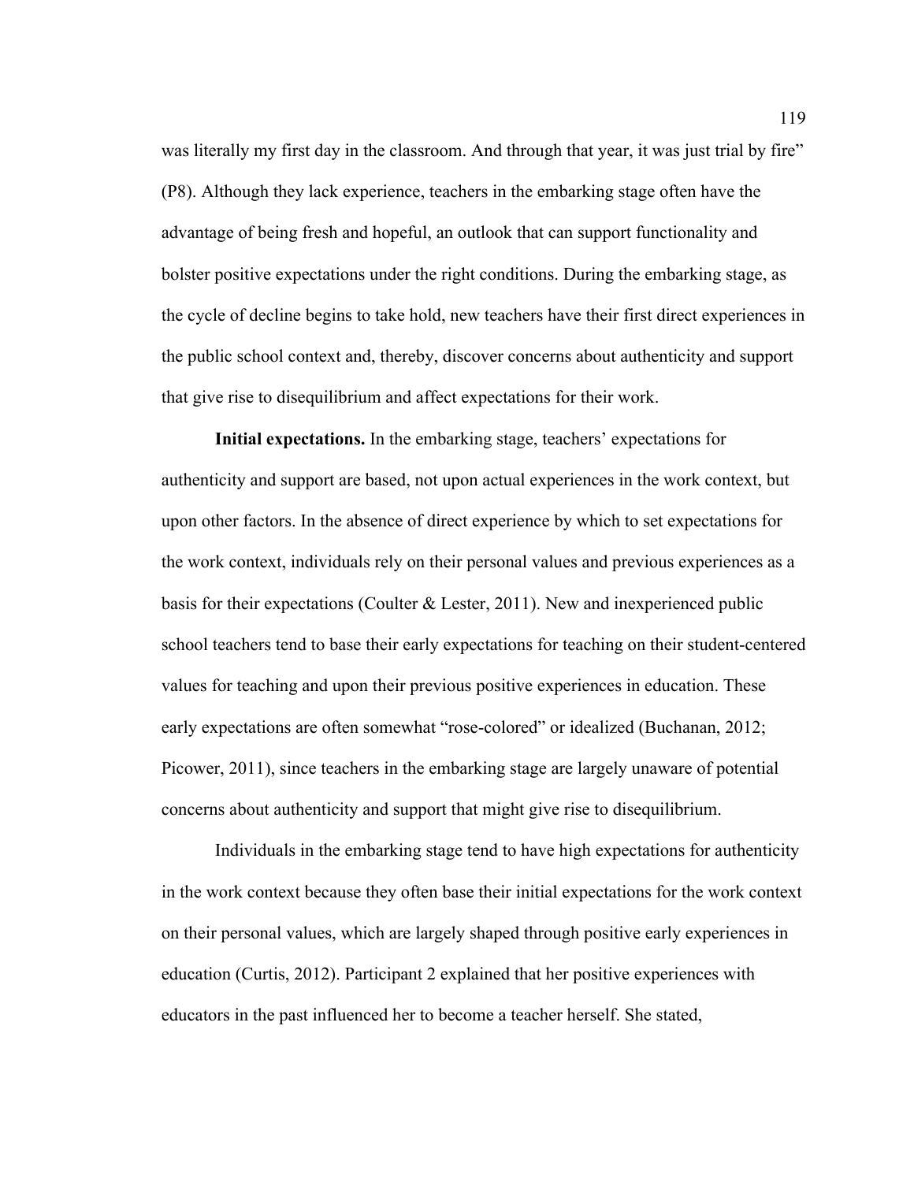was literally my first day in the classroom. And through that year, it was just trial by fire" (P8). Although they lack experience, teachers in the embarking stage often have the advantage of being fresh and hopeful, an outlook that can support functionality and bolster positive expectations under the right conditions. During the embarking stage, as the cycle of decline begins to take hold, new teachers have their first direct experiences in the public school context and, thereby, discover concerns about authenticity and support that give rise to disequilibrium and affect expectations for their work.

**Initial expectations.** In the embarking stage, teachers' expectations for authenticity and support are based, not upon actual experiences in the work context, but upon other factors. In the absence of direct experience by which to set expectations for the work context, individuals rely on their personal values and previous experiences as a basis for their expectations (Coulter & Lester, 2011). New and inexperienced public school teachers tend to base their early expectations for teaching on their student-centered values for teaching and upon their previous positive experiences in education. These early expectations are often somewhat "rose-colored" or idealized (Buchanan, 2012; Picower, 2011), since teachers in the embarking stage are largely unaware of potential concerns about authenticity and support that might give rise to disequilibrium.

Individuals in the embarking stage tend to have high expectations for authenticity in the work context because they often base their initial expectations for the work context on their personal values, which are largely shaped through positive early experiences in education (Curtis, 2012). Participant 2 explained that her positive experiences with educators in the past influenced her to become a teacher herself. She stated,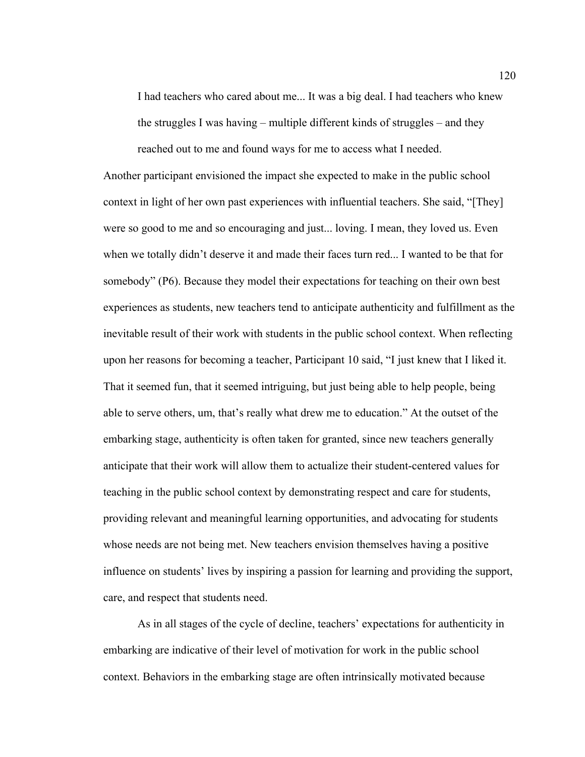> I had teachers who cared about me... It was a big deal. I had teachers who knew the struggles I was having – multiple different kinds of struggles – and they reached out to me and found ways for me to access what I needed.

Another participant envisioned the impact she expected to make in the public school context in light of her own past experiences with influential teachers. She said, "[They] were so good to me and so encouraging and just... loving. I mean, they loved us. Even when we totally didn't deserve it and made their faces turn red... I wanted to be that for somebody" (P6). Because they model their expectations for teaching on their own best experiences as students, new teachers tend to anticipate authenticity and fulfillment as the inevitable result of their work with students in the public school context. When reflecting upon her reasons for becoming a teacher, Participant 10 said, "I just knew that I liked it. That it seemed fun, that it seemed intriguing, but just being able to help people, being able to serve others, um, that's really what drew me to education." At the outset of the embarking stage, authenticity is often taken for granted, since new teachers generally anticipate that their work will allow them to actualize their student-centered values for teaching in the public school context by demonstrating respect and care for students, providing relevant and meaningful learning opportunities, and advocating for students whose needs are not being met. New teachers envision themselves having a positive influence on students' lives by inspiring a passion for learning and providing the support, care, and respect that students need.

As in all stages of the cycle of decline, teachers' expectations for authenticity in embarking are indicative of their level of motivation for work in the public school context. Behaviors in the embarking stage are often intrinsically motivated because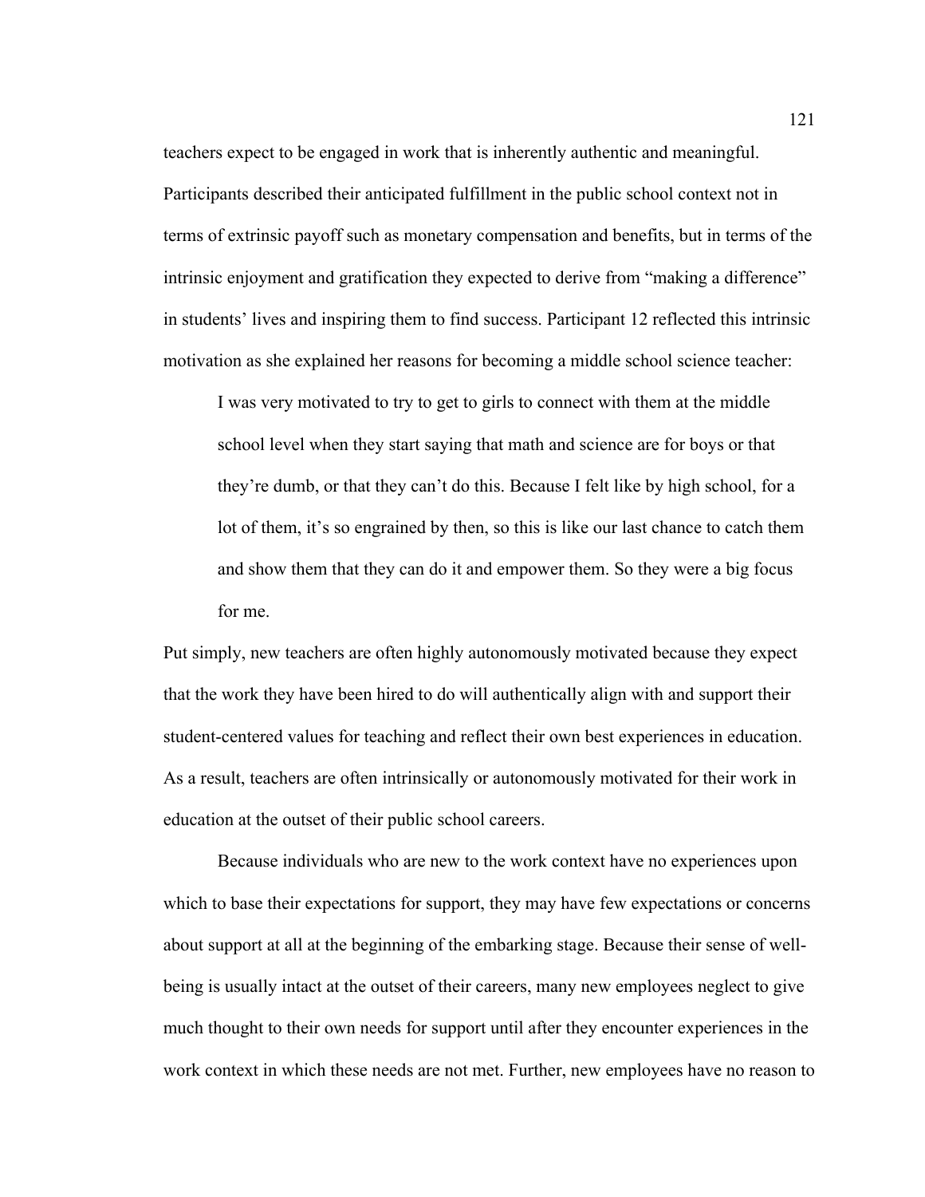teachers expect to be engaged in work that is inherently authentic and meaningful. Participants described their anticipated fulfillment in the public school context not in terms of extrinsic payoff such as monetary compensation and benefits, but in terms of the intrinsic enjoyment and gratification they expected to derive from "making a difference" in students' lives and inspiring them to find success. Participant 12 reflected this intrinsic motivation as she explained her reasons for becoming a middle school science teacher:

> I was very motivated to try to get to girls to connect with them at the middle school level when they start saying that math and science are for boys or that they're dumb, or that they can't do this. Because I felt like by high school, for a lot of them, it's so engrained by then, so this is like our last chance to catch them and show them that they can do it and empower them. So they were a big focus for me.

Put simply, new teachers are often highly autonomously motivated because they expect that the work they have been hired to do will authentically align with and support their student-centered values for teaching and reflect their own best experiences in education. As a result, teachers are often intrinsically or autonomously motivated for their work in education at the outset of their public school careers.

Because individuals who are new to the work context have no experiences upon which to base their expectations for support, they may have few expectations or concerns about support at all at the beginning of the embarking stage. Because their sense of well-being is usually intact at the outset of their careers, many new employees neglect to give much thought to their own needs for support until after they encounter experiences in the work context in which these needs are not met. Further, new employees have no reason to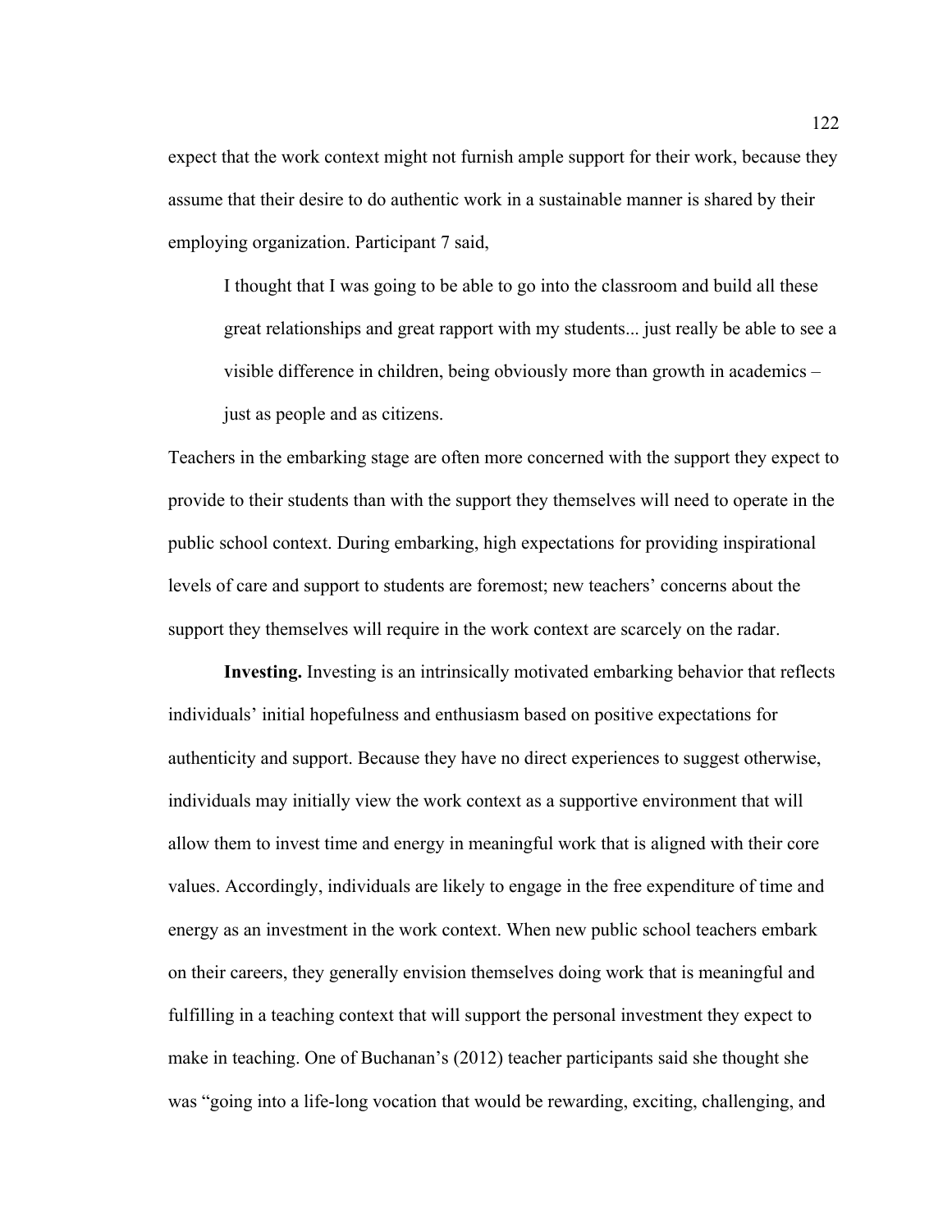expect that the work context might not furnish ample support for their work, because they assume that their desire to do authentic work in a sustainable manner is shared by their employing organization. Participant 7 said,

> I thought that I was going to be able to go into the classroom and build all these great relationships and great rapport with my students... just really be able to see a visible difference in children, being obviously more than growth in academics – just as people and as citizens.

Teachers in the embarking stage are often more concerned with the support they expect to provide to their students than with the support they themselves will need to operate in the public school context. During embarking, high expectations for providing inspirational levels of care and support to students are foremost; new teachers' concerns about the support they themselves will require in the work context are scarcely on the radar.

**Investing.** Investing is an intrinsically motivated embarking behavior that reflects individuals' initial hopefulness and enthusiasm based on positive expectations for authenticity and support. Because they have no direct experiences to suggest otherwise, individuals may initially view the work context as a supportive environment that will allow them to invest time and energy in meaningful work that is aligned with their core values. Accordingly, individuals are likely to engage in the free expenditure of time and energy as an investment in the work context. When new public school teachers embark on their careers, they generally envision themselves doing work that is meaningful and fulfilling in a teaching context that will support the personal investment they expect to make in teaching. One of Buchanan's (2012) teacher participants said she thought she was "going into a life-long vocation that would be rewarding, exciting, challenging, and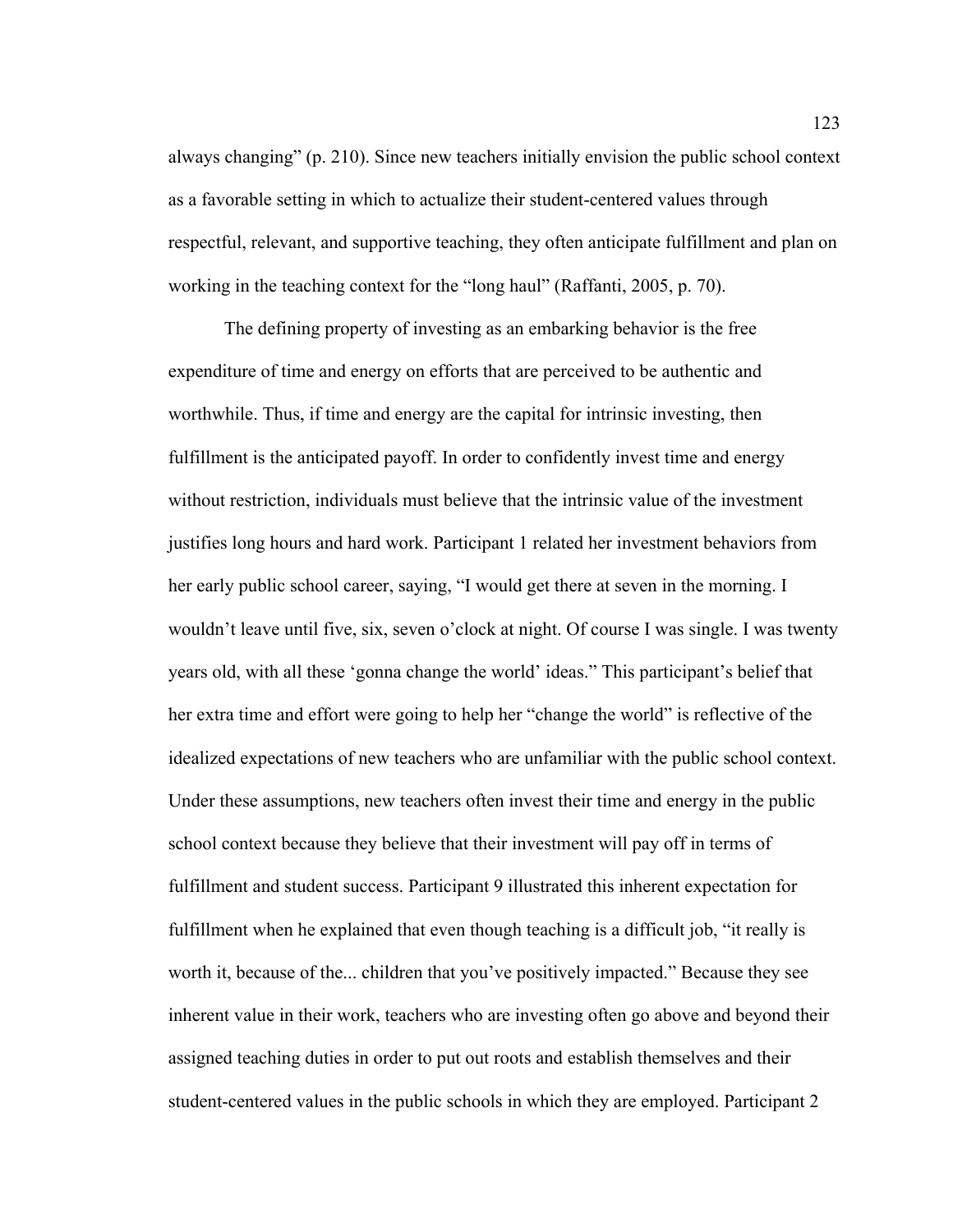always changing" (p. 210). Since new teachers initially envision the public school context as a favorable setting in which to actualize their student-centered values through respectful, relevant, and supportive teaching, they often anticipate fulfillment and plan on working in the teaching context for the "long haul" (Raffanti, 2005, p. 70).

The defining property of investing as an embarking behavior is the free expenditure of time and energy on efforts that are perceived to be authentic and worthwhile. Thus, if time and energy are the capital for intrinsic investing, then fulfillment is the anticipated payoff. In order to confidently invest time and energy without restriction, individuals must believe that the intrinsic value of the investment justifies long hours and hard work. Participant 1 related her investment behaviors from her early public school career, saying, "I would get there at seven in the morning. I wouldn't leave until five, six, seven o'clock at night. Of course I was single. I was twenty years old, with all these 'gonna change the world' ideas." This participant's belief that her extra time and effort were going to help her "change the world" is reflective of the idealized expectations of new teachers who are unfamiliar with the public school context. Under these assumptions, new teachers often invest their time and energy in the public school context because they believe that their investment will pay off in terms of fulfillment and student success. Participant 9 illustrated this inherent expectation for fulfillment when he explained that even though teaching is a difficult job, "it really is worth it, because of the... children that you've positively impacted." Because they see inherent value in their work, teachers who are investing often go above and beyond their assigned teaching duties in order to put out roots and establish themselves and their student-centered values in the public schools in which they are employed. Participant 2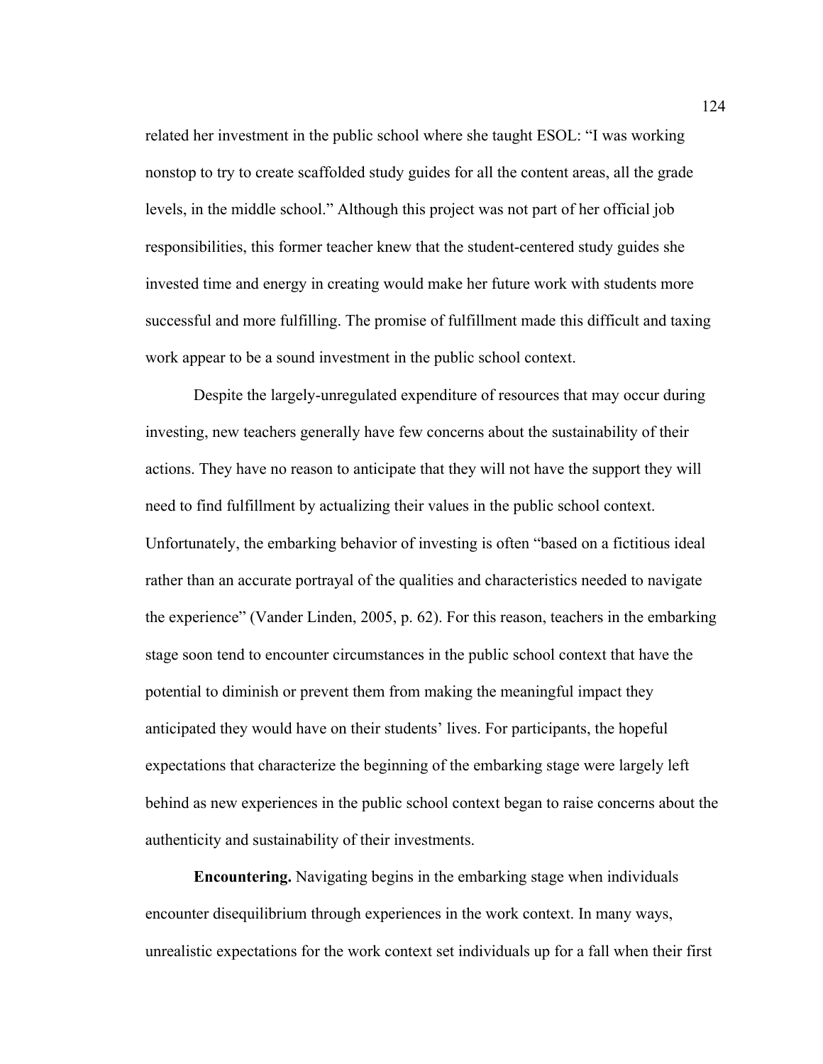related her investment in the public school where she taught ESOL: “I was working nonstop to try to create scaffolded study guides for all the content areas, all the grade levels, in the middle school.” Although this project was not part of her official job responsibilities, this former teacher knew that the student-centered study guides she invested time and energy in creating would make her future work with students more successful and more fulfilling. The promise of fulfillment made this difficult and taxing work appear to be a sound investment in the public school context.

Despite the largely-unregulated expenditure of resources that may occur during investing, new teachers generally have few concerns about the sustainability of their actions. They have no reason to anticipate that they will not have the support they will need to find fulfillment by actualizing their values in the public school context. Unfortunately, the embarking behavior of investing is often “based on a fictitious ideal rather than an accurate portrayal of the qualities and characteristics needed to navigate the experience” (Vander Linden, 2005, p. 62). For this reason, teachers in the embarking stage soon tend to encounter circumstances in the public school context that have the potential to diminish or prevent them from making the meaningful impact they anticipated they would have on their students’ lives. For participants, the hopeful expectations that characterize the beginning of the embarking stage were largely left behind as new experiences in the public school context began to raise concerns about the authenticity and sustainability of their investments.

**Encountering.** Navigating begins in the embarking stage when individuals encounter disequilibrium through experiences in the work context. In many ways, unrealistic expectations for the work context set individuals up for a fall when their first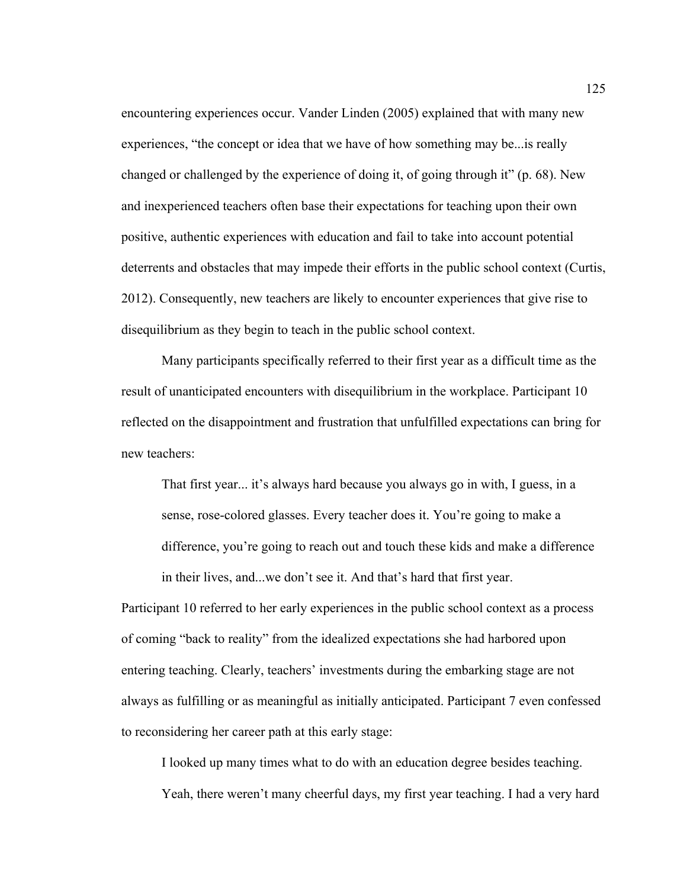encountering experiences occur. Vander Linden (2005) explained that with many new experiences, "the concept or idea that we have of how something may be...is really changed or challenged by the experience of doing it, of going through it" (p. 68). New and inexperienced teachers often base their expectations for teaching upon their own positive, authentic experiences with education and fail to take into account potential deterrents and obstacles that may impede their efforts in the public school context (Curtis, 2012). Consequently, new teachers are likely to encounter experiences that give rise to disequilibrium as they begin to teach in the public school context.

Many participants specifically referred to their first year as a difficult time as the result of unanticipated encounters with disequilibrium in the workplace. Participant 10 reflected on the disappointment and frustration that unfulfilled expectations can bring for new teachers:

> That first year... it's always hard because you always go in with, I guess, in a sense, rose-colored glasses. Every teacher does it. You're going to make a difference, you're going to reach out and touch these kids and make a difference in their lives, and...we don't see it. And that's hard that first year.

Participant 10 referred to her early experiences in the public school context as a process of coming "back to reality" from the idealized expectations she had harbored upon entering teaching. Clearly, teachers' investments during the embarking stage are not always as fulfilling or as meaningful as initially anticipated. Participant 7 even confessed to reconsidering her career path at this early stage:

> I looked up many times what to do with an education degree besides teaching. Yeah, there weren't many cheerful days, my first year teaching. I had a very hard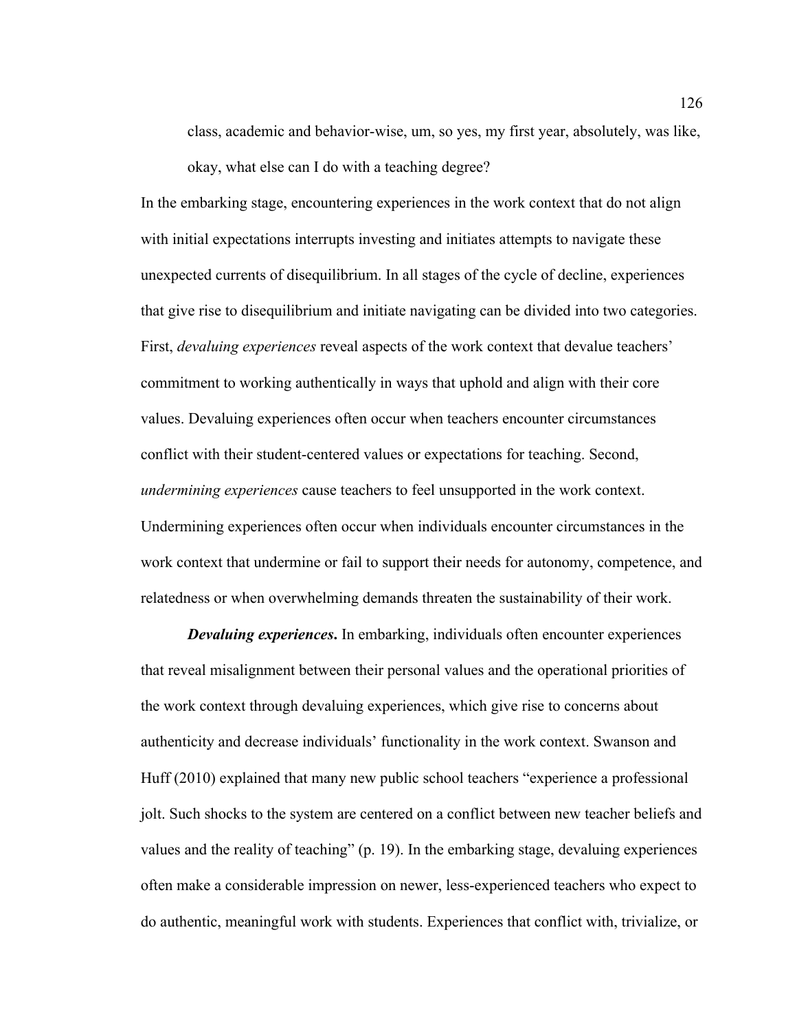> class, academic and behavior-wise, um, so yes, my first year, absolutely, was like, okay, what else can I do with a teaching degree?

In the embarking stage, encountering experiences in the work context that do not align with initial expectations interrupts investing and initiates attempts to navigate these unexpected currents of disequilibrium. In all stages of the cycle of decline, experiences that give rise to disequilibrium and initiate navigating can be divided into two categories. First, *devaluing experiences* reveal aspects of the work context that devalue teachers' commitment to working authentically in ways that uphold and align with their core values. Devaluing experiences often occur when teachers encounter circumstances conflict with their student-centered values or expectations for teaching. Second, *undermining experiences* cause teachers to feel unsupported in the work context. Undermining experiences often occur when individuals encounter circumstances in the work context that undermine or fail to support their needs for autonomy, competence, and relatedness or when overwhelming demands threaten the sustainability of their work.

***Devaluing experiences***. In embarking, individuals often encounter experiences that reveal misalignment between their personal values and the operational priorities of the work context through devaluing experiences, which give rise to concerns about authenticity and decrease individuals' functionality in the work context. Swanson and Huff (2010) explained that many new public school teachers "experience a professional jolt. Such shocks to the system are centered on a conflict between new teacher beliefs and values and the reality of teaching" (p. 19). In the embarking stage, devaluing experiences often make a considerable impression on newer, less-experienced teachers who expect to do authentic, meaningful work with students. Experiences that conflict with, trivialize, or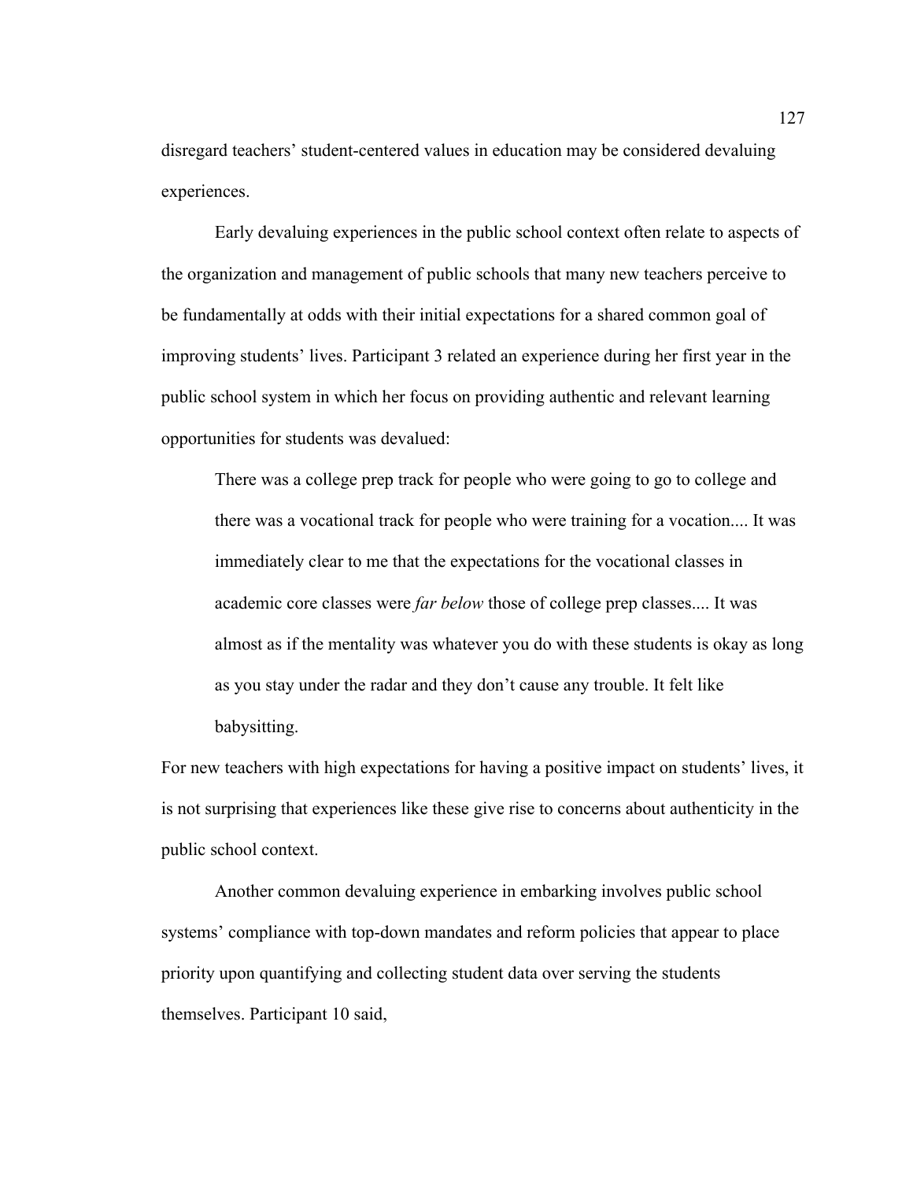disregard teachers' student-centered values in education may be considered devaluing experiences.

Early devaluing experiences in the public school context often relate to aspects of the organization and management of public schools that many new teachers perceive to be fundamentally at odds with their initial expectations for a shared common goal of improving students' lives. Participant 3 related an experience during her first year in the public school system in which her focus on providing authentic and relevant learning opportunities for students was devalued:

> There was a college prep track for people who were going to go to college and there was a vocational track for people who were training for a vocation.... It was immediately clear to me that the expectations for the vocational classes in academic core classes were *far below* those of college prep classes.... It was almost as if the mentality was whatever you do with these students is okay as long as you stay under the radar and they don't cause any trouble. It felt like babysitting.

For new teachers with high expectations for having a positive impact on students' lives, it is not surprising that experiences like these give rise to concerns about authenticity in the public school context.

Another common devaluing experience in embarking involves public school systems' compliance with top-down mandates and reform policies that appear to place priority upon quantifying and collecting student data over serving the students themselves. Participant 10 said,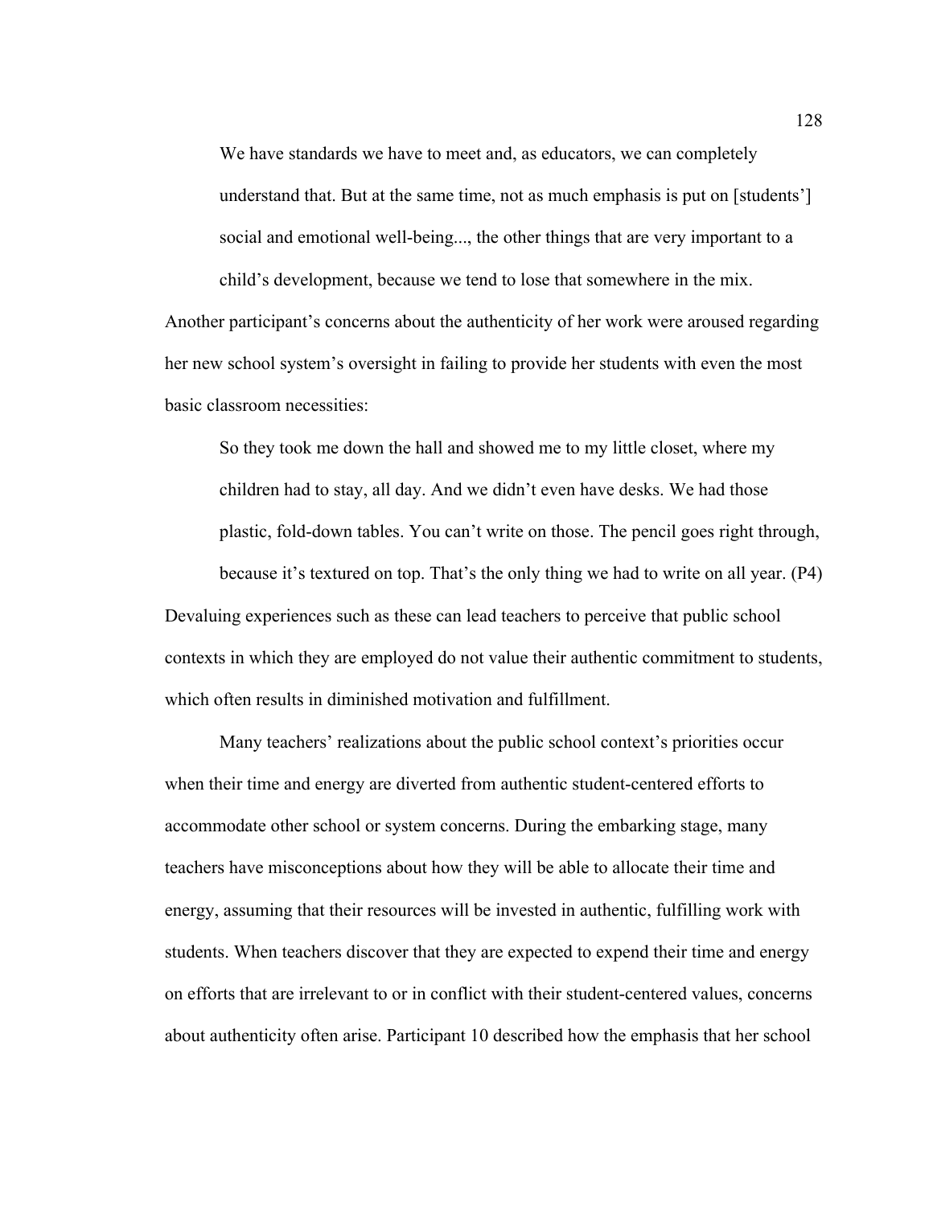> We have standards we have to meet and, as educators, we can completely understand that. But at the same time, not as much emphasis is put on [students'] social and emotional well-being..., the other things that are very important to a child's development, because we tend to lose that somewhere in the mix.

Another participant's concerns about the authenticity of her work were aroused regarding her new school system's oversight in failing to provide her students with even the most basic classroom necessities:

> So they took me down the hall and showed me to my little closet, where my children had to stay, all day. And we didn't even have desks. We had those plastic, fold-down tables. You can't write on those. The pencil goes right through, because it's textured on top. That's the only thing we had to write on all year. (P4)

Devaluing experiences such as these can lead teachers to perceive that public school contexts in which they are employed do not value their authentic commitment to students, which often results in diminished motivation and fulfillment.

Many teachers' realizations about the public school context's priorities occur when their time and energy are diverted from authentic student-centered efforts to accommodate other school or system concerns. During the embarking stage, many teachers have misconceptions about how they will be able to allocate their time and energy, assuming that their resources will be invested in authentic, fulfilling work with students. When teachers discover that they are expected to expend their time and energy on efforts that are irrelevant to or in conflict with their student-centered values, concerns about authenticity often arise. Participant 10 described how the emphasis that her school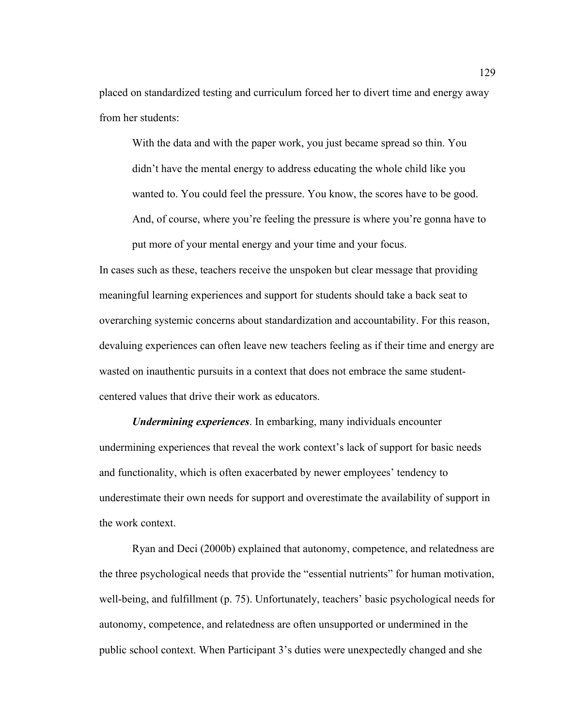placed on standardized testing and curriculum forced her to divert time and energy away from her students:

> With the data and with the paper work, you just became spread so thin. You didn't have the mental energy to address educating the whole child like you wanted to. You could feel the pressure. You know, the scores have to be good. And, of course, where you're feeling the pressure is where you're gonna have to put more of your mental energy and your time and your focus.

In cases such as these, teachers receive the unspoken but clear message that providing meaningful learning experiences and support for students should take a back seat to overarching systemic concerns about standardization and accountability. For this reason, devaluing experiences can often leave new teachers feeling as if their time and energy are wasted on inauthentic pursuits in a context that does not embrace the same student-centered values that drive their work as educators.

***Undermining experiences***. In embarking, many individuals encounter undermining experiences that reveal the work context's lack of support for basic needs and functionality, which is often exacerbated by newer employees' tendency to underestimate their own needs for support and overestimate the availability of support in the work context.

Ryan and Deci (2000b) explained that autonomy, competence, and relatedness are the three psychological needs that provide the "essential nutrients" for human motivation, well-being, and fulfillment (p. 75). Unfortunately, teachers' basic psychological needs for autonomy, competence, and relatedness are often unsupported or undermined in the public school context. When Participant 3's duties were unexpectedly changed and she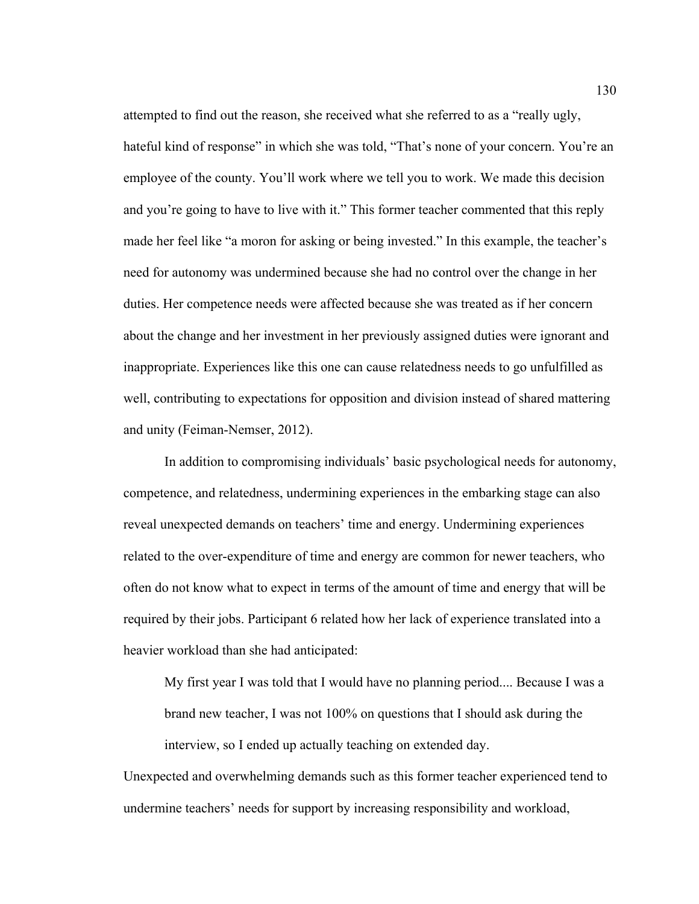attempted to find out the reason, she received what she referred to as a "really ugly, hateful kind of response" in which she was told, "That's none of your concern. You're an employee of the county. You'll work where we tell you to work. We made this decision and you're going to have to live with it." This former teacher commented that this reply made her feel like "a moron for asking or being invested." In this example, the teacher's need for autonomy was undermined because she had no control over the change in her duties. Her competence needs were affected because she was treated as if her concern about the change and her investment in her previously assigned duties were ignorant and inappropriate. Experiences like this one can cause relatedness needs to go unfulfilled as well, contributing to expectations for opposition and division instead of shared mattering and unity (Feiman-Nemser, 2012).

In addition to compromising individuals' basic psychological needs for autonomy, competence, and relatedness, undermining experiences in the embarking stage can also reveal unexpected demands on teachers' time and energy. Undermining experiences related to the over-expenditure of time and energy are common for newer teachers, who often do not know what to expect in terms of the amount of time and energy that will be required by their jobs. Participant 6 related how her lack of experience translated into a heavier workload than she had anticipated:

> My first year I was told that I would have no planning period.... Because I was a brand new teacher, I was not 100% on questions that I should ask during the interview, so I ended up actually teaching on extended day.

Unexpected and overwhelming demands such as this former teacher experienced tend to undermine teachers' needs for support by increasing responsibility and workload,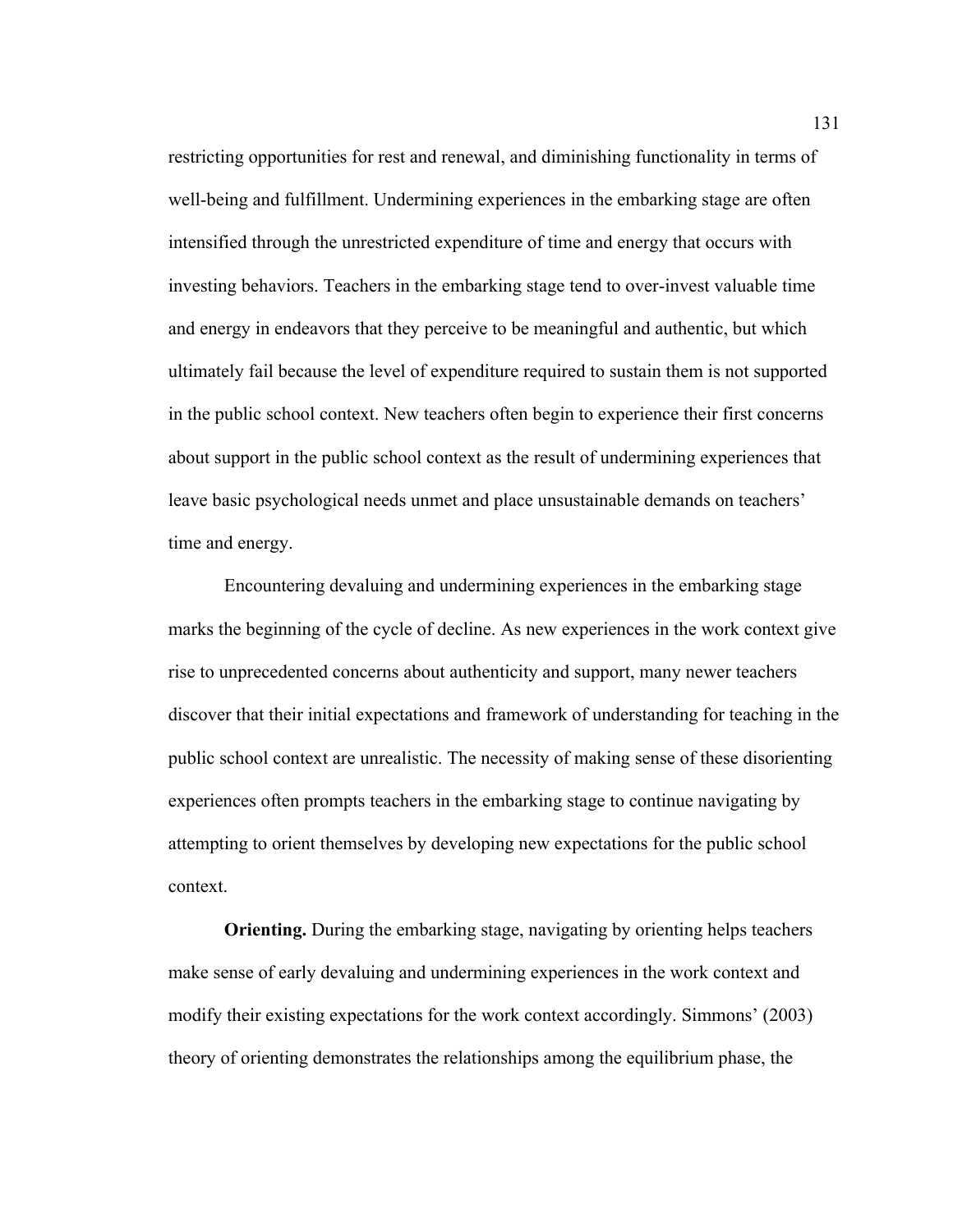restricting opportunities for rest and renewal, and diminishing functionality in terms of well-being and fulfillment. Undermining experiences in the embarking stage are often intensified through the unrestricted expenditure of time and energy that occurs with investing behaviors. Teachers in the embarking stage tend to over-invest valuable time and energy in endeavors that they perceive to be meaningful and authentic, but which ultimately fail because the level of expenditure required to sustain them is not supported in the public school context. New teachers often begin to experience their first concerns about support in the public school context as the result of undermining experiences that leave basic psychological needs unmet and place unsustainable demands on teachers' time and energy.

Encountering devaluing and undermining experiences in the embarking stage marks the beginning of the cycle of decline. As new experiences in the work context give rise to unprecedented concerns about authenticity and support, many newer teachers discover that their initial expectations and framework of understanding for teaching in the public school context are unrealistic. The necessity of making sense of these disorienting experiences often prompts teachers in the embarking stage to continue navigating by attempting to orient themselves by developing new expectations for the public school context.

**Orienting.** During the embarking stage, navigating by orienting helps teachers make sense of early devaluing and undermining experiences in the work context and modify their existing expectations for the work context accordingly. Simmons' (2003) theory of orienting demonstrates the relationships among the equilibrium phase, the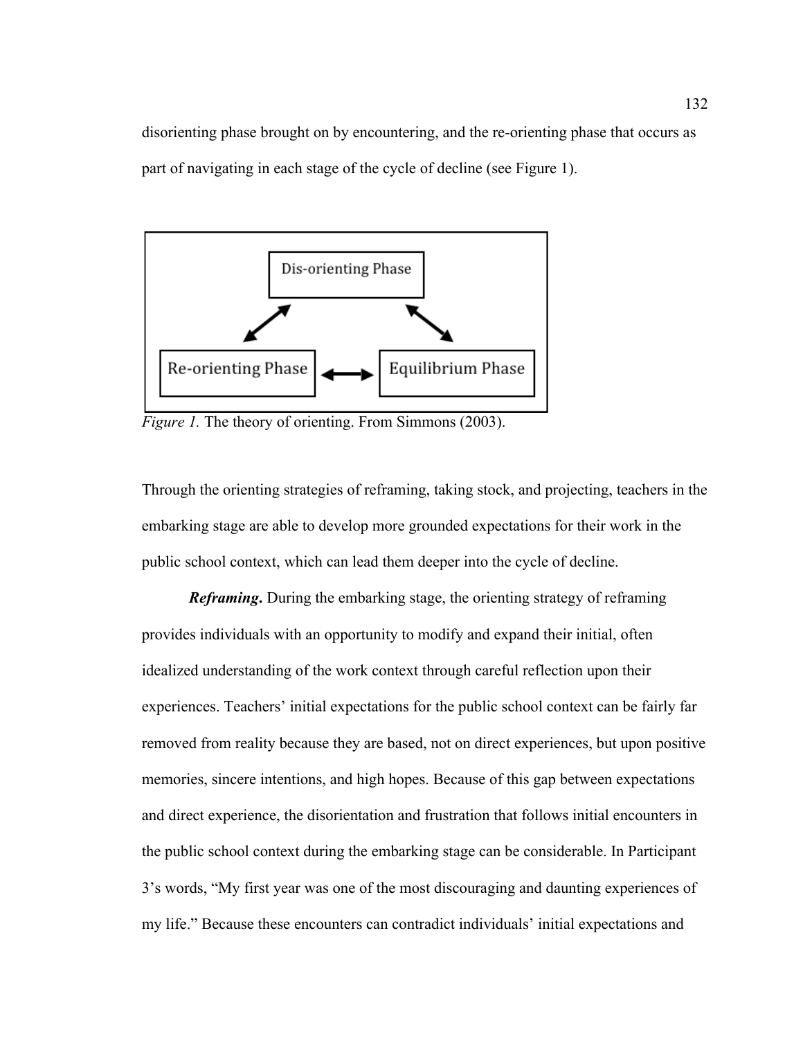disorienting phase brought on by encountering, and the re-orienting phase that occurs as part of navigating in each stage of the cycle of decline (see Figure 1).

*Figure 1.* The theory of orienting. From Simmons (2003).

Through the orienting strategies of reframing, taking stock, and projecting, teachers in the embarking stage are able to develop more grounded expectations for their work in the public school context, which can lead them deeper into the cycle of decline.

***Reframing*.** During the embarking stage, the orienting strategy of reframing provides individuals with an opportunity to modify and expand their initial, often idealized understanding of the work context through careful reflection upon their experiences. Teachers' initial expectations for the public school context can be fairly far removed from reality because they are based, not on direct experiences, but upon positive memories, sincere intentions, and high hopes. Because of this gap between expectations and direct experience, the disorientation and frustration that follows initial encounters in the public school context during the embarking stage can be considerable. In Participant 3's words, "My first year was one of the most discouraging and daunting experiences of my life." Because these encounters can contradict individuals' initial expectations and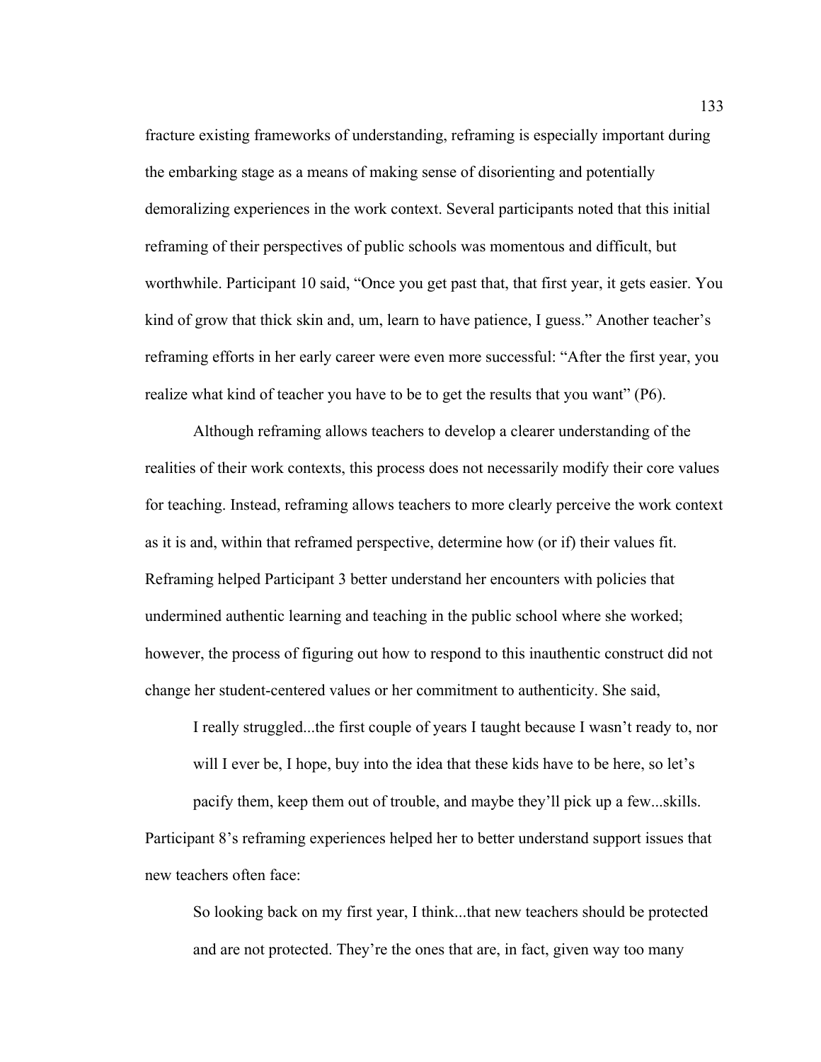fracture existing frameworks of understanding, reframing is especially important during the embarking stage as a means of making sense of disorienting and potentially demoralizing experiences in the work context. Several participants noted that this initial reframing of their perspectives of public schools was momentous and difficult, but worthwhile. Participant 10 said, "Once you get past that, that first year, it gets easier. You kind of grow that thick skin and, um, learn to have patience, I guess." Another teacher's reframing efforts in her early career were even more successful: "After the first year, you realize what kind of teacher you have to be to get the results that you want" (P6).

Although reframing allows teachers to develop a clearer understanding of the realities of their work contexts, this process does not necessarily modify their core values for teaching. Instead, reframing allows teachers to more clearly perceive the work context as it is and, within that reframed perspective, determine how (or if) their values fit. Reframing helped Participant 3 better understand her encounters with policies that undermined authentic learning and teaching in the public school where she worked; however, the process of figuring out how to respond to this inauthentic construct did not change her student-centered values or her commitment to authenticity. She said,

> I really struggled...the first couple of years I taught because I wasn't ready to, nor will I ever be, I hope, buy into the idea that these kids have to be here, so let's pacify them, keep them out of trouble, and maybe they'll pick up a few...skills.

Participant 8's reframing experiences helped her to better understand support issues that new teachers often face:

> So looking back on my first year, I think...that new teachers should be protected and are not protected. They're the ones that are, in fact, given way too many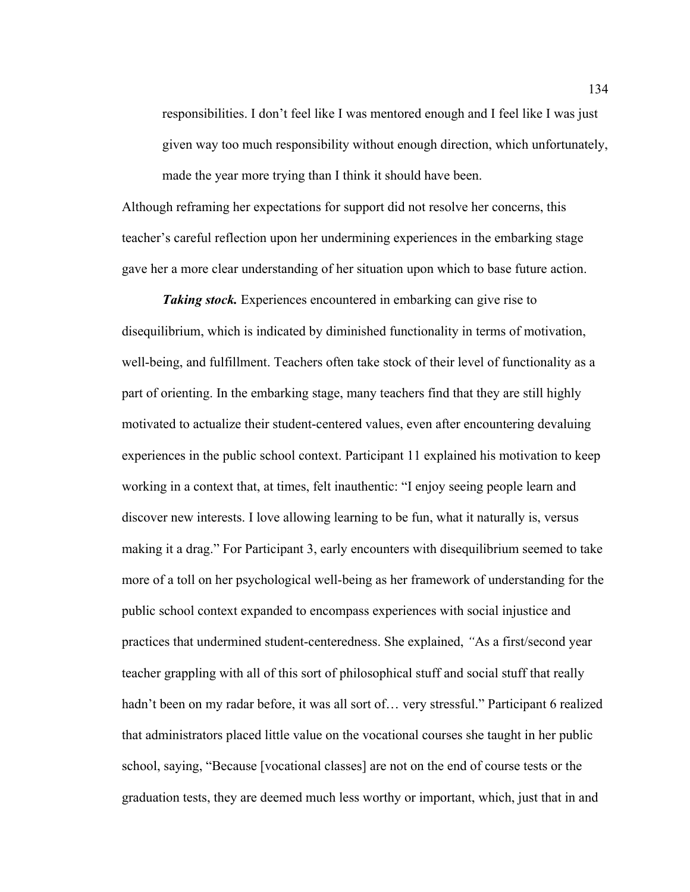> responsibilities. I don't feel like I was mentored enough and I feel like I was just given way too much responsibility without enough direction, which unfortunately, made the year more trying than I think it should have been.

Although reframing her expectations for support did not resolve her concerns, this teacher's careful reflection upon her undermining experiences in the embarking stage gave her a more clear understanding of her situation upon which to base future action.

***Taking stock.*** Experiences encountered in embarking can give rise to disequilibrium, which is indicated by diminished functionality in terms of motivation, well-being, and fulfillment. Teachers often take stock of their level of functionality as a part of orienting. In the embarking stage, many teachers find that they are still highly motivated to actualize their student-centered values, even after encountering devaluing experiences in the public school context. Participant 11 explained his motivation to keep working in a context that, at times, felt inauthentic: "I enjoy seeing people learn and discover new interests. I love allowing learning to be fun, what it naturally is, versus making it a drag." For Participant 3, early encounters with disequilibrium seemed to take more of a toll on her psychological well-being as her framework of understanding for the public school context expanded to encompass experiences with social injustice and practices that undermined student-centeredness. She explained, *"*As a first/second year teacher grappling with all of this sort of philosophical stuff and social stuff that really hadn't been on my radar before, it was all sort of… very stressful." Participant 6 realized that administrators placed little value on the vocational courses she taught in her public school, saying, "Because [vocational classes] are not on the end of course tests or the graduation tests, they are deemed much less worthy or important, which, just that in and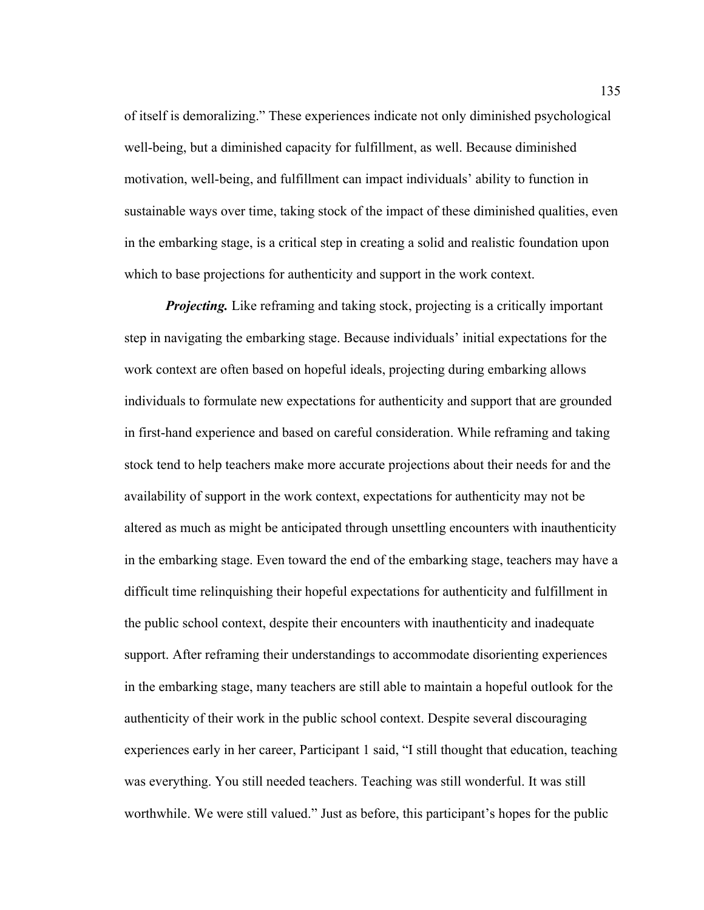of itself is demoralizing." These experiences indicate not only diminished psychological well-being, but a diminished capacity for fulfillment, as well. Because diminished motivation, well-being, and fulfillment can impact individuals' ability to function in sustainable ways over time, taking stock of the impact of these diminished qualities, even in the embarking stage, is a critical step in creating a solid and realistic foundation upon which to base projections for authenticity and support in the work context.

***Projecting.*** Like reframing and taking stock, projecting is a critically important step in navigating the embarking stage. Because individuals' initial expectations for the work context are often based on hopeful ideals, projecting during embarking allows individuals to formulate new expectations for authenticity and support that are grounded in first-hand experience and based on careful consideration. While reframing and taking stock tend to help teachers make more accurate projections about their needs for and the availability of support in the work context, expectations for authenticity may not be altered as much as might be anticipated through unsettling encounters with inauthenticity in the embarking stage. Even toward the end of the embarking stage, teachers may have a difficult time relinquishing their hopeful expectations for authenticity and fulfillment in the public school context, despite their encounters with inauthenticity and inadequate support. After reframing their understandings to accommodate disorienting experiences in the embarking stage, many teachers are still able to maintain a hopeful outlook for the authenticity of their work in the public school context. Despite several discouraging experiences early in her career, Participant 1 said, "I still thought that education, teaching was everything. You still needed teachers. Teaching was still wonderful. It was still worthwhile. We were still valued." Just as before, this participant's hopes for the public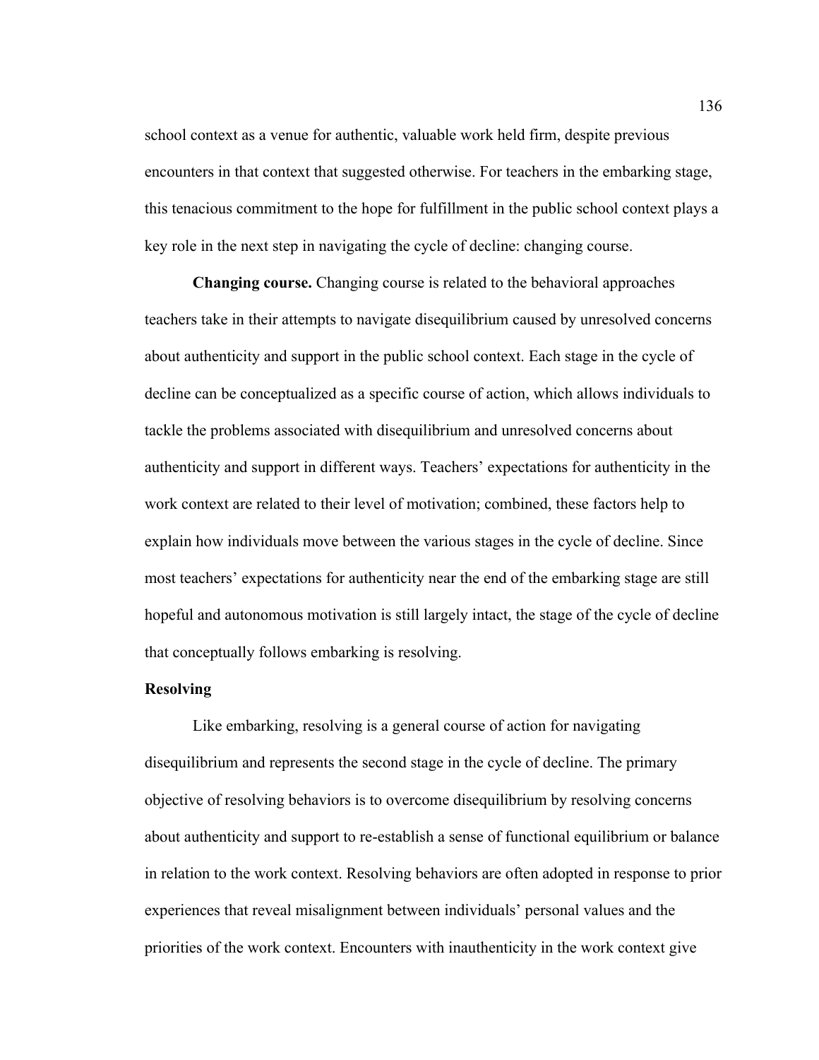school context as a venue for authentic, valuable work held firm, despite previous encounters in that context that suggested otherwise. For teachers in the embarking stage, this tenacious commitment to the hope for fulfillment in the public school context plays a key role in the next step in navigating the cycle of decline: changing course.

**Changing course.** Changing course is related to the behavioral approaches teachers take in their attempts to navigate disequilibrium caused by unresolved concerns about authenticity and support in the public school context. Each stage in the cycle of decline can be conceptualized as a specific course of action, which allows individuals to tackle the problems associated with disequilibrium and unresolved concerns about authenticity and support in different ways. Teachers' expectations for authenticity in the work context are related to their level of motivation; combined, these factors help to explain how individuals move between the various stages in the cycle of decline. Since most teachers' expectations for authenticity near the end of the embarking stage are still hopeful and autonomous motivation is still largely intact, the stage of the cycle of decline that conceptually follows embarking is resolving.

### Resolving

Like embarking, resolving is a general course of action for navigating disequilibrium and represents the second stage in the cycle of decline. The primary objective of resolving behaviors is to overcome disequilibrium by resolving concerns about authenticity and support to re-establish a sense of functional equilibrium or balance in relation to the work context. Resolving behaviors are often adopted in response to prior experiences that reveal misalignment between individuals' personal values and the priorities of the work context. Encounters with inauthenticity in the work context give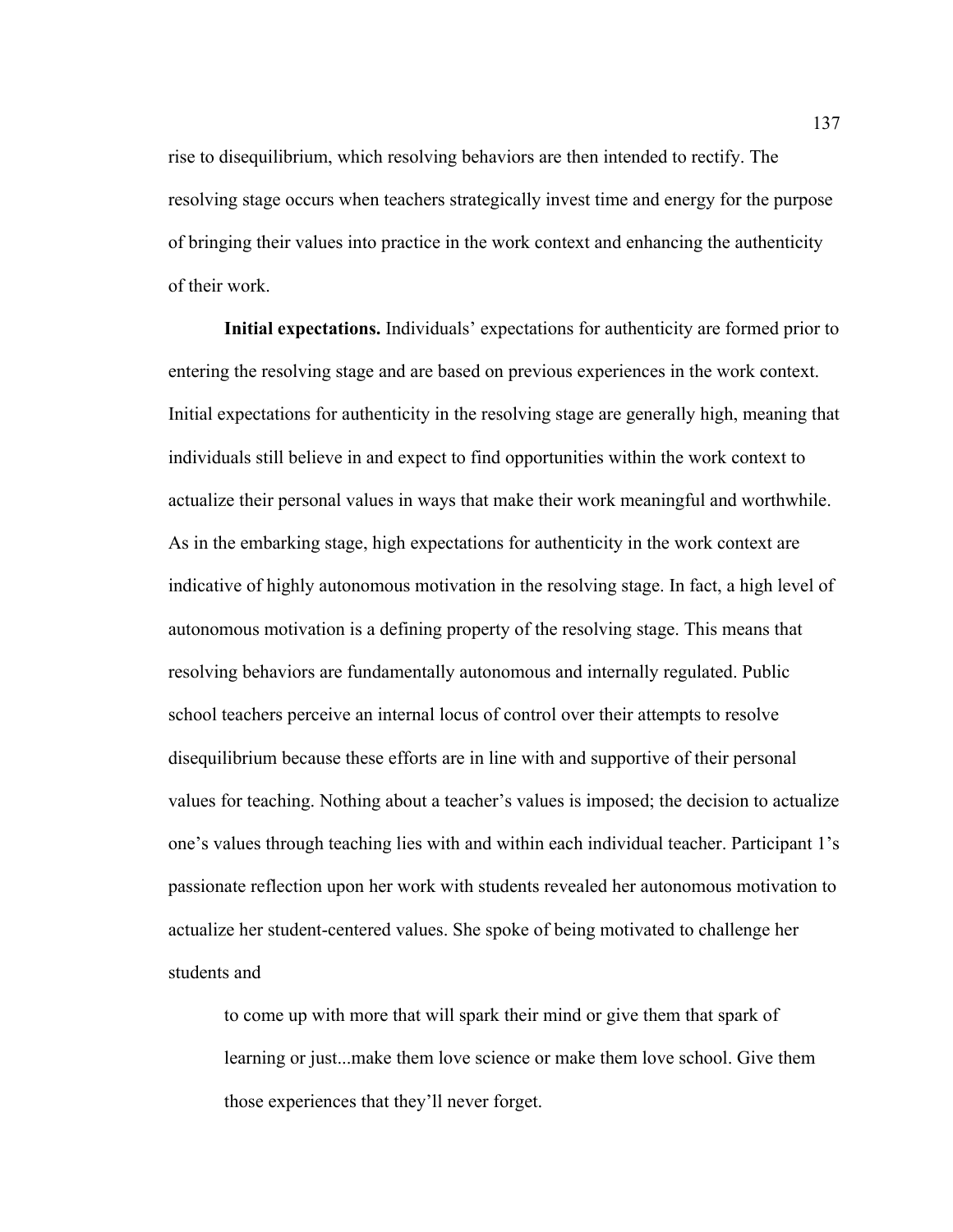rise to disequilibrium, which resolving behaviors are then intended to rectify. The resolving stage occurs when teachers strategically invest time and energy for the purpose of bringing their values into practice in the work context and enhancing the authenticity of their work.

**Initial expectations.** Individuals' expectations for authenticity are formed prior to entering the resolving stage and are based on previous experiences in the work context. Initial expectations for authenticity in the resolving stage are generally high, meaning that individuals still believe in and expect to find opportunities within the work context to actualize their personal values in ways that make their work meaningful and worthwhile. As in the embarking stage, high expectations for authenticity in the work context are indicative of highly autonomous motivation in the resolving stage. In fact, a high level of autonomous motivation is a defining property of the resolving stage. This means that resolving behaviors are fundamentally autonomous and internally regulated. Public school teachers perceive an internal locus of control over their attempts to resolve disequilibrium because these efforts are in line with and supportive of their personal values for teaching. Nothing about a teacher's values is imposed; the decision to actualize one's values through teaching lies with and within each individual teacher. Participant 1's passionate reflection upon her work with students revealed her autonomous motivation to actualize her student-centered values. She spoke of being motivated to challenge her students and

> to come up with more that will spark their mind or give them that spark of learning or just...make them love science or make them love school. Give them those experiences that they'll never forget.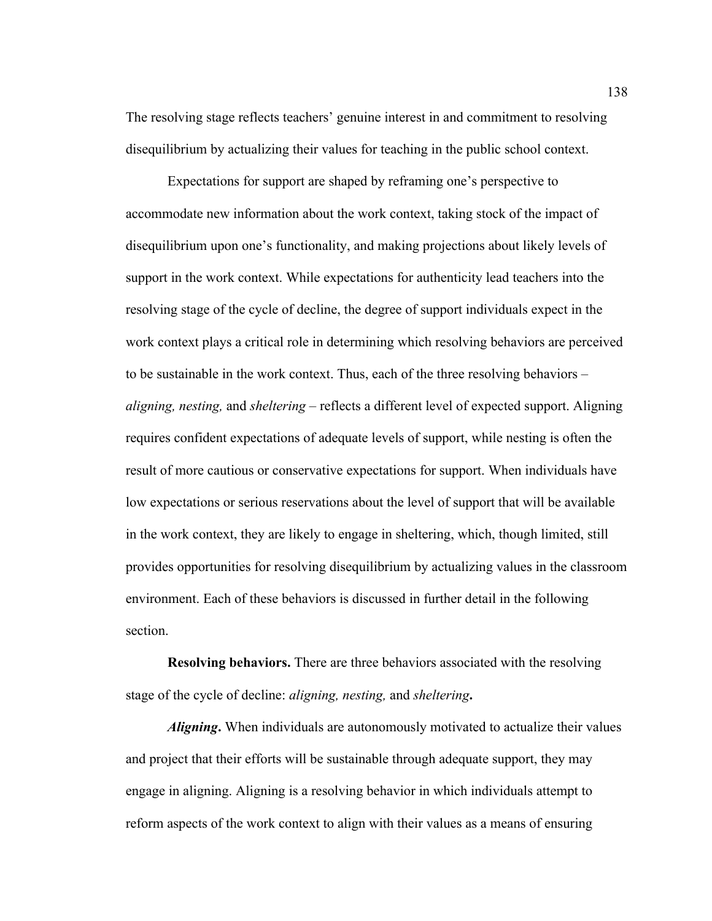The resolving stage reflects teachers' genuine interest in and commitment to resolving disequilibrium by actualizing their values for teaching in the public school context.

Expectations for support are shaped by reframing one's perspective to accommodate new information about the work context, taking stock of the impact of disequilibrium upon one's functionality, and making projections about likely levels of support in the work context. While expectations for authenticity lead teachers into the resolving stage of the cycle of decline, the degree of support individuals expect in the work context plays a critical role in determining which resolving behaviors are perceived to be sustainable in the work context. Thus, each of the three resolving behaviors – *aligning, nesting,* and *sheltering* – reflects a different level of expected support. Aligning requires confident expectations of adequate levels of support, while nesting is often the result of more cautious or conservative expectations for support. When individuals have low expectations or serious reservations about the level of support that will be available in the work context, they are likely to engage in sheltering, which, though limited, still provides opportunities for resolving disequilibrium by actualizing values in the classroom environment. Each of these behaviors is discussed in further detail in the following section.

**Resolving behaviors.** There are three behaviors associated with the resolving stage of the cycle of decline: *aligning, nesting,* and *sheltering***.**

***Aligning*.** When individuals are autonomously motivated to actualize their values and project that their efforts will be sustainable through adequate support, they may engage in aligning. Aligning is a resolving behavior in which individuals attempt to reform aspects of the work context to align with their values as a means of ensuring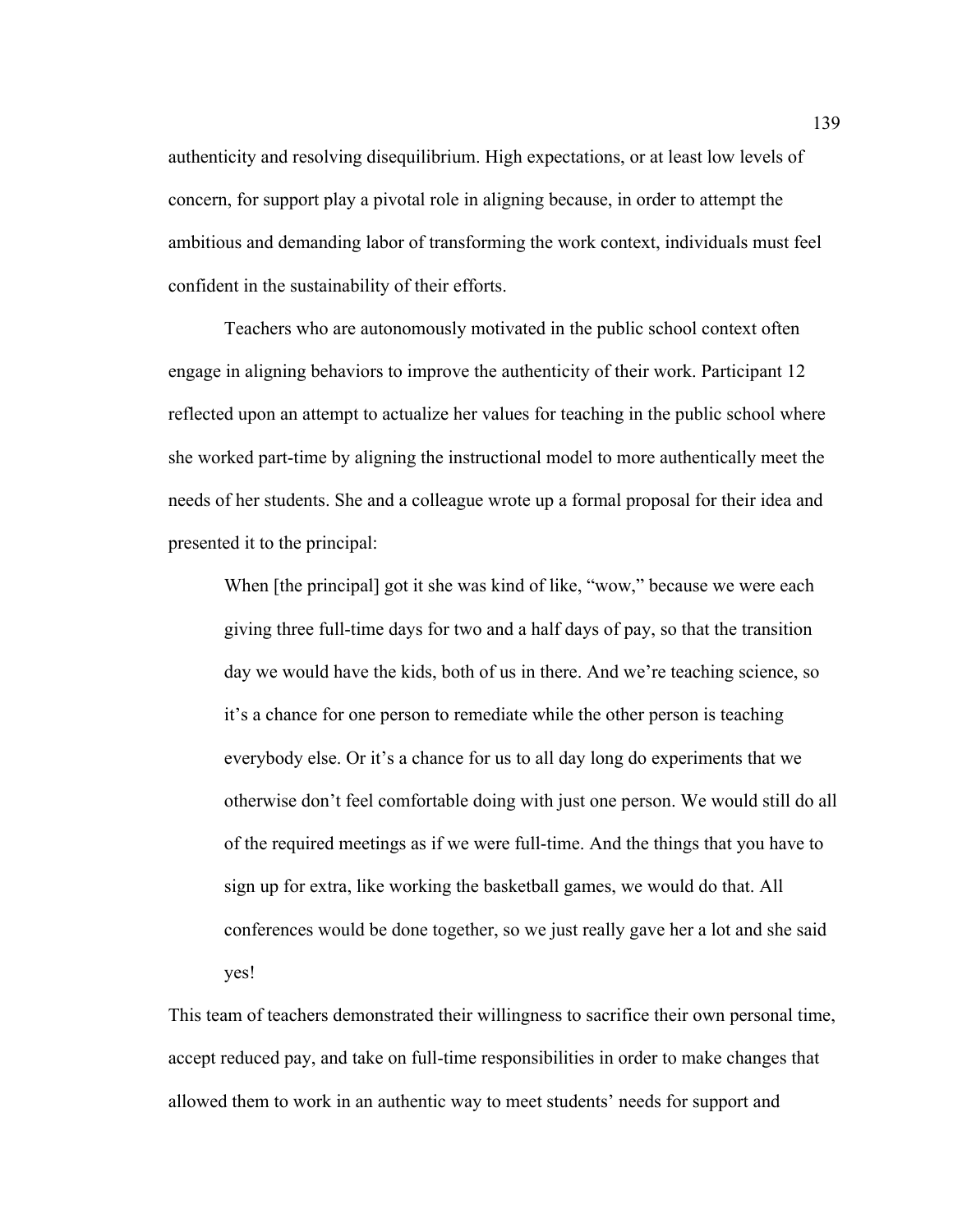authenticity and resolving disequilibrium. High expectations, or at least low levels of concern, for support play a pivotal role in aligning because, in order to attempt the ambitious and demanding labor of transforming the work context, individuals must feel confident in the sustainability of their efforts.

Teachers who are autonomously motivated in the public school context often engage in aligning behaviors to improve the authenticity of their work. Participant 12 reflected upon an attempt to actualize her values for teaching in the public school where she worked part-time by aligning the instructional model to more authentically meet the needs of her students. She and a colleague wrote up a formal proposal for their idea and presented it to the principal:

> When [the principal] got it she was kind of like, "wow," because we were each giving three full-time days for two and a half days of pay, so that the transition day we would have the kids, both of us in there. And we're teaching science, so it's a chance for one person to remediate while the other person is teaching everybody else. Or it's a chance for us to all day long do experiments that we otherwise don't feel comfortable doing with just one person. We would still do all of the required meetings as if we were full-time. And the things that you have to sign up for extra, like working the basketball games, we would do that. All conferences would be done together, so we just really gave her a lot and she said yes!

This team of teachers demonstrated their willingness to sacrifice their own personal time, accept reduced pay, and take on full-time responsibilities in order to make changes that allowed them to work in an authentic way to meet students' needs for support and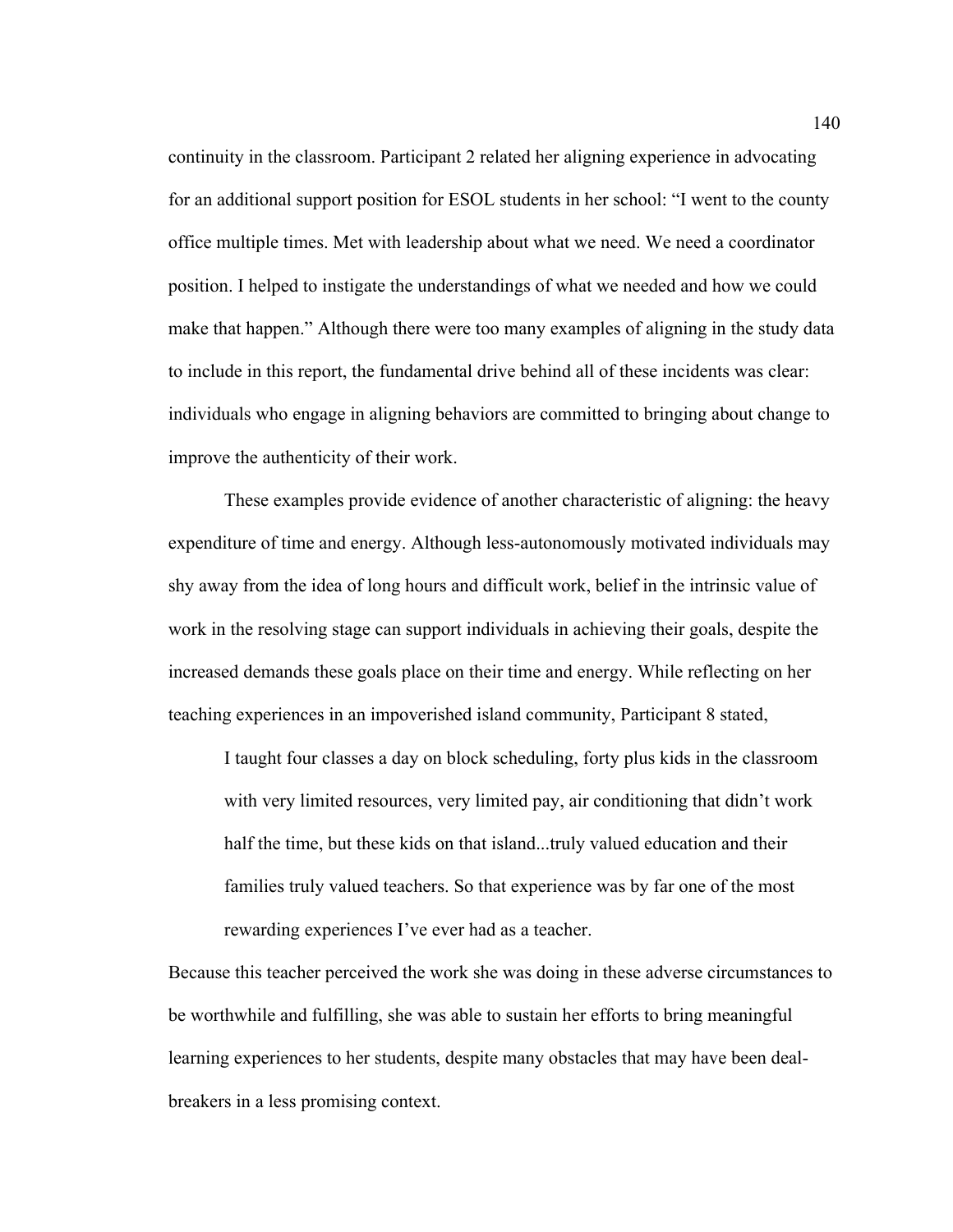continuity in the classroom. Participant 2 related her aligning experience in advocating for an additional support position for ESOL students in her school: “I went to the county office multiple times. Met with leadership about what we need. We need a coordinator position. I helped to instigate the understandings of what we needed and how we could make that happen.” Although there were too many examples of aligning in the study data to include in this report, the fundamental drive behind all of these incidents was clear: individuals who engage in aligning behaviors are committed to bringing about change to improve the authenticity of their work.

These examples provide evidence of another characteristic of aligning: the heavy expenditure of time and energy. Although less-autonomously motivated individuals may shy away from the idea of long hours and difficult work, belief in the intrinsic value of work in the resolving stage can support individuals in achieving their goals, despite the increased demands these goals place on their time and energy. While reflecting on her teaching experiences in an impoverished island community, Participant 8 stated,

> I taught four classes a day on block scheduling, forty plus kids in the classroom with very limited resources, very limited pay, air conditioning that didn’t work half the time, but these kids on that island...truly valued education and their families truly valued teachers. So that experience was by far one of the most rewarding experiences I’ve ever had as a teacher.

Because this teacher perceived the work she was doing in these adverse circumstances to be worthwhile and fulfilling, she was able to sustain her efforts to bring meaningful learning experiences to her students, despite many obstacles that may have been deal-breakers in a less promising context.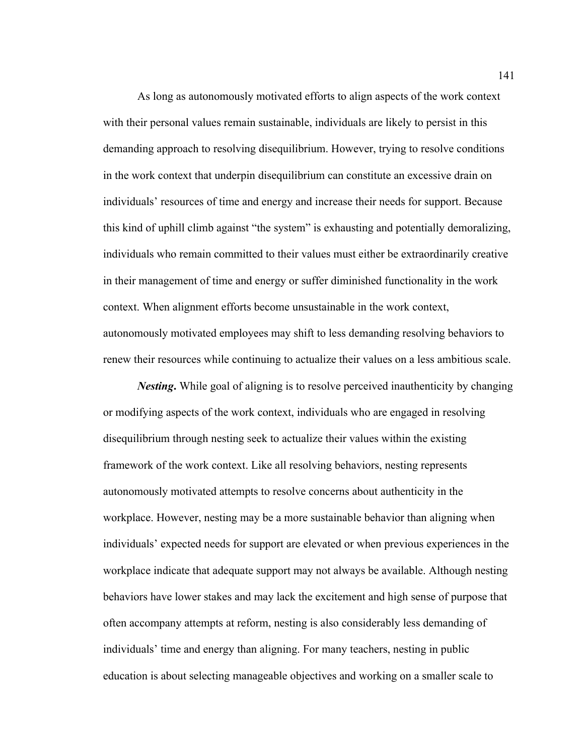As long as autonomously motivated efforts to align aspects of the work context with their personal values remain sustainable, individuals are likely to persist in this demanding approach to resolving disequilibrium. However, trying to resolve conditions in the work context that underpin disequilibrium can constitute an excessive drain on individuals' resources of time and energy and increase their needs for support. Because this kind of uphill climb against "the system" is exhausting and potentially demoralizing, individuals who remain committed to their values must either be extraordinarily creative in their management of time and energy or suffer diminished functionality in the work context. When alignment efforts become unsustainable in the work context, autonomously motivated employees may shift to less demanding resolving behaviors to renew their resources while continuing to actualize their values on a less ambitious scale.

***Nesting*.** While goal of aligning is to resolve perceived inauthenticity by changing or modifying aspects of the work context, individuals who are engaged in resolving disequilibrium through nesting seek to actualize their values within the existing framework of the work context. Like all resolving behaviors, nesting represents autonomously motivated attempts to resolve concerns about authenticity in the workplace. However, nesting may be a more sustainable behavior than aligning when individuals' expected needs for support are elevated or when previous experiences in the workplace indicate that adequate support may not always be available. Although nesting behaviors have lower stakes and may lack the excitement and high sense of purpose that often accompany attempts at reform, nesting is also considerably less demanding of individuals' time and energy than aligning. For many teachers, nesting in public education is about selecting manageable objectives and working on a smaller scale to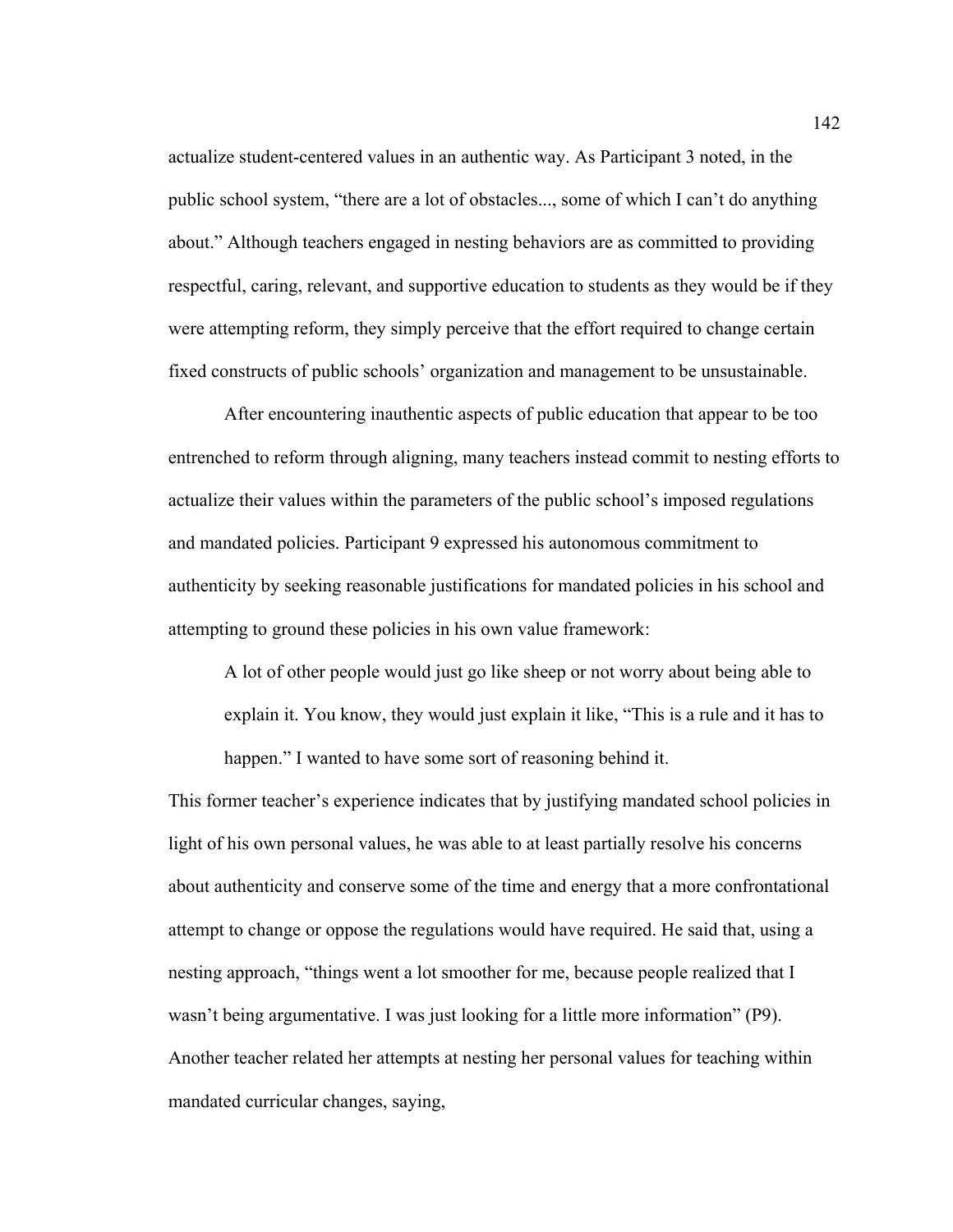actualize student-centered values in an authentic way. As Participant 3 noted, in the public school system, "there are a lot of obstacles..., some of which I can't do anything about." Although teachers engaged in nesting behaviors are as committed to providing respectful, caring, relevant, and supportive education to students as they would be if they were attempting reform, they simply perceive that the effort required to change certain fixed constructs of public schools' organization and management to be unsustainable.

After encountering inauthentic aspects of public education that appear to be too entrenched to reform through aligning, many teachers instead commit to nesting efforts to actualize their values within the parameters of the public school's imposed regulations and mandated policies. Participant 9 expressed his autonomous commitment to authenticity by seeking reasonable justifications for mandated policies in his school and attempting to ground these policies in his own value framework:

> A lot of other people would just go like sheep or not worry about being able to explain it. You know, they would just explain it like, "This is a rule and it has to happen." I wanted to have some sort of reasoning behind it.

This former teacher's experience indicates that by justifying mandated school policies in light of his own personal values, he was able to at least partially resolve his concerns about authenticity and conserve some of the time and energy that a more confrontational attempt to change or oppose the regulations would have required. He said that, using a nesting approach, "things went a lot smoother for me, because people realized that I wasn't being argumentative. I was just looking for a little more information" (P9). Another teacher related her attempts at nesting her personal values for teaching within mandated curricular changes, saying,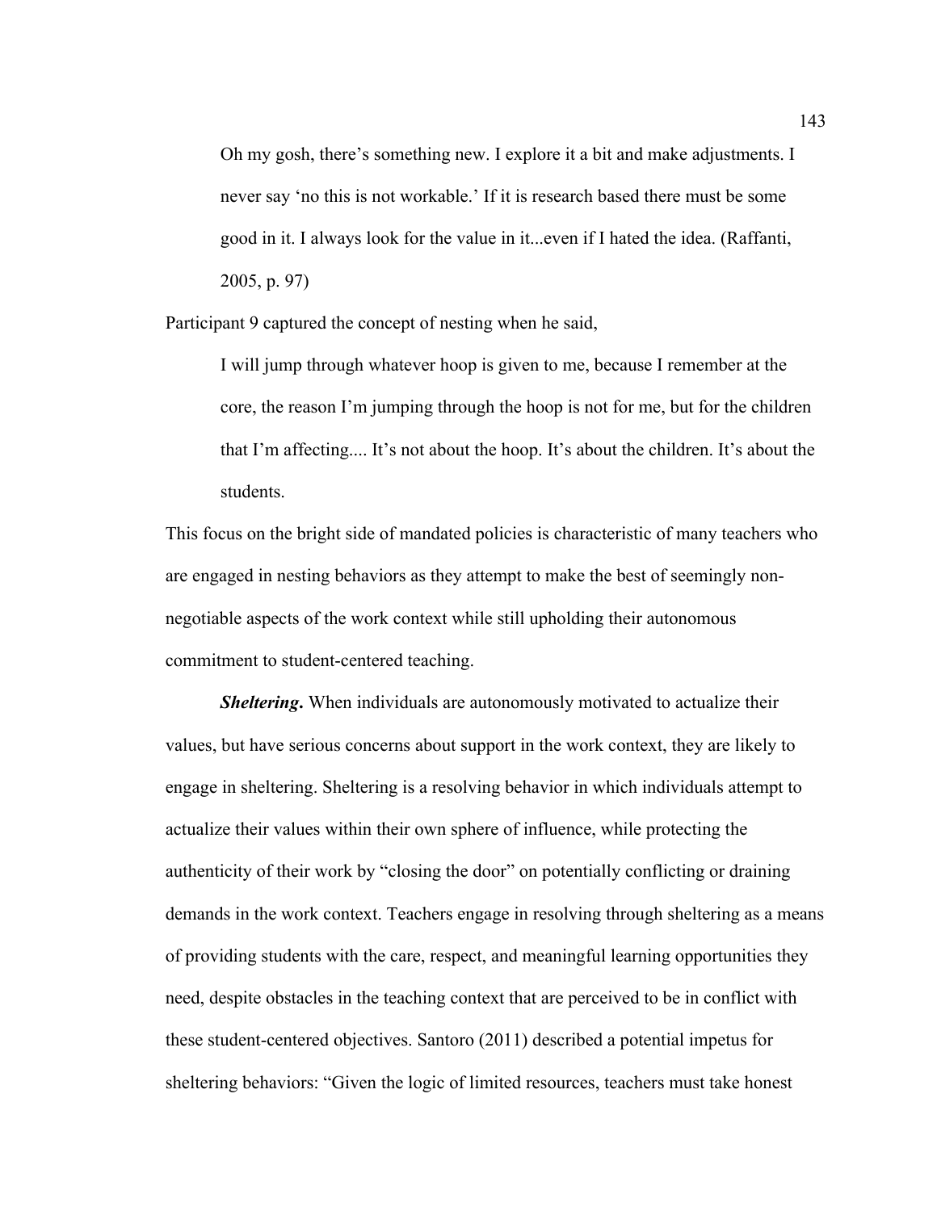> Oh my gosh, there's something new. I explore it a bit and make adjustments. I never say 'no this is not workable.' If it is research based there must be some good in it. I always look for the value in it...even if I hated the idea. (Raffanti, 2005, p. 97)

Participant 9 captured the concept of nesting when he said,

> I will jump through whatever hoop is given to me, because I remember at the core, the reason I'm jumping through the hoop is not for me, but for the children that I'm affecting.... It's not about the hoop. It's about the children. It's about the students.

This focus on the bright side of mandated policies is characteristic of many teachers who are engaged in nesting behaviors as they attempt to make the best of seemingly non-negotiable aspects of the work context while still upholding their autonomous commitment to student-centered teaching.

***Sheltering*.** When individuals are autonomously motivated to actualize their values, but have serious concerns about support in the work context, they are likely to engage in sheltering. Sheltering is a resolving behavior in which individuals attempt to actualize their values within their own sphere of influence, while protecting the authenticity of their work by "closing the door" on potentially conflicting or draining demands in the work context. Teachers engage in resolving through sheltering as a means of providing students with the care, respect, and meaningful learning opportunities they need, despite obstacles in the teaching context that are perceived to be in conflict with these student-centered objectives. Santoro (2011) described a potential impetus for sheltering behaviors: "Given the logic of limited resources, teachers must take honest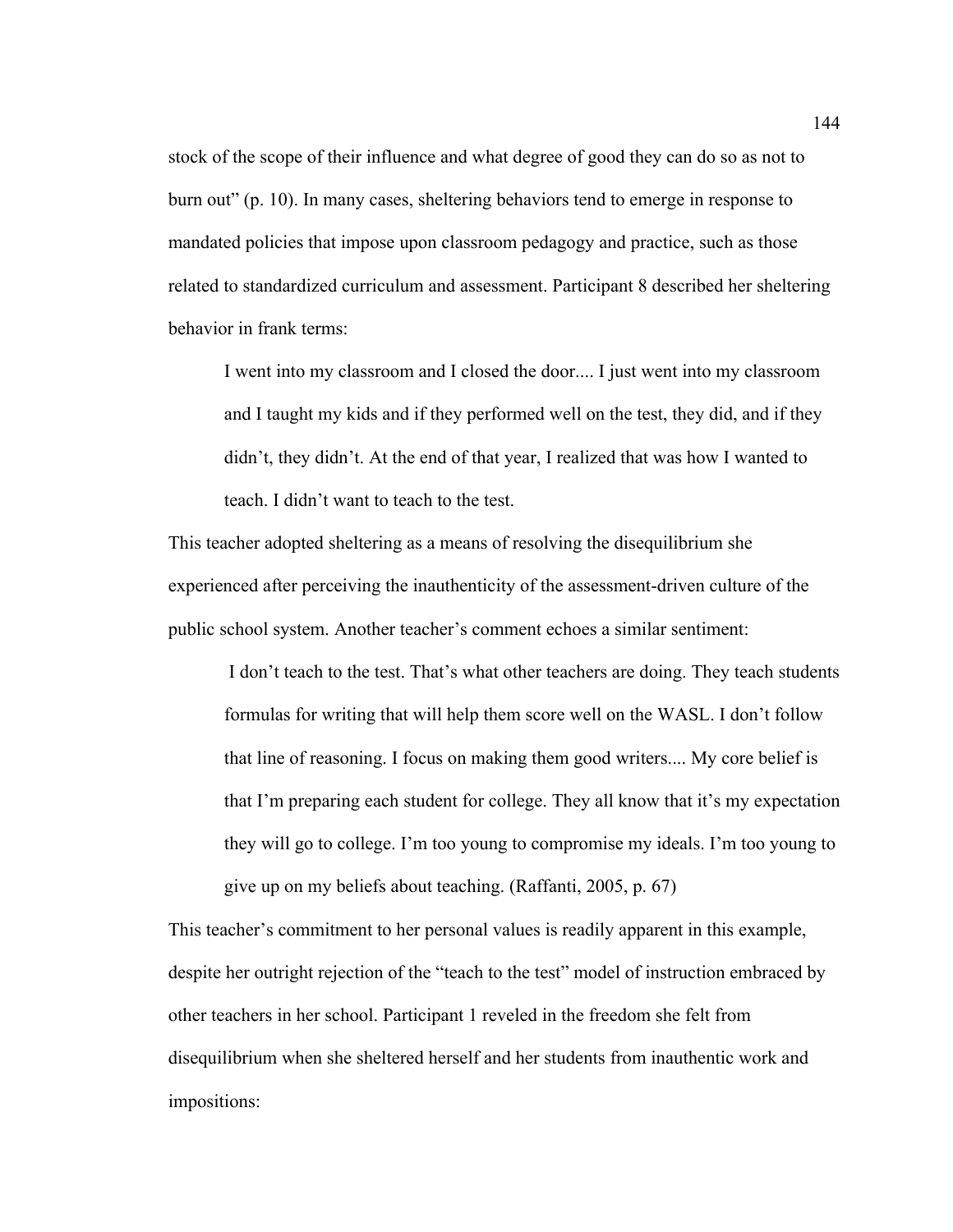stock of the scope of their influence and what degree of good they can do so as not to burn out" (p. 10). In many cases, sheltering behaviors tend to emerge in response to mandated policies that impose upon classroom pedagogy and practice, such as those related to standardized curriculum and assessment. Participant 8 described her sheltering behavior in frank terms:

> I went into my classroom and I closed the door.... I just went into my classroom and I taught my kids and if they performed well on the test, they did, and if they didn't, they didn't. At the end of that year, I realized that was how I wanted to teach. I didn't want to teach to the test.

This teacher adopted sheltering as a means of resolving the disequilibrium she experienced after perceiving the inauthenticity of the assessment-driven culture of the public school system. Another teacher's comment echoes a similar sentiment:

> I don't teach to the test. That's what other teachers are doing. They teach students formulas for writing that will help them score well on the WASL. I don't follow that line of reasoning. I focus on making them good writers.... My core belief is that I'm preparing each student for college. They all know that it's my expectation they will go to college. I'm too young to compromise my ideals. I'm too young to give up on my beliefs about teaching. (Raffanti, 2005, p. 67)

This teacher's commitment to her personal values is readily apparent in this example, despite her outright rejection of the "teach to the test" model of instruction embraced by other teachers in her school. Participant 1 reveled in the freedom she felt from disequilibrium when she sheltered herself and her students from inauthentic work and impositions: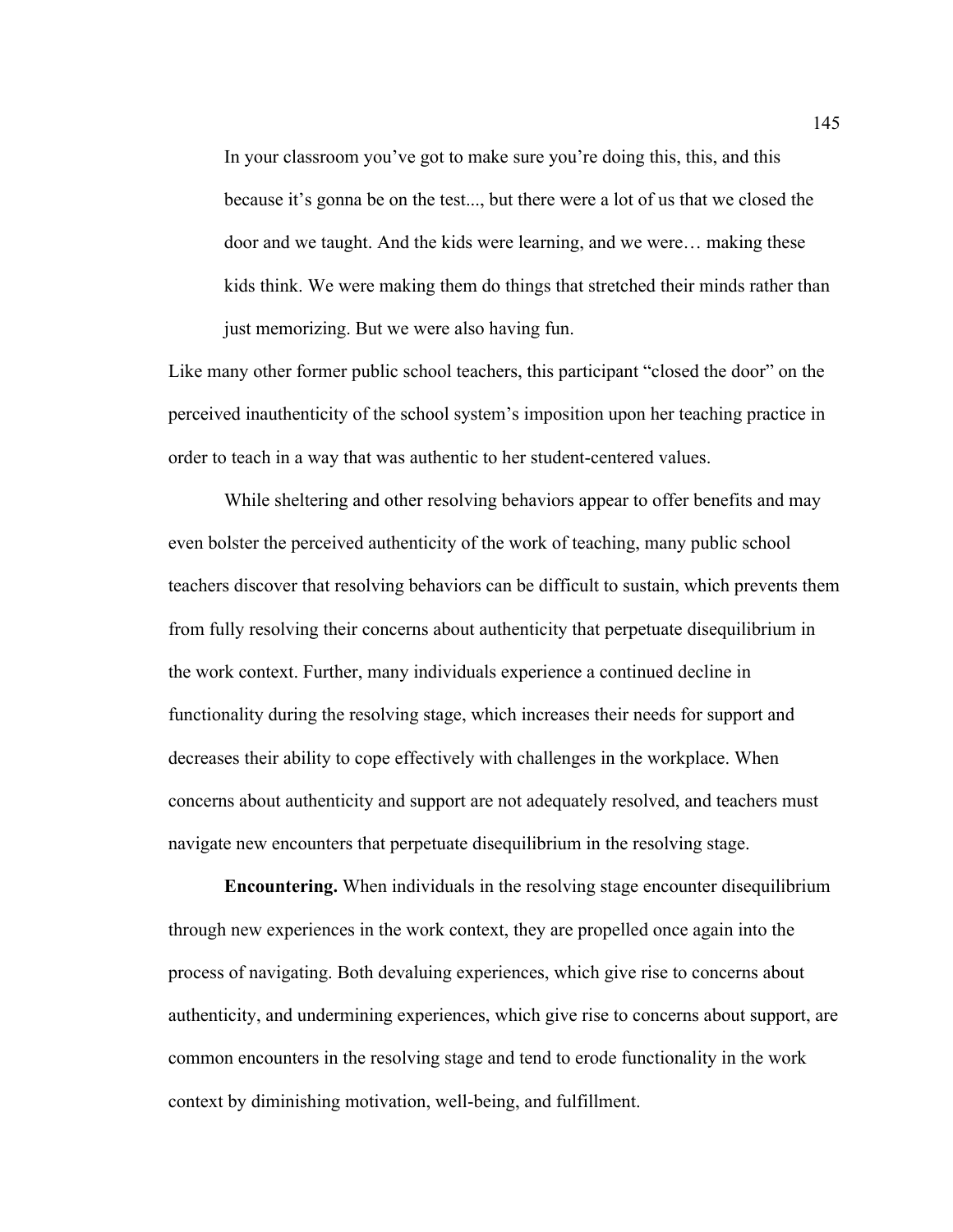> In your classroom you've got to make sure you're doing this, this, and this because it's gonna be on the test..., but there were a lot of us that we closed the door and we taught. And the kids were learning, and we were… making these kids think. We were making them do things that stretched their minds rather than just memorizing. But we were also having fun.

Like many other former public school teachers, this participant "closed the door" on the perceived inauthenticity of the school system's imposition upon her teaching practice in order to teach in a way that was authentic to her student-centered values.

While sheltering and other resolving behaviors appear to offer benefits and may even bolster the perceived authenticity of the work of teaching, many public school teachers discover that resolving behaviors can be difficult to sustain, which prevents them from fully resolving their concerns about authenticity that perpetuate disequilibrium in the work context. Further, many individuals experience a continued decline in functionality during the resolving stage, which increases their needs for support and decreases their ability to cope effectively with challenges in the workplace. When concerns about authenticity and support are not adequately resolved, and teachers must navigate new encounters that perpetuate disequilibrium in the resolving stage.

**Encountering.** When individuals in the resolving stage encounter disequilibrium through new experiences in the work context, they are propelled once again into the process of navigating. Both devaluing experiences, which give rise to concerns about authenticity, and undermining experiences, which give rise to concerns about support, are common encounters in the resolving stage and tend to erode functionality in the work context by diminishing motivation, well-being, and fulfillment.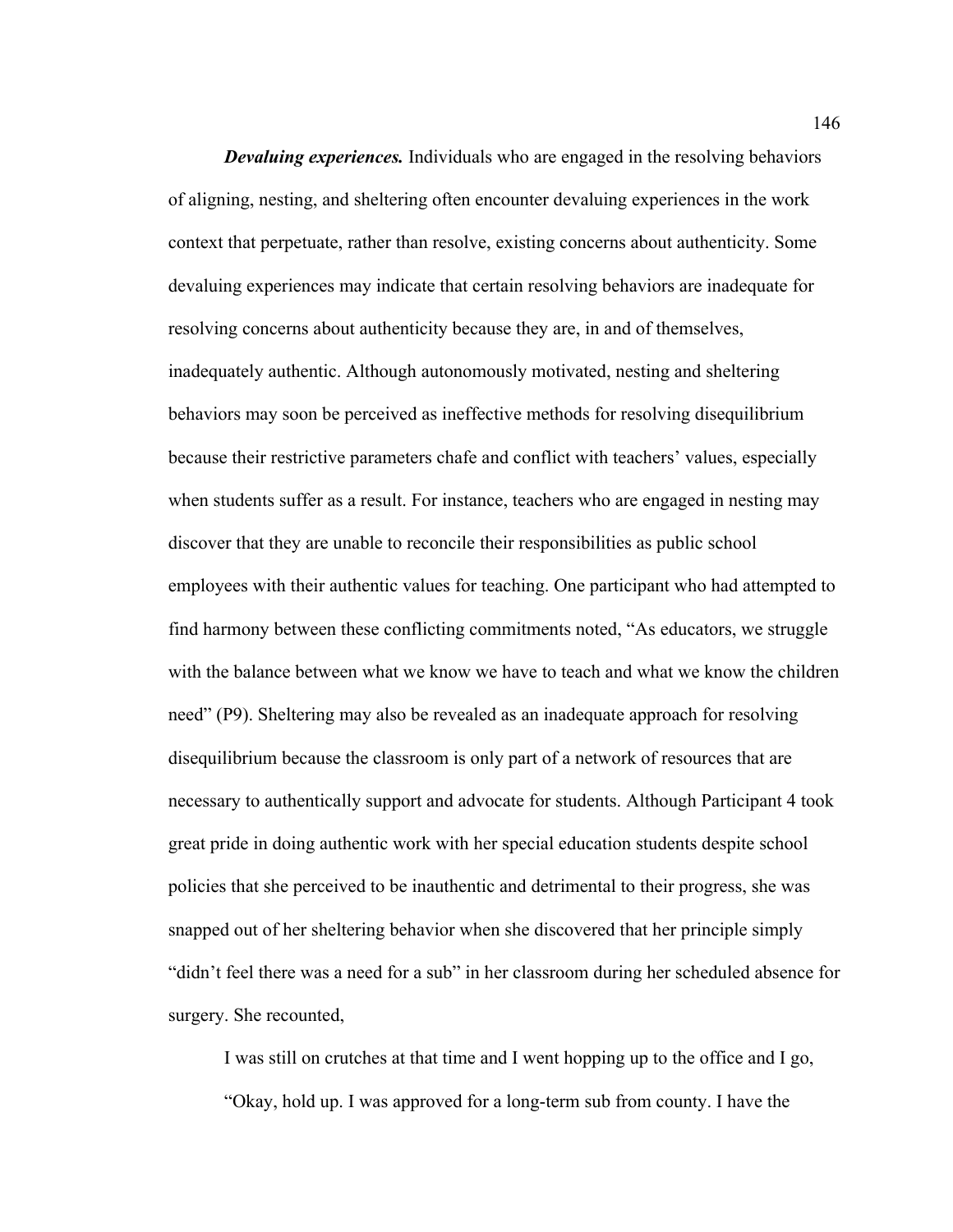***Devaluing experiences.*** Individuals who are engaged in the resolving behaviors of aligning, nesting, and sheltering often encounter devaluing experiences in the work context that perpetuate, rather than resolve, existing concerns about authenticity. Some devaluing experiences may indicate that certain resolving behaviors are inadequate for resolving concerns about authenticity because they are, in and of themselves, inadequately authentic. Although autonomously motivated, nesting and sheltering behaviors may soon be perceived as ineffective methods for resolving disequilibrium because their restrictive parameters chafe and conflict with teachers' values, especially when students suffer as a result. For instance, teachers who are engaged in nesting may discover that they are unable to reconcile their responsibilities as public school employees with their authentic values for teaching. One participant who had attempted to find harmony between these conflicting commitments noted, "As educators, we struggle with the balance between what we know we have to teach and what we know the children need" (P9). Sheltering may also be revealed as an inadequate approach for resolving disequilibrium because the classroom is only part of a network of resources that are necessary to authentically support and advocate for students. Although Participant 4 took great pride in doing authentic work with her special education students despite school policies that she perceived to be inauthentic and detrimental to their progress, she was snapped out of her sheltering behavior when she discovered that her principle simply "didn't feel there was a need for a sub" in her classroom during her scheduled absence for surgery. She recounted,

> I was still on crutches at that time and I went hopping up to the office and I go, "Okay, hold up. I was approved for a long-term sub from county. I have the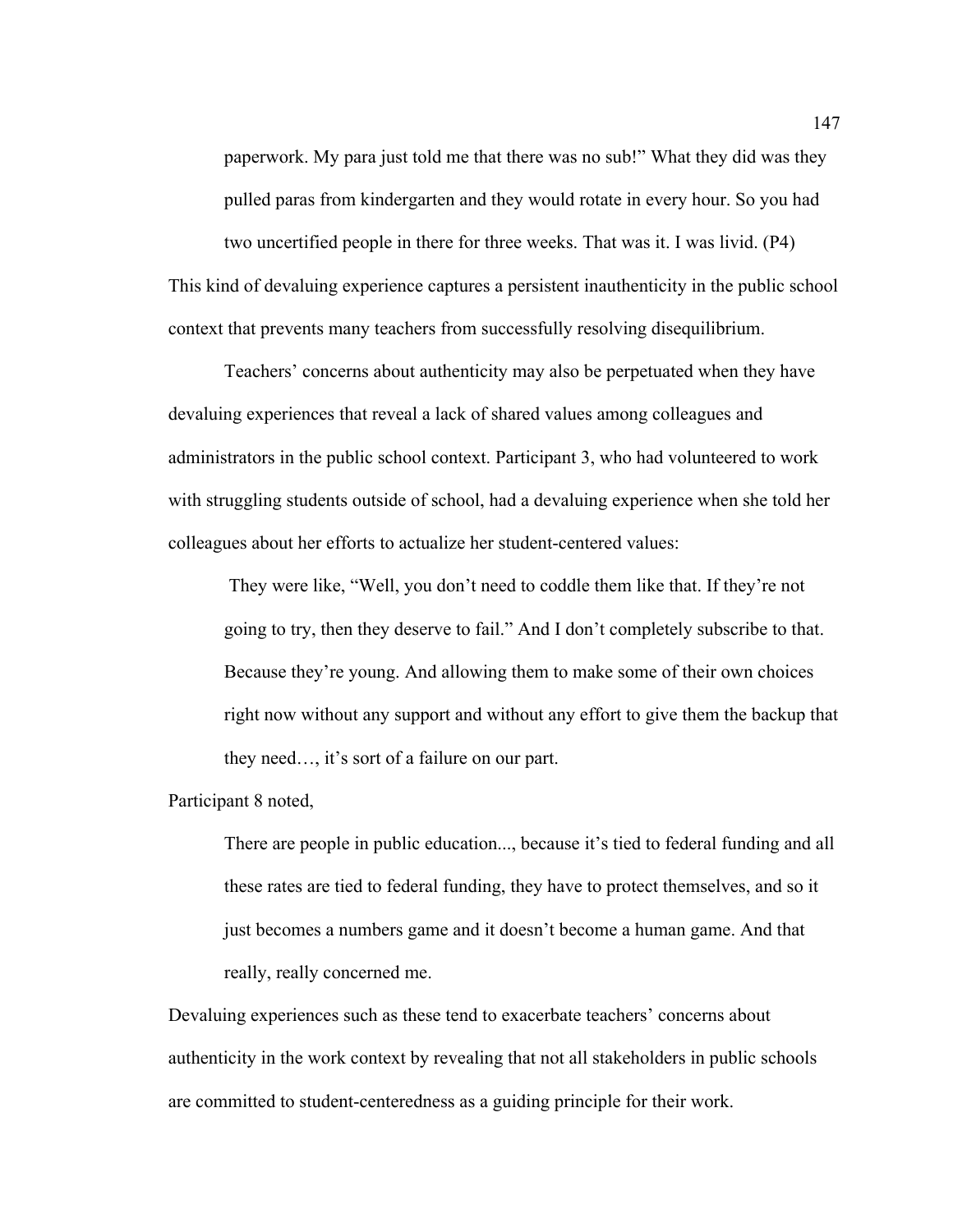> paperwork. My para just told me that there was no sub!" What they did was they pulled paras from kindergarten and they would rotate in every hour. So you had two uncertified people in there for three weeks. That was it. I was livid. (P4)

This kind of devaluing experience captures a persistent inauthenticity in the public school context that prevents many teachers from successfully resolving disequilibrium.

Teachers' concerns about authenticity may also be perpetuated when they have devaluing experiences that reveal a lack of shared values among colleagues and administrators in the public school context. Participant 3, who had volunteered to work with struggling students outside of school, had a devaluing experience when she told her colleagues about her efforts to actualize her student-centered values:

> They were like, "Well, you don't need to coddle them like that. If they're not going to try, then they deserve to fail." And I don't completely subscribe to that. Because they're young. And allowing them to make some of their own choices right now without any support and without any effort to give them the backup that they need…, it's sort of a failure on our part.

Participant 8 noted,

> There are people in public education..., because it's tied to federal funding and all these rates are tied to federal funding, they have to protect themselves, and so it just becomes a numbers game and it doesn't become a human game. And that really, really concerned me.

Devaluing experiences such as these tend to exacerbate teachers' concerns about authenticity in the work context by revealing that not all stakeholders in public schools are committed to student-centeredness as a guiding principle for their work.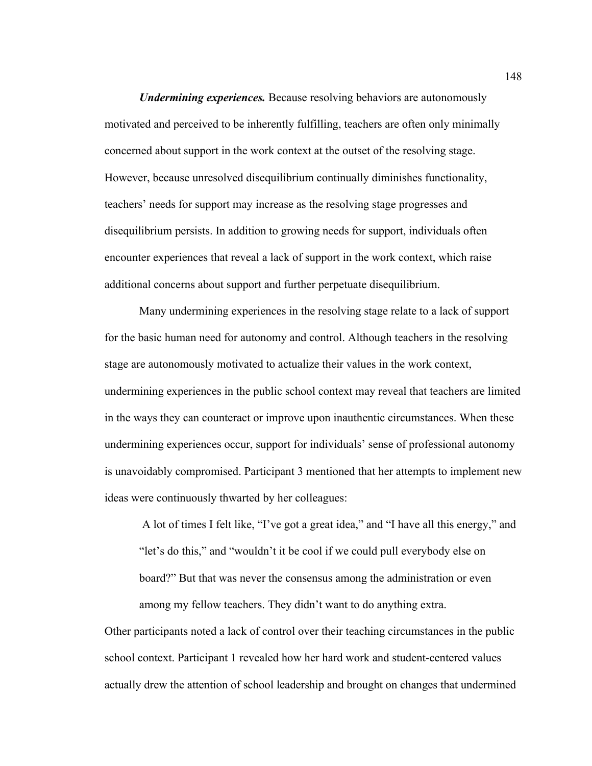***Undermining experiences.*** Because resolving behaviors are autonomously motivated and perceived to be inherently fulfilling, teachers are often only minimally concerned about support in the work context at the outset of the resolving stage. However, because unresolved disequilibrium continually diminishes functionality, teachers' needs for support may increase as the resolving stage progresses and disequilibrium persists. In addition to growing needs for support, individuals often encounter experiences that reveal a lack of support in the work context, which raise additional concerns about support and further perpetuate disequilibrium.

Many undermining experiences in the resolving stage relate to a lack of support for the basic human need for autonomy and control. Although teachers in the resolving stage are autonomously motivated to actualize their values in the work context, undermining experiences in the public school context may reveal that teachers are limited in the ways they can counteract or improve upon inauthentic circumstances. When these undermining experiences occur, support for individuals' sense of professional autonomy is unavoidably compromised. Participant 3 mentioned that her attempts to implement new ideas were continuously thwarted by her colleagues:

> A lot of times I felt like, "I've got a great idea," and "I have all this energy," and "let's do this," and "wouldn't it be cool if we could pull everybody else on board?" But that was never the consensus among the administration or even among my fellow teachers. They didn't want to do anything extra.

Other participants noted a lack of control over their teaching circumstances in the public school context. Participant 1 revealed how her hard work and student-centered values actually drew the attention of school leadership and brought on changes that undermined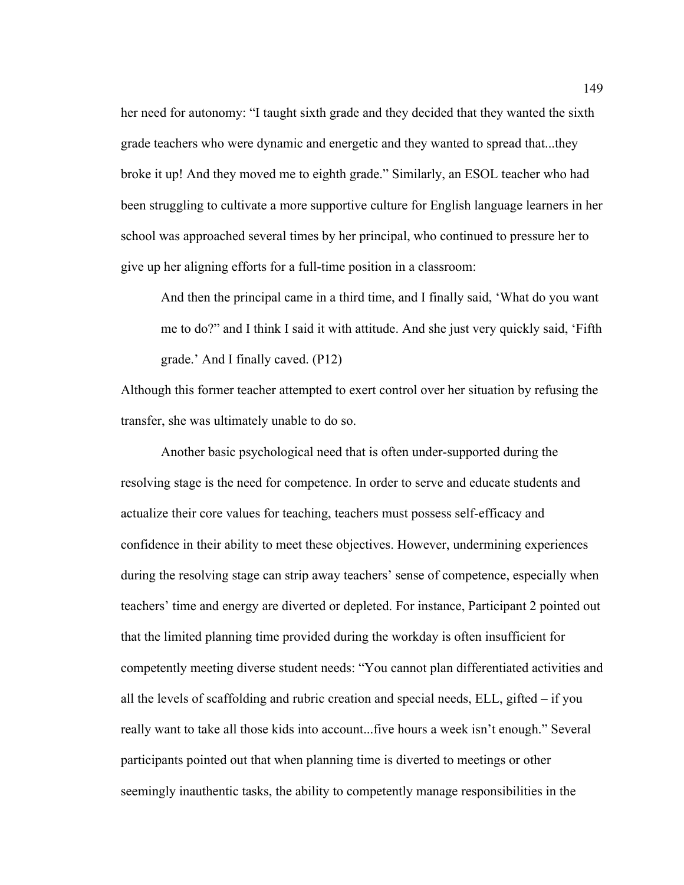her need for autonomy: "I taught sixth grade and they decided that they wanted the sixth grade teachers who were dynamic and energetic and they wanted to spread that...they broke it up! And they moved me to eighth grade." Similarly, an ESOL teacher who had been struggling to cultivate a more supportive culture for English language learners in her school was approached several times by her principal, who continued to pressure her to give up her aligning efforts for a full-time position in a classroom:

> And then the principal came in a third time, and I finally said, 'What do you want me to do?" and I think I said it with attitude. And she just very quickly said, 'Fifth grade.' And I finally caved. (P12)

Although this former teacher attempted to exert control over her situation by refusing the transfer, she was ultimately unable to do so.

Another basic psychological need that is often under-supported during the resolving stage is the need for competence. In order to serve and educate students and actualize their core values for teaching, teachers must possess self-efficacy and confidence in their ability to meet these objectives. However, undermining experiences during the resolving stage can strip away teachers' sense of competence, especially when teachers' time and energy are diverted or depleted. For instance, Participant 2 pointed out that the limited planning time provided during the workday is often insufficient for competently meeting diverse student needs: "You cannot plan differentiated activities and all the levels of scaffolding and rubric creation and special needs, ELL, gifted – if you really want to take all those kids into account...five hours a week isn't enough." Several participants pointed out that when planning time is diverted to meetings or other seemingly inauthentic tasks, the ability to competently manage responsibilities in the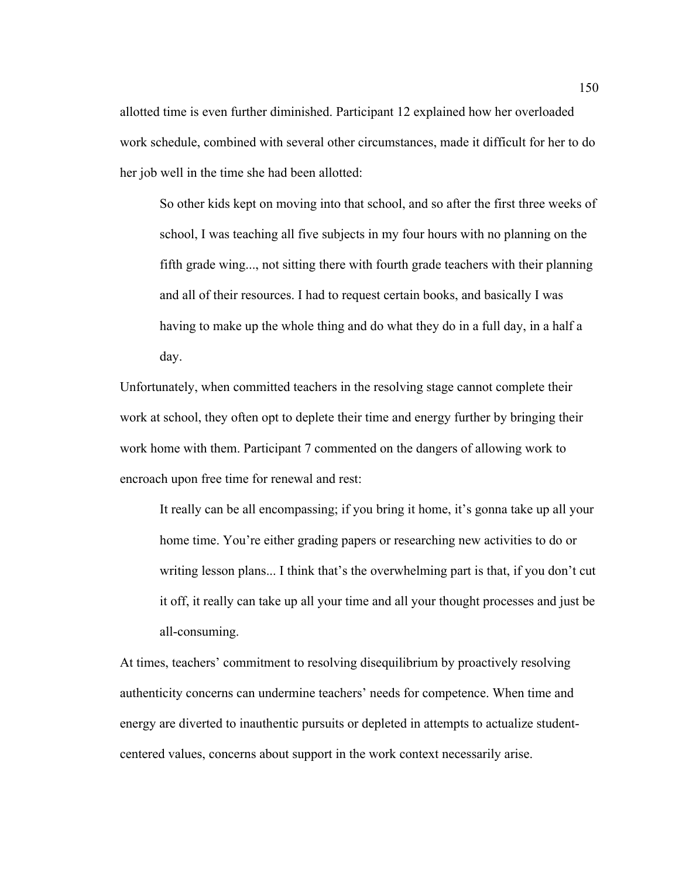allotted time is even further diminished. Participant 12 explained how her overloaded work schedule, combined with several other circumstances, made it difficult for her to do her job well in the time she had been allotted:

> So other kids kept on moving into that school, and so after the first three weeks of school, I was teaching all five subjects in my four hours with no planning on the fifth grade wing..., not sitting there with fourth grade teachers with their planning and all of their resources. I had to request certain books, and basically I was having to make up the whole thing and do what they do in a full day, in a half a day.

Unfortunately, when committed teachers in the resolving stage cannot complete their work at school, they often opt to deplete their time and energy further by bringing their work home with them. Participant 7 commented on the dangers of allowing work to encroach upon free time for renewal and rest:

> It really can be all encompassing; if you bring it home, it's gonna take up all your home time. You're either grading papers or researching new activities to do or writing lesson plans... I think that's the overwhelming part is that, if you don't cut it off, it really can take up all your time and all your thought processes and just be all-consuming.

At times, teachers' commitment to resolving disequilibrium by proactively resolving authenticity concerns can undermine teachers' needs for competence. When time and energy are diverted to inauthentic pursuits or depleted in attempts to actualize student-centered values, concerns about support in the work context necessarily arise.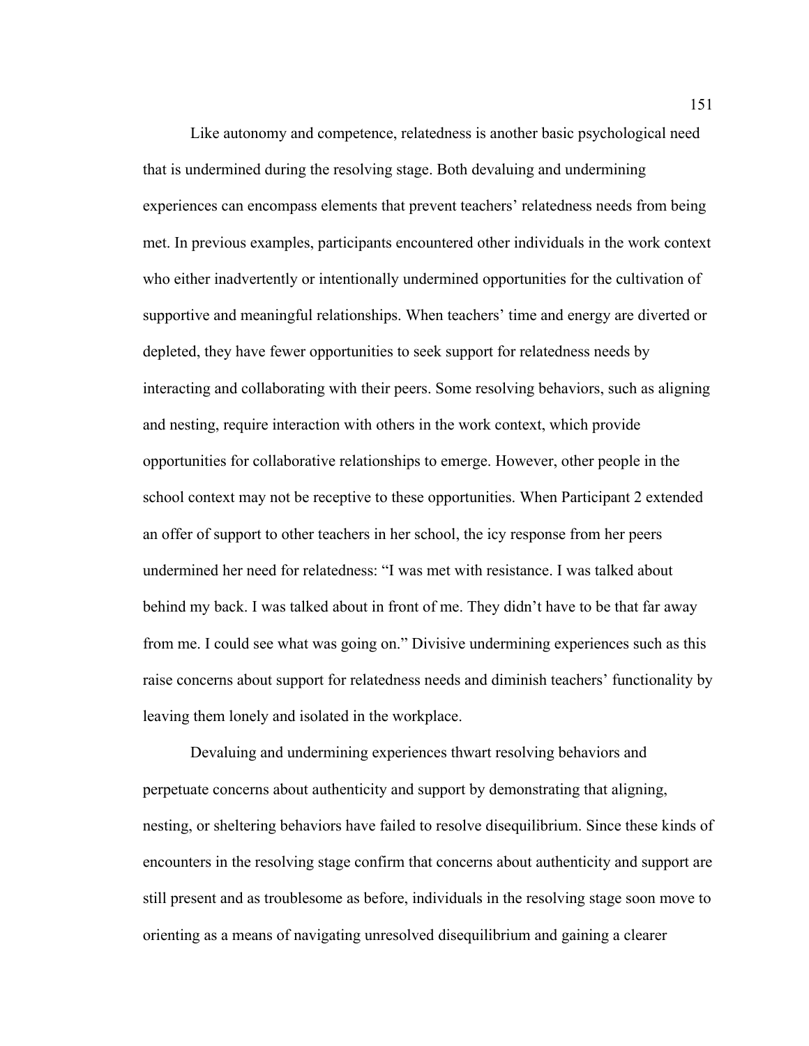Like autonomy and competence, relatedness is another basic psychological need that is undermined during the resolving stage. Both devaluing and undermining experiences can encompass elements that prevent teachers' relatedness needs from being met. In previous examples, participants encountered other individuals in the work context who either inadvertently or intentionally undermined opportunities for the cultivation of supportive and meaningful relationships. When teachers' time and energy are diverted or depleted, they have fewer opportunities to seek support for relatedness needs by interacting and collaborating with their peers. Some resolving behaviors, such as aligning and nesting, require interaction with others in the work context, which provide opportunities for collaborative relationships to emerge. However, other people in the school context may not be receptive to these opportunities. When Participant 2 extended an offer of support to other teachers in her school, the icy response from her peers undermined her need for relatedness: "I was met with resistance. I was talked about behind my back. I was talked about in front of me. They didn't have to be that far away from me. I could see what was going on." Divisive undermining experiences such as this raise concerns about support for relatedness needs and diminish teachers' functionality by leaving them lonely and isolated in the workplace.

Devaluing and undermining experiences thwart resolving behaviors and perpetuate concerns about authenticity and support by demonstrating that aligning, nesting, or sheltering behaviors have failed to resolve disequilibrium. Since these kinds of encounters in the resolving stage confirm that concerns about authenticity and support are still present and as troublesome as before, individuals in the resolving stage soon move to orienting as a means of navigating unresolved disequilibrium and gaining a clearer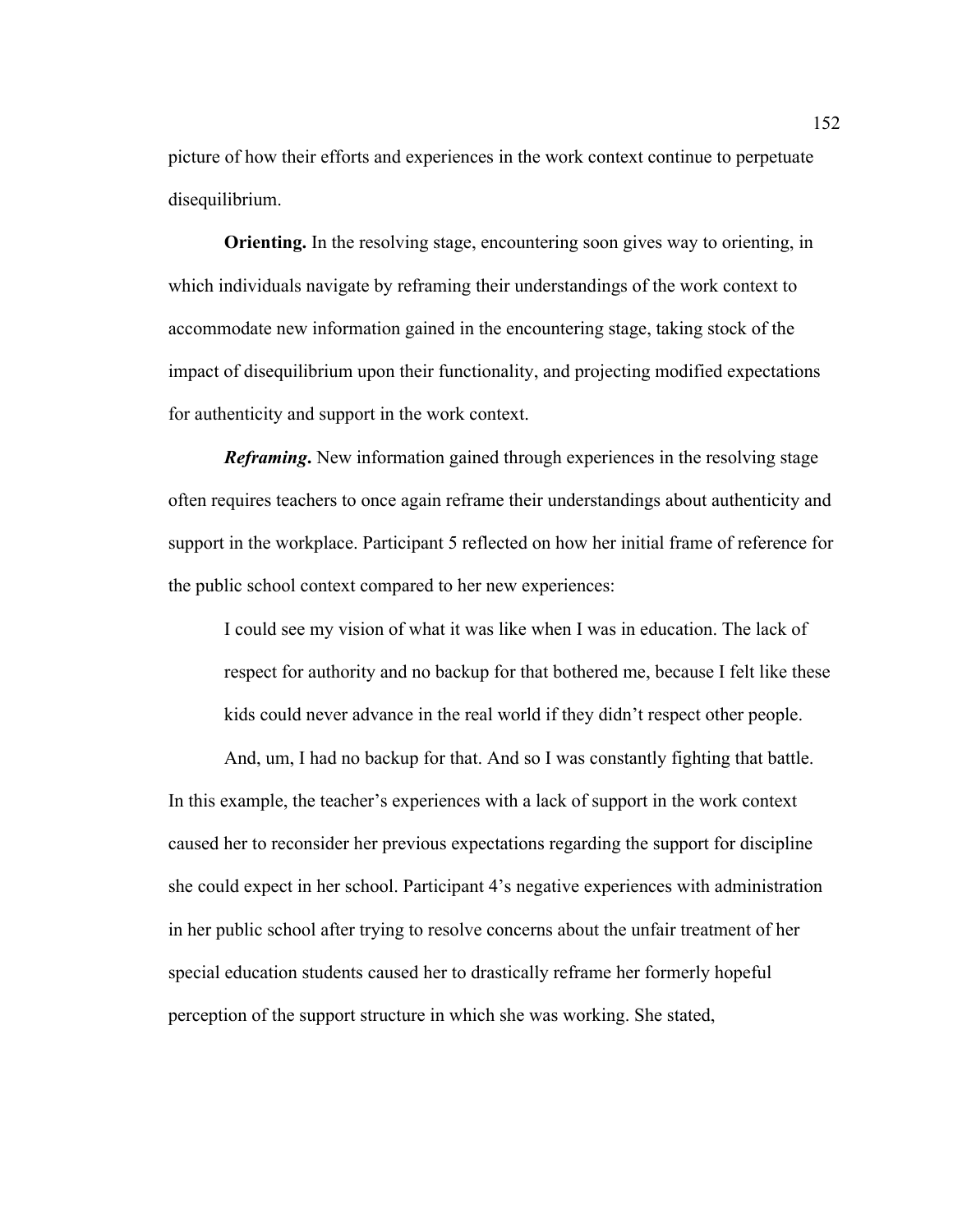picture of how their efforts and experiences in the work context continue to perpetuate disequilibrium.

**Orienting.** In the resolving stage, encountering soon gives way to orienting, in which individuals navigate by reframing their understandings of the work context to accommodate new information gained in the encountering stage, taking stock of the impact of disequilibrium upon their functionality, and projecting modified expectations for authenticity and support in the work context.

***Reframing*****.** New information gained through experiences in the resolving stage often requires teachers to once again reframe their understandings about authenticity and support in the workplace. Participant 5 reflected on how her initial frame of reference for the public school context compared to her new experiences:

> I could see my vision of what it was like when I was in education. The lack of respect for authority and no backup for that bothered me, because I felt like these kids could never advance in the real world if they didn't respect other people.
>
> And, um, I had no backup for that. And so I was constantly fighting that battle.

In this example, the teacher's experiences with a lack of support in the work context caused her to reconsider her previous expectations regarding the support for discipline she could expect in her school. Participant 4's negative experiences with administration in her public school after trying to resolve concerns about the unfair treatment of her special education students caused her to drastically reframe her formerly hopeful perception of the support structure in which she was working. She stated,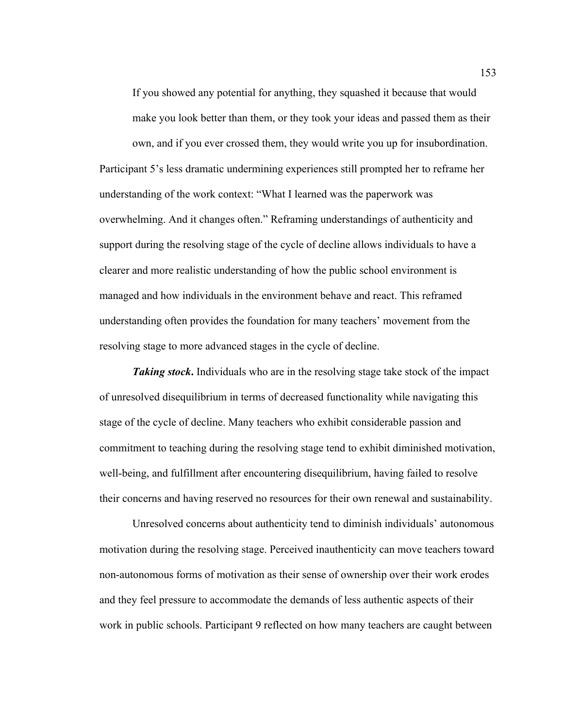> If you showed any potential for anything, they squashed it because that would make you look better than them, or they took your ideas and passed them as their own, and if you ever crossed them, they would write you up for insubordination.

Participant 5's less dramatic undermining experiences still prompted her to reframe her understanding of the work context: "What I learned was the paperwork was overwhelming. And it changes often." Reframing understandings of authenticity and support during the resolving stage of the cycle of decline allows individuals to have a clearer and more realistic understanding of how the public school environment is managed and how individuals in the environment behave and react. This reframed understanding often provides the foundation for many teachers' movement from the resolving stage to more advanced stages in the cycle of decline.

***Taking stock*.** Individuals who are in the resolving stage take stock of the impact of unresolved disequilibrium in terms of decreased functionality while navigating this stage of the cycle of decline. Many teachers who exhibit considerable passion and commitment to teaching during the resolving stage tend to exhibit diminished motivation, well-being, and fulfillment after encountering disequilibrium, having failed to resolve their concerns and having reserved no resources for their own renewal and sustainability.

Unresolved concerns about authenticity tend to diminish individuals' autonomous motivation during the resolving stage. Perceived inauthenticity can move teachers toward non-autonomous forms of motivation as their sense of ownership over their work erodes and they feel pressure to accommodate the demands of less authentic aspects of their work in public schools. Participant 9 reflected on how many teachers are caught between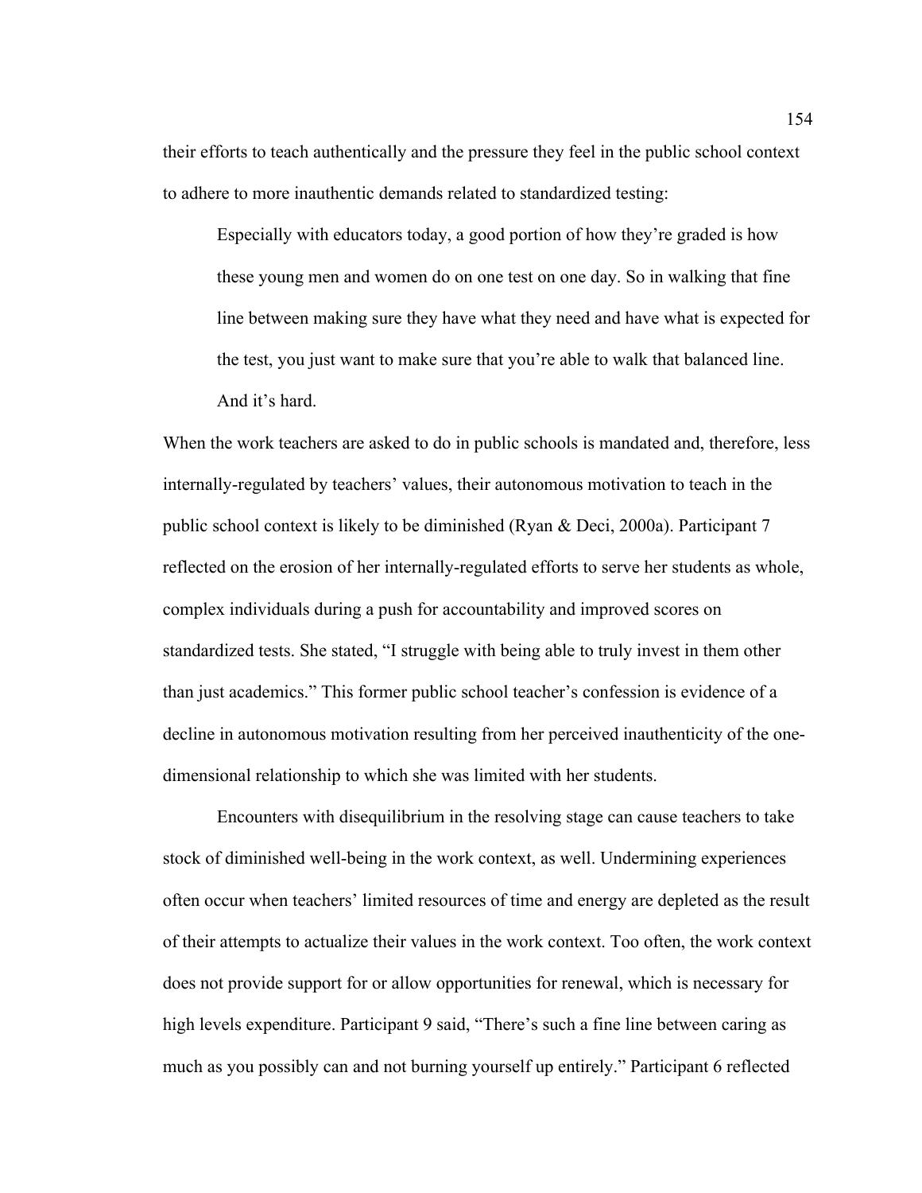their efforts to teach authentically and the pressure they feel in the public school context to adhere to more inauthentic demands related to standardized testing:

> Especially with educators today, a good portion of how they're graded is how these young men and women do on one test on one day. So in walking that fine line between making sure they have what they need and have what is expected for the test, you just want to make sure that you're able to walk that balanced line. And it's hard.

When the work teachers are asked to do in public schools is mandated and, therefore, less internally-regulated by teachers' values, their autonomous motivation to teach in the public school context is likely to be diminished (Ryan & Deci, 2000a). Participant 7 reflected on the erosion of her internally-regulated efforts to serve her students as whole, complex individuals during a push for accountability and improved scores on standardized tests. She stated, "I struggle with being able to truly invest in them other than just academics." This former public school teacher's confession is evidence of a decline in autonomous motivation resulting from her perceived inauthenticity of the one-dimensional relationship to which she was limited with her students.

Encounters with disequilibrium in the resolving stage can cause teachers to take stock of diminished well-being in the work context, as well. Undermining experiences often occur when teachers' limited resources of time and energy are depleted as the result of their attempts to actualize their values in the work context. Too often, the work context does not provide support for or allow opportunities for renewal, which is necessary for high levels expenditure. Participant 9 said, "There's such a fine line between caring as much as you possibly can and not burning yourself up entirely." Participant 6 reflected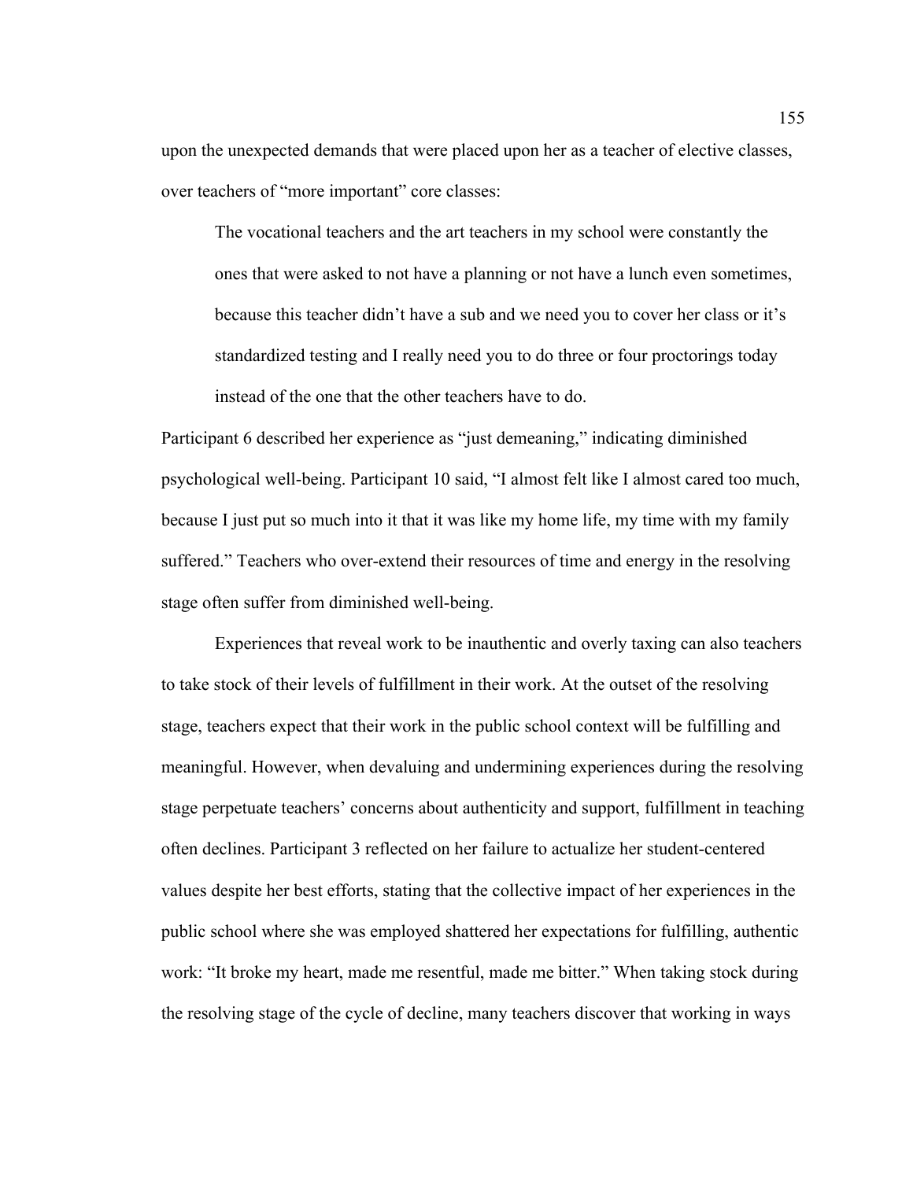upon the unexpected demands that were placed upon her as a teacher of elective classes, over teachers of "more important" core classes:

> The vocational teachers and the art teachers in my school were constantly the ones that were asked to not have a planning or not have a lunch even sometimes, because this teacher didn't have a sub and we need you to cover her class or it's standardized testing and I really need you to do three or four proctorings today instead of the one that the other teachers have to do.

Participant 6 described her experience as "just demeaning," indicating diminished psychological well-being. Participant 10 said, "I almost felt like I almost cared too much, because I just put so much into it that it was like my home life, my time with my family suffered." Teachers who over-extend their resources of time and energy in the resolving stage often suffer from diminished well-being.

Experiences that reveal work to be inauthentic and overly taxing can also teachers to take stock of their levels of fulfillment in their work. At the outset of the resolving stage, teachers expect that their work in the public school context will be fulfilling and meaningful. However, when devaluing and undermining experiences during the resolving stage perpetuate teachers' concerns about authenticity and support, fulfillment in teaching often declines. Participant 3 reflected on her failure to actualize her student-centered values despite her best efforts, stating that the collective impact of her experiences in the public school where she was employed shattered her expectations for fulfilling, authentic work: "It broke my heart, made me resentful, made me bitter." When taking stock during the resolving stage of the cycle of decline, many teachers discover that working in ways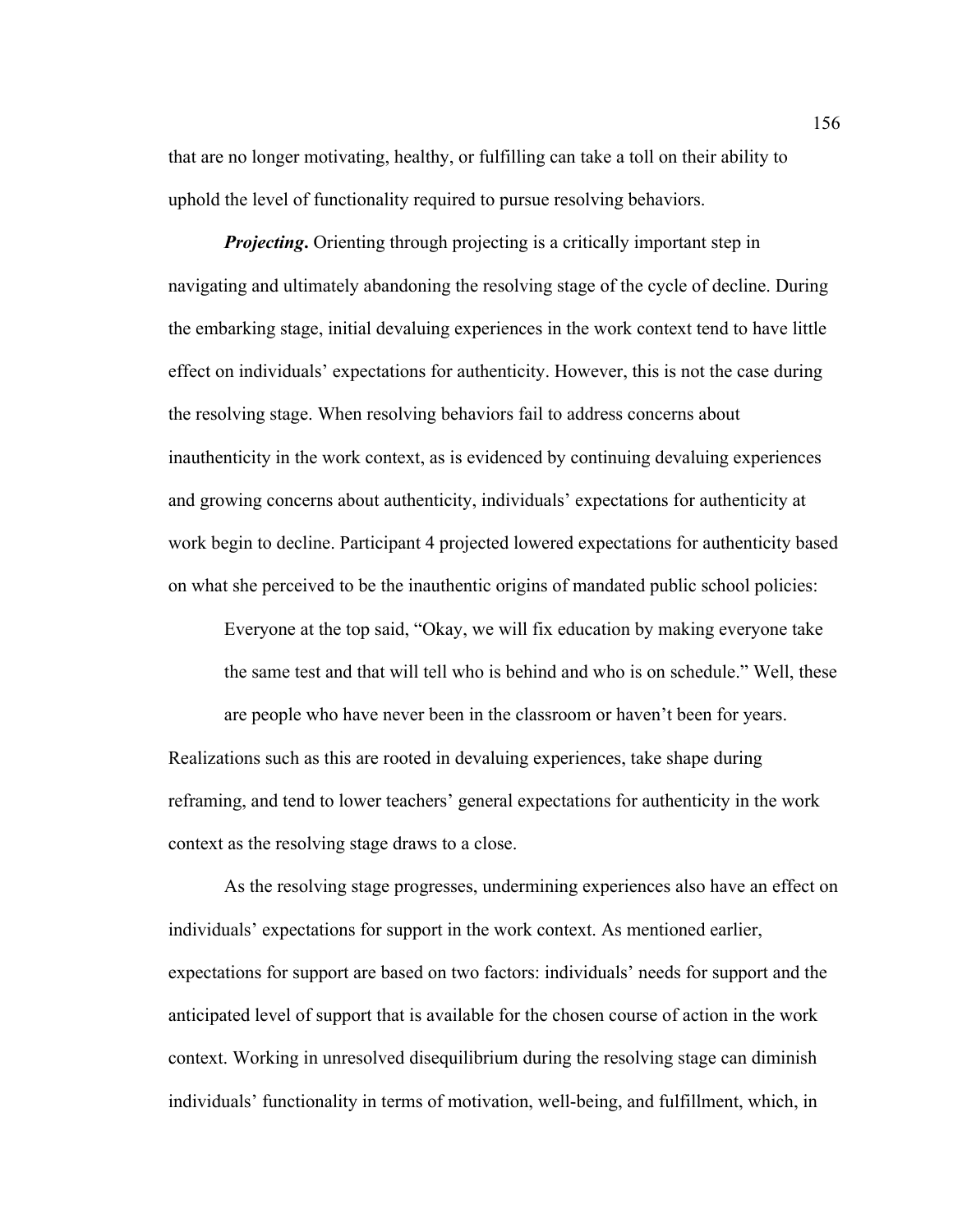that are no longer motivating, healthy, or fulfilling can take a toll on their ability to uphold the level of functionality required to pursue resolving behaviors.

***Projecting*.** Orienting through projecting is a critically important step in navigating and ultimately abandoning the resolving stage of the cycle of decline. During the embarking stage, initial devaluing experiences in the work context tend to have little effect on individuals' expectations for authenticity. However, this is not the case during the resolving stage. When resolving behaviors fail to address concerns about inauthenticity in the work context, as is evidenced by continuing devaluing experiences and growing concerns about authenticity, individuals' expectations for authenticity at work begin to decline. Participant 4 projected lowered expectations for authenticity based on what she perceived to be the inauthentic origins of mandated public school policies:

> Everyone at the top said, "Okay, we will fix education by making everyone take the same test and that will tell who is behind and who is on schedule." Well, these are people who have never been in the classroom or haven't been for years.

Realizations such as this are rooted in devaluing experiences, take shape during reframing, and tend to lower teachers' general expectations for authenticity in the work context as the resolving stage draws to a close.

As the resolving stage progresses, undermining experiences also have an effect on individuals' expectations for support in the work context. As mentioned earlier, expectations for support are based on two factors: individuals' needs for support and the anticipated level of support that is available for the chosen course of action in the work context. Working in unresolved disequilibrium during the resolving stage can diminish individuals' functionality in terms of motivation, well-being, and fulfillment, which, in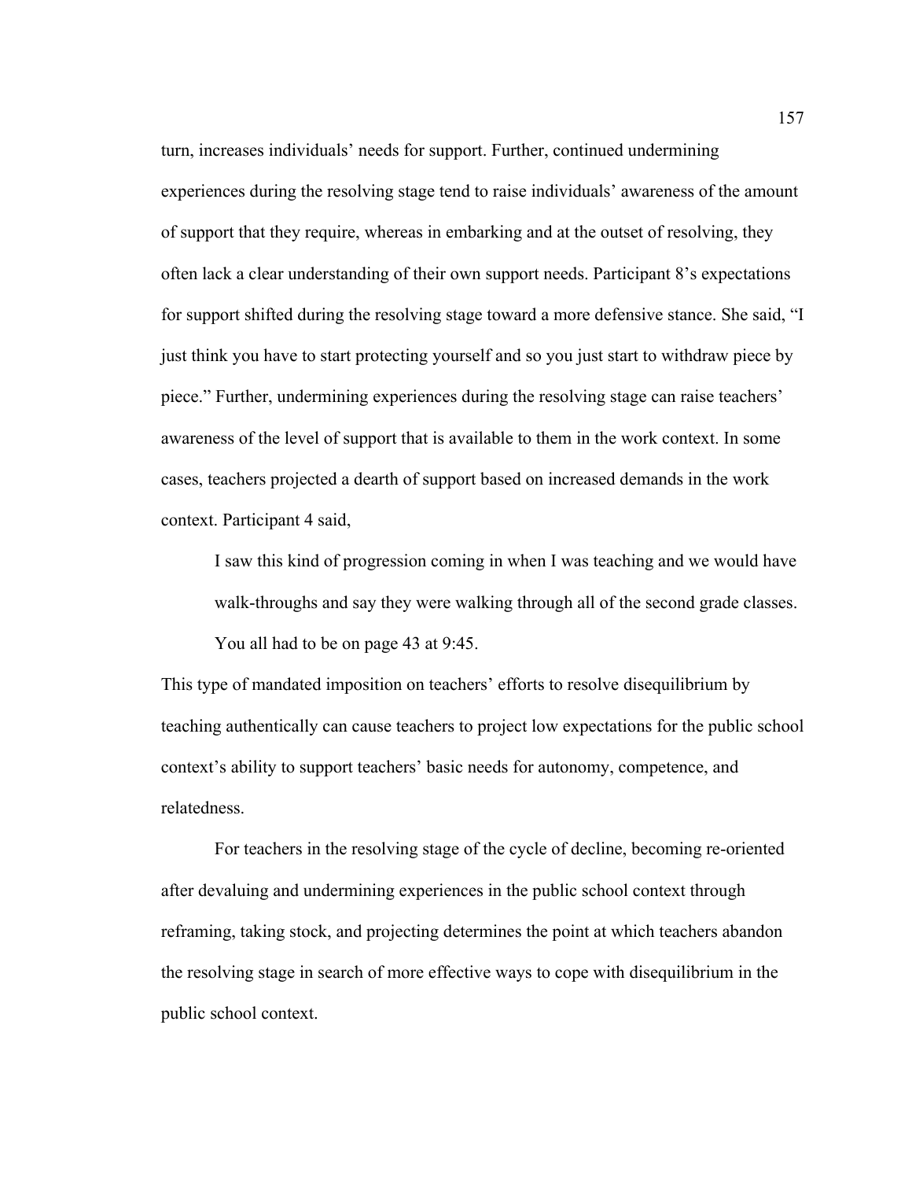turn, increases individuals' needs for support. Further, continued undermining experiences during the resolving stage tend to raise individuals' awareness of the amount of support that they require, whereas in embarking and at the outset of resolving, they often lack a clear understanding of their own support needs. Participant 8's expectations for support shifted during the resolving stage toward a more defensive stance. She said, "I just think you have to start protecting yourself and so you just start to withdraw piece by piece." Further, undermining experiences during the resolving stage can raise teachers' awareness of the level of support that is available to them in the work context. In some cases, teachers projected a dearth of support based on increased demands in the work context. Participant 4 said,

> I saw this kind of progression coming in when I was teaching and we would have walk-throughs and say they were walking through all of the second grade classes. You all had to be on page 43 at 9:45.

This type of mandated imposition on teachers' efforts to resolve disequilibrium by teaching authentically can cause teachers to project low expectations for the public school context's ability to support teachers' basic needs for autonomy, competence, and relatedness.

For teachers in the resolving stage of the cycle of decline, becoming re-oriented after devaluing and undermining experiences in the public school context through reframing, taking stock, and projecting determines the point at which teachers abandon the resolving stage in search of more effective ways to cope with disequilibrium in the public school context.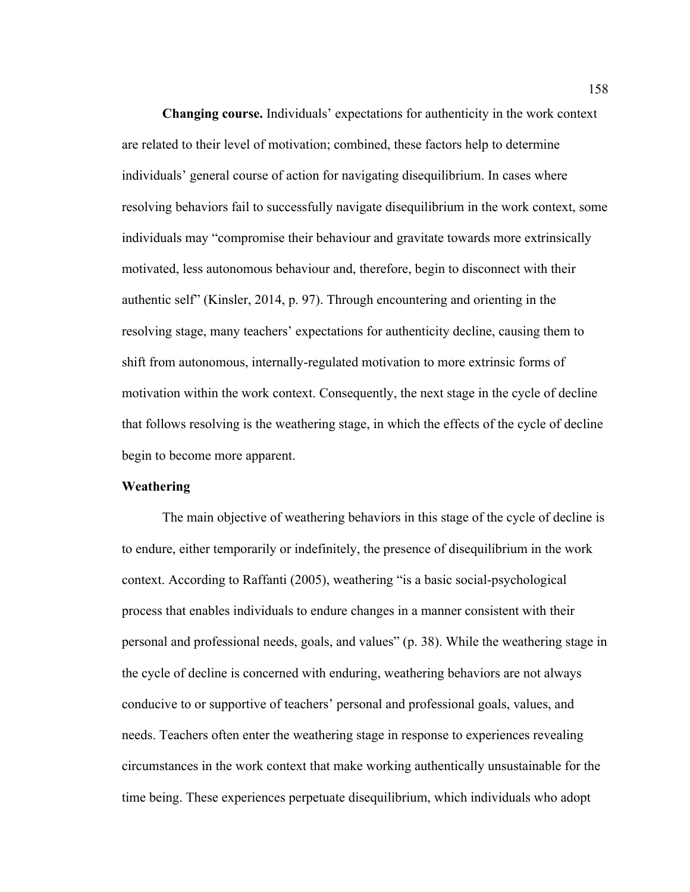**Changing course.** Individuals' expectations for authenticity in the work context are related to their level of motivation; combined, these factors help to determine individuals' general course of action for navigating disequilibrium. In cases where resolving behaviors fail to successfully navigate disequilibrium in the work context, some individuals may "compromise their behaviour and gravitate towards more extrinsically motivated, less autonomous behaviour and, therefore, begin to disconnect with their authentic self" (Kinsler, 2014, p. 97). Through encountering and orienting in the resolving stage, many teachers' expectations for authenticity decline, causing them to shift from autonomous, internally-regulated motivation to more extrinsic forms of motivation within the work context. Consequently, the next stage in the cycle of decline that follows resolving is the weathering stage, in which the effects of the cycle of decline begin to become more apparent.

### Weathering

The main objective of weathering behaviors in this stage of the cycle of decline is to endure, either temporarily or indefinitely, the presence of disequilibrium in the work context. According to Raffanti (2005), weathering "is a basic social-psychological process that enables individuals to endure changes in a manner consistent with their personal and professional needs, goals, and values" (p. 38). While the weathering stage in the cycle of decline is concerned with enduring, weathering behaviors are not always conducive to or supportive of teachers' personal and professional goals, values, and needs. Teachers often enter the weathering stage in response to experiences revealing circumstances in the work context that make working authentically unsustainable for the time being. These experiences perpetuate disequilibrium, which individuals who adopt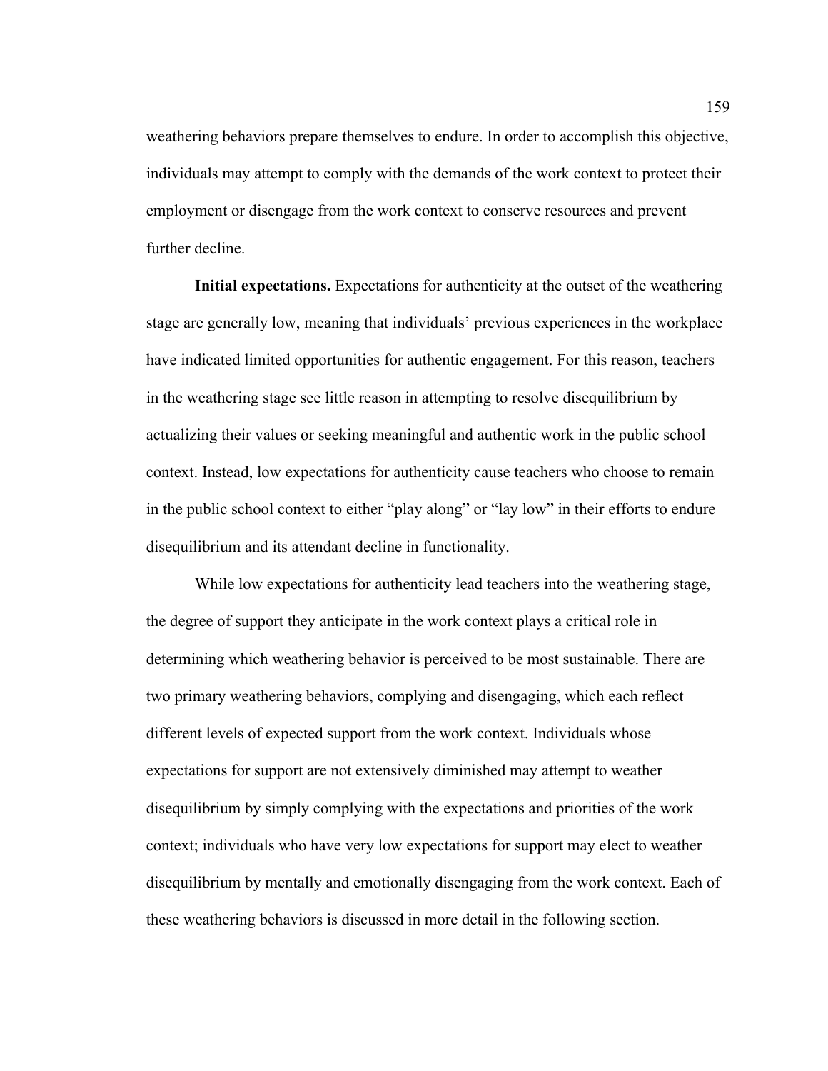weathering behaviors prepare themselves to endure. In order to accomplish this objective, individuals may attempt to comply with the demands of the work context to protect their employment or disengage from the work context to conserve resources and prevent further decline.

**Initial expectations.** Expectations for authenticity at the outset of the weathering stage are generally low, meaning that individuals' previous experiences in the workplace have indicated limited opportunities for authentic engagement. For this reason, teachers in the weathering stage see little reason in attempting to resolve disequilibrium by actualizing their values or seeking meaningful and authentic work in the public school context. Instead, low expectations for authenticity cause teachers who choose to remain in the public school context to either "play along" or "lay low" in their efforts to endure disequilibrium and its attendant decline in functionality.

While low expectations for authenticity lead teachers into the weathering stage, the degree of support they anticipate in the work context plays a critical role in determining which weathering behavior is perceived to be most sustainable. There are two primary weathering behaviors, complying and disengaging, which each reflect different levels of expected support from the work context. Individuals whose expectations for support are not extensively diminished may attempt to weather disequilibrium by simply complying with the expectations and priorities of the work context; individuals who have very low expectations for support may elect to weather disequilibrium by mentally and emotionally disengaging from the work context. Each of these weathering behaviors is discussed in more detail in the following section.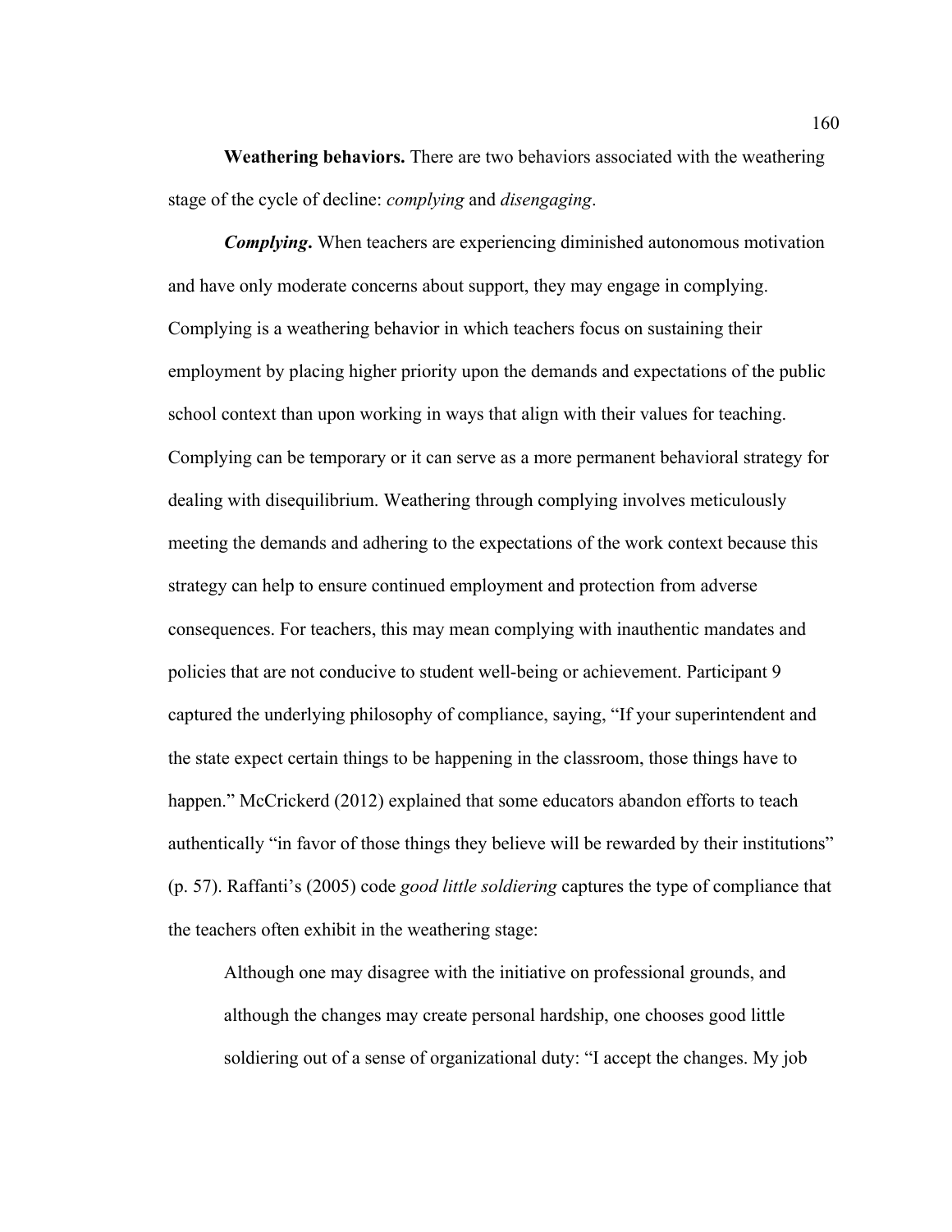**Weathering behaviors.** There are two behaviors associated with the weathering stage of the cycle of decline: *complying* and *disengaging*.

***Complying*.** When teachers are experiencing diminished autonomous motivation and have only moderate concerns about support, they may engage in complying. Complying is a weathering behavior in which teachers focus on sustaining their employment by placing higher priority upon the demands and expectations of the public school context than upon working in ways that align with their values for teaching. Complying can be temporary or it can serve as a more permanent behavioral strategy for dealing with disequilibrium. Weathering through complying involves meticulously meeting the demands and adhering to the expectations of the work context because this strategy can help to ensure continued employment and protection from adverse consequences. For teachers, this may mean complying with inauthentic mandates and policies that are not conducive to student well-being or achievement. Participant 9 captured the underlying philosophy of compliance, saying, "If your superintendent and the state expect certain things to be happening in the classroom, those things have to happen." McCrickerd (2012) explained that some educators abandon efforts to teach authentically "in favor of those things they believe will be rewarded by their institutions" (p. 57). Raffanti's (2005) code *good little soldiering* captures the type of compliance that the teachers often exhibit in the weathering stage:

> Although one may disagree with the initiative on professional grounds, and although the changes may create personal hardship, one chooses good little soldiering out of a sense of organizational duty: "I accept the changes. My job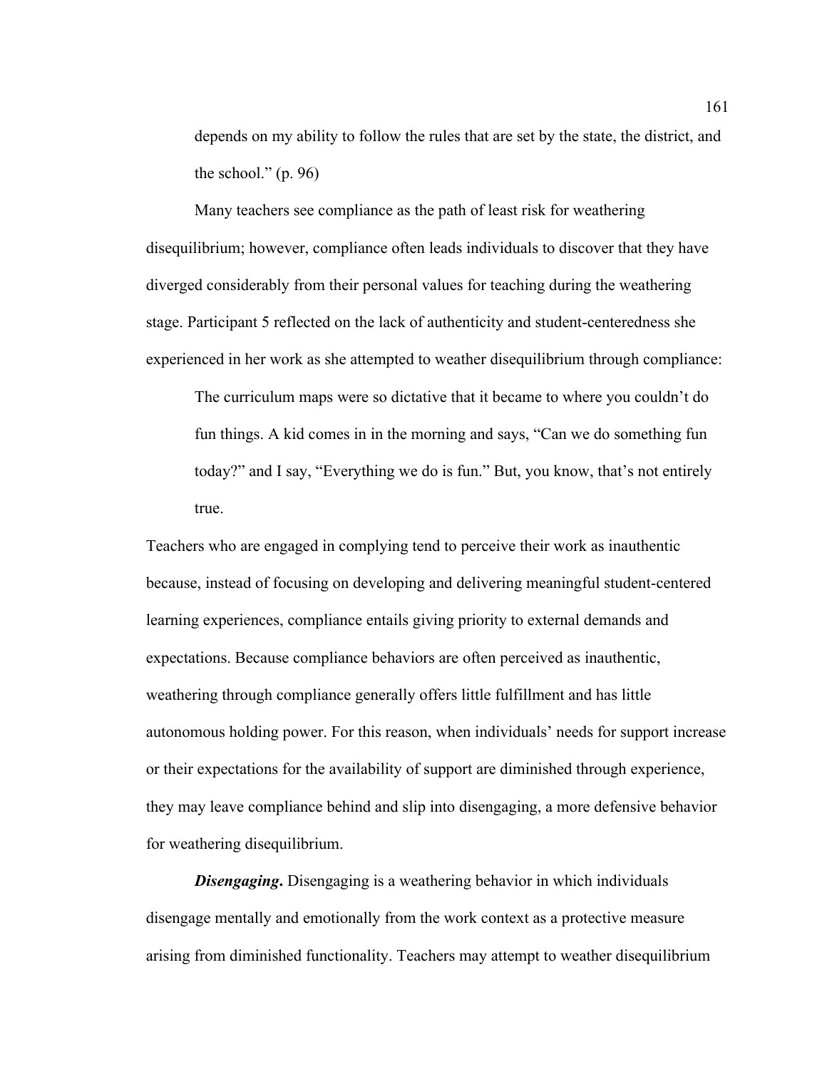> depends on my ability to follow the rules that are set by the state, the district, and the school." (p. 96)

Many teachers see compliance as the path of least risk for weathering disequilibrium; however, compliance often leads individuals to discover that they have diverged considerably from their personal values for teaching during the weathering stage. Participant 5 reflected on the lack of authenticity and student-centeredness she experienced in her work as she attempted to weather disequilibrium through compliance:

> The curriculum maps were so dictative that it became to where you couldn't do fun things. A kid comes in in the morning and says, "Can we do something fun today?" and I say, "Everything we do is fun." But, you know, that's not entirely true.

Teachers who are engaged in complying tend to perceive their work as inauthentic because, instead of focusing on developing and delivering meaningful student-centered learning experiences, compliance entails giving priority to external demands and expectations. Because compliance behaviors are often perceived as inauthentic, weathering through compliance generally offers little fulfillment and has little autonomous holding power. For this reason, when individuals' needs for support increase or their expectations for the availability of support are diminished through experience, they may leave compliance behind and slip into disengaging, a more defensive behavior for weathering disequilibrium.

***Disengaging*.** Disengaging is a weathering behavior in which individuals disengage mentally and emotionally from the work context as a protective measure arising from diminished functionality. Teachers may attempt to weather disequilibrium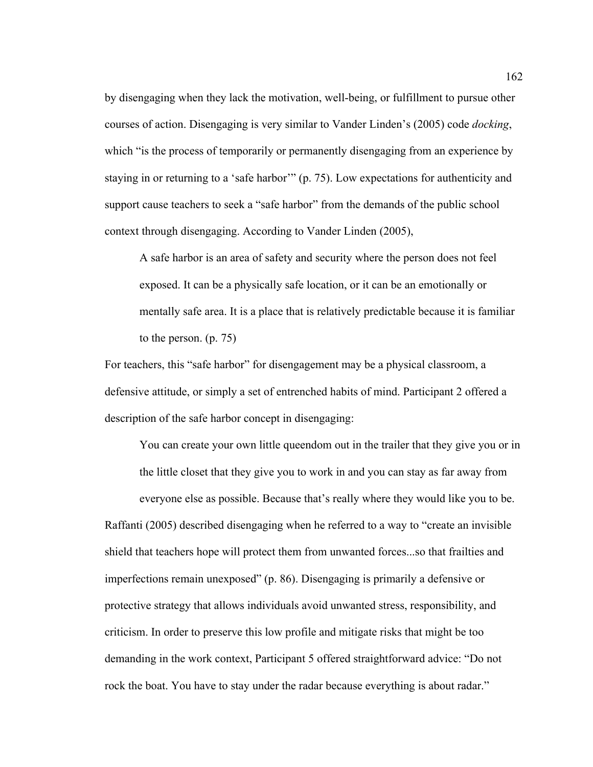by disengaging when they lack the motivation, well-being, or fulfillment to pursue other courses of action. Disengaging is very similar to Vander Linden's (2005) code *docking*, which "is the process of temporarily or permanently disengaging from an experience by staying in or returning to a 'safe harbor'" (p. 75). Low expectations for authenticity and support cause teachers to seek a "safe harbor" from the demands of the public school context through disengaging. According to Vander Linden (2005),

> A safe harbor is an area of safety and security where the person does not feel exposed. It can be a physically safe location, or it can be an emotionally or mentally safe area. It is a place that is relatively predictable because it is familiar to the person. (p. 75)

For teachers, this "safe harbor" for disengagement may be a physical classroom, a defensive attitude, or simply a set of entrenched habits of mind. Participant 2 offered a description of the safe harbor concept in disengaging:

> You can create your own little queendom out in the trailer that they give you or in the little closet that they give you to work in and you can stay as far away from everyone else as possible. Because that's really where they would like you to be.

Raffanti (2005) described disengaging when he referred to a way to "create an invisible shield that teachers hope will protect them from unwanted forces...so that frailties and imperfections remain unexposed" (p. 86). Disengaging is primarily a defensive or protective strategy that allows individuals avoid unwanted stress, responsibility, and criticism. In order to preserve this low profile and mitigate risks that might be too demanding in the work context, Participant 5 offered straightforward advice: "Do not rock the boat. You have to stay under the radar because everything is about radar."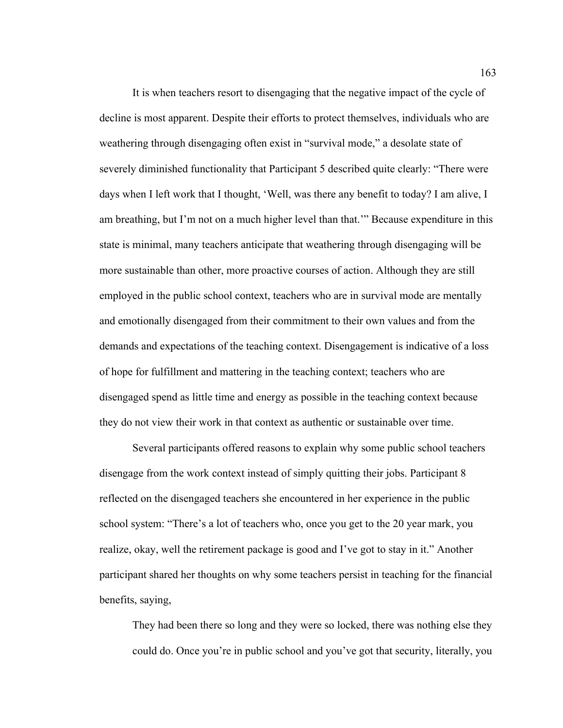It is when teachers resort to disengaging that the negative impact of the cycle of decline is most apparent. Despite their efforts to protect themselves, individuals who are weathering through disengaging often exist in "survival mode," a desolate state of severely diminished functionality that Participant 5 described quite clearly: "There were days when I left work that I thought, 'Well, was there any benefit to today? I am alive, I am breathing, but I'm not on a much higher level than that.'" Because expenditure in this state is minimal, many teachers anticipate that weathering through disengaging will be more sustainable than other, more proactive courses of action. Although they are still employed in the public school context, teachers who are in survival mode are mentally and emotionally disengaged from their commitment to their own values and from the demands and expectations of the teaching context. Disengagement is indicative of a loss of hope for fulfillment and mattering in the teaching context; teachers who are disengaged spend as little time and energy as possible in the teaching context because they do not view their work in that context as authentic or sustainable over time.

Several participants offered reasons to explain why some public school teachers disengage from the work context instead of simply quitting their jobs. Participant 8 reflected on the disengaged teachers she encountered in her experience in the public school system: "There's a lot of teachers who, once you get to the 20 year mark, you realize, okay, well the retirement package is good and I've got to stay in it." Another participant shared her thoughts on why some teachers persist in teaching for the financial benefits, saying,

> They had been there so long and they were so locked, there was nothing else they could do. Once you're in public school and you've got that security, literally, you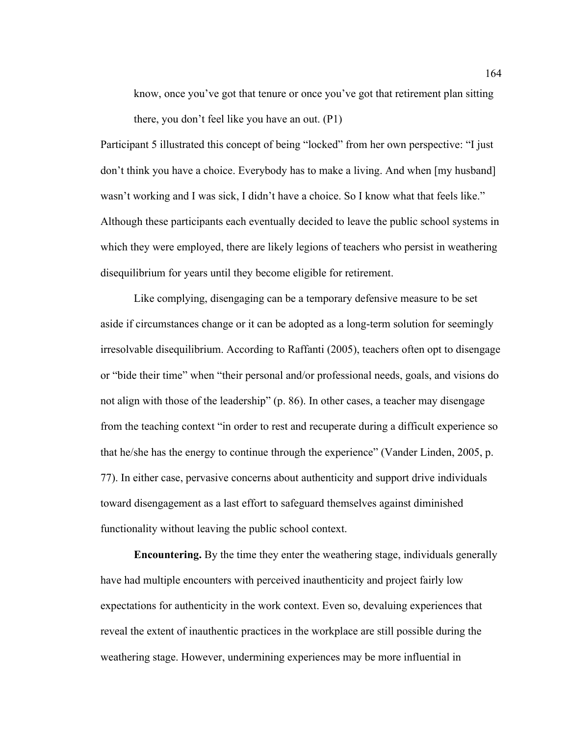> know, once you've got that tenure or once you've got that retirement plan sitting there, you don't feel like you have an out. (P1)

Participant 5 illustrated this concept of being "locked" from her own perspective: "I just don't think you have a choice. Everybody has to make a living. And when [my husband] wasn't working and I was sick, I didn't have a choice. So I know what that feels like." Although these participants each eventually decided to leave the public school systems in which they were employed, there are likely legions of teachers who persist in weathering disequilibrium for years until they become eligible for retirement.

Like complying, disengaging can be a temporary defensive measure to be set aside if circumstances change or it can be adopted as a long-term solution for seemingly irresolvable disequilibrium. According to Raffanti (2005), teachers often opt to disengage or "bide their time" when "their personal and/or professional needs, goals, and visions do not align with those of the leadership" (p. 86). In other cases, a teacher may disengage from the teaching context "in order to rest and recuperate during a difficult experience so that he/she has the energy to continue through the experience" (Vander Linden, 2005, p. 77). In either case, pervasive concerns about authenticity and support drive individuals toward disengagement as a last effort to safeguard themselves against diminished functionality without leaving the public school context.

**Encountering.** By the time they enter the weathering stage, individuals generally have had multiple encounters with perceived inauthenticity and project fairly low expectations for authenticity in the work context. Even so, devaluing experiences that reveal the extent of inauthentic practices in the workplace are still possible during the weathering stage. However, undermining experiences may be more influential in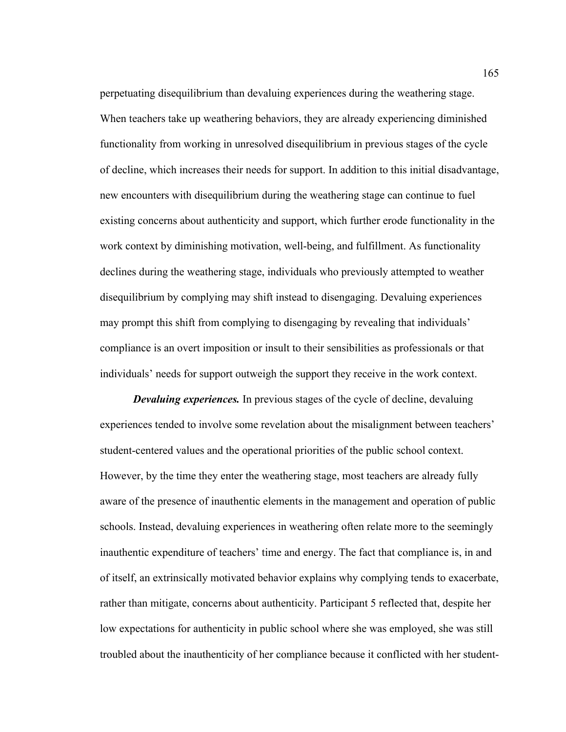perpetuating disequilibrium than devaluing experiences during the weathering stage. When teachers take up weathering behaviors, they are already experiencing diminished functionality from working in unresolved disequilibrium in previous stages of the cycle of decline, which increases their needs for support. In addition to this initial disadvantage, new encounters with disequilibrium during the weathering stage can continue to fuel existing concerns about authenticity and support, which further erode functionality in the work context by diminishing motivation, well-being, and fulfillment. As functionality declines during the weathering stage, individuals who previously attempted to weather disequilibrium by complying may shift instead to disengaging. Devaluing experiences may prompt this shift from complying to disengaging by revealing that individuals' compliance is an overt imposition or insult to their sensibilities as professionals or that individuals' needs for support outweigh the support they receive in the work context.

***Devaluing experiences.*** In previous stages of the cycle of decline, devaluing experiences tended to involve some revelation about the misalignment between teachers' student-centered values and the operational priorities of the public school context. However, by the time they enter the weathering stage, most teachers are already fully aware of the presence of inauthentic elements in the management and operation of public schools. Instead, devaluing experiences in weathering often relate more to the seemingly inauthentic expenditure of teachers' time and energy. The fact that compliance is, in and of itself, an extrinsically motivated behavior explains why complying tends to exacerbate, rather than mitigate, concerns about authenticity. Participant 5 reflected that, despite her low expectations for authenticity in public school where she was employed, she was still troubled about the inauthenticity of her compliance because it conflicted with her student-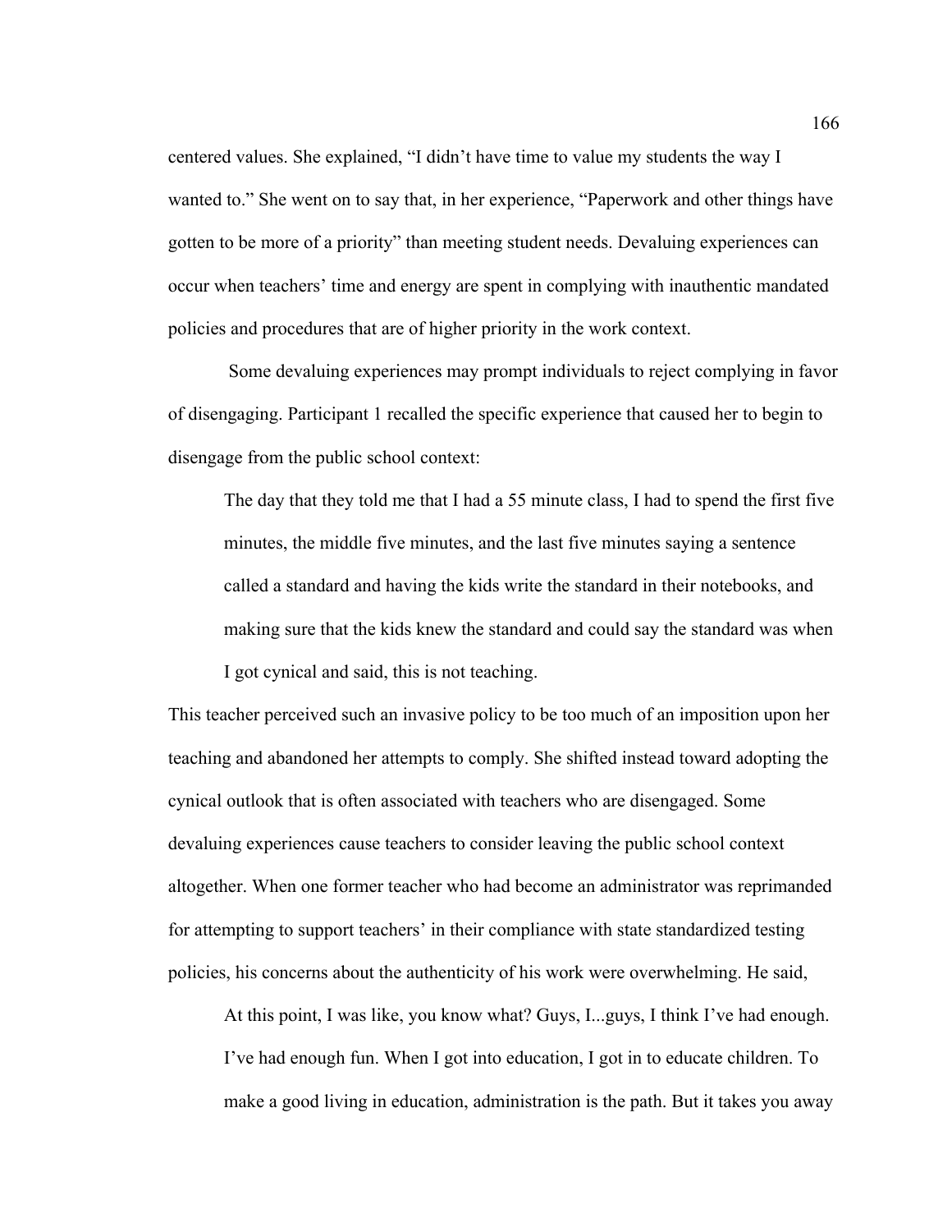centered values. She explained, "I didn't have time to value my students the way I wanted to." She went on to say that, in her experience, "Paperwork and other things have gotten to be more of a priority" than meeting student needs. Devaluing experiences can occur when teachers' time and energy are spent in complying with inauthentic mandated policies and procedures that are of higher priority in the work context.

Some devaluing experiences may prompt individuals to reject complying in favor of disengaging. Participant 1 recalled the specific experience that caused her to begin to disengage from the public school context:

> The day that they told me that I had a 55 minute class, I had to spend the first five minutes, the middle five minutes, and the last five minutes saying a sentence called a standard and having the kids write the standard in their notebooks, and making sure that the kids knew the standard and could say the standard was when I got cynical and said, this is not teaching.

This teacher perceived such an invasive policy to be too much of an imposition upon her teaching and abandoned her attempts to comply. She shifted instead toward adopting the cynical outlook that is often associated with teachers who are disengaged. Some devaluing experiences cause teachers to consider leaving the public school context altogether. When one former teacher who had become an administrator was reprimanded for attempting to support teachers' in their compliance with state standardized testing policies, his concerns about the authenticity of his work were overwhelming. He said,

> At this point, I was like, you know what? Guys, I...guys, I think I've had enough. I've had enough fun. When I got into education, I got in to educate children. To make a good living in education, administration is the path. But it takes you away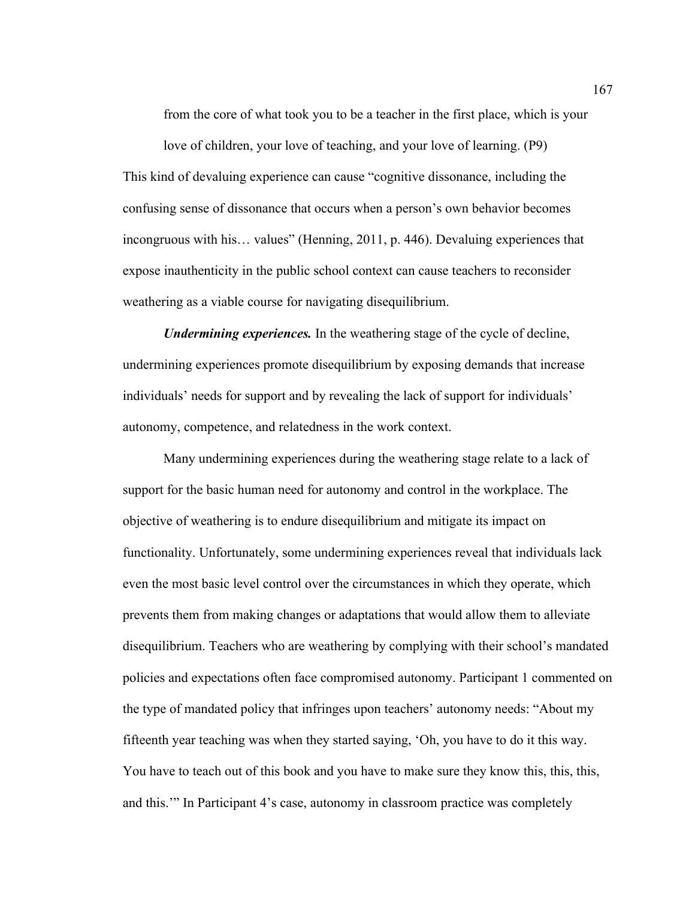> from the core of what took you to be a teacher in the first place, which is your love of children, your love of teaching, and your love of learning. (P9)

This kind of devaluing experience can cause "cognitive dissonance, including the confusing sense of dissonance that occurs when a person's own behavior becomes incongruous with his… values" (Henning, 2011, p. 446). Devaluing experiences that expose inauthenticity in the public school context can cause teachers to reconsider weathering as a viable course for navigating disequilibrium.

***Undermining experiences.*** In the weathering stage of the cycle of decline, undermining experiences promote disequilibrium by exposing demands that increase individuals' needs for support and by revealing the lack of support for individuals' autonomy, competence, and relatedness in the work context.

Many undermining experiences during the weathering stage relate to a lack of support for the basic human need for autonomy and control in the workplace. The objective of weathering is to endure disequilibrium and mitigate its impact on functionality. Unfortunately, some undermining experiences reveal that individuals lack even the most basic level control over the circumstances in which they operate, which prevents them from making changes or adaptations that would allow them to alleviate disequilibrium. Teachers who are weathering by complying with their school's mandated policies and expectations often face compromised autonomy. Participant 1 commented on the type of mandated policy that infringes upon teachers' autonomy needs: "About my fifteenth year teaching was when they started saying, 'Oh, you have to do it this way. You have to teach out of this book and you have to make sure they know this, this, this, and this.'" In Participant 4's case, autonomy in classroom practice was completely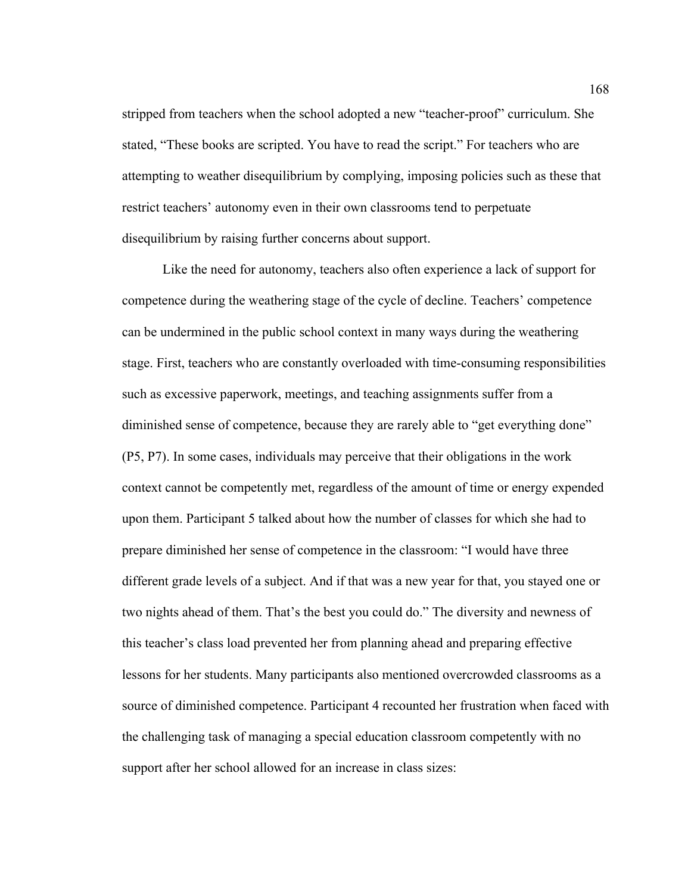stripped from teachers when the school adopted a new "teacher-proof" curriculum. She stated, "These books are scripted. You have to read the script." For teachers who are attempting to weather disequilibrium by complying, imposing policies such as these that restrict teachers' autonomy even in their own classrooms tend to perpetuate disequilibrium by raising further concerns about support.

Like the need for autonomy, teachers also often experience a lack of support for competence during the weathering stage of the cycle of decline. Teachers' competence can be undermined in the public school context in many ways during the weathering stage. First, teachers who are constantly overloaded with time-consuming responsibilities such as excessive paperwork, meetings, and teaching assignments suffer from a diminished sense of competence, because they are rarely able to "get everything done" (P5, P7). In some cases, individuals may perceive that their obligations in the work context cannot be competently met, regardless of the amount of time or energy expended upon them. Participant 5 talked about how the number of classes for which she had to prepare diminished her sense of competence in the classroom: "I would have three different grade levels of a subject. And if that was a new year for that, you stayed one or two nights ahead of them. That's the best you could do." The diversity and newness of this teacher's class load prevented her from planning ahead and preparing effective lessons for her students. Many participants also mentioned overcrowded classrooms as a source of diminished competence. Participant 4 recounted her frustration when faced with the challenging task of managing a special education classroom competently with no support after her school allowed for an increase in class sizes: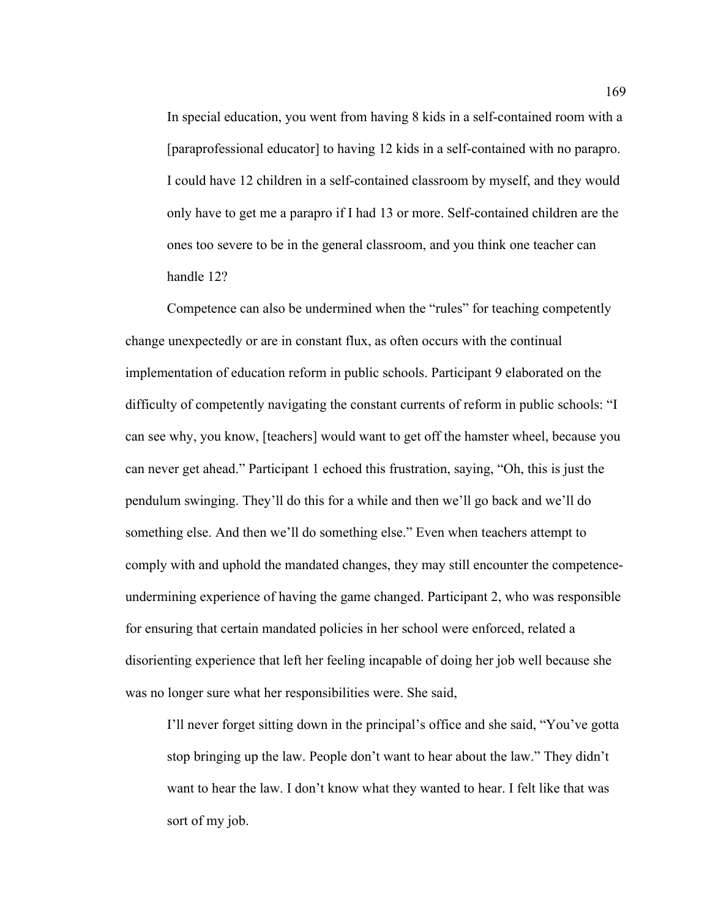> In special education, you went from having 8 kids in a self-contained room with a [paraprofessional educator] to having 12 kids in a self-contained with no parapro. I could have 12 children in a self-contained classroom by myself, and they would only have to get me a parapro if I had 13 or more. Self-contained children are the ones too severe to be in the general classroom, and you think one teacher can handle 12?

Competence can also be undermined when the "rules" for teaching competently change unexpectedly or are in constant flux, as often occurs with the continual implementation of education reform in public schools. Participant 9 elaborated on the difficulty of competently navigating the constant currents of reform in public schools: "I can see why, you know, [teachers] would want to get off the hamster wheel, because you can never get ahead." Participant 1 echoed this frustration, saying, "Oh, this is just the pendulum swinging. They'll do this for a while and then we'll go back and we'll do something else. And then we'll do something else." Even when teachers attempt to comply with and uphold the mandated changes, they may still encounter the competence-undermining experience of having the game changed. Participant 2, who was responsible for ensuring that certain mandated policies in her school were enforced, related a disorienting experience that left her feeling incapable of doing her job well because she was no longer sure what her responsibilities were. She said,

> I'll never forget sitting down in the principal's office and she said, "You've gotta stop bringing up the law. People don't want to hear about the law." They didn't want to hear the law. I don't know what they wanted to hear. I felt like that was sort of my job.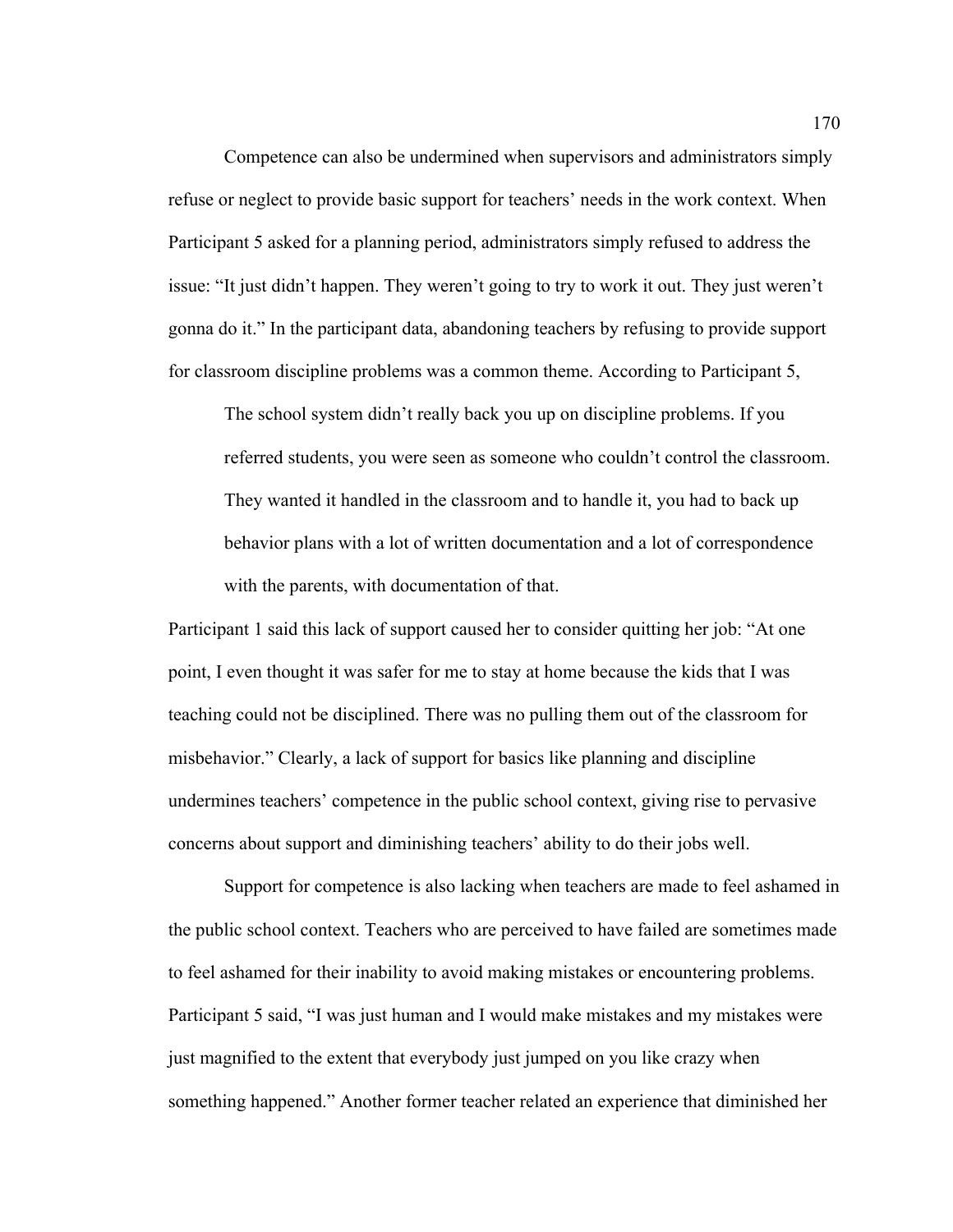Competence can also be undermined when supervisors and administrators simply refuse or neglect to provide basic support for teachers' needs in the work context. When Participant 5 asked for a planning period, administrators simply refused to address the issue: "It just didn't happen. They weren't going to try to work it out. They just weren't gonna do it." In the participant data, abandoning teachers by refusing to provide support for classroom discipline problems was a common theme. According to Participant 5,

> The school system didn't really back you up on discipline problems. If you referred students, you were seen as someone who couldn't control the classroom. They wanted it handled in the classroom and to handle it, you had to back up behavior plans with a lot of written documentation and a lot of correspondence with the parents, with documentation of that.

Participant 1 said this lack of support caused her to consider quitting her job: "At one point, I even thought it was safer for me to stay at home because the kids that I was teaching could not be disciplined. There was no pulling them out of the classroom for misbehavior." Clearly, a lack of support for basics like planning and discipline undermines teachers' competence in the public school context, giving rise to pervasive concerns about support and diminishing teachers' ability to do their jobs well.

Support for competence is also lacking when teachers are made to feel ashamed in the public school context. Teachers who are perceived to have failed are sometimes made to feel ashamed for their inability to avoid making mistakes or encountering problems. Participant 5 said, "I was just human and I would make mistakes and my mistakes were just magnified to the extent that everybody just jumped on you like crazy when something happened." Another former teacher related an experience that diminished her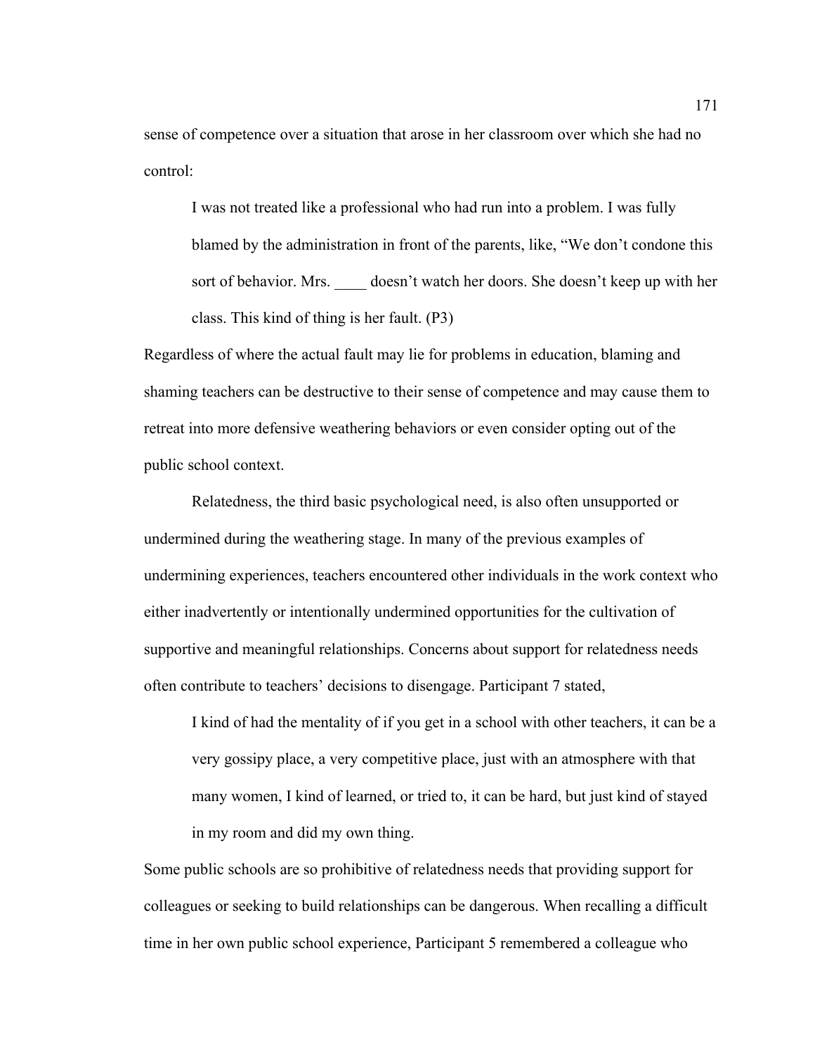sense of competence over a situation that arose in her classroom over which she had no control:

> I was not treated like a professional who had run into a problem. I was fully blamed by the administration in front of the parents, like, "We don't condone this sort of behavior. Mrs. ____ doesn't watch her doors. She doesn't keep up with her class. This kind of thing is her fault. (P3)

Regardless of where the actual fault may lie for problems in education, blaming and shaming teachers can be destructive to their sense of competence and may cause them to retreat into more defensive weathering behaviors or even consider opting out of the public school context.

Relatedness, the third basic psychological need, is also often unsupported or undermined during the weathering stage. In many of the previous examples of undermining experiences, teachers encountered other individuals in the work context who either inadvertently or intentionally undermined opportunities for the cultivation of supportive and meaningful relationships. Concerns about support for relatedness needs often contribute to teachers' decisions to disengage. Participant 7 stated,

> I kind of had the mentality of if you get in a school with other teachers, it can be a very gossipy place, a very competitive place, just with an atmosphere with that many women, I kind of learned, or tried to, it can be hard, but just kind of stayed in my room and did my own thing.

Some public schools are so prohibitive of relatedness needs that providing support for colleagues or seeking to build relationships can be dangerous. When recalling a difficult time in her own public school experience, Participant 5 remembered a colleague who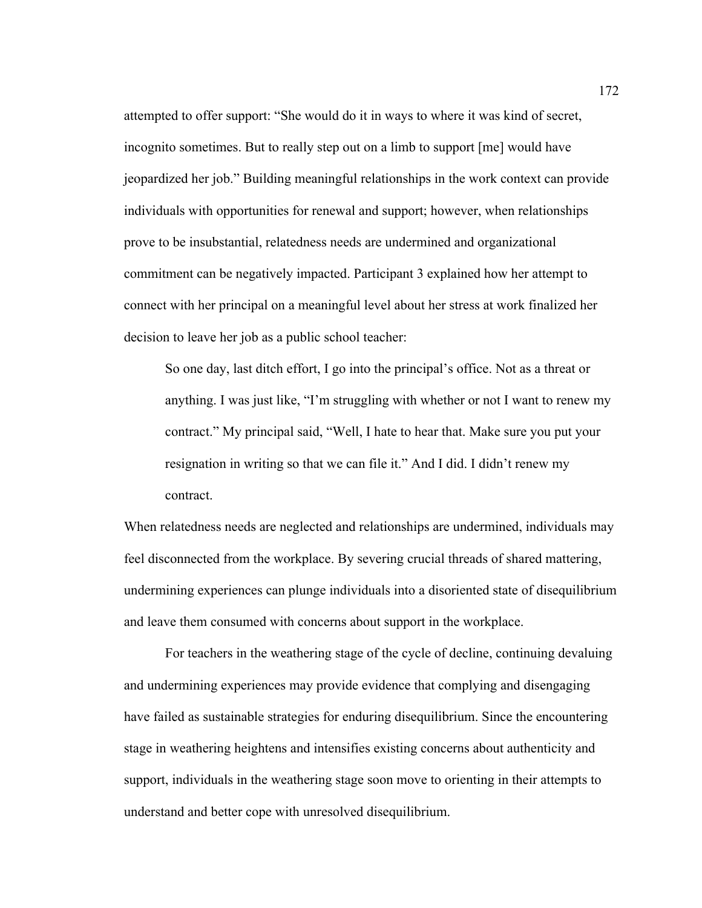attempted to offer support: "She would do it in ways to where it was kind of secret, incognito sometimes. But to really step out on a limb to support [me] would have jeopardized her job." Building meaningful relationships in the work context can provide individuals with opportunities for renewal and support; however, when relationships prove to be insubstantial, relatedness needs are undermined and organizational commitment can be negatively impacted. Participant 3 explained how her attempt to connect with her principal on a meaningful level about her stress at work finalized her decision to leave her job as a public school teacher:

> So one day, last ditch effort, I go into the principal's office. Not as a threat or anything. I was just like, "I'm struggling with whether or not I want to renew my contract." My principal said, "Well, I hate to hear that. Make sure you put your resignation in writing so that we can file it." And I did. I didn't renew my contract.

When relatedness needs are neglected and relationships are undermined, individuals may feel disconnected from the workplace. By severing crucial threads of shared mattering, undermining experiences can plunge individuals into a disoriented state of disequilibrium and leave them consumed with concerns about support in the workplace.

For teachers in the weathering stage of the cycle of decline, continuing devaluing and undermining experiences may provide evidence that complying and disengaging have failed as sustainable strategies for enduring disequilibrium. Since the encountering stage in weathering heightens and intensifies existing concerns about authenticity and support, individuals in the weathering stage soon move to orienting in their attempts to understand and better cope with unresolved disequilibrium.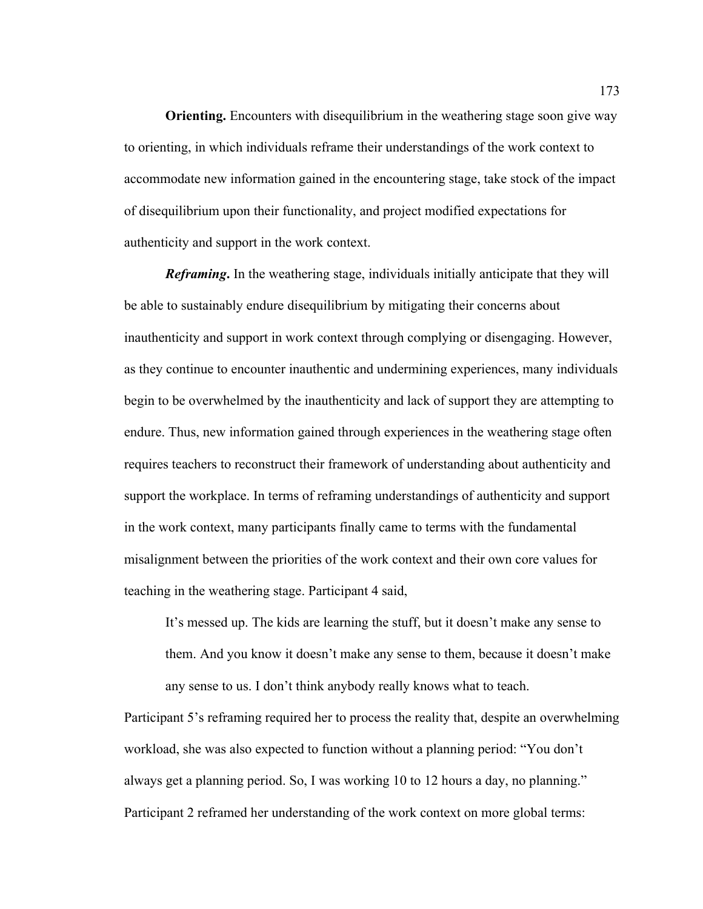**Orienting.** Encounters with disequilibrium in the weathering stage soon give way to orienting, in which individuals reframe their understandings of the work context to accommodate new information gained in the encountering stage, take stock of the impact of disequilibrium upon their functionality, and project modified expectations for authenticity and support in the work context.

***Reframing*.** In the weathering stage, individuals initially anticipate that they will be able to sustainably endure disequilibrium by mitigating their concerns about inauthenticity and support in work context through complying or disengaging. However, as they continue to encounter inauthentic and undermining experiences, many individuals begin to be overwhelmed by the inauthenticity and lack of support they are attempting to endure. Thus, new information gained through experiences in the weathering stage often requires teachers to reconstruct their framework of understanding about authenticity and support the workplace. In terms of reframing understandings of authenticity and support in the work context, many participants finally came to terms with the fundamental misalignment between the priorities of the work context and their own core values for teaching in the weathering stage. Participant 4 said,

> It's messed up. The kids are learning the stuff, but it doesn't make any sense to them. And you know it doesn't make any sense to them, because it doesn't make any sense to us. I don't think anybody really knows what to teach.

Participant 5's reframing required her to process the reality that, despite an overwhelming workload, she was also expected to function without a planning period: "You don't always get a planning period. So, I was working 10 to 12 hours a day, no planning." Participant 2 reframed her understanding of the work context on more global terms: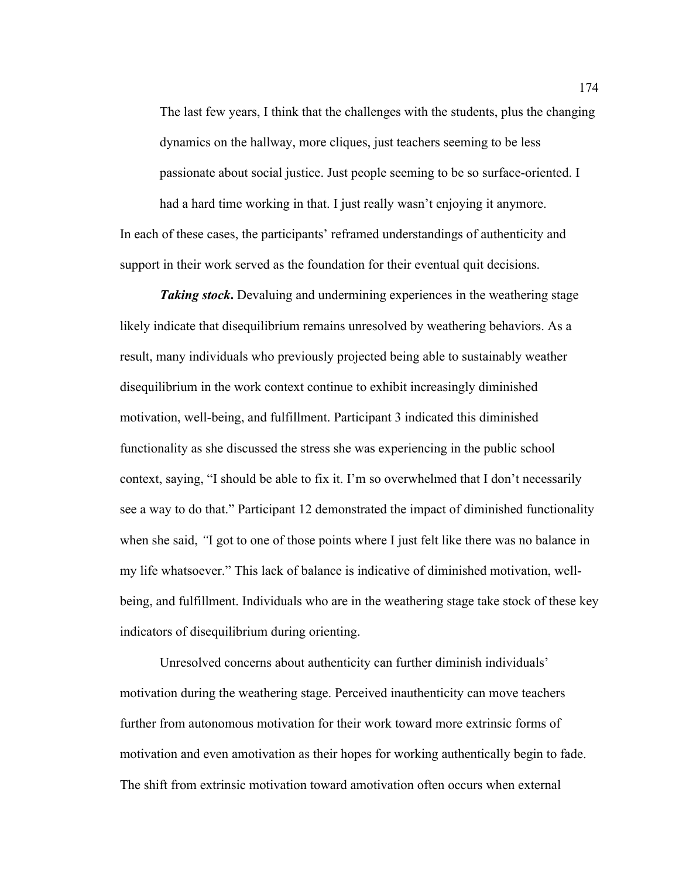> The last few years, I think that the challenges with the students, plus the changing dynamics on the hallway, more cliques, just teachers seeming to be less passionate about social justice. Just people seeming to be so surface-oriented. I had a hard time working in that. I just really wasn't enjoying it anymore.

In each of these cases, the participants' reframed understandings of authenticity and support in their work served as the foundation for their eventual quit decisions.

***Taking stock*.** Devaluing and undermining experiences in the weathering stage likely indicate that disequilibrium remains unresolved by weathering behaviors. As a result, many individuals who previously projected being able to sustainably weather disequilibrium in the work context continue to exhibit increasingly diminished motivation, well-being, and fulfillment. Participant 3 indicated this diminished functionality as she discussed the stress she was experiencing in the public school context, saying, "I should be able to fix it. I'm so overwhelmed that I don't necessarily see a way to do that." Participant 12 demonstrated the impact of diminished functionality when she said, *"*I got to one of those points where I just felt like there was no balance in my life whatsoever." This lack of balance is indicative of diminished motivation, well-being, and fulfillment. Individuals who are in the weathering stage take stock of these key indicators of disequilibrium during orienting.

Unresolved concerns about authenticity can further diminish individuals' motivation during the weathering stage. Perceived inauthenticity can move teachers further from autonomous motivation for their work toward more extrinsic forms of motivation and even amotivation as their hopes for working authentically begin to fade. The shift from extrinsic motivation toward amotivation often occurs when external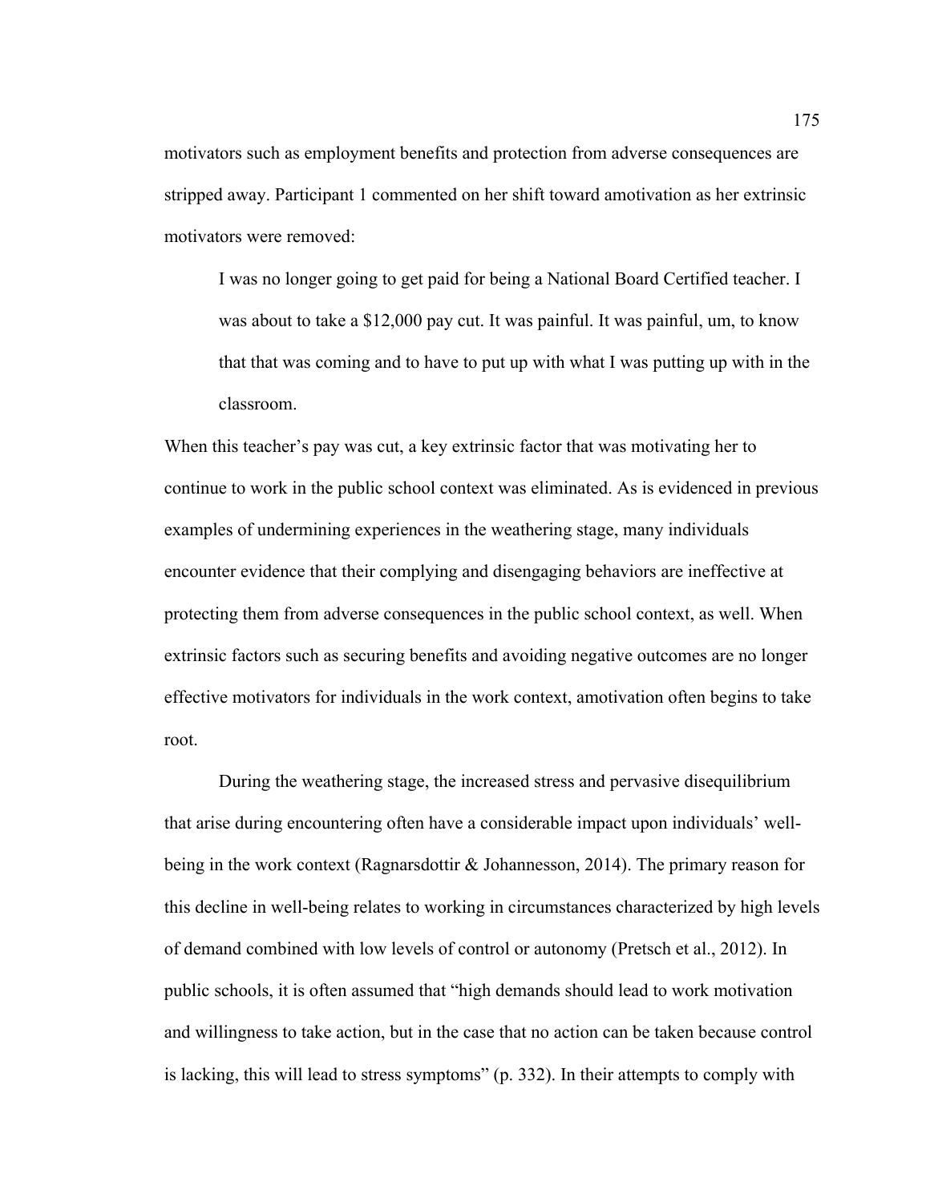motivators such as employment benefits and protection from adverse consequences are stripped away. Participant 1 commented on her shift toward amotivation as her extrinsic motivators were removed:

> I was no longer going to get paid for being a National Board Certified teacher. I was about to take a $12,000 pay cut. It was painful. It was painful, um, to know that that was coming and to have to put up with what I was putting up with in the classroom.

When this teacher's pay was cut, a key extrinsic factor that was motivating her to continue to work in the public school context was eliminated. As is evidenced in previous examples of undermining experiences in the weathering stage, many individuals encounter evidence that their complying and disengaging behaviors are ineffective at protecting them from adverse consequences in the public school context, as well. When extrinsic factors such as securing benefits and avoiding negative outcomes are no longer effective motivators for individuals in the work context, amotivation often begins to take root.

During the weathering stage, the increased stress and pervasive disequilibrium that arise during encountering often have a considerable impact upon individuals' well-being in the work context (Ragnarsdottir & Johannesson, 2014). The primary reason for this decline in well-being relates to working in circumstances characterized by high levels of demand combined with low levels of control or autonomy (Pretsch et al., 2012). In public schools, it is often assumed that "high demands should lead to work motivation and willingness to take action, but in the case that no action can be taken because control is lacking, this will lead to stress symptoms" (p. 332). In their attempts to comply with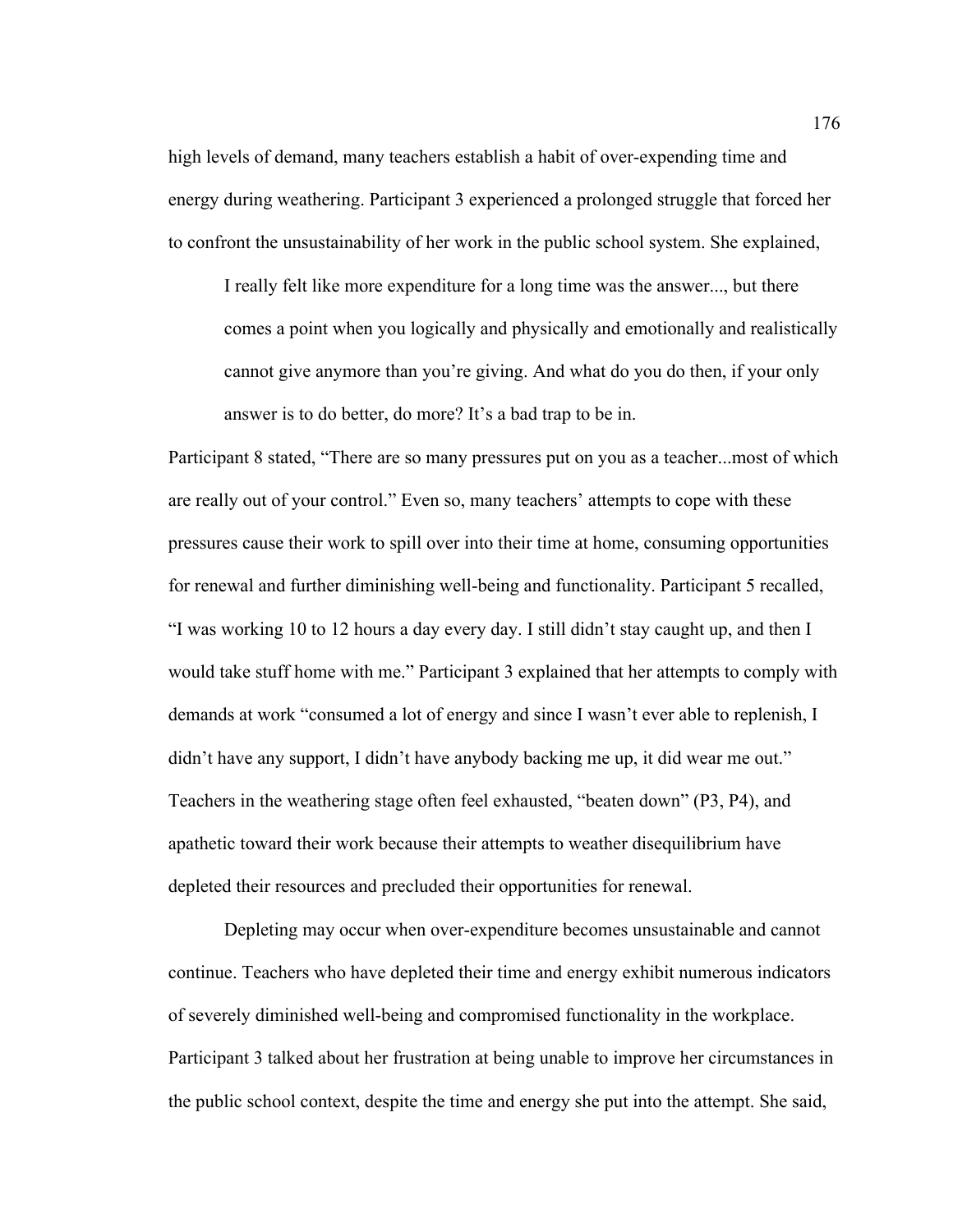high levels of demand, many teachers establish a habit of over-expending time and energy during weathering. Participant 3 experienced a prolonged struggle that forced her to confront the unsustainability of her work in the public school system. She explained,

> I really felt like more expenditure for a long time was the answer..., but there comes a point when you logically and physically and emotionally and realistically cannot give anymore than you're giving. And what do you do then, if your only answer is to do better, do more? It's a bad trap to be in.

Participant 8 stated, "There are so many pressures put on you as a teacher...most of which are really out of your control." Even so, many teachers' attempts to cope with these pressures cause their work to spill over into their time at home, consuming opportunities for renewal and further diminishing well-being and functionality. Participant 5 recalled, "I was working 10 to 12 hours a day every day. I still didn't stay caught up, and then I would take stuff home with me." Participant 3 explained that her attempts to comply with demands at work "consumed a lot of energy and since I wasn't ever able to replenish, I didn't have any support, I didn't have anybody backing me up, it did wear me out." Teachers in the weathering stage often feel exhausted, "beaten down" (P3, P4), and apathetic toward their work because their attempts to weather disequilibrium have depleted their resources and precluded their opportunities for renewal.

Depleting may occur when over-expenditure becomes unsustainable and cannot continue. Teachers who have depleted their time and energy exhibit numerous indicators of severely diminished well-being and compromised functionality in the workplace. Participant 3 talked about her frustration at being unable to improve her circumstances in the public school context, despite the time and energy she put into the attempt. She said,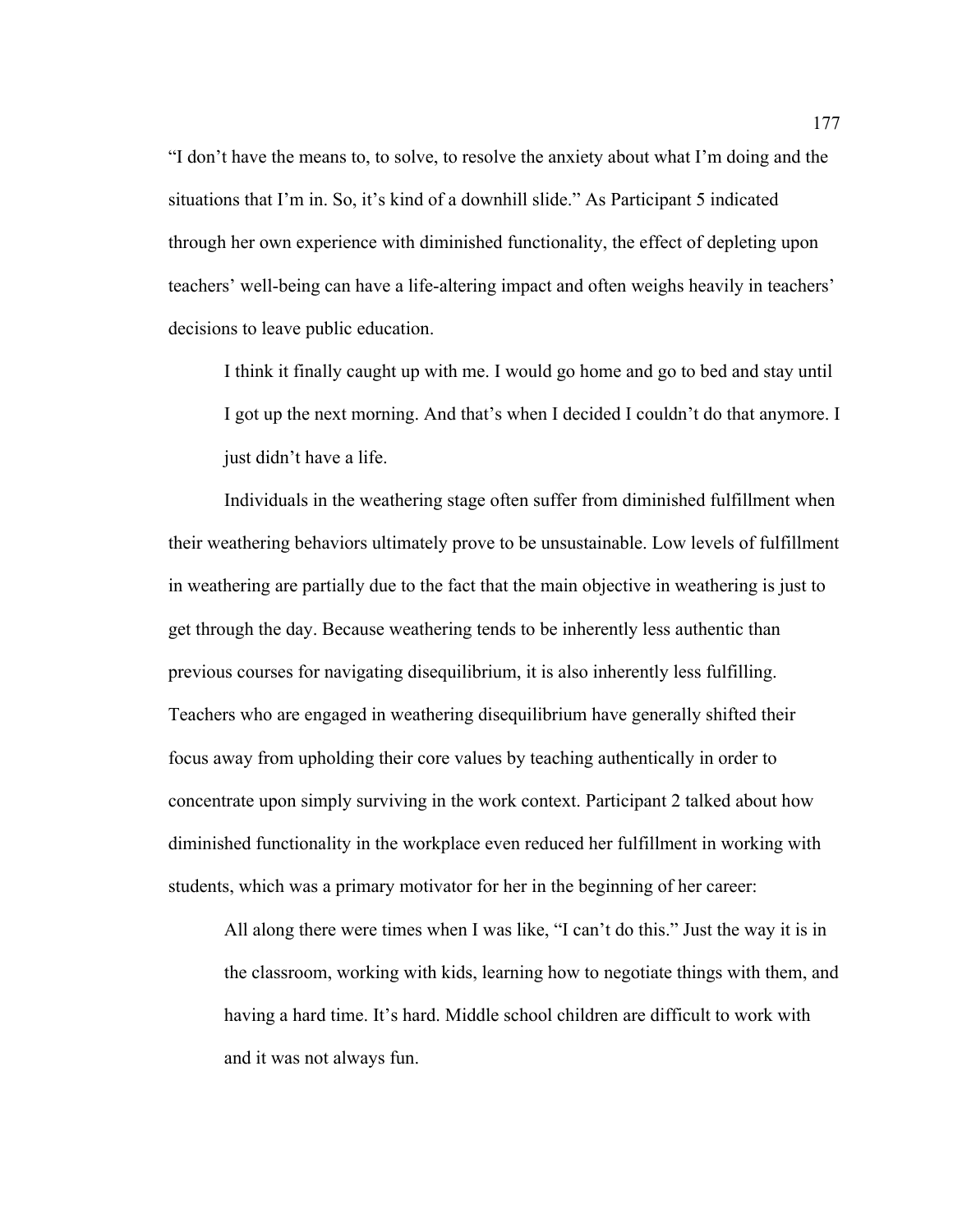"I don't have the means to, to solve, to resolve the anxiety about what I'm doing and the situations that I'm in. So, it's kind of a downhill slide." As Participant 5 indicated through her own experience with diminished functionality, the effect of depleting upon teachers' well-being can have a life-altering impact and often weighs heavily in teachers' decisions to leave public education.

> I think it finally caught up with me. I would go home and go to bed and stay until I got up the next morning. And that's when I decided I couldn't do that anymore. I just didn't have a life.

Individuals in the weathering stage often suffer from diminished fulfillment when their weathering behaviors ultimately prove to be unsustainable. Low levels of fulfillment in weathering are partially due to the fact that the main objective in weathering is just to get through the day. Because weathering tends to be inherently less authentic than previous courses for navigating disequilibrium, it is also inherently less fulfilling. Teachers who are engaged in weathering disequilibrium have generally shifted their focus away from upholding their core values by teaching authentically in order to concentrate upon simply surviving in the work context. Participant 2 talked about how diminished functionality in the workplace even reduced her fulfillment in working with students, which was a primary motivator for her in the beginning of her career:

> All along there were times when I was like, "I can't do this." Just the way it is in the classroom, working with kids, learning how to negotiate things with them, and having a hard time. It's hard. Middle school children are difficult to work with and it was not always fun.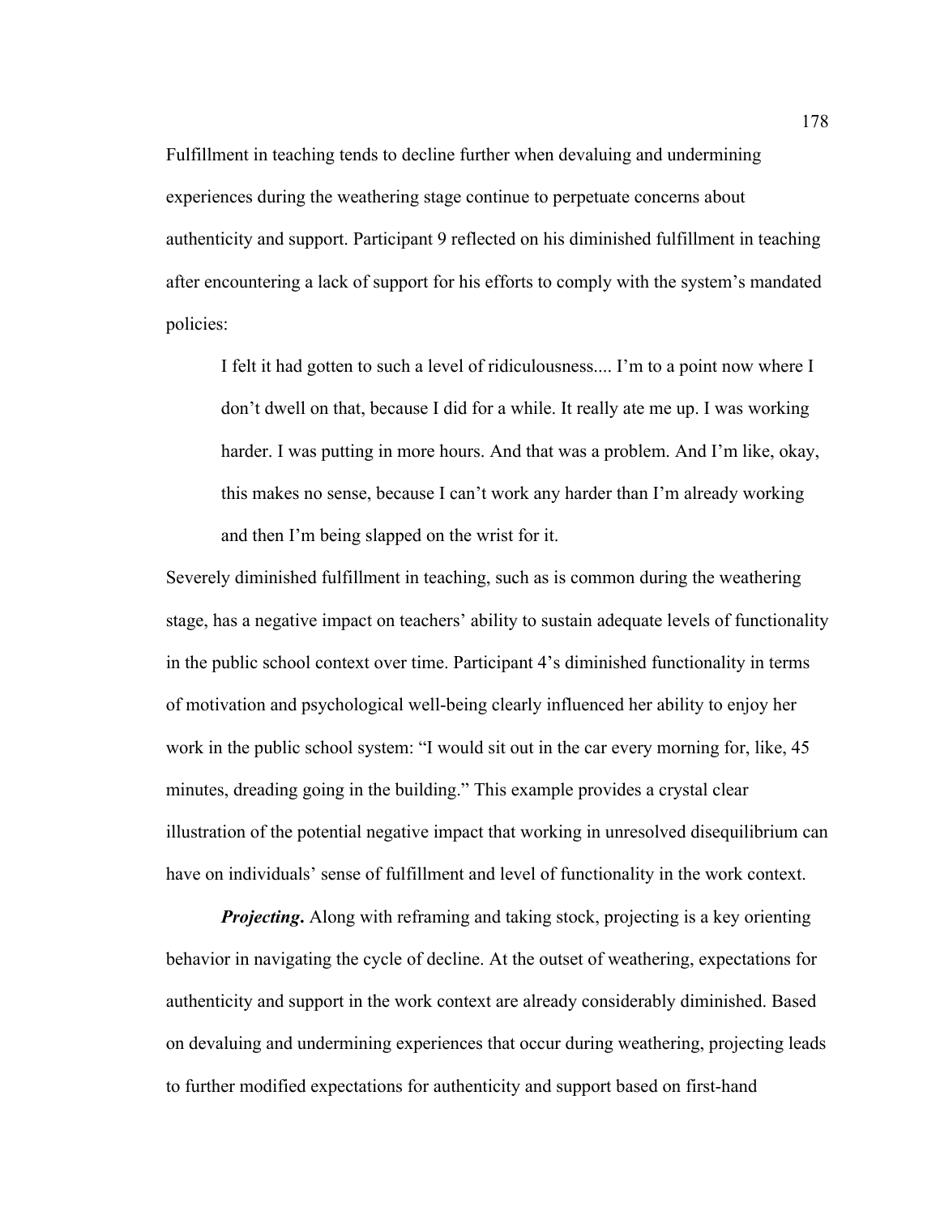Fulfillment in teaching tends to decline further when devaluing and undermining experiences during the weathering stage continue to perpetuate concerns about authenticity and support. Participant 9 reflected on his diminished fulfillment in teaching after encountering a lack of support for his efforts to comply with the system's mandated policies:

> I felt it had gotten to such a level of ridiculousness.... I'm to a point now where I don't dwell on that, because I did for a while. It really ate me up. I was working harder. I was putting in more hours. And that was a problem. And I'm like, okay, this makes no sense, because I can't work any harder than I'm already working and then I'm being slapped on the wrist for it.

Severely diminished fulfillment in teaching, such as is common during the weathering stage, has a negative impact on teachers' ability to sustain adequate levels of functionality in the public school context over time. Participant 4's diminished functionality in terms of motivation and psychological well-being clearly influenced her ability to enjoy her work in the public school system: "I would sit out in the car every morning for, like, 45 minutes, dreading going in the building." This example provides a crystal clear illustration of the potential negative impact that working in unresolved disequilibrium can have on individuals' sense of fulfillment and level of functionality in the work context.

***Projecting*.** Along with reframing and taking stock, projecting is a key orienting behavior in navigating the cycle of decline. At the outset of weathering, expectations for authenticity and support in the work context are already considerably diminished. Based on devaluing and undermining experiences that occur during weathering, projecting leads to further modified expectations for authenticity and support based on first-hand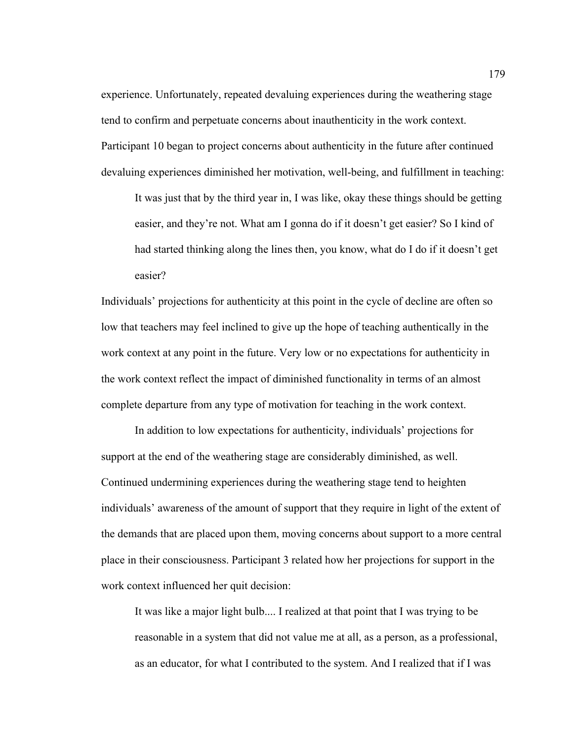experience. Unfortunately, repeated devaluing experiences during the weathering stage tend to confirm and perpetuate concerns about inauthenticity in the work context. Participant 10 began to project concerns about authenticity in the future after continued devaluing experiences diminished her motivation, well-being, and fulfillment in teaching:

> It was just that by the third year in, I was like, okay these things should be getting easier, and they're not. What am I gonna do if it doesn't get easier? So I kind of had started thinking along the lines then, you know, what do I do if it doesn't get easier?

Individuals' projections for authenticity at this point in the cycle of decline are often so low that teachers may feel inclined to give up the hope of teaching authentically in the work context at any point in the future. Very low or no expectations for authenticity in the work context reflect the impact of diminished functionality in terms of an almost complete departure from any type of motivation for teaching in the work context.

In addition to low expectations for authenticity, individuals' projections for support at the end of the weathering stage are considerably diminished, as well. Continued undermining experiences during the weathering stage tend to heighten individuals' awareness of the amount of support that they require in light of the extent of the demands that are placed upon them, moving concerns about support to a more central place in their consciousness. Participant 3 related how her projections for support in the work context influenced her quit decision:

> It was like a major light bulb.... I realized at that point that I was trying to be reasonable in a system that did not value me at all, as a person, as a professional, as an educator, for what I contributed to the system. And I realized that if I was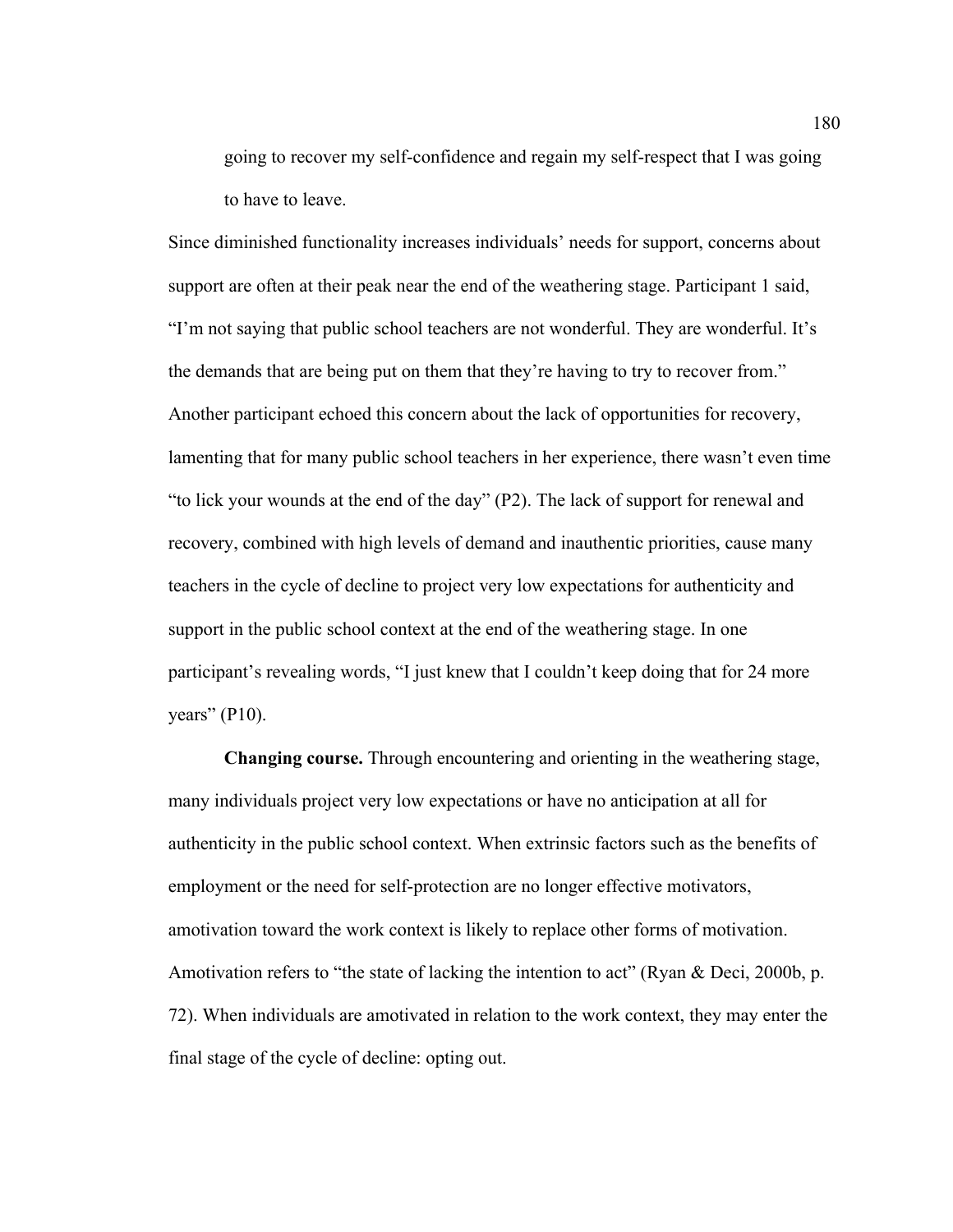> going to recover my self-confidence and regain my self-respect that I was going to have to leave.

Since diminished functionality increases individuals' needs for support, concerns about support are often at their peak near the end of the weathering stage. Participant 1 said, "I'm not saying that public school teachers are not wonderful. They are wonderful. It's the demands that are being put on them that they're having to try to recover from." Another participant echoed this concern about the lack of opportunities for recovery, lamenting that for many public school teachers in her experience, there wasn't even time "to lick your wounds at the end of the day" (P2). The lack of support for renewal and recovery, combined with high levels of demand and inauthentic priorities, cause many teachers in the cycle of decline to project very low expectations for authenticity and support in the public school context at the end of the weathering stage. In one participant's revealing words, "I just knew that I couldn't keep doing that for 24 more years" (P10).

**Changing course.** Through encountering and orienting in the weathering stage, many individuals project very low expectations or have no anticipation at all for authenticity in the public school context. When extrinsic factors such as the benefits of employment or the need for self-protection are no longer effective motivators, amotivation toward the work context is likely to replace other forms of motivation. Amotivation refers to "the state of lacking the intention to act" (Ryan & Deci, 2000b, p. 72). When individuals are amotivated in relation to the work context, they may enter the final stage of the cycle of decline: opting out.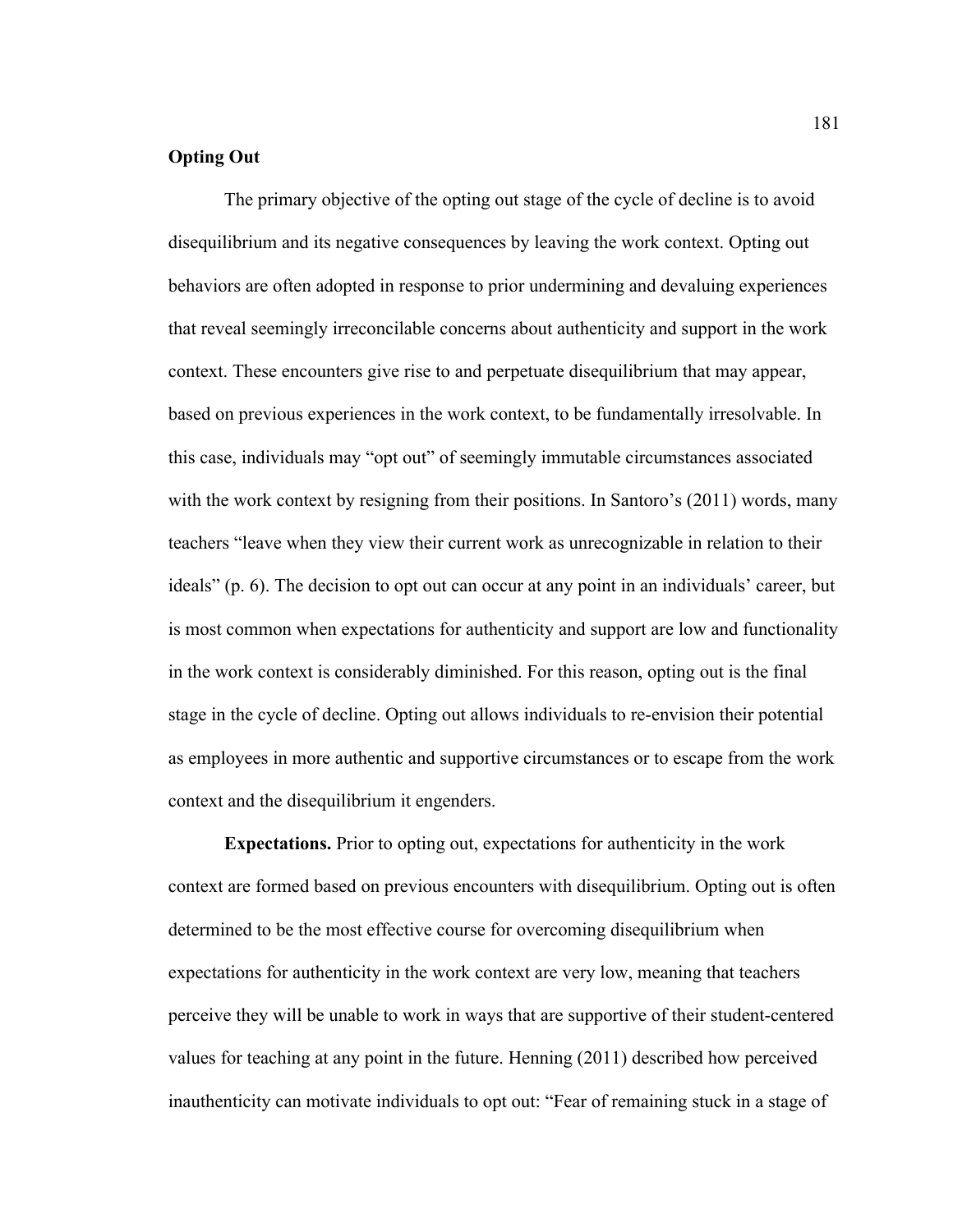**Opting Out**

The primary objective of the opting out stage of the cycle of decline is to avoid disequilibrium and its negative consequences by leaving the work context. Opting out behaviors are often adopted in response to prior undermining and devaluing experiences that reveal seemingly irreconcilable concerns about authenticity and support in the work context. These encounters give rise to and perpetuate disequilibrium that may appear, based on previous experiences in the work context, to be fundamentally irresolvable. In this case, individuals may "opt out" of seemingly immutable circumstances associated with the work context by resigning from their positions. In Santoro's (2011) words, many teachers "leave when they view their current work as unrecognizable in relation to their ideals" (p. 6). The decision to opt out can occur at any point in an individuals' career, but is most common when expectations for authenticity and support are low and functionality in the work context is considerably diminished. For this reason, opting out is the final stage in the cycle of decline. Opting out allows individuals to re-envision their potential as employees in more authentic and supportive circumstances or to escape from the work context and the disequilibrium it engenders.

**Expectations.** Prior to opting out, expectations for authenticity in the work context are formed based on previous encounters with disequilibrium. Opting out is often determined to be the most effective course for overcoming disequilibrium when expectations for authenticity in the work context are very low, meaning that teachers perceive they will be unable to work in ways that are supportive of their student-centered values for teaching at any point in the future. Henning (2011) described how perceived inauthenticity can motivate individuals to opt out: "Fear of remaining stuck in a stage of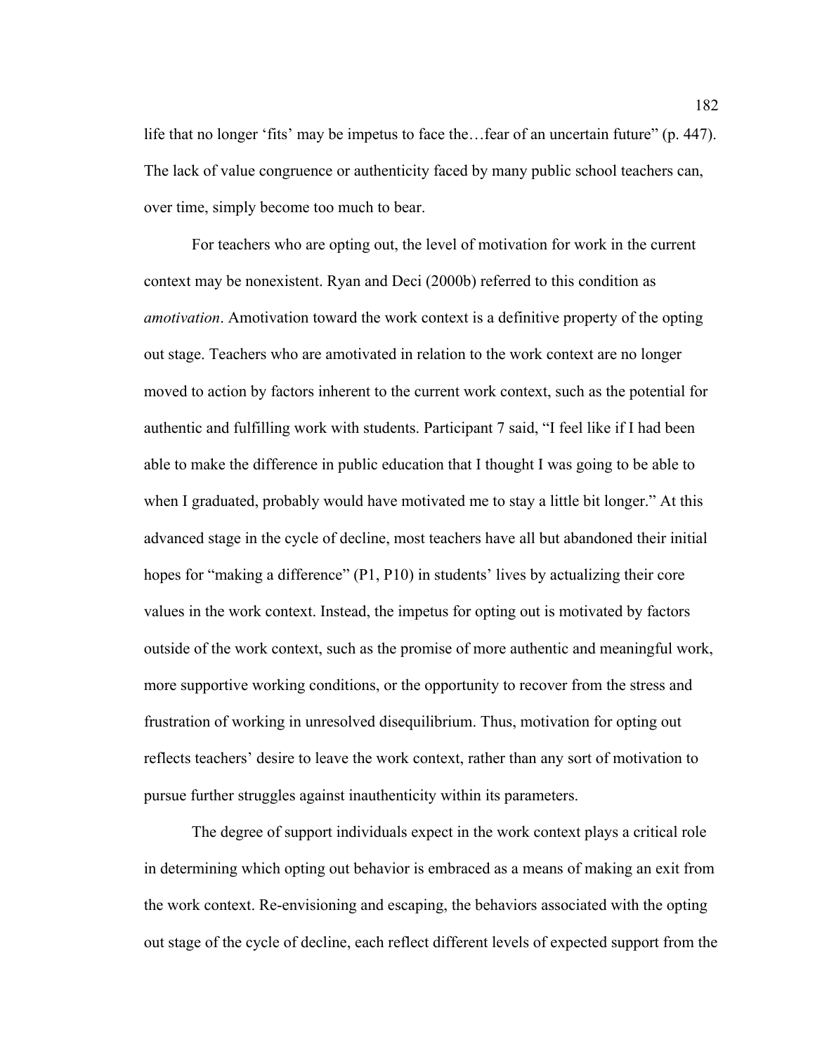life that no longer 'fits' may be impetus to face the…fear of an uncertain future" (p. 447). The lack of value congruence or authenticity faced by many public school teachers can, over time, simply become too much to bear.

For teachers who are opting out, the level of motivation for work in the current context may be nonexistent. Ryan and Deci (2000b) referred to this condition as *amotivation*. Amotivation toward the work context is a definitive property of the opting out stage. Teachers who are amotivated in relation to the work context are no longer moved to action by factors inherent to the current work context, such as the potential for authentic and fulfilling work with students. Participant 7 said, "I feel like if I had been able to make the difference in public education that I thought I was going to be able to when I graduated, probably would have motivated me to stay a little bit longer." At this advanced stage in the cycle of decline, most teachers have all but abandoned their initial hopes for "making a difference" (P1, P10) in students' lives by actualizing their core values in the work context. Instead, the impetus for opting out is motivated by factors outside of the work context, such as the promise of more authentic and meaningful work, more supportive working conditions, or the opportunity to recover from the stress and frustration of working in unresolved disequilibrium. Thus, motivation for opting out reflects teachers' desire to leave the work context, rather than any sort of motivation to pursue further struggles against inauthenticity within its parameters.

The degree of support individuals expect in the work context plays a critical role in determining which opting out behavior is embraced as a means of making an exit from the work context. Re-envisioning and escaping, the behaviors associated with the opting out stage of the cycle of decline, each reflect different levels of expected support from the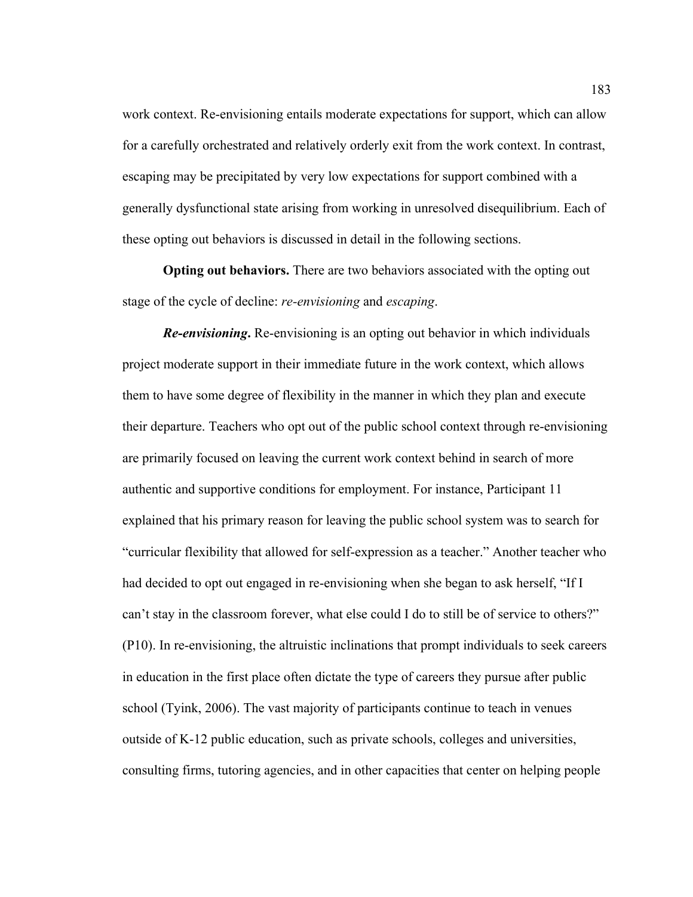work context. Re-envisioning entails moderate expectations for support, which can allow for a carefully orchestrated and relatively orderly exit from the work context. In contrast, escaping may be precipitated by very low expectations for support combined with a generally dysfunctional state arising from working in unresolved disequilibrium. Each of these opting out behaviors is discussed in detail in the following sections.

**Opting out behaviors.** There are two behaviors associated with the opting out stage of the cycle of decline: *re-envisioning* and *escaping*.

***Re-envisioning*.** Re-envisioning is an opting out behavior in which individuals project moderate support in their immediate future in the work context, which allows them to have some degree of flexibility in the manner in which they plan and execute their departure. Teachers who opt out of the public school context through re-envisioning are primarily focused on leaving the current work context behind in search of more authentic and supportive conditions for employment. For instance, Participant 11 explained that his primary reason for leaving the public school system was to search for "curricular flexibility that allowed for self-expression as a teacher." Another teacher who had decided to opt out engaged in re-envisioning when she began to ask herself, "If I can't stay in the classroom forever, what else could I do to still be of service to others?" (P10). In re-envisioning, the altruistic inclinations that prompt individuals to seek careers in education in the first place often dictate the type of careers they pursue after public school (Tyink, 2006). The vast majority of participants continue to teach in venues outside of K-12 public education, such as private schools, colleges and universities, consulting firms, tutoring agencies, and in other capacities that center on helping people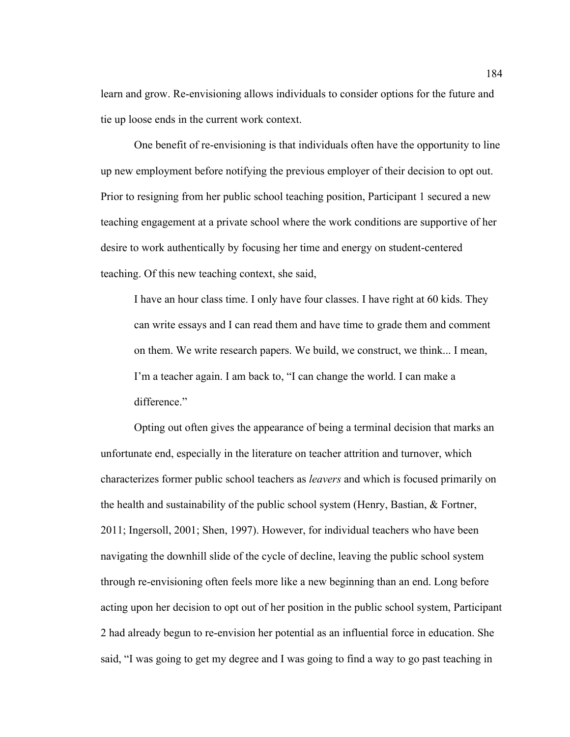learn and grow. Re-envisioning allows individuals to consider options for the future and tie up loose ends in the current work context.

One benefit of re-envisioning is that individuals often have the opportunity to line up new employment before notifying the previous employer of their decision to opt out. Prior to resigning from her public school teaching position, Participant 1 secured a new teaching engagement at a private school where the work conditions are supportive of her desire to work authentically by focusing her time and energy on student-centered teaching. Of this new teaching context, she said,

> I have an hour class time. I only have four classes. I have right at 60 kids. They can write essays and I can read them and have time to grade them and comment on them. We write research papers. We build, we construct, we think... I mean, I'm a teacher again. I am back to, "I can change the world. I can make a difference."

Opting out often gives the appearance of being a terminal decision that marks an unfortunate end, especially in the literature on teacher attrition and turnover, which characterizes former public school teachers as *leavers* and which is focused primarily on the health and sustainability of the public school system (Henry, Bastian, & Fortner, 2011; Ingersoll, 2001; Shen, 1997). However, for individual teachers who have been navigating the downhill slide of the cycle of decline, leaving the public school system through re-envisioning often feels more like a new beginning than an end. Long before acting upon her decision to opt out of her position in the public school system, Participant 2 had already begun to re-envision her potential as an influential force in education. She said, "I was going to get my degree and I was going to find a way to go past teaching in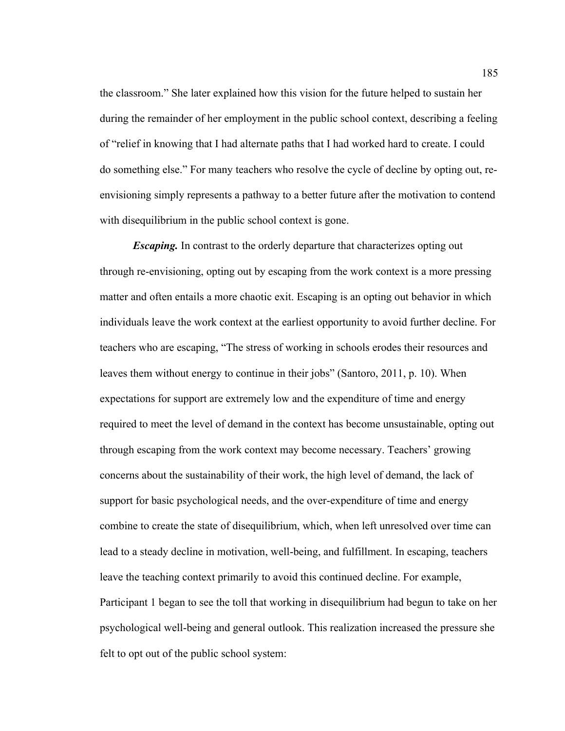the classroom." She later explained how this vision for the future helped to sustain her during the remainder of her employment in the public school context, describing a feeling of "relief in knowing that I had alternate paths that I had worked hard to create. I could do something else." For many teachers who resolve the cycle of decline by opting out, re-envisioning simply represents a pathway to a better future after the motivation to contend with disequilibrium in the public school context is gone.

***Escaping.*** In contrast to the orderly departure that characterizes opting out through re-envisioning, opting out by escaping from the work context is a more pressing matter and often entails a more chaotic exit. Escaping is an opting out behavior in which individuals leave the work context at the earliest opportunity to avoid further decline. For teachers who are escaping, "The stress of working in schools erodes their resources and leaves them without energy to continue in their jobs" (Santoro, 2011, p. 10). When expectations for support are extremely low and the expenditure of time and energy required to meet the level of demand in the context has become unsustainable, opting out through escaping from the work context may become necessary. Teachers' growing concerns about the sustainability of their work, the high level of demand, the lack of support for basic psychological needs, and the over-expenditure of time and energy combine to create the state of disequilibrium, which, when left unresolved over time can lead to a steady decline in motivation, well-being, and fulfillment. In escaping, teachers leave the teaching context primarily to avoid this continued decline. For example, Participant 1 began to see the toll that working in disequilibrium had begun to take on her psychological well-being and general outlook. This realization increased the pressure she felt to opt out of the public school system: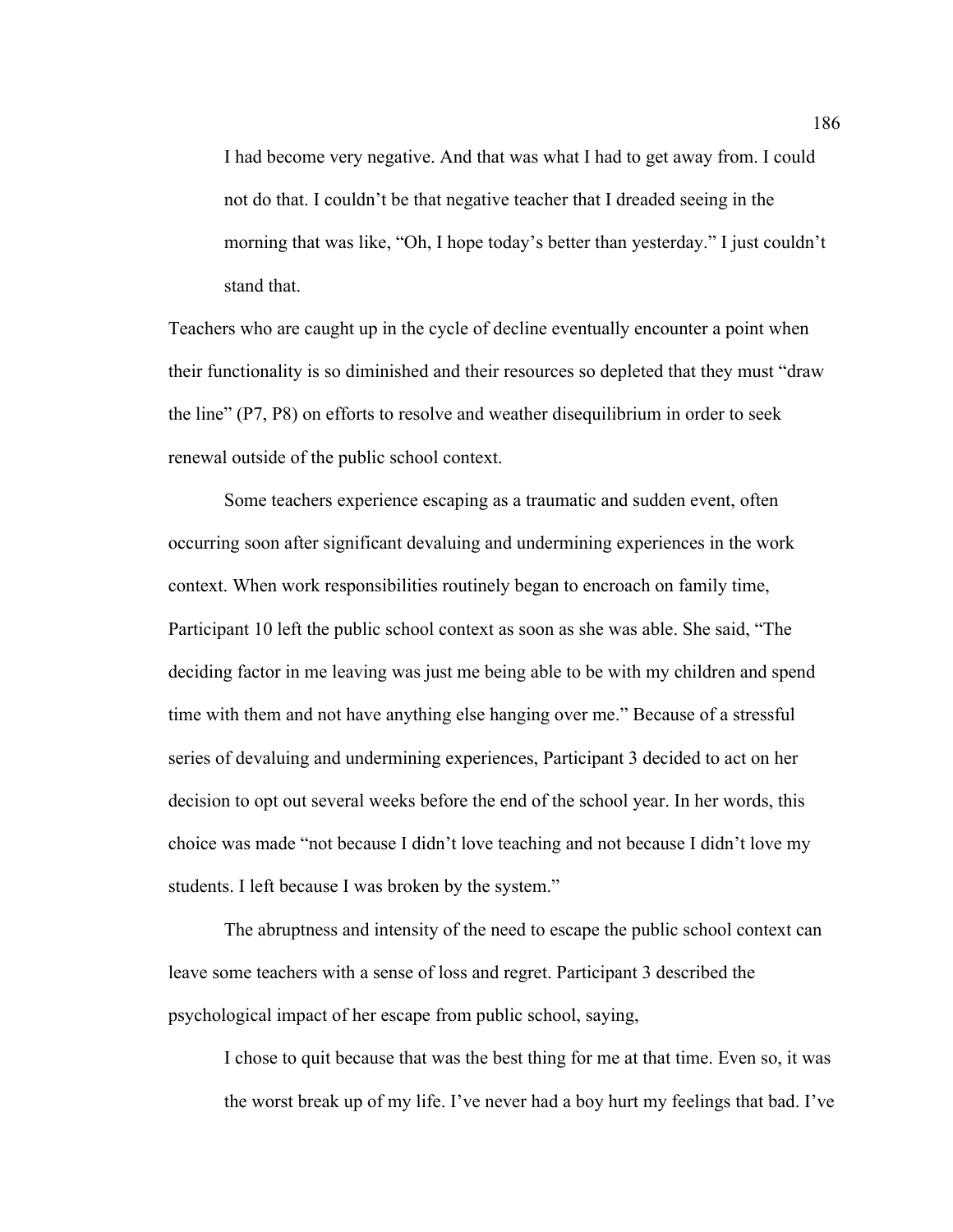> I had become very negative. And that was what I had to get away from. I could not do that. I couldn't be that negative teacher that I dreaded seeing in the morning that was like, "Oh, I hope today's better than yesterday." I just couldn't stand that.

Teachers who are caught up in the cycle of decline eventually encounter a point when their functionality is so diminished and their resources so depleted that they must "draw the line" (P7, P8) on efforts to resolve and weather disequilibrium in order to seek renewal outside of the public school context.

Some teachers experience escaping as a traumatic and sudden event, often occurring soon after significant devaluing and undermining experiences in the work context. When work responsibilities routinely began to encroach on family time, Participant 10 left the public school context as soon as she was able. She said, "The deciding factor in me leaving was just me being able to be with my children and spend time with them and not have anything else hanging over me." Because of a stressful series of devaluing and undermining experiences, Participant 3 decided to act on her decision to opt out several weeks before the end of the school year. In her words, this choice was made "not because I didn't love teaching and not because I didn't love my students. I left because I was broken by the system."

The abruptness and intensity of the need to escape the public school context can leave some teachers with a sense of loss and regret. Participant 3 described the psychological impact of her escape from public school, saying,

> I chose to quit because that was the best thing for me at that time. Even so, it was the worst break up of my life. I've never had a boy hurt my feelings that bad. I've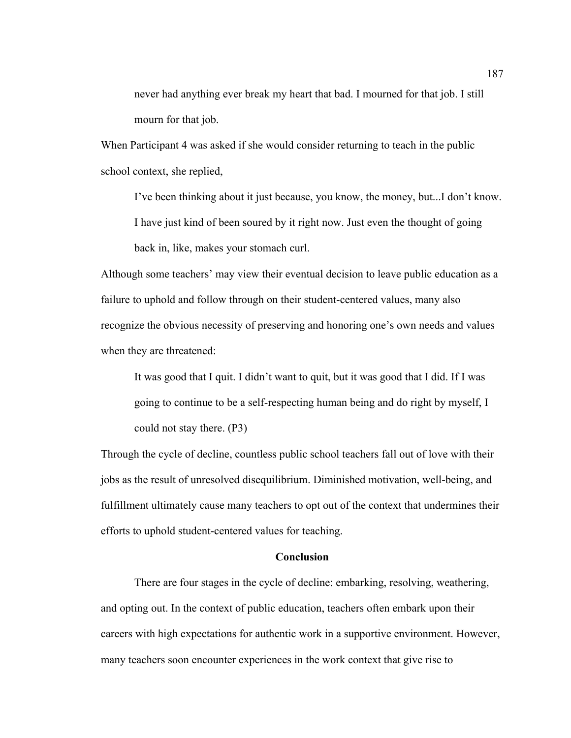> never had anything ever break my heart that bad. I mourned for that job. I still mourn for that job.

When Participant 4 was asked if she would consider returning to teach in the public school context, she replied,

> I've been thinking about it just because, you know, the money, but...I don't know. I have just kind of been soured by it right now. Just even the thought of going back in, like, makes your stomach curl.

Although some teachers' may view their eventual decision to leave public education as a failure to uphold and follow through on their student-centered values, many also recognize the obvious necessity of preserving and honoring one's own needs and values when they are threatened:

> It was good that I quit. I didn't want to quit, but it was good that I did. If I was going to continue to be a self-respecting human being and do right by myself, I could not stay there. (P3)

Through the cycle of decline, countless public school teachers fall out of love with their jobs as the result of unresolved disequilibrium. Diminished motivation, well-being, and fulfillment ultimately cause many teachers to opt out of the context that undermines their efforts to uphold student-centered values for teaching.

## Conclusion

There are four stages in the cycle of decline: embarking, resolving, weathering, and opting out. In the context of public education, teachers often embark upon their careers with high expectations for authentic work in a supportive environment. However, many teachers soon encounter experiences in the work context that give rise to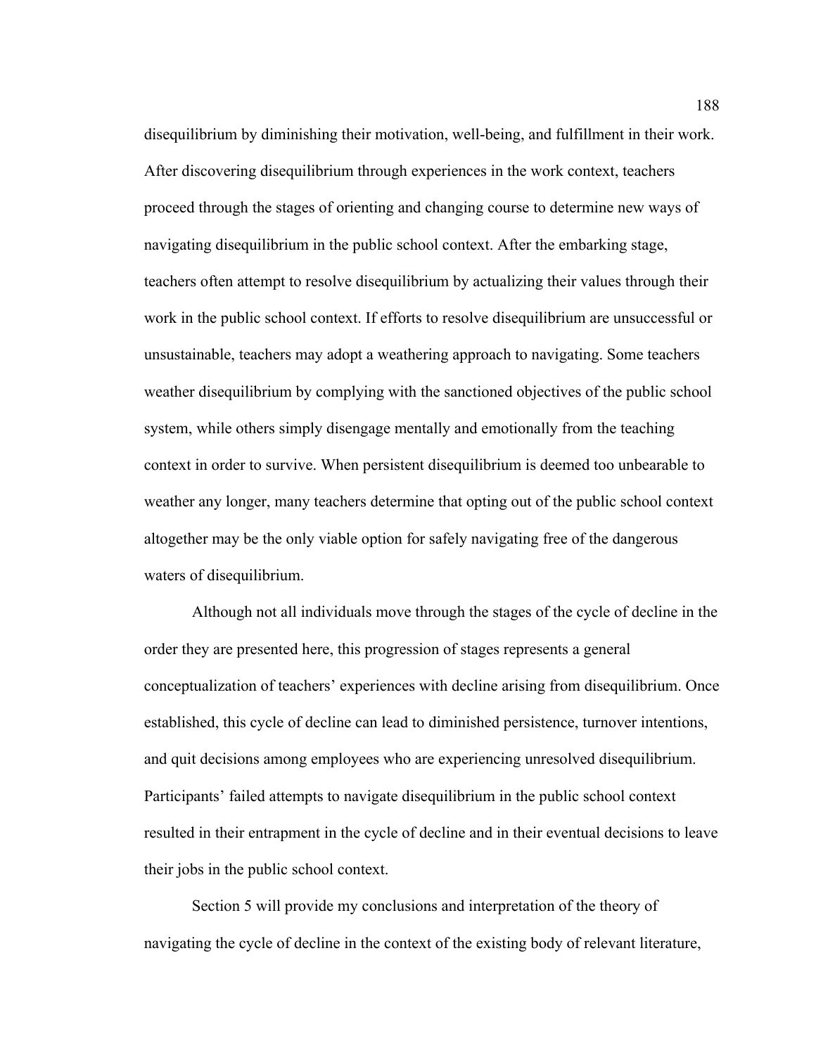disequilibrium by diminishing their motivation, well-being, and fulfillment in their work. After discovering disequilibrium through experiences in the work context, teachers proceed through the stages of orienting and changing course to determine new ways of navigating disequilibrium in the public school context. After the embarking stage, teachers often attempt to resolve disequilibrium by actualizing their values through their work in the public school context. If efforts to resolve disequilibrium are unsuccessful or unsustainable, teachers may adopt a weathering approach to navigating. Some teachers weather disequilibrium by complying with the sanctioned objectives of the public school system, while others simply disengage mentally and emotionally from the teaching context in order to survive. When persistent disequilibrium is deemed too unbearable to weather any longer, many teachers determine that opting out of the public school context altogether may be the only viable option for safely navigating free of the dangerous waters of disequilibrium.

Although not all individuals move through the stages of the cycle of decline in the order they are presented here, this progression of stages represents a general conceptualization of teachers' experiences with decline arising from disequilibrium. Once established, this cycle of decline can lead to diminished persistence, turnover intentions, and quit decisions among employees who are experiencing unresolved disequilibrium. Participants' failed attempts to navigate disequilibrium in the public school context resulted in their entrapment in the cycle of decline and in their eventual decisions to leave their jobs in the public school context.

Section 5 will provide my conclusions and interpretation of the theory of navigating the cycle of decline in the context of the existing body of relevant literature,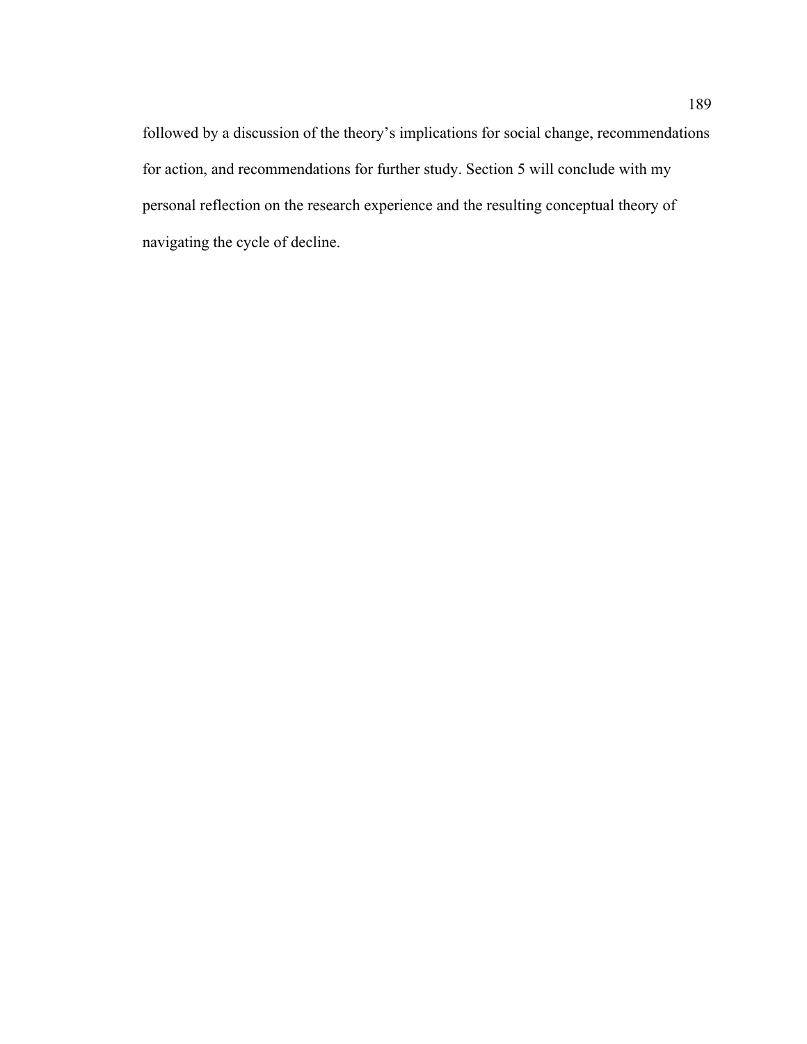followed by a discussion of the theory’s implications for social change, recommendations for action, and recommendations for further study. Section 5 will conclude with my personal reflection on the research experience and the resulting conceptual theory of navigating the cycle of decline.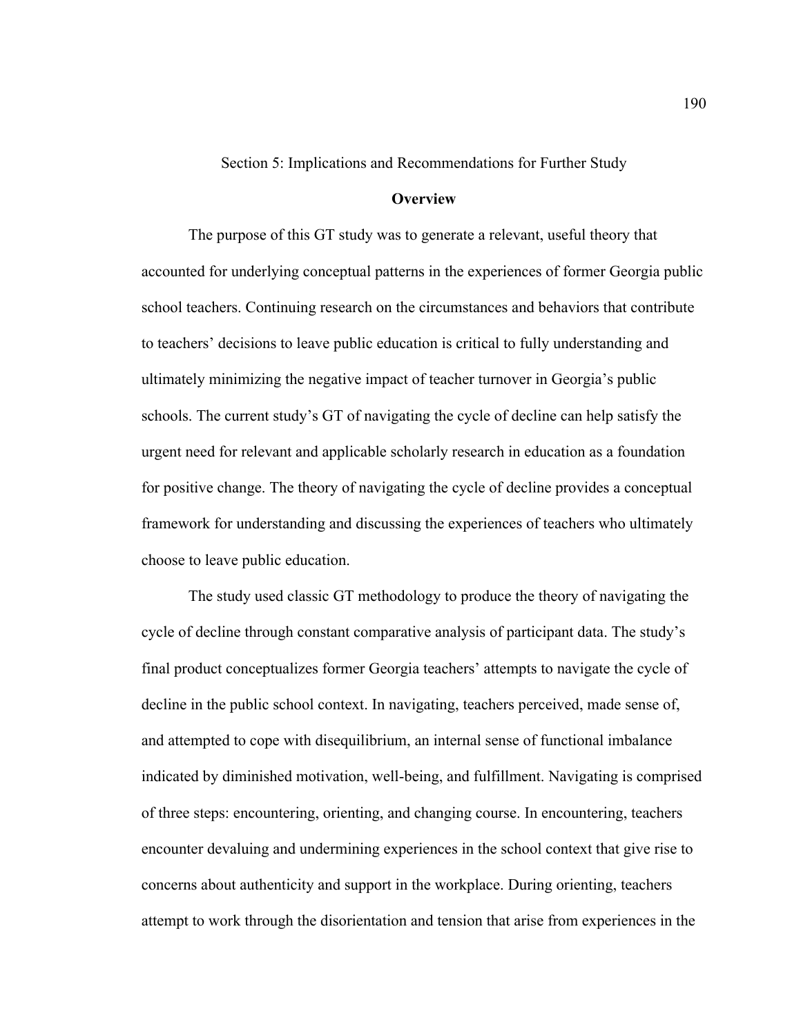# Section 5: Implications and Recommendations for Further Study

## Overview

The purpose of this GT study was to generate a relevant, useful theory that accounted for underlying conceptual patterns in the experiences of former Georgia public school teachers. Continuing research on the circumstances and behaviors that contribute to teachers' decisions to leave public education is critical to fully understanding and ultimately minimizing the negative impact of teacher turnover in Georgia's public schools. The current study's GT of navigating the cycle of decline can help satisfy the urgent need for relevant and applicable scholarly research in education as a foundation for positive change. The theory of navigating the cycle of decline provides a conceptual framework for understanding and discussing the experiences of teachers who ultimately choose to leave public education.

The study used classic GT methodology to produce the theory of navigating the cycle of decline through constant comparative analysis of participant data. The study's final product conceptualizes former Georgia teachers' attempts to navigate the cycle of decline in the public school context. In navigating, teachers perceived, made sense of, and attempted to cope with disequilibrium, an internal sense of functional imbalance indicated by diminished motivation, well-being, and fulfillment. Navigating is comprised of three steps: encountering, orienting, and changing course. In encountering, teachers encounter devaluing and undermining experiences in the school context that give rise to concerns about authenticity and support in the workplace. During orienting, teachers attempt to work through the disorientation and tension that arise from experiences in the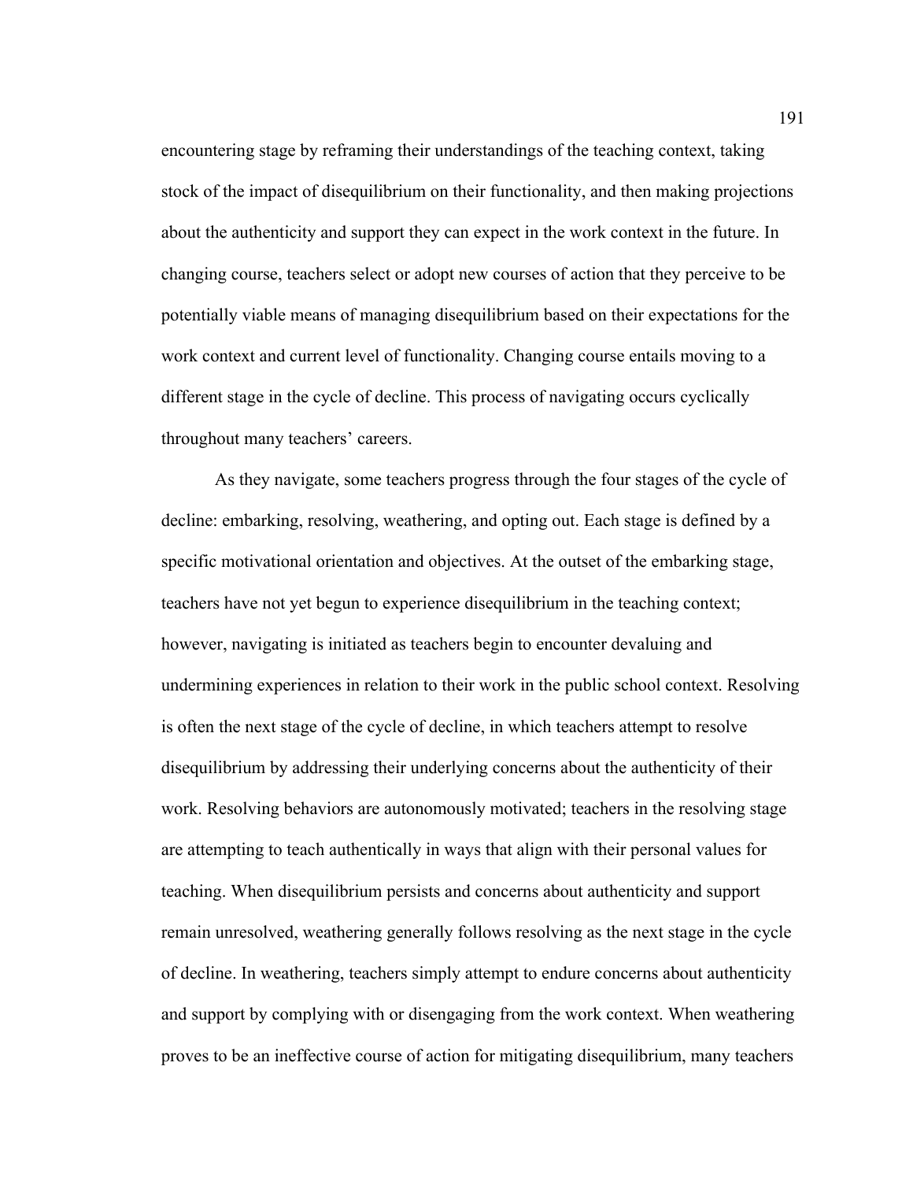encountering stage by reframing their understandings of the teaching context, taking stock of the impact of disequilibrium on their functionality, and then making projections about the authenticity and support they can expect in the work context in the future. In changing course, teachers select or adopt new courses of action that they perceive to be potentially viable means of managing disequilibrium based on their expectations for the work context and current level of functionality. Changing course entails moving to a different stage in the cycle of decline. This process of navigating occurs cyclically throughout many teachers' careers.

As they navigate, some teachers progress through the four stages of the cycle of decline: embarking, resolving, weathering, and opting out. Each stage is defined by a specific motivational orientation and objectives. At the outset of the embarking stage, teachers have not yet begun to experience disequilibrium in the teaching context; however, navigating is initiated as teachers begin to encounter devaluing and undermining experiences in relation to their work in the public school context. Resolving is often the next stage of the cycle of decline, in which teachers attempt to resolve disequilibrium by addressing their underlying concerns about the authenticity of their work. Resolving behaviors are autonomously motivated; teachers in the resolving stage are attempting to teach authentically in ways that align with their personal values for teaching. When disequilibrium persists and concerns about authenticity and support remain unresolved, weathering generally follows resolving as the next stage in the cycle of decline. In weathering, teachers simply attempt to endure concerns about authenticity and support by complying with or disengaging from the work context. When weathering proves to be an ineffective course of action for mitigating disequilibrium, many teachers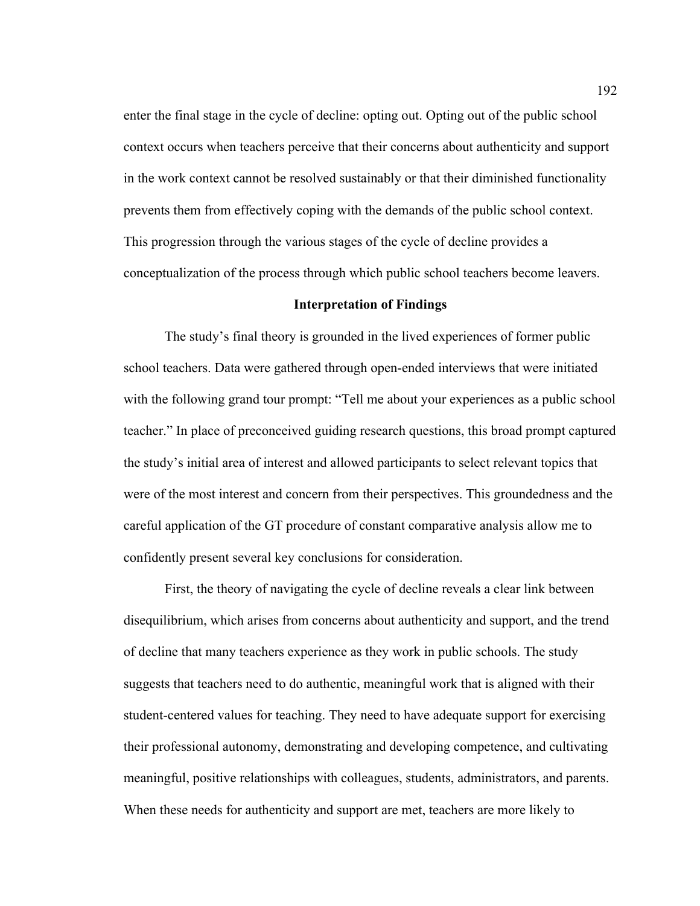enter the final stage in the cycle of decline: opting out. Opting out of the public school context occurs when teachers perceive that their concerns about authenticity and support in the work context cannot be resolved sustainably or that their diminished functionality prevents them from effectively coping with the demands of the public school context. This progression through the various stages of the cycle of decline provides a conceptualization of the process through which public school teachers become leavers.

## Interpretation of Findings

The study's final theory is grounded in the lived experiences of former public school teachers. Data were gathered through open-ended interviews that were initiated with the following grand tour prompt: "Tell me about your experiences as a public school teacher." In place of preconceived guiding research questions, this broad prompt captured the study's initial area of interest and allowed participants to select relevant topics that were of the most interest and concern from their perspectives. This groundedness and the careful application of the GT procedure of constant comparative analysis allow me to confidently present several key conclusions for consideration.

First, the theory of navigating the cycle of decline reveals a clear link between disequilibrium, which arises from concerns about authenticity and support, and the trend of decline that many teachers experience as they work in public schools. The study suggests that teachers need to do authentic, meaningful work that is aligned with their student-centered values for teaching. They need to have adequate support for exercising their professional autonomy, demonstrating and developing competence, and cultivating meaningful, positive relationships with colleagues, students, administrators, and parents. When these needs for authenticity and support are met, teachers are more likely to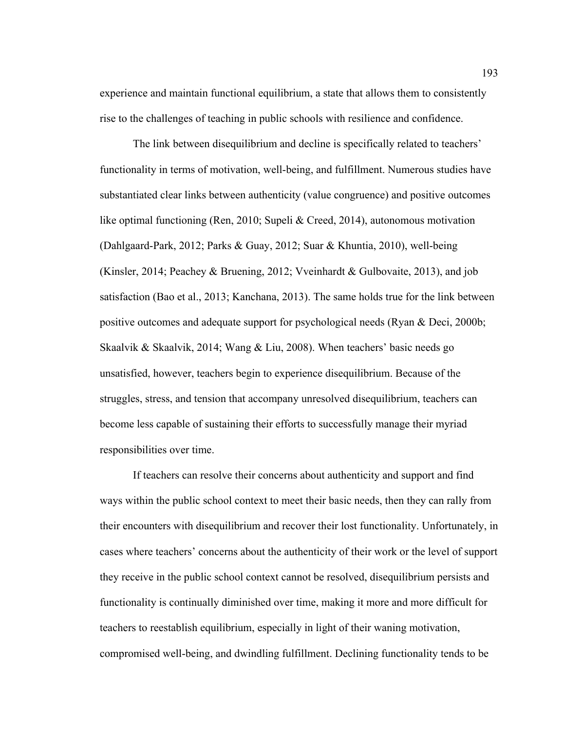experience and maintain functional equilibrium, a state that allows them to consistently rise to the challenges of teaching in public schools with resilience and confidence.

The link between disequilibrium and decline is specifically related to teachers' functionality in terms of motivation, well-being, and fulfillment. Numerous studies have substantiated clear links between authenticity (value congruence) and positive outcomes like optimal functioning (Ren, 2010; Supeli & Creed, 2014), autonomous motivation (Dahlgaard-Park, 2012; Parks & Guay, 2012; Suar & Khuntia, 2010), well-being (Kinsler, 2014; Peachey & Bruening, 2012; Vveinhardt & Gulbovaite, 2013), and job satisfaction (Bao et al., 2013; Kanchana, 2013). The same holds true for the link between positive outcomes and adequate support for psychological needs (Ryan & Deci, 2000b; Skaalvik & Skaalvik, 2014; Wang & Liu, 2008). When teachers' basic needs go unsatisfied, however, teachers begin to experience disequilibrium. Because of the struggles, stress, and tension that accompany unresolved disequilibrium, teachers can become less capable of sustaining their efforts to successfully manage their myriad responsibilities over time.

If teachers can resolve their concerns about authenticity and support and find ways within the public school context to meet their basic needs, then they can rally from their encounters with disequilibrium and recover their lost functionality. Unfortunately, in cases where teachers' concerns about the authenticity of their work or the level of support they receive in the public school context cannot be resolved, disequilibrium persists and functionality is continually diminished over time, making it more and more difficult for teachers to reestablish equilibrium, especially in light of their waning motivation, compromised well-being, and dwindling fulfillment. Declining functionality tends to be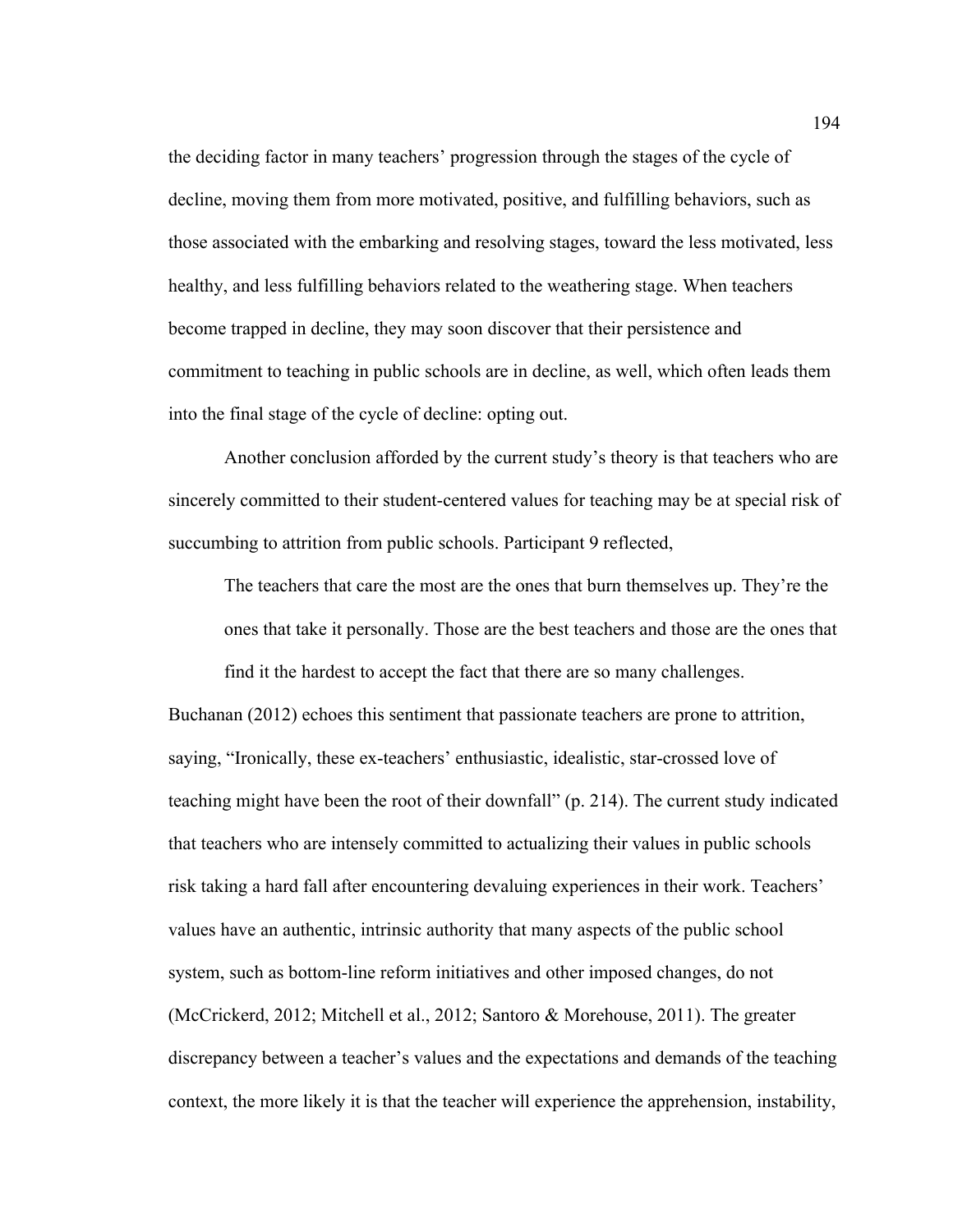the deciding factor in many teachers' progression through the stages of the cycle of decline, moving them from more motivated, positive, and fulfilling behaviors, such as those associated with the embarking and resolving stages, toward the less motivated, less healthy, and less fulfilling behaviors related to the weathering stage. When teachers become trapped in decline, they may soon discover that their persistence and commitment to teaching in public schools are in decline, as well, which often leads them into the final stage of the cycle of decline: opting out.

Another conclusion afforded by the current study's theory is that teachers who are sincerely committed to their student-centered values for teaching may be at special risk of succumbing to attrition from public schools. Participant 9 reflected,

> The teachers that care the most are the ones that burn themselves up. They're the ones that take it personally. Those are the best teachers and those are the ones that find it the hardest to accept the fact that there are so many challenges.

Buchanan (2012) echoes this sentiment that passionate teachers are prone to attrition, saying, "Ironically, these ex-teachers' enthusiastic, idealistic, star-crossed love of teaching might have been the root of their downfall" (p. 214). The current study indicated that teachers who are intensely committed to actualizing their values in public schools risk taking a hard fall after encountering devaluing experiences in their work. Teachers' values have an authentic, intrinsic authority that many aspects of the public school system, such as bottom-line reform initiatives and other imposed changes, do not (McCrickerd, 2012; Mitchell et al., 2012; Santoro & Morehouse, 2011). The greater discrepancy between a teacher's values and the expectations and demands of the teaching context, the more likely it is that the teacher will experience the apprehension, instability,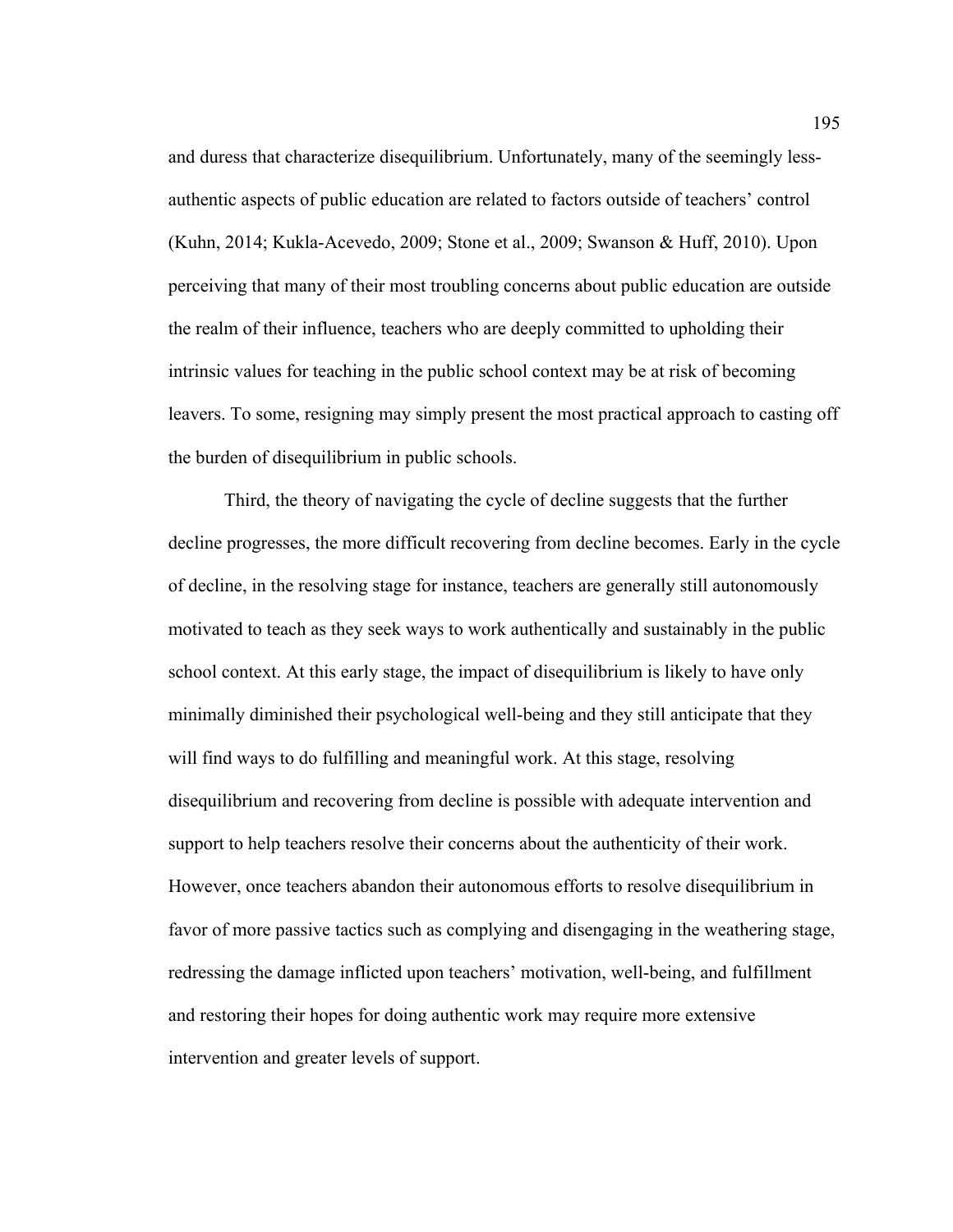and duress that characterize disequilibrium. Unfortunately, many of the seemingly less-authentic aspects of public education are related to factors outside of teachers' control (Kuhn, 2014; Kukla-Acevedo, 2009; Stone et al., 2009; Swanson & Huff, 2010). Upon perceiving that many of their most troubling concerns about public education are outside the realm of their influence, teachers who are deeply committed to upholding their intrinsic values for teaching in the public school context may be at risk of becoming leavers. To some, resigning may simply present the most practical approach to casting off the burden of disequilibrium in public schools.

Third, the theory of navigating the cycle of decline suggests that the further decline progresses, the more difficult recovering from decline becomes. Early in the cycle of decline, in the resolving stage for instance, teachers are generally still autonomously motivated to teach as they seek ways to work authentically and sustainably in the public school context. At this early stage, the impact of disequilibrium is likely to have only minimally diminished their psychological well-being and they still anticipate that they will find ways to do fulfilling and meaningful work. At this stage, resolving disequilibrium and recovering from decline is possible with adequate intervention and support to help teachers resolve their concerns about the authenticity of their work. However, once teachers abandon their autonomous efforts to resolve disequilibrium in favor of more passive tactics such as complying and disengaging in the weathering stage, redressing the damage inflicted upon teachers' motivation, well-being, and fulfillment and restoring their hopes for doing authentic work may require more extensive intervention and greater levels of support.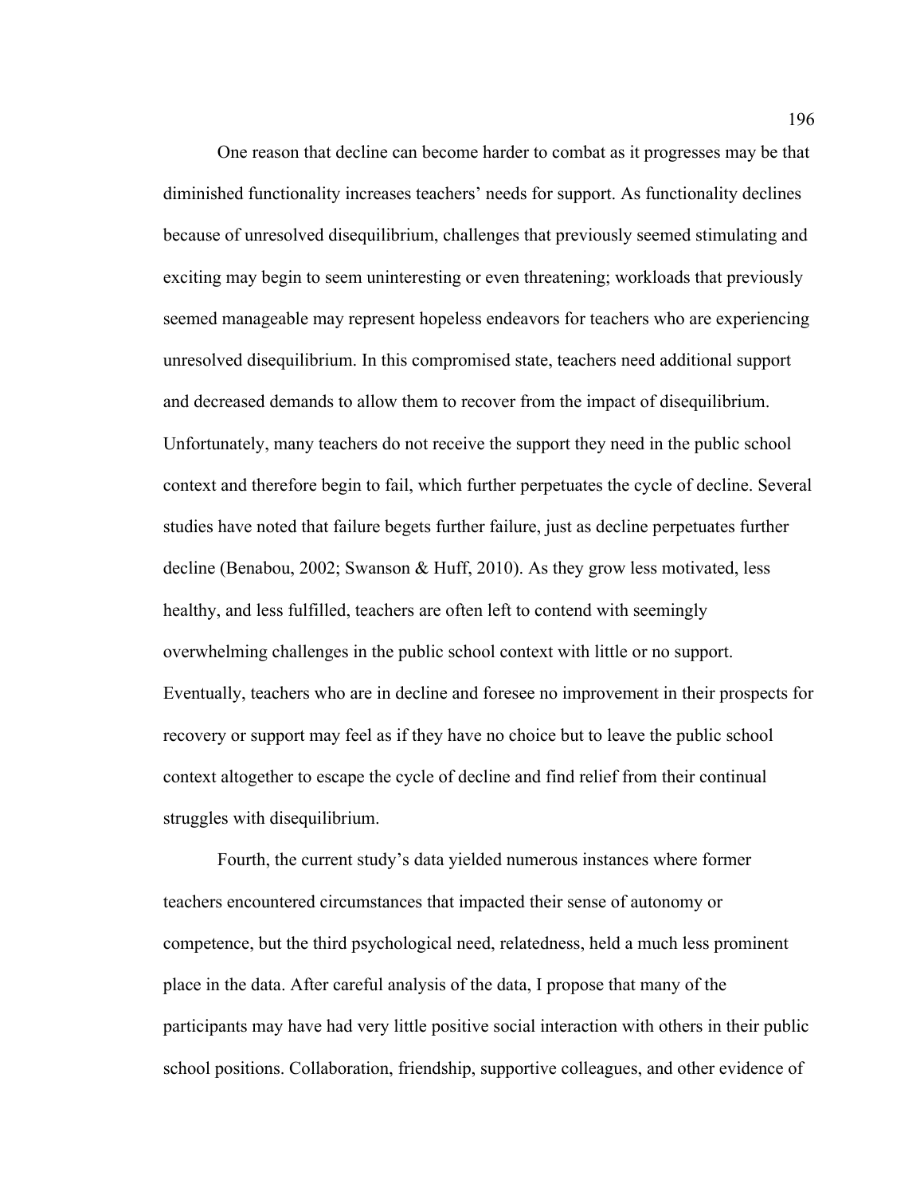One reason that decline can become harder to combat as it progresses may be that diminished functionality increases teachers' needs for support. As functionality declines because of unresolved disequilibrium, challenges that previously seemed stimulating and exciting may begin to seem uninteresting or even threatening; workloads that previously seemed manageable may represent hopeless endeavors for teachers who are experiencing unresolved disequilibrium. In this compromised state, teachers need additional support and decreased demands to allow them to recover from the impact of disequilibrium. Unfortunately, many teachers do not receive the support they need in the public school context and therefore begin to fail, which further perpetuates the cycle of decline. Several studies have noted that failure begets further failure, just as decline perpetuates further decline (Benabou, 2002; Swanson & Huff, 2010). As they grow less motivated, less healthy, and less fulfilled, teachers are often left to contend with seemingly overwhelming challenges in the public school context with little or no support. Eventually, teachers who are in decline and foresee no improvement in their prospects for recovery or support may feel as if they have no choice but to leave the public school context altogether to escape the cycle of decline and find relief from their continual struggles with disequilibrium.

Fourth, the current study's data yielded numerous instances where former teachers encountered circumstances that impacted their sense of autonomy or competence, but the third psychological need, relatedness, held a much less prominent place in the data. After careful analysis of the data, I propose that many of the participants may have had very little positive social interaction with others in their public school positions. Collaboration, friendship, supportive colleagues, and other evidence of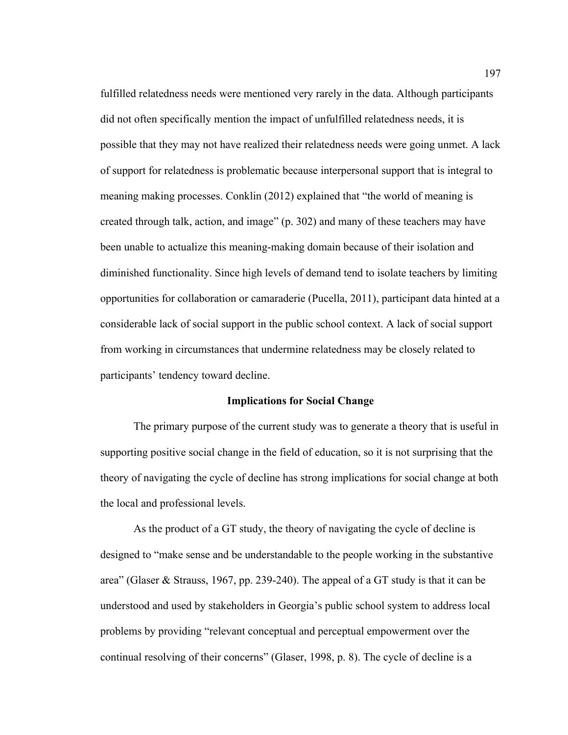fulfilled relatedness needs were mentioned very rarely in the data. Although participants did not often specifically mention the impact of unfulfilled relatedness needs, it is possible that they may not have realized their relatedness needs were going unmet. A lack of support for relatedness is problematic because interpersonal support that is integral to meaning making processes. Conklin (2012) explained that "the world of meaning is created through talk, action, and image" (p. 302) and many of these teachers may have been unable to actualize this meaning-making domain because of their isolation and diminished functionality. Since high levels of demand tend to isolate teachers by limiting opportunities for collaboration or camaraderie (Pucella, 2011), participant data hinted at a considerable lack of social support in the public school context. A lack of social support from working in circumstances that undermine relatedness may be closely related to participants' tendency toward decline.

## Implications for Social Change

The primary purpose of the current study was to generate a theory that is useful in supporting positive social change in the field of education, so it is not surprising that the theory of navigating the cycle of decline has strong implications for social change at both the local and professional levels.

As the product of a GT study, the theory of navigating the cycle of decline is designed to "make sense and be understandable to the people working in the substantive area" (Glaser & Strauss, 1967, pp. 239-240). The appeal of a GT study is that it can be understood and used by stakeholders in Georgia's public school system to address local problems by providing "relevant conceptual and perceptual empowerment over the continual resolving of their concerns" (Glaser, 1998, p. 8). The cycle of decline is a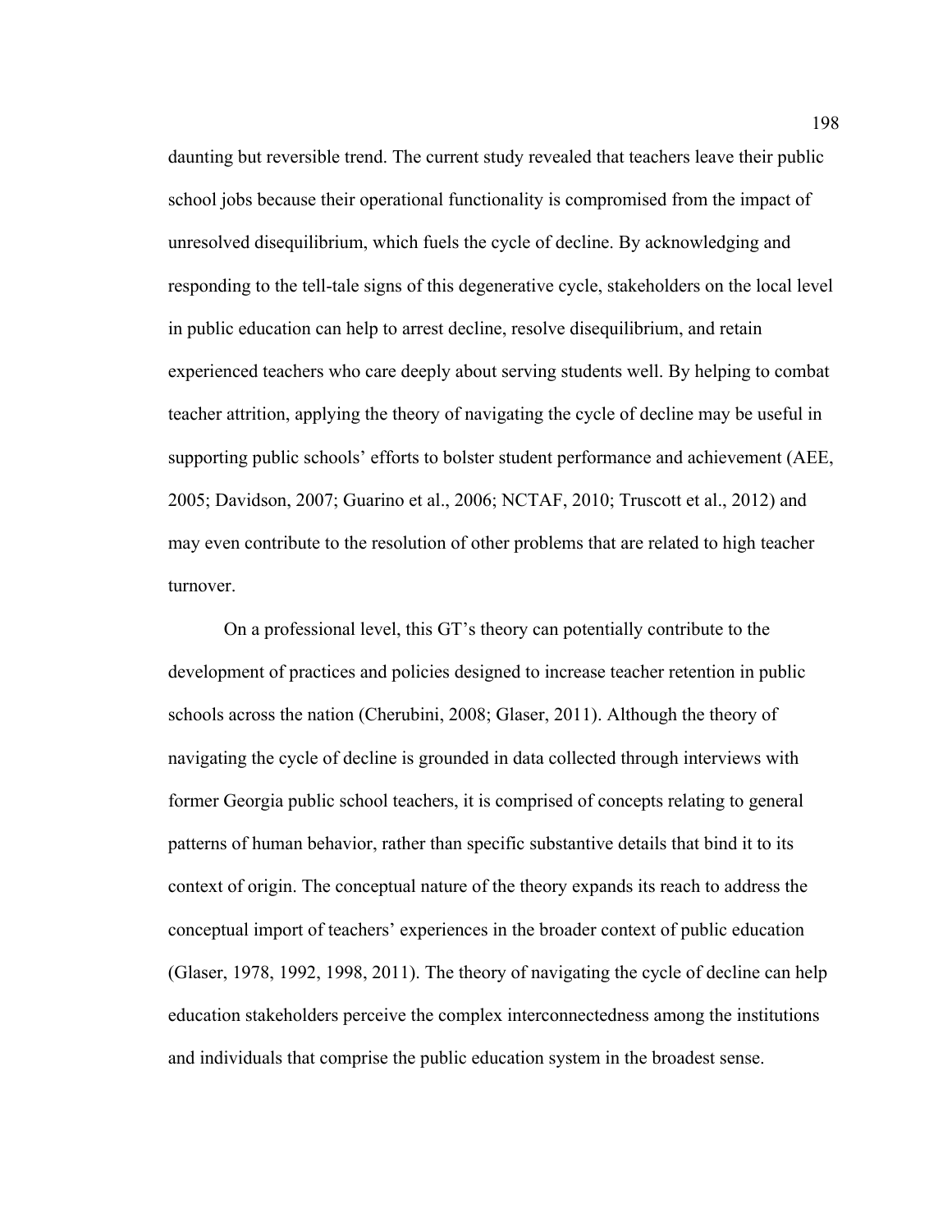daunting but reversible trend. The current study revealed that teachers leave their public school jobs because their operational functionality is compromised from the impact of unresolved disequilibrium, which fuels the cycle of decline. By acknowledging and responding to the tell-tale signs of this degenerative cycle, stakeholders on the local level in public education can help to arrest decline, resolve disequilibrium, and retain experienced teachers who care deeply about serving students well. By helping to combat teacher attrition, applying the theory of navigating the cycle of decline may be useful in supporting public schools' efforts to bolster student performance and achievement (AEE, 2005; Davidson, 2007; Guarino et al., 2006; NCTAF, 2010; Truscott et al., 2012) and may even contribute to the resolution of other problems that are related to high teacher turnover.

On a professional level, this GT's theory can potentially contribute to the development of practices and policies designed to increase teacher retention in public schools across the nation (Cherubini, 2008; Glaser, 2011). Although the theory of navigating the cycle of decline is grounded in data collected through interviews with former Georgia public school teachers, it is comprised of concepts relating to general patterns of human behavior, rather than specific substantive details that bind it to its context of origin. The conceptual nature of the theory expands its reach to address the conceptual import of teachers' experiences in the broader context of public education (Glaser, 1978, 1992, 1998, 2011). The theory of navigating the cycle of decline can help education stakeholders perceive the complex interconnectedness among the institutions and individuals that comprise the public education system in the broadest sense.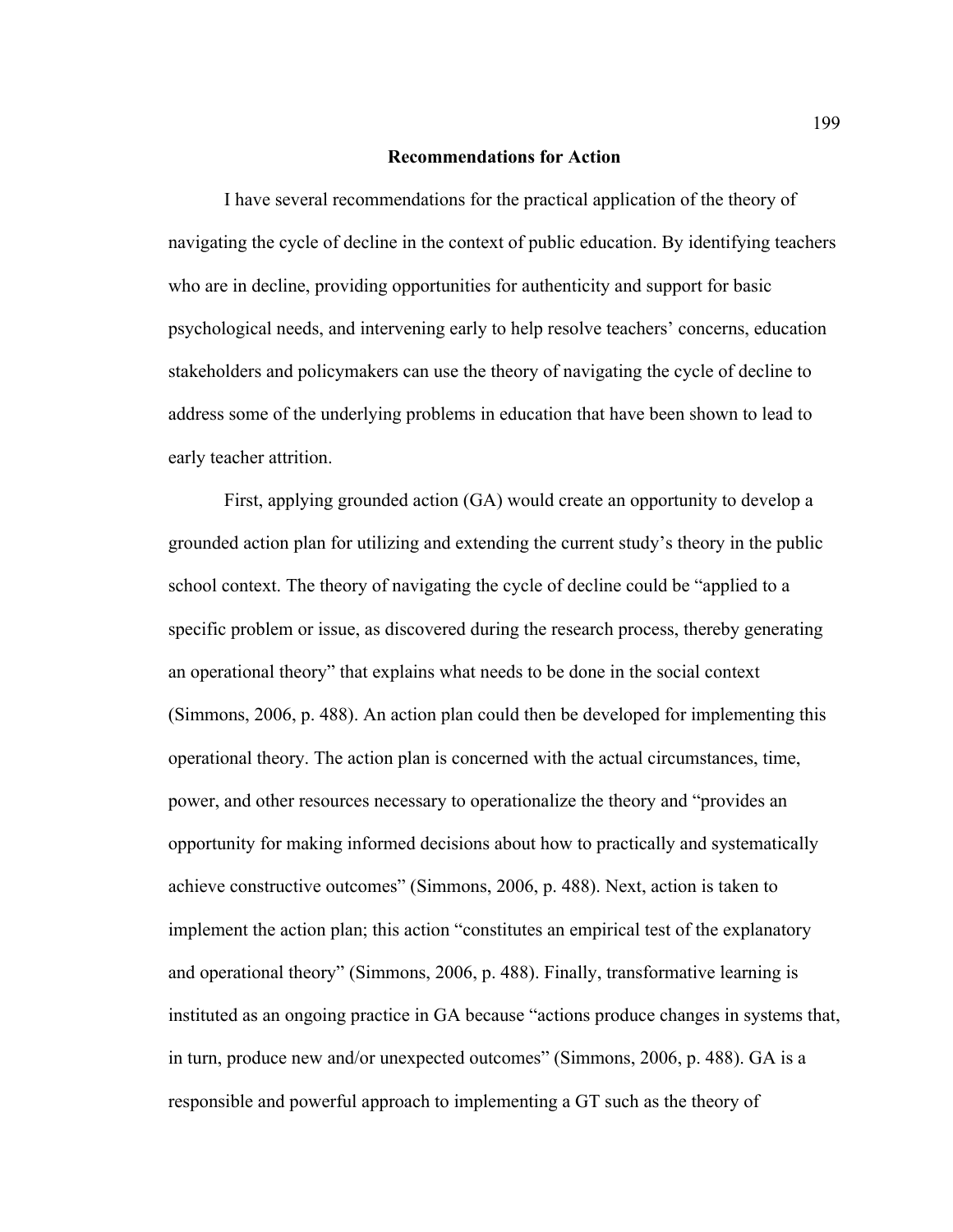## Recommendations for Action

I have several recommendations for the practical application of the theory of navigating the cycle of decline in the context of public education. By identifying teachers who are in decline, providing opportunities for authenticity and support for basic psychological needs, and intervening early to help resolve teachers' concerns, education stakeholders and policymakers can use the theory of navigating the cycle of decline to address some of the underlying problems in education that have been shown to lead to early teacher attrition.

First, applying grounded action (GA) would create an opportunity to develop a grounded action plan for utilizing and extending the current study's theory in the public school context. The theory of navigating the cycle of decline could be "applied to a specific problem or issue, as discovered during the research process, thereby generating an operational theory" that explains what needs to be done in the social context (Simmons, 2006, p. 488). An action plan could then be developed for implementing this operational theory. The action plan is concerned with the actual circumstances, time, power, and other resources necessary to operationalize the theory and "provides an opportunity for making informed decisions about how to practically and systematically achieve constructive outcomes" (Simmons, 2006, p. 488). Next, action is taken to implement the action plan; this action "constitutes an empirical test of the explanatory and operational theory" (Simmons, 2006, p. 488). Finally, transformative learning is instituted as an ongoing practice in GA because "actions produce changes in systems that, in turn, produce new and/or unexpected outcomes" (Simmons, 2006, p. 488). GA is a responsible and powerful approach to implementing a GT such as the theory of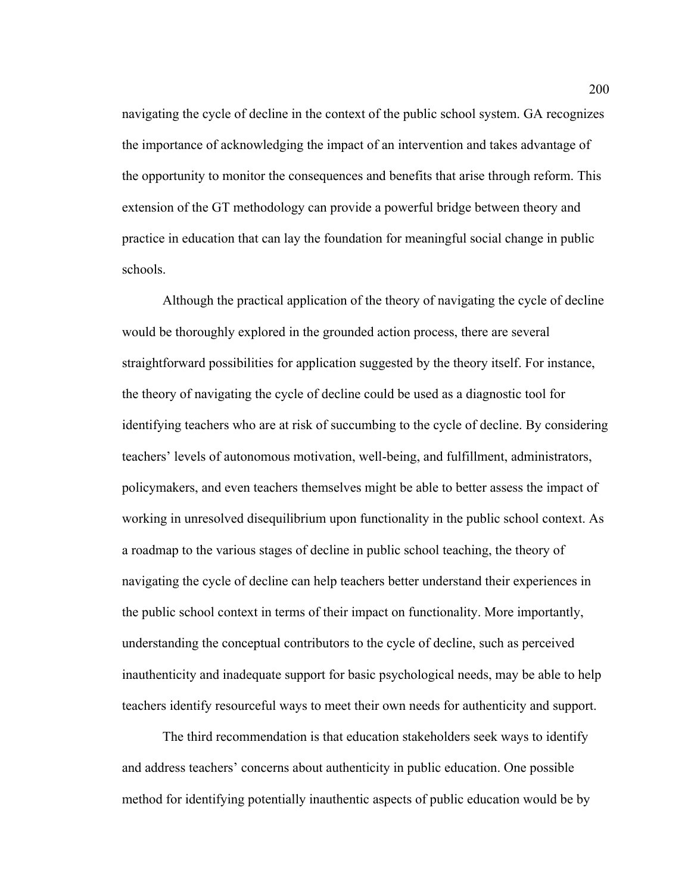navigating the cycle of decline in the context of the public school system. GA recognizes the importance of acknowledging the impact of an intervention and takes advantage of the opportunity to monitor the consequences and benefits that arise through reform. This extension of the GT methodology can provide a powerful bridge between theory and practice in education that can lay the foundation for meaningful social change in public schools.

Although the practical application of the theory of navigating the cycle of decline would be thoroughly explored in the grounded action process, there are several straightforward possibilities for application suggested by the theory itself. For instance, the theory of navigating the cycle of decline could be used as a diagnostic tool for identifying teachers who are at risk of succumbing to the cycle of decline. By considering teachers' levels of autonomous motivation, well-being, and fulfillment, administrators, policymakers, and even teachers themselves might be able to better assess the impact of working in unresolved disequilibrium upon functionality in the public school context. As a roadmap to the various stages of decline in public school teaching, the theory of navigating the cycle of decline can help teachers better understand their experiences in the public school context in terms of their impact on functionality. More importantly, understanding the conceptual contributors to the cycle of decline, such as perceived inauthenticity and inadequate support for basic psychological needs, may be able to help teachers identify resourceful ways to meet their own needs for authenticity and support.

The third recommendation is that education stakeholders seek ways to identify and address teachers' concerns about authenticity in public education. One possible method for identifying potentially inauthentic aspects of public education would be by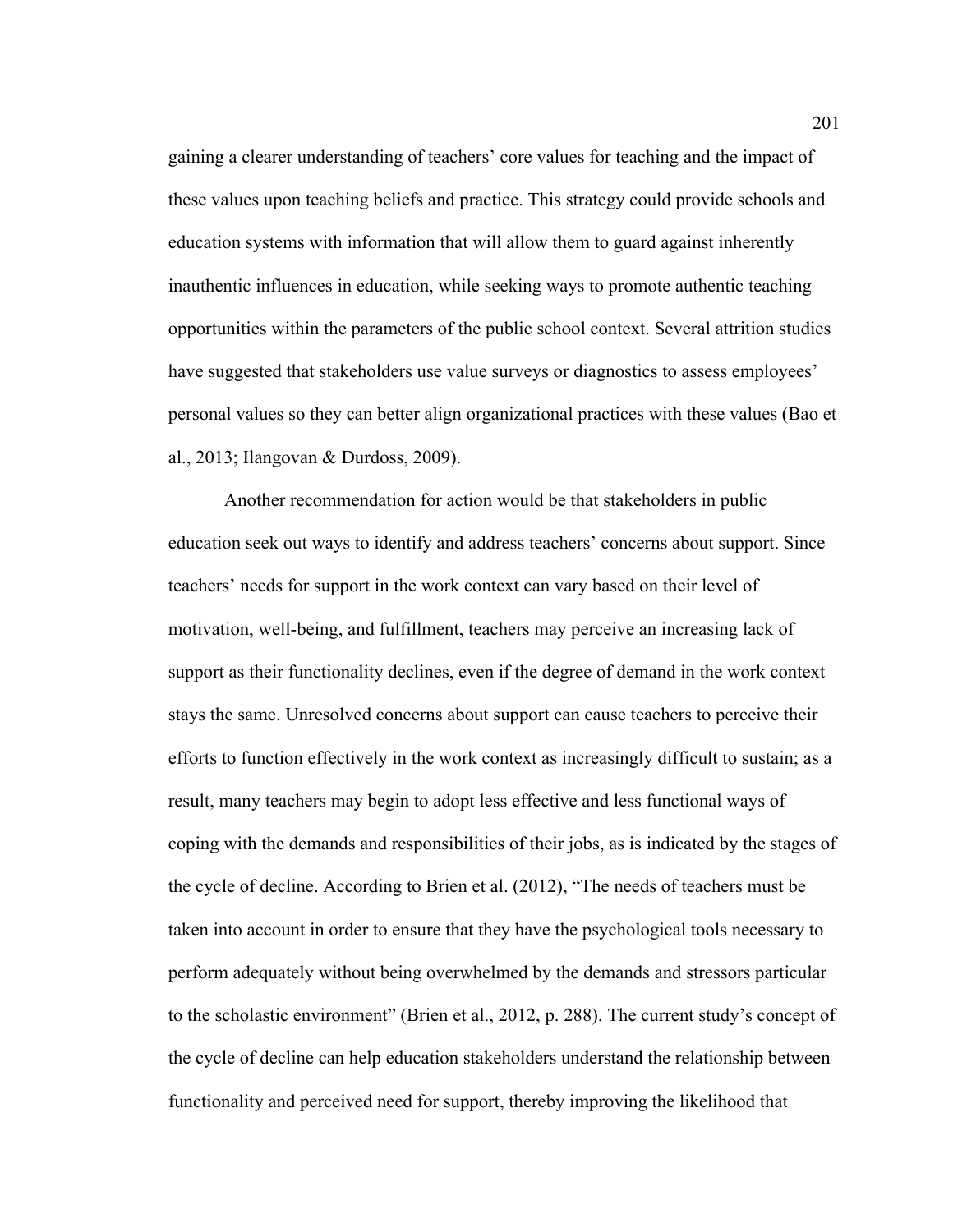gaining a clearer understanding of teachers' core values for teaching and the impact of these values upon teaching beliefs and practice. This strategy could provide schools and education systems with information that will allow them to guard against inherently inauthentic influences in education, while seeking ways to promote authentic teaching opportunities within the parameters of the public school context. Several attrition studies have suggested that stakeholders use value surveys or diagnostics to assess employees' personal values so they can better align organizational practices with these values (Bao et al., 2013; Ilangovan & Durdoss, 2009).

Another recommendation for action would be that stakeholders in public education seek out ways to identify and address teachers' concerns about support. Since teachers' needs for support in the work context can vary based on their level of motivation, well-being, and fulfillment, teachers may perceive an increasing lack of support as their functionality declines, even if the degree of demand in the work context stays the same. Unresolved concerns about support can cause teachers to perceive their efforts to function effectively in the work context as increasingly difficult to sustain; as a result, many teachers may begin to adopt less effective and less functional ways of coping with the demands and responsibilities of their jobs, as is indicated by the stages of the cycle of decline. According to Brien et al. (2012), "The needs of teachers must be taken into account in order to ensure that they have the psychological tools necessary to perform adequately without being overwhelmed by the demands and stressors particular to the scholastic environment" (Brien et al., 2012, p. 288). The current study's concept of the cycle of decline can help education stakeholders understand the relationship between functionality and perceived need for support, thereby improving the likelihood that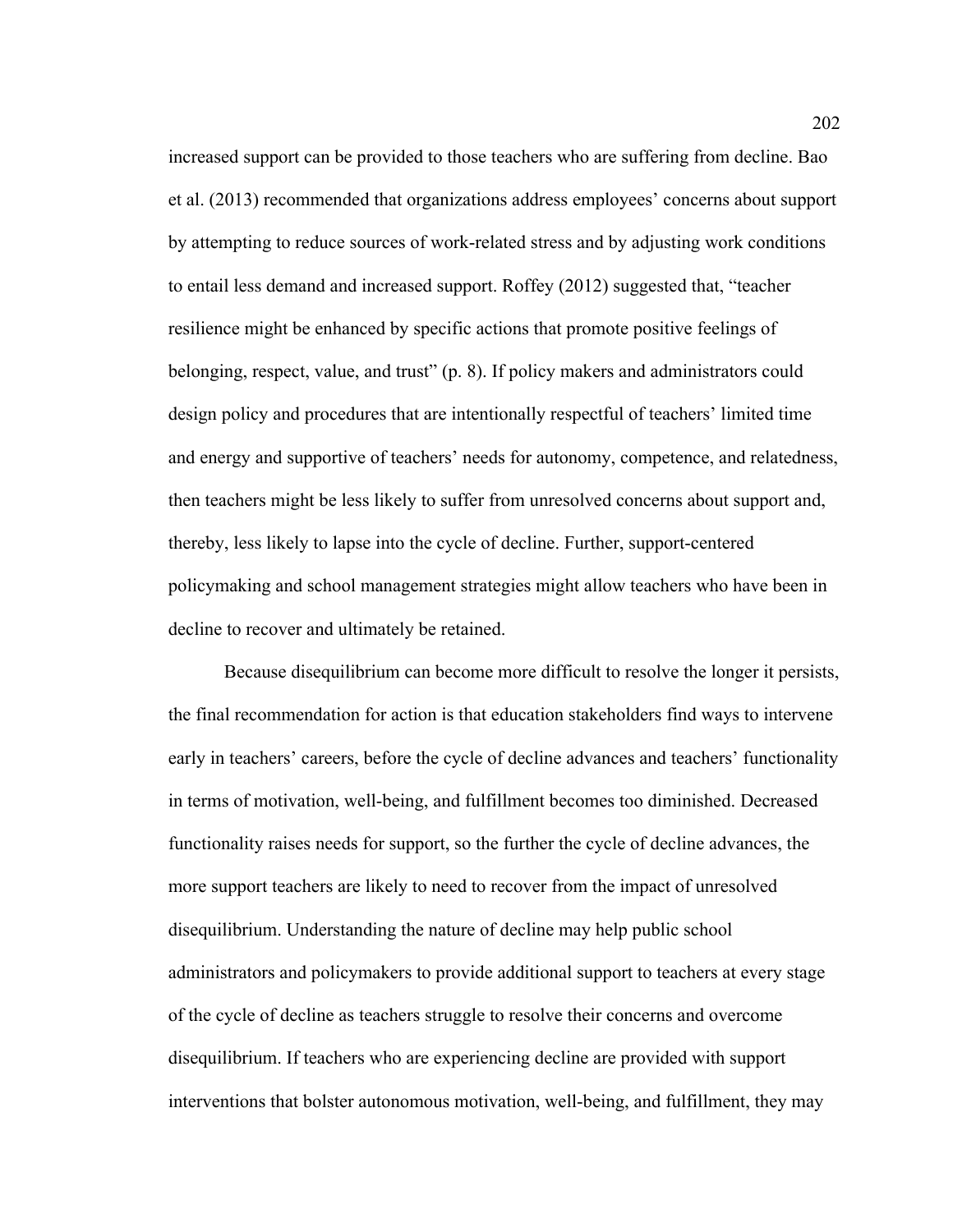increased support can be provided to those teachers who are suffering from decline. Bao et al. (2013) recommended that organizations address employees' concerns about support by attempting to reduce sources of work-related stress and by adjusting work conditions to entail less demand and increased support. Roffey (2012) suggested that, "teacher resilience might be enhanced by specific actions that promote positive feelings of belonging, respect, value, and trust" (p. 8). If policy makers and administrators could design policy and procedures that are intentionally respectful of teachers' limited time and energy and supportive of teachers' needs for autonomy, competence, and relatedness, then teachers might be less likely to suffer from unresolved concerns about support and, thereby, less likely to lapse into the cycle of decline. Further, support-centered policymaking and school management strategies might allow teachers who have been in decline to recover and ultimately be retained.

Because disequilibrium can become more difficult to resolve the longer it persists, the final recommendation for action is that education stakeholders find ways to intervene early in teachers' careers, before the cycle of decline advances and teachers' functionality in terms of motivation, well-being, and fulfillment becomes too diminished. Decreased functionality raises needs for support, so the further the cycle of decline advances, the more support teachers are likely to need to recover from the impact of unresolved disequilibrium. Understanding the nature of decline may help public school administrators and policymakers to provide additional support to teachers at every stage of the cycle of decline as teachers struggle to resolve their concerns and overcome disequilibrium. If teachers who are experiencing decline are provided with support interventions that bolster autonomous motivation, well-being, and fulfillment, they may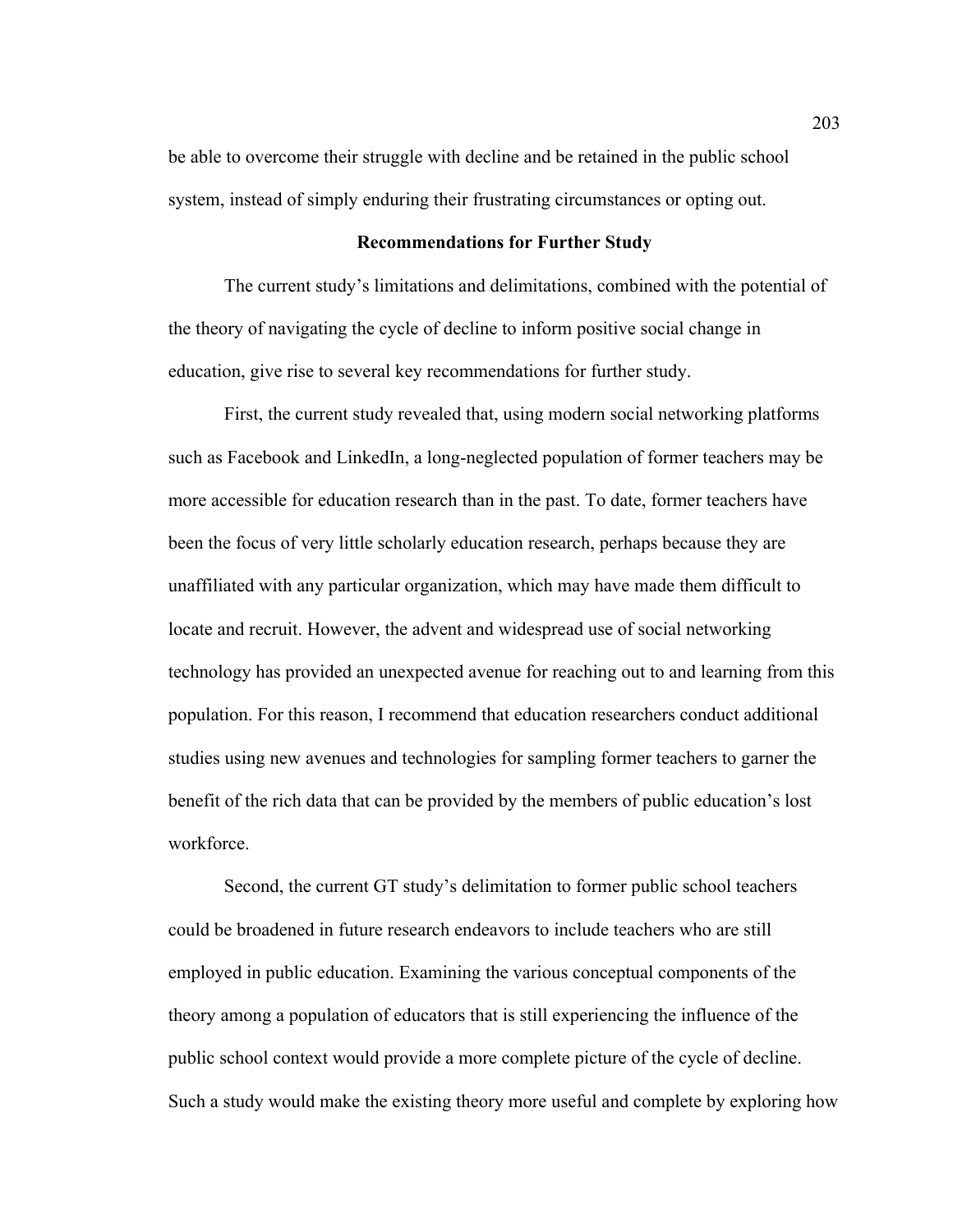be able to overcome their struggle with decline and be retained in the public school system, instead of simply enduring their frustrating circumstances or opting out.

## Recommendations for Further Study

The current study's limitations and delimitations, combined with the potential of the theory of navigating the cycle of decline to inform positive social change in education, give rise to several key recommendations for further study.

First, the current study revealed that, using modern social networking platforms such as Facebook and LinkedIn, a long-neglected population of former teachers may be more accessible for education research than in the past. To date, former teachers have been the focus of very little scholarly education research, perhaps because they are unaffiliated with any particular organization, which may have made them difficult to locate and recruit. However, the advent and widespread use of social networking technology has provided an unexpected avenue for reaching out to and learning from this population. For this reason, I recommend that education researchers conduct additional studies using new avenues and technologies for sampling former teachers to garner the benefit of the rich data that can be provided by the members of public education's lost workforce.

Second, the current GT study's delimitation to former public school teachers could be broadened in future research endeavors to include teachers who are still employed in public education. Examining the various conceptual components of the theory among a population of educators that is still experiencing the influence of the public school context would provide a more complete picture of the cycle of decline. Such a study would make the existing theory more useful and complete by exploring how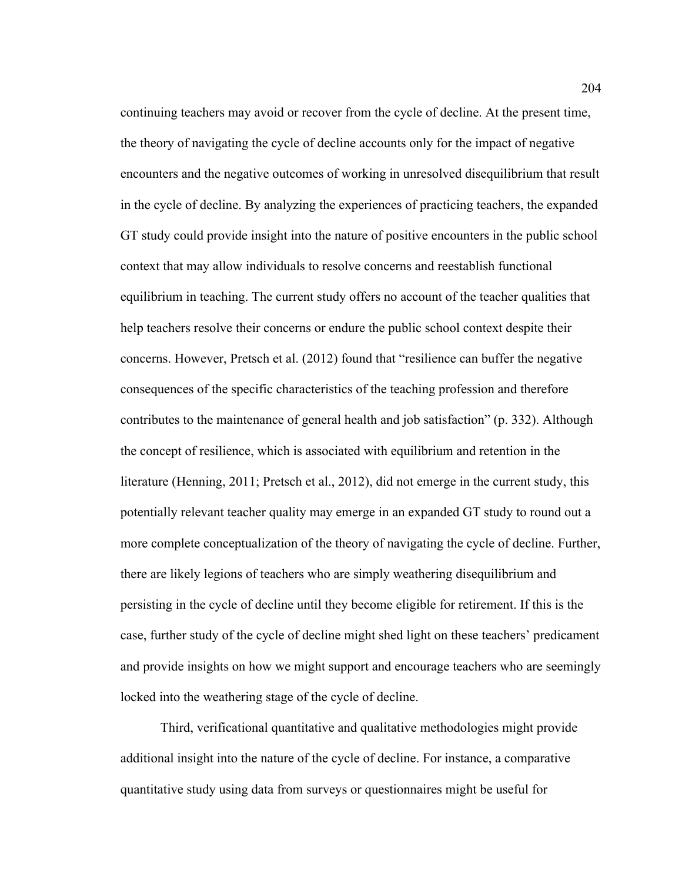continuing teachers may avoid or recover from the cycle of decline. At the present time, the theory of navigating the cycle of decline accounts only for the impact of negative encounters and the negative outcomes of working in unresolved disequilibrium that result in the cycle of decline. By analyzing the experiences of practicing teachers, the expanded GT study could provide insight into the nature of positive encounters in the public school context that may allow individuals to resolve concerns and reestablish functional equilibrium in teaching. The current study offers no account of the teacher qualities that help teachers resolve their concerns or endure the public school context despite their concerns. However, Pretsch et al. (2012) found that "resilience can buffer the negative consequences of the specific characteristics of the teaching profession and therefore contributes to the maintenance of general health and job satisfaction" (p. 332). Although the concept of resilience, which is associated with equilibrium and retention in the literature (Henning, 2011; Pretsch et al., 2012), did not emerge in the current study, this potentially relevant teacher quality may emerge in an expanded GT study to round out a more complete conceptualization of the theory of navigating the cycle of decline. Further, there are likely legions of teachers who are simply weathering disequilibrium and persisting in the cycle of decline until they become eligible for retirement. If this is the case, further study of the cycle of decline might shed light on these teachers' predicament and provide insights on how we might support and encourage teachers who are seemingly locked into the weathering stage of the cycle of decline.

Third, verificational quantitative and qualitative methodologies might provide additional insight into the nature of the cycle of decline. For instance, a comparative quantitative study using data from surveys or questionnaires might be useful for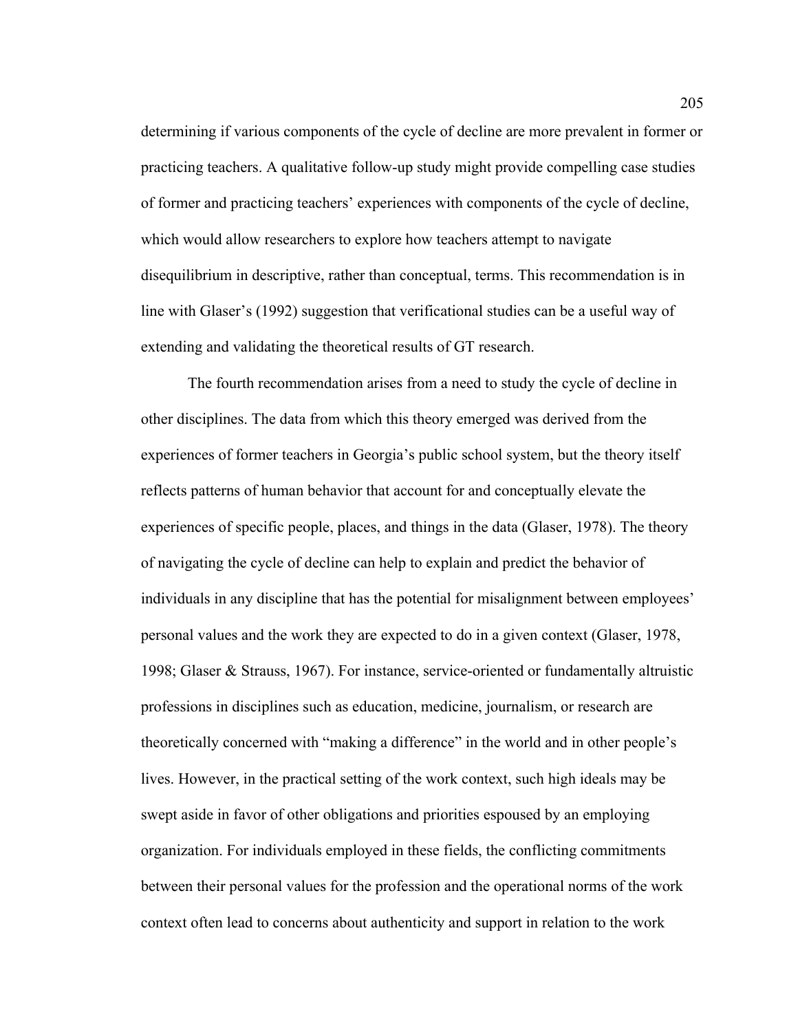determining if various components of the cycle of decline are more prevalent in former or practicing teachers. A qualitative follow-up study might provide compelling case studies of former and practicing teachers' experiences with components of the cycle of decline, which would allow researchers to explore how teachers attempt to navigate disequilibrium in descriptive, rather than conceptual, terms. This recommendation is in line with Glaser's (1992) suggestion that verificational studies can be a useful way of extending and validating the theoretical results of GT research.

The fourth recommendation arises from a need to study the cycle of decline in other disciplines. The data from which this theory emerged was derived from the experiences of former teachers in Georgia's public school system, but the theory itself reflects patterns of human behavior that account for and conceptually elevate the experiences of specific people, places, and things in the data (Glaser, 1978). The theory of navigating the cycle of decline can help to explain and predict the behavior of individuals in any discipline that has the potential for misalignment between employees' personal values and the work they are expected to do in a given context (Glaser, 1978, 1998; Glaser & Strauss, 1967). For instance, service-oriented or fundamentally altruistic professions in disciplines such as education, medicine, journalism, or research are theoretically concerned with "making a difference" in the world and in other people's lives. However, in the practical setting of the work context, such high ideals may be swept aside in favor of other obligations and priorities espoused by an employing organization. For individuals employed in these fields, the conflicting commitments between their personal values for the profession and the operational norms of the work context often lead to concerns about authenticity and support in relation to the work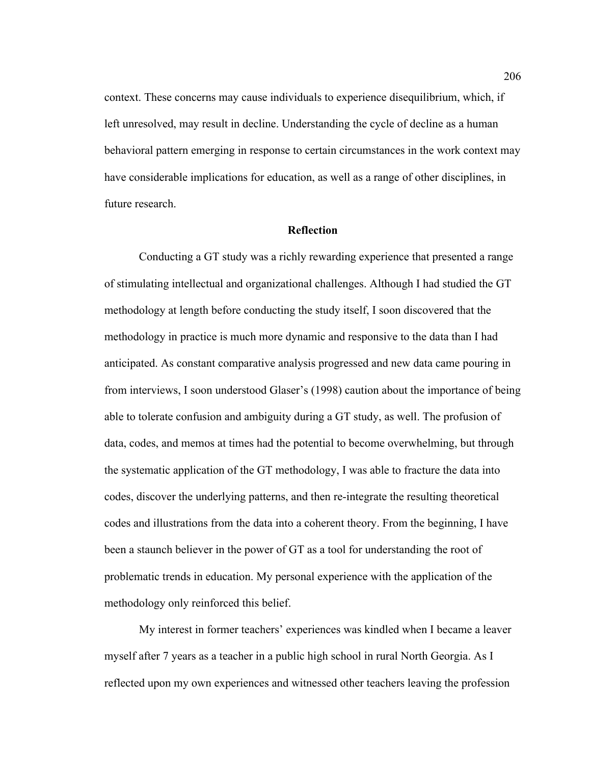context. These concerns may cause individuals to experience disequilibrium, which, if left unresolved, may result in decline. Understanding the cycle of decline as a human behavioral pattern emerging in response to certain circumstances in the work context may have considerable implications for education, as well as a range of other disciplines, in future research.

## Reflection

Conducting a GT study was a richly rewarding experience that presented a range of stimulating intellectual and organizational challenges. Although I had studied the GT methodology at length before conducting the study itself, I soon discovered that the methodology in practice is much more dynamic and responsive to the data than I had anticipated. As constant comparative analysis progressed and new data came pouring in from interviews, I soon understood Glaser's (1998) caution about the importance of being able to tolerate confusion and ambiguity during a GT study, as well. The profusion of data, codes, and memos at times had the potential to become overwhelming, but through the systematic application of the GT methodology, I was able to fracture the data into codes, discover the underlying patterns, and then re-integrate the resulting theoretical codes and illustrations from the data into a coherent theory. From the beginning, I have been a staunch believer in the power of GT as a tool for understanding the root of problematic trends in education. My personal experience with the application of the methodology only reinforced this belief.

My interest in former teachers' experiences was kindled when I became a leaver myself after 7 years as a teacher in a public high school in rural North Georgia. As I reflected upon my own experiences and witnessed other teachers leaving the profession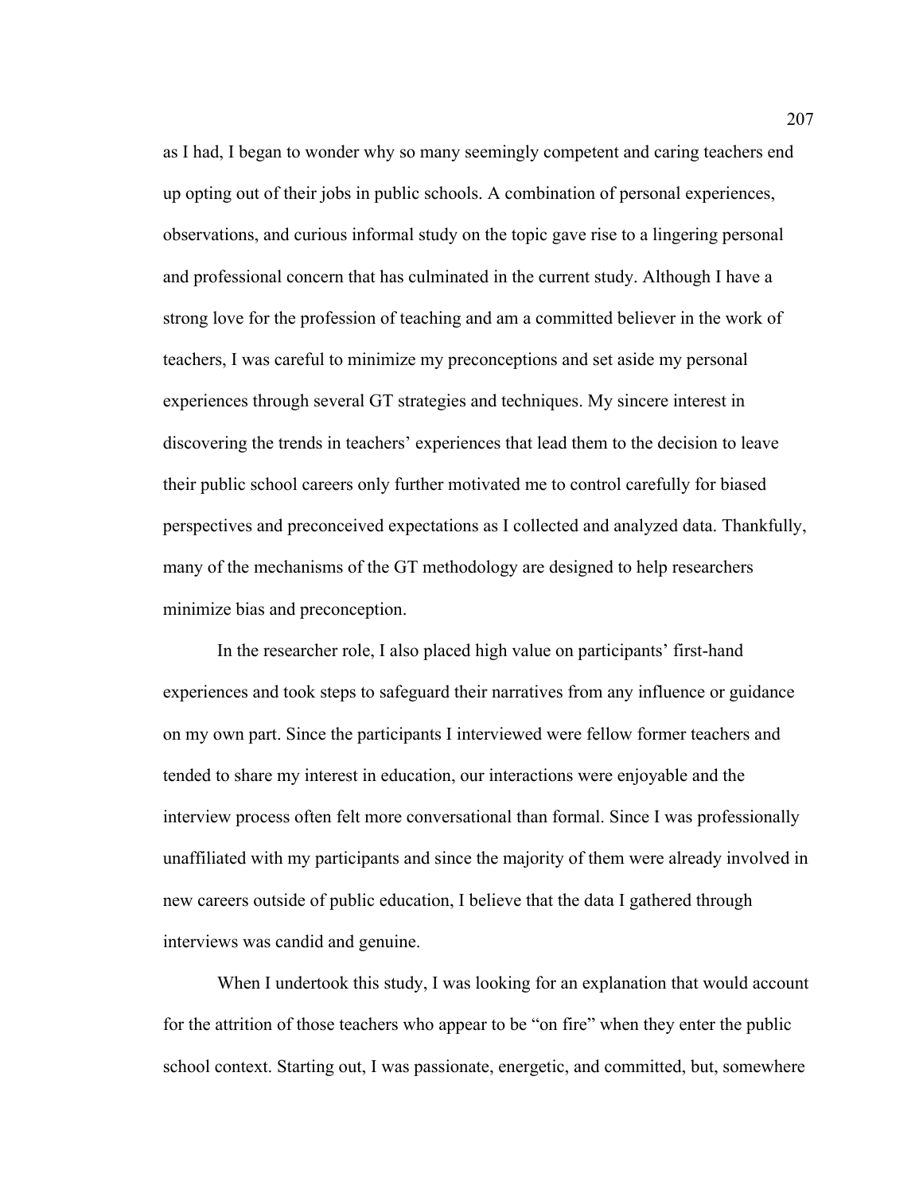as I had, I began to wonder why so many seemingly competent and caring teachers end up opting out of their jobs in public schools. A combination of personal experiences, observations, and curious informal study on the topic gave rise to a lingering personal and professional concern that has culminated in the current study. Although I have a strong love for the profession of teaching and am a committed believer in the work of teachers, I was careful to minimize my preconceptions and set aside my personal experiences through several GT strategies and techniques. My sincere interest in discovering the trends in teachers' experiences that lead them to the decision to leave their public school careers only further motivated me to control carefully for biased perspectives and preconceived expectations as I collected and analyzed data. Thankfully, many of the mechanisms of the GT methodology are designed to help researchers minimize bias and preconception.

In the researcher role, I also placed high value on participants' first-hand experiences and took steps to safeguard their narratives from any influence or guidance on my own part. Since the participants I interviewed were fellow former teachers and tended to share my interest in education, our interactions were enjoyable and the interview process often felt more conversational than formal. Since I was professionally unaffiliated with my participants and since the majority of them were already involved in new careers outside of public education, I believe that the data I gathered through interviews was candid and genuine.

When I undertook this study, I was looking for an explanation that would account for the attrition of those teachers who appear to be "on fire" when they enter the public school context. Starting out, I was passionate, energetic, and committed, but, somewhere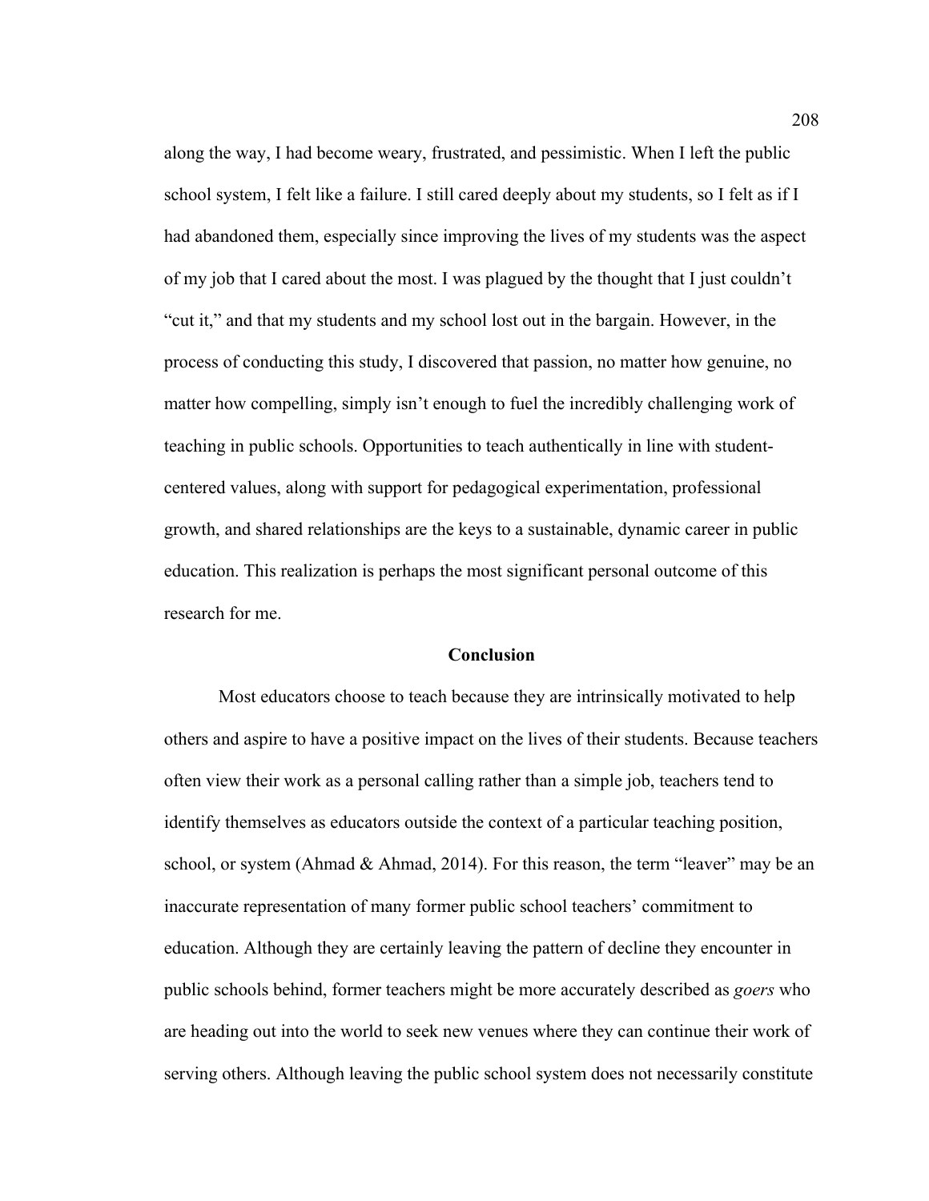along the way, I had become weary, frustrated, and pessimistic. When I left the public school system, I felt like a failure. I still cared deeply about my students, so I felt as if I had abandoned them, especially since improving the lives of my students was the aspect of my job that I cared about the most. I was plagued by the thought that I just couldn't "cut it," and that my students and my school lost out in the bargain. However, in the process of conducting this study, I discovered that passion, no matter how genuine, no matter how compelling, simply isn't enough to fuel the incredibly challenging work of teaching in public schools. Opportunities to teach authentically in line with student-centered values, along with support for pedagogical experimentation, professional growth, and shared relationships are the keys to a sustainable, dynamic career in public education. This realization is perhaps the most significant personal outcome of this research for me.

## Conclusion

Most educators choose to teach because they are intrinsically motivated to help others and aspire to have a positive impact on the lives of their students. Because teachers often view their work as a personal calling rather than a simple job, teachers tend to identify themselves as educators outside the context of a particular teaching position, school, or system (Ahmad & Ahmad, 2014). For this reason, the term "leaver" may be an inaccurate representation of many former public school teachers' commitment to education. Although they are certainly leaving the pattern of decline they encounter in public schools behind, former teachers might be more accurately described as *goers* who are heading out into the world to seek new venues where they can continue their work of serving others. Although leaving the public school system does not necessarily constitute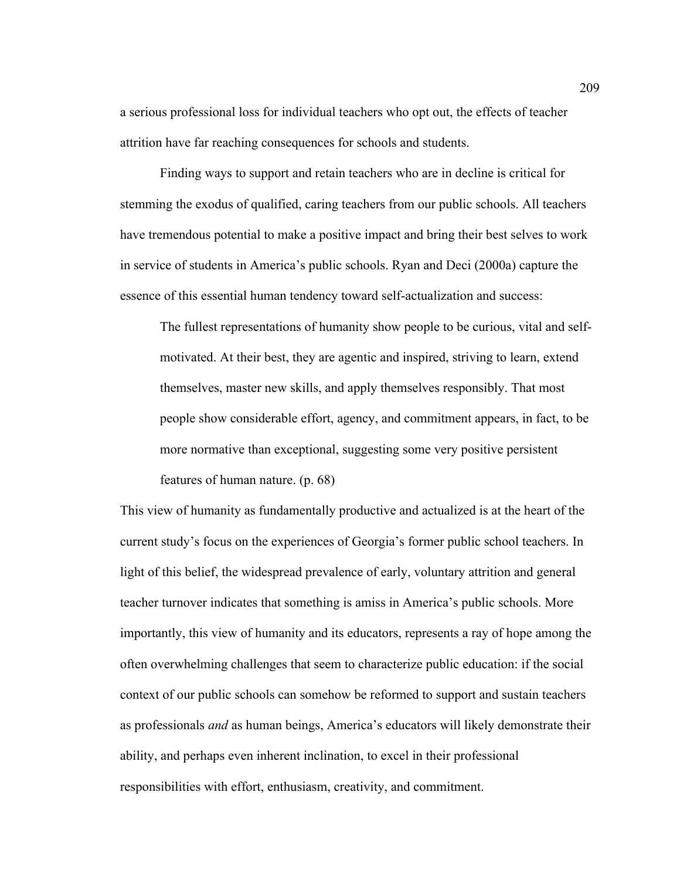a serious professional loss for individual teachers who opt out, the effects of teacher attrition have far reaching consequences for schools and students.

Finding ways to support and retain teachers who are in decline is critical for stemming the exodus of qualified, caring teachers from our public schools. All teachers have tremendous potential to make a positive impact and bring their best selves to work in service of students in America's public schools. Ryan and Deci (2000a) capture the essence of this essential human tendency toward self-actualization and success:

> The fullest representations of humanity show people to be curious, vital and self-motivated. At their best, they are agentic and inspired, striving to learn, extend themselves, master new skills, and apply themselves responsibly. That most people show considerable effort, agency, and commitment appears, in fact, to be more normative than exceptional, suggesting some very positive persistent features of human nature. (p. 68)

This view of humanity as fundamentally productive and actualized is at the heart of the current study's focus on the experiences of Georgia's former public school teachers. In light of this belief, the widespread prevalence of early, voluntary attrition and general teacher turnover indicates that something is amiss in America's public schools. More importantly, this view of humanity and its educators, represents a ray of hope among the often overwhelming challenges that seem to characterize public education: if the social context of our public schools can somehow be reformed to support and sustain teachers as professionals *and* as human beings, America's educators will likely demonstrate their ability, and perhaps even inherent inclination, to excel in their professional responsibilities with effort, enthusiasm, creativity, and commitment.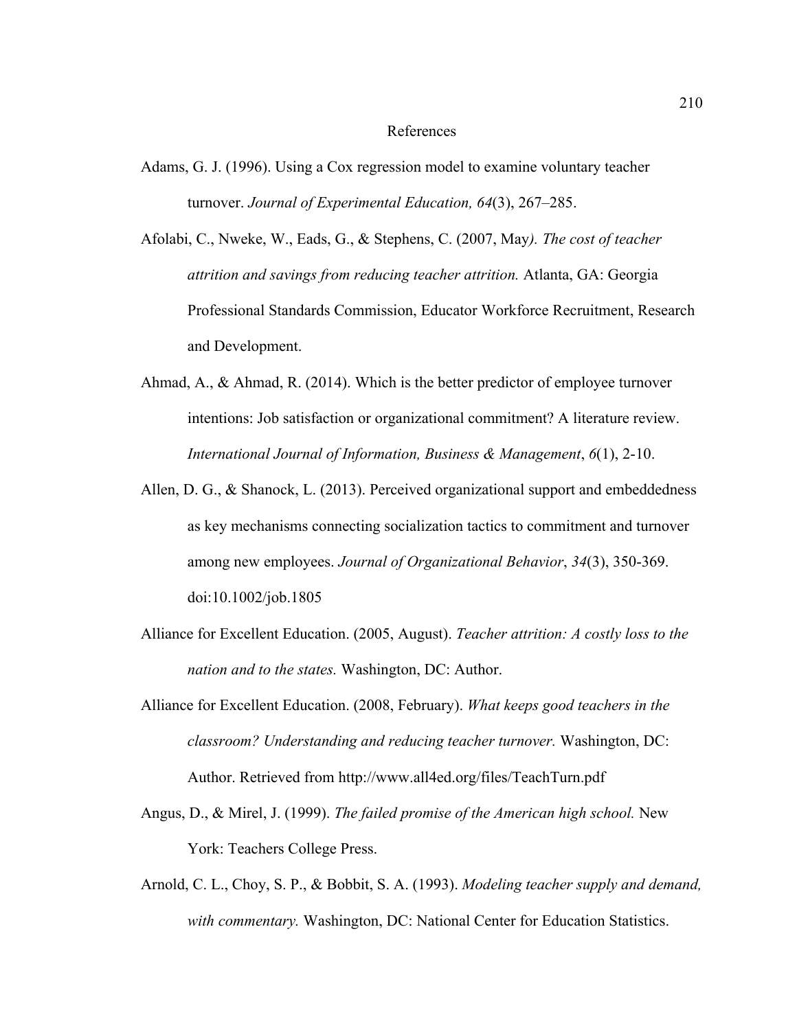# References

Adams, G. J. (1996). Using a Cox regression model to examine voluntary teacher turnover. *Journal of Experimental Education, 64*(3), 267–285.

Afolabi, C., Nweke, W., Eads, G., & Stephens, C. (2007, May*). The cost of teacher attrition and savings from reducing teacher attrition.* Atlanta, GA: Georgia Professional Standards Commission, Educator Workforce Recruitment, Research and Development.

Ahmad, A., & Ahmad, R. (2014). Which is the better predictor of employee turnover intentions: Job satisfaction or organizational commitment? A literature review. *International Journal of Information, Business & Management*, *6*(1), 2-10.

Allen, D. G., & Shanock, L. (2013). Perceived organizational support and embeddedness as key mechanisms connecting socialization tactics to commitment and turnover among new employees. *Journal of Organizational Behavior*, *34*(3), 350-369. doi:10.1002/job.1805

Alliance for Excellent Education. (2005, August). *Teacher attrition: A costly loss to the nation and to the states.* Washington, DC: Author.

Alliance for Excellent Education. (2008, February). *What keeps good teachers in the classroom? Understanding and reducing teacher turnover.* Washington, DC: Author. Retrieved from http://www.all4ed.org/files/TeachTurn.pdf

Angus, D., & Mirel, J. (1999). *The failed promise of the American high school.* New York: Teachers College Press.

Arnold, C. L., Choy, S. P., & Bobbit, S. A. (1993). *Modeling teacher supply and demand, with commentary.* Washington, DC: National Center for Education Statistics.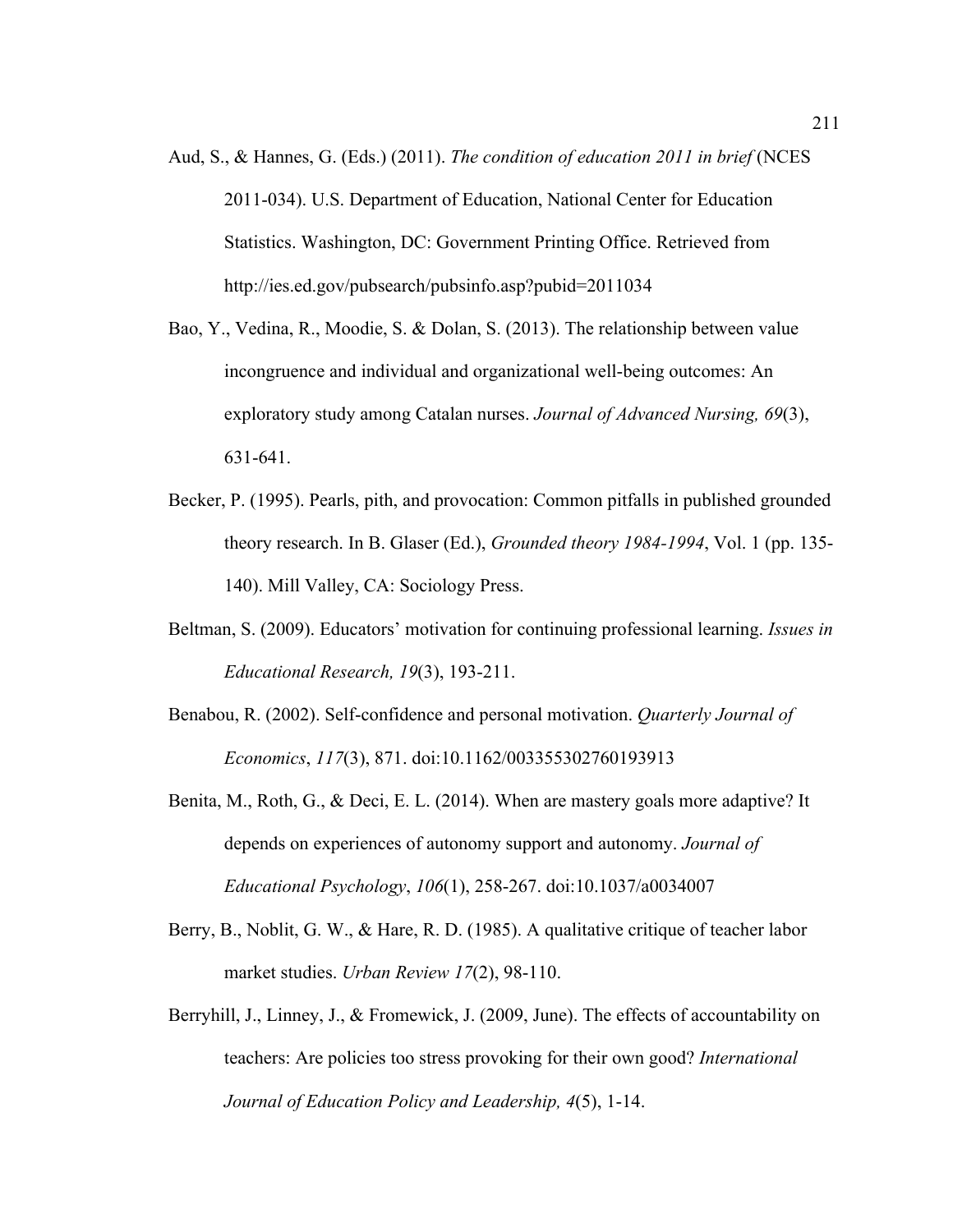Aud, S., & Hannes, G. (Eds.) (2011). *The condition of education 2011 in brief* (NCES 2011-034). U.S. Department of Education, National Center for Education Statistics. Washington, DC: Government Printing Office. Retrieved from http://ies.ed.gov/pubsearch/pubsinfo.asp?pubid=2011034

Bao, Y., Vedina, R., Moodie, S. & Dolan, S. (2013). The relationship between value incongruence and individual and organizational well-being outcomes: An exploratory study among Catalan nurses. *Journal of Advanced Nursing, 69*(3), 631-641.

Becker, P. (1995). Pearls, pith, and provocation: Common pitfalls in published grounded theory research. In B. Glaser (Ed.), *Grounded theory 1984-1994*, Vol. 1 (pp. 135-140). Mill Valley, CA: Sociology Press.

Beltman, S. (2009). Educators' motivation for continuing professional learning. *Issues in Educational Research, 19*(3), 193-211.

Benabou, R. (2002). Self-confidence and personal motivation. *Quarterly Journal of Economics*, *117*(3), 871. doi:10.1162/003355302760193913

Benita, M., Roth, G., & Deci, E. L. (2014). When are mastery goals more adaptive? It depends on experiences of autonomy support and autonomy. *Journal of Educational Psychology*, *106*(1), 258-267. doi:10.1037/a0034007

Berry, B., Noblit, G. W., & Hare, R. D. (1985). A qualitative critique of teacher labor market studies. *Urban Review 17*(2), 98-110.

Berryhill, J., Linney, J., & Fromewick, J. (2009, June). The effects of accountability on teachers: Are policies too stress provoking for their own good? *International Journal of Education Policy and Leadership, 4*(5), 1-14.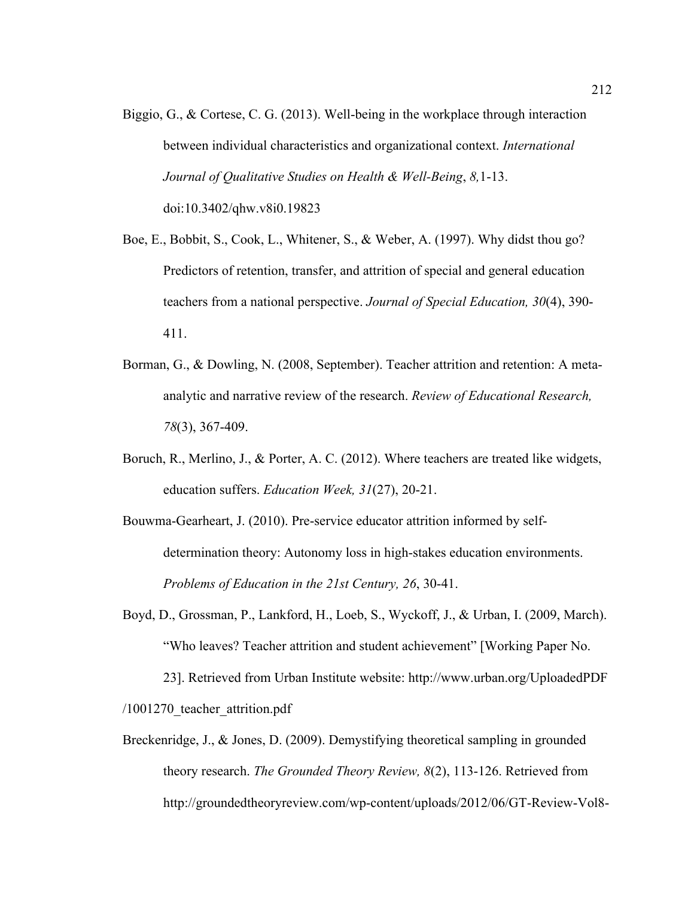Biggio, G., & Cortese, C. G. (2013). Well-being in the workplace through interaction between individual characteristics and organizational context. *International Journal of Qualitative Studies on Health & Well-Being*, *8,*1-13. doi:10.3402/qhw.v8i0.19823

Boe, E., Bobbit, S., Cook, L., Whitener, S., & Weber, A. (1997). Why didst thou go? Predictors of retention, transfer, and attrition of special and general education teachers from a national perspective. *Journal of Special Education, 30*(4), 390-411.

Borman, G., & Dowling, N. (2008, September). Teacher attrition and retention: A meta-analytic and narrative review of the research. *Review of Educational Research, 78*(3), 367-409.

Boruch, R., Merlino, J., & Porter, A. C. (2012). Where teachers are treated like widgets, education suffers. *Education Week, 31*(27), 20-21.

Bouwma-Gearheart, J. (2010). Pre-service educator attrition informed by self-determination theory: Autonomy loss in high-stakes education environments. *Problems of Education in the 21st Century, 26*, 30-41.

Boyd, D., Grossman, P., Lankford, H., Loeb, S., Wyckoff, J., & Urban, I. (2009, March). "Who leaves? Teacher attrition and student achievement" [Working Paper No. 23]. Retrieved from Urban Institute website: http://www.urban.org/UploadedPDF/1001270_teacher_attrition.pdf

Breckenridge, J., & Jones, D. (2009). Demystifying theoretical sampling in grounded theory research. *The Grounded Theory Review, 8*(2), 113-126. Retrieved from http://groundedtheoryreview.com/wp-content/uploads/2012/06/GT-Review-Vol8-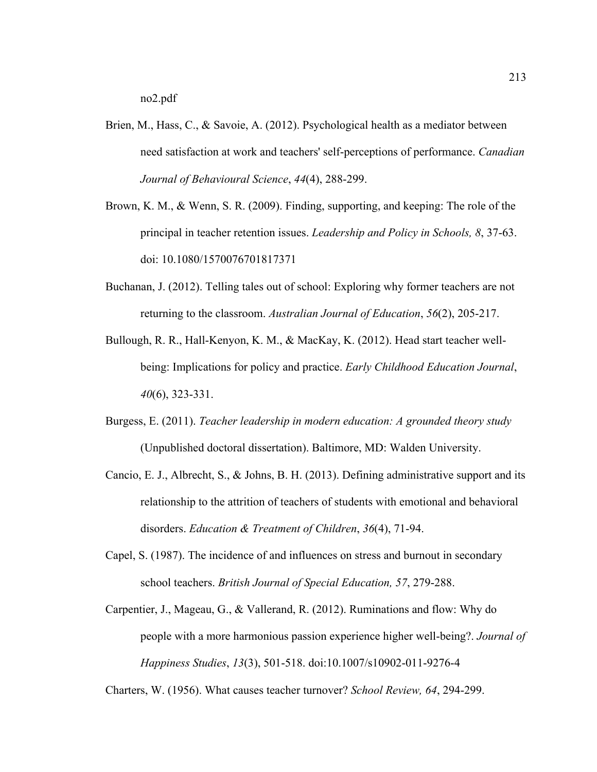no2.pdf

Brien, M., Hass, C., & Savoie, A. (2012). Psychological health as a mediator between need satisfaction at work and teachers' self-perceptions of performance. *Canadian Journal of Behavioural Science*, *44*(4), 288-299.

Brown, K. M., & Wenn, S. R. (2009). Finding, supporting, and keeping: The role of the principal in teacher retention issues. *Leadership and Policy in Schools, 8*, 37-63. doi: 10.1080/1570076701817371

Buchanan, J. (2012). Telling tales out of school: Exploring why former teachers are not returning to the classroom. *Australian Journal of Education*, *56*(2), 205-217.

Bullough, R. R., Hall-Kenyon, K. M., & MacKay, K. (2012). Head start teacher well-being: Implications for policy and practice. *Early Childhood Education Journal*, *40*(6), 323-331.

Burgess, E. (2011). *Teacher leadership in modern education: A grounded theory study* (Unpublished doctoral dissertation). Baltimore, MD: Walden University.

Cancio, E. J., Albrecht, S., & Johns, B. H. (2013). Defining administrative support and its relationship to the attrition of teachers of students with emotional and behavioral disorders. *Education & Treatment of Children*, *36*(4), 71-94.

Capel, S. (1987). The incidence of and influences on stress and burnout in secondary school teachers. *British Journal of Special Education, 57*, 279-288.

Carpentier, J., Mageau, G., & Vallerand, R. (2012). Ruminations and flow: Why do people with a more harmonious passion experience higher well-being?. *Journal of Happiness Studies*, *13*(3), 501-518. doi:10.1007/s10902-011-9276-4

Charters, W. (1956). What causes teacher turnover? *School Review, 64*, 294-299.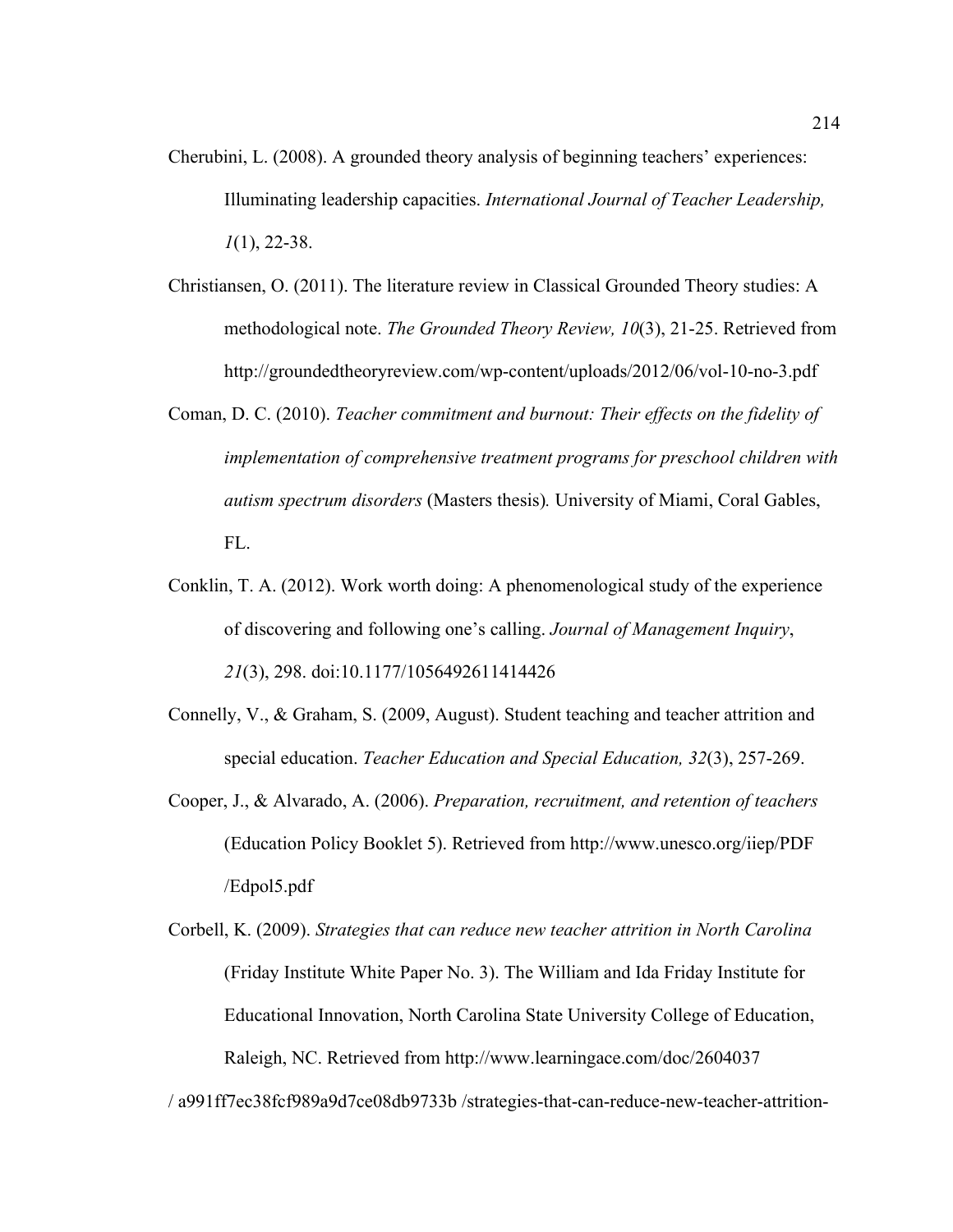Cherubini, L. (2008). A grounded theory analysis of beginning teachers' experiences: Illuminating leadership capacities. *International Journal of Teacher Leadership, 1*(1), 22-38.

Christiansen, O. (2011). The literature review in Classical Grounded Theory studies: A methodological note. *The Grounded Theory Review, 10*(3), 21-25. Retrieved from http://groundedtheoryreview.com/wp-content/uploads/2012/06/vol-10-no-3.pdf

Coman, D. C. (2010). *Teacher commitment and burnout: Their effects on the fidelity of implementation of comprehensive treatment programs for preschool children with autism spectrum disorders* (Masters thesis). University of Miami, Coral Gables, FL.

Conklin, T. A. (2012). Work worth doing: A phenomenological study of the experience of discovering and following one's calling. *Journal of Management Inquiry*, *21*(3), 298. doi:10.1177/1056492611414426

Connelly, V., & Graham, S. (2009, August). Student teaching and teacher attrition and special education. *Teacher Education and Special Education, 32*(3), 257-269.

Cooper, J., & Alvarado, A. (2006). *Preparation, recruitment, and retention of teachers* (Education Policy Booklet 5). Retrieved from http://www.unesco.org/iiep/PDF /Edpol5.pdf

Corbell, K. (2009). *Strategies that can reduce new teacher attrition in North Carolina* (Friday Institute White Paper No. 3). The William and Ida Friday Institute for Educational Innovation, North Carolina State University College of Education, Raleigh, NC. Retrieved from http://www.learningace.com/doc/2604037 / a991ff7ec38fcf989a9d7ce08db9733b /strategies-that-can-reduce-new-teacher-attrition-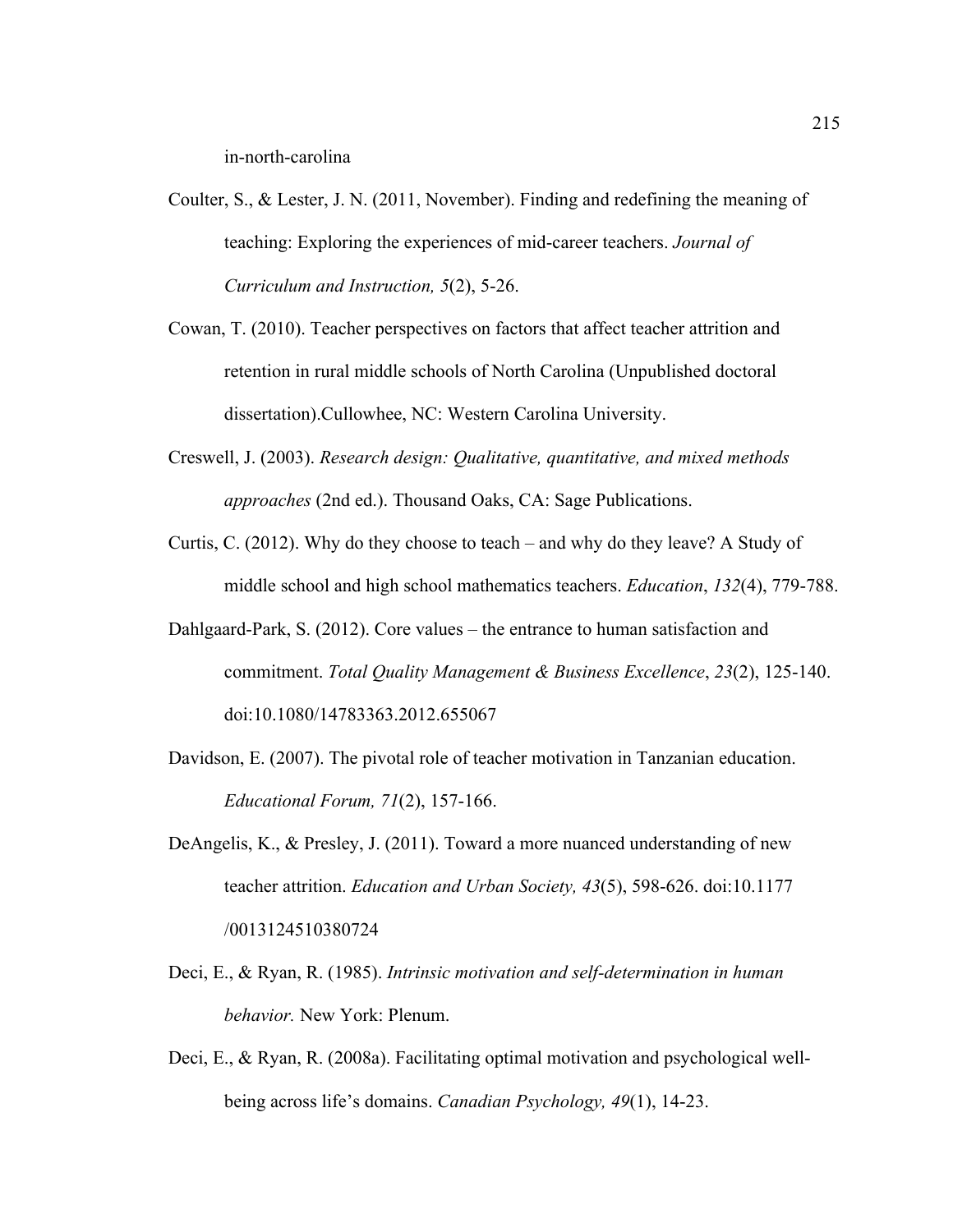in-north-carolina

Coulter, S., & Lester, J. N. (2011, November). Finding and redefining the meaning of teaching: Exploring the experiences of mid-career teachers. *Journal of Curriculum and Instruction, 5*(2), 5-26.

Cowan, T. (2010). Teacher perspectives on factors that affect teacher attrition and retention in rural middle schools of North Carolina (Unpublished doctoral dissertation).Cullowhee, NC: Western Carolina University.

Creswell, J. (2003). *Research design: Qualitative, quantitative, and mixed methods approaches* (2nd ed.). Thousand Oaks, CA: Sage Publications.

Curtis, C. (2012). Why do they choose to teach – and why do they leave? A Study of middle school and high school mathematics teachers. *Education*, *132*(4), 779-788.

Dahlgaard-Park, S. (2012). Core values – the entrance to human satisfaction and commitment. *Total Quality Management & Business Excellence*, *23*(2), 125-140. doi:10.1080/14783363.2012.655067

Davidson, E. (2007). The pivotal role of teacher motivation in Tanzanian education. *Educational Forum, 71*(2), 157-166.

DeAngelis, K., & Presley, J. (2011). Toward a more nuanced understanding of new teacher attrition. *Education and Urban Society, 43*(5), 598-626. doi:10.1177 /0013124510380724

Deci, E., & Ryan, R. (1985). *Intrinsic motivation and self-determination in human behavior.* New York: Plenum.

Deci, E., & Ryan, R. (2008a). Facilitating optimal motivation and psychological well-being across life's domains. *Canadian Psychology, 49*(1), 14-23.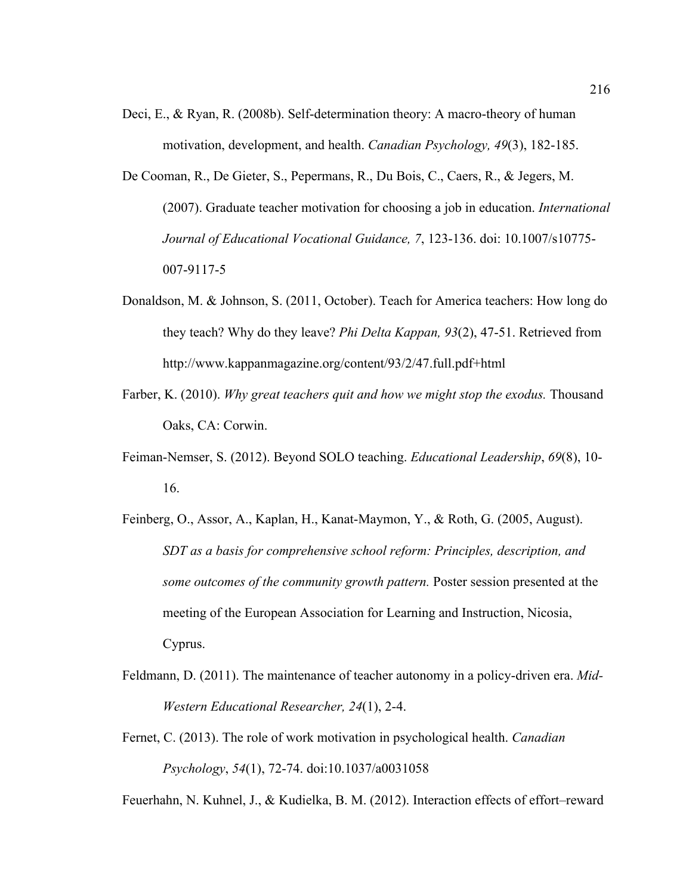Deci, E., & Ryan, R. (2008b). Self-determination theory: A macro-theory of human motivation, development, and health. *Canadian Psychology, 49*(3), 182-185.

De Cooman, R., De Gieter, S., Pepermans, R., Du Bois, C., Caers, R., & Jegers, M. (2007). Graduate teacher motivation for choosing a job in education. *International Journal of Educational Vocational Guidance, 7*, 123-136. doi: 10.1007/s10775-007-9117-5

Donaldson, M. & Johnson, S. (2011, October). Teach for America teachers: How long do they teach? Why do they leave? *Phi Delta Kappan, 93*(2), 47-51. Retrieved from http://www.kappanmagazine.org/content/93/2/47.full.pdf+html

Farber, K. (2010). *Why great teachers quit and how we might stop the exodus.* Thousand Oaks, CA: Corwin.

Feiman-Nemser, S. (2012). Beyond SOLO teaching. *Educational Leadership*, *69*(8), 10-16.

Feinberg, O., Assor, A., Kaplan, H., Kanat-Maymon, Y., & Roth, G. (2005, August). *SDT as a basis for comprehensive school reform: Principles, description, and some outcomes of the community growth pattern.* Poster session presented at the meeting of the European Association for Learning and Instruction, Nicosia, Cyprus.

Feldmann, D. (2011). The maintenance of teacher autonomy in a policy-driven era. *Mid-Western Educational Researcher, 24*(1), 2-4.

Fernet, C. (2013). The role of work motivation in psychological health. *Canadian Psychology*, *54*(1), 72-74. doi:10.1037/a0031058

Feuerhahn, N. Kuhnel, J., & Kudielka, B. M. (2012). Interaction effects of effort–reward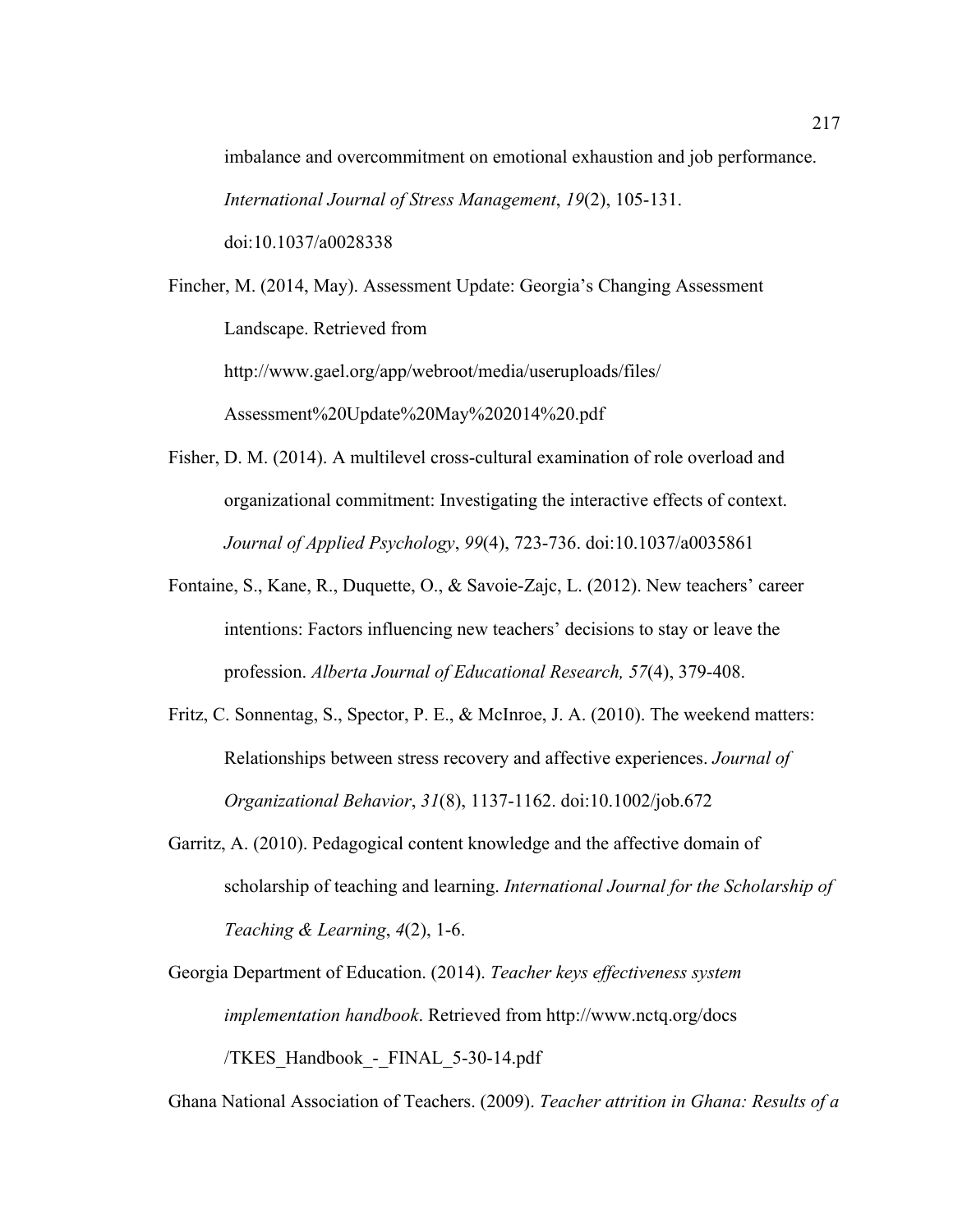imbalance and overcommitment on emotional exhaustion and job performance. *International Journal of Stress Management*, *19*(2), 105-131. doi:10.1037/a0028338

Fincher, M. (2014, May). Assessment Update: Georgia's Changing Assessment Landscape. Retrieved from http://www.gael.org/app/webroot/media/useruploads/files/Assessment%20Update%20May%202014%20.pdf

Fisher, D. M. (2014). A multilevel cross-cultural examination of role overload and organizational commitment: Investigating the interactive effects of context. *Journal of Applied Psychology*, *99*(4), 723-736. doi:10.1037/a0035861

Fontaine, S., Kane, R., Duquette, O., & Savoie-Zajc, L. (2012). New teachers' career intentions: Factors influencing new teachers' decisions to stay or leave the profession. *Alberta Journal of Educational Research, 57*(4), 379-408.

Fritz, C. Sonnentag, S., Spector, P. E., & McInroe, J. A. (2010). The weekend matters: Relationships between stress recovery and affective experiences. *Journal of Organizational Behavior*, *31*(8), 1137-1162. doi:10.1002/job.672

Garritz, A. (2010). Pedagogical content knowledge and the affective domain of scholarship of teaching and learning. *International Journal for the Scholarship of Teaching & Learning*, *4*(2), 1-6.

Georgia Department of Education. (2014). *Teacher keys effectiveness system implementation handbook*. Retrieved from http://www.nctq.org/docs/TKES_Handbook_-_FINAL_5-30-14.pdf

Ghana National Association of Teachers. (2009). *Teacher attrition in Ghana: Results of a*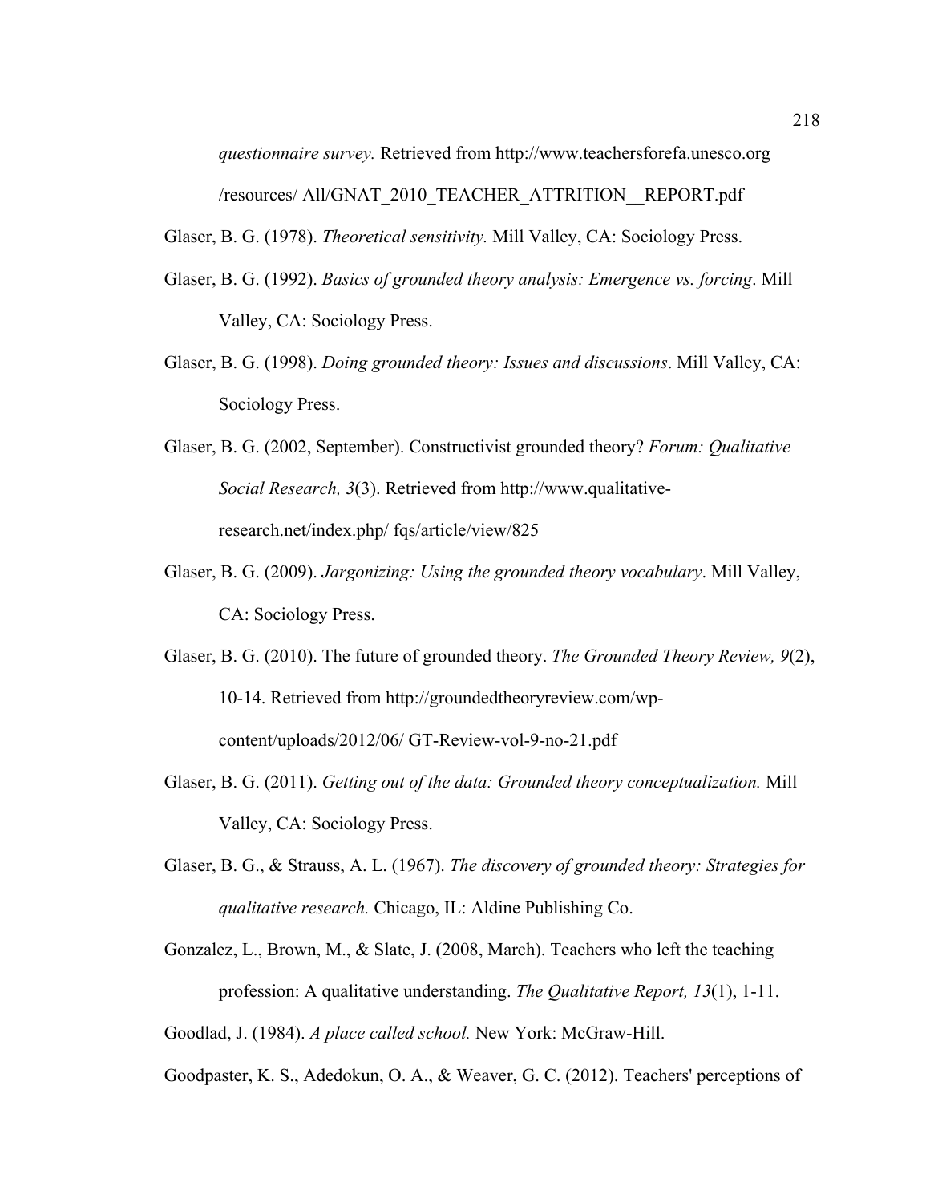*questionnaire survey.* Retrieved from http://www.teachersforefa.unesco.org /resources/ All/GNAT_2010_TEACHER_ATTRITION__REPORT.pdf

Glaser, B. G. (1978). *Theoretical sensitivity.* Mill Valley, CA: Sociology Press.

Glaser, B. G. (1992). *Basics of grounded theory analysis: Emergence vs. forcing*. Mill Valley, CA: Sociology Press.

Glaser, B. G. (1998). *Doing grounded theory: Issues and discussions*. Mill Valley, CA: Sociology Press.

Glaser, B. G. (2002, September). Constructivist grounded theory? *Forum: Qualitative Social Research, 3*(3). Retrieved from http://www.qualitative-research.net/index.php/ fqs/article/view/825

Glaser, B. G. (2009). *Jargonizing: Using the grounded theory vocabulary*. Mill Valley, CA: Sociology Press.

Glaser, B. G. (2010). The future of grounded theory. *The Grounded Theory Review, 9*(2), 10-14. Retrieved from http://groundedtheoryreview.com/wp-content/uploads/2012/06/ GT-Review-vol-9-no-21.pdf

Glaser, B. G. (2011). *Getting out of the data: Grounded theory conceptualization.* Mill Valley, CA: Sociology Press.

Glaser, B. G., & Strauss, A. L. (1967). *The discovery of grounded theory: Strategies for qualitative research.* Chicago, IL: Aldine Publishing Co.

Gonzalez, L., Brown, M., & Slate, J. (2008, March). Teachers who left the teaching profession: A qualitative understanding. *The Qualitative Report, 13*(1), 1-11.

Goodlad, J. (1984). *A place called school.* New York: McGraw-Hill.

Goodpaster, K. S., Adedokun, O. A., & Weaver, G. C. (2012). Teachers' perceptions of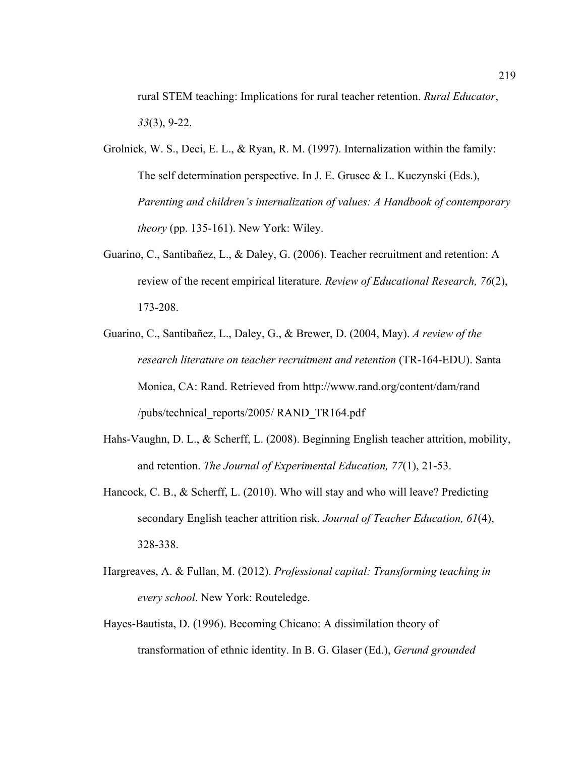rural STEM teaching: Implications for rural teacher retention. *Rural Educator*, *33*(3), 9-22.

Grolnick, W. S., Deci, E. L., & Ryan, R. M. (1997). Internalization within the family: The self determination perspective. In J. E. Grusec & L. Kuczynski (Eds.), *Parenting and children's internalization of values: A Handbook of contemporary theory* (pp. 135-161). New York: Wiley.

Guarino, C., Santibañez, L., & Daley, G. (2006). Teacher recruitment and retention: A review of the recent empirical literature. *Review of Educational Research, 76*(2), 173-208.

Guarino, C., Santibañez, L., Daley, G., & Brewer, D. (2004, May). *A review of the research literature on teacher recruitment and retention* (TR-164-EDU). Santa Monica, CA: Rand. Retrieved from http://www.rand.org/content/dam/rand /pubs/technical_reports/2005/ RAND_TR164.pdf

Hahs-Vaughn, D. L., & Scherff, L. (2008). Beginning English teacher attrition, mobility, and retention. *The Journal of Experimental Education, 77*(1), 21-53.

Hancock, C. B., & Scherff, L. (2010). Who will stay and who will leave? Predicting secondary English teacher attrition risk. *Journal of Teacher Education, 61*(4), 328-338.

Hargreaves, A. & Fullan, M. (2012). *Professional capital: Transforming teaching in every school*. New York: Routeledge.

Hayes-Bautista, D. (1996). Becoming Chicano: A dissimilation theory of transformation of ethnic identity. In B. G. Glaser (Ed.), *Gerund grounded*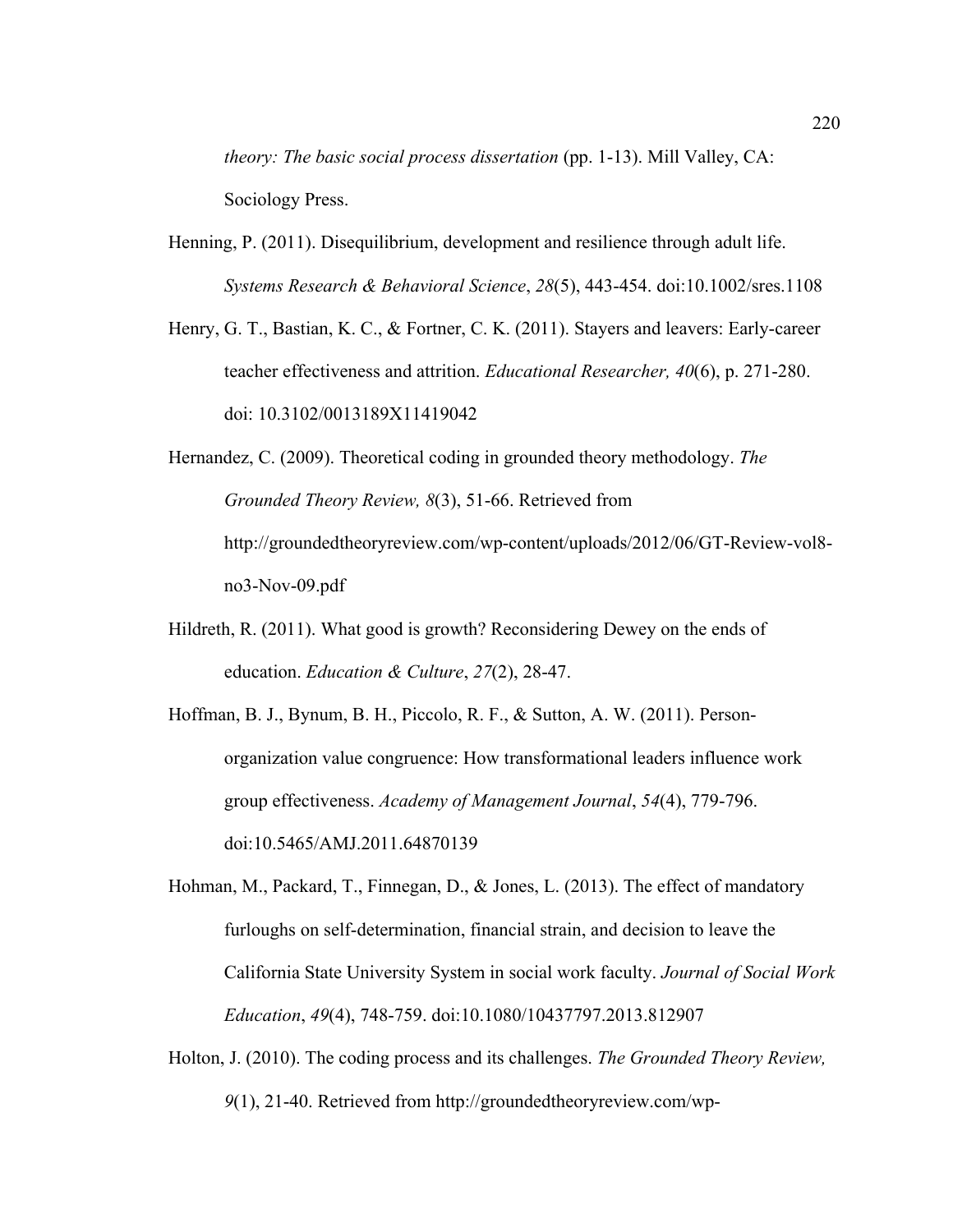*theory: The basic social process dissertation* (pp. 1-13). Mill Valley, CA: Sociology Press.

Henning, P. (2011). Disequilibrium, development and resilience through adult life. *Systems Research & Behavioral Science*, *28*(5), 443-454. doi:10.1002/sres.1108

Henry, G. T., Bastian, K. C., & Fortner, C. K. (2011). Stayers and leavers: Early-career teacher effectiveness and attrition. *Educational Researcher, 40*(6), p. 271-280. doi: 10.3102/0013189X11419042

Hernandez, C. (2009). Theoretical coding in grounded theory methodology. *The Grounded Theory Review, 8*(3), 51-66. Retrieved from http://groundedtheoryreview.com/wp-content/uploads/2012/06/GT-Review-vol8-no3-Nov-09.pdf

Hildreth, R. (2011). What good is growth? Reconsidering Dewey on the ends of education. *Education & Culture*, *27*(2), 28-47.

Hoffman, B. J., Bynum, B. H., Piccolo, R. F., & Sutton, A. W. (2011). Person-organization value congruence: How transformational leaders influence work group effectiveness. *Academy of Management Journal*, *54*(4), 779-796. doi:10.5465/AMJ.2011.64870139

Hohman, M., Packard, T., Finnegan, D., & Jones, L. (2013). The effect of mandatory furloughs on self-determination, financial strain, and decision to leave the California State University System in social work faculty. *Journal of Social Work Education*, *49*(4), 748-759. doi:10.1080/10437797.2013.812907

Holton, J. (2010). The coding process and its challenges. *The Grounded Theory Review, 9*(1), 21-40. Retrieved from http://groundedtheoryreview.com/wp-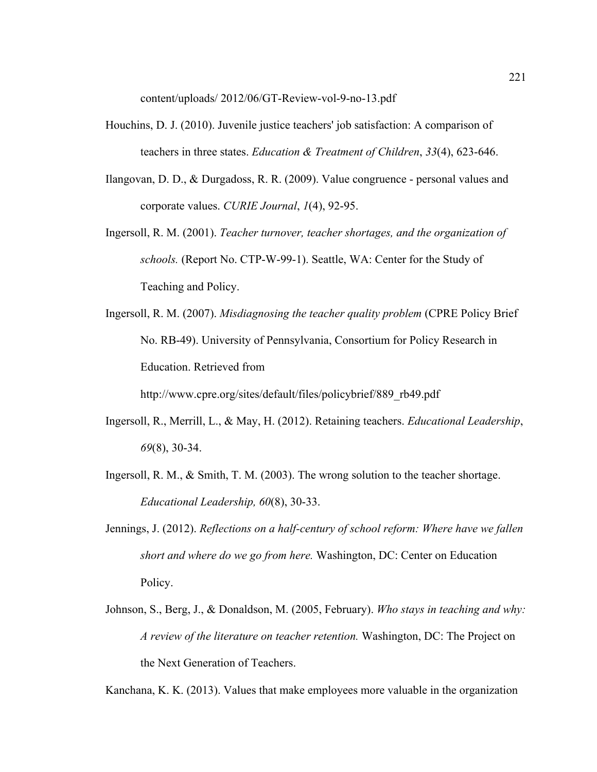content/uploads/ 2012/06/GT-Review-vol-9-no-13.pdf

Houchins, D. J. (2010). Juvenile justice teachers' job satisfaction: A comparison of teachers in three states. *Education & Treatment of Children*, *33*(4), 623-646.

Ilangovan, D. D., & Durgadoss, R. R. (2009). Value congruence - personal values and corporate values. *CURIE Journal*, *1*(4), 92-95.

Ingersoll, R. M. (2001). *Teacher turnover, teacher shortages, and the organization of schools.* (Report No. CTP-W-99-1). Seattle, WA: Center for the Study of Teaching and Policy.

Ingersoll, R. M. (2007). *Misdiagnosing the teacher quality problem* (CPRE Policy Brief No. RB-49). University of Pennsylvania, Consortium for Policy Research in Education. Retrieved from http://www.cpre.org/sites/default/files/policybrief/889_rb49.pdf

Ingersoll, R., Merrill, L., & May, H. (2012). Retaining teachers. *Educational Leadership*, *69*(8), 30-34.

Ingersoll, R. M., & Smith, T. M. (2003). The wrong solution to the teacher shortage. *Educational Leadership, 60*(8), 30-33.

Jennings, J. (2012). *Reflections on a half-century of school reform: Where have we fallen short and where do we go from here.* Washington, DC: Center on Education Policy.

Johnson, S., Berg, J., & Donaldson, M. (2005, February). *Who stays in teaching and why: A review of the literature on teacher retention.* Washington, DC: The Project on the Next Generation of Teachers.

Kanchana, K. K. (2013). Values that make employees more valuable in the organization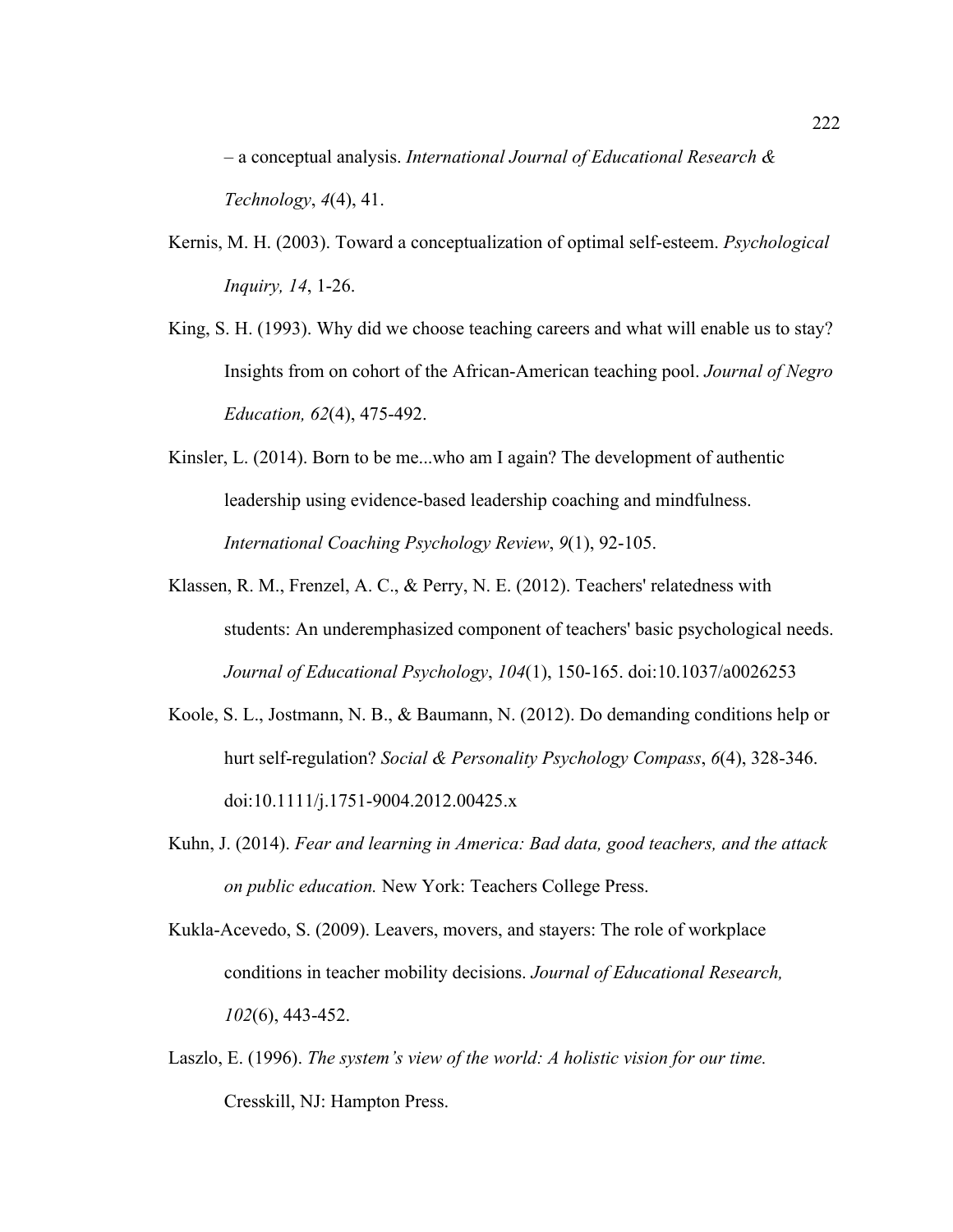– a conceptual analysis. *International Journal of Educational Research & Technology*, *4*(4), 41.

Kernis, M. H. (2003). Toward a conceptualization of optimal self-esteem. *Psychological Inquiry, 14*, 1-26.

King, S. H. (1993). Why did we choose teaching careers and what will enable us to stay? Insights from on cohort of the African-American teaching pool. *Journal of Negro Education, 62*(4), 475-492.

Kinsler, L. (2014). Born to be me...who am I again? The development of authentic leadership using evidence-based leadership coaching and mindfulness. *International Coaching Psychology Review*, *9*(1), 92-105.

Klassen, R. M., Frenzel, A. C., & Perry, N. E. (2012). Teachers' relatedness with students: An underemphasized component of teachers' basic psychological needs. *Journal of Educational Psychology*, *104*(1), 150-165. doi:10.1037/a0026253

Koole, S. L., Jostmann, N. B., & Baumann, N. (2012). Do demanding conditions help or hurt self-regulation? *Social & Personality Psychology Compass*, *6*(4), 328-346. doi:10.1111/j.1751-9004.2012.00425.x

Kuhn, J. (2014). *Fear and learning in America: Bad data, good teachers, and the attack on public education.* New York: Teachers College Press.

Kukla-Acevedo, S. (2009). Leavers, movers, and stayers: The role of workplace conditions in teacher mobility decisions. *Journal of Educational Research, 102*(6), 443-452.

Laszlo, E. (1996). *The system's view of the world: A holistic vision for our time.* Cresskill, NJ: Hampton Press.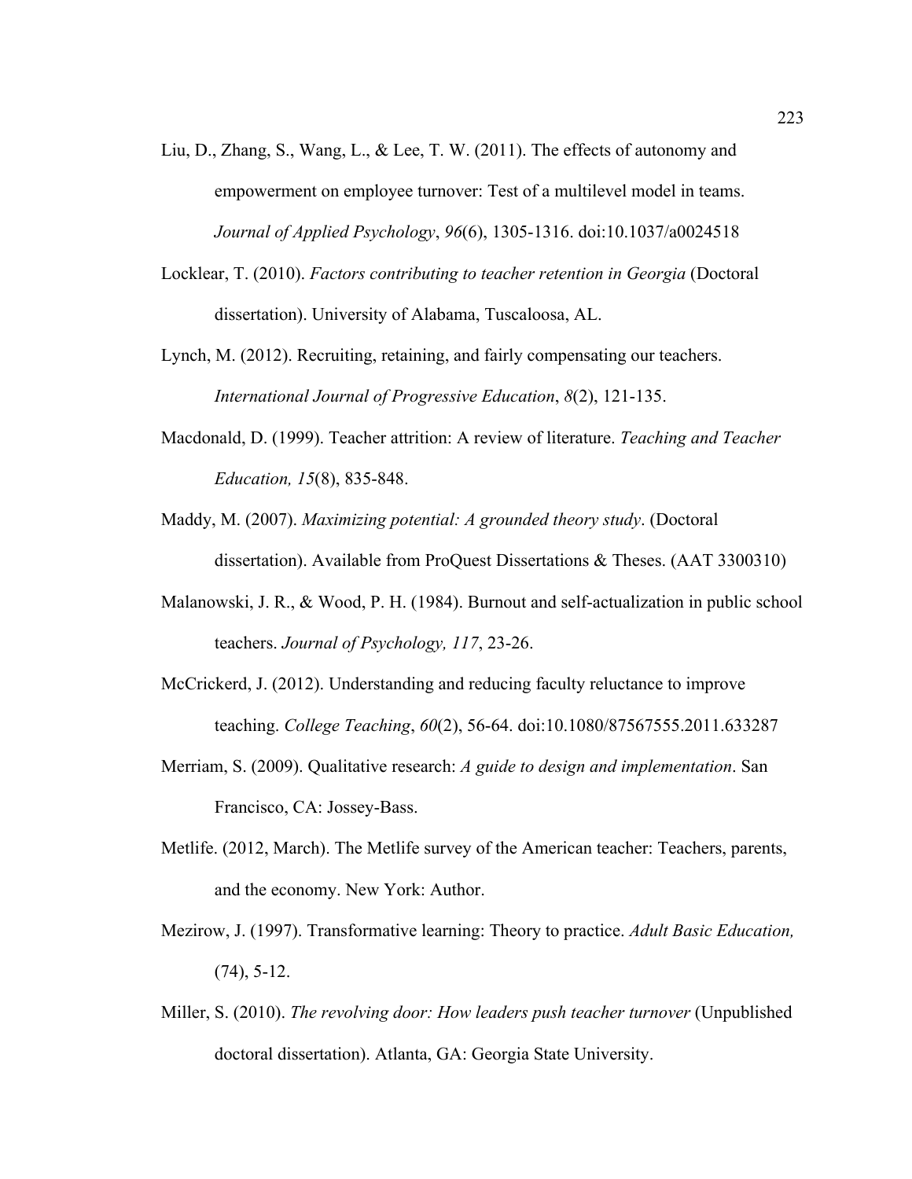Liu, D., Zhang, S., Wang, L., & Lee, T. W. (2011). The effects of autonomy and empowerment on employee turnover: Test of a multilevel model in teams. *Journal of Applied Psychology*, *96*(6), 1305-1316. doi:10.1037/a0024518

Locklear, T. (2010). *Factors contributing to teacher retention in Georgia* (Doctoral dissertation). University of Alabama, Tuscaloosa, AL.

Lynch, M. (2012). Recruiting, retaining, and fairly compensating our teachers. *International Journal of Progressive Education*, *8*(2), 121-135.

Macdonald, D. (1999). Teacher attrition: A review of literature. *Teaching and Teacher Education, 15*(8), 835-848.

Maddy, M. (2007). *Maximizing potential: A grounded theory study*. (Doctoral dissertation). Available from ProQuest Dissertations & Theses. (AAT 3300310)

Malanowski, J. R., & Wood, P. H. (1984). Burnout and self-actualization in public school teachers. *Journal of Psychology, 117*, 23-26.

McCrickerd, J. (2012). Understanding and reducing faculty reluctance to improve teaching. *College Teaching*, *60*(2), 56-64. doi:10.1080/87567555.2011.633287

Merriam, S. (2009). Qualitative research: *A guide to design and implementation*. San Francisco, CA: Jossey-Bass.

Metlife. (2012, March). The Metlife survey of the American teacher: Teachers, parents, and the economy. New York: Author.

Mezirow, J. (1997). Transformative learning: Theory to practice. *Adult Basic Education,* (74), 5-12.

Miller, S. (2010). *The revolving door: How leaders push teacher turnover* (Unpublished doctoral dissertation). Atlanta, GA: Georgia State University.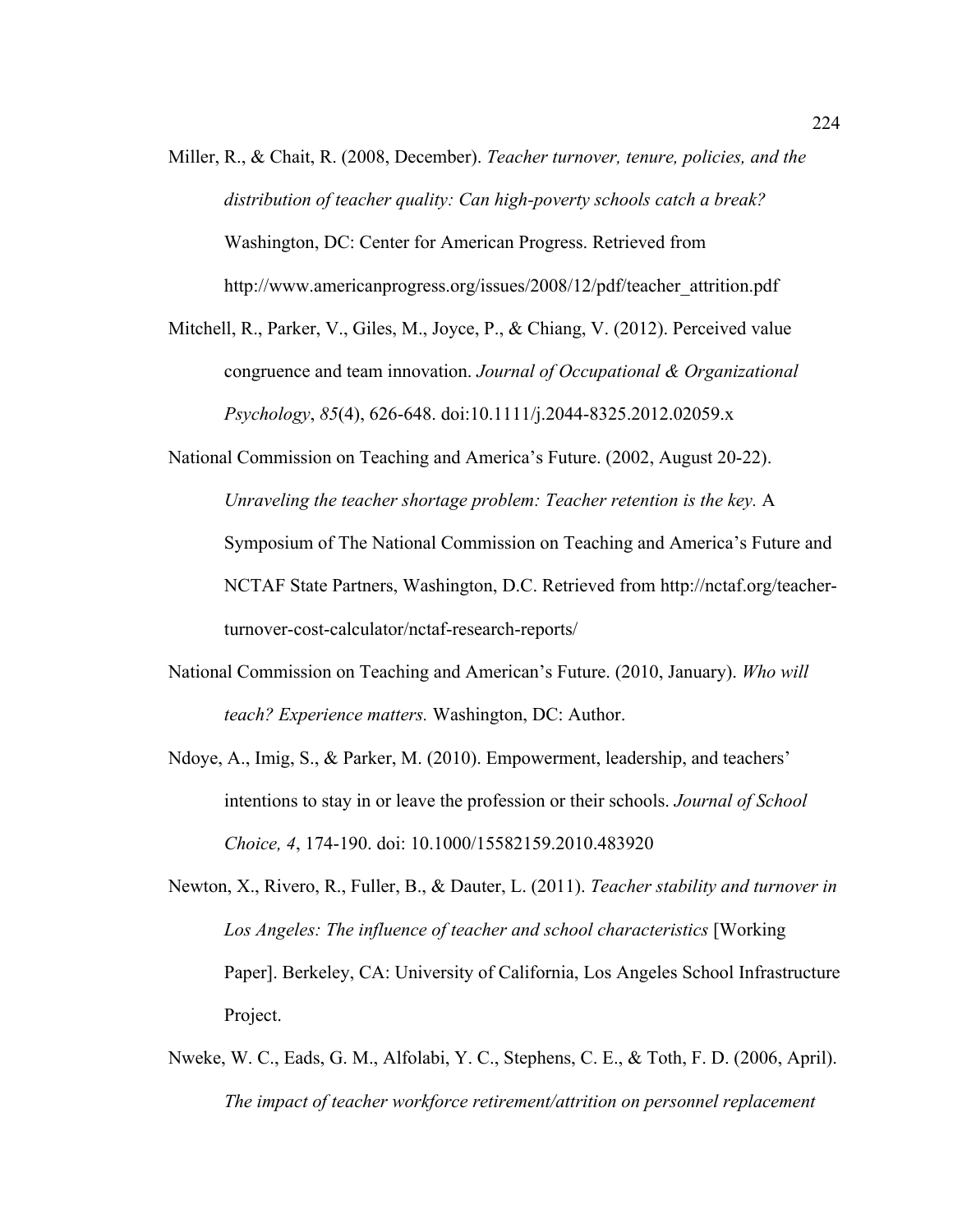Miller, R., & Chait, R. (2008, December). *Teacher turnover, tenure, policies, and the distribution of teacher quality: Can high-poverty schools catch a break?* Washington, DC: Center for American Progress. Retrieved from http://www.americanprogress.org/issues/2008/12/pdf/teacher_attrition.pdf

Mitchell, R., Parker, V., Giles, M., Joyce, P., & Chiang, V. (2012). Perceived value congruence and team innovation. *Journal of Occupational & Organizational Psychology*, *85*(4), 626-648. doi:10.1111/j.2044-8325.2012.02059.x

National Commission on Teaching and America's Future. (2002, August 20-22). *Unraveling the teacher shortage problem: Teacher retention is the key.* A Symposium of The National Commission on Teaching and America's Future and NCTAF State Partners, Washington, D.C. Retrieved from http://nctaf.org/teacher-turnover-cost-calculator/nctaf-research-reports/

National Commission on Teaching and American's Future. (2010, January). *Who will teach? Experience matters.* Washington, DC: Author.

Ndoye, A., Imig, S., & Parker, M. (2010). Empowerment, leadership, and teachers' intentions to stay in or leave the profession or their schools. *Journal of School Choice, 4*, 174-190. doi: 10.1000/15582159.2010.483920

Newton, X., Rivero, R., Fuller, B., & Dauter, L. (2011). *Teacher stability and turnover in Los Angeles: The influence of teacher and school characteristics* [Working Paper]. Berkeley, CA: University of California, Los Angeles School Infrastructure Project.

Nweke, W. C., Eads, G. M., Alfolabi, Y. C., Stephens, C. E., & Toth, F. D. (2006, April). *The impact of teacher workforce retirement/attrition on personnel replacement*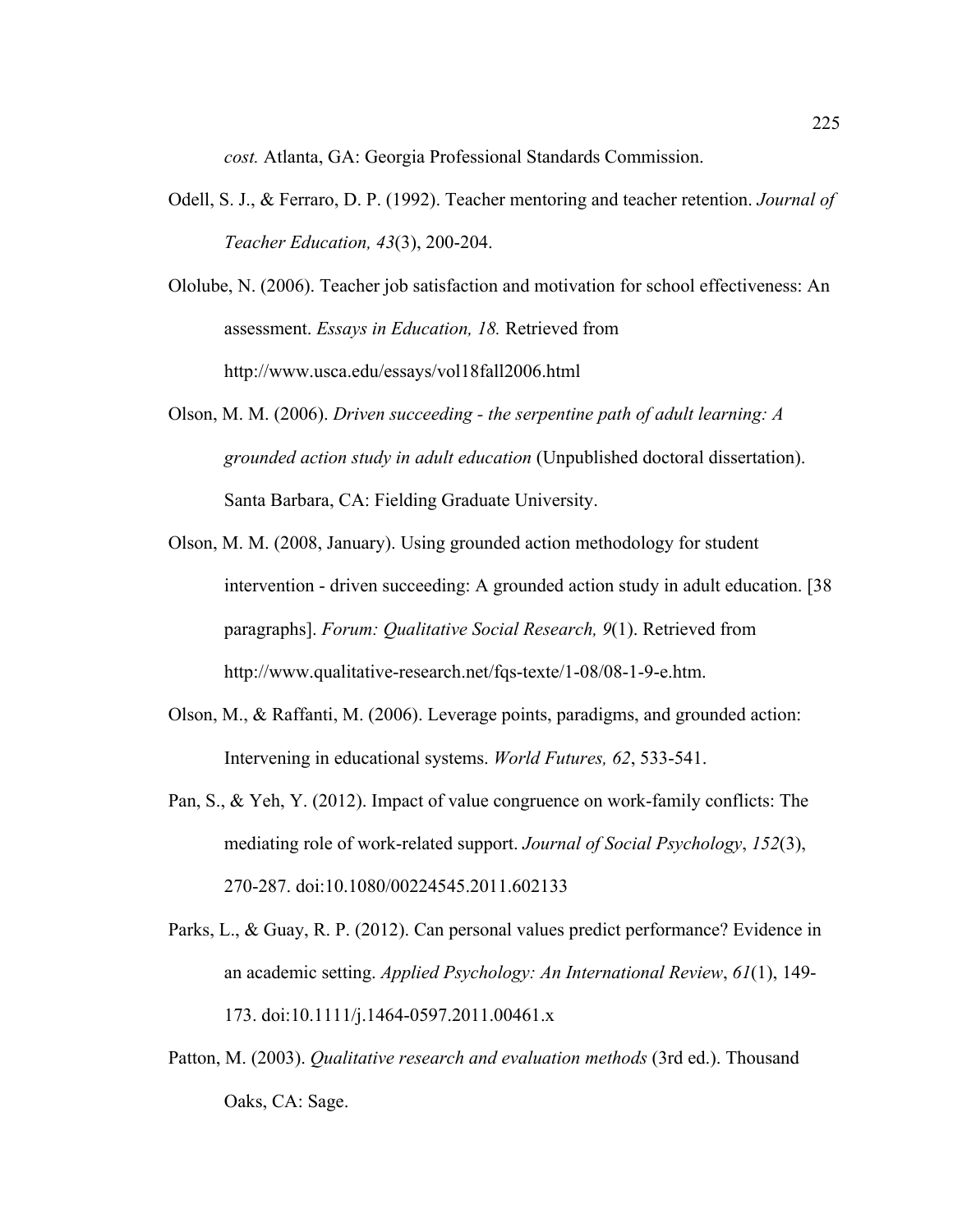*cost.* Atlanta, GA: Georgia Professional Standards Commission.

Odell, S. J., & Ferraro, D. P. (1992). Teacher mentoring and teacher retention. *Journal of Teacher Education, 43*(3), 200-204.

Ololube, N. (2006). Teacher job satisfaction and motivation for school effectiveness: An assessment. *Essays in Education, 18.* Retrieved from http://www.usca.edu/essays/vol18fall2006.html

Olson, M. M. (2006). *Driven succeeding - the serpentine path of adult learning: A grounded action study in adult education* (Unpublished doctoral dissertation). Santa Barbara, CA: Fielding Graduate University.

Olson, M. M. (2008, January). Using grounded action methodology for student intervention - driven succeeding: A grounded action study in adult education. [38 paragraphs]. *Forum: Qualitative Social Research, 9*(1). Retrieved from http://www.qualitative-research.net/fqs-texte/1-08/08-1-9-e.htm.

Olson, M., & Raffanti, M. (2006). Leverage points, paradigms, and grounded action: Intervening in educational systems. *World Futures, 62*, 533-541.

Pan, S., & Yeh, Y. (2012). Impact of value congruence on work-family conflicts: The mediating role of work-related support. *Journal of Social Psychology*, *152*(3), 270-287. doi:10.1080/00224545.2011.602133

Parks, L., & Guay, R. P. (2012). Can personal values predict performance? Evidence in an academic setting. *Applied Psychology: An International Review*, *61*(1), 149-173. doi:10.1111/j.1464-0597.2011.00461.x

Patton, M. (2003). *Qualitative research and evaluation methods* (3rd ed.). Thousand Oaks, CA: Sage.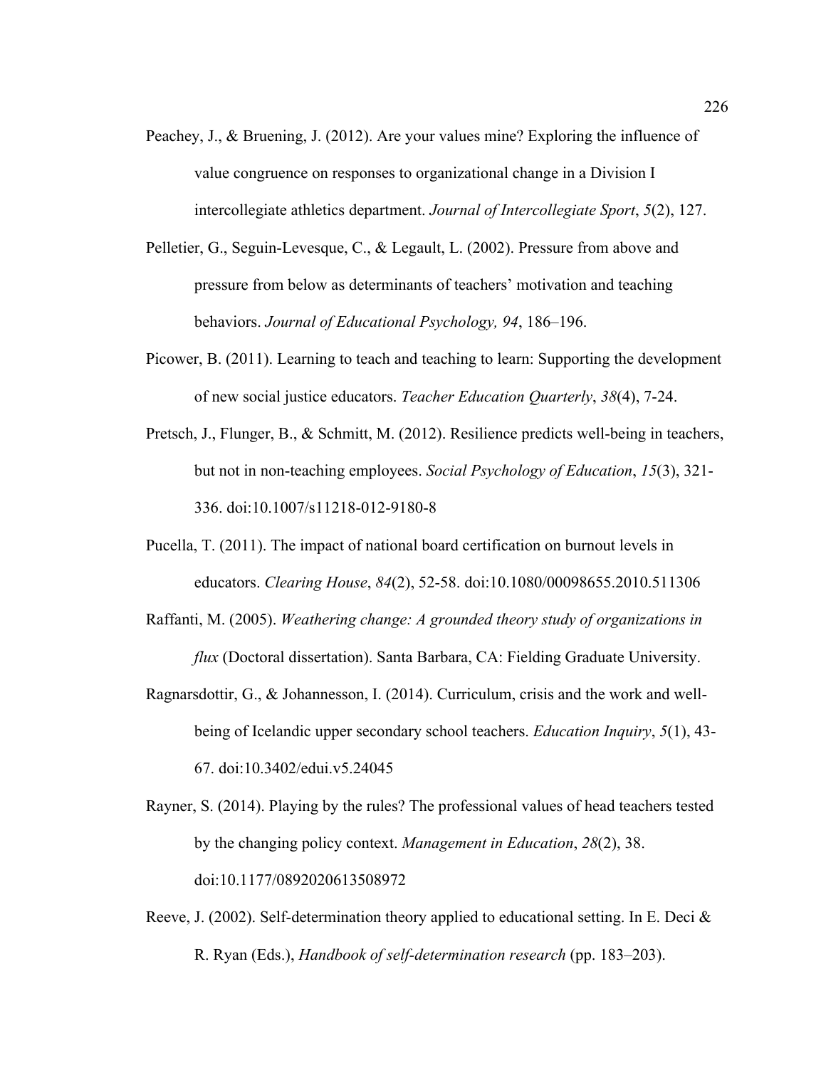Peachey, J., & Bruening, J. (2012). Are your values mine? Exploring the influence of value congruence on responses to organizational change in a Division I intercollegiate athletics department. *Journal of Intercollegiate Sport*, *5*(2), 127.

Pelletier, G., Seguin-Levesque, C., & Legault, L. (2002). Pressure from above and pressure from below as determinants of teachers' motivation and teaching behaviors. *Journal of Educational Psychology, 94*, 186–196.

Picower, B. (2011). Learning to teach and teaching to learn: Supporting the development of new social justice educators. *Teacher Education Quarterly*, *38*(4), 7-24.

Pretsch, J., Flunger, B., & Schmitt, M. (2012). Resilience predicts well-being in teachers, but not in non-teaching employees. *Social Psychology of Education*, *15*(3), 321-336. doi:10.1007/s11218-012-9180-8

Pucella, T. (2011). The impact of national board certification on burnout levels in educators. *Clearing House*, *84*(2), 52-58. doi:10.1080/00098655.2010.511306

Raffanti, M. (2005). *Weathering change: A grounded theory study of organizations in flux* (Doctoral dissertation). Santa Barbara, CA: Fielding Graduate University.

Ragnarsdottir, G., & Johannesson, I. (2014). Curriculum, crisis and the work and well-being of Icelandic upper secondary school teachers. *Education Inquiry*, *5*(1), 43-67. doi:10.3402/edui.v5.24045

Rayner, S. (2014). Playing by the rules? The professional values of head teachers tested by the changing policy context. *Management in Education*, *28*(2), 38. doi:10.1177/0892020613508972

Reeve, J. (2002). Self-determination theory applied to educational setting. In E. Deci & R. Ryan (Eds.), *Handbook of self-determination research* (pp. 183–203).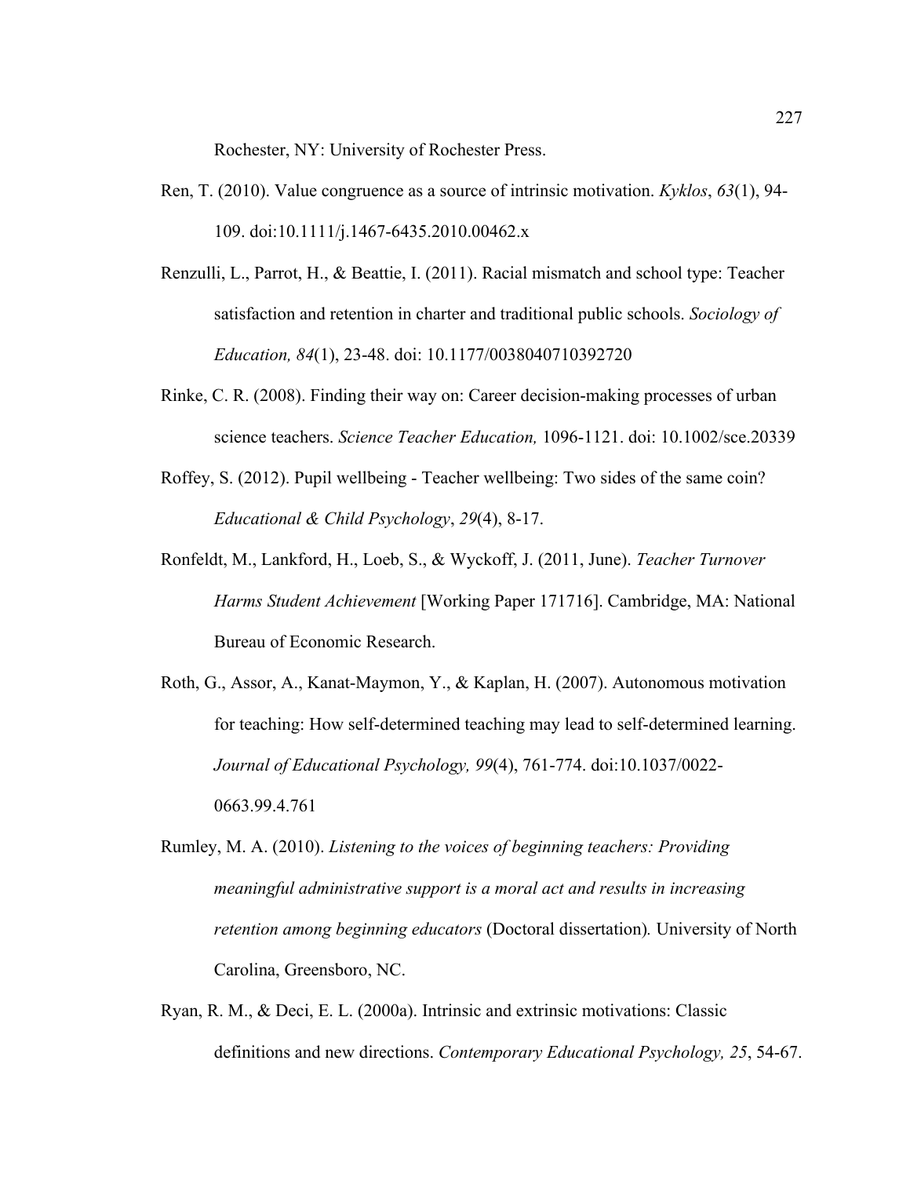Rochester, NY: University of Rochester Press.

Ren, T. (2010). Value congruence as a source of intrinsic motivation. *Kyklos*, *63*(1), 94-109. doi:10.1111/j.1467-6435.2010.00462.x

Renzulli, L., Parrot, H., & Beattie, I. (2011). Racial mismatch and school type: Teacher satisfaction and retention in charter and traditional public schools. *Sociology of Education, 84*(1), 23-48. doi: 10.1177/0038040710392720

Rinke, C. R. (2008). Finding their way on: Career decision-making processes of urban science teachers. *Science Teacher Education,* 1096-1121. doi: 10.1002/sce.20339

Roffey, S. (2012). Pupil wellbeing - Teacher wellbeing: Two sides of the same coin? *Educational & Child Psychology*, *29*(4), 8-17.

Ronfeldt, M., Lankford, H., Loeb, S., & Wyckoff, J. (2011, June). *Teacher Turnover Harms Student Achievement* [Working Paper 171716]. Cambridge, MA: National Bureau of Economic Research.

Roth, G., Assor, A., Kanat-Maymon, Y., & Kaplan, H. (2007). Autonomous motivation for teaching: How self-determined teaching may lead to self-determined learning. *Journal of Educational Psychology, 99*(4), 761-774. doi:10.1037/0022-0663.99.4.761

Rumley, M. A. (2010). *Listening to the voices of beginning teachers: Providing meaningful administrative support is a moral act and results in increasing retention among beginning educators* (Doctoral dissertation)*.* University of North Carolina, Greensboro, NC.

Ryan, R. M., & Deci, E. L. (2000a). Intrinsic and extrinsic motivations: Classic definitions and new directions. *Contemporary Educational Psychology, 25*, 54-67.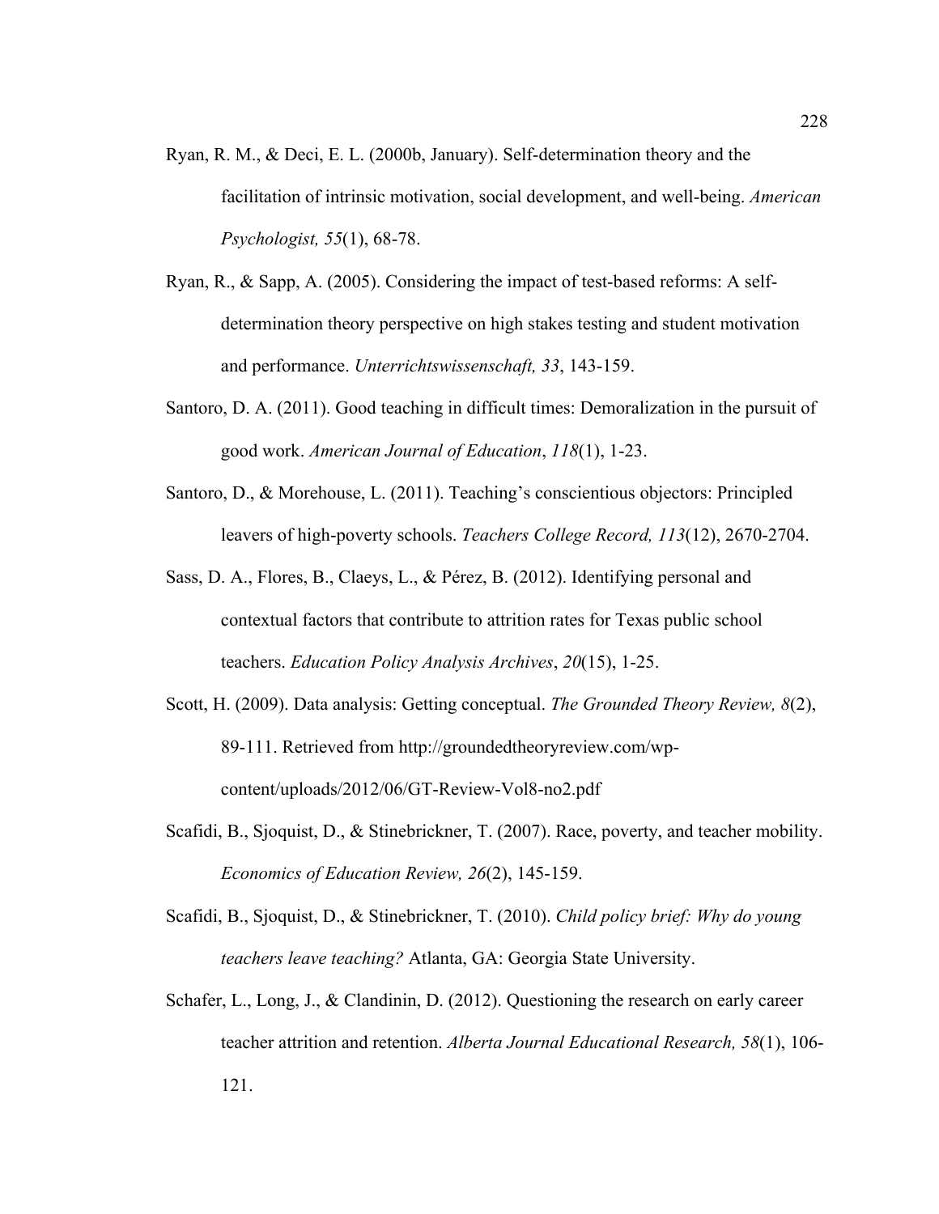Ryan, R. M., & Deci, E. L. (2000b, January). Self-determination theory and the facilitation of intrinsic motivation, social development, and well-being. *American Psychologist, 55*(1), 68-78.

Ryan, R., & Sapp, A. (2005). Considering the impact of test-based reforms: A self-determination theory perspective on high stakes testing and student motivation and performance. *Unterrichtswissenschaft, 33*, 143-159.

Santoro, D. A. (2011). Good teaching in difficult times: Demoralization in the pursuit of good work. *American Journal of Education*, *118*(1), 1-23.

Santoro, D., & Morehouse, L. (2011). Teaching's conscientious objectors: Principled leavers of high-poverty schools. *Teachers College Record, 113*(12), 2670-2704.

Sass, D. A., Flores, B., Claeys, L., & Pérez, B. (2012). Identifying personal and contextual factors that contribute to attrition rates for Texas public school teachers. *Education Policy Analysis Archives*, *20*(15), 1-25.

Scott, H. (2009). Data analysis: Getting conceptual. *The Grounded Theory Review, 8*(2), 89-111. Retrieved from http://groundedtheoryreview.com/wp-content/uploads/2012/06/GT-Review-Vol8-no2.pdf

Scafidi, B., Sjoquist, D., & Stinebrickner, T. (2007). Race, poverty, and teacher mobility. *Economics of Education Review, 26*(2), 145-159.

Scafidi, B., Sjoquist, D., & Stinebrickner, T. (2010). *Child policy brief: Why do young teachers leave teaching?* Atlanta, GA: Georgia State University.

Schafer, L., Long, J., & Clandinin, D. (2012). Questioning the research on early career teacher attrition and retention. *Alberta Journal Educational Research, 58*(1), 106-121.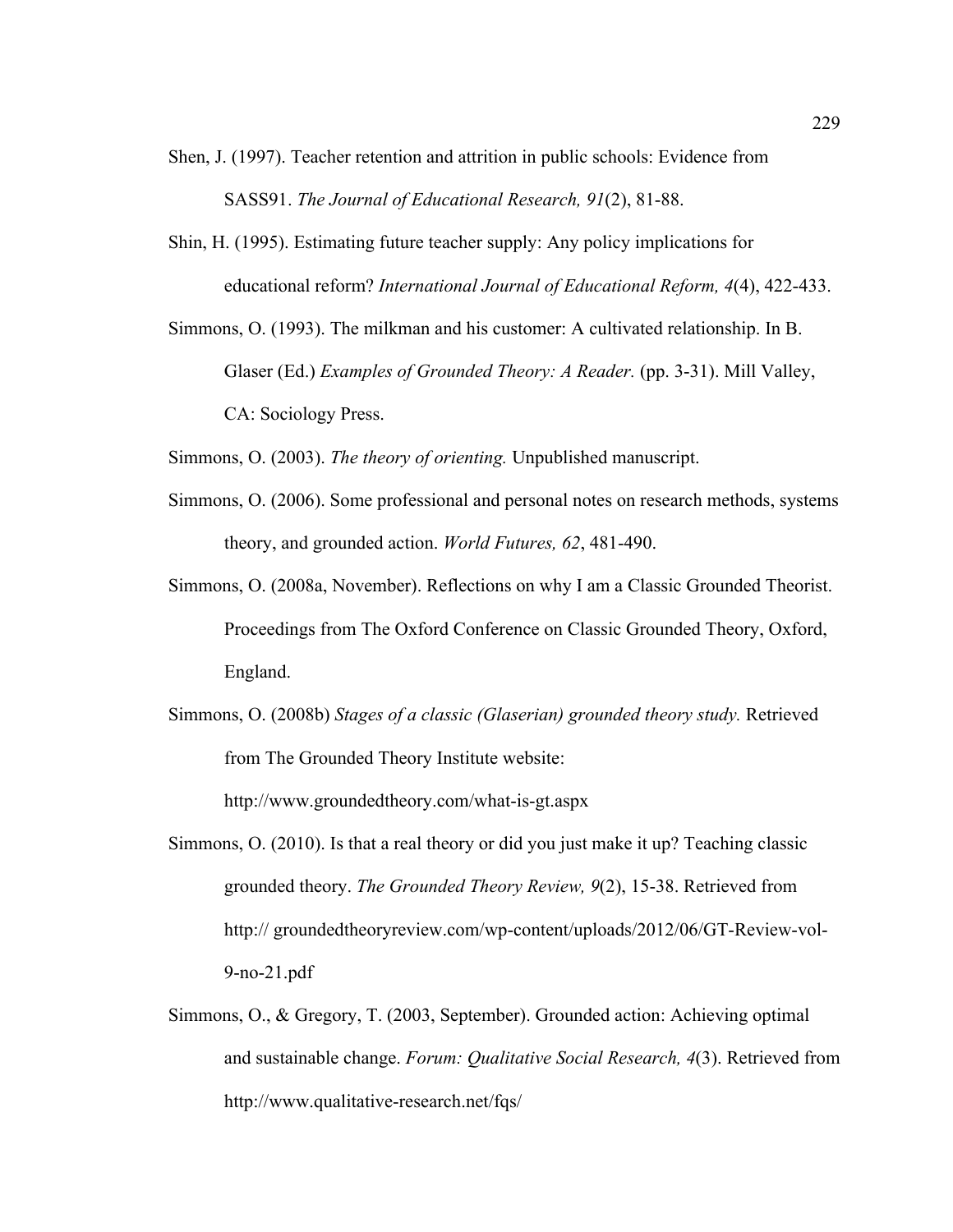Shen, J. (1997). Teacher retention and attrition in public schools: Evidence from SASS91. *The Journal of Educational Research, 91*(2), 81-88.

Shin, H. (1995). Estimating future teacher supply: Any policy implications for educational reform? *International Journal of Educational Reform, 4*(4), 422-433.

Simmons, O. (1993). The milkman and his customer: A cultivated relationship. In B. Glaser (Ed.) *Examples of Grounded Theory: A Reader.* (pp. 3-31). Mill Valley, CA: Sociology Press.

Simmons, O. (2003). *The theory of orienting.* Unpublished manuscript.

Simmons, O. (2006). Some professional and personal notes on research methods, systems theory, and grounded action. *World Futures, 62*, 481-490.

Simmons, O. (2008a, November). Reflections on why I am a Classic Grounded Theorist. Proceedings from The Oxford Conference on Classic Grounded Theory, Oxford, England.

Simmons, O. (2008b) *Stages of a classic (Glaserian) grounded theory study.* Retrieved from The Grounded Theory Institute website: http://www.groundedtheory.com/what-is-gt.aspx

Simmons, O. (2010). Is that a real theory or did you just make it up? Teaching classic grounded theory. *The Grounded Theory Review, 9*(2), 15-38. Retrieved from http:// groundedtheoryreview.com/wp-content/uploads/2012/06/GT-Review-vol-9-no-21.pdf

Simmons, O., & Gregory, T. (2003, September). Grounded action: Achieving optimal and sustainable change. *Forum: Qualitative Social Research, 4*(3). Retrieved from http://www.qualitative-research.net/fqs/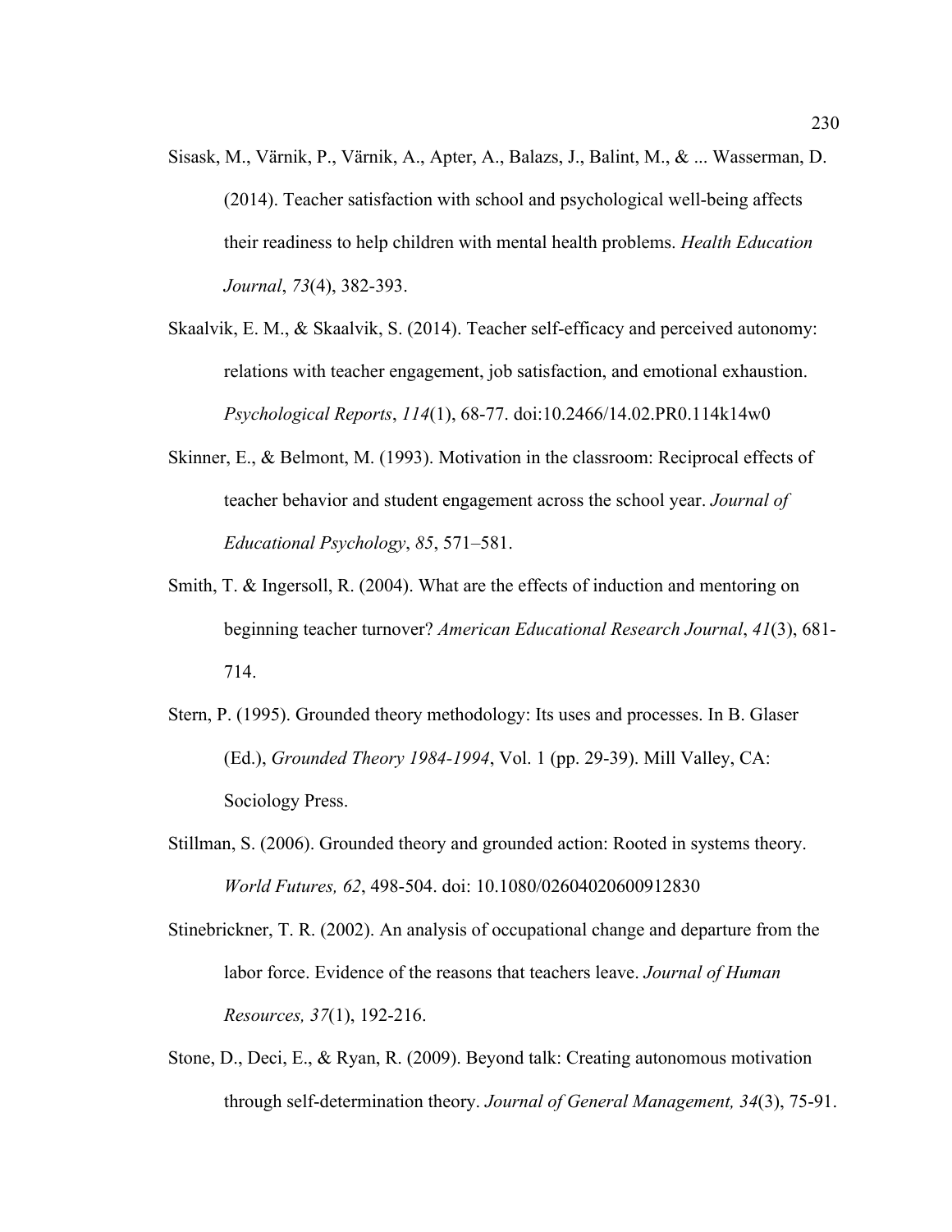Sisask, M., Värnik, P., Värnik, A., Apter, A., Balazs, J., Balint, M., & ... Wasserman, D. (2014). Teacher satisfaction with school and psychological well-being affects their readiness to help children with mental health problems. *Health Education Journal*, *73*(4), 382-393.

Skaalvik, E. M., & Skaalvik, S. (2014). Teacher self-efficacy and perceived autonomy: relations with teacher engagement, job satisfaction, and emotional exhaustion. *Psychological Reports*, *114*(1), 68-77. doi:10.2466/14.02.PR0.114k14w0

Skinner, E., & Belmont, M. (1993). Motivation in the classroom: Reciprocal effects of teacher behavior and student engagement across the school year. *Journal of Educational Psychology*, *85*, 571–581.

Smith, T. & Ingersoll, R. (2004). What are the effects of induction and mentoring on beginning teacher turnover? *American Educational Research Journal*, *41*(3), 681-714.

Stern, P. (1995). Grounded theory methodology: Its uses and processes. In B. Glaser (Ed.), *Grounded Theory 1984-1994*, Vol. 1 (pp. 29-39). Mill Valley, CA: Sociology Press.

Stillman, S. (2006). Grounded theory and grounded action: Rooted in systems theory. *World Futures, 62*, 498-504. doi: 10.1080/02604020600912830

Stinebrickner, T. R. (2002). An analysis of occupational change and departure from the labor force. Evidence of the reasons that teachers leave. *Journal of Human Resources, 37*(1), 192-216.

Stone, D., Deci, E., & Ryan, R. (2009). Beyond talk: Creating autonomous motivation through self-determination theory. *Journal of General Management, 34*(3), 75-91.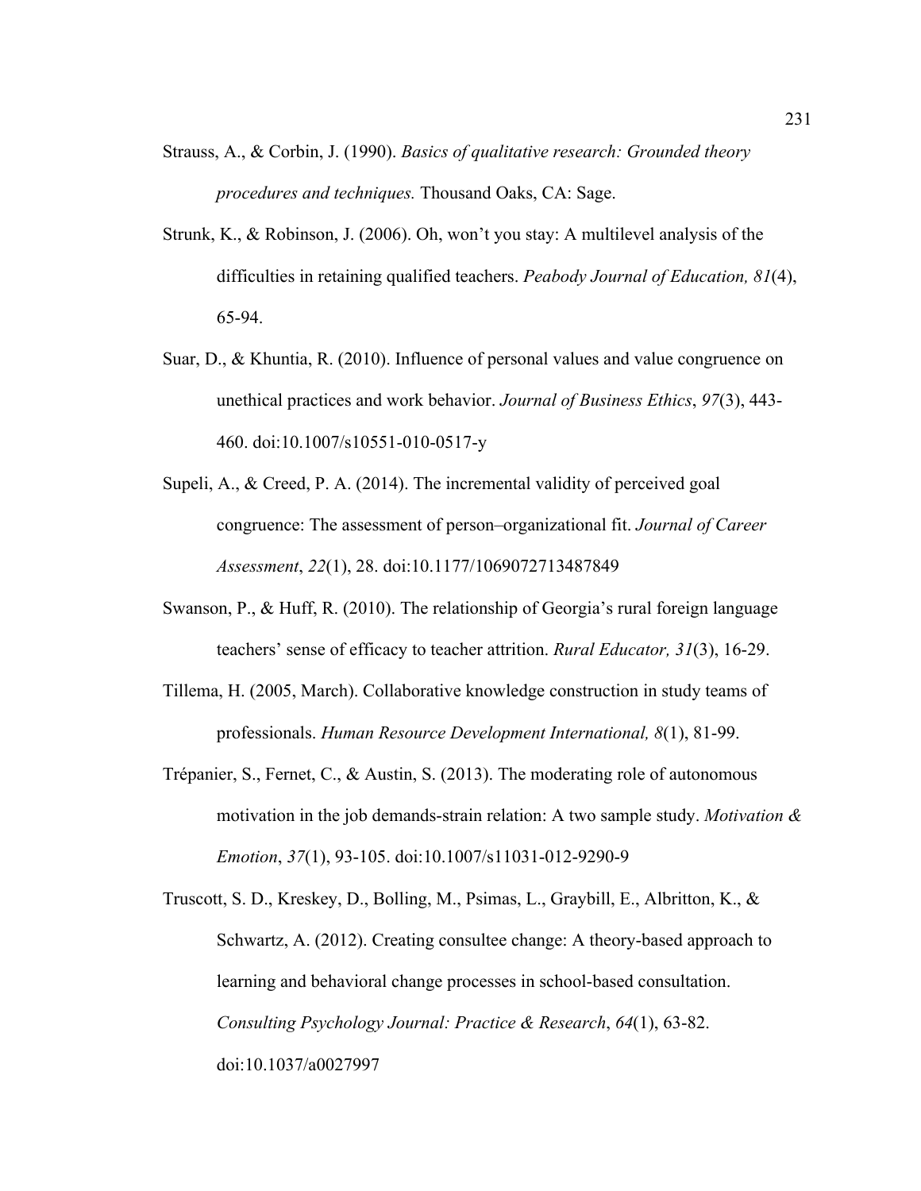Strauss, A., & Corbin, J. (1990). *Basics of qualitative research: Grounded theory procedures and techniques.* Thousand Oaks, CA: Sage.

Strunk, K., & Robinson, J. (2006). Oh, won't you stay: A multilevel analysis of the difficulties in retaining qualified teachers. *Peabody Journal of Education, 81*(4), 65-94.

Suar, D., & Khuntia, R. (2010). Influence of personal values and value congruence on unethical practices and work behavior. *Journal of Business Ethics*, *97*(3), 443-460. doi:10.1007/s10551-010-0517-y

Supeli, A., & Creed, P. A. (2014). The incremental validity of perceived goal congruence: The assessment of person–organizational fit. *Journal of Career Assessment*, *22*(1), 28. doi:10.1177/1069072713487849

Swanson, P., & Huff, R. (2010). The relationship of Georgia's rural foreign language teachers' sense of efficacy to teacher attrition. *Rural Educator, 31*(3), 16-29.

Tillema, H. (2005, March). Collaborative knowledge construction in study teams of professionals. *Human Resource Development International, 8*(1), 81-99.

Trépanier, S., Fernet, C., & Austin, S. (2013). The moderating role of autonomous motivation in the job demands-strain relation: A two sample study. *Motivation & Emotion*, *37*(1), 93-105. doi:10.1007/s11031-012-9290-9

Truscott, S. D., Kreskey, D., Bolling, M., Psimas, L., Graybill, E., Albritton, K., & Schwartz, A. (2012). Creating consultee change: A theory-based approach to learning and behavioral change processes in school-based consultation. *Consulting Psychology Journal: Practice & Research*, *64*(1), 63-82. doi:10.1037/a0027997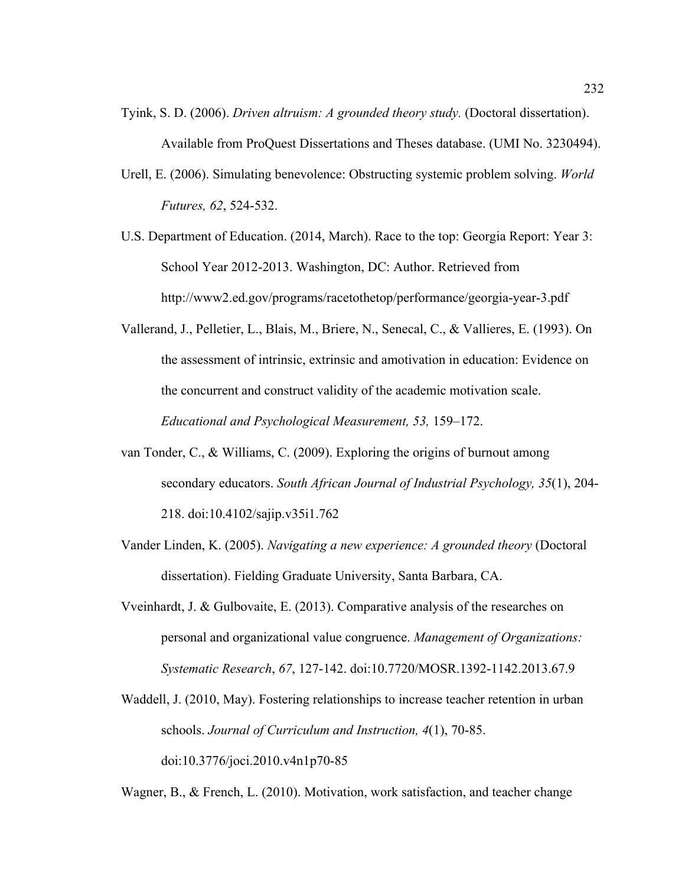Tyink, S. D. (2006). *Driven altruism: A grounded theory study.* (Doctoral dissertation). Available from ProQuest Dissertations and Theses database. (UMI No. 3230494).

Urell, E. (2006). Simulating benevolence: Obstructing systemic problem solving. *World Futures, 62*, 524-532.

U.S. Department of Education. (2014, March). Race to the top: Georgia Report: Year 3: School Year 2012-2013. Washington, DC: Author. Retrieved from http://www2.ed.gov/programs/racetothetop/performance/georgia-year-3.pdf

Vallerand, J., Pelletier, L., Blais, M., Briere, N., Senecal, C., & Vallieres, E. (1993). On the assessment of intrinsic, extrinsic and amotivation in education: Evidence on the concurrent and construct validity of the academic motivation scale. *Educational and Psychological Measurement, 53,* 159–172.

van Tonder, C., & Williams, C. (2009). Exploring the origins of burnout among secondary educators. *South African Journal of Industrial Psychology, 35*(1), 204-218. doi:10.4102/sajip.v35i1.762

Vander Linden, K. (2005). *Navigating a new experience: A grounded theory* (Doctoral dissertation). Fielding Graduate University, Santa Barbara, CA.

Vveinhardt, J. & Gulbovaite, E. (2013). Comparative analysis of the researches on personal and organizational value congruence. *Management of Organizations: Systematic Research*, *67*, 127-142. doi:10.7720/MOSR.1392-1142.2013.67.9

Waddell, J. (2010, May). Fostering relationships to increase teacher retention in urban schools. *Journal of Curriculum and Instruction, 4*(1), 70-85. doi:10.3776/joci.2010.v4n1p70-85

Wagner, B., & French, L. (2010). Motivation, work satisfaction, and teacher change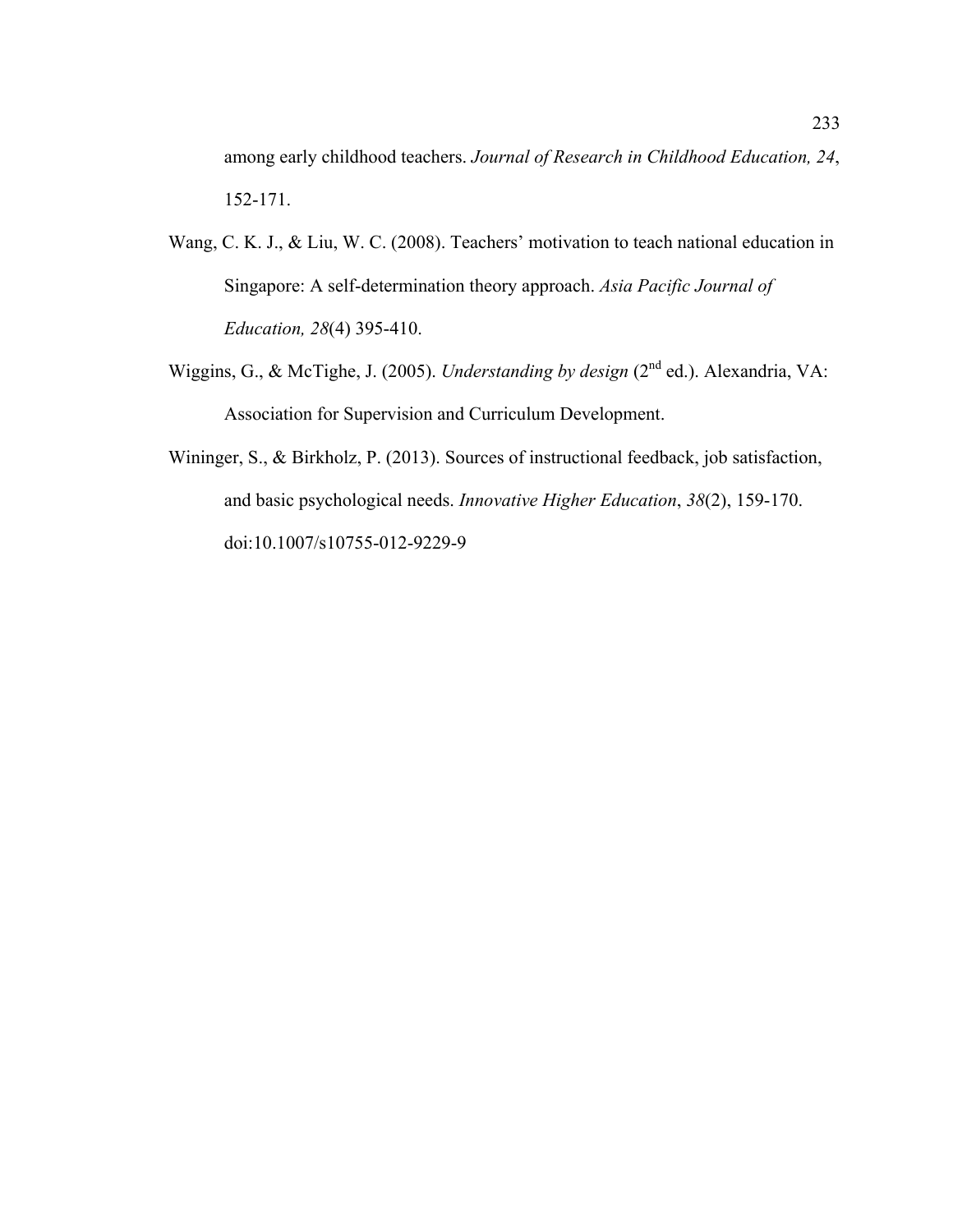among early childhood teachers. *Journal of Research in Childhood Education, 24*, 152-171.

Wang, C. K. J., & Liu, W. C. (2008). Teachers' motivation to teach national education in Singapore: A self-determination theory approach. *Asia Pacific Journal of Education, 28*(4) 395-410.

Wiggins, G., & McTighe, J. (2005). *Understanding by design* (2nd ed.). Alexandria, VA: Association for Supervision and Curriculum Development.

Wininger, S., & Birkholz, P. (2013). Sources of instructional feedback, job satisfaction, and basic psychological needs. *Innovative Higher Education*, *38*(2), 159-170. doi:10.1007/s10755-012-9229-9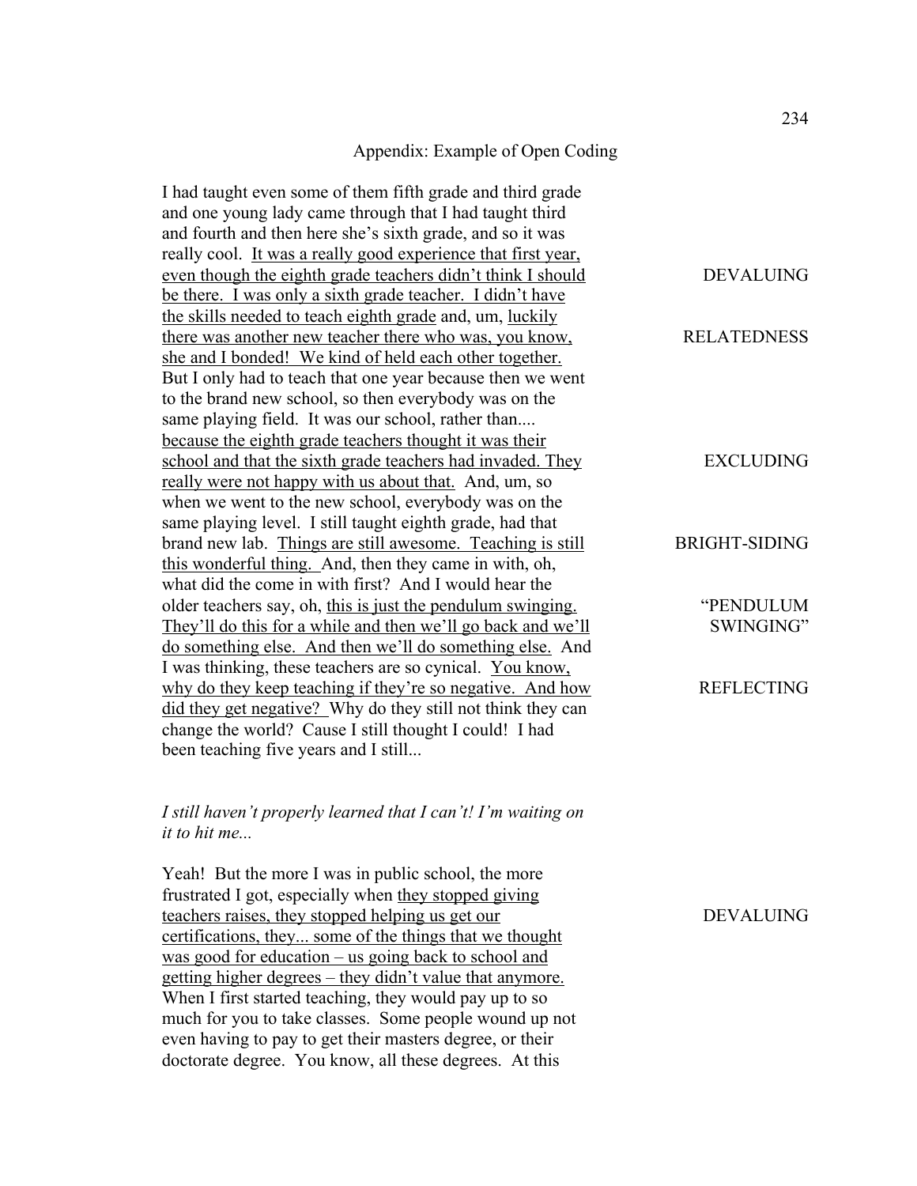## Appendix: Example of Open Coding

| Transcript | Code |
|---|---|
| I had taught even some of them fifth grade and third grade and one young lady came through that I had taught third and fourth and then here she's sixth grade, and so it was really cool. <u>It was a really good experience that first year, even though the eighth grade teachers didn't think I should be there. I was only a sixth grade teacher. I didn't have the skills needed to teach eighth grade</u> and, um, | DEVALUING |
| <u>luckily there was another new teacher there who was, you know, she and I bonded! We kind of held each other together.</u> | RELATEDNESS |
| But I only had to teach that one year because then we went to the brand new school, so then everybody was on the same playing field. It was our school, rather than.... <u>because the eighth grade teachers thought it was their school and that the sixth grade teachers had invaded. They really were not happy with us about that.</u> | EXCLUDING |
| And, um, so when we went to the new school, everybody was on the same playing level. I still taught eighth grade, had that brand new lab. <u>Things are still awesome. Teaching is still this wonderful thing.</u> | BRIGHT-SIDING |
| And, then they came in with, oh, what did the come in with first? And I would hear the older teachers say, oh, <u>this is just the pendulum swinging. They'll do this for a while and then we'll go back and we'll do something else. And then we'll do something else.</u> | "PENDULUM SWINGING" |
| And I was thinking, these teachers are so cynical. <u>You know, why do they keep teaching if they're so negative. And how did they get negative?</u> Why do they still not think they can change the world? Cause I still thought I could! I had been teaching five years and I still... | REFLECTING |

*I still haven't properly learned that I can't! I'm waiting on it to hit me...*

| Transcript | Code |
|---|---|
| Yeah! But the more I was in public school, the more frustrated I got, especially when <u>they stopped giving teachers raises, they stopped helping us get our certifications, they... some of the things that we thought was good for education – us going back to school and getting higher degrees – they didn't value that anymore.</u> When I first started teaching, they would pay up to so much for you to take classes. Some people wound up not even having to pay to get their masters degree, or their doctorate degree. You know, all these degrees. At this | DEVALUING |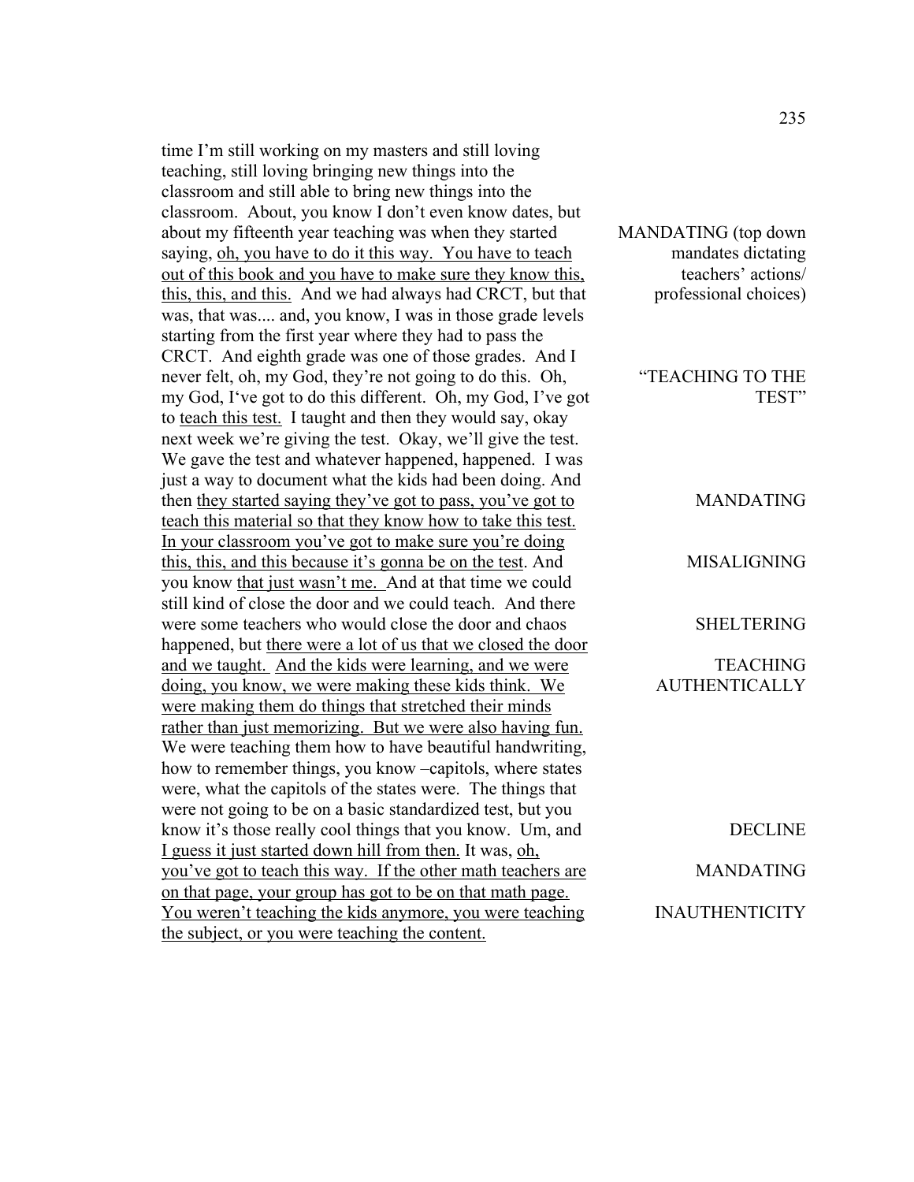| | |
|---|---|
| time I'm still working on my masters and still loving teaching, still loving bringing new things into the classroom and still able to bring new things into the classroom. About, you know I don't even know dates, but about my fifteenth year teaching was when they started saying, <u>oh, you have to do it this way. You have to teach out of this book and you have to make sure they know this, this, this, and this.</u> And we had always had CRCT, but that was, that was.... and, you know, I was in those grade levels starting from the first year where they had to pass the CRCT. And eighth grade was one of those grades. | MANDATING (top down mandates dictating teachers' actions/ professional choices) |
| And I never felt, oh, my God, they're not going to do this. Oh, my God, I've got to do this different. Oh, my God, I've got to <u>teach this test.</u> I taught and then they would say, okay next week we're giving the test. Okay, we'll give the test. We gave the test and whatever happened, happened. I was just a way to document what the kids had been doing. | "TEACHING TO THE TEST" |
| And then <u>they started saying they've got to pass, you've got to teach this material so that they know how to take this test.</u> | MANDATING |
| <u>In your classroom you've got to make sure you're doing this, this, and this because it's gonna be on the test</u>. And you know <u>that just wasn't me.</u> | MISALIGNING |
| And at that time we could still kind of close the door and we could teach. And there were some teachers who would close the door and chaos happened, but <u>there were a lot of us that we closed the door and we taught.</u> | SHELTERING |
| <u>And the kids were learning, and we were doing, you know, we were making these kids think. We were making them do things that stretched their minds rather than just memorizing. But we were also having fun.</u> We were teaching them how to have beautiful handwriting, how to remember things, you know –capitols, where states were, what the capitols of the states were. The things that were not going to be on a basic standardized test, but you know it's those really cool things that you know. | TEACHING AUTHENTICALLY |
| Um, and <u>I guess it just started down hill from then.</u> | DECLINE |
| It was, <u>oh, you've got to teach this way. If the other math teachers are on that page, your group has got to be on that math page.</u> | MANDATING |
| <u>You weren't teaching the kids anymore, you were teaching the subject, or you were teaching the content.</u> | INAUTHENTICITY |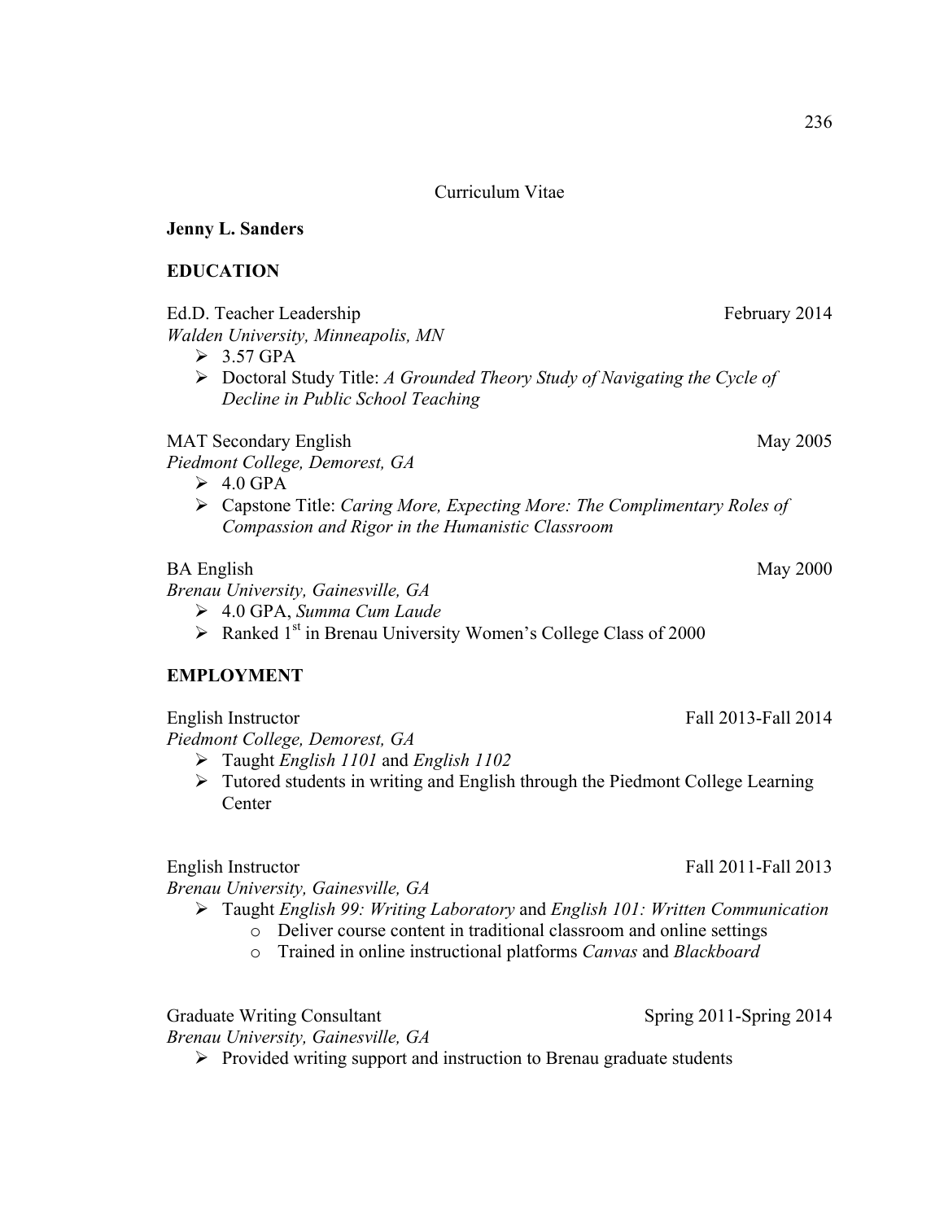Curriculum Vitae

**Jenny L. Sanders**

## EDUCATION

Ed.D. Teacher Leadership — February 2014
*Walden University, Minneapolis, MN*

- 3.57 GPA
- Doctoral Study Title: *A Grounded Theory Study of Navigating the Cycle of Decline in Public School Teaching*

MAT Secondary English — May 2005
*Piedmont College, Demorest, GA*

- 4.0 GPA
- Capstone Title: *Caring More, Expecting More: The Complimentary Roles of Compassion and Rigor in the Humanistic Classroom*

BA English — May 2000
*Brenau University, Gainesville, GA*

- 4.0 GPA, *Summa Cum Laude*
- Ranked 1st in Brenau University Women's College Class of 2000

## EMPLOYMENT

English Instructor — Fall 2013-Fall 2014
*Piedmont College, Demorest, GA*

- Taught *English 1101* and *English 1102*
- Tutored students in writing and English through the Piedmont College Learning Center

English Instructor — Fall 2011-Fall 2013
*Brenau University, Gainesville, GA*

- Taught *English 99: Writing Laboratory* and *English 101: Written Communication*
  - Deliver course content in traditional classroom and online settings
  - Trained in online instructional platforms *Canvas* and *Blackboard*

Graduate Writing Consultant — Spring 2011-Spring 2014
*Brenau University, Gainesville, GA*

- Provided writing support and instruction to Brenau graduate students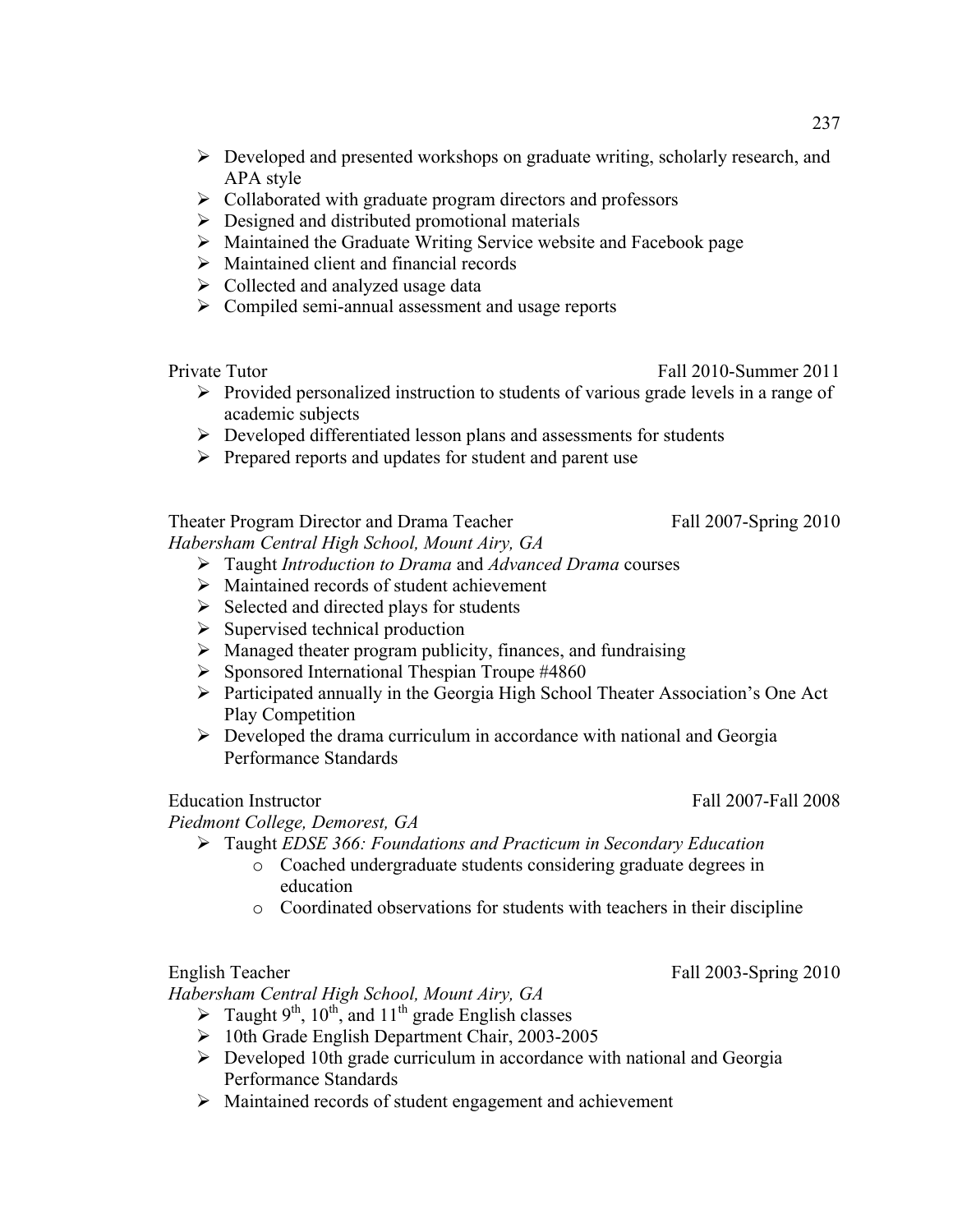- Developed and presented workshops on graduate writing, scholarly research, and APA style
- Collaborated with graduate program directors and professors
- Designed and distributed promotional materials
- Maintained the Graduate Writing Service website and Facebook page
- Maintained client and financial records
- Collected and analyzed usage data
- Compiled semi-annual assessment and usage reports

Private Tutor — Fall 2010-Summer 2011

- Provided personalized instruction to students of various grade levels in a range of academic subjects
- Developed differentiated lesson plans and assessments for students
- Prepared reports and updates for student and parent use

Theater Program Director and Drama Teacher — Fall 2007-Spring 2010
*Habersham Central High School, Mount Airy, GA*

- Taught *Introduction to Drama* and *Advanced Drama* courses
- Maintained records of student achievement
- Selected and directed plays for students
- Supervised technical production
- Managed theater program publicity, finances, and fundraising
- Sponsored International Thespian Troupe #4860
- Participated annually in the Georgia High School Theater Association's One Act Play Competition
- Developed the drama curriculum in accordance with national and Georgia Performance Standards

Education Instructor — Fall 2007-Fall 2008
*Piedmont College, Demorest, GA*

- Taught *EDSE 366: Foundations and Practicum in Secondary Education*
  - Coached undergraduate students considering graduate degrees in education
  - Coordinated observations for students with teachers in their discipline

English Teacher — Fall 2003-Spring 2010
*Habersham Central High School, Mount Airy, GA*

- Taught 9th, 10th, and 11th grade English classes
- 10th Grade English Department Chair, 2003-2005
- Developed 10th grade curriculum in accordance with national and Georgia Performance Standards
- Maintained records of student engagement and achievement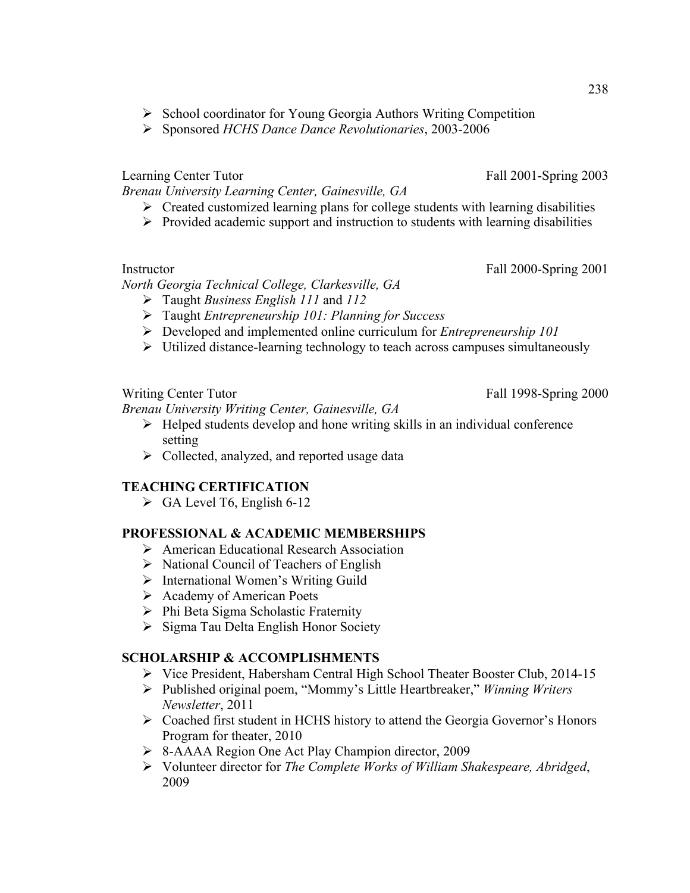- School coordinator for Young Georgia Authors Writing Competition
- Sponsored *HCHS Dance Dance Revolutionaries*, 2003-2006

Learning Center Tutor — Fall 2001-Spring 2003

*Brenau University Learning Center, Gainesville, GA*

- Created customized learning plans for college students with learning disabilities
- Provided academic support and instruction to students with learning disabilities

Instructor — Fall 2000-Spring 2001

*North Georgia Technical College, Clarkesville, GA*

- Taught *Business English 111* and *112*
- Taught *Entrepreneurship 101: Planning for Success*
- Developed and implemented online curriculum for *Entrepreneurship 101*
- Utilized distance-learning technology to teach across campuses simultaneously

Writing Center Tutor — Fall 1998-Spring 2000

*Brenau University Writing Center, Gainesville, GA*

- Helped students develop and hone writing skills in an individual conference setting
- Collected, analyzed, and reported usage data

**TEACHING CERTIFICATION**

- GA Level T6, English 6-12

**PROFESSIONAL & ACADEMIC MEMBERSHIPS**

- American Educational Research Association
- National Council of Teachers of English
- International Women's Writing Guild
- Academy of American Poets
- Phi Beta Sigma Scholastic Fraternity
- Sigma Tau Delta English Honor Society

**SCHOLARSHIP & ACCOMPLISHMENTS**

- Vice President, Habersham Central High School Theater Booster Club, 2014-15
- Published original poem, "Mommy's Little Heartbreaker," *Winning Writers Newsletter*, 2011
- Coached first student in HCHS history to attend the Georgia Governor's Honors Program for theater, 2010
- 8-AAAA Region One Act Play Champion director, 2009
- Volunteer director for *The Complete Works of William Shakespeare, Abridged*, 2009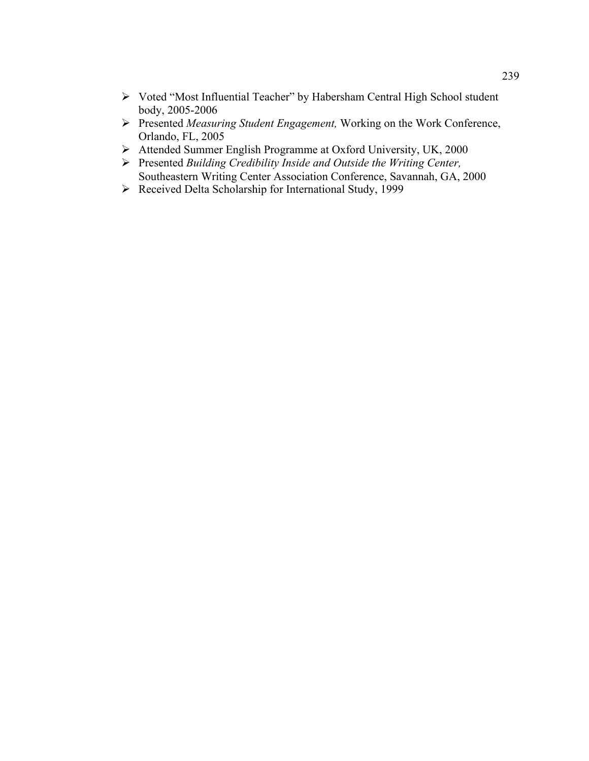- Voted "Most Influential Teacher" by Habersham Central High School student body, 2005-2006
- Presented *Measuring Student Engagement,* Working on the Work Conference, Orlando, FL, 2005
- Attended Summer English Programme at Oxford University, UK, 2000
- Presented *Building Credibility Inside and Outside the Writing Center,* Southeastern Writing Center Association Conference, Savannah, GA, 2000
- Received Delta Scholarship for International Study, 1999